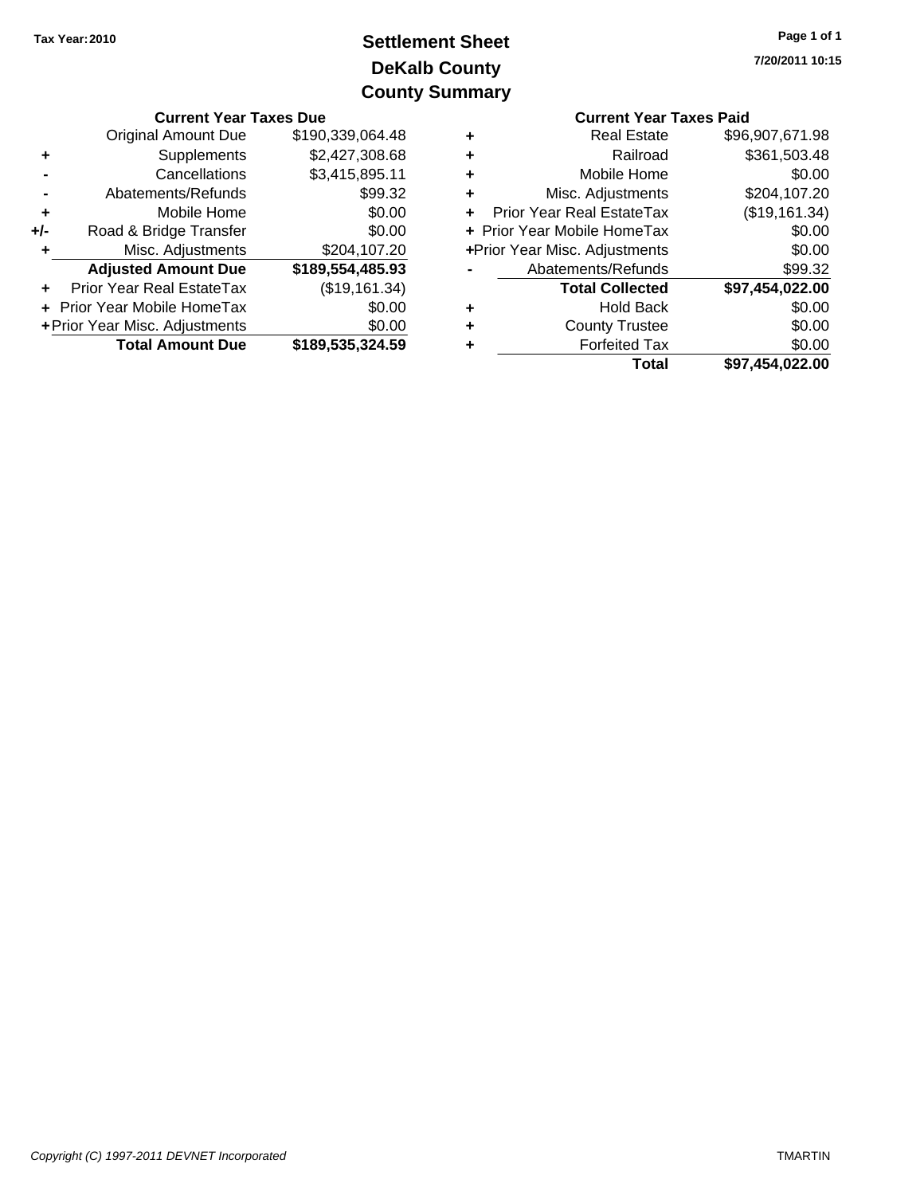Tax Year: 2010

# Settlement Sheet
## DeKalb County
## County Summary

7/20/2011 10:15

### Current Year Taxes Due

| | | |
|---|---|---|
| | Original Amount Due | $190,339,064.48 |
| + | Supplements | $2,427,308.68 |
| - | Cancellations | $3,415,895.11 |
| - | Abatements/Refunds | $99.32 |
| + | Mobile Home | $0.00 |
| +/- | Road & Bridge Transfer | $0.00 |
| + | Misc. Adjustments | $204,107.20 |
| | **Adjusted Amount Due** | **$189,554,485.93** |
| + | Prior Year Real EstateTax | ($19,161.34) |
| + | Prior Year Mobile HomeTax | $0.00 |
| + | Prior Year Misc. Adjustments | $0.00 |
| | **Total Amount Due** | **$189,535,324.59** |

### Current Year Taxes Paid

| | | |
|---|---|---|
| + | Real Estate | $96,907,671.98 |
| + | Railroad | $361,503.48 |
| + | Mobile Home | $0.00 |
| + | Misc. Adjustments | $204,107.20 |
| + | Prior Year Real EstateTax | ($19,161.34) |
| + | Prior Year Mobile HomeTax | $0.00 |
| + | Prior Year Misc. Adjustments | $0.00 |
| - | Abatements/Refunds | $99.32 |
| | **Total Collected** | **$97,454,022.00** |
| + | Hold Back | $0.00 |
| + | County Trustee | $0.00 |
| + | Forfeited Tax | $0.00 |
| | **Total** | **$97,454,022.00** |

*Copyright (C) 1997-2011 DEVNET Incorporated*

TMARTIN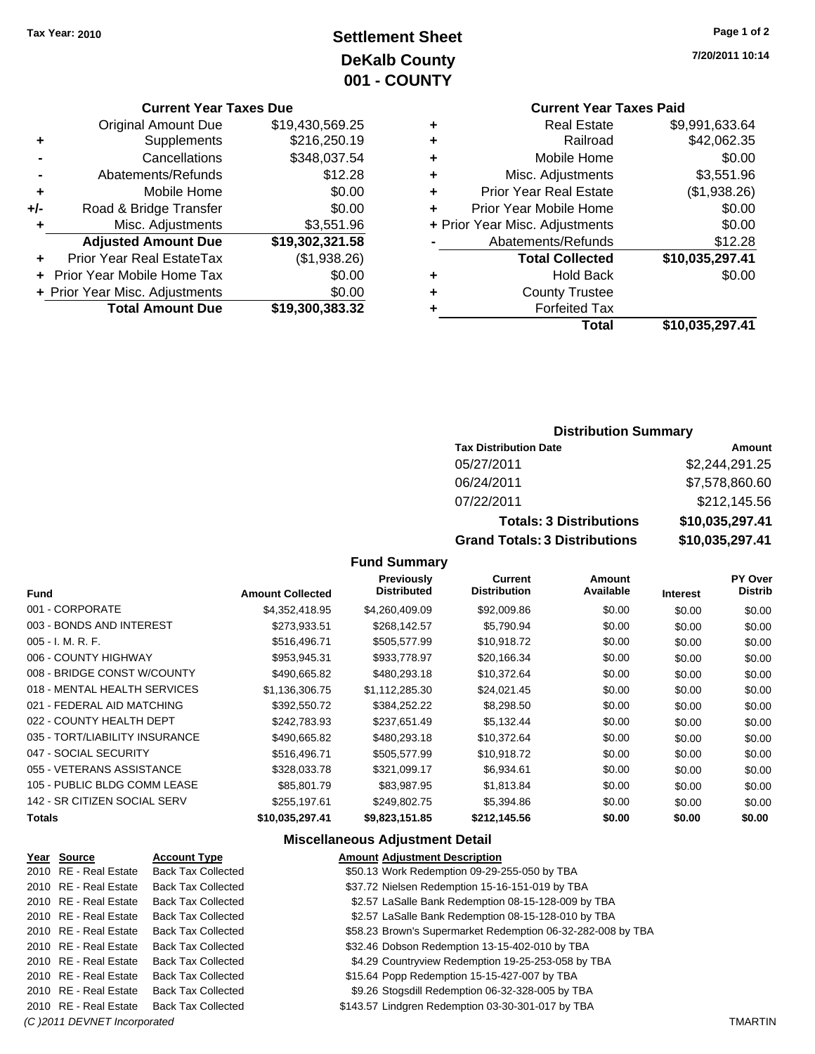**Tax Year: 2010**

# Settlement Sheet
## DeKalb County
## 001 - COUNTY

7/20/2011 10:14

### Current Year Taxes Due

| | | |
|---|---|---|
| | Original Amount Due | $19,430,569.25 |
| + | Supplements | $216,250.19 |
| - | Cancellations | $348,037.54 |
| - | Abatements/Refunds | $12.28 |
| + | Mobile Home | $0.00 |
| +/- | Road & Bridge Transfer | $0.00 |
| + | Misc. Adjustments | $3,551.96 |
| | **Adjusted Amount Due** | **$19,302,321.58** |
| + | Prior Year Real EstateTax | ($1,938.26) |
| + | Prior Year Mobile Home Tax | $0.00 |
| + | Prior Year Misc. Adjustments | $0.00 |
| | **Total Amount Due** | **$19,300,383.32** |

### Current Year Taxes Paid

| | | |
|---|---|---|
| + | Real Estate | $9,991,633.64 |
| + | Railroad | $42,062.35 |
| + | Mobile Home | $0.00 |
| + | Misc. Adjustments | $3,551.96 |
| + | Prior Year Real Estate | ($1,938.26) |
| + | Prior Year Mobile Home | $0.00 |
| + | Prior Year Misc. Adjustments | $0.00 |
| - | Abatements/Refunds | $12.28 |
| | **Total Collected** | **$10,035,297.41** |
| + | Hold Back | $0.00 |
| + | County Trustee | |
| + | Forfeited Tax | |
| | **Total** | **$10,035,297.41** |

### Distribution Summary

| Tax Distribution Date | Amount |
|---|---|
| 05/27/2011 | $2,244,291.25 |
| 06/24/2011 | $7,578,860.60 |
| 07/22/2011 | $212,145.56 |
| **Totals: 3 Distributions** | **$10,035,297.41** |
| **Grand Totals: 3 Distributions** | **$10,035,297.41** |

### Fund Summary

| Fund | Amount Collected | Previously Distributed | Current Distribution | Amount Available | Interest | PY Over Distrib |
|---|---|---|---|---|---|---|
| 001 - CORPORATE | $4,352,418.95 | $4,260,409.09 | $92,009.86 | $0.00 | $0.00 | $0.00 |
| 003 - BONDS AND INTEREST | $273,933.51 | $268,142.57 | $5,790.94 | $0.00 | $0.00 | $0.00 |
| 005 - I. M. R. F. | $516,496.71 | $505,577.99 | $10,918.72 | $0.00 | $0.00 | $0.00 |
| 006 - COUNTY HIGHWAY | $953,945.31 | $933,778.97 | $20,166.34 | $0.00 | $0.00 | $0.00 |
| 008 - BRIDGE CONST W/COUNTY | $490,665.82 | $480,293.18 | $10,372.64 | $0.00 | $0.00 | $0.00 |
| 018 - MENTAL HEALTH SERVICES | $1,136,306.75 | $1,112,285.30 | $24,021.45 | $0.00 | $0.00 | $0.00 |
| 021 - FEDERAL AID MATCHING | $392,550.72 | $384,252.22 | $8,298.50 | $0.00 | $0.00 | $0.00 |
| 022 - COUNTY HEALTH DEPT | $242,783.93 | $237,651.49 | $5,132.44 | $0.00 | $0.00 | $0.00 |
| 035 - TORT/LIABILITY INSURANCE | $490,665.82 | $480,293.18 | $10,372.64 | $0.00 | $0.00 | $0.00 |
| 047 - SOCIAL SECURITY | $516,496.71 | $505,577.99 | $10,918.72 | $0.00 | $0.00 | $0.00 |
| 055 - VETERANS ASSISTANCE | $328,033.78 | $321,099.17 | $6,934.61 | $0.00 | $0.00 | $0.00 |
| 105 - PUBLIC BLDG COMM LEASE | $85,801.79 | $83,987.95 | $1,813.84 | $0.00 | $0.00 | $0.00 |
| 142 - SR CITIZEN SOCIAL SERV | $255,197.61 | $249,802.75 | $5,394.86 | $0.00 | $0.00 | $0.00 |
| **Totals** | **$10,035,297.41** | **$9,823,151.85** | **$212,145.56** | **$0.00** | **$0.00** | **$0.00** |

### Miscellaneous Adjustment Detail

| Year | Source | Account Type | Amount | Adjustment Description |
|---|---|---|---|---|
| 2010 | RE - Real Estate | Back Tax Collected | $50.13 | Work Redemption 09-29-255-050 by TBA |
| 2010 | RE - Real Estate | Back Tax Collected | $37.72 | Nielsen Redemption 15-16-151-019 by TBA |
| 2010 | RE - Real Estate | Back Tax Collected | $2.57 | LaSalle Bank Redemption 08-15-128-009 by TBA |
| 2010 | RE - Real Estate | Back Tax Collected | $2.57 | LaSalle Bank Redemption 08-15-128-010 by TBA |
| 2010 | RE - Real Estate | Back Tax Collected | $58.23 | Brown's Supermarket Redemption 06-32-282-008 by TBA |
| 2010 | RE - Real Estate | Back Tax Collected | $32.46 | Dobson Redemption 13-15-402-010 by TBA |
| 2010 | RE - Real Estate | Back Tax Collected | $4.29 | Countryview Redemption 19-25-253-058 by TBA |
| 2010 | RE - Real Estate | Back Tax Collected | $15.64 | Popp Redemption 15-15-427-007 by TBA |
| 2010 | RE - Real Estate | Back Tax Collected | $9.26 | Stogsdill Redemption 06-32-328-005 by TBA |
| 2010 | RE - Real Estate | Back Tax Collected | $143.57 | Lindgren Redemption 03-30-301-017 by TBA |

*(C )2011 DEVNET Incorporated* TMARTIN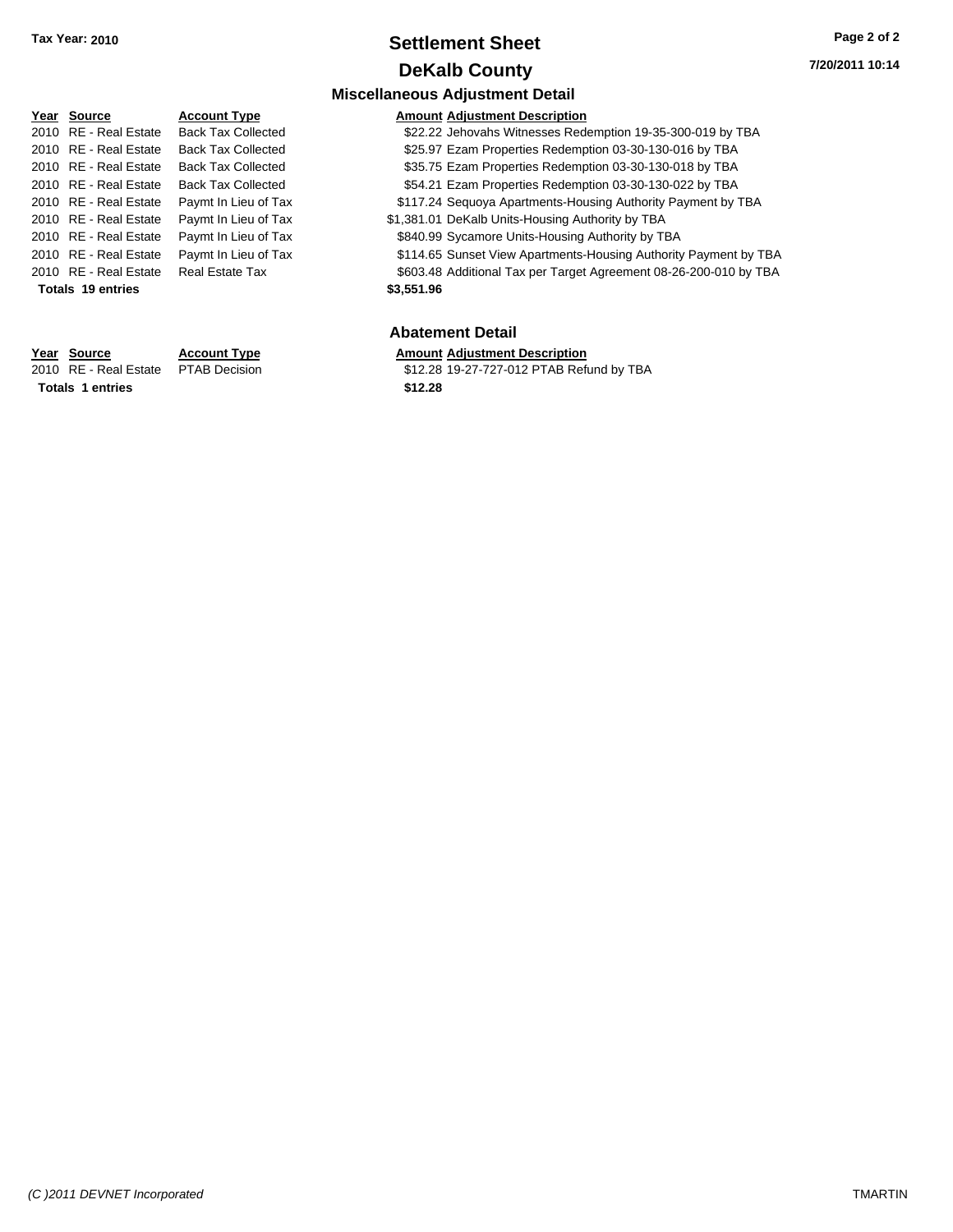**Tax Year: 2010**

# Settlement Sheet

## DeKalb County

7/20/2011 10:14

### Miscellaneous Adjustment Detail

| Year | Source | Account Type | Amount | Adjustment Description |
|---|---|---|---|---|
| 2010 | RE - Real Estate | Back Tax Collected | $22.22 | Jehovahs Witnesses Redemption 19-35-300-019 by TBA |
| 2010 | RE - Real Estate | Back Tax Collected | $25.97 | Ezam Properties Redemption 03-30-130-016 by TBA |
| 2010 | RE - Real Estate | Back Tax Collected | $35.75 | Ezam Properties Redemption 03-30-130-018 by TBA |
| 2010 | RE - Real Estate | Back Tax Collected | $54.21 | Ezam Properties Redemption 03-30-130-022 by TBA |
| 2010 | RE - Real Estate | Paymt In Lieu of Tax | $117.24 | Sequoya Apartments-Housing Authority Payment by TBA |
| 2010 | RE - Real Estate | Paymt In Lieu of Tax | $1,381.01 | DeKalb Units-Housing Authority by TBA |
| 2010 | RE - Real Estate | Paymt In Lieu of Tax | $840.99 | Sycamore Units-Housing Authority by TBA |
| 2010 | RE - Real Estate | Paymt In Lieu of Tax | $114.65 | Sunset View Apartments-Housing Authority Payment by TBA |
| 2010 | RE - Real Estate | Real Estate Tax | $603.48 | Additional Tax per Target Agreement 08-26-200-010 by TBA |
| **Totals 19 entries** | | | **$3,551.96** | |

### Abatement Detail

| Year | Source | Account Type | Amount | Adjustment Description |
|---|---|---|---|---|
| 2010 | RE - Real Estate | PTAB Decision | $12.28 | 19-27-727-012 PTAB Refund by TBA |
| **Totals 1 entries** | | | **$12.28** | |

*(C )2011 DEVNET Incorporated* TMARTIN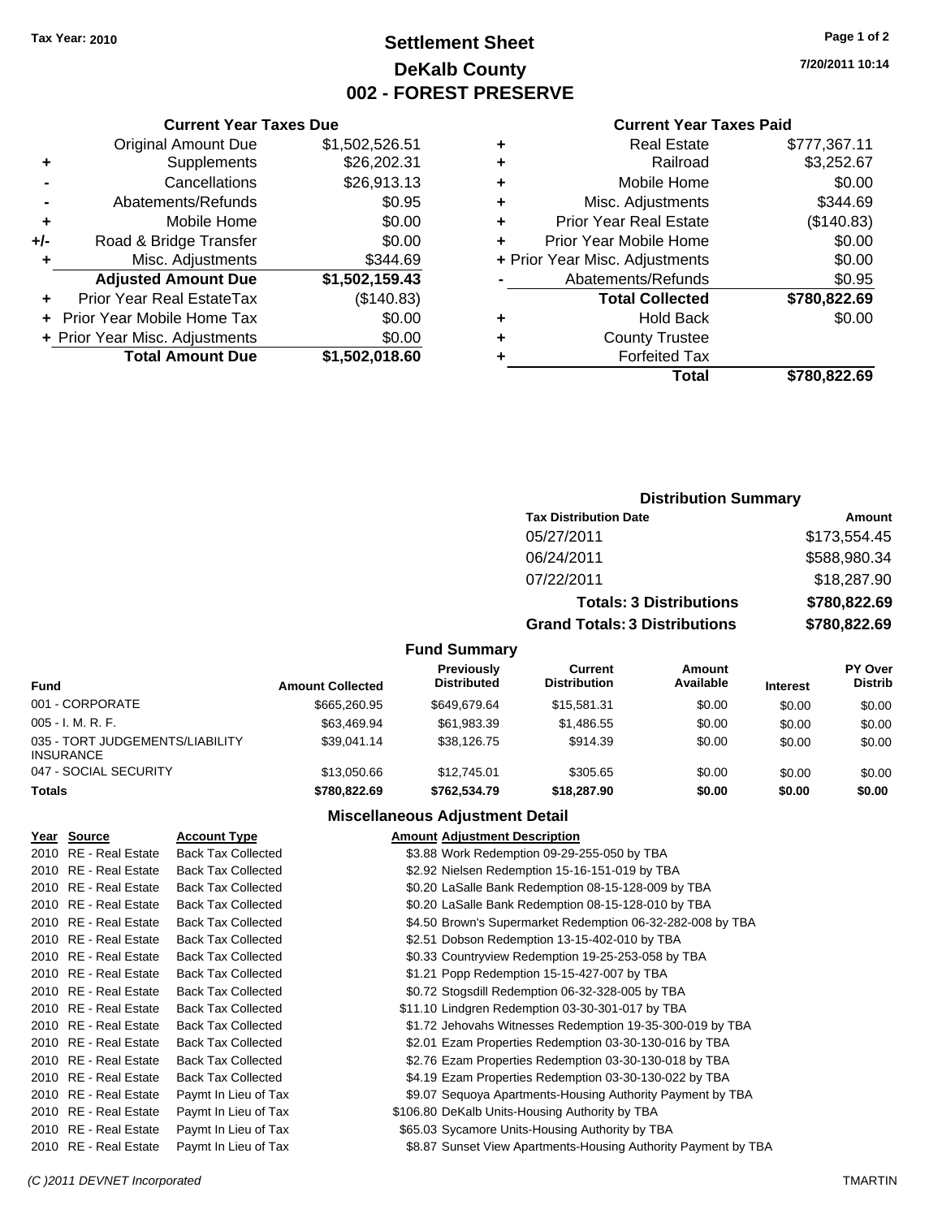**Tax Year: 2010**

# Settlement Sheet
## DeKalb County
## 002 - FOREST PRESERVE

7/20/2011 10:14

### Current Year Taxes Due

| | | |
|---|---|---|
| | Original Amount Due | $1,502,526.51 |
| + | Supplements | $26,202.31 |
| - | Cancellations | $26,913.13 |
| - | Abatements/Refunds | $0.95 |
| + | Mobile Home | $0.00 |
| +/- | Road & Bridge Transfer | $0.00 |
| + | Misc. Adjustments | $344.69 |
| | **Adjusted Amount Due** | **$1,502,159.43** |
| + | Prior Year Real EstateTax | ($140.83) |
| + | Prior Year Mobile Home Tax | $0.00 |
| + | Prior Year Misc. Adjustments | $0.00 |
| | **Total Amount Due** | **$1,502,018.60** |

### Current Year Taxes Paid

| | | |
|---|---|---|
| + | Real Estate | $777,367.11 |
| + | Railroad | $3,252.67 |
| + | Mobile Home | $0.00 |
| + | Misc. Adjustments | $344.69 |
| + | Prior Year Real Estate | ($140.83) |
| + | Prior Year Mobile Home | $0.00 |
| + | Prior Year Misc. Adjustments | $0.00 |
| - | Abatements/Refunds | $0.95 |
| | **Total Collected** | **$780,822.69** |
| + | Hold Back | $0.00 |
| + | County Trustee | |
| + | Forfeited Tax | |
| | **Total** | **$780,822.69** |

### Distribution Summary

| Tax Distribution Date | Amount |
|---|---|
| 05/27/2011 | $173,554.45 |
| 06/24/2011 | $588,980.34 |
| 07/22/2011 | $18,287.90 |
| **Totals: 3 Distributions** | **$780,822.69** |
| **Grand Totals: 3 Distributions** | **$780,822.69** |

### Fund Summary

| Fund | Amount Collected | Previously Distributed | Current Distribution | Amount Available | Interest | PY Over Distrib |
|---|---|---|---|---|---|---|
| 001 - CORPORATE | $665,260.95 | $649,679.64 | $15,581.31 | $0.00 | $0.00 | $0.00 |
| 005 - I. M. R. F. | $63,469.94 | $61,983.39 | $1,486.55 | $0.00 | $0.00 | $0.00 |
| 035 - TORT JUDGEMENTS/LIABILITY INSURANCE | $39,041.14 | $38,126.75 | $914.39 | $0.00 | $0.00 | $0.00 |
| 047 - SOCIAL SECURITY | $13,050.66 | $12,745.01 | $305.65 | $0.00 | $0.00 | $0.00 |
| **Totals** | **$780,822.69** | **$762,534.79** | **$18,287.90** | **$0.00** | **$0.00** | **$0.00** |

### Miscellaneous Adjustment Detail

| Year | Source | Account Type | Amount | Adjustment Description |
|---|---|---|---|---|
| 2010 | RE - Real Estate | Back Tax Collected | $3.88 | Work Redemption 09-29-255-050 by TBA |
| 2010 | RE - Real Estate | Back Tax Collected | $2.92 | Nielsen Redemption 15-16-151-019 by TBA |
| 2010 | RE - Real Estate | Back Tax Collected | $0.20 | LaSalle Bank Redemption 08-15-128-009 by TBA |
| 2010 | RE - Real Estate | Back Tax Collected | $0.20 | LaSalle Bank Redemption 08-15-128-010 by TBA |
| 2010 | RE - Real Estate | Back Tax Collected | $4.50 | Brown's Supermarket Redemption 06-32-282-008 by TBA |
| 2010 | RE - Real Estate | Back Tax Collected | $2.51 | Dobson Redemption 13-15-402-010 by TBA |
| 2010 | RE - Real Estate | Back Tax Collected | $0.33 | Countryview Redemption 19-25-253-058 by TBA |
| 2010 | RE - Real Estate | Back Tax Collected | $1.21 | Popp Redemption 15-15-427-007 by TBA |
| 2010 | RE - Real Estate | Back Tax Collected | $0.72 | Stogsdill Redemption 06-32-328-005 by TBA |
| 2010 | RE - Real Estate | Back Tax Collected | $11.10 | Lindgren Redemption 03-30-301-017 by TBA |
| 2010 | RE - Real Estate | Back Tax Collected | $1.72 | Jehovahs Witnesses Redemption 19-35-300-019 by TBA |
| 2010 | RE - Real Estate | Back Tax Collected | $2.01 | Ezam Properties Redemption 03-30-130-016 by TBA |
| 2010 | RE - Real Estate | Back Tax Collected | $2.76 | Ezam Properties Redemption 03-30-130-018 by TBA |
| 2010 | RE - Real Estate | Back Tax Collected | $4.19 | Ezam Properties Redemption 03-30-130-022 by TBA |
| 2010 | RE - Real Estate | Paymt In Lieu of Tax | $9.07 | Sequoya Apartments-Housing Authority Payment by TBA |
| 2010 | RE - Real Estate | Paymt In Lieu of Tax | $106.80 | DeKalb Units-Housing Authority by TBA |
| 2010 | RE - Real Estate | Paymt In Lieu of Tax | $65.03 | Sycamore Units-Housing Authority by TBA |
| 2010 | RE - Real Estate | Paymt In Lieu of Tax | $8.87 | Sunset View Apartments-Housing Authority Payment by TBA |

(C )2011 DEVNET Incorporated TMARTIN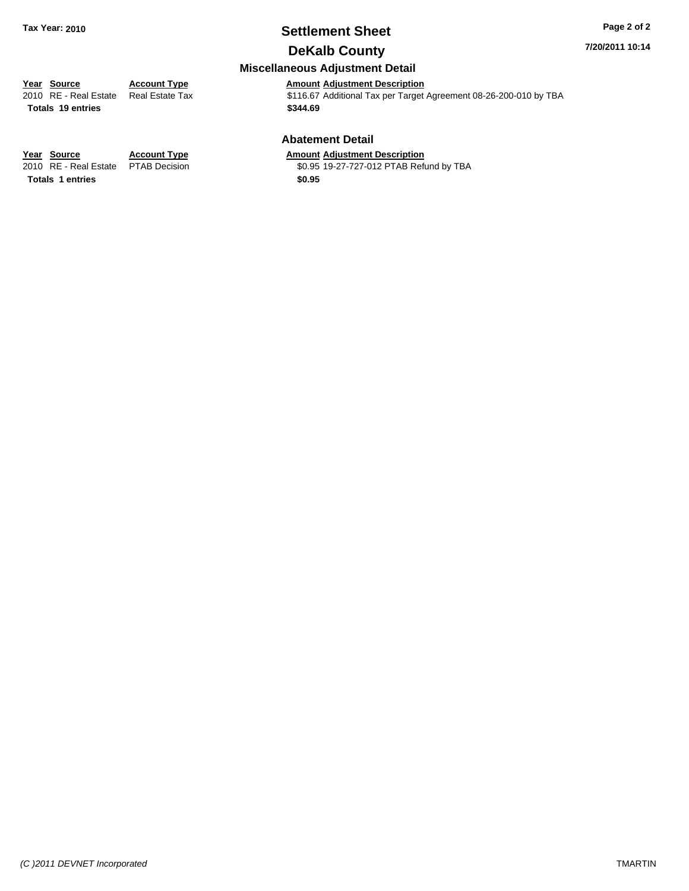**Tax Year: 2010**

# Settlement Sheet

## DeKalb County

**7/20/2011 10:14**

### Miscellaneous Adjustment Detail

| Year | Source | Account Type | Amount | Adjustment Description |
|---|---|---|---|---|
| 2010 | RE - Real Estate | Real Estate Tax | $116.67 | Additional Tax per Target Agreement 08-26-200-010 by TBA |
| **Totals** | **19 entries** | | **$344.69** | |

### Abatement Detail

| Year | Source | Account Type | Amount | Adjustment Description |
|---|---|---|---|---|
| 2010 | RE - Real Estate | PTAB Decision | $0.95 | 19-27-727-012 PTAB Refund by TBA |
| **Totals** | **1 entries** | | **$0.95** | |

*(C )2011 DEVNET Incorporated* TMARTIN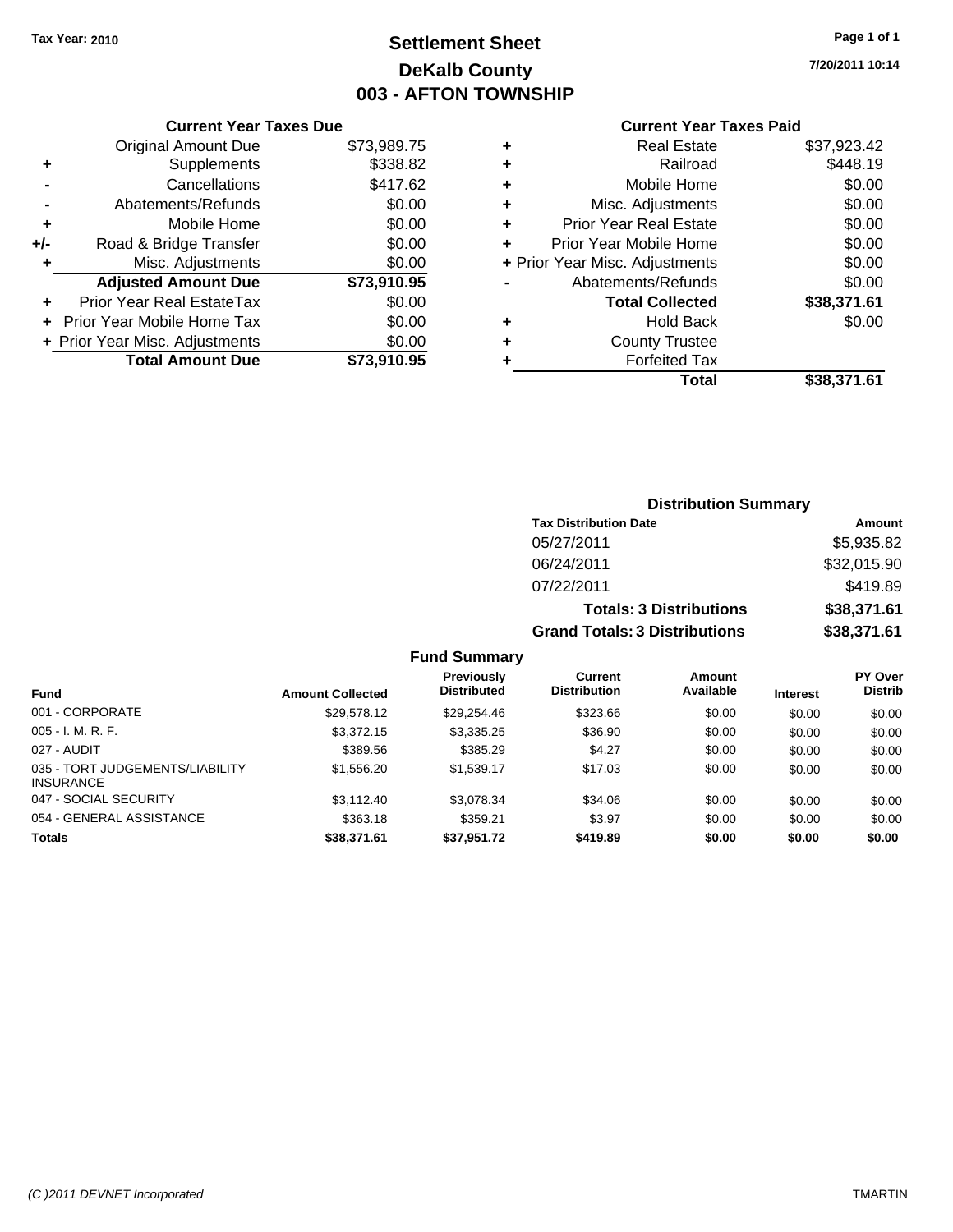Tax Year: 2010

# Settlement Sheet
## DeKalb County
## 003 - AFTON TOWNSHIP

7/20/2011 10:14

### Current Year Taxes Due

| | | |
|---|---|---|
| | Original Amount Due | $73,989.75 |
| + | Supplements | $338.82 |
| - | Cancellations | $417.62 |
| - | Abatements/Refunds | $0.00 |
| + | Mobile Home | $0.00 |
| +/- | Road & Bridge Transfer | $0.00 |
| + | Misc. Adjustments | $0.00 |
| | **Adjusted Amount Due** | **$73,910.95** |
| + | Prior Year Real EstateTax | $0.00 |
| + | Prior Year Mobile Home Tax | $0.00 |
| + | Prior Year Misc. Adjustments | $0.00 |
| | **Total Amount Due** | **$73,910.95** |

### Current Year Taxes Paid

| | | |
|---|---|---|
| + | Real Estate | $37,923.42 |
| + | Railroad | $448.19 |
| + | Mobile Home | $0.00 |
| + | Misc. Adjustments | $0.00 |
| + | Prior Year Real Estate | $0.00 |
| + | Prior Year Mobile Home | $0.00 |
| + | Prior Year Misc. Adjustments | $0.00 |
| - | Abatements/Refunds | $0.00 |
| | **Total Collected** | **$38,371.61** |
| + | Hold Back | $0.00 |
| + | County Trustee | |
| + | Forfeited Tax | |
| | **Total** | **$38,371.61** |

### Distribution Summary

| Tax Distribution Date | Amount |
|---|---|
| 05/27/2011 | $5,935.82 |
| 06/24/2011 | $32,015.90 |
| 07/22/2011 | $419.89 |
| **Totals: 3 Distributions** | **$38,371.61** |
| **Grand Totals: 3 Distributions** | **$38,371.61** |

### Fund Summary

| Fund | Amount Collected | Previously Distributed | Current Distribution | Amount Available | Interest | PY Over Distrib |
|---|---|---|---|---|---|---|
| 001 - CORPORATE | $29,578.12 | $29,254.46 | $323.66 | $0.00 | $0.00 | $0.00 |
| 005 - I. M. R. F. | $3,372.15 | $3,335.25 | $36.90 | $0.00 | $0.00 | $0.00 |
| 027 - AUDIT | $389.56 | $385.29 | $4.27 | $0.00 | $0.00 | $0.00 |
| 035 - TORT JUDGEMENTS/LIABILITY INSURANCE | $1,556.20 | $1,539.17 | $17.03 | $0.00 | $0.00 | $0.00 |
| 047 - SOCIAL SECURITY | $3,112.40 | $3,078.34 | $34.06 | $0.00 | $0.00 | $0.00 |
| 054 - GENERAL ASSISTANCE | $363.18 | $359.21 | $3.97 | $0.00 | $0.00 | $0.00 |
| **Totals** | **$38,371.61** | **$37,951.72** | **$419.89** | **$0.00** | **$0.00** | **$0.00** |

(C )2011 DEVNET Incorporated TMARTIN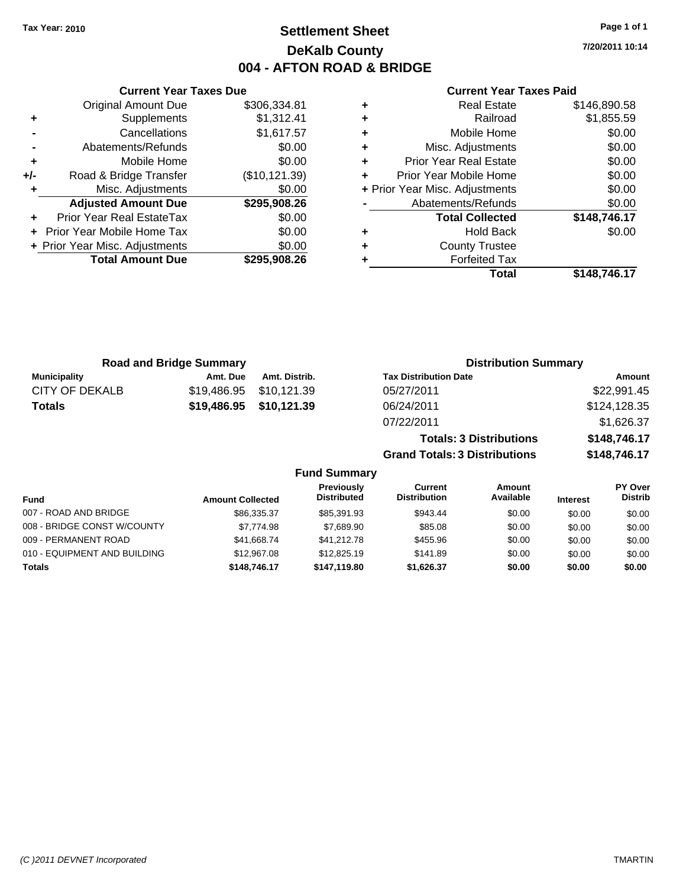**Tax Year: 2010**

# Settlement Sheet
## DeKalb County
## 004 - AFTON ROAD & BRIDGE

7/20/2011 10:14

### Current Year Taxes Due

| | | |
|---|---|---|
| | Original Amount Due | $306,334.81 |
| + | Supplements | $1,312.41 |
| - | Cancellations | $1,617.57 |
| - | Abatements/Refunds | $0.00 |
| + | Mobile Home | $0.00 |
| +/- | Road & Bridge Transfer | ($10,121.39) |
| + | Misc. Adjustments | $0.00 |
| | **Adjusted Amount Due** | **$295,908.26** |
| + | Prior Year Real EstateTax | $0.00 |
| + | Prior Year Mobile Home Tax | $0.00 |
| + | Prior Year Misc. Adjustments | $0.00 |
| | **Total Amount Due** | **$295,908.26** |

### Current Year Taxes Paid

| | | |
|---|---|---|
| + | Real Estate | $146,890.58 |
| + | Railroad | $1,855.59 |
| + | Mobile Home | $0.00 |
| + | Misc. Adjustments | $0.00 |
| + | Prior Year Real Estate | $0.00 |
| + | Prior Year Mobile Home | $0.00 |
| + | Prior Year Misc. Adjustments | $0.00 |
| - | Abatements/Refunds | $0.00 |
| | **Total Collected** | **$148,746.17** |
| + | Hold Back | $0.00 |
| + | County Trustee | |
| + | Forfeited Tax | |
| | **Total** | **$148,746.17** |

### Road and Bridge Summary

| Municipality | Amt. Due | Amt. Distrib. |
|---|---|---|
| CITY OF DEKALB | $19,486.95 | $10,121.39 |
| **Totals** | **$19,486.95** | **$10,121.39** |

### Distribution Summary

| Tax Distribution Date | Amount |
|---|---|
| 05/27/2011 | $22,991.45 |
| 06/24/2011 | $124,128.35 |
| 07/22/2011 | $1,626.37 |
| **Totals: 3 Distributions** | **$148,746.17** |
| **Grand Totals: 3 Distributions** | **$148,746.17** |

### Fund Summary

| Fund | Amount Collected | Previously Distributed | Current Distribution | Amount Available | Interest | PY Over Distrib |
|---|---|---|---|---|---|---|
| 007 - ROAD AND BRIDGE | $86,335.37 | $85,391.93 | $943.44 | $0.00 | $0.00 | $0.00 |
| 008 - BRIDGE CONST W/COUNTY | $7,774.98 | $7,689.90 | $85.08 | $0.00 | $0.00 | $0.00 |
| 009 - PERMANENT ROAD | $41,668.74 | $41,212.78 | $455.96 | $0.00 | $0.00 | $0.00 |
| 010 - EQUIPMENT AND BUILDING | $12,967.08 | $12,825.19 | $141.89 | $0.00 | $0.00 | $0.00 |
| **Totals** | **$148,746.17** | **$147,119.80** | **$1,626.37** | **$0.00** | **$0.00** | **$0.00** |

(C )2011 DEVNET Incorporated TMARTIN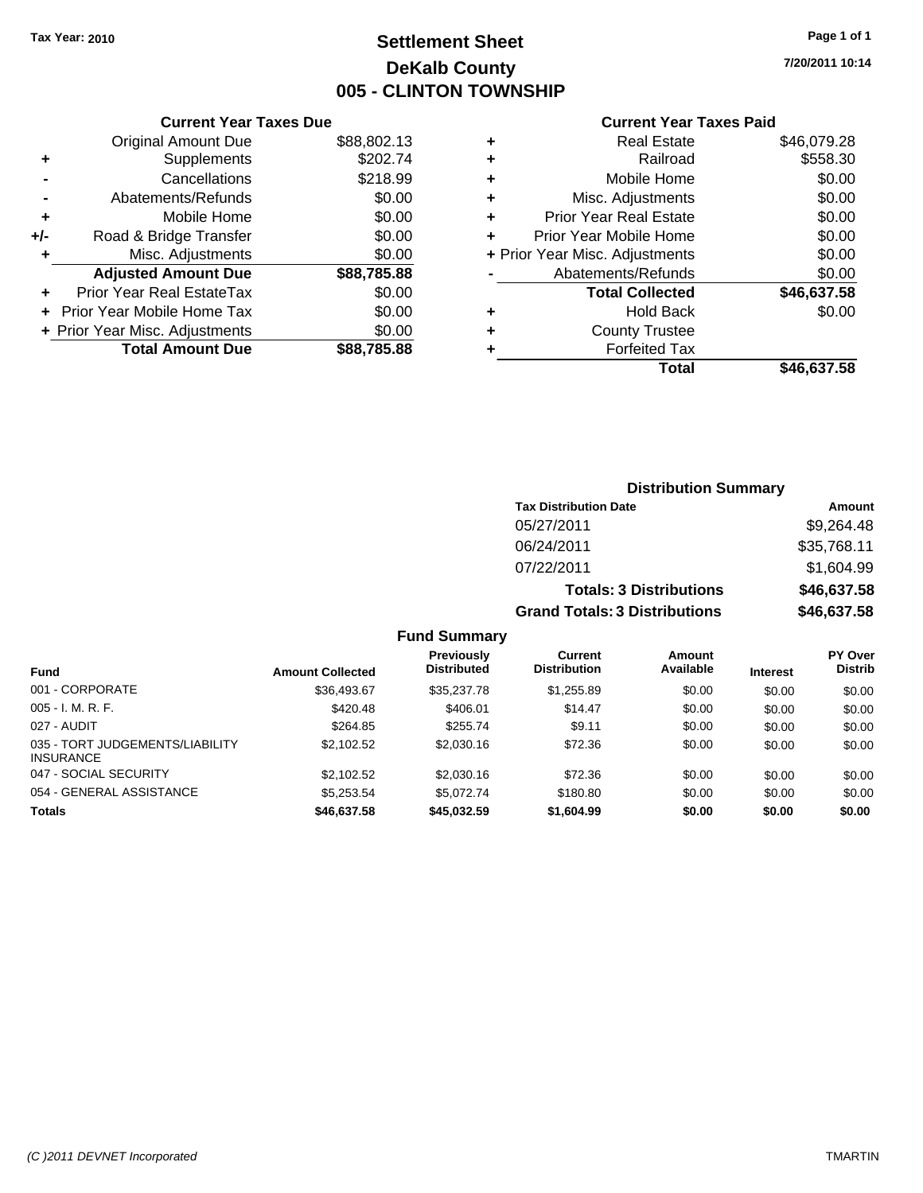**Tax Year: 2010**

# Settlement Sheet
## DeKalb County
## 005 - CLINTON TOWNSHIP

7/20/2011 10:14

### Current Year Taxes Due

| | | |
|---|---|---|
| | Original Amount Due | $88,802.13 |
| + | Supplements | $202.74 |
| - | Cancellations | $218.99 |
| - | Abatements/Refunds | $0.00 |
| + | Mobile Home | $0.00 |
| +/- | Road & Bridge Transfer | $0.00 |
| + | Misc. Adjustments | $0.00 |
| | **Adjusted Amount Due** | **$88,785.88** |
| + | Prior Year Real EstateTax | $0.00 |
| + | Prior Year Mobile Home Tax | $0.00 |
| + | Prior Year Misc. Adjustments | $0.00 |
| | **Total Amount Due** | **$88,785.88** |

### Current Year Taxes Paid

| | | |
|---|---|---|
| + | Real Estate | $46,079.28 |
| + | Railroad | $558.30 |
| + | Mobile Home | $0.00 |
| + | Misc. Adjustments | $0.00 |
| + | Prior Year Real Estate | $0.00 |
| + | Prior Year Mobile Home | $0.00 |
| + | Prior Year Misc. Adjustments | $0.00 |
| - | Abatements/Refunds | $0.00 |
| | **Total Collected** | **$46,637.58** |
| + | Hold Back | $0.00 |
| + | County Trustee | |
| + | Forfeited Tax | |
| | **Total** | **$46,637.58** |

### Distribution Summary

| Tax Distribution Date | Amount |
|---|---|
| 05/27/2011 | $9,264.48 |
| 06/24/2011 | $35,768.11 |
| 07/22/2011 | $1,604.99 |
| **Totals: 3 Distributions** | **$46,637.58** |
| **Grand Totals: 3 Distributions** | **$46,637.58** |

### Fund Summary

| Fund | Amount Collected | Previously Distributed | Current Distribution | Amount Available | Interest | PY Over Distrib |
|---|---|---|---|---|---|---|
| 001 - CORPORATE | $36,493.67 | $35,237.78 | $1,255.89 | $0.00 | $0.00 | $0.00 |
| 005 - I. M. R. F. | $420.48 | $406.01 | $14.47 | $0.00 | $0.00 | $0.00 |
| 027 - AUDIT | $264.85 | $255.74 | $9.11 | $0.00 | $0.00 | $0.00 |
| 035 - TORT JUDGEMENTS/LIABILITY INSURANCE | $2,102.52 | $2,030.16 | $72.36 | $0.00 | $0.00 | $0.00 |
| 047 - SOCIAL SECURITY | $2,102.52 | $2,030.16 | $72.36 | $0.00 | $0.00 | $0.00 |
| 054 - GENERAL ASSISTANCE | $5,253.54 | $5,072.74 | $180.80 | $0.00 | $0.00 | $0.00 |
| **Totals** | **$46,637.58** | **$45,032.59** | **$1,604.99** | **$0.00** | **$0.00** | **$0.00** |

(C )2011 DEVNET Incorporated TMARTIN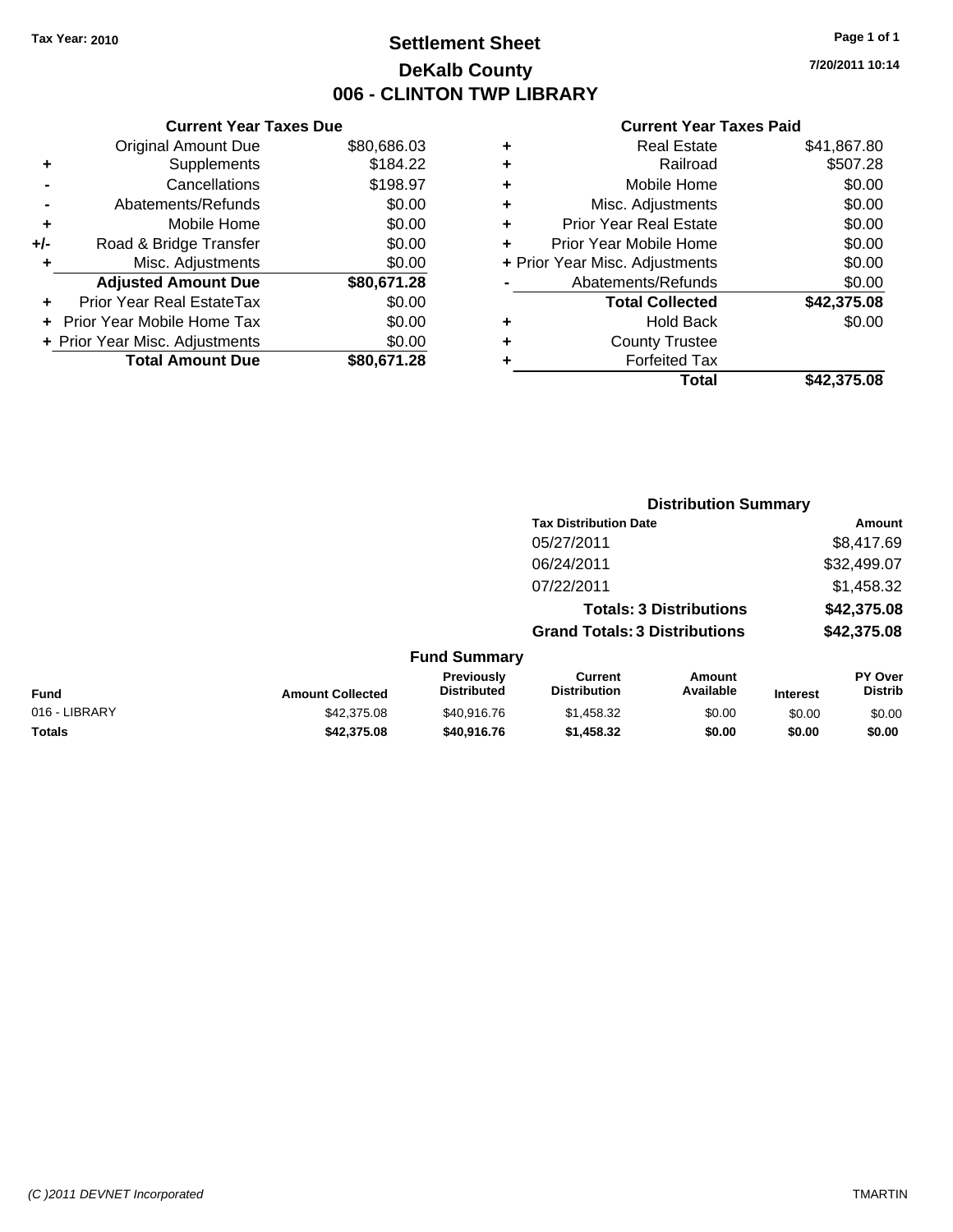**Tax Year: 2010**

# Settlement Sheet

## DeKalb County

## 006 - CLINTON TWP LIBRARY

**7/20/2011 10:14**

### Current Year Taxes Due

| | | |
|---|---|---|
| | Original Amount Due | $80,686.03 |
| + | Supplements | $184.22 |
| - | Cancellations | $198.97 |
| - | Abatements/Refunds | $0.00 |
| + | Mobile Home | $0.00 |
| +/- | Road & Bridge Transfer | $0.00 |
| + | Misc. Adjustments | $0.00 |
| | **Adjusted Amount Due** | **$80,671.28** |
| + | Prior Year Real EstateTax | $0.00 |
| + | Prior Year Mobile Home Tax | $0.00 |
| + | Prior Year Misc. Adjustments | $0.00 |
| | **Total Amount Due** | **$80,671.28** |

### Current Year Taxes Paid

| | | |
|---|---|---|
| + | Real Estate | $41,867.80 |
| + | Railroad | $507.28 |
| + | Mobile Home | $0.00 |
| + | Misc. Adjustments | $0.00 |
| + | Prior Year Real Estate | $0.00 |
| + | Prior Year Mobile Home | $0.00 |
| + | Prior Year Misc. Adjustments | $0.00 |
| - | Abatements/Refunds | $0.00 |
| | **Total Collected** | **$42,375.08** |
| + | Hold Back | $0.00 |
| + | County Trustee | |
| + | Forfeited Tax | |
| | **Total** | **$42,375.08** |

### Distribution Summary

| Tax Distribution Date | Amount |
|---|---|
| 05/27/2011 | $8,417.69 |
| 06/24/2011 | $32,499.07 |
| 07/22/2011 | $1,458.32 |
| **Totals: 3 Distributions** | **$42,375.08** |
| **Grand Totals: 3 Distributions** | **$42,375.08** |

### Fund Summary

| Fund | Amount Collected | Previously Distributed | Current Distribution | Amount Available | Interest | PY Over Distrib |
|---|---|---|---|---|---|---|
| 016 - LIBRARY | $42,375.08 | $40,916.76 | $1,458.32 | $0.00 | $0.00 | $0.00 |
| **Totals** | **$42,375.08** | **$40,916.76** | **$1,458.32** | **$0.00** | **$0.00** | **$0.00** |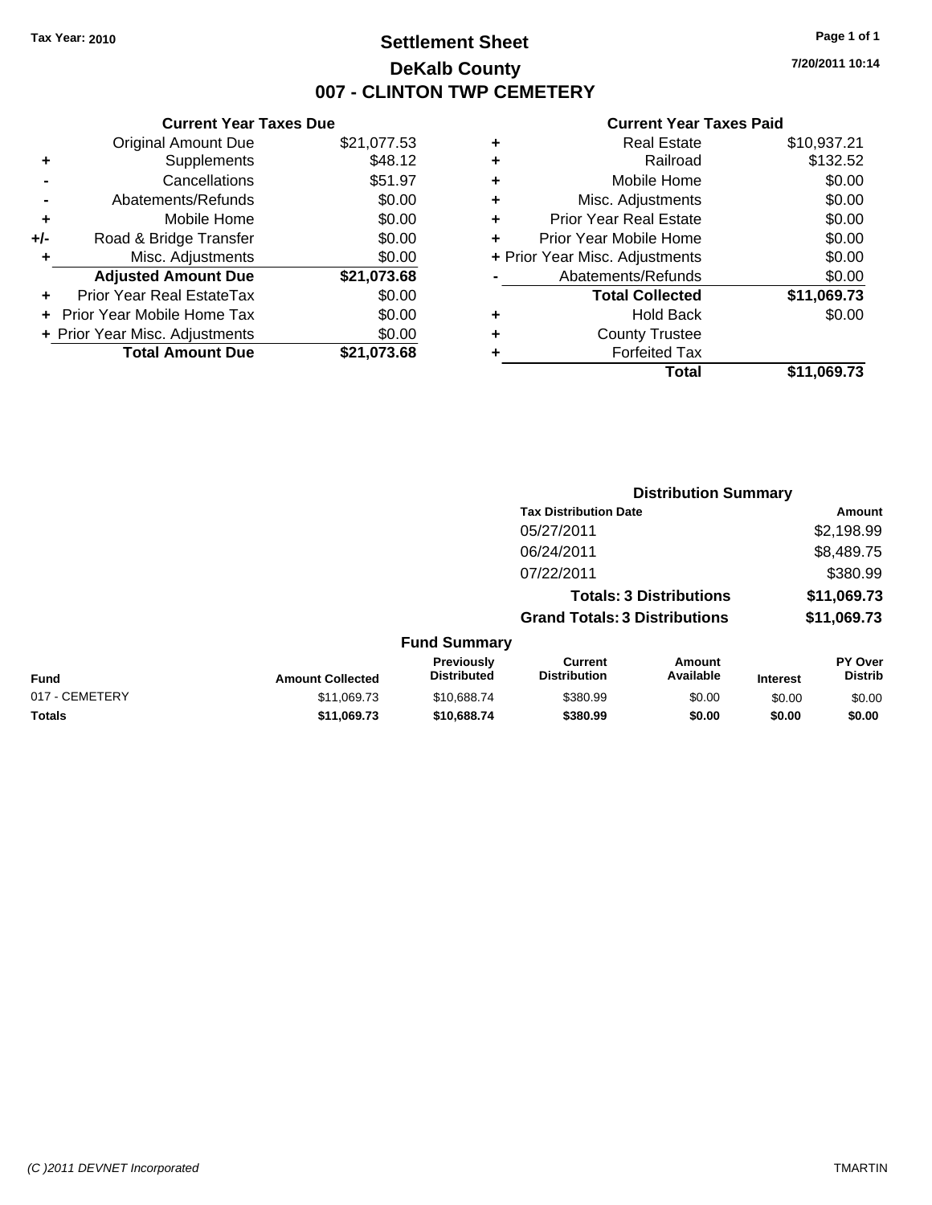Tax Year: 2010

# Settlement Sheet
## DeKalb County
## 007 - CLINTON TWP CEMETERY

7/20/2011 10:14

### Current Year Taxes Due

| | | |
|---|---|---|
| | Original Amount Due | $21,077.53 |
| + | Supplements | $48.12 |
| - | Cancellations | $51.97 |
| - | Abatements/Refunds | $0.00 |
| + | Mobile Home | $0.00 |
| +/- | Road & Bridge Transfer | $0.00 |
| + | Misc. Adjustments | $0.00 |
| | **Adjusted Amount Due** | **$21,073.68** |
| + | Prior Year Real EstateTax | $0.00 |
| + | Prior Year Mobile Home Tax | $0.00 |
| + | Prior Year Misc. Adjustments | $0.00 |
| | **Total Amount Due** | **$21,073.68** |

### Current Year Taxes Paid

| | | |
|---|---|---|
| + | Real Estate | $10,937.21 |
| + | Railroad | $132.52 |
| + | Mobile Home | $0.00 |
| + | Misc. Adjustments | $0.00 |
| + | Prior Year Real Estate | $0.00 |
| + | Prior Year Mobile Home | $0.00 |
| + | Prior Year Misc. Adjustments | $0.00 |
| - | Abatements/Refunds | $0.00 |
| | **Total Collected** | **$11,069.73** |
| + | Hold Back | $0.00 |
| + | County Trustee | |
| + | Forfeited Tax | |
| | **Total** | **$11,069.73** |

### Distribution Summary

| Tax Distribution Date | Amount |
|---|---|
| 05/27/2011 | $2,198.99 |
| 06/24/2011 | $8,489.75 |
| 07/22/2011 | $380.99 |
| **Totals: 3 Distributions** | **$11,069.73** |
| **Grand Totals: 3 Distributions** | **$11,069.73** |

### Fund Summary

| Fund | Amount Collected | Previously Distributed | Current Distribution | Amount Available | Interest | PY Over Distrib |
|---|---|---|---|---|---|---|
| 017 - CEMETERY | $11,069.73 | $10,688.74 | $380.99 | $0.00 | $0.00 | $0.00 |
| **Totals** | **$11,069.73** | **$10,688.74** | **$380.99** | **$0.00** | **$0.00** | **$0.00** |

(C )2011 DEVNET Incorporated TMARTIN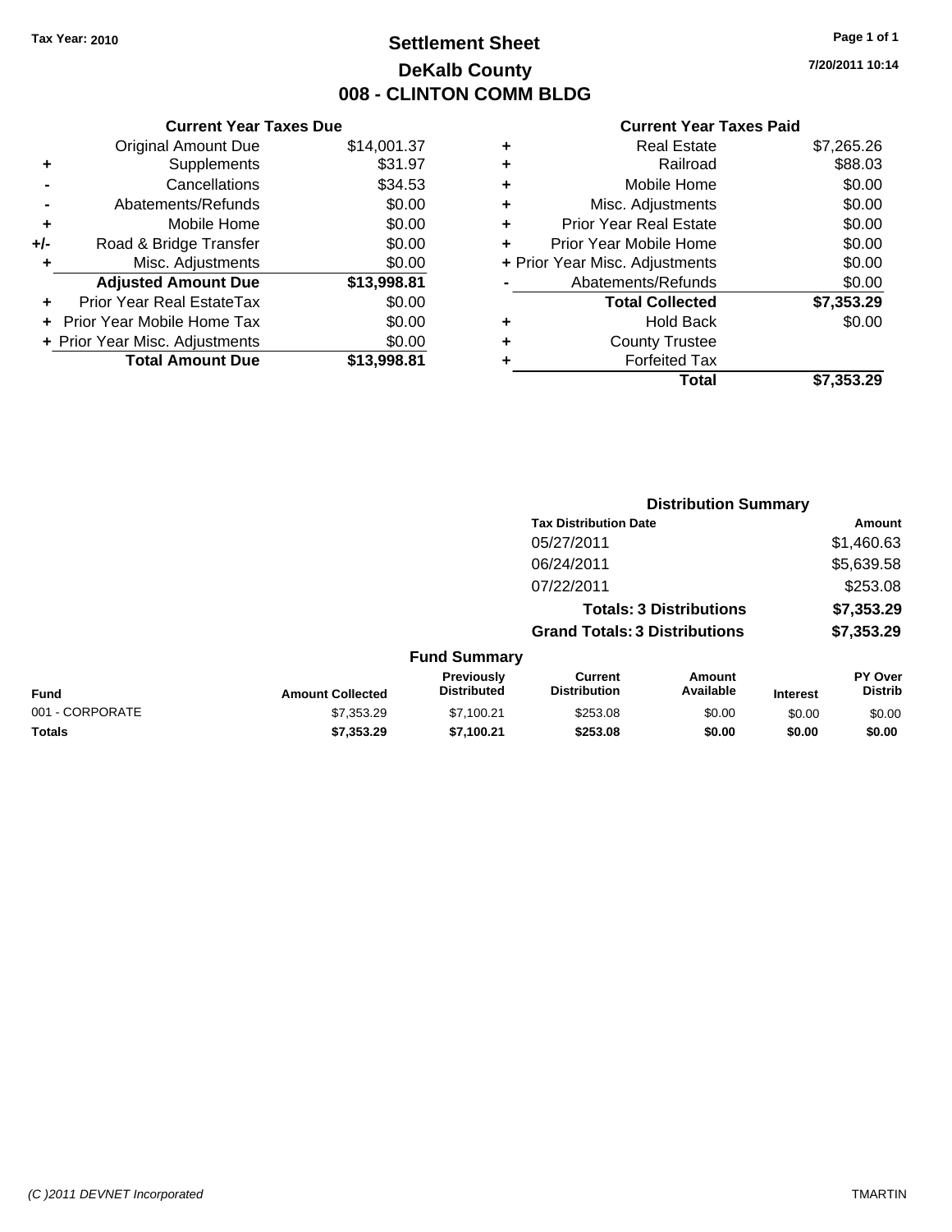Tax Year: 2010

# Settlement Sheet
## DeKalb County
## 008 - CLINTON COMM BLDG

7/20/2011 10:14

**Current Year Taxes Due**

| | | |
|---|---|---|
| | Original Amount Due | $14,001.37 |
| + | Supplements | $31.97 |
| - | Cancellations | $34.53 |
| - | Abatements/Refunds | $0.00 |
| + | Mobile Home | $0.00 |
| +/- | Road & Bridge Transfer | $0.00 |
| + | Misc. Adjustments | $0.00 |
| | **Adjusted Amount Due** | **$13,998.81** |
| + | Prior Year Real EstateTax | $0.00 |
| + | Prior Year Mobile Home Tax | $0.00 |
| + | Prior Year Misc. Adjustments | $0.00 |
| | **Total Amount Due** | **$13,998.81** |

**Current Year Taxes Paid**

| | | |
|---|---|---|
| + | Real Estate | $7,265.26 |
| + | Railroad | $88.03 |
| + | Mobile Home | $0.00 |
| + | Misc. Adjustments | $0.00 |
| + | Prior Year Real Estate | $0.00 |
| + | Prior Year Mobile Home | $0.00 |
| + | Prior Year Misc. Adjustments | $0.00 |
| - | Abatements/Refunds | $0.00 |
| | **Total Collected** | **$7,353.29** |
| + | Hold Back | $0.00 |
| + | County Trustee | |
| + | Forfeited Tax | |
| | **Total** | **$7,353.29** |

**Distribution Summary**

| Tax Distribution Date | Amount |
|---|---|
| 05/27/2011 | $1,460.63 |
| 06/24/2011 | $5,639.58 |
| 07/22/2011 | $253.08 |
| **Totals: 3 Distributions** | **$7,353.29** |
| **Grand Totals: 3 Distributions** | **$7,353.29** |

**Fund Summary**

| Fund | Amount Collected | Previously Distributed | Current Distribution | Amount Available | Interest | PY Over Distrib |
|---|---|---|---|---|---|---|
| 001 - CORPORATE | $7,353.29 | $7,100.21 | $253.08 | $0.00 | $0.00 | $0.00 |
| **Totals** | **$7,353.29** | **$7,100.21** | **$253.08** | **$0.00** | **$0.00** | **$0.00** |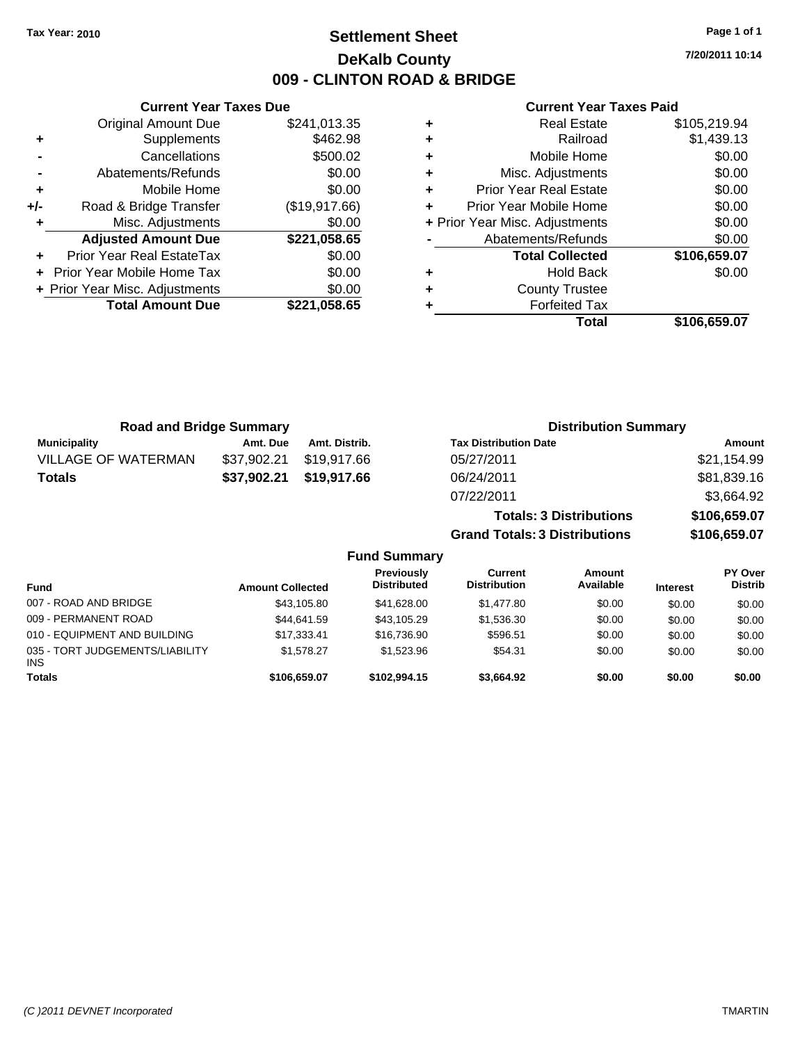Tax Year: 2010

# Settlement Sheet
## DeKalb County
## 009 - CLINTON ROAD & BRIDGE

7/20/2011 10:14

### Current Year Taxes Due

| | | |
|---|---|---|
| | Original Amount Due | $241,013.35 |
| + | Supplements | $462.98 |
| - | Cancellations | $500.02 |
| - | Abatements/Refunds | $0.00 |
| + | Mobile Home | $0.00 |
| +/- | Road & Bridge Transfer | ($19,917.66) |
| + | Misc. Adjustments | $0.00 |
| | **Adjusted Amount Due** | **$221,058.65** |
| + | Prior Year Real EstateTax | $0.00 |
| + | Prior Year Mobile Home Tax | $0.00 |
| + | Prior Year Misc. Adjustments | $0.00 |
| | **Total Amount Due** | **$221,058.65** |

### Current Year Taxes Paid

| | | |
|---|---|---|
| + | Real Estate | $105,219.94 |
| + | Railroad | $1,439.13 |
| + | Mobile Home | $0.00 |
| + | Misc. Adjustments | $0.00 |
| + | Prior Year Real Estate | $0.00 |
| + | Prior Year Mobile Home | $0.00 |
| + | Prior Year Misc. Adjustments | $0.00 |
| - | Abatements/Refunds | $0.00 |
| | **Total Collected** | **$106,659.07** |
| + | Hold Back | $0.00 |
| + | County Trustee | |
| + | Forfeited Tax | |
| | **Total** | **$106,659.07** |

### Road and Bridge Summary

| Municipality | Amt. Due | Amt. Distrib. |
|---|---|---|
| VILLAGE OF WATERMAN | $37,902.21 | $19,917.66 |
| **Totals** | **$37,902.21** | **$19,917.66** |

### Distribution Summary

| Tax Distribution Date | Amount |
|---|---|
| 05/27/2011 | $21,154.99 |
| 06/24/2011 | $81,839.16 |
| 07/22/2011 | $3,664.92 |
| **Totals: 3 Distributions** | **$106,659.07** |
| **Grand Totals: 3 Distributions** | **$106,659.07** |

### Fund Summary

| Fund | Amount Collected | Previously Distributed | Current Distribution | Amount Available | Interest | PY Over Distrib |
|---|---|---|---|---|---|---|
| 007 - ROAD AND BRIDGE | $43,105.80 | $41,628.00 | $1,477.80 | $0.00 | $0.00 | $0.00 |
| 009 - PERMANENT ROAD | $44,641.59 | $43,105.29 | $1,536.30 | $0.00 | $0.00 | $0.00 |
| 010 - EQUIPMENT AND BUILDING | $17,333.41 | $16,736.90 | $596.51 | $0.00 | $0.00 | $0.00 |
| 035 - TORT JUDGEMENTS/LIABILITY INS | $1,578.27 | $1,523.96 | $54.31 | $0.00 | $0.00 | $0.00 |
| **Totals** | **$106,659.07** | **$102,994.15** | **$3,664.92** | **$0.00** | **$0.00** | **$0.00** |

(C )2011 DEVNET Incorporated — TMARTIN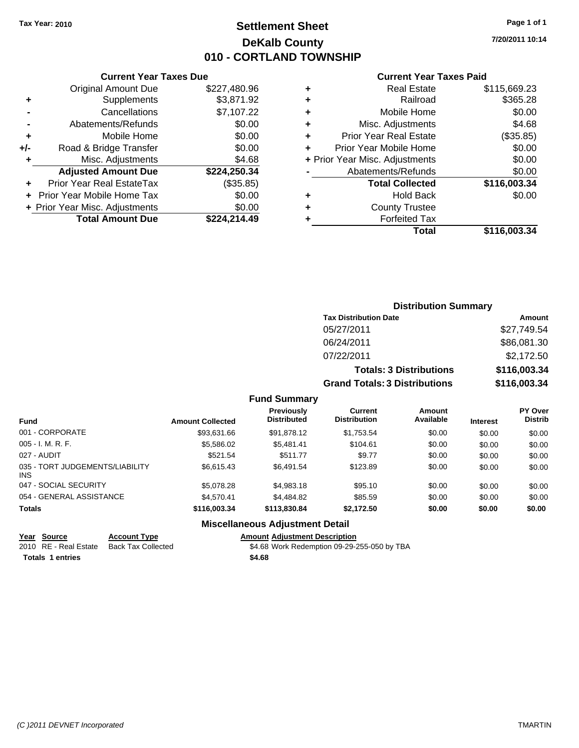**Tax Year: 2010**

# Settlement Sheet
## DeKalb County
## 010 - CORTLAND TOWNSHIP

7/20/2011 10:14

### Current Year Taxes Due

| | | |
|---|---|---|
| | Original Amount Due | $227,480.96 |
| + | Supplements | $3,871.92 |
| - | Cancellations | $7,107.22 |
| - | Abatements/Refunds | $0.00 |
| + | Mobile Home | $0.00 |
| +/- | Road & Bridge Transfer | $0.00 |
| + | Misc. Adjustments | $4.68 |
| | **Adjusted Amount Due** | **$224,250.34** |
| + | Prior Year Real EstateTax | ($35.85) |
| + | Prior Year Mobile Home Tax | $0.00 |
| + | Prior Year Misc. Adjustments | $0.00 |
| | **Total Amount Due** | **$224,214.49** |

### Current Year Taxes Paid

| | | |
|---|---|---|
| + | Real Estate | $115,669.23 |
| + | Railroad | $365.28 |
| + | Mobile Home | $0.00 |
| + | Misc. Adjustments | $4.68 |
| + | Prior Year Real Estate | ($35.85) |
| + | Prior Year Mobile Home | $0.00 |
| + | Prior Year Misc. Adjustments | $0.00 |
| - | Abatements/Refunds | $0.00 |
| | **Total Collected** | **$116,003.34** |
| + | Hold Back | $0.00 |
| + | County Trustee | |
| + | Forfeited Tax | |
| | **Total** | **$116,003.34** |

### Distribution Summary

| Tax Distribution Date | Amount |
|---|---|
| 05/27/2011 | $27,749.54 |
| 06/24/2011 | $86,081.30 |
| 07/22/2011 | $2,172.50 |
| **Totals: 3 Distributions** | **$116,003.34** |
| **Grand Totals: 3 Distributions** | **$116,003.34** |

### Fund Summary

| Fund | Amount Collected | Previously Distributed | Current Distribution | Amount Available | Interest | PY Over Distrib |
|---|---|---|---|---|---|---|
| 001 - CORPORATE | $93,631.66 | $91,878.12 | $1,753.54 | $0.00 | $0.00 | $0.00 |
| 005 - I. M. R. F. | $5,586.02 | $5,481.41 | $104.61 | $0.00 | $0.00 | $0.00 |
| 027 - AUDIT | $521.54 | $511.77 | $9.77 | $0.00 | $0.00 | $0.00 |
| 035 - TORT JUDGEMENTS/LIABILITY INS | $6,615.43 | $6,491.54 | $123.89 | $0.00 | $0.00 | $0.00 |
| 047 - SOCIAL SECURITY | $5,078.28 | $4,983.18 | $95.10 | $0.00 | $0.00 | $0.00 |
| 054 - GENERAL ASSISTANCE | $4,570.41 | $4,484.82 | $85.59 | $0.00 | $0.00 | $0.00 |
| **Totals** | **$116,003.34** | **$113,830.84** | **$2,172.50** | **$0.00** | **$0.00** | **$0.00** |

### Miscellaneous Adjustment Detail

| Year | Source | Account Type | Amount | Adjustment Description |
|---|---|---|---|---|
| 2010 | RE - Real Estate | Back Tax Collected | $4.68 | Work Redemption 09-29-255-050 by TBA |
| **Totals 1 entries** | | | **$4.68** | |

(C )2011 DEVNET Incorporated — TMARTIN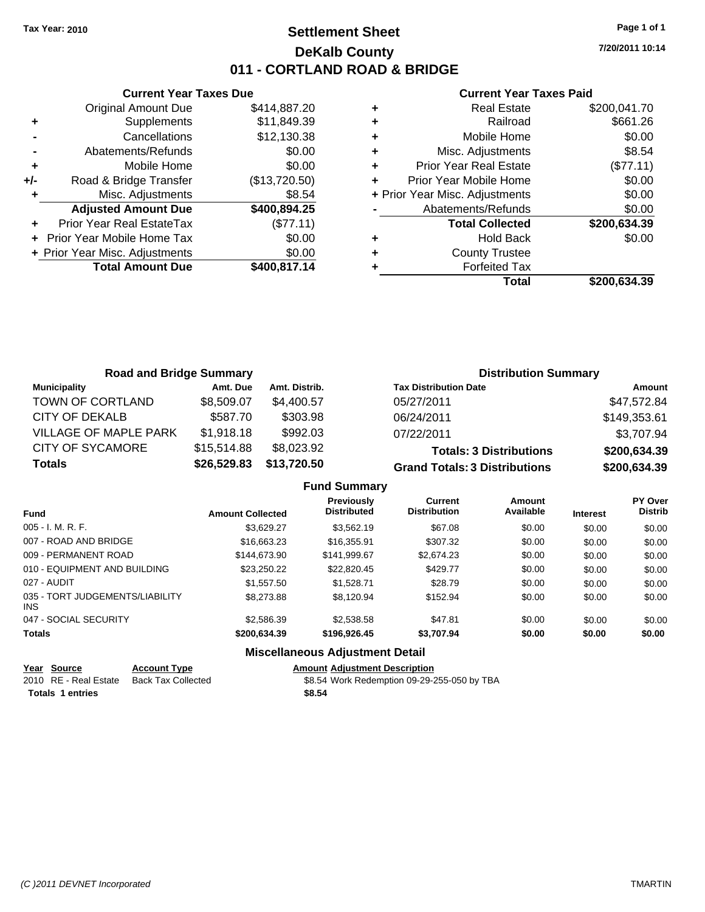Tax Year: 2010

# Settlement Sheet
## DeKalb County
## 011 - CORTLAND ROAD & BRIDGE

7/20/2011 10:14

### Current Year Taxes Due

| | | |
|---|---|---|
| | Original Amount Due | $414,887.20 |
| + | Supplements | $11,849.39 |
| - | Cancellations | $12,130.38 |
| - | Abatements/Refunds | $0.00 |
| + | Mobile Home | $0.00 |
| +/- | Road & Bridge Transfer | ($13,720.50) |
| + | Misc. Adjustments | $8.54 |
| | **Adjusted Amount Due** | **$400,894.25** |
| + | Prior Year Real EstateTax | ($77.11) |
| + | Prior Year Mobile Home Tax | $0.00 |
| + | Prior Year Misc. Adjustments | $0.00 |
| | **Total Amount Due** | **$400,817.14** |

### Current Year Taxes Paid

| | | |
|---|---|---|
| + | Real Estate | $200,041.70 |
| + | Railroad | $661.26 |
| + | Mobile Home | $0.00 |
| + | Misc. Adjustments | $8.54 |
| + | Prior Year Real Estate | ($77.11) |
| + | Prior Year Mobile Home | $0.00 |
| + | Prior Year Misc. Adjustments | $0.00 |
| - | Abatements/Refunds | $0.00 |
| | **Total Collected** | **$200,634.39** |
| + | Hold Back | $0.00 |
| + | County Trustee | |
| + | Forfeited Tax | |
| | **Total** | **$200,634.39** |

### Road and Bridge Summary

| Municipality | Amt. Due | Amt. Distrib. |
|---|---|---|
| TOWN OF CORTLAND | $8,509.07 | $4,400.57 |
| CITY OF DEKALB | $587.70 | $303.98 |
| VILLAGE OF MAPLE PARK | $1,918.18 | $992.03 |
| CITY OF SYCAMORE | $15,514.88 | $8,023.92 |
| **Totals** | **$26,529.83** | **$13,720.50** |

### Distribution Summary

| Tax Distribution Date | Amount |
|---|---|
| 05/27/2011 | $47,572.84 |
| 06/24/2011 | $149,353.61 |
| 07/22/2011 | $3,707.94 |
| **Totals: 3 Distributions** | **$200,634.39** |
| **Grand Totals: 3 Distributions** | **$200,634.39** |

### Fund Summary

| Fund | Amount Collected | Previously Distributed | Current Distribution | Amount Available | Interest | PY Over Distrib |
|---|---|---|---|---|---|---|
| 005 - I. M. R. F. | $3,629.27 | $3,562.19 | $67.08 | $0.00 | $0.00 | $0.00 |
| 007 - ROAD AND BRIDGE | $16,663.23 | $16,355.91 | $307.32 | $0.00 | $0.00 | $0.00 |
| 009 - PERMANENT ROAD | $144,673.90 | $141,999.67 | $2,674.23 | $0.00 | $0.00 | $0.00 |
| 010 - EQUIPMENT AND BUILDING | $23,250.22 | $22,820.45 | $429.77 | $0.00 | $0.00 | $0.00 |
| 027 - AUDIT | $1,557.50 | $1,528.71 | $28.79 | $0.00 | $0.00 | $0.00 |
| 035 - TORT JUDGEMENTS/LIABILITY INS | $8,273.88 | $8,120.94 | $152.94 | $0.00 | $0.00 | $0.00 |
| 047 - SOCIAL SECURITY | $2,586.39 | $2,538.58 | $47.81 | $0.00 | $0.00 | $0.00 |
| **Totals** | **$200,634.39** | **$196,926.45** | **$3,707.94** | **$0.00** | **$0.00** | **$0.00** |

### Miscellaneous Adjustment Detail

| Year | Source | Account Type | Amount | Adjustment Description |
|---|---|---|---|---|
| 2010 | RE - Real Estate | Back Tax Collected | $8.54 | Work Redemption 09-29-255-050 by TBA |
| **Totals 1 entries** | | | **$8.54** | |

(C )2011 DEVNET Incorporated — TMARTIN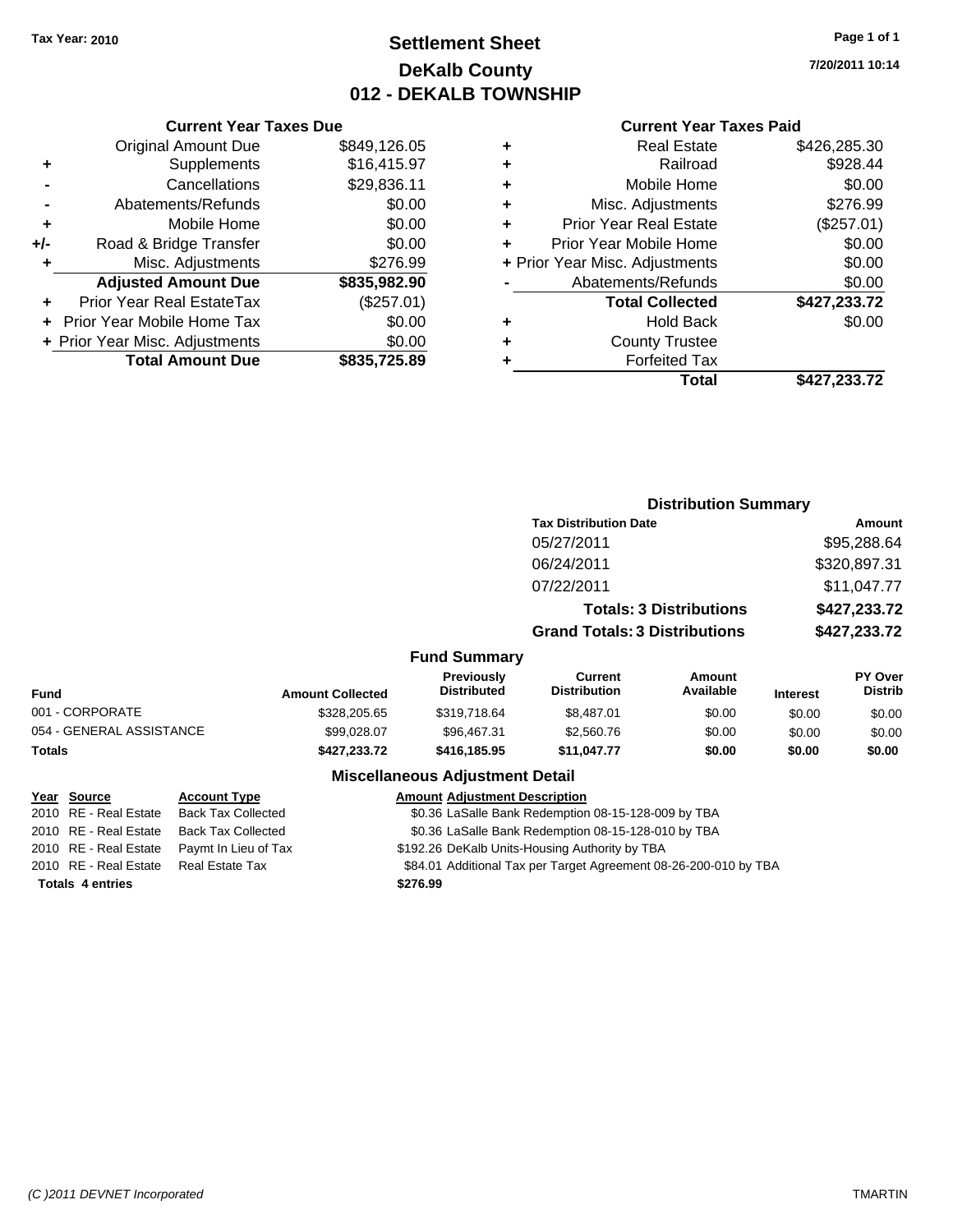Tax Year: 2010

# Settlement Sheet
## DeKalb County
## 012 - DEKALB TOWNSHIP

7/20/2011 10:14

### Current Year Taxes Due

| | | |
|---|---|---|
| | Original Amount Due | $849,126.05 |
| + | Supplements | $16,415.97 |
| - | Cancellations | $29,836.11 |
| - | Abatements/Refunds | $0.00 |
| + | Mobile Home | $0.00 |
| +/- | Road & Bridge Transfer | $0.00 |
| + | Misc. Adjustments | $276.99 |
| | **Adjusted Amount Due** | **$835,982.90** |
| + | Prior Year Real EstateTax | ($257.01) |
| + | Prior Year Mobile Home Tax | $0.00 |
| + | Prior Year Misc. Adjustments | $0.00 |
| | **Total Amount Due** | **$835,725.89** |

### Current Year Taxes Paid

| | | |
|---|---|---|
| + | Real Estate | $426,285.30 |
| + | Railroad | $928.44 |
| + | Mobile Home | $0.00 |
| + | Misc. Adjustments | $276.99 |
| + | Prior Year Real Estate | ($257.01) |
| + | Prior Year Mobile Home | $0.00 |
| + | Prior Year Misc. Adjustments | $0.00 |
| - | Abatements/Refunds | $0.00 |
| | **Total Collected** | **$427,233.72** |
| + | Hold Back | $0.00 |
| + | County Trustee | |
| + | Forfeited Tax | |
| | **Total** | **$427,233.72** |

### Distribution Summary

| Tax Distribution Date | Amount |
|---|---|
| 05/27/2011 | $95,288.64 |
| 06/24/2011 | $320,897.31 |
| 07/22/2011 | $11,047.77 |
| **Totals: 3 Distributions** | **$427,233.72** |
| **Grand Totals: 3 Distributions** | **$427,233.72** |

### Fund Summary

| Fund | Amount Collected | Previously Distributed | Current Distribution | Amount Available | Interest | PY Over Distrib |
|---|---|---|---|---|---|---|
| 001 - CORPORATE | $328,205.65 | $319,718.64 | $8,487.01 | $0.00 | $0.00 | $0.00 |
| 054 - GENERAL ASSISTANCE | $99,028.07 | $96,467.31 | $2,560.76 | $0.00 | $0.00 | $0.00 |
| **Totals** | **$427,233.72** | **$416,185.95** | **$11,047.77** | **$0.00** | **$0.00** | **$0.00** |

### Miscellaneous Adjustment Detail

| Year | Source | Account Type | Amount | Adjustment Description |
|---|---|---|---|---|
| 2010 | RE - Real Estate | Back Tax Collected | $0.36 | LaSalle Bank Redemption 08-15-128-009 by TBA |
| 2010 | RE - Real Estate | Back Tax Collected | $0.36 | LaSalle Bank Redemption 08-15-128-010 by TBA |
| 2010 | RE - Real Estate | Paymt In Lieu of Tax | $192.26 | DeKalb Units-Housing Authority by TBA |
| 2010 | RE - Real Estate | Real Estate Tax | $84.01 | Additional Tax per Target Agreement 08-26-200-010 by TBA |
| **Totals 4 entries** | | | **$276.99** | |

(C )2011 DEVNET Incorporated TMARTIN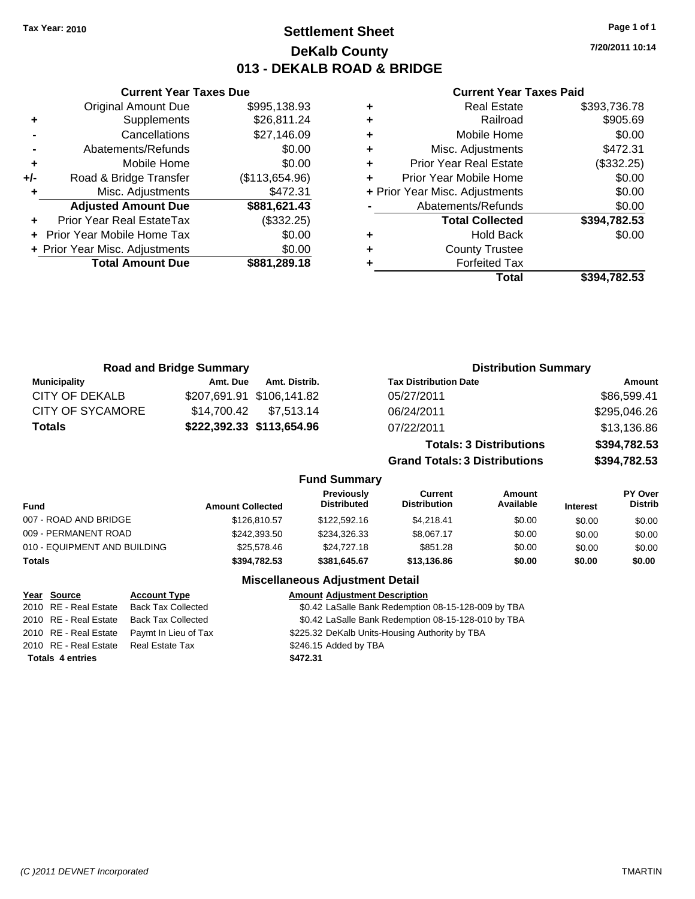**Tax Year: 2010**

# Settlement Sheet
## DeKalb County
## 013 - DEKALB ROAD & BRIDGE

7/20/2011 10:14

### Current Year Taxes Due

| | | |
|---|---|---|
| | Original Amount Due | $995,138.93 |
| + | Supplements | $26,811.24 |
| - | Cancellations | $27,146.09 |
| - | Abatements/Refunds | $0.00 |
| + | Mobile Home | $0.00 |
| +/- | Road & Bridge Transfer | ($113,654.96) |
| + | Misc. Adjustments | $472.31 |
| | **Adjusted Amount Due** | **$881,621.43** |
| + | Prior Year Real EstateTax | ($332.25) |
| + | Prior Year Mobile Home Tax | $0.00 |
| + | Prior Year Misc. Adjustments | $0.00 |
| | **Total Amount Due** | **$881,289.18** |

### Current Year Taxes Paid

| | | |
|---|---|---|
| + | Real Estate | $393,736.78 |
| + | Railroad | $905.69 |
| + | Mobile Home | $0.00 |
| + | Misc. Adjustments | $472.31 |
| + | Prior Year Real Estate | ($332.25) |
| + | Prior Year Mobile Home | $0.00 |
| + | Prior Year Misc. Adjustments | $0.00 |
| - | Abatements/Refunds | $0.00 |
| | **Total Collected** | **$394,782.53** |
| + | Hold Back | $0.00 |
| + | County Trustee | |
| + | Forfeited Tax | |
| | **Total** | **$394,782.53** |

### Road and Bridge Summary

| Municipality | Amt. Due | Amt. Distrib. |
|---|---|---|
| CITY OF DEKALB | $207,691.91 | $106,141.82 |
| CITY OF SYCAMORE | $14,700.42 | $7,513.14 |
| **Totals** | **$222,392.33** | **$113,654.96** |

### Distribution Summary

| Tax Distribution Date | Amount |
|---|---|
| 05/27/2011 | $86,599.41 |
| 06/24/2011 | $295,046.26 |
| 07/22/2011 | $13,136.86 |
| **Totals: 3 Distributions** | **$394,782.53** |
| **Grand Totals: 3 Distributions** | **$394,782.53** |

### Fund Summary

| Fund | Amount Collected | Previously Distributed | Current Distribution | Amount Available | Interest | PY Over Distrib |
|---|---|---|---|---|---|---|
| 007 - ROAD AND BRIDGE | $126,810.57 | $122,592.16 | $4,218.41 | $0.00 | $0.00 | $0.00 |
| 009 - PERMANENT ROAD | $242,393.50 | $234,326.33 | $8,067.17 | $0.00 | $0.00 | $0.00 |
| 010 - EQUIPMENT AND BUILDING | $25,578.46 | $24,727.18 | $851.28 | $0.00 | $0.00 | $0.00 |
| **Totals** | **$394,782.53** | **$381,645.67** | **$13,136.86** | **$0.00** | **$0.00** | **$0.00** |

### Miscellaneous Adjustment Detail

| Year | Source | Account Type | Amount | Adjustment Description |
|---|---|---|---|---|
| 2010 | RE - Real Estate | Back Tax Collected | $0.42 | LaSalle Bank Redemption 08-15-128-009 by TBA |
| 2010 | RE - Real Estate | Back Tax Collected | $0.42 | LaSalle Bank Redemption 08-15-128-010 by TBA |
| 2010 | RE - Real Estate | Paymt In Lieu of Tax | $225.32 | DeKalb Units-Housing Authority by TBA |
| 2010 | RE - Real Estate | Real Estate Tax | $246.15 | Added by TBA |
| **Totals 4 entries** | | | **$472.31** | |

(C )2011 DEVNET Incorporated TMARTIN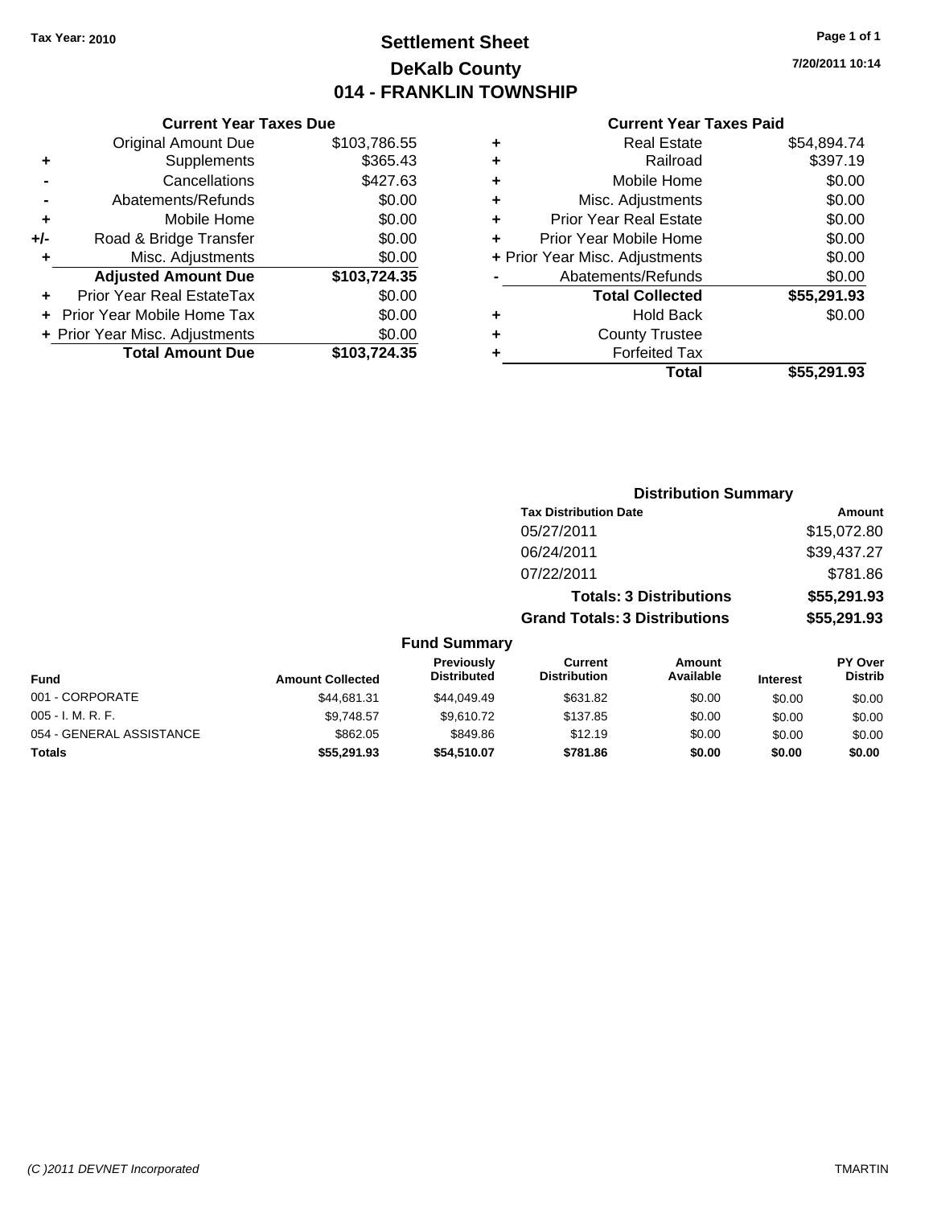Tax Year: 2010

# Settlement Sheet
## DeKalb County
## 014 - FRANKLIN TOWNSHIP

7/20/2011 10:14

### Current Year Taxes Due

| | | |
|---|---|---|
| | Original Amount Due | $103,786.55 |
| + | Supplements | $365.43 |
| - | Cancellations | $427.63 |
| - | Abatements/Refunds | $0.00 |
| + | Mobile Home | $0.00 |
| +/- | Road & Bridge Transfer | $0.00 |
| + | Misc. Adjustments | $0.00 |
| | **Adjusted Amount Due** | **$103,724.35** |
| + | Prior Year Real EstateTax | $0.00 |
| + | Prior Year Mobile Home Tax | $0.00 |
| + | Prior Year Misc. Adjustments | $0.00 |
| | **Total Amount Due** | **$103,724.35** |

### Current Year Taxes Paid

| | | |
|---|---|---|
| + | Real Estate | $54,894.74 |
| + | Railroad | $397.19 |
| + | Mobile Home | $0.00 |
| + | Misc. Adjustments | $0.00 |
| + | Prior Year Real Estate | $0.00 |
| + | Prior Year Mobile Home | $0.00 |
| + | Prior Year Misc. Adjustments | $0.00 |
| - | Abatements/Refunds | $0.00 |
| | **Total Collected** | **$55,291.93** |
| + | Hold Back | $0.00 |
| + | County Trustee | |
| + | Forfeited Tax | |
| | **Total** | **$55,291.93** |

### Distribution Summary

| Tax Distribution Date | Amount |
|---|---|
| 05/27/2011 | $15,072.80 |
| 06/24/2011 | $39,437.27 |
| 07/22/2011 | $781.86 |
| **Totals: 3 Distributions** | **$55,291.93** |
| **Grand Totals: 3 Distributions** | **$55,291.93** |

### Fund Summary

| Fund | Amount Collected | Previously Distributed | Current Distribution | Amount Available | Interest | PY Over Distrib |
|---|---|---|---|---|---|---|
| 001 - CORPORATE | $44,681.31 | $44,049.49 | $631.82 | $0.00 | $0.00 | $0.00 |
| 005 - I. M. R. F. | $9,748.57 | $9,610.72 | $137.85 | $0.00 | $0.00 | $0.00 |
| 054 - GENERAL ASSISTANCE | $862.05 | $849.86 | $12.19 | $0.00 | $0.00 | $0.00 |
| **Totals** | **$55,291.93** | **$54,510.07** | **$781.86** | **$0.00** | **$0.00** | **$0.00** |

(C )2011 DEVNET Incorporated

TMARTIN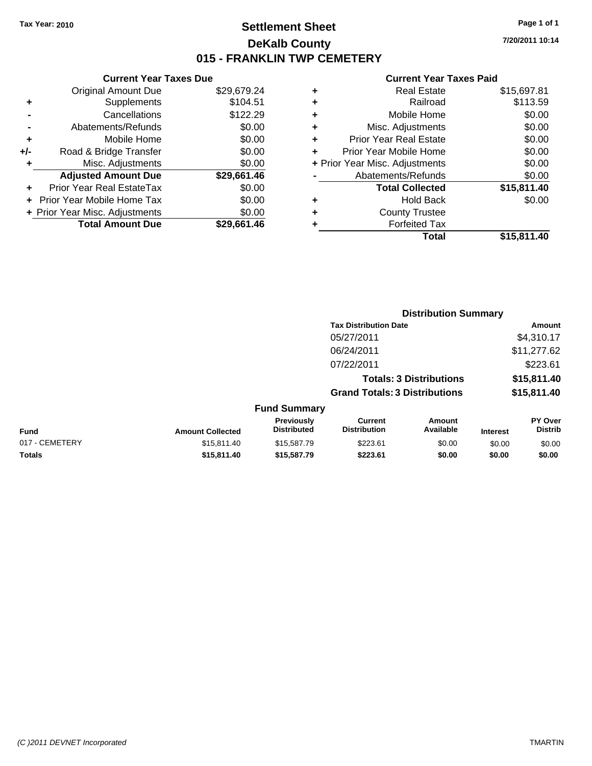Tax Year: 2010

# Settlement Sheet

## DeKalb County

## 015 - FRANKLIN TWP CEMETERY

7/20/2011 10:14

### Current Year Taxes Due

| | | |
|---|---|---|
| | Original Amount Due | $29,679.24 |
| + | Supplements | $104.51 |
| - | Cancellations | $122.29 |
| - | Abatements/Refunds | $0.00 |
| + | Mobile Home | $0.00 |
| +/- | Road & Bridge Transfer | $0.00 |
| + | Misc. Adjustments | $0.00 |
| | **Adjusted Amount Due** | **$29,661.46** |
| + | Prior Year Real EstateTax | $0.00 |
| + | Prior Year Mobile Home Tax | $0.00 |
| + | Prior Year Misc. Adjustments | $0.00 |
| | **Total Amount Due** | **$29,661.46** |

### Current Year Taxes Paid

| | | |
|---|---|---|
| + | Real Estate | $15,697.81 |
| + | Railroad | $113.59 |
| + | Mobile Home | $0.00 |
| + | Misc. Adjustments | $0.00 |
| + | Prior Year Real Estate | $0.00 |
| + | Prior Year Mobile Home | $0.00 |
| + | Prior Year Misc. Adjustments | $0.00 |
| - | Abatements/Refunds | $0.00 |
| | **Total Collected** | **$15,811.40** |
| + | Hold Back | $0.00 |
| + | County Trustee | |
| + | Forfeited Tax | |
| | **Total** | **$15,811.40** |

### Distribution Summary

| Tax Distribution Date | Amount |
|---|---|
| 05/27/2011 | $4,310.17 |
| 06/24/2011 | $11,277.62 |
| 07/22/2011 | $223.61 |
| **Totals: 3 Distributions** | **$15,811.40** |
| **Grand Totals: 3 Distributions** | **$15,811.40** |

### Fund Summary

| Fund | Amount Collected | Previously Distributed | Current Distribution | Amount Available | Interest | PY Over Distrib |
|---|---|---|---|---|---|---|
| 017 - CEMETERY | $15,811.40 | $15,587.79 | $223.61 | $0.00 | $0.00 | $0.00 |
| **Totals** | **$15,811.40** | **$15,587.79** | **$223.61** | **$0.00** | **$0.00** | **$0.00** |

(C )2011 DEVNET Incorporated

TMARTIN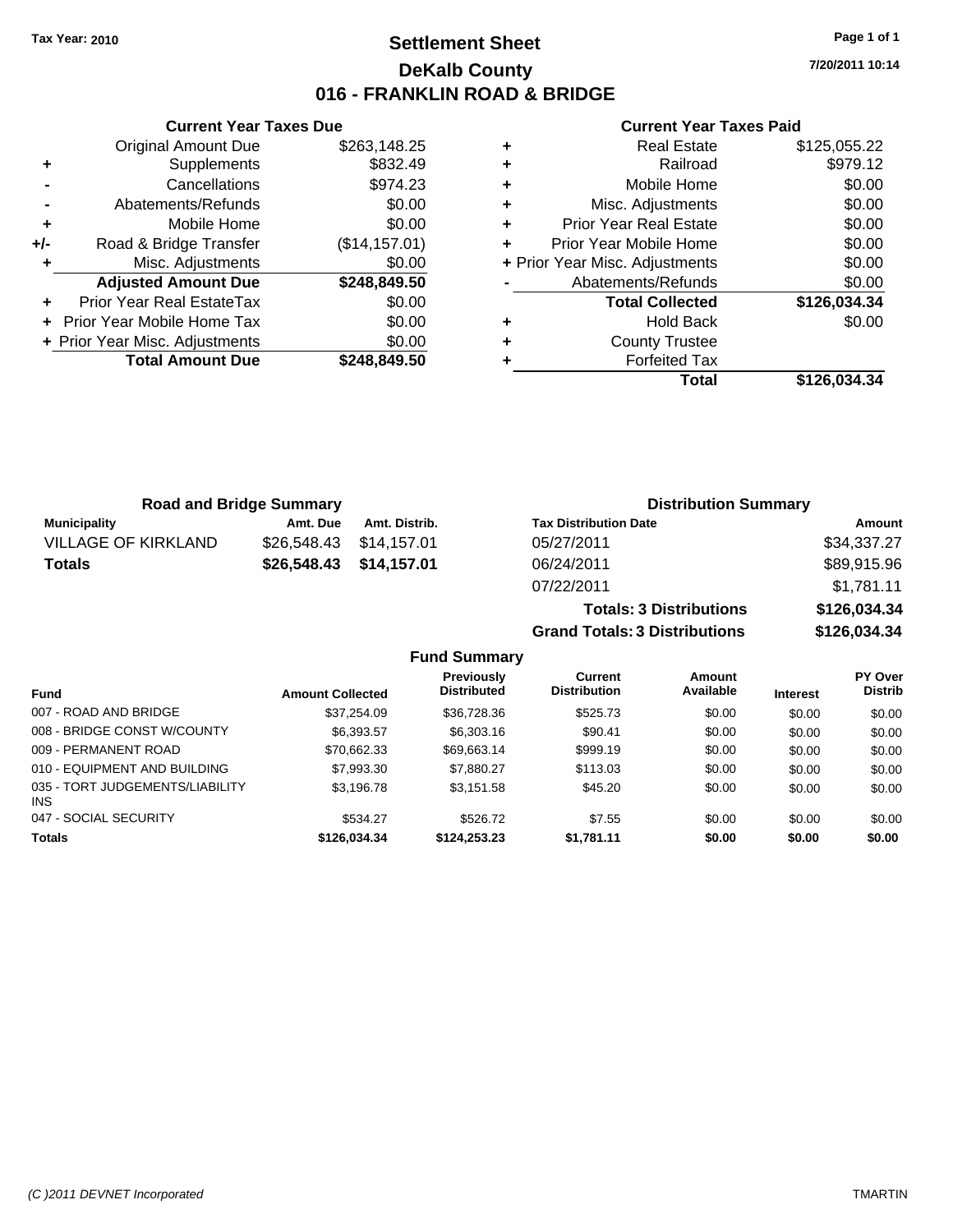Tax Year: 2010

# Settlement Sheet
## DeKalb County
## 016 - FRANKLIN ROAD & BRIDGE

7/20/2011 10:14

### Current Year Taxes Due

| | | |
|---|---|---|
| | Original Amount Due | $263,148.25 |
| + | Supplements | $832.49 |
| - | Cancellations | $974.23 |
| - | Abatements/Refunds | $0.00 |
| + | Mobile Home | $0.00 |
| +/- | Road & Bridge Transfer | ($14,157.01) |
| + | Misc. Adjustments | $0.00 |
| | **Adjusted Amount Due** | **$248,849.50** |
| + | Prior Year Real EstateTax | $0.00 |
| + | Prior Year Mobile Home Tax | $0.00 |
| + | Prior Year Misc. Adjustments | $0.00 |
| | **Total Amount Due** | **$248,849.50** |

### Current Year Taxes Paid

| | | |
|---|---|---|
| + | Real Estate | $125,055.22 |
| + | Railroad | $979.12 |
| + | Mobile Home | $0.00 |
| + | Misc. Adjustments | $0.00 |
| + | Prior Year Real Estate | $0.00 |
| + | Prior Year Mobile Home | $0.00 |
| + | Prior Year Misc. Adjustments | $0.00 |
| - | Abatements/Refunds | $0.00 |
| | **Total Collected** | **$126,034.34** |
| + | Hold Back | $0.00 |
| + | County Trustee | |
| + | Forfeited Tax | |
| | **Total** | **$126,034.34** |

### Road and Bridge Summary

| Municipality | Amt. Due | Amt. Distrib. |
|---|---|---|
| VILLAGE OF KIRKLAND | $26,548.43 | $14,157.01 |
| **Totals** | **$26,548.43** | **$14,157.01** |

### Distribution Summary

| Tax Distribution Date | Amount |
|---|---|
| 05/27/2011 | $34,337.27 |
| 06/24/2011 | $89,915.96 |
| 07/22/2011 | $1,781.11 |
| **Totals: 3 Distributions** | **$126,034.34** |
| **Grand Totals: 3 Distributions** | **$126,034.34** |

### Fund Summary

| Fund | Amount Collected | Previously Distributed | Current Distribution | Amount Available | Interest | PY Over Distrib |
|---|---|---|---|---|---|---|
| 007 - ROAD AND BRIDGE | $37,254.09 | $36,728.36 | $525.73 | $0.00 | $0.00 | $0.00 |
| 008 - BRIDGE CONST W/COUNTY | $6,393.57 | $6,303.16 | $90.41 | $0.00 | $0.00 | $0.00 |
| 009 - PERMANENT ROAD | $70,662.33 | $69,663.14 | $999.19 | $0.00 | $0.00 | $0.00 |
| 010 - EQUIPMENT AND BUILDING | $7,993.30 | $7,880.27 | $113.03 | $0.00 | $0.00 | $0.00 |
| 035 - TORT JUDGEMENTS/LIABILITY INS | $3,196.78 | $3,151.58 | $45.20 | $0.00 | $0.00 | $0.00 |
| 047 - SOCIAL SECURITY | $534.27 | $526.72 | $7.55 | $0.00 | $0.00 | $0.00 |
| **Totals** | **$126,034.34** | **$124,253.23** | **$1,781.11** | **$0.00** | **$0.00** | **$0.00** |

(C )2011 DEVNET Incorporated TMARTIN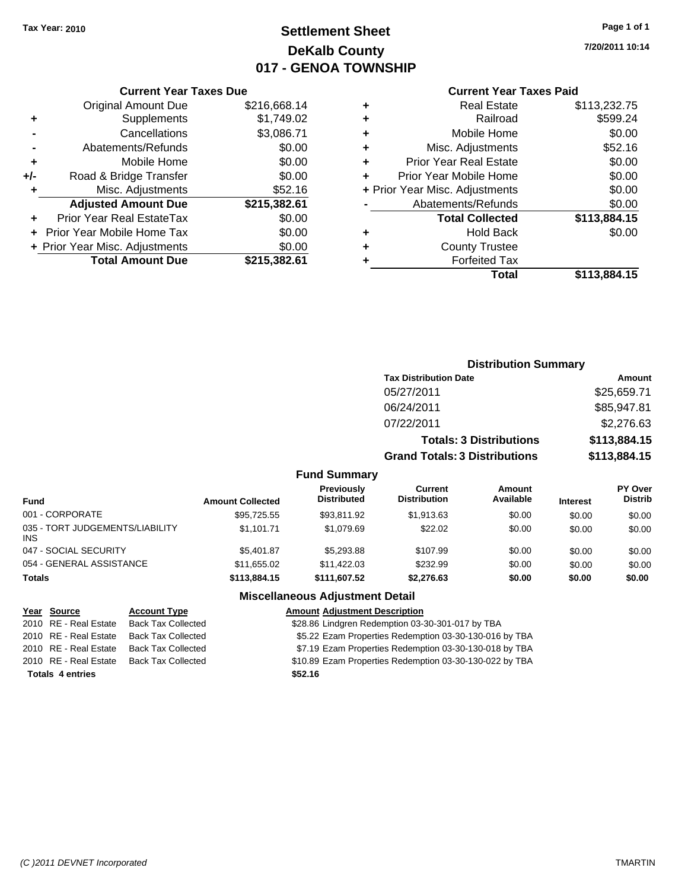Tax Year: 2010

# Settlement Sheet
## DeKalb County
## 017 - GENOA TOWNSHIP

7/20/2011 10:14

### Current Year Taxes Due

| | | |
|---|---|---|
| | Original Amount Due | $216,668.14 |
| + | Supplements | $1,749.02 |
| - | Cancellations | $3,086.71 |
| - | Abatements/Refunds | $0.00 |
| + | Mobile Home | $0.00 |
| +/- | Road & Bridge Transfer | $0.00 |
| + | Misc. Adjustments | $52.16 |
| | **Adjusted Amount Due** | **$215,382.61** |
| + | Prior Year Real EstateTax | $0.00 |
| + | Prior Year Mobile Home Tax | $0.00 |
| + | Prior Year Misc. Adjustments | $0.00 |
| | **Total Amount Due** | **$215,382.61** |

### Current Year Taxes Paid

| | | |
|---|---|---|
| + | Real Estate | $113,232.75 |
| + | Railroad | $599.24 |
| + | Mobile Home | $0.00 |
| + | Misc. Adjustments | $52.16 |
| + | Prior Year Real Estate | $0.00 |
| + | Prior Year Mobile Home | $0.00 |
| + | Prior Year Misc. Adjustments | $0.00 |
| - | Abatements/Refunds | $0.00 |
| | **Total Collected** | **$113,884.15** |
| + | Hold Back | $0.00 |
| + | County Trustee | |
| + | Forfeited Tax | |
| | **Total** | **$113,884.15** |

### Distribution Summary

| Tax Distribution Date | Amount |
|---|---|
| 05/27/2011 | $25,659.71 |
| 06/24/2011 | $85,947.81 |
| 07/22/2011 | $2,276.63 |
| **Totals: 3 Distributions** | **$113,884.15** |
| **Grand Totals: 3 Distributions** | **$113,884.15** |

### Fund Summary

| Fund | Amount Collected | Previously Distributed | Current Distribution | Amount Available | Interest | PY Over Distrib |
|---|---|---|---|---|---|---|
| 001 - CORPORATE | $95,725.55 | $93,811.92 | $1,913.63 | $0.00 | $0.00 | $0.00 |
| 035 - TORT JUDGEMENTS/LIABILITY INS | $1,101.71 | $1,079.69 | $22.02 | $0.00 | $0.00 | $0.00 |
| 047 - SOCIAL SECURITY | $5,401.87 | $5,293.88 | $107.99 | $0.00 | $0.00 | $0.00 |
| 054 - GENERAL ASSISTANCE | $11,655.02 | $11,422.03 | $232.99 | $0.00 | $0.00 | $0.00 |
| **Totals** | **$113,884.15** | **$111,607.52** | **$2,276.63** | **$0.00** | **$0.00** | **$0.00** |

### Miscellaneous Adjustment Detail

| Year | Source | Account Type | Amount | Adjustment Description |
|---|---|---|---|---|
| 2010 | RE - Real Estate | Back Tax Collected | $28.86 | Lindgren Redemption 03-30-301-017 by TBA |
| 2010 | RE - Real Estate | Back Tax Collected | $5.22 | Ezam Properties Redemption 03-30-130-016 by TBA |
| 2010 | RE - Real Estate | Back Tax Collected | $7.19 | Ezam Properties Redemption 03-30-130-018 by TBA |
| 2010 | RE - Real Estate | Back Tax Collected | $10.89 | Ezam Properties Redemption 03-30-130-022 by TBA |
| **Totals 4 entries** | | | **$52.16** | |

(C )2011 DEVNET Incorporated — TMARTIN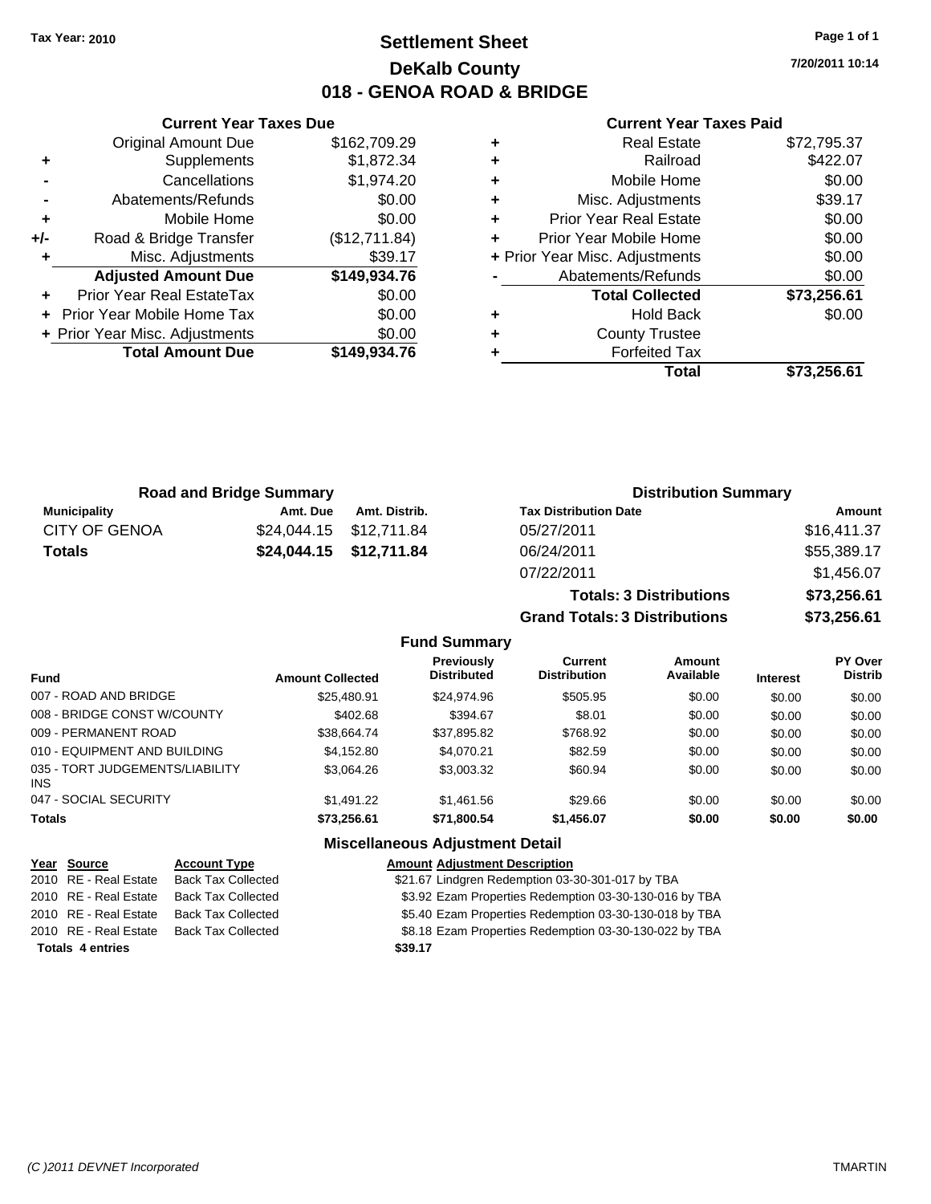Tax Year: 2010

# Settlement Sheet
## DeKalb County
## 018 - GENOA ROAD & BRIDGE

7/20/2011 10:14

### Current Year Taxes Due

| | | |
|---|---|---|
| | Original Amount Due | $162,709.29 |
| + | Supplements | $1,872.34 |
| - | Cancellations | $1,974.20 |
| - | Abatements/Refunds | $0.00 |
| + | Mobile Home | $0.00 |
| +/- | Road & Bridge Transfer | ($12,711.84) |
| + | Misc. Adjustments | $39.17 |
| | **Adjusted Amount Due** | **$149,934.76** |
| + | Prior Year Real EstateTax | $0.00 |
| + | Prior Year Mobile Home Tax | $0.00 |
| + | Prior Year Misc. Adjustments | $0.00 |
| | **Total Amount Due** | **$149,934.76** |

### Current Year Taxes Paid

| | | |
|---|---|---|
| + | Real Estate | $72,795.37 |
| + | Railroad | $422.07 |
| + | Mobile Home | $0.00 |
| + | Misc. Adjustments | $39.17 |
| + | Prior Year Real Estate | $0.00 |
| + | Prior Year Mobile Home | $0.00 |
| + | Prior Year Misc. Adjustments | $0.00 |
| - | Abatements/Refunds | $0.00 |
| | **Total Collected** | **$73,256.61** |
| + | Hold Back | $0.00 |
| + | County Trustee | |
| + | Forfeited Tax | |
| | **Total** | **$73,256.61** |

### Road and Bridge Summary

| Municipality | Amt. Due | Amt. Distrib. |
|---|---|---|
| CITY OF GENOA | $24,044.15 | $12,711.84 |
| **Totals** | **$24,044.15** | **$12,711.84** |

### Distribution Summary

| Tax Distribution Date | Amount |
|---|---|
| 05/27/2011 | $16,411.37 |
| 06/24/2011 | $55,389.17 |
| 07/22/2011 | $1,456.07 |
| **Totals: 3 Distributions** | **$73,256.61** |
| **Grand Totals: 3 Distributions** | **$73,256.61** |

### Fund Summary

| Fund | Amount Collected | Previously Distributed | Current Distribution | Amount Available | Interest | PY Over Distrib |
|---|---|---|---|---|---|---|
| 007 - ROAD AND BRIDGE | $25,480.91 | $24,974.96 | $505.95 | $0.00 | $0.00 | $0.00 |
| 008 - BRIDGE CONST W/COUNTY | $402.68 | $394.67 | $8.01 | $0.00 | $0.00 | $0.00 |
| 009 - PERMANENT ROAD | $38,664.74 | $37,895.82 | $768.92 | $0.00 | $0.00 | $0.00 |
| 010 - EQUIPMENT AND BUILDING | $4,152.80 | $4,070.21 | $82.59 | $0.00 | $0.00 | $0.00 |
| 035 - TORT JUDGEMENTS/LIABILITY INS | $3,064.26 | $3,003.32 | $60.94 | $0.00 | $0.00 | $0.00 |
| 047 - SOCIAL SECURITY | $1,491.22 | $1,461.56 | $29.66 | $0.00 | $0.00 | $0.00 |
| **Totals** | **$73,256.61** | **$71,800.54** | **$1,456.07** | **$0.00** | **$0.00** | **$0.00** |

### Miscellaneous Adjustment Detail

| Year | Source | Account Type | Amount | Adjustment Description |
|---|---|---|---|---|
| 2010 | RE - Real Estate | Back Tax Collected | $21.67 | Lindgren Redemption 03-30-301-017 by TBA |
| 2010 | RE - Real Estate | Back Tax Collected | $3.92 | Ezam Properties Redemption 03-30-130-016 by TBA |
| 2010 | RE - Real Estate | Back Tax Collected | $5.40 | Ezam Properties Redemption 03-30-130-018 by TBA |
| 2010 | RE - Real Estate | Back Tax Collected | $8.18 | Ezam Properties Redemption 03-30-130-022 by TBA |
| **Totals 4 entries** | | | **$39.17** | |

(C )2011 DEVNET Incorporated TMARTIN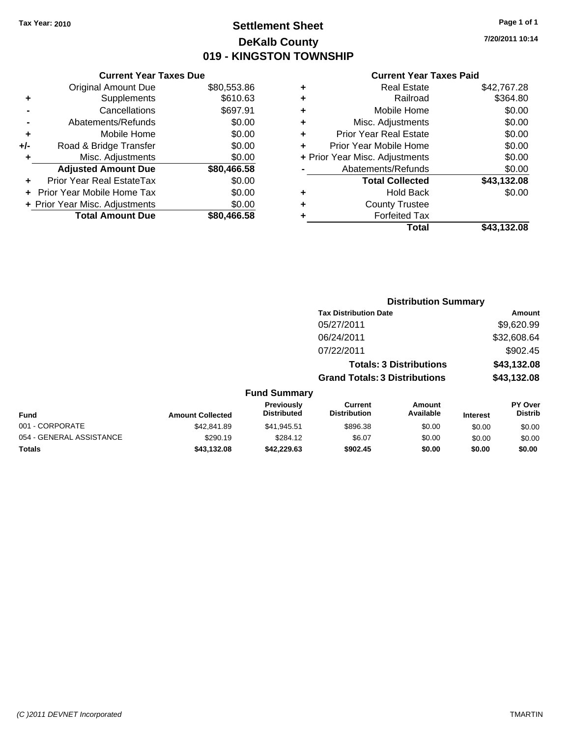Tax Year: 2010

# Settlement Sheet

## DeKalb County

## 019 - KINGSTON TOWNSHIP

7/20/2011 10:14

### Current Year Taxes Due

| | | |
|---|---|---|
| | Original Amount Due | $80,553.86 |
| + | Supplements | $610.63 |
| - | Cancellations | $697.91 |
| - | Abatements/Refunds | $0.00 |
| + | Mobile Home | $0.00 |
| +/- | Road & Bridge Transfer | $0.00 |
| + | Misc. Adjustments | $0.00 |
| | **Adjusted Amount Due** | **$80,466.58** |
| + | Prior Year Real EstateTax | $0.00 |
| + | Prior Year Mobile Home Tax | $0.00 |
| + | Prior Year Misc. Adjustments | $0.00 |
| | **Total Amount Due** | **$80,466.58** |

### Current Year Taxes Paid

| | | |
|---|---|---|
| + | Real Estate | $42,767.28 |
| + | Railroad | $364.80 |
| + | Mobile Home | $0.00 |
| + | Misc. Adjustments | $0.00 |
| + | Prior Year Real Estate | $0.00 |
| + | Prior Year Mobile Home | $0.00 |
| + | Prior Year Misc. Adjustments | $0.00 |
| - | Abatements/Refunds | $0.00 |
| | **Total Collected** | **$43,132.08** |
| + | Hold Back | $0.00 |
| + | County Trustee | |
| + | Forfeited Tax | |
| | **Total** | **$43,132.08** |

### Distribution Summary

| Tax Distribution Date | Amount |
|---|---|
| 05/27/2011 | $9,620.99 |
| 06/24/2011 | $32,608.64 |
| 07/22/2011 | $902.45 |
| **Totals: 3 Distributions** | **$43,132.08** |
| **Grand Totals: 3 Distributions** | **$43,132.08** |

### Fund Summary

| Fund | Amount Collected | Previously Distributed | Current Distribution | Amount Available | Interest | PY Over Distrib |
|---|---|---|---|---|---|---|
| 001 - CORPORATE | $42,841.89 | $41,945.51 | $896.38 | $0.00 | $0.00 | $0.00 |
| 054 - GENERAL ASSISTANCE | $290.19 | $284.12 | $6.07 | $0.00 | $0.00 | $0.00 |
| **Totals** | **$43,132.08** | **$42,229.63** | **$902.45** | **$0.00** | **$0.00** | **$0.00** |

(C )2011 DEVNET Incorporated TMARTIN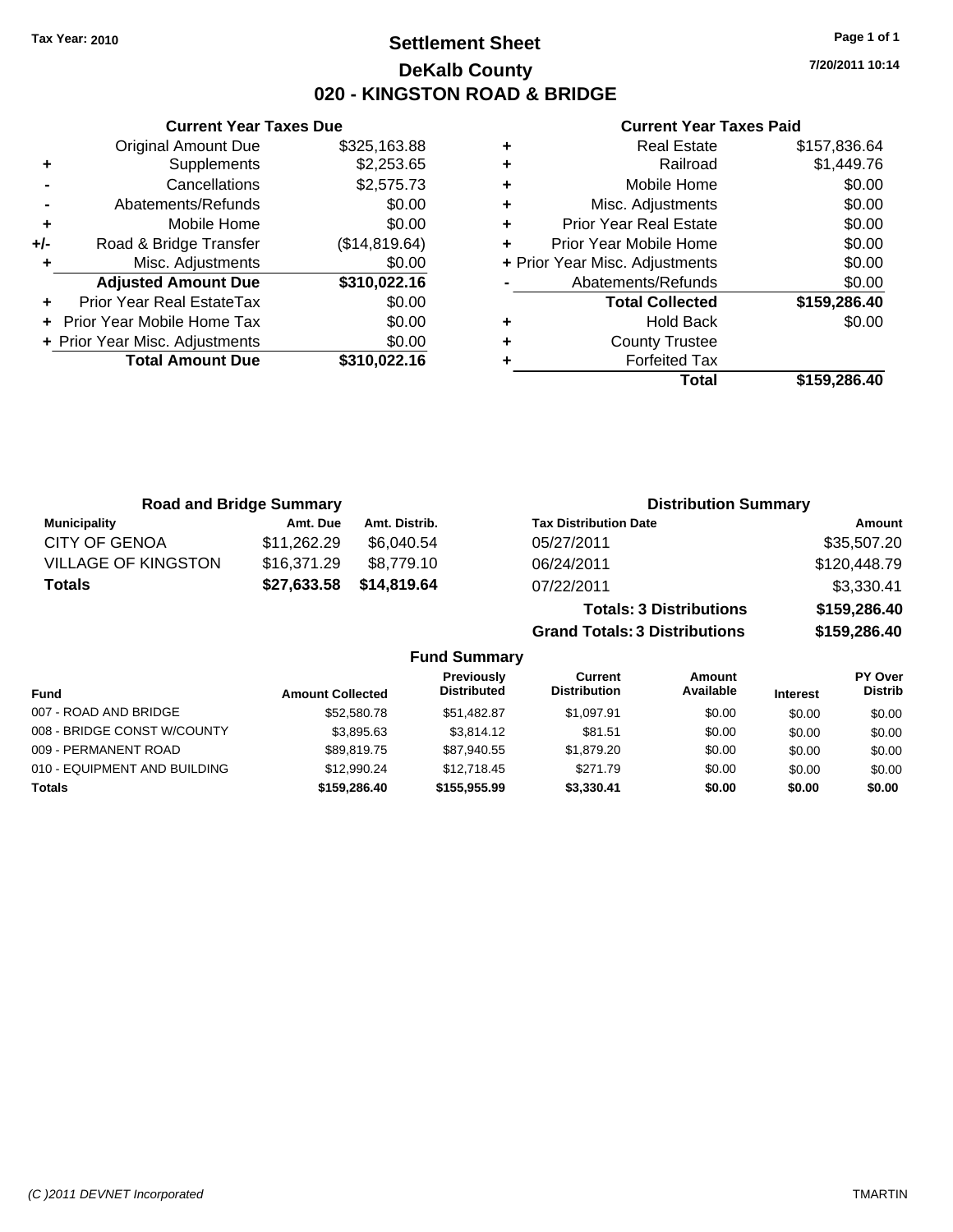Tax Year: 2010

# Settlement Sheet

## DeKalb County

## 020 - KINGSTON ROAD & BRIDGE

7/20/2011 10:14

### Current Year Taxes Due

| | | |
|---|---|---|
| | Original Amount Due | $325,163.88 |
| + | Supplements | $2,253.65 |
| - | Cancellations | $2,575.73 |
| - | Abatements/Refunds | $0.00 |
| + | Mobile Home | $0.00 |
| +/- | Road & Bridge Transfer | ($14,819.64) |
| + | Misc. Adjustments | $0.00 |
| | **Adjusted Amount Due** | **$310,022.16** |
| + | Prior Year Real EstateTax | $0.00 |
| + | Prior Year Mobile Home Tax | $0.00 |
| + | Prior Year Misc. Adjustments | $0.00 |
| | **Total Amount Due** | **$310,022.16** |

### Current Year Taxes Paid

| | | |
|---|---|---|
| + | Real Estate | $157,836.64 |
| + | Railroad | $1,449.76 |
| + | Mobile Home | $0.00 |
| + | Misc. Adjustments | $0.00 |
| + | Prior Year Real Estate | $0.00 |
| + | Prior Year Mobile Home | $0.00 |
| + | Prior Year Misc. Adjustments | $0.00 |
| - | Abatements/Refunds | $0.00 |
| | **Total Collected** | **$159,286.40** |
| + | Hold Back | $0.00 |
| + | County Trustee | |
| + | Forfeited Tax | |
| | **Total** | **$159,286.40** |

### Road and Bridge Summary

| Municipality | Amt. Due | Amt. Distrib. |
|---|---|---|
| CITY OF GENOA | $11,262.29 | $6,040.54 |
| VILLAGE OF KINGSTON | $16,371.29 | $8,779.10 |
| **Totals** | **$27,633.58** | **$14,819.64** |

### Distribution Summary

| Tax Distribution Date | Amount |
|---|---|
| 05/27/2011 | $35,507.20 |
| 06/24/2011 | $120,448.79 |
| 07/22/2011 | $3,330.41 |
| **Totals: 3 Distributions** | **$159,286.40** |
| **Grand Totals: 3 Distributions** | **$159,286.40** |

### Fund Summary

| Fund | Amount Collected | Previously Distributed | Current Distribution | Amount Available | Interest | PY Over Distrib |
|---|---|---|---|---|---|---|
| 007 - ROAD AND BRIDGE | $52,580.78 | $51,482.87 | $1,097.91 | $0.00 | $0.00 | $0.00 |
| 008 - BRIDGE CONST W/COUNTY | $3,895.63 | $3,814.12 | $81.51 | $0.00 | $0.00 | $0.00 |
| 009 - PERMANENT ROAD | $89,819.75 | $87,940.55 | $1,879.20 | $0.00 | $0.00 | $0.00 |
| 010 - EQUIPMENT AND BUILDING | $12,990.24 | $12,718.45 | $271.79 | $0.00 | $0.00 | $0.00 |
| **Totals** | **$159,286.40** | **$155,955.99** | **$3,330.41** | **$0.00** | **$0.00** | **$0.00** |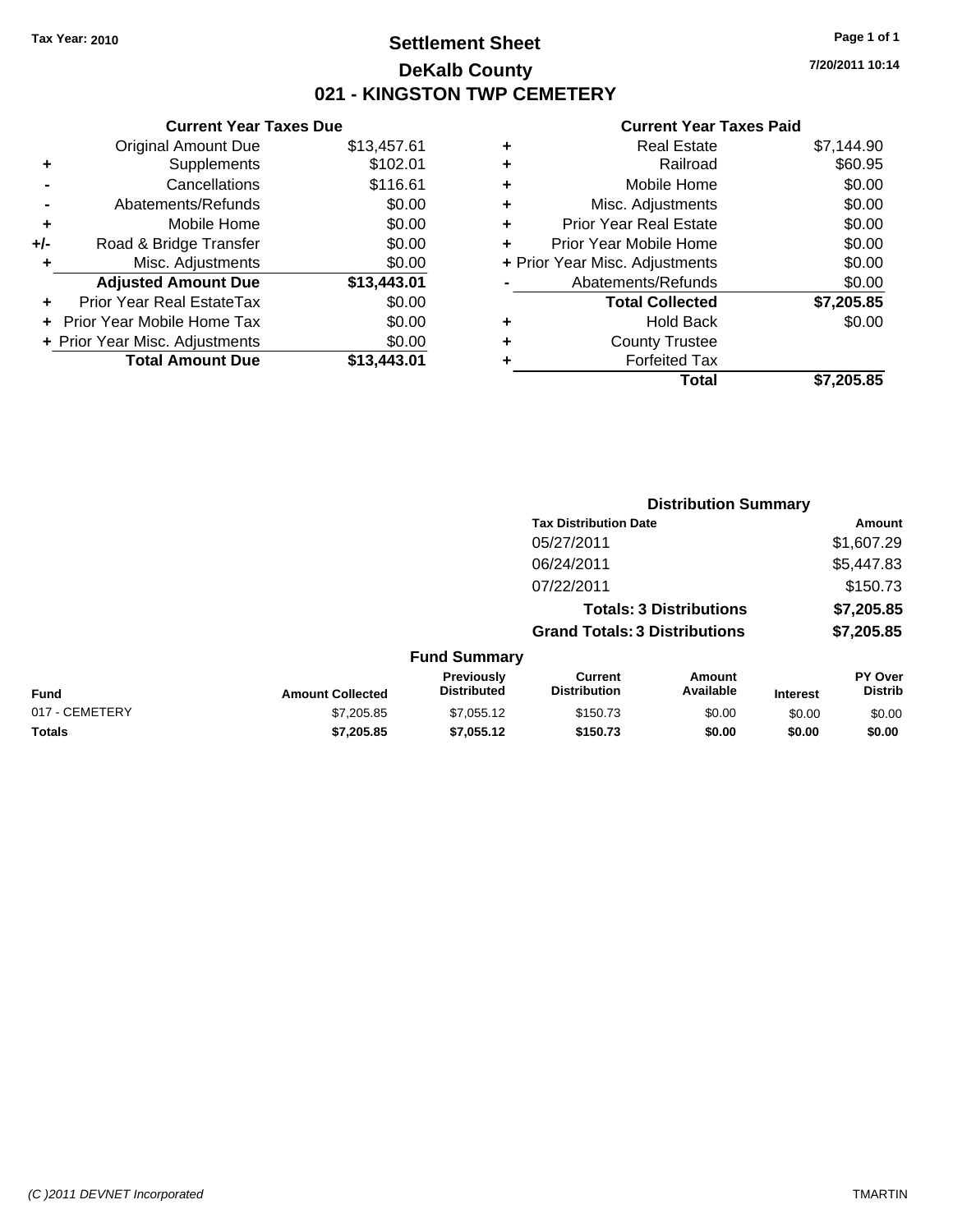Tax Year: 2010

# Settlement Sheet

## DeKalb County

## 021 - KINGSTON TWP CEMETERY

7/20/2011 10:14

### Current Year Taxes Due

| | | |
|---|---|---|
| | Original Amount Due | $13,457.61 |
| + | Supplements | $102.01 |
| - | Cancellations | $116.61 |
| - | Abatements/Refunds | $0.00 |
| + | Mobile Home | $0.00 |
| +/- | Road & Bridge Transfer | $0.00 |
| + | Misc. Adjustments | $0.00 |
| | **Adjusted Amount Due** | **$13,443.01** |
| + | Prior Year Real EstateTax | $0.00 |
| + | Prior Year Mobile Home Tax | $0.00 |
| + | Prior Year Misc. Adjustments | $0.00 |
| | **Total Amount Due** | **$13,443.01** |

### Current Year Taxes Paid

| | | |
|---|---|---|
| + | Real Estate | $7,144.90 |
| + | Railroad | $60.95 |
| + | Mobile Home | $0.00 |
| + | Misc. Adjustments | $0.00 |
| + | Prior Year Real Estate | $0.00 |
| + | Prior Year Mobile Home | $0.00 |
| + | Prior Year Misc. Adjustments | $0.00 |
| - | Abatements/Refunds | $0.00 |
| | **Total Collected** | **$7,205.85** |
| + | Hold Back | $0.00 |
| + | County Trustee | |
| + | Forfeited Tax | |
| | **Total** | **$7,205.85** |

### Distribution Summary

| Tax Distribution Date | Amount |
|---|---|
| 05/27/2011 | $1,607.29 |
| 06/24/2011 | $5,447.83 |
| 07/22/2011 | $150.73 |
| **Totals: 3 Distributions** | **$7,205.85** |
| **Grand Totals: 3 Distributions** | **$7,205.85** |

### Fund Summary

| Fund | Amount Collected | Previously Distributed | Current Distribution | Amount Available | Interest | PY Over Distrib |
|---|---|---|---|---|---|---|
| 017 - CEMETERY | $7,205.85 | $7,055.12 | $150.73 | $0.00 | $0.00 | $0.00 |
| **Totals** | **$7,205.85** | **$7,055.12** | **$150.73** | **$0.00** | **$0.00** | **$0.00** |

(C )2011 DEVNET Incorporated

TMARTIN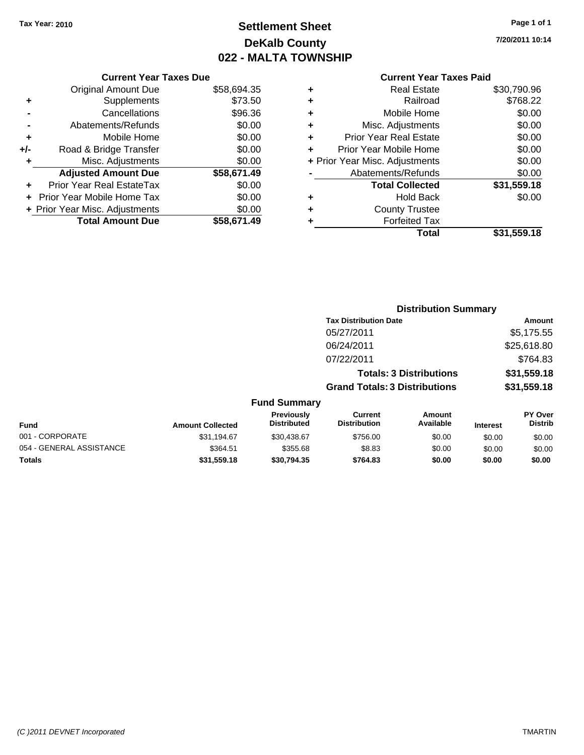Tax Year: 2010

# Settlement Sheet
## DeKalb County
## 022 - MALTA TOWNSHIP

7/20/2011 10:14

### Current Year Taxes Due

| | | |
|---|---|---|
| | Original Amount Due | $58,694.35 |
| + | Supplements | $73.50 |
| - | Cancellations | $96.36 |
| - | Abatements/Refunds | $0.00 |
| + | Mobile Home | $0.00 |
| +/- | Road & Bridge Transfer | $0.00 |
| + | Misc. Adjustments | $0.00 |
| | **Adjusted Amount Due** | **$58,671.49** |
| + | Prior Year Real EstateTax | $0.00 |
| + | Prior Year Mobile Home Tax | $0.00 |
| + | Prior Year Misc. Adjustments | $0.00 |
| | **Total Amount Due** | **$58,671.49** |

### Current Year Taxes Paid

| | | |
|---|---|---|
| + | Real Estate | $30,790.96 |
| + | Railroad | $768.22 |
| + | Mobile Home | $0.00 |
| + | Misc. Adjustments | $0.00 |
| + | Prior Year Real Estate | $0.00 |
| + | Prior Year Mobile Home | $0.00 |
| + | Prior Year Misc. Adjustments | $0.00 |
| - | Abatements/Refunds | $0.00 |
| | **Total Collected** | **$31,559.18** |
| + | Hold Back | $0.00 |
| + | County Trustee | |
| + | Forfeited Tax | |
| | **Total** | **$31,559.18** |

### Distribution Summary

| Tax Distribution Date | Amount |
|---|---|
| 05/27/2011 | $5,175.55 |
| 06/24/2011 | $25,618.80 |
| 07/22/2011 | $764.83 |
| **Totals: 3 Distributions** | **$31,559.18** |
| **Grand Totals: 3 Distributions** | **$31,559.18** |

### Fund Summary

| Fund | Amount Collected | Previously Distributed | Current Distribution | Amount Available | Interest | PY Over Distrib |
|---|---|---|---|---|---|---|
| 001 - CORPORATE | $31,194.67 | $30,438.67 | $756.00 | $0.00 | $0.00 | $0.00 |
| 054 - GENERAL ASSISTANCE | $364.51 | $355.68 | $8.83 | $0.00 | $0.00 | $0.00 |
| **Totals** | **$31,559.18** | **$30,794.35** | **$764.83** | **$0.00** | **$0.00** | **$0.00** |

(C )2011 DEVNET Incorporated TMARTIN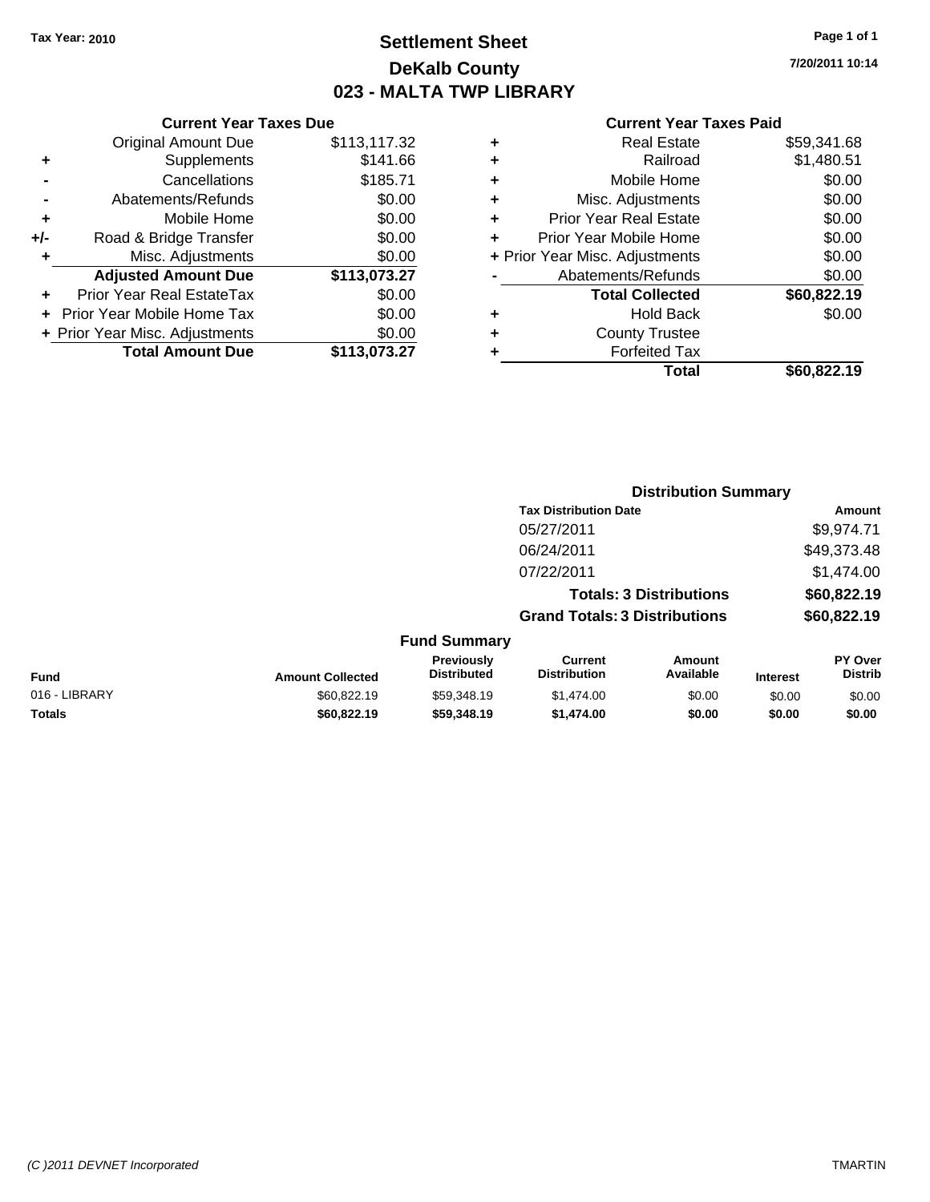Tax Year: 2010

# Settlement Sheet
## DeKalb County
## 023 - MALTA TWP LIBRARY

7/20/2011 10:14

### Current Year Taxes Due

| | | |
|---|---|---|
| | Original Amount Due | $113,117.32 |
| + | Supplements | $141.66 |
| - | Cancellations | $185.71 |
| - | Abatements/Refunds | $0.00 |
| + | Mobile Home | $0.00 |
| +/- | Road & Bridge Transfer | $0.00 |
| + | Misc. Adjustments | $0.00 |
| | **Adjusted Amount Due** | **$113,073.27** |
| + | Prior Year Real EstateTax | $0.00 |
| + | Prior Year Mobile Home Tax | $0.00 |
| + | Prior Year Misc. Adjustments | $0.00 |
| | **Total Amount Due** | **$113,073.27** |

### Current Year Taxes Paid

| | | |
|---|---|---|
| + | Real Estate | $59,341.68 |
| + | Railroad | $1,480.51 |
| + | Mobile Home | $0.00 |
| + | Misc. Adjustments | $0.00 |
| + | Prior Year Real Estate | $0.00 |
| + | Prior Year Mobile Home | $0.00 |
| + | Prior Year Misc. Adjustments | $0.00 |
| - | Abatements/Refunds | $0.00 |
| | **Total Collected** | **$60,822.19** |
| + | Hold Back | $0.00 |
| + | County Trustee | |
| + | Forfeited Tax | |
| | **Total** | **$60,822.19** |

### Distribution Summary

| Tax Distribution Date | Amount |
|---|---|
| 05/27/2011 | $9,974.71 |
| 06/24/2011 | $49,373.48 |
| 07/22/2011 | $1,474.00 |
| **Totals: 3 Distributions** | **$60,822.19** |
| **Grand Totals: 3 Distributions** | **$60,822.19** |

### Fund Summary

| Fund | Amount Collected | Previously Distributed | Current Distribution | Amount Available | Interest | PY Over Distrib |
|---|---|---|---|---|---|---|
| 016 - LIBRARY | $60,822.19 | $59,348.19 | $1,474.00 | $0.00 | $0.00 | $0.00 |
| **Totals** | **$60,822.19** | **$59,348.19** | **$1,474.00** | **$0.00** | **$0.00** | **$0.00** |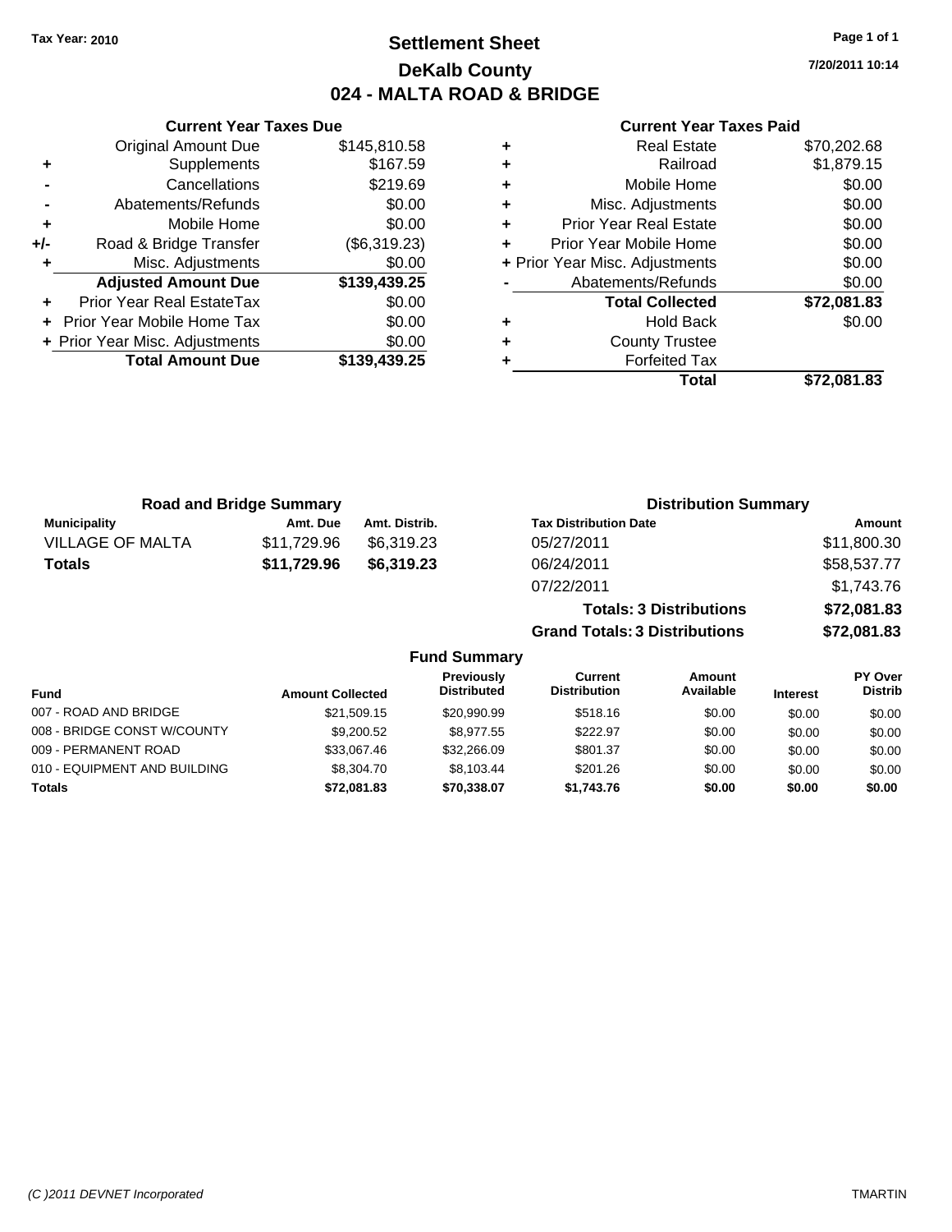Tax Year: 2010

# Settlement Sheet
## DeKalb County
## 024 - MALTA ROAD & BRIDGE

7/20/2011 10:14

### Current Year Taxes Due

| | | |
|---|---|---|
| | Original Amount Due | $145,810.58 |
| + | Supplements | $167.59 |
| - | Cancellations | $219.69 |
| - | Abatements/Refunds | $0.00 |
| + | Mobile Home | $0.00 |
| +/- | Road & Bridge Transfer | ($6,319.23) |
| + | Misc. Adjustments | $0.00 |
| | **Adjusted Amount Due** | **$139,439.25** |
| + | Prior Year Real EstateTax | $0.00 |
| + | Prior Year Mobile Home Tax | $0.00 |
| + | Prior Year Misc. Adjustments | $0.00 |
| | **Total Amount Due** | **$139,439.25** |

### Current Year Taxes Paid

| | | |
|---|---|---|
| + | Real Estate | $70,202.68 |
| + | Railroad | $1,879.15 |
| + | Mobile Home | $0.00 |
| + | Misc. Adjustments | $0.00 |
| + | Prior Year Real Estate | $0.00 |
| + | Prior Year Mobile Home | $0.00 |
| + | Prior Year Misc. Adjustments | $0.00 |
| - | Abatements/Refunds | $0.00 |
| | **Total Collected** | **$72,081.83** |
| + | Hold Back | $0.00 |
| + | County Trustee | |
| + | Forfeited Tax | |
| | **Total** | **$72,081.83** |

### Road and Bridge Summary

| Municipality | Amt. Due | Amt. Distrib. |
|---|---|---|
| VILLAGE OF MALTA | $11,729.96 | $6,319.23 |
| **Totals** | **$11,729.96** | **$6,319.23** |

### Distribution Summary

| Tax Distribution Date | Amount |
|---|---|
| 05/27/2011 | $11,800.30 |
| 06/24/2011 | $58,537.77 |
| 07/22/2011 | $1,743.76 |
| **Totals: 3 Distributions** | **$72,081.83** |
| **Grand Totals: 3 Distributions** | **$72,081.83** |

### Fund Summary

| Fund | Amount Collected | Previously Distributed | Current Distribution | Amount Available | Interest | PY Over Distrib |
|---|---|---|---|---|---|---|
| 007 - ROAD AND BRIDGE | $21,509.15 | $20,990.99 | $518.16 | $0.00 | $0.00 | $0.00 |
| 008 - BRIDGE CONST W/COUNTY | $9,200.52 | $8,977.55 | $222.97 | $0.00 | $0.00 | $0.00 |
| 009 - PERMANENT ROAD | $33,067.46 | $32,266.09 | $801.37 | $0.00 | $0.00 | $0.00 |
| 010 - EQUIPMENT AND BUILDING | $8,304.70 | $8,103.44 | $201.26 | $0.00 | $0.00 | $0.00 |
| **Totals** | **$72,081.83** | **$70,338.07** | **$1,743.76** | **$0.00** | **$0.00** | **$0.00** |

(C )2011 DEVNET Incorporated TMARTIN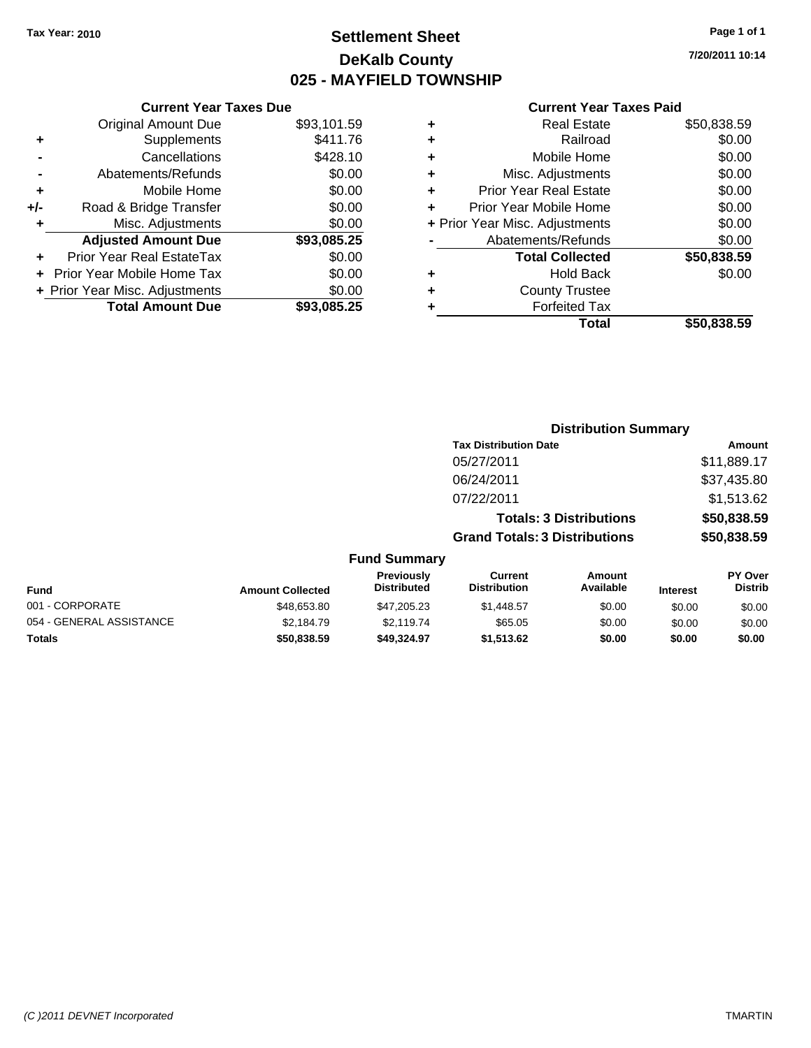Tax Year: 2010

# Settlement Sheet
## DeKalb County
## 025 - MAYFIELD TOWNSHIP

7/20/2011 10:14

### Current Year Taxes Due

| | | |
|---|---|---|
| | Original Amount Due | $93,101.59 |
| + | Supplements | $411.76 |
| - | Cancellations | $428.10 |
| - | Abatements/Refunds | $0.00 |
| + | Mobile Home | $0.00 |
| +/- | Road & Bridge Transfer | $0.00 |
| + | Misc. Adjustments | $0.00 |
| | **Adjusted Amount Due** | **$93,085.25** |
| + | Prior Year Real EstateTax | $0.00 |
| + | Prior Year Mobile Home Tax | $0.00 |
| + | Prior Year Misc. Adjustments | $0.00 |
| | **Total Amount Due** | **$93,085.25** |

### Current Year Taxes Paid

| | | |
|---|---|---|
| + | Real Estate | $50,838.59 |
| + | Railroad | $0.00 |
| + | Mobile Home | $0.00 |
| + | Misc. Adjustments | $0.00 |
| + | Prior Year Real Estate | $0.00 |
| + | Prior Year Mobile Home | $0.00 |
| + | Prior Year Misc. Adjustments | $0.00 |
| - | Abatements/Refunds | $0.00 |
| | **Total Collected** | **$50,838.59** |
| + | Hold Back | $0.00 |
| + | County Trustee | |
| + | Forfeited Tax | |
| | **Total** | **$50,838.59** |

### Distribution Summary

| Tax Distribution Date | Amount |
|---|---|
| 05/27/2011 | $11,889.17 |
| 06/24/2011 | $37,435.80 |
| 07/22/2011 | $1,513.62 |
| **Totals: 3 Distributions** | **$50,838.59** |
| **Grand Totals: 3 Distributions** | **$50,838.59** |

### Fund Summary

| Fund | Amount Collected | Previously Distributed | Current Distribution | Amount Available | Interest | PY Over Distrib |
|---|---|---|---|---|---|---|
| 001 - CORPORATE | $48,653.80 | $47,205.23 | $1,448.57 | $0.00 | $0.00 | $0.00 |
| 054 - GENERAL ASSISTANCE | $2,184.79 | $2,119.74 | $65.05 | $0.00 | $0.00 | $0.00 |
| **Totals** | **$50,838.59** | **$49,324.97** | **$1,513.62** | **$0.00** | **$0.00** | **$0.00** |

(C )2011 DEVNET Incorporated

TMARTIN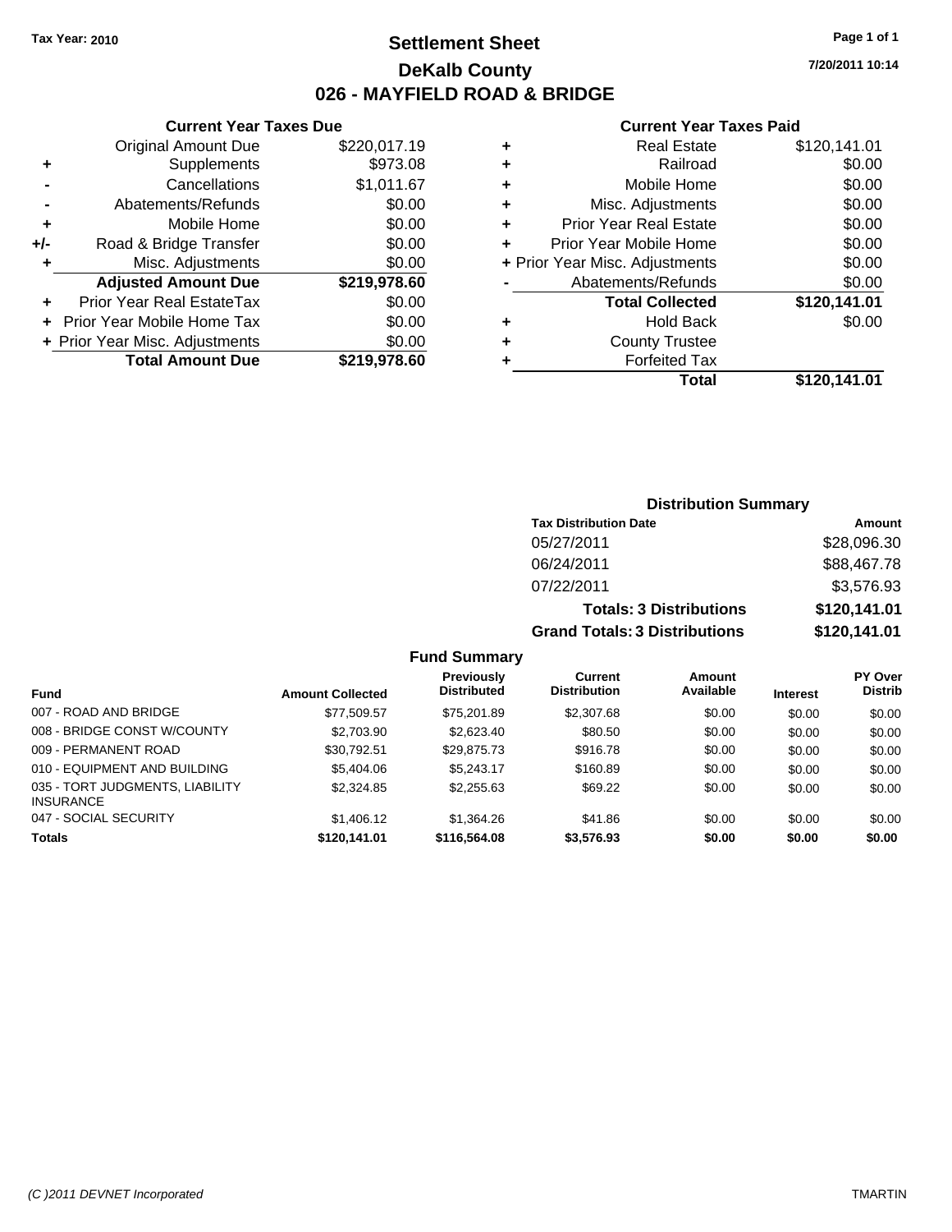**Tax Year: 2010**

# Settlement Sheet

## DeKalb County

## 026 - MAYFIELD ROAD & BRIDGE

7/20/2011 10:14

### Current Year Taxes Due

| | | |
|---|---|---|
| | Original Amount Due | $220,017.19 |
| + | Supplements | $973.08 |
| - | Cancellations | $1,011.67 |
| - | Abatements/Refunds | $0.00 |
| + | Mobile Home | $0.00 |
| +/- | Road & Bridge Transfer | $0.00 |
| + | Misc. Adjustments | $0.00 |
| | **Adjusted Amount Due** | **$219,978.60** |
| + | Prior Year Real EstateTax | $0.00 |
| + | Prior Year Mobile Home Tax | $0.00 |
| + | Prior Year Misc. Adjustments | $0.00 |
| | **Total Amount Due** | **$219,978.60** |

### Current Year Taxes Paid

| | | |
|---|---|---|
| + | Real Estate | $120,141.01 |
| + | Railroad | $0.00 |
| + | Mobile Home | $0.00 |
| + | Misc. Adjustments | $0.00 |
| + | Prior Year Real Estate | $0.00 |
| + | Prior Year Mobile Home | $0.00 |
| + | Prior Year Misc. Adjustments | $0.00 |
| - | Abatements/Refunds | $0.00 |
| | **Total Collected** | **$120,141.01** |
| + | Hold Back | $0.00 |
| + | County Trustee | |
| + | Forfeited Tax | |
| | **Total** | **$120,141.01** |

### Distribution Summary

| Tax Distribution Date | Amount |
|---|---|
| 05/27/2011 | $28,096.30 |
| 06/24/2011 | $88,467.78 |
| 07/22/2011 | $3,576.93 |
| **Totals: 3 Distributions** | **$120,141.01** |
| **Grand Totals: 3 Distributions** | **$120,141.01** |

### Fund Summary

| Fund | Amount Collected | Previously Distributed | Current Distribution | Amount Available | Interest | PY Over Distrib |
|---|---|---|---|---|---|---|
| 007 - ROAD AND BRIDGE | $77,509.57 | $75,201.89 | $2,307.68 | $0.00 | $0.00 | $0.00 |
| 008 - BRIDGE CONST W/COUNTY | $2,703.90 | $2,623.40 | $80.50 | $0.00 | $0.00 | $0.00 |
| 009 - PERMANENT ROAD | $30,792.51 | $29,875.73 | $916.78 | $0.00 | $0.00 | $0.00 |
| 010 - EQUIPMENT AND BUILDING | $5,404.06 | $5,243.17 | $160.89 | $0.00 | $0.00 | $0.00 |
| 035 - TORT JUDGMENTS, LIABILITY INSURANCE | $2,324.85 | $2,255.63 | $69.22 | $0.00 | $0.00 | $0.00 |
| 047 - SOCIAL SECURITY | $1,406.12 | $1,364.26 | $41.86 | $0.00 | $0.00 | $0.00 |
| **Totals** | **$120,141.01** | **$116,564.08** | **$3,576.93** | **$0.00** | **$0.00** | **$0.00** |

(C )2011 DEVNET Incorporated TMARTIN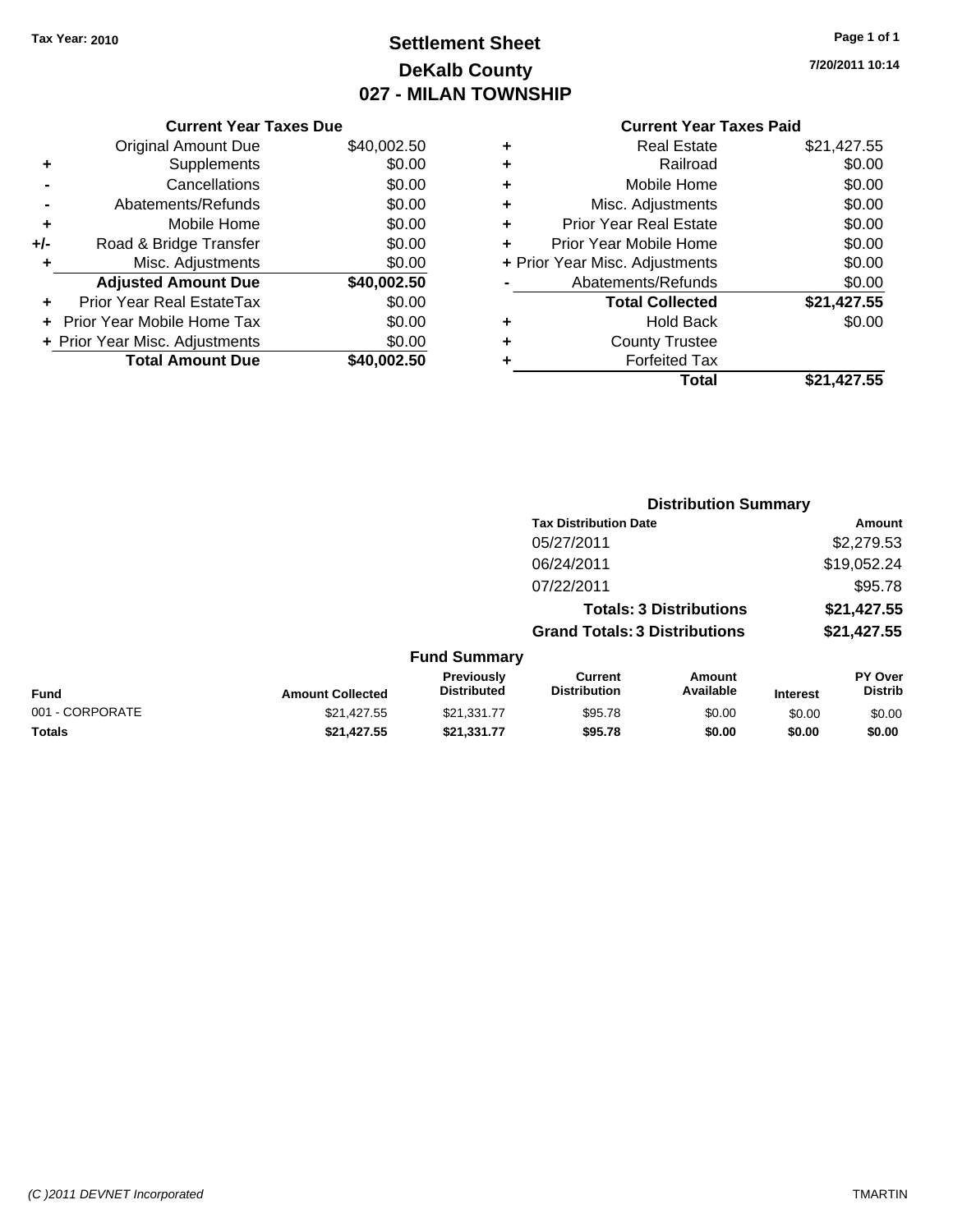Tax Year: 2010

# Settlement Sheet
## DeKalb County
## 027 - MILAN TOWNSHIP

7/20/2011 10:14

**Current Year Taxes Due**

| | | |
|---|---|---|
| | Original Amount Due | $40,002.50 |
| + | Supplements | $0.00 |
| - | Cancellations | $0.00 |
| - | Abatements/Refunds | $0.00 |
| + | Mobile Home | $0.00 |
| +/- | Road & Bridge Transfer | $0.00 |
| + | Misc. Adjustments | $0.00 |
| | **Adjusted Amount Due** | **$40,002.50** |
| + | Prior Year Real EstateTax | $0.00 |
| + | Prior Year Mobile Home Tax | $0.00 |
| + | Prior Year Misc. Adjustments | $0.00 |
| | **Total Amount Due** | **$40,002.50** |

**Current Year Taxes Paid**

| | | |
|---|---|---|
| + | Real Estate | $21,427.55 |
| + | Railroad | $0.00 |
| + | Mobile Home | $0.00 |
| + | Misc. Adjustments | $0.00 |
| + | Prior Year Real Estate | $0.00 |
| + | Prior Year Mobile Home | $0.00 |
| + | Prior Year Misc. Adjustments | $0.00 |
| - | Abatements/Refunds | $0.00 |
| | **Total Collected** | **$21,427.55** |
| + | Hold Back | $0.00 |
| + | County Trustee | |
| + | Forfeited Tax | |
| | **Total** | **$21,427.55** |

**Distribution Summary**

| Tax Distribution Date | Amount |
|---|---|
| 05/27/2011 | $2,279.53 |
| 06/24/2011 | $19,052.24 |
| 07/22/2011 | $95.78 |
| **Totals: 3 Distributions** | **$21,427.55** |
| **Grand Totals: 3 Distributions** | **$21,427.55** |

**Fund Summary**

| Fund | Amount Collected | Previously Distributed | Current Distribution | Amount Available | Interest | PY Over Distrib |
|---|---|---|---|---|---|---|
| 001 - CORPORATE | $21,427.55 | $21,331.77 | $95.78 | $0.00 | $0.00 | $0.00 |
| **Totals** | **$21,427.55** | **$21,331.77** | **$95.78** | **$0.00** | **$0.00** | **$0.00** |

(C )2011 DEVNET Incorporated TMARTIN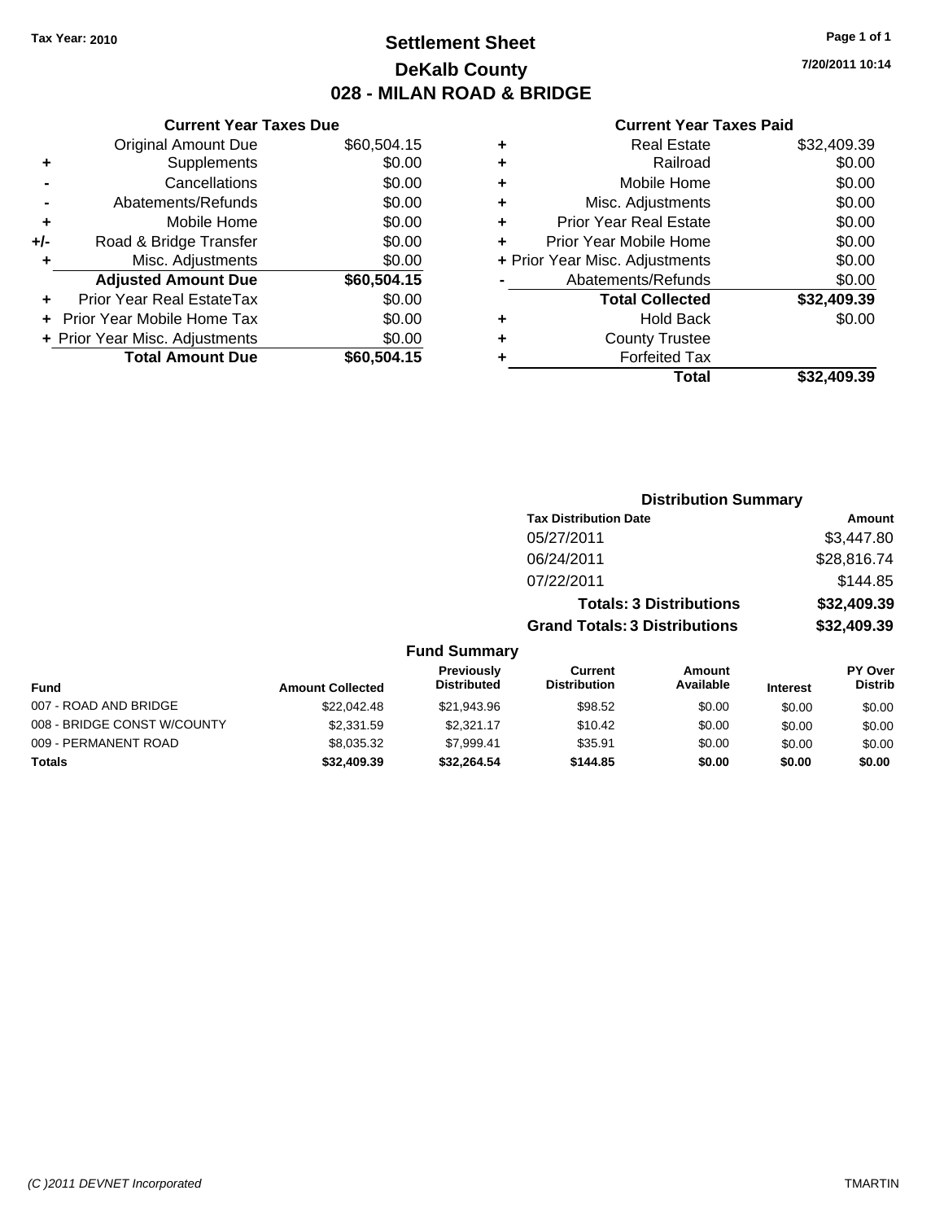**Tax Year: 2010**

# Settlement Sheet
## DeKalb County
## 028 - MILAN ROAD & BRIDGE

7/20/2011 10:14

### Current Year Taxes Due

| | | |
|---|---|---|
| | Original Amount Due | $60,504.15 |
| + | Supplements | $0.00 |
| - | Cancellations | $0.00 |
| - | Abatements/Refunds | $0.00 |
| + | Mobile Home | $0.00 |
| +/- | Road & Bridge Transfer | $0.00 |
| + | Misc. Adjustments | $0.00 |
| | **Adjusted Amount Due** | **$60,504.15** |
| + | Prior Year Real EstateTax | $0.00 |
| + | Prior Year Mobile Home Tax | $0.00 |
| + | Prior Year Misc. Adjustments | $0.00 |
| | **Total Amount Due** | **$60,504.15** |

### Current Year Taxes Paid

| | | |
|---|---|---|
| + | Real Estate | $32,409.39 |
| + | Railroad | $0.00 |
| + | Mobile Home | $0.00 |
| + | Misc. Adjustments | $0.00 |
| + | Prior Year Real Estate | $0.00 |
| + | Prior Year Mobile Home | $0.00 |
| + | Prior Year Misc. Adjustments | $0.00 |
| - | Abatements/Refunds | $0.00 |
| | **Total Collected** | **$32,409.39** |
| + | Hold Back | $0.00 |
| + | County Trustee | |
| + | Forfeited Tax | |
| | **Total** | **$32,409.39** |

### Distribution Summary

| Tax Distribution Date | Amount |
|---|---|
| 05/27/2011 | $3,447.80 |
| 06/24/2011 | $28,816.74 |
| 07/22/2011 | $144.85 |
| **Totals: 3 Distributions** | **$32,409.39** |
| **Grand Totals: 3 Distributions** | **$32,409.39** |

### Fund Summary

| Fund | Amount Collected | Previously Distributed | Current Distribution | Amount Available | Interest | PY Over Distrib |
|---|---|---|---|---|---|---|
| 007 - ROAD AND BRIDGE | $22,042.48 | $21,943.96 | $98.52 | $0.00 | $0.00 | $0.00 |
| 008 - BRIDGE CONST W/COUNTY | $2,331.59 | $2,321.17 | $10.42 | $0.00 | $0.00 | $0.00 |
| 009 - PERMANENT ROAD | $8,035.32 | $7,999.41 | $35.91 | $0.00 | $0.00 | $0.00 |
| **Totals** | **$32,409.39** | **$32,264.54** | **$144.85** | **$0.00** | **$0.00** | **$0.00** |

(C )2011 DEVNET Incorporated TMARTIN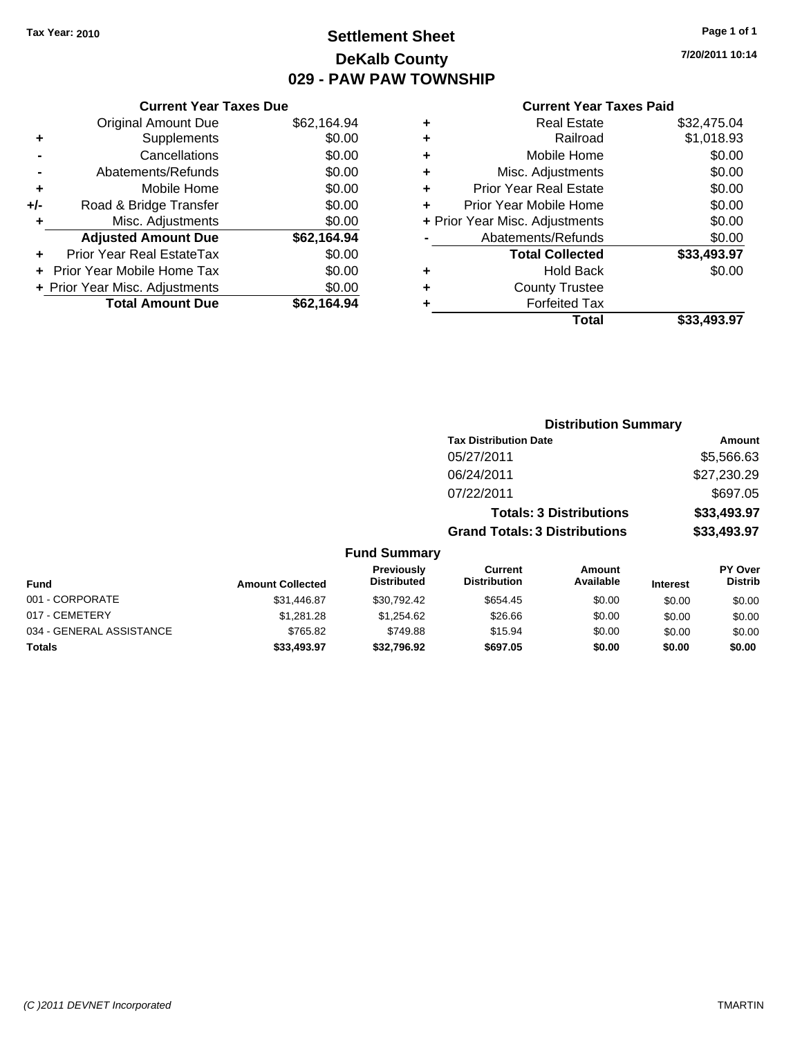Tax Year: 2010

# Settlement Sheet
## DeKalb County
## 029 - PAW PAW TOWNSHIP

7/20/2011 10:14

### Current Year Taxes Due

| | | |
|---|---|---|
| | Original Amount Due | $62,164.94 |
| + | Supplements | $0.00 |
| - | Cancellations | $0.00 |
| - | Abatements/Refunds | $0.00 |
| + | Mobile Home | $0.00 |
| +/- | Road & Bridge Transfer | $0.00 |
| + | Misc. Adjustments | $0.00 |
| | **Adjusted Amount Due** | **$62,164.94** |
| + | Prior Year Real EstateTax | $0.00 |
| + | Prior Year Mobile Home Tax | $0.00 |
| + | Prior Year Misc. Adjustments | $0.00 |
| | **Total Amount Due** | **$62,164.94** |

### Current Year Taxes Paid

| | | |
|---|---|---|
| + | Real Estate | $32,475.04 |
| + | Railroad | $1,018.93 |
| + | Mobile Home | $0.00 |
| + | Misc. Adjustments | $0.00 |
| + | Prior Year Real Estate | $0.00 |
| + | Prior Year Mobile Home | $0.00 |
| + | Prior Year Misc. Adjustments | $0.00 |
| - | Abatements/Refunds | $0.00 |
| | **Total Collected** | **$33,493.97** |
| + | Hold Back | $0.00 |
| + | County Trustee | |
| + | Forfeited Tax | |
| | **Total** | **$33,493.97** |

### Distribution Summary

| Tax Distribution Date | Amount |
|---|---|
| 05/27/2011 | $5,566.63 |
| 06/24/2011 | $27,230.29 |
| 07/22/2011 | $697.05 |
| **Totals: 3 Distributions** | **$33,493.97** |
| **Grand Totals: 3 Distributions** | **$33,493.97** |

### Fund Summary

| Fund | Amount Collected | Previously Distributed | Current Distribution | Amount Available | Interest | PY Over Distrib |
|---|---|---|---|---|---|---|
| 001 - CORPORATE | $31,446.87 | $30,792.42 | $654.45 | $0.00 | $0.00 | $0.00 |
| 017 - CEMETERY | $1,281.28 | $1,254.62 | $26.66 | $0.00 | $0.00 | $0.00 |
| 034 - GENERAL ASSISTANCE | $765.82 | $749.88 | $15.94 | $0.00 | $0.00 | $0.00 |
| **Totals** | **$33,493.97** | **$32,796.92** | **$697.05** | **$0.00** | **$0.00** | **$0.00** |

(C )2011 DEVNET Incorporated TMARTIN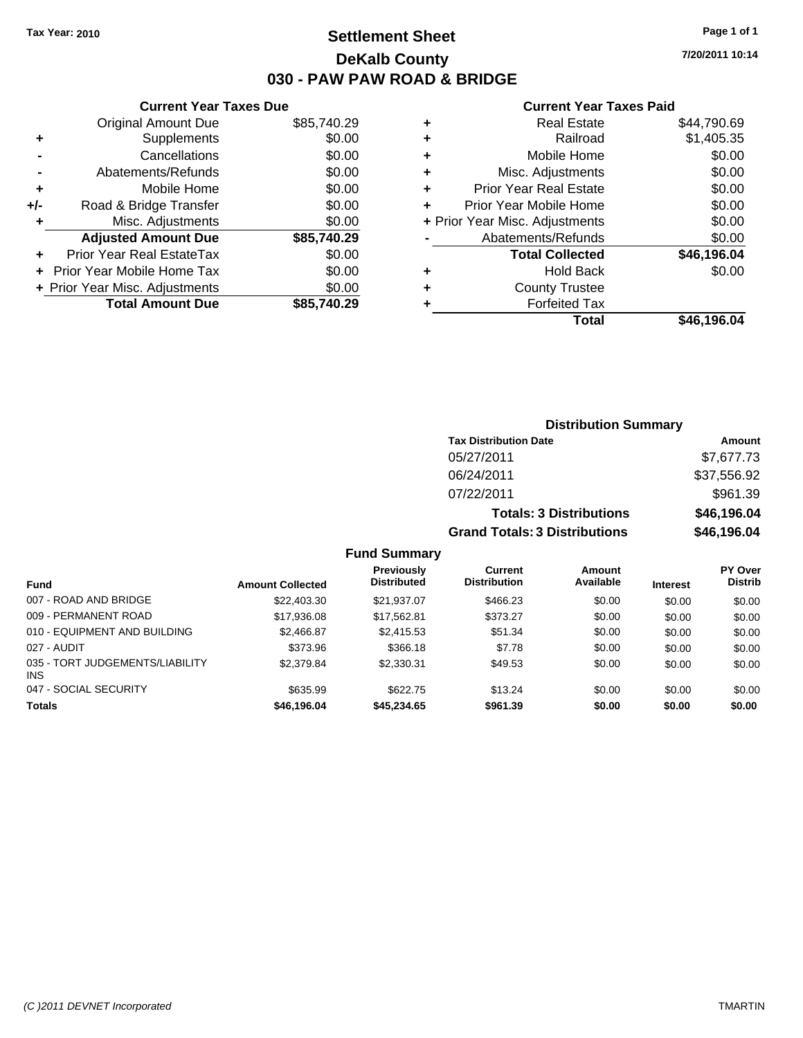Tax Year: 2010

# Settlement Sheet

## DeKalb County

## 030 - PAW PAW ROAD & BRIDGE

7/20/2011 10:14

### Current Year Taxes Due

| | | |
|---|---|---|
| | Original Amount Due | $85,740.29 |
| + | Supplements | $0.00 |
| - | Cancellations | $0.00 |
| - | Abatements/Refunds | $0.00 |
| + | Mobile Home | $0.00 |
| +/- | Road & Bridge Transfer | $0.00 |
| + | Misc. Adjustments | $0.00 |
| | **Adjusted Amount Due** | **$85,740.29** |
| + | Prior Year Real EstateTax | $0.00 |
| + | Prior Year Mobile Home Tax | $0.00 |
| + | Prior Year Misc. Adjustments | $0.00 |
| | **Total Amount Due** | **$85,740.29** |

### Current Year Taxes Paid

| | | |
|---|---|---|
| + | Real Estate | $44,790.69 |
| + | Railroad | $1,405.35 |
| + | Mobile Home | $0.00 |
| + | Misc. Adjustments | $0.00 |
| + | Prior Year Real Estate | $0.00 |
| + | Prior Year Mobile Home | $0.00 |
| + | Prior Year Misc. Adjustments | $0.00 |
| - | Abatements/Refunds | $0.00 |
| | **Total Collected** | **$46,196.04** |
| + | Hold Back | $0.00 |
| + | County Trustee | |
| + | Forfeited Tax | |
| | **Total** | **$46,196.04** |

### Distribution Summary

| Tax Distribution Date | Amount |
|---|---|
| 05/27/2011 | $7,677.73 |
| 06/24/2011 | $37,556.92 |
| 07/22/2011 | $961.39 |
| **Totals: 3 Distributions** | **$46,196.04** |
| **Grand Totals: 3 Distributions** | **$46,196.04** |

### Fund Summary

| Fund | Amount Collected | Previously Distributed | Current Distribution | Amount Available | Interest | PY Over Distrib |
|---|---|---|---|---|---|---|
| 007 - ROAD AND BRIDGE | $22,403.30 | $21,937.07 | $466.23 | $0.00 | $0.00 | $0.00 |
| 009 - PERMANENT ROAD | $17,936.08 | $17,562.81 | $373.27 | $0.00 | $0.00 | $0.00 |
| 010 - EQUIPMENT AND BUILDING | $2,466.87 | $2,415.53 | $51.34 | $0.00 | $0.00 | $0.00 |
| 027 - AUDIT | $373.96 | $366.18 | $7.78 | $0.00 | $0.00 | $0.00 |
| 035 - TORT JUDGEMENTS/LIABILITY INS | $2,379.84 | $2,330.31 | $49.53 | $0.00 | $0.00 | $0.00 |
| 047 - SOCIAL SECURITY | $635.99 | $622.75 | $13.24 | $0.00 | $0.00 | $0.00 |
| **Totals** | **$46,196.04** | **$45,234.65** | **$961.39** | **$0.00** | **$0.00** | **$0.00** |

(C )2011 DEVNET Incorporated — TMARTIN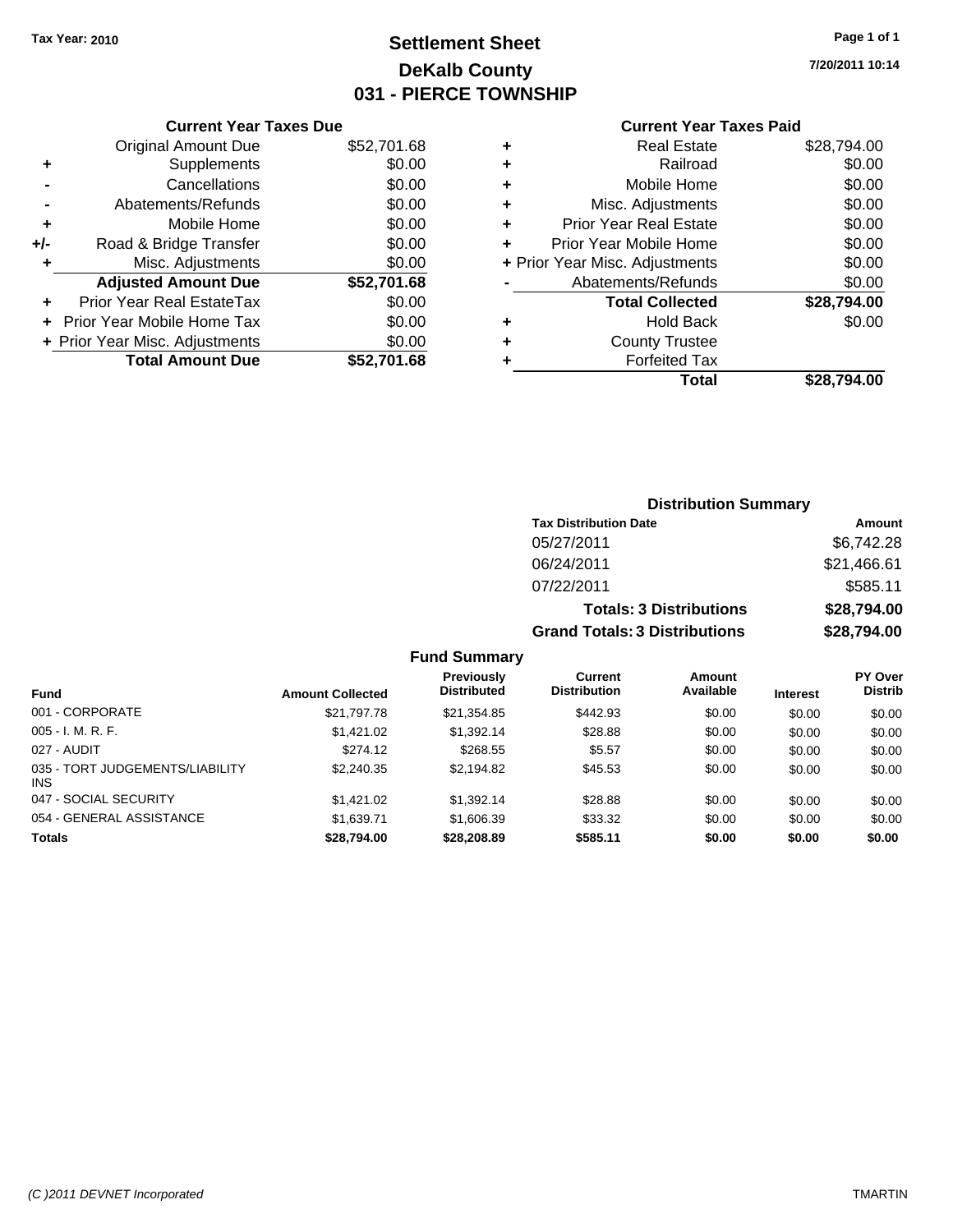**Tax Year: 2010**

# Settlement Sheet
## DeKalb County
## 031 - PIERCE TOWNSHIP

7/20/2011 10:14

### Current Year Taxes Due

| | | |
|---|---|---|
| | Original Amount Due | $52,701.68 |
| + | Supplements | $0.00 |
| - | Cancellations | $0.00 |
| - | Abatements/Refunds | $0.00 |
| + | Mobile Home | $0.00 |
| +/- | Road & Bridge Transfer | $0.00 |
| + | Misc. Adjustments | $0.00 |
| | **Adjusted Amount Due** | **$52,701.68** |
| + | Prior Year Real EstateTax | $0.00 |
| + | Prior Year Mobile Home Tax | $0.00 |
| + | Prior Year Misc. Adjustments | $0.00 |
| | **Total Amount Due** | **$52,701.68** |

### Current Year Taxes Paid

| | | |
|---|---|---|
| + | Real Estate | $28,794.00 |
| + | Railroad | $0.00 |
| + | Mobile Home | $0.00 |
| + | Misc. Adjustments | $0.00 |
| + | Prior Year Real Estate | $0.00 |
| + | Prior Year Mobile Home | $0.00 |
| + | Prior Year Misc. Adjustments | $0.00 |
| - | Abatements/Refunds | $0.00 |
| | **Total Collected** | **$28,794.00** |
| + | Hold Back | $0.00 |
| + | County Trustee | |
| + | Forfeited Tax | |
| | **Total** | **$28,794.00** |

### Distribution Summary

| Tax Distribution Date | Amount |
|---|---|
| 05/27/2011 | $6,742.28 |
| 06/24/2011 | $21,466.61 |
| 07/22/2011 | $585.11 |
| **Totals: 3 Distributions** | **$28,794.00** |
| **Grand Totals: 3 Distributions** | **$28,794.00** |

### Fund Summary

| Fund | Amount Collected | Previously Distributed | Current Distribution | Amount Available | Interest | PY Over Distrib |
|---|---|---|---|---|---|---|
| 001 - CORPORATE | $21,797.78 | $21,354.85 | $442.93 | $0.00 | $0.00 | $0.00 |
| 005 - I. M. R. F. | $1,421.02 | $1,392.14 | $28.88 | $0.00 | $0.00 | $0.00 |
| 027 - AUDIT | $274.12 | $268.55 | $5.57 | $0.00 | $0.00 | $0.00 |
| 035 - TORT JUDGEMENTS/LIABILITY INS | $2,240.35 | $2,194.82 | $45.53 | $0.00 | $0.00 | $0.00 |
| 047 - SOCIAL SECURITY | $1,421.02 | $1,392.14 | $28.88 | $0.00 | $0.00 | $0.00 |
| 054 - GENERAL ASSISTANCE | $1,639.71 | $1,606.39 | $33.32 | $0.00 | $0.00 | $0.00 |
| **Totals** | **$28,794.00** | **$28,208.89** | **$585.11** | **$0.00** | **$0.00** | **$0.00** |

(C )2011 DEVNET Incorporated TMARTIN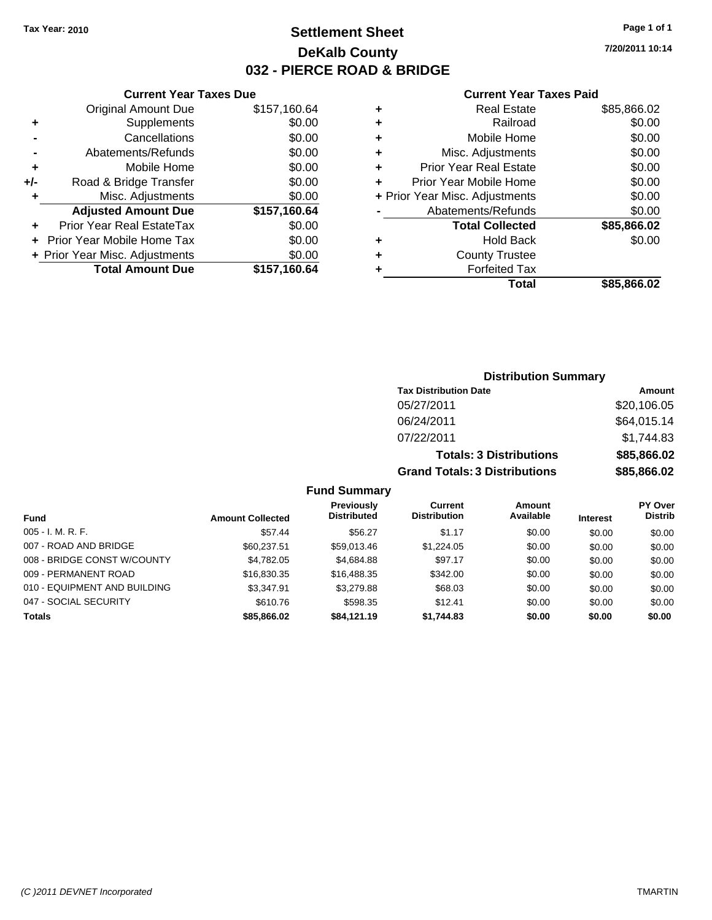Tax Year: 2010

# Settlement Sheet

## DeKalb County

## 032 - PIERCE ROAD & BRIDGE

7/20/2011 10:14

### Current Year Taxes Due

| | | |
|---|---|---|
| | Original Amount Due | $157,160.64 |
| + | Supplements | $0.00 |
| - | Cancellations | $0.00 |
| - | Abatements/Refunds | $0.00 |
| + | Mobile Home | $0.00 |
| +/- | Road & Bridge Transfer | $0.00 |
| + | Misc. Adjustments | $0.00 |
| | **Adjusted Amount Due** | **$157,160.64** |
| + | Prior Year Real EstateTax | $0.00 |
| + | Prior Year Mobile Home Tax | $0.00 |
| + | Prior Year Misc. Adjustments | $0.00 |
| | **Total Amount Due** | **$157,160.64** |

### Current Year Taxes Paid

| | | |
|---|---|---|
| + | Real Estate | $85,866.02 |
| + | Railroad | $0.00 |
| + | Mobile Home | $0.00 |
| + | Misc. Adjustments | $0.00 |
| + | Prior Year Real Estate | $0.00 |
| + | Prior Year Mobile Home | $0.00 |
| + | Prior Year Misc. Adjustments | $0.00 |
| - | Abatements/Refunds | $0.00 |
| | **Total Collected** | **$85,866.02** |
| + | Hold Back | $0.00 |
| + | County Trustee | |
| + | Forfeited Tax | |
| | **Total** | **$85,866.02** |

### Distribution Summary

| Tax Distribution Date | Amount |
|---|---|
| 05/27/2011 | $20,106.05 |
| 06/24/2011 | $64,015.14 |
| 07/22/2011 | $1,744.83 |
| **Totals: 3 Distributions** | **$85,866.02** |
| **Grand Totals: 3 Distributions** | **$85,866.02** |

### Fund Summary

| Fund | Amount Collected | Previously Distributed | Current Distribution | Amount Available | Interest | PY Over Distrib |
|---|---|---|---|---|---|---|
| 005 - I. M. R. F. | $57.44 | $56.27 | $1.17 | $0.00 | $0.00 | $0.00 |
| 007 - ROAD AND BRIDGE | $60,237.51 | $59,013.46 | $1,224.05 | $0.00 | $0.00 | $0.00 |
| 008 - BRIDGE CONST W/COUNTY | $4,782.05 | $4,684.88 | $97.17 | $0.00 | $0.00 | $0.00 |
| 009 - PERMANENT ROAD | $16,830.35 | $16,488.35 | $342.00 | $0.00 | $0.00 | $0.00 |
| 010 - EQUIPMENT AND BUILDING | $3,347.91 | $3,279.88 | $68.03 | $0.00 | $0.00 | $0.00 |
| 047 - SOCIAL SECURITY | $610.76 | $598.35 | $12.41 | $0.00 | $0.00 | $0.00 |
| **Totals** | **$85,866.02** | **$84,121.19** | **$1,744.83** | **$0.00** | **$0.00** | **$0.00** |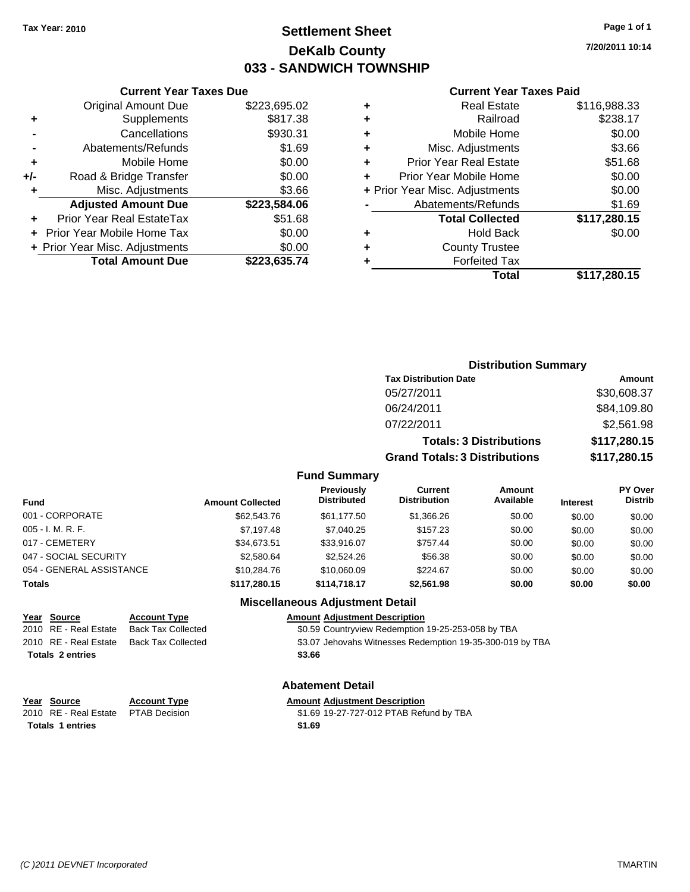Tax Year: 2010

# Settlement Sheet
## DeKalb County
## 033 - SANDWICH TOWNSHIP

7/20/2011 10:14

### Current Year Taxes Due

| | | |
|---|---|---|
| | Original Amount Due | $223,695.02 |
| + | Supplements | $817.38 |
| - | Cancellations | $930.31 |
| - | Abatements/Refunds | $1.69 |
| + | Mobile Home | $0.00 |
| +/- | Road & Bridge Transfer | $0.00 |
| + | Misc. Adjustments | $3.66 |
| | **Adjusted Amount Due** | **$223,584.06** |
| + | Prior Year Real EstateTax | $51.68 |
| + | Prior Year Mobile Home Tax | $0.00 |
| + | Prior Year Misc. Adjustments | $0.00 |
| | **Total Amount Due** | **$223,635.74** |

### Current Year Taxes Paid

| | | |
|---|---|---|
| + | Real Estate | $116,988.33 |
| + | Railroad | $238.17 |
| + | Mobile Home | $0.00 |
| + | Misc. Adjustments | $3.66 |
| + | Prior Year Real Estate | $51.68 |
| + | Prior Year Mobile Home | $0.00 |
| + | Prior Year Misc. Adjustments | $0.00 |
| - | Abatements/Refunds | $1.69 |
| | **Total Collected** | **$117,280.15** |
| + | Hold Back | $0.00 |
| + | County Trustee | |
| + | Forfeited Tax | |
| | **Total** | **$117,280.15** |

### Distribution Summary

| Tax Distribution Date | Amount |
|---|---|
| 05/27/2011 | $30,608.37 |
| 06/24/2011 | $84,109.80 |
| 07/22/2011 | $2,561.98 |
| **Totals: 3 Distributions** | **$117,280.15** |
| **Grand Totals: 3 Distributions** | **$117,280.15** |

### Fund Summary

| Fund | Amount Collected | Previously Distributed | Current Distribution | Amount Available | Interest | PY Over Distrib |
|---|---|---|---|---|---|---|
| 001 - CORPORATE | $62,543.76 | $61,177.50 | $1,366.26 | $0.00 | $0.00 | $0.00 |
| 005 - I. M. R. F. | $7,197.48 | $7,040.25 | $157.23 | $0.00 | $0.00 | $0.00 |
| 017 - CEMETERY | $34,673.51 | $33,916.07 | $757.44 | $0.00 | $0.00 | $0.00 |
| 047 - SOCIAL SECURITY | $2,580.64 | $2,524.26 | $56.38 | $0.00 | $0.00 | $0.00 |
| 054 - GENERAL ASSISTANCE | $10,284.76 | $10,060.09 | $224.67 | $0.00 | $0.00 | $0.00 |
| **Totals** | **$117,280.15** | **$114,718.17** | **$2,561.98** | **$0.00** | **$0.00** | **$0.00** |

### Miscellaneous Adjustment Detail

| Year | Source | Account Type | Amount | Adjustment Description |
|---|---|---|---|---|
| 2010 | RE - Real Estate | Back Tax Collected | $0.59 | Countryview Redemption 19-25-253-058 by TBA |
| 2010 | RE - Real Estate | Back Tax Collected | $3.07 | Jehovahs Witnesses Redemption 19-35-300-019 by TBA |
| **Totals 2 entries** | | | **$3.66** | |

### Abatement Detail

| Year | Source | Account Type | Amount | Adjustment Description |
|---|---|---|---|---|
| 2010 | RE - Real Estate | PTAB Decision | $1.69 | 19-27-727-012 PTAB Refund by TBA |
| **Totals 1 entries** | | | **$1.69** | |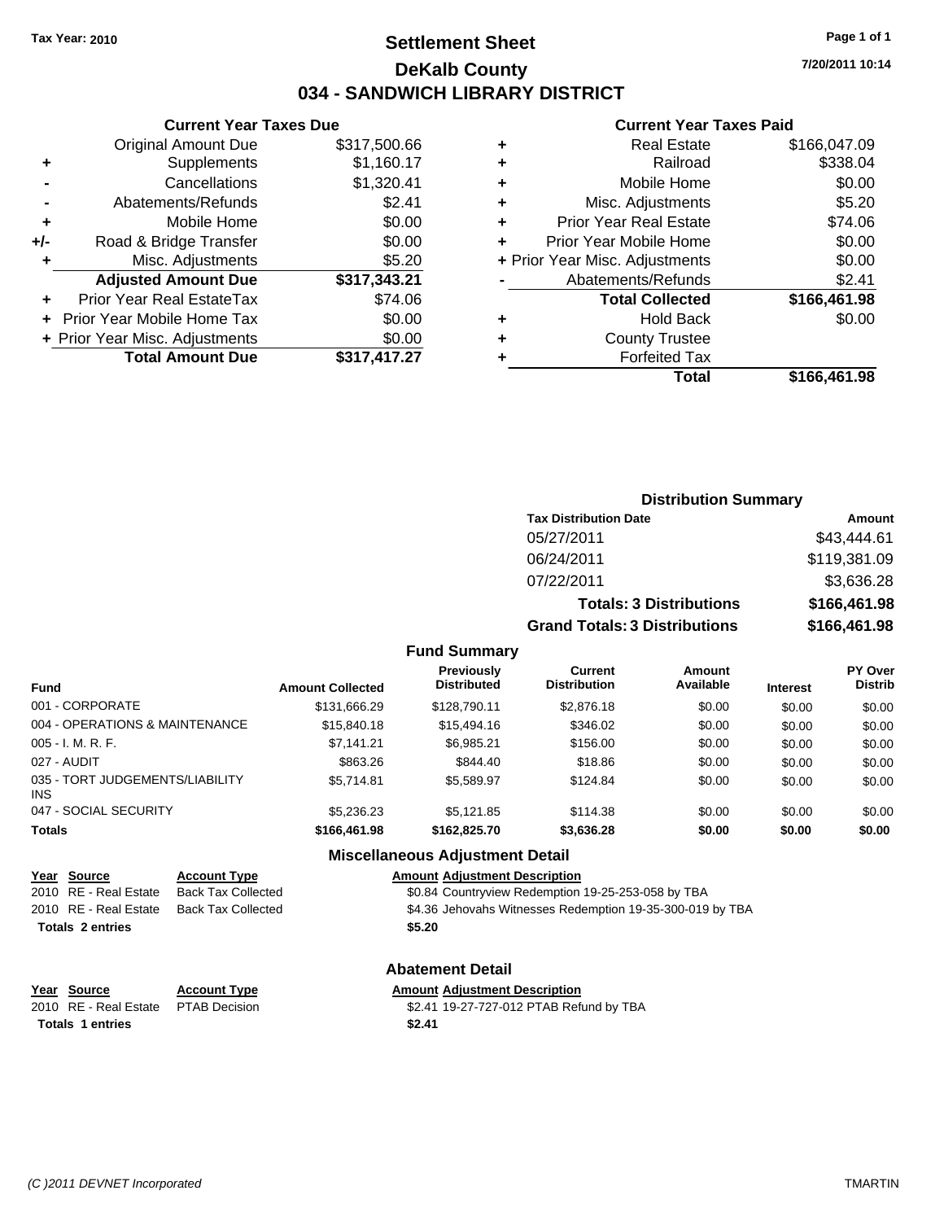**Tax Year: 2010**

# Settlement Sheet
## DeKalb County
## 034 - SANDWICH LIBRARY DISTRICT

7/20/2011 10:14

### Current Year Taxes Due

| | | |
|---|---|---|
| | Original Amount Due | $317,500.66 |
| + | Supplements | $1,160.17 |
| - | Cancellations | $1,320.41 |
| - | Abatements/Refunds | $2.41 |
| + | Mobile Home | $0.00 |
| +/- | Road & Bridge Transfer | $0.00 |
| + | Misc. Adjustments | $5.20 |
| | **Adjusted Amount Due** | **$317,343.21** |
| + | Prior Year Real EstateTax | $74.06 |
| + | Prior Year Mobile Home Tax | $0.00 |
| + | Prior Year Misc. Adjustments | $0.00 |
| | **Total Amount Due** | **$317,417.27** |

### Current Year Taxes Paid

| | | |
|---|---|---|
| + | Real Estate | $166,047.09 |
| + | Railroad | $338.04 |
| + | Mobile Home | $0.00 |
| + | Misc. Adjustments | $5.20 |
| + | Prior Year Real Estate | $74.06 |
| + | Prior Year Mobile Home | $0.00 |
| + | Prior Year Misc. Adjustments | $0.00 |
| - | Abatements/Refunds | $2.41 |
| | **Total Collected** | **$166,461.98** |
| + | Hold Back | $0.00 |
| + | County Trustee | |
| + | Forfeited Tax | |
| | **Total** | **$166,461.98** |

### Distribution Summary

| Tax Distribution Date | Amount |
|---|---|
| 05/27/2011 | $43,444.61 |
| 06/24/2011 | $119,381.09 |
| 07/22/2011 | $3,636.28 |
| **Totals: 3 Distributions** | **$166,461.98** |
| **Grand Totals: 3 Distributions** | **$166,461.98** |

### Fund Summary

| Fund | Amount Collected | Previously Distributed | Current Distribution | Amount Available | Interest | PY Over Distrib |
|---|---|---|---|---|---|---|
| 001 - CORPORATE | $131,666.29 | $128,790.11 | $2,876.18 | $0.00 | $0.00 | $0.00 |
| 004 - OPERATIONS & MAINTENANCE | $15,840.18 | $15,494.16 | $346.02 | $0.00 | $0.00 | $0.00 |
| 005 - I. M. R. F. | $7,141.21 | $6,985.21 | $156.00 | $0.00 | $0.00 | $0.00 |
| 027 - AUDIT | $863.26 | $844.40 | $18.86 | $0.00 | $0.00 | $0.00 |
| 035 - TORT JUDGEMENTS/LIABILITY INS | $5,714.81 | $5,589.97 | $124.84 | $0.00 | $0.00 | $0.00 |
| 047 - SOCIAL SECURITY | $5,236.23 | $5,121.85 | $114.38 | $0.00 | $0.00 | $0.00 |
| **Totals** | **$166,461.98** | **$162,825.70** | **$3,636.28** | **$0.00** | **$0.00** | **$0.00** |

### Miscellaneous Adjustment Detail

| Year | Source | Account Type | Amount | Adjustment Description |
|---|---|---|---|---|
| 2010 | RE - Real Estate | Back Tax Collected | $0.84 | Countryview Redemption 19-25-253-058 by TBA |
| 2010 | RE - Real Estate | Back Tax Collected | $4.36 | Jehovahs Witnesses Redemption 19-35-300-019 by TBA |
| **Totals 2 entries** | | | **$5.20** | |

### Abatement Detail

| Year | Source | Account Type | Amount | Adjustment Description |
|---|---|---|---|---|
| 2010 | RE - Real Estate | PTAB Decision | $2.41 | 19-27-727-012 PTAB Refund by TBA |
| **Totals 1 entries** | | | **$2.41** | |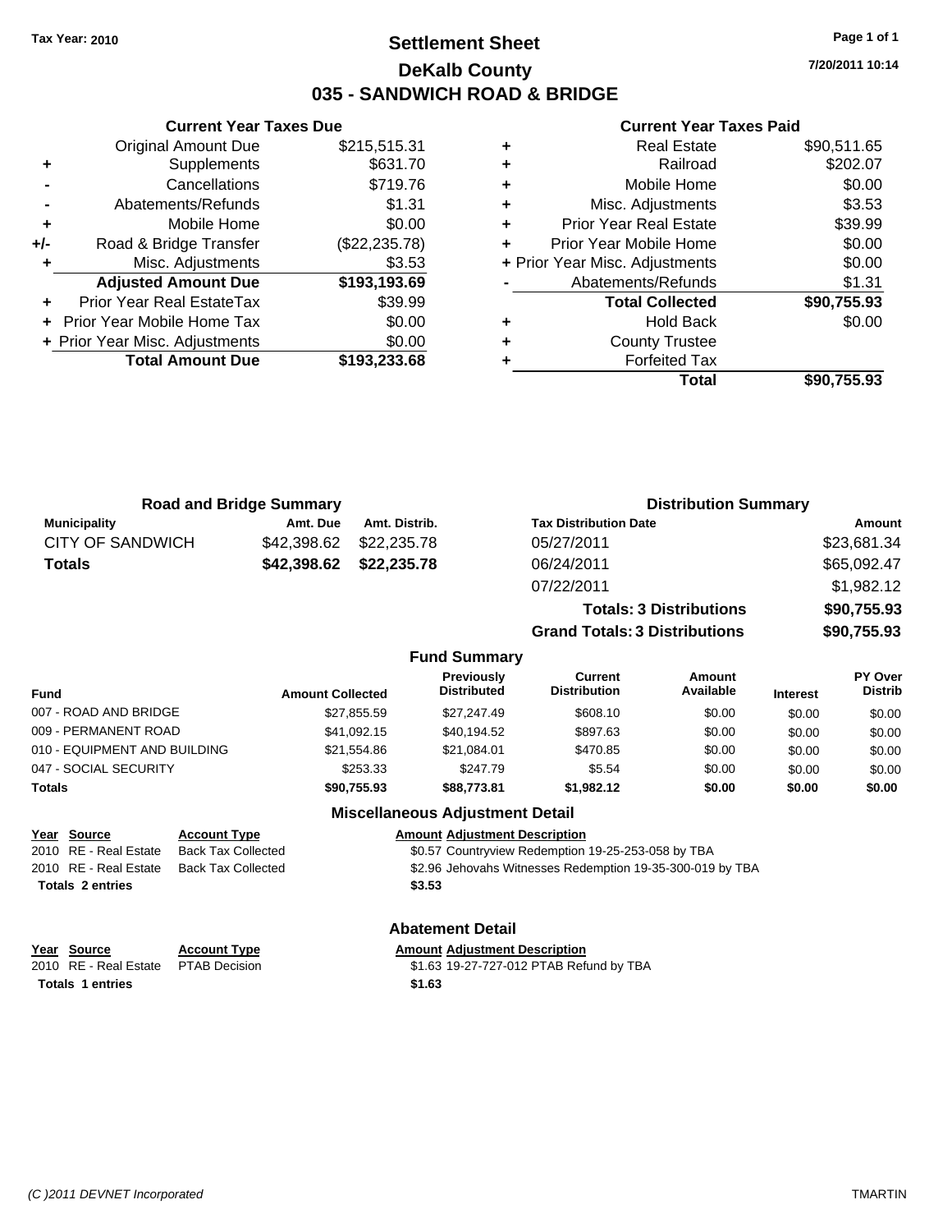Tax Year: 2010

# Settlement Sheet
## DeKalb County
## 035 - SANDWICH ROAD & BRIDGE

7/20/2011 10:14

### Current Year Taxes Due

| | | |
|---|---|---|
| | Original Amount Due | $215,515.31 |
| + | Supplements | $631.70 |
| - | Cancellations | $719.76 |
| - | Abatements/Refunds | $1.31 |
| + | Mobile Home | $0.00 |
| +/- | Road & Bridge Transfer | ($22,235.78) |
| + | Misc. Adjustments | $3.53 |
| | **Adjusted Amount Due** | **$193,193.69** |
| + | Prior Year Real EstateTax | $39.99 |
| + | Prior Year Mobile Home Tax | $0.00 |
| + | Prior Year Misc. Adjustments | $0.00 |
| | **Total Amount Due** | **$193,233.68** |

### Current Year Taxes Paid

| | | |
|---|---|---|
| + | Real Estate | $90,511.65 |
| + | Railroad | $202.07 |
| + | Mobile Home | $0.00 |
| + | Misc. Adjustments | $3.53 |
| + | Prior Year Real Estate | $39.99 |
| + | Prior Year Mobile Home | $0.00 |
| + | Prior Year Misc. Adjustments | $0.00 |
| - | Abatements/Refunds | $1.31 |
| | **Total Collected** | **$90,755.93** |
| + | Hold Back | $0.00 |
| + | County Trustee | |
| + | Forfeited Tax | |
| | **Total** | **$90,755.93** |

### Road and Bridge Summary

| Municipality | Amt. Due | Amt. Distrib. |
|---|---|---|
| CITY OF SANDWICH | $42,398.62 | $22,235.78 |
| **Totals** | **$42,398.62** | **$22,235.78** |

### Distribution Summary

| Tax Distribution Date | Amount |
|---|---|
| 05/27/2011 | $23,681.34 |
| 06/24/2011 | $65,092.47 |
| 07/22/2011 | $1,982.12 |
| **Totals: 3 Distributions** | **$90,755.93** |
| **Grand Totals: 3 Distributions** | **$90,755.93** |

### Fund Summary

| Fund | Amount Collected | Previously Distributed | Current Distribution | Amount Available | Interest | PY Over Distrib |
|---|---|---|---|---|---|---|
| 007 - ROAD AND BRIDGE | $27,855.59 | $27,247.49 | $608.10 | $0.00 | $0.00 | $0.00 |
| 009 - PERMANENT ROAD | $41,092.15 | $40,194.52 | $897.63 | $0.00 | $0.00 | $0.00 |
| 010 - EQUIPMENT AND BUILDING | $21,554.86 | $21,084.01 | $470.85 | $0.00 | $0.00 | $0.00 |
| 047 - SOCIAL SECURITY | $253.33 | $247.79 | $5.54 | $0.00 | $0.00 | $0.00 |
| **Totals** | **$90,755.93** | **$88,773.81** | **$1,982.12** | **$0.00** | **$0.00** | **$0.00** |

### Miscellaneous Adjustment Detail

| Year | Source | Account Type | Amount | Adjustment Description |
|---|---|---|---|---|
| 2010 | RE - Real Estate | Back Tax Collected | $0.57 | Countryview Redemption 19-25-253-058 by TBA |
| 2010 | RE - Real Estate | Back Tax Collected | $2.96 | Jehovahs Witnesses Redemption 19-35-300-019 by TBA |
| **Totals** | **2 entries** | | **$3.53** | |

### Abatement Detail

| Year | Source | Account Type | Amount | Adjustment Description |
|---|---|---|---|---|
| 2010 | RE - Real Estate | PTAB Decision | $1.63 | 19-27-727-012 PTAB Refund by TBA |
| **Totals** | **1 entries** | | **$1.63** | |

(C )2011 DEVNET Incorporated TMARTIN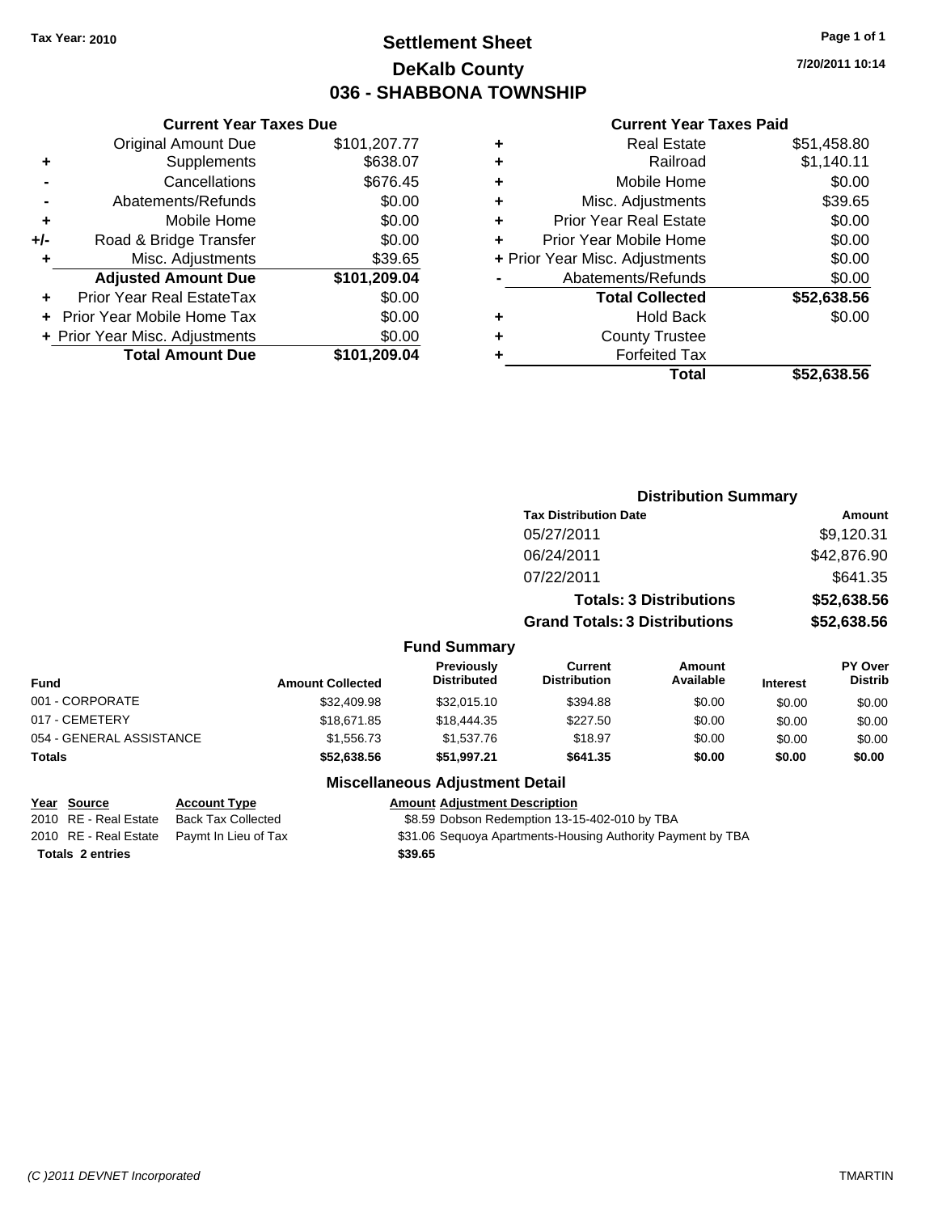**Tax Year: 2010**

# Settlement Sheet
## DeKalb County
## 036 - SHABBONA TOWNSHIP

7/20/2011 10:14

### Current Year Taxes Due

| | | |
|---|---|---|
| | Original Amount Due | $101,207.77 |
| + | Supplements | $638.07 |
| - | Cancellations | $676.45 |
| - | Abatements/Refunds | $0.00 |
| + | Mobile Home | $0.00 |
| +/- | Road & Bridge Transfer | $0.00 |
| + | Misc. Adjustments | $39.65 |
| | **Adjusted Amount Due** | **$101,209.04** |
| + | Prior Year Real EstateTax | $0.00 |
| + | Prior Year Mobile Home Tax | $0.00 |
| + | Prior Year Misc. Adjustments | $0.00 |
| | **Total Amount Due** | **$101,209.04** |

### Current Year Taxes Paid

| | | |
|---|---|---|
| + | Real Estate | $51,458.80 |
| + | Railroad | $1,140.11 |
| + | Mobile Home | $0.00 |
| + | Misc. Adjustments | $39.65 |
| + | Prior Year Real Estate | $0.00 |
| + | Prior Year Mobile Home | $0.00 |
| + | Prior Year Misc. Adjustments | $0.00 |
| - | Abatements/Refunds | $0.00 |
| | **Total Collected** | **$52,638.56** |
| + | Hold Back | $0.00 |
| + | County Trustee | |
| + | Forfeited Tax | |
| | **Total** | **$52,638.56** |

### Distribution Summary

| Tax Distribution Date | Amount |
|---|---|
| 05/27/2011 | $9,120.31 |
| 06/24/2011 | $42,876.90 |
| 07/22/2011 | $641.35 |
| **Totals: 3 Distributions** | **$52,638.56** |
| **Grand Totals: 3 Distributions** | **$52,638.56** |

### Fund Summary

| Fund | Amount Collected | Previously Distributed | Current Distribution | Amount Available | Interest | PY Over Distrib |
|---|---|---|---|---|---|---|
| 001 - CORPORATE | $32,409.98 | $32,015.10 | $394.88 | $0.00 | $0.00 | $0.00 |
| 017 - CEMETERY | $18,671.85 | $18,444.35 | $227.50 | $0.00 | $0.00 | $0.00 |
| 054 - GENERAL ASSISTANCE | $1,556.73 | $1,537.76 | $18.97 | $0.00 | $0.00 | $0.00 |
| **Totals** | **$52,638.56** | **$51,997.21** | **$641.35** | **$0.00** | **$0.00** | **$0.00** |

### Miscellaneous Adjustment Detail

| Year | Source | Account Type | Amount | Adjustment Description |
|---|---|---|---|---|
| 2010 | RE - Real Estate | Back Tax Collected | $8.59 | Dobson Redemption 13-15-402-010 by TBA |
| 2010 | RE - Real Estate | Paymt In Lieu of Tax | $31.06 | Sequoya Apartments-Housing Authority Payment by TBA |
| **Totals** | **2 entries** | | **$39.65** | |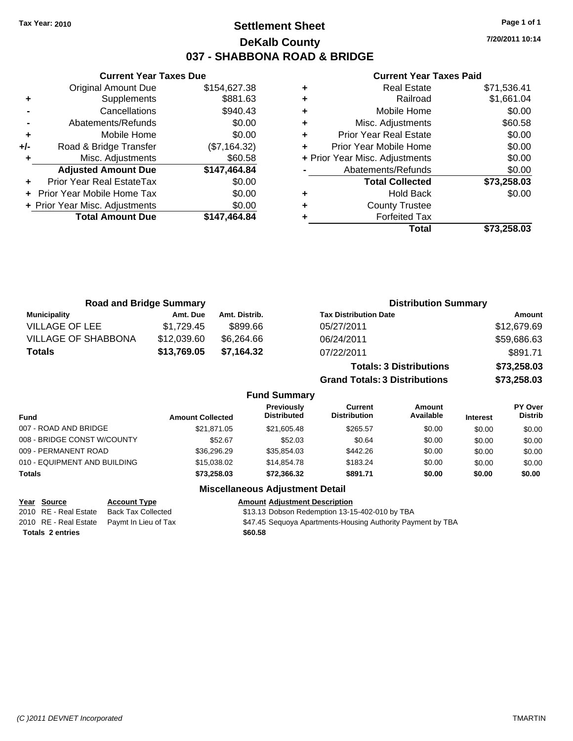Tax Year: 2010

# Settlement Sheet

## DeKalb County

## 037 - SHABBONA ROAD & BRIDGE

7/20/2011 10:14

### Current Year Taxes Due

| | | |
|---|---|---|
| | Original Amount Due | $154,627.38 |
| + | Supplements | $881.63 |
| - | Cancellations | $940.43 |
| - | Abatements/Refunds | $0.00 |
| + | Mobile Home | $0.00 |
| +/- | Road & Bridge Transfer | ($7,164.32) |
| + | Misc. Adjustments | $60.58 |
| | **Adjusted Amount Due** | **$147,464.84** |
| + | Prior Year Real EstateTax | $0.00 |
| + | Prior Year Mobile Home Tax | $0.00 |
| + | Prior Year Misc. Adjustments | $0.00 |
| | **Total Amount Due** | **$147,464.84** |

### Current Year Taxes Paid

| | | |
|---|---|---|
| + | Real Estate | $71,536.41 |
| + | Railroad | $1,661.04 |
| + | Mobile Home | $0.00 |
| + | Misc. Adjustments | $60.58 |
| + | Prior Year Real Estate | $0.00 |
| + | Prior Year Mobile Home | $0.00 |
| + | Prior Year Misc. Adjustments | $0.00 |
| - | Abatements/Refunds | $0.00 |
| | **Total Collected** | **$73,258.03** |
| + | Hold Back | $0.00 |
| + | County Trustee | |
| + | Forfeited Tax | |
| | **Total** | **$73,258.03** |

### Road and Bridge Summary

| Municipality | Amt. Due | Amt. Distrib. |
|---|---|---|
| VILLAGE OF LEE | $1,729.45 | $899.66 |
| VILLAGE OF SHABBONA | $12,039.60 | $6,264.66 |
| **Totals** | **$13,769.05** | **$7,164.32** |

### Distribution Summary

| Tax Distribution Date | Amount |
|---|---|
| 05/27/2011 | $12,679.69 |
| 06/24/2011 | $59,686.63 |
| 07/22/2011 | $891.71 |
| **Totals: 3 Distributions** | **$73,258.03** |
| **Grand Totals: 3 Distributions** | **$73,258.03** |

### Fund Summary

| Fund | Amount Collected | Previously Distributed | Current Distribution | Amount Available | Interest | PY Over Distrib |
|---|---|---|---|---|---|---|
| 007 - ROAD AND BRIDGE | $21,871.05 | $21,605.48 | $265.57 | $0.00 | $0.00 | $0.00 |
| 008 - BRIDGE CONST W/COUNTY | $52.67 | $52.03 | $0.64 | $0.00 | $0.00 | $0.00 |
| 009 - PERMANENT ROAD | $36,296.29 | $35,854.03 | $442.26 | $0.00 | $0.00 | $0.00 |
| 010 - EQUIPMENT AND BUILDING | $15,038.02 | $14,854.78 | $183.24 | $0.00 | $0.00 | $0.00 |
| **Totals** | **$73,258.03** | **$72,366.32** | **$891.71** | **$0.00** | **$0.00** | **$0.00** |

### Miscellaneous Adjustment Detail

| Year | Source | Account Type | Amount | Adjustment Description |
|---|---|---|---|---|
| 2010 | RE - Real Estate | Back Tax Collected | $13.13 | Dobson Redemption 13-15-402-010 by TBA |
| 2010 | RE - Real Estate | Paymt In Lieu of Tax | $47.45 | Sequoya Apartments-Housing Authority Payment by TBA |
| **Totals** | **2 entries** | | **$60.58** | |

(C )2011 DEVNET Incorporated TMARTIN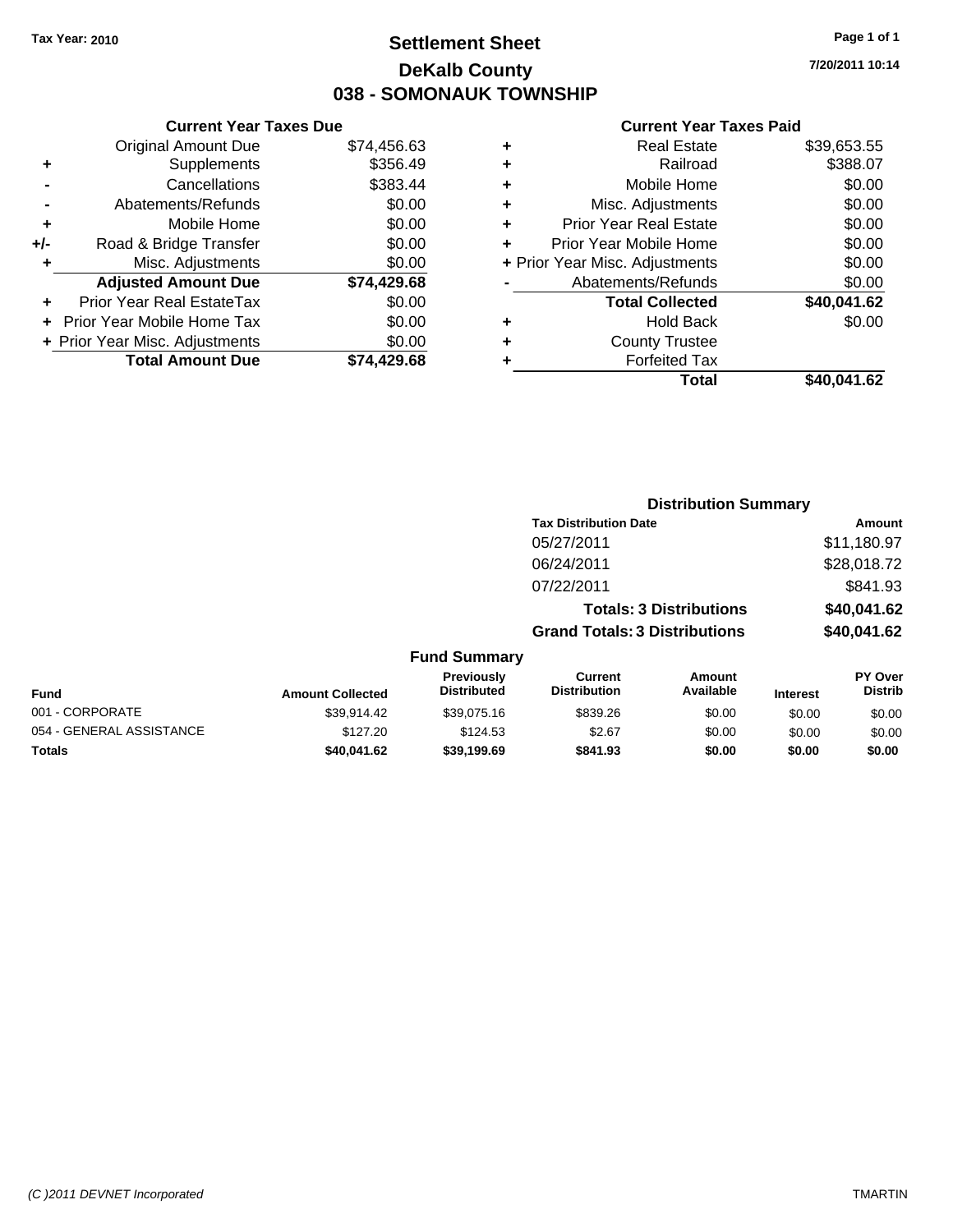Tax Year: 2010

# Settlement Sheet
## DeKalb County
## 038 - SOMONAUK TOWNSHIP

7/20/2011 10:14

### Current Year Taxes Due

| | | |
|---|---|---|
| | Original Amount Due | $74,456.63 |
| + | Supplements | $356.49 |
| - | Cancellations | $383.44 |
| - | Abatements/Refunds | $0.00 |
| + | Mobile Home | $0.00 |
| +/- | Road & Bridge Transfer | $0.00 |
| + | Misc. Adjustments | $0.00 |
| | **Adjusted Amount Due** | **$74,429.68** |
| + | Prior Year Real EstateTax | $0.00 |
| + | Prior Year Mobile Home Tax | $0.00 |
| + | Prior Year Misc. Adjustments | $0.00 |
| | **Total Amount Due** | **$74,429.68** |

### Current Year Taxes Paid

| | | |
|---|---|---|
| + | Real Estate | $39,653.55 |
| + | Railroad | $388.07 |
| + | Mobile Home | $0.00 |
| + | Misc. Adjustments | $0.00 |
| + | Prior Year Real Estate | $0.00 |
| + | Prior Year Mobile Home | $0.00 |
| + | Prior Year Misc. Adjustments | $0.00 |
| - | Abatements/Refunds | $0.00 |
| | **Total Collected** | **$40,041.62** |
| + | Hold Back | $0.00 |
| + | County Trustee | |
| + | Forfeited Tax | |
| | **Total** | **$40,041.62** |

### Distribution Summary

| Tax Distribution Date | Amount |
|---|---|
| 05/27/2011 | $11,180.97 |
| 06/24/2011 | $28,018.72 |
| 07/22/2011 | $841.93 |
| **Totals: 3 Distributions** | **$40,041.62** |
| **Grand Totals: 3 Distributions** | **$40,041.62** |

### Fund Summary

| Fund | Amount Collected | Previously Distributed | Current Distribution | Amount Available | Interest | PY Over Distrib |
|---|---|---|---|---|---|---|
| 001 - CORPORATE | $39,914.42 | $39,075.16 | $839.26 | $0.00 | $0.00 | $0.00 |
| 054 - GENERAL ASSISTANCE | $127.20 | $124.53 | $2.67 | $0.00 | $0.00 | $0.00 |
| **Totals** | **$40,041.62** | **$39,199.69** | **$841.93** | **$0.00** | **$0.00** | **$0.00** |

(C )2011 DEVNET Incorporated TMARTIN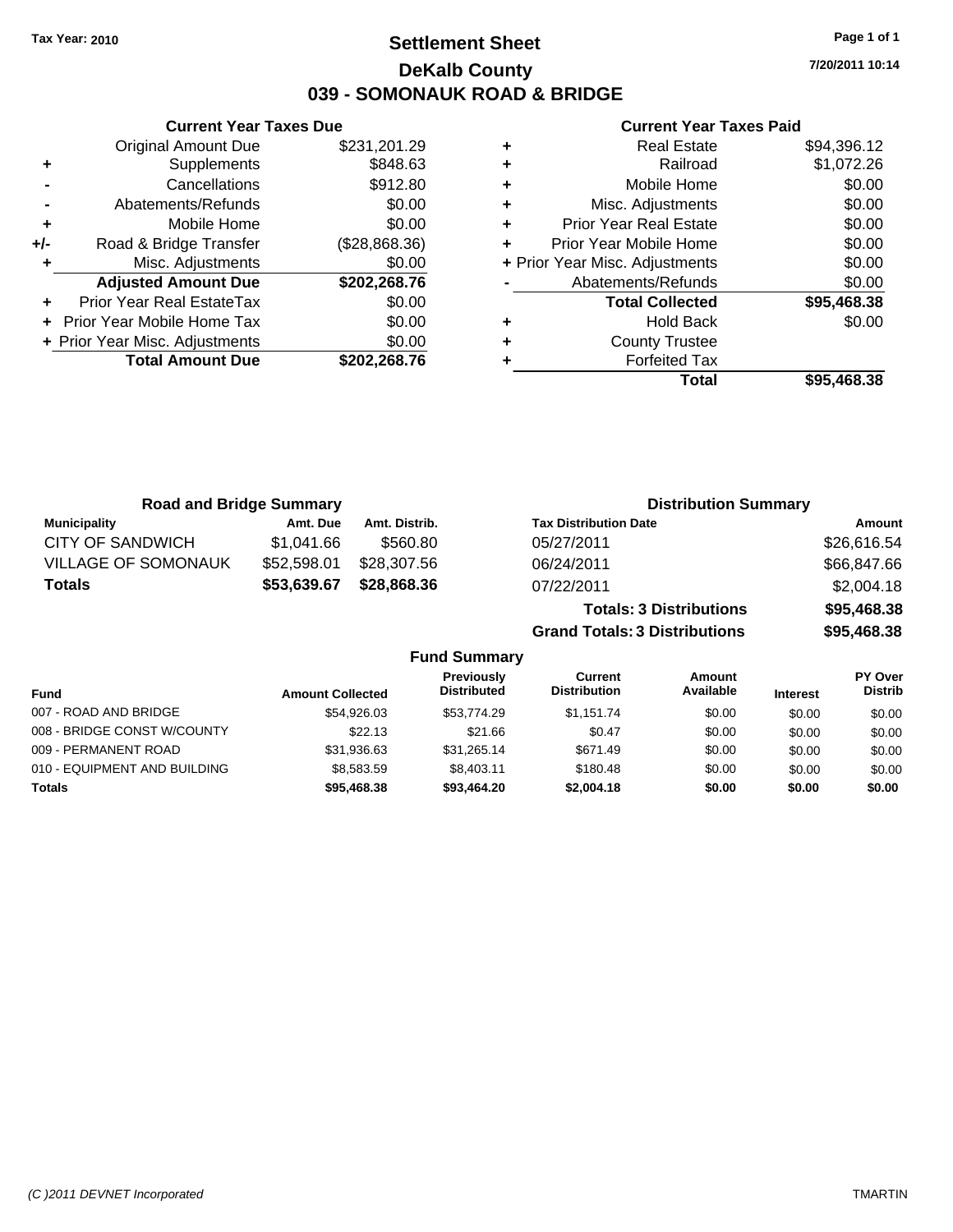Tax Year: 2010

# Settlement Sheet

## DeKalb County

## 039 - SOMONAUK ROAD & BRIDGE

7/20/2011 10:14

### Current Year Taxes Due

| | | |
|---|---|---|
| | Original Amount Due | $231,201.29 |
| + | Supplements | $848.63 |
| - | Cancellations | $912.80 |
| - | Abatements/Refunds | $0.00 |
| + | Mobile Home | $0.00 |
| +/- | Road & Bridge Transfer | ($28,868.36) |
| + | Misc. Adjustments | $0.00 |
| | **Adjusted Amount Due** | **$202,268.76** |
| + | Prior Year Real EstateTax | $0.00 |
| + | Prior Year Mobile Home Tax | $0.00 |
| + | Prior Year Misc. Adjustments | $0.00 |
| | **Total Amount Due** | **$202,268.76** |

### Current Year Taxes Paid

| | | |
|---|---|---|
| + | Real Estate | $94,396.12 |
| + | Railroad | $1,072.26 |
| + | Mobile Home | $0.00 |
| + | Misc. Adjustments | $0.00 |
| + | Prior Year Real Estate | $0.00 |
| + | Prior Year Mobile Home | $0.00 |
| + | Prior Year Misc. Adjustments | $0.00 |
| - | Abatements/Refunds | $0.00 |
| | **Total Collected** | **$95,468.38** |
| + | Hold Back | $0.00 |
| + | County Trustee | |
| + | Forfeited Tax | |
| | **Total** | **$95,468.38** |

### Road and Bridge Summary

| Municipality | Amt. Due | Amt. Distrib. |
|---|---|---|
| CITY OF SANDWICH | $1,041.66 | $560.80 |
| VILLAGE OF SOMONAUK | $52,598.01 | $28,307.56 |
| **Totals** | **$53,639.67** | **$28,868.36** |

### Distribution Summary

| Tax Distribution Date | Amount |
|---|---|
| 05/27/2011 | $26,616.54 |
| 06/24/2011 | $66,847.66 |
| 07/22/2011 | $2,004.18 |
| **Totals: 3 Distributions** | **$95,468.38** |
| **Grand Totals: 3 Distributions** | **$95,468.38** |

### Fund Summary

| Fund | Amount Collected | Previously Distributed | Current Distribution | Amount Available | Interest | PY Over Distrib |
|---|---|---|---|---|---|---|
| 007 - ROAD AND BRIDGE | $54,926.03 | $53,774.29 | $1,151.74 | $0.00 | $0.00 | $0.00 |
| 008 - BRIDGE CONST W/COUNTY | $22.13 | $21.66 | $0.47 | $0.00 | $0.00 | $0.00 |
| 009 - PERMANENT ROAD | $31,936.63 | $31,265.14 | $671.49 | $0.00 | $0.00 | $0.00 |
| 010 - EQUIPMENT AND BUILDING | $8,583.59 | $8,403.11 | $180.48 | $0.00 | $0.00 | $0.00 |
| **Totals** | **$95,468.38** | **$93,464.20** | **$2,004.18** | **$0.00** | **$0.00** | **$0.00** |

(C )2011 DEVNET Incorporated — TMARTIN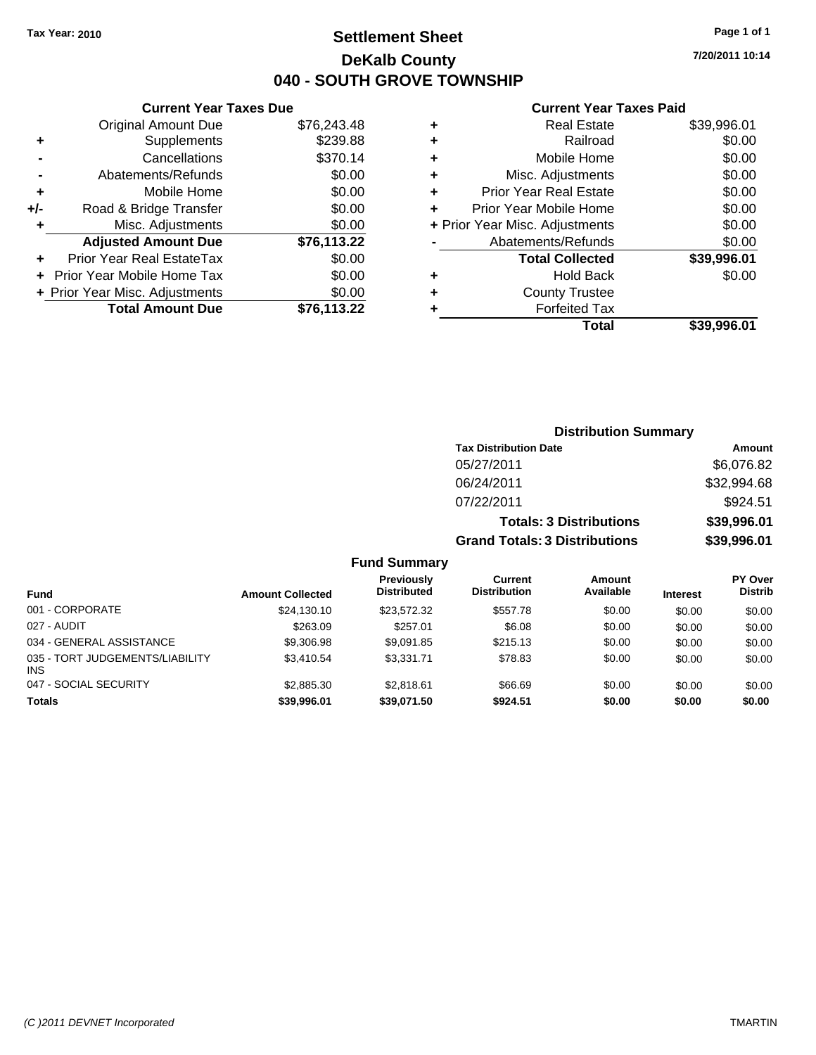Tax Year: 2010

# Settlement Sheet

## DeKalb County

## 040 - SOUTH GROVE TOWNSHIP

7/20/2011 10:14

### Current Year Taxes Due

| | | |
|---|---|---|
| | Original Amount Due | $76,243.48 |
| + | Supplements | $239.88 |
| - | Cancellations | $370.14 |
| - | Abatements/Refunds | $0.00 |
| + | Mobile Home | $0.00 |
| +/- | Road & Bridge Transfer | $0.00 |
| + | Misc. Adjustments | $0.00 |
| | **Adjusted Amount Due** | **$76,113.22** |
| + | Prior Year Real EstateTax | $0.00 |
| + | Prior Year Mobile Home Tax | $0.00 |
| + | Prior Year Misc. Adjustments | $0.00 |
| | **Total Amount Due** | **$76,113.22** |

### Current Year Taxes Paid

| | | |
|---|---|---|
| + | Real Estate | $39,996.01 |
| + | Railroad | $0.00 |
| + | Mobile Home | $0.00 |
| + | Misc. Adjustments | $0.00 |
| + | Prior Year Real Estate | $0.00 |
| + | Prior Year Mobile Home | $0.00 |
| + | Prior Year Misc. Adjustments | $0.00 |
| - | Abatements/Refunds | $0.00 |
| | **Total Collected** | **$39,996.01** |
| + | Hold Back | $0.00 |
| + | County Trustee | |
| + | Forfeited Tax | |
| | **Total** | **$39,996.01** |

### Distribution Summary

| Tax Distribution Date | Amount |
|---|---|
| 05/27/2011 | $6,076.82 |
| 06/24/2011 | $32,994.68 |
| 07/22/2011 | $924.51 |
| **Totals: 3 Distributions** | **$39,996.01** |
| **Grand Totals: 3 Distributions** | **$39,996.01** |

### Fund Summary

| Fund | Amount Collected | Previously Distributed | Current Distribution | Amount Available | Interest | PY Over Distrib |
|---|---|---|---|---|---|---|
| 001 - CORPORATE | $24,130.10 | $23,572.32 | $557.78 | $0.00 | $0.00 | $0.00 |
| 027 - AUDIT | $263.09 | $257.01 | $6.08 | $0.00 | $0.00 | $0.00 |
| 034 - GENERAL ASSISTANCE | $9,306.98 | $9,091.85 | $215.13 | $0.00 | $0.00 | $0.00 |
| 035 - TORT JUDGEMENTS/LIABILITY INS | $3,410.54 | $3,331.71 | $78.83 | $0.00 | $0.00 | $0.00 |
| 047 - SOCIAL SECURITY | $2,885.30 | $2,818.61 | $66.69 | $0.00 | $0.00 | $0.00 |
| **Totals** | **$39,996.01** | **$39,071.50** | **$924.51** | **$0.00** | **$0.00** | **$0.00** |

(C )2011 DEVNET Incorporated

TMARTIN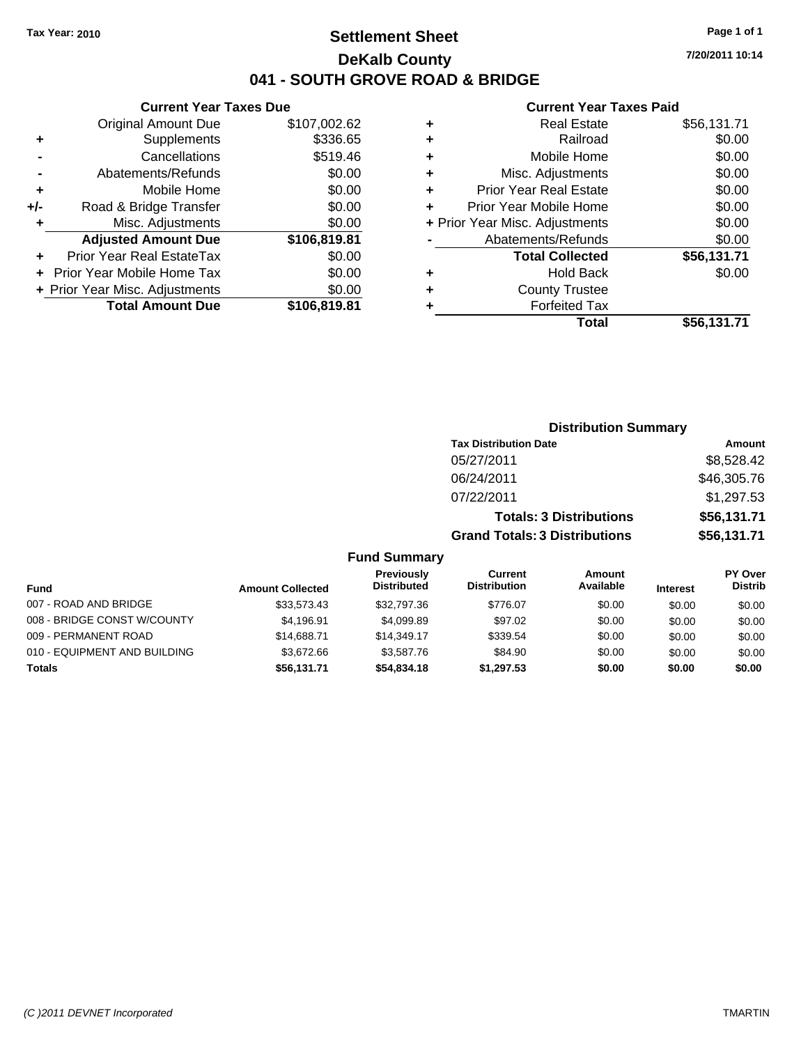Tax Year: 2010

# Settlement Sheet

## DeKalb County

## 041 - SOUTH GROVE ROAD & BRIDGE

7/20/2011 10:14

### Current Year Taxes Due

| | | |
|---|---|---|
| | Original Amount Due | $107,002.62 |
| + | Supplements | $336.65 |
| - | Cancellations | $519.46 |
| - | Abatements/Refunds | $0.00 |
| + | Mobile Home | $0.00 |
| +/- | Road & Bridge Transfer | $0.00 |
| + | Misc. Adjustments | $0.00 |
| | **Adjusted Amount Due** | **$106,819.81** |
| + | Prior Year Real EstateTax | $0.00 |
| + | Prior Year Mobile Home Tax | $0.00 |
| + | Prior Year Misc. Adjustments | $0.00 |
| | **Total Amount Due** | **$106,819.81** |

### Current Year Taxes Paid

| | | |
|---|---|---|
| + | Real Estate | $56,131.71 |
| + | Railroad | $0.00 |
| + | Mobile Home | $0.00 |
| + | Misc. Adjustments | $0.00 |
| + | Prior Year Real Estate | $0.00 |
| + | Prior Year Mobile Home | $0.00 |
| + | Prior Year Misc. Adjustments | $0.00 |
| - | Abatements/Refunds | $0.00 |
| | **Total Collected** | **$56,131.71** |
| + | Hold Back | $0.00 |
| + | County Trustee | |
| + | Forfeited Tax | |
| | **Total** | **$56,131.71** |

### Distribution Summary

| Tax Distribution Date | Amount |
|---|---|
| 05/27/2011 | $8,528.42 |
| 06/24/2011 | $46,305.76 |
| 07/22/2011 | $1,297.53 |
| **Totals: 3 Distributions** | **$56,131.71** |
| **Grand Totals: 3 Distributions** | **$56,131.71** |

### Fund Summary

| Fund | Amount Collected | Previously Distributed | Current Distribution | Amount Available | Interest | PY Over Distrib |
|---|---|---|---|---|---|---|
| 007 - ROAD AND BRIDGE | $33,573.43 | $32,797.36 | $776.07 | $0.00 | $0.00 | $0.00 |
| 008 - BRIDGE CONST W/COUNTY | $4,196.91 | $4,099.89 | $97.02 | $0.00 | $0.00 | $0.00 |
| 009 - PERMANENT ROAD | $14,688.71 | $14,349.17 | $339.54 | $0.00 | $0.00 | $0.00 |
| 010 - EQUIPMENT AND BUILDING | $3,672.66 | $3,587.76 | $84.90 | $0.00 | $0.00 | $0.00 |
| **Totals** | **$56,131.71** | **$54,834.18** | **$1,297.53** | **$0.00** | **$0.00** | **$0.00** |

(C )2011 DEVNET Incorporated TMARTIN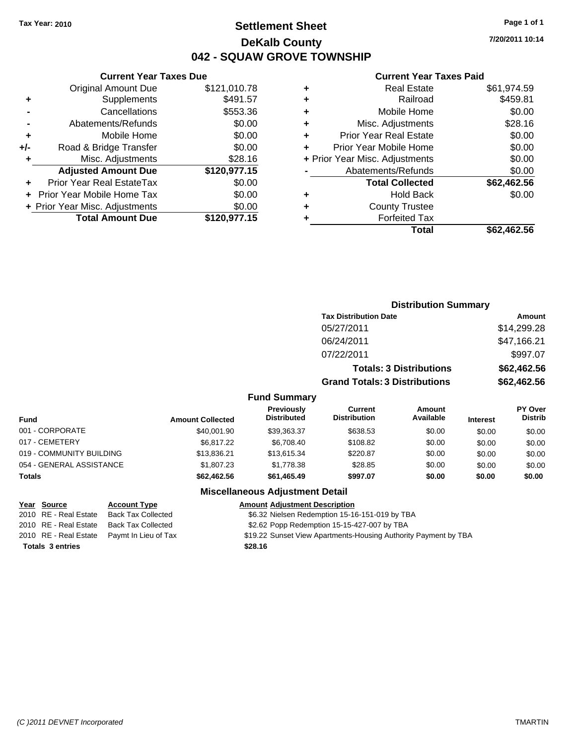Tax Year: 2010

# Settlement Sheet

## DeKalb County

## 042 - SQUAW GROVE TOWNSHIP

7/20/2011 10:14

### Current Year Taxes Due

| | | |
|---|---|---|
| | Original Amount Due | $121,010.78 |
| + | Supplements | $491.57 |
| - | Cancellations | $553.36 |
| - | Abatements/Refunds | $0.00 |
| + | Mobile Home | $0.00 |
| +/- | Road & Bridge Transfer | $0.00 |
| + | Misc. Adjustments | $28.16 |
| | **Adjusted Amount Due** | **$120,977.15** |
| + | Prior Year Real EstateTax | $0.00 |
| + | Prior Year Mobile Home Tax | $0.00 |
| + | Prior Year Misc. Adjustments | $0.00 |
| | **Total Amount Due** | **$120,977.15** |

### Current Year Taxes Paid

| | | |
|---|---|---|
| + | Real Estate | $61,974.59 |
| + | Railroad | $459.81 |
| + | Mobile Home | $0.00 |
| + | Misc. Adjustments | $28.16 |
| + | Prior Year Real Estate | $0.00 |
| + | Prior Year Mobile Home | $0.00 |
| + | Prior Year Misc. Adjustments | $0.00 |
| - | Abatements/Refunds | $0.00 |
| | **Total Collected** | **$62,462.56** |
| + | Hold Back | $0.00 |
| + | County Trustee | |
| + | Forfeited Tax | |
| | **Total** | **$62,462.56** |

### Distribution Summary

| Tax Distribution Date | Amount |
|---|---|
| 05/27/2011 | $14,299.28 |
| 06/24/2011 | $47,166.21 |
| 07/22/2011 | $997.07 |
| **Totals: 3 Distributions** | **$62,462.56** |
| **Grand Totals: 3 Distributions** | **$62,462.56** |

### Fund Summary

| Fund | Amount Collected | Previously Distributed | Current Distribution | Amount Available | Interest | PY Over Distrib |
|---|---|---|---|---|---|---|
| 001 - CORPORATE | $40,001.90 | $39,363.37 | $638.53 | $0.00 | $0.00 | $0.00 |
| 017 - CEMETERY | $6,817.22 | $6,708.40 | $108.82 | $0.00 | $0.00 | $0.00 |
| 019 - COMMUNITY BUILDING | $13,836.21 | $13,615.34 | $220.87 | $0.00 | $0.00 | $0.00 |
| 054 - GENERAL ASSISTANCE | $1,807.23 | $1,778.38 | $28.85 | $0.00 | $0.00 | $0.00 |
| **Totals** | **$62,462.56** | **$61,465.49** | **$997.07** | **$0.00** | **$0.00** | **$0.00** |

### Miscellaneous Adjustment Detail

| Year | Source | Account Type | Amount | Adjustment Description |
|---|---|---|---|---|
| 2010 | RE - Real Estate | Back Tax Collected | $6.32 | Nielsen Redemption 15-16-151-019 by TBA |
| 2010 | RE - Real Estate | Back Tax Collected | $2.62 | Popp Redemption 15-15-427-007 by TBA |
| 2010 | RE - Real Estate | Paymt In Lieu of Tax | $19.22 | Sunset View Apartments-Housing Authority Payment by TBA |
| **Totals 3 entries** | | | **$28.16** | |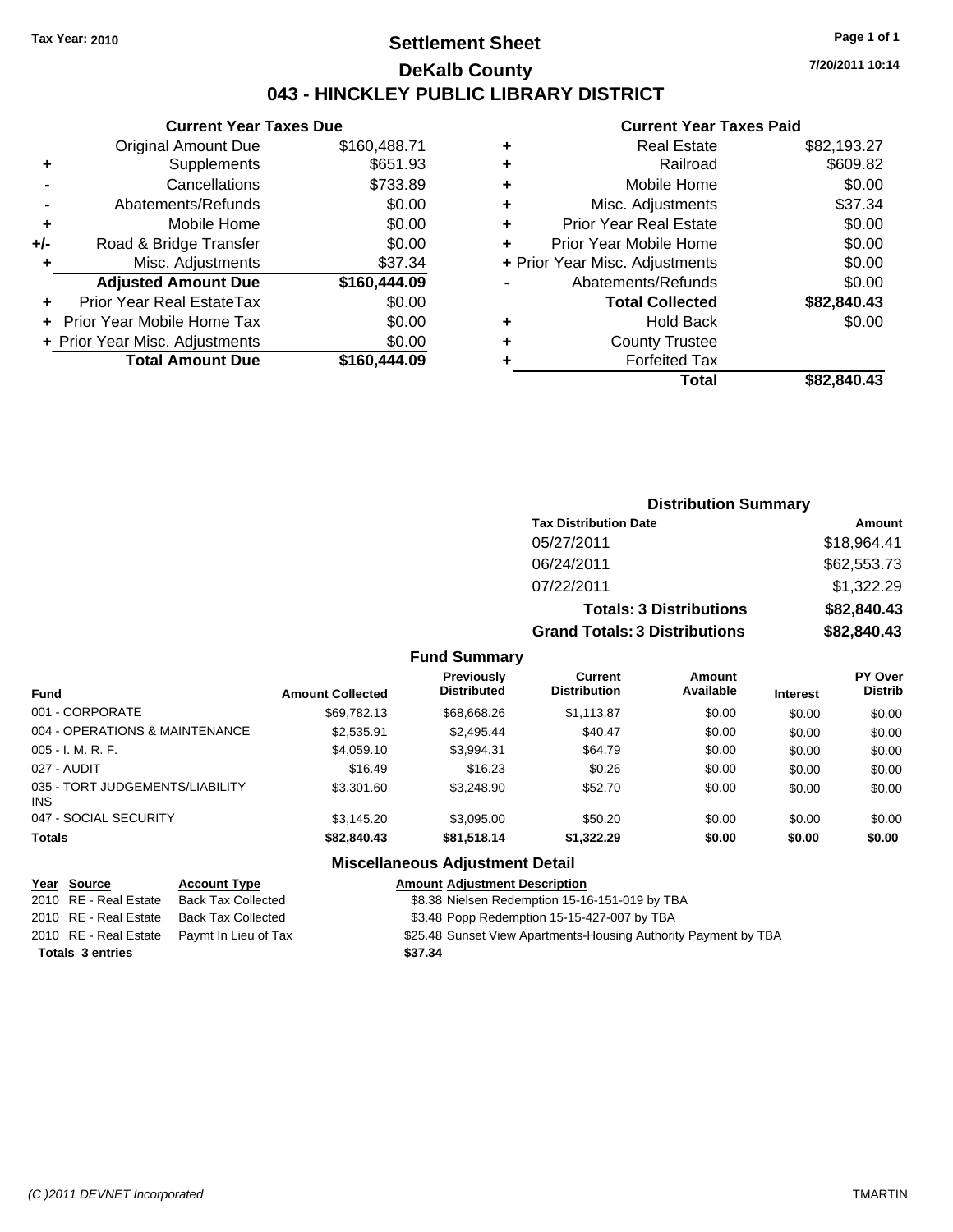Tax Year: 2010

# Settlement Sheet
## DeKalb County
## 043 - HINCKLEY PUBLIC LIBRARY DISTRICT

7/20/2011 10:14

### Current Year Taxes Due

| | | |
|---|---|---|
| | Original Amount Due | $160,488.71 |
| + | Supplements | $651.93 |
| - | Cancellations | $733.89 |
| - | Abatements/Refunds | $0.00 |
| + | Mobile Home | $0.00 |
| +/- | Road & Bridge Transfer | $0.00 |
| + | Misc. Adjustments | $37.34 |
| | **Adjusted Amount Due** | **$160,444.09** |
| + | Prior Year Real EstateTax | $0.00 |
| + | Prior Year Mobile Home Tax | $0.00 |
| + | Prior Year Misc. Adjustments | $0.00 |
| | **Total Amount Due** | **$160,444.09** |

### Current Year Taxes Paid

| | | |
|---|---|---|
| + | Real Estate | $82,193.27 |
| + | Railroad | $609.82 |
| + | Mobile Home | $0.00 |
| + | Misc. Adjustments | $37.34 |
| + | Prior Year Real Estate | $0.00 |
| + | Prior Year Mobile Home | $0.00 |
| + | Prior Year Misc. Adjustments | $0.00 |
| - | Abatements/Refunds | $0.00 |
| | **Total Collected** | **$82,840.43** |
| + | Hold Back | $0.00 |
| + | County Trustee | |
| + | Forfeited Tax | |
| | **Total** | **$82,840.43** |

### Distribution Summary

| Tax Distribution Date | Amount |
|---|---|
| 05/27/2011 | $18,964.41 |
| 06/24/2011 | $62,553.73 |
| 07/22/2011 | $1,322.29 |
| **Totals: 3 Distributions** | **$82,840.43** |
| **Grand Totals: 3 Distributions** | **$82,840.43** |

### Fund Summary

| Fund | Amount Collected | Previously Distributed | Current Distribution | Amount Available | Interest | PY Over Distrib |
|---|---|---|---|---|---|---|
| 001 - CORPORATE | $69,782.13 | $68,668.26 | $1,113.87 | $0.00 | $0.00 | $0.00 |
| 004 - OPERATIONS & MAINTENANCE | $2,535.91 | $2,495.44 | $40.47 | $0.00 | $0.00 | $0.00 |
| 005 - I. M. R. F. | $4,059.10 | $3,994.31 | $64.79 | $0.00 | $0.00 | $0.00 |
| 027 - AUDIT | $16.49 | $16.23 | $0.26 | $0.00 | $0.00 | $0.00 |
| 035 - TORT JUDGEMENTS/LIABILITY INS | $3,301.60 | $3,248.90 | $52.70 | $0.00 | $0.00 | $0.00 |
| 047 - SOCIAL SECURITY | $3,145.20 | $3,095.00 | $50.20 | $0.00 | $0.00 | $0.00 |
| **Totals** | **$82,840.43** | **$81,518.14** | **$1,322.29** | **$0.00** | **$0.00** | **$0.00** |

### Miscellaneous Adjustment Detail

| Year | Source | Account Type | Amount | Adjustment Description |
|---|---|---|---|---|
| 2010 | RE - Real Estate | Back Tax Collected | $8.38 | Nielsen Redemption 15-16-151-019 by TBA |
| 2010 | RE - Real Estate | Back Tax Collected | $3.48 | Popp Redemption 15-15-427-007 by TBA |
| 2010 | RE - Real Estate | Paymt In Lieu of Tax | $25.48 | Sunset View Apartments-Housing Authority Payment by TBA |
| **Totals 3 entries** | | | **$37.34** | |

(C )2011 DEVNET Incorporated TMARTIN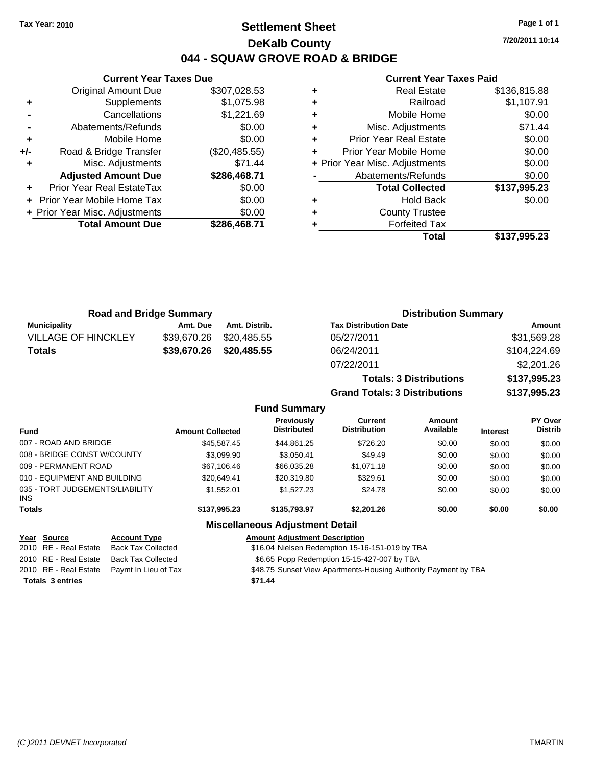Tax Year: 2010

# Settlement Sheet
## DeKalb County
## 044 - SQUAW GROVE ROAD & BRIDGE

7/20/2011 10:14

### Current Year Taxes Due

| | | |
|---|---|---|
| | Original Amount Due | $307,028.53 |
| + | Supplements | $1,075.98 |
| - | Cancellations | $1,221.69 |
| - | Abatements/Refunds | $0.00 |
| + | Mobile Home | $0.00 |
| +/- | Road & Bridge Transfer | ($20,485.55) |
| + | Misc. Adjustments | $71.44 |
| | **Adjusted Amount Due** | **$286,468.71** |
| + | Prior Year Real EstateTax | $0.00 |
| + | Prior Year Mobile Home Tax | $0.00 |
| + | Prior Year Misc. Adjustments | $0.00 |
| | **Total Amount Due** | **$286,468.71** |

### Current Year Taxes Paid

| | | |
|---|---|---|
| + | Real Estate | $136,815.88 |
| + | Railroad | $1,107.91 |
| + | Mobile Home | $0.00 |
| + | Misc. Adjustments | $71.44 |
| + | Prior Year Real Estate | $0.00 |
| + | Prior Year Mobile Home | $0.00 |
| + | Prior Year Misc. Adjustments | $0.00 |
| - | Abatements/Refunds | $0.00 |
| | **Total Collected** | **$137,995.23** |
| + | Hold Back | $0.00 |
| + | County Trustee | |
| + | Forfeited Tax | |
| | **Total** | **$137,995.23** |

### Road and Bridge Summary

| Municipality | Amt. Due | Amt. Distrib. |
|---|---|---|
| VILLAGE OF HINCKLEY | $39,670.26 | $20,485.55 |
| **Totals** | **$39,670.26** | **$20,485.55** |

### Distribution Summary

| Tax Distribution Date | Amount |
|---|---|
| 05/27/2011 | $31,569.28 |
| 06/24/2011 | $104,224.69 |
| 07/22/2011 | $2,201.26 |
| **Totals: 3 Distributions** | **$137,995.23** |
| **Grand Totals: 3 Distributions** | **$137,995.23** |

### Fund Summary

| Fund | Amount Collected | Previously Distributed | Current Distribution | Amount Available | Interest | PY Over Distrib |
|---|---|---|---|---|---|---|
| 007 - ROAD AND BRIDGE | $45,587.45 | $44,861.25 | $726.20 | $0.00 | $0.00 | $0.00 |
| 008 - BRIDGE CONST W/COUNTY | $3,099.90 | $3,050.41 | $49.49 | $0.00 | $0.00 | $0.00 |
| 009 - PERMANENT ROAD | $67,106.46 | $66,035.28 | $1,071.18 | $0.00 | $0.00 | $0.00 |
| 010 - EQUIPMENT AND BUILDING | $20,649.41 | $20,319.80 | $329.61 | $0.00 | $0.00 | $0.00 |
| 035 - TORT JUDGEMENTS/LIABILITY INS | $1,552.01 | $1,527.23 | $24.78 | $0.00 | $0.00 | $0.00 |
| **Totals** | **$137,995.23** | **$135,793.97** | **$2,201.26** | **$0.00** | **$0.00** | **$0.00** |

### Miscellaneous Adjustment Detail

| Year | Source | Account Type | Amount | Adjustment Description |
|---|---|---|---|---|
| 2010 | RE - Real Estate | Back Tax Collected | $16.04 | Nielsen Redemption 15-16-151-019 by TBA |
| 2010 | RE - Real Estate | Back Tax Collected | $6.65 | Popp Redemption 15-15-427-007 by TBA |
| 2010 | RE - Real Estate | Paymt In Lieu of Tax | $48.75 | Sunset View Apartments-Housing Authority Payment by TBA |
| **Totals** | **3 entries** | | **$71.44** | |

(C )2011 DEVNET Incorporated TMARTIN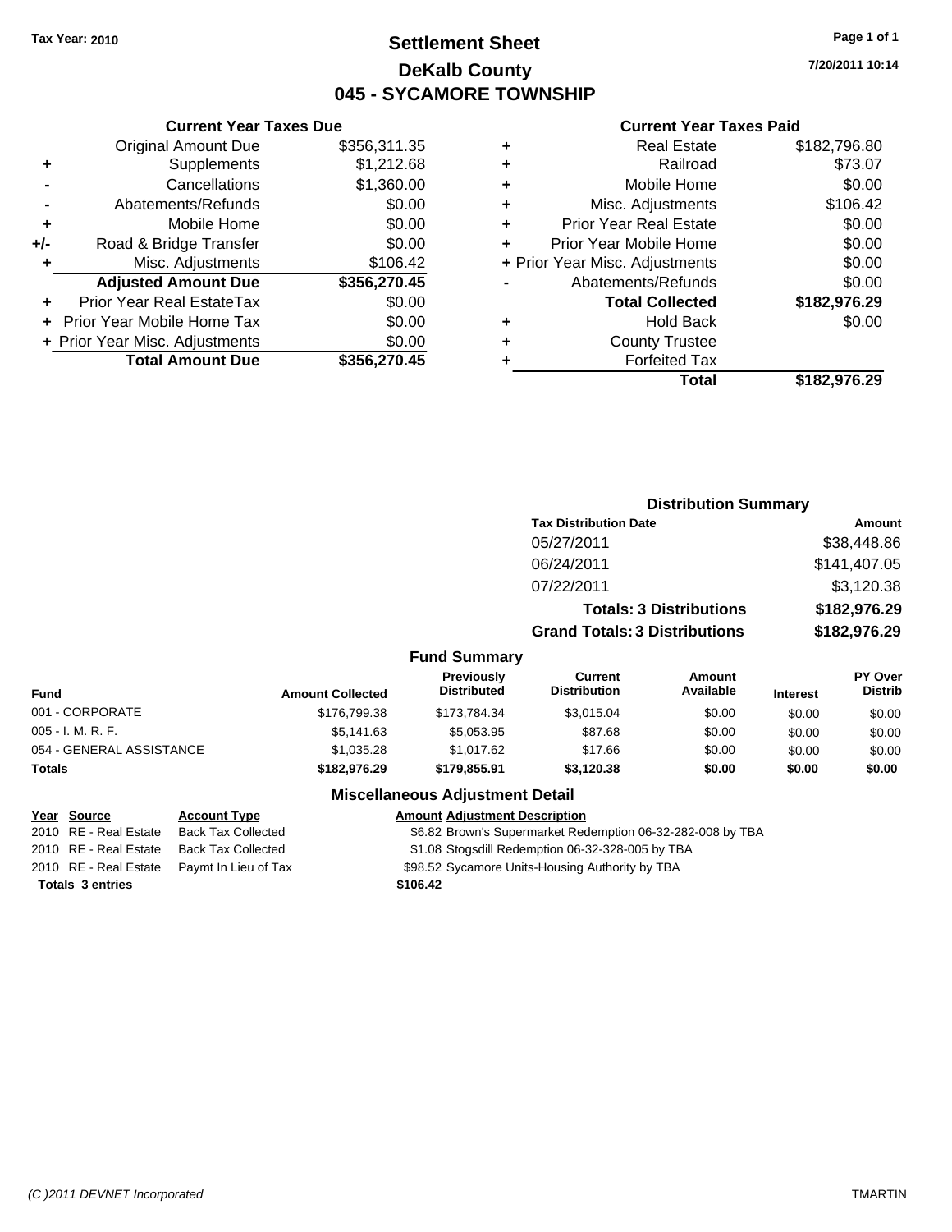Tax Year: 2010

# Settlement Sheet
## DeKalb County
## 045 - SYCAMORE TOWNSHIP

7/20/2011 10:14

### Current Year Taxes Due

| | | |
|---|---|---|
| | Original Amount Due | $356,311.35 |
| + | Supplements | $1,212.68 |
| - | Cancellations | $1,360.00 |
| - | Abatements/Refunds | $0.00 |
| + | Mobile Home | $0.00 |
| +/- | Road & Bridge Transfer | $0.00 |
| + | Misc. Adjustments | $106.42 |
| | **Adjusted Amount Due** | **$356,270.45** |
| + | Prior Year Real EstateTax | $0.00 |
| + | Prior Year Mobile Home Tax | $0.00 |
| + | Prior Year Misc. Adjustments | $0.00 |
| | **Total Amount Due** | **$356,270.45** |

### Current Year Taxes Paid

| | | |
|---|---|---|
| + | Real Estate | $182,796.80 |
| + | Railroad | $73.07 |
| + | Mobile Home | $0.00 |
| + | Misc. Adjustments | $106.42 |
| + | Prior Year Real Estate | $0.00 |
| + | Prior Year Mobile Home | $0.00 |
| + | Prior Year Misc. Adjustments | $0.00 |
| - | Abatements/Refunds | $0.00 |
| | **Total Collected** | **$182,976.29** |
| + | Hold Back | $0.00 |
| + | County Trustee | |
| + | Forfeited Tax | |
| | **Total** | **$182,976.29** |

### Distribution Summary

| Tax Distribution Date | Amount |
|---|---|
| 05/27/2011 | $38,448.86 |
| 06/24/2011 | $141,407.05 |
| 07/22/2011 | $3,120.38 |
| **Totals: 3 Distributions** | **$182,976.29** |
| **Grand Totals: 3 Distributions** | **$182,976.29** |

### Fund Summary

| Fund | Amount Collected | Previously Distributed | Current Distribution | Amount Available | Interest | PY Over Distrib |
|---|---|---|---|---|---|---|
| 001 - CORPORATE | $176,799.38 | $173,784.34 | $3,015.04 | $0.00 | $0.00 | $0.00 |
| 005 - I. M. R. F. | $5,141.63 | $5,053.95 | $87.68 | $0.00 | $0.00 | $0.00 |
| 054 - GENERAL ASSISTANCE | $1,035.28 | $1,017.62 | $17.66 | $0.00 | $0.00 | $0.00 |
| **Totals** | **$182,976.29** | **$179,855.91** | **$3,120.38** | **$0.00** | **$0.00** | **$0.00** |

### Miscellaneous Adjustment Detail

| Year | Source | Account Type | Amount | Adjustment Description |
|---|---|---|---|---|
| 2010 | RE - Real Estate | Back Tax Collected | $6.82 | Brown's Supermarket Redemption 06-32-282-008 by TBA |
| 2010 | RE - Real Estate | Back Tax Collected | $1.08 | Stogsdill Redemption 06-32-328-005 by TBA |
| 2010 | RE - Real Estate | Paymt In Lieu of Tax | $98.52 | Sycamore Units-Housing Authority by TBA |
| **Totals 3 entries** | | | **$106.42** | |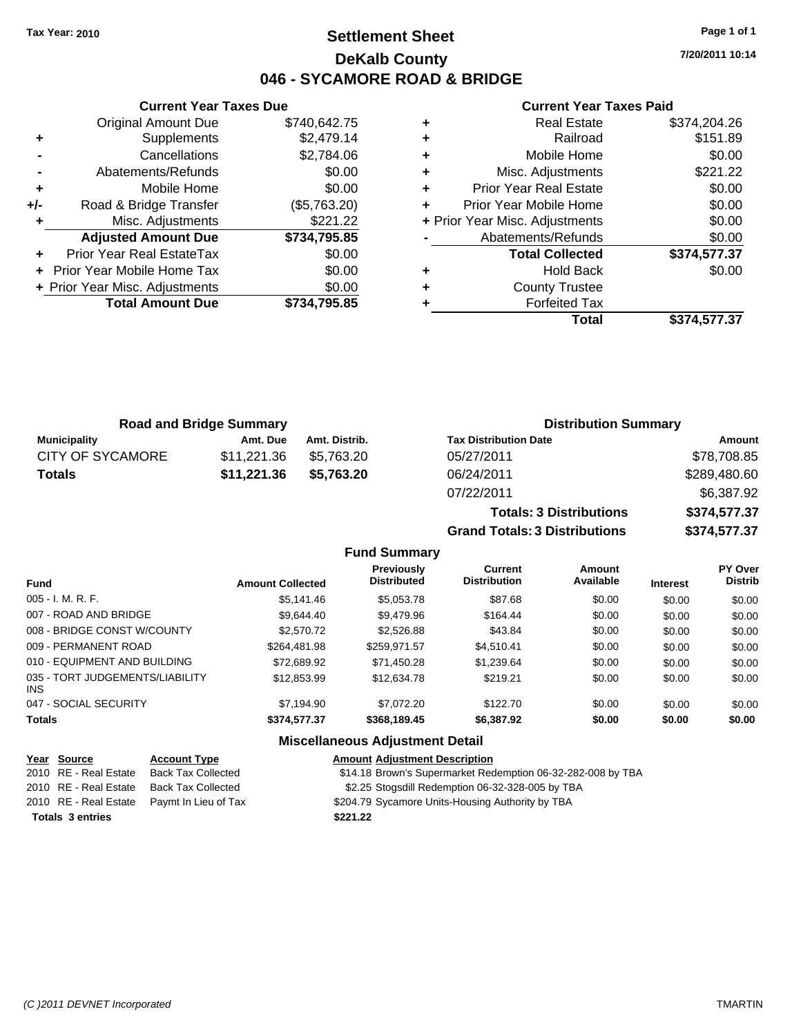Tax Year: 2010

# Settlement Sheet

## DeKalb County

## 046 - SYCAMORE ROAD & BRIDGE

7/20/2011 10:14

### Current Year Taxes Due

| | | |
|---|---|---|
| | Original Amount Due | $740,642.75 |
| + | Supplements | $2,479.14 |
| - | Cancellations | $2,784.06 |
| - | Abatements/Refunds | $0.00 |
| + | Mobile Home | $0.00 |
| +/- | Road & Bridge Transfer | ($5,763.20) |
| + | Misc. Adjustments | $221.22 |
| | **Adjusted Amount Due** | **$734,795.85** |
| + | Prior Year Real EstateTax | $0.00 |
| + | Prior Year Mobile Home Tax | $0.00 |
| + | Prior Year Misc. Adjustments | $0.00 |
| | **Total Amount Due** | **$734,795.85** |

### Current Year Taxes Paid

| | | |
|---|---|---|
| + | Real Estate | $374,204.26 |
| + | Railroad | $151.89 |
| + | Mobile Home | $0.00 |
| + | Misc. Adjustments | $221.22 |
| + | Prior Year Real Estate | $0.00 |
| + | Prior Year Mobile Home | $0.00 |
| + | Prior Year Misc. Adjustments | $0.00 |
| - | Abatements/Refunds | $0.00 |
| | **Total Collected** | **$374,577.37** |
| + | Hold Back | $0.00 |
| + | County Trustee | |
| + | Forfeited Tax | |
| | **Total** | **$374,577.37** |

### Road and Bridge Summary

| Municipality | Amt. Due | Amt. Distrib. |
|---|---|---|
| CITY OF SYCAMORE | $11,221.36 | $5,763.20 |
| **Totals** | **$11,221.36** | **$5,763.20** |

### Distribution Summary

| Tax Distribution Date | Amount |
|---|---|
| 05/27/2011 | $78,708.85 |
| 06/24/2011 | $289,480.60 |
| 07/22/2011 | $6,387.92 |
| **Totals: 3 Distributions** | **$374,577.37** |
| **Grand Totals: 3 Distributions** | **$374,577.37** |

### Fund Summary

| Fund | Amount Collected | Previously Distributed | Current Distribution | Amount Available | Interest | PY Over Distrib |
|---|---|---|---|---|---|---|
| 005 - I. M. R. F. | $5,141.46 | $5,053.78 | $87.68 | $0.00 | $0.00 | $0.00 |
| 007 - ROAD AND BRIDGE | $9,644.40 | $9,479.96 | $164.44 | $0.00 | $0.00 | $0.00 |
| 008 - BRIDGE CONST W/COUNTY | $2,570.72 | $2,526.88 | $43.84 | $0.00 | $0.00 | $0.00 |
| 009 - PERMANENT ROAD | $264,481.98 | $259,971.57 | $4,510.41 | $0.00 | $0.00 | $0.00 |
| 010 - EQUIPMENT AND BUILDING | $72,689.92 | $71,450.28 | $1,239.64 | $0.00 | $0.00 | $0.00 |
| 035 - TORT JUDGEMENTS/LIABILITY INS | $12,853.99 | $12,634.78 | $219.21 | $0.00 | $0.00 | $0.00 |
| 047 - SOCIAL SECURITY | $7,194.90 | $7,072.20 | $122.70 | $0.00 | $0.00 | $0.00 |
| **Totals** | **$374,577.37** | **$368,189.45** | **$6,387.92** | **$0.00** | **$0.00** | **$0.00** |

### Miscellaneous Adjustment Detail

| Year | Source | Account Type | Amount | Adjustment Description |
|---|---|---|---|---|
| 2010 | RE - Real Estate | Back Tax Collected | $14.18 | Brown's Supermarket Redemption 06-32-282-008 by TBA |
| 2010 | RE - Real Estate | Back Tax Collected | $2.25 | Stogsdill Redemption 06-32-328-005 by TBA |
| 2010 | RE - Real Estate | Paymt In Lieu of Tax | $204.79 | Sycamore Units-Housing Authority by TBA |
| **Totals 3 entries** | | | **$221.22** | |

(C )2011 DEVNET Incorporated TMARTIN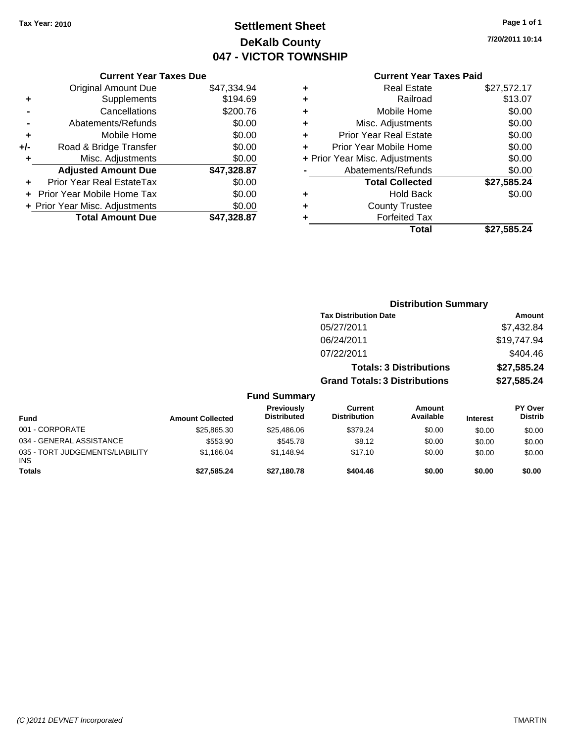**Tax Year: 2010**

# Settlement Sheet
## DeKalb County
## 047 - VICTOR TOWNSHIP

7/20/2011 10:14

### Current Year Taxes Due

| | | |
|---|---|---|
| | Original Amount Due | $47,334.94 |
| + | Supplements | $194.69 |
| - | Cancellations | $200.76 |
| - | Abatements/Refunds | $0.00 |
| + | Mobile Home | $0.00 |
| +/- | Road & Bridge Transfer | $0.00 |
| + | Misc. Adjustments | $0.00 |
| | **Adjusted Amount Due** | **$47,328.87** |
| + | Prior Year Real EstateTax | $0.00 |
| + | Prior Year Mobile Home Tax | $0.00 |
| + | Prior Year Misc. Adjustments | $0.00 |
| | **Total Amount Due** | **$47,328.87** |

### Current Year Taxes Paid

| | | |
|---|---|---|
| + | Real Estate | $27,572.17 |
| + | Railroad | $13.07 |
| + | Mobile Home | $0.00 |
| + | Misc. Adjustments | $0.00 |
| + | Prior Year Real Estate | $0.00 |
| + | Prior Year Mobile Home | $0.00 |
| + | Prior Year Misc. Adjustments | $0.00 |
| - | Abatements/Refunds | $0.00 |
| | **Total Collected** | **$27,585.24** |
| + | Hold Back | $0.00 |
| + | County Trustee | |
| + | Forfeited Tax | |
| | **Total** | **$27,585.24** |

### Distribution Summary

| Tax Distribution Date | Amount |
|---|---|
| 05/27/2011 | $7,432.84 |
| 06/24/2011 | $19,747.94 |
| 07/22/2011 | $404.46 |
| **Totals: 3 Distributions** | **$27,585.24** |
| **Grand Totals: 3 Distributions** | **$27,585.24** |

### Fund Summary

| Fund | Amount Collected | Previously Distributed | Current Distribution | Amount Available | Interest | PY Over Distrib |
|---|---|---|---|---|---|---|
| 001 - CORPORATE | $25,865.30 | $25,486.06 | $379.24 | $0.00 | $0.00 | $0.00 |
| 034 - GENERAL ASSISTANCE | $553.90 | $545.78 | $8.12 | $0.00 | $0.00 | $0.00 |
| 035 - TORT JUDGEMENTS/LIABILITY INS | $1,166.04 | $1,148.94 | $17.10 | $0.00 | $0.00 | $0.00 |
| **Totals** | **$27,585.24** | **$27,180.78** | **$404.46** | **$0.00** | **$0.00** | **$0.00** |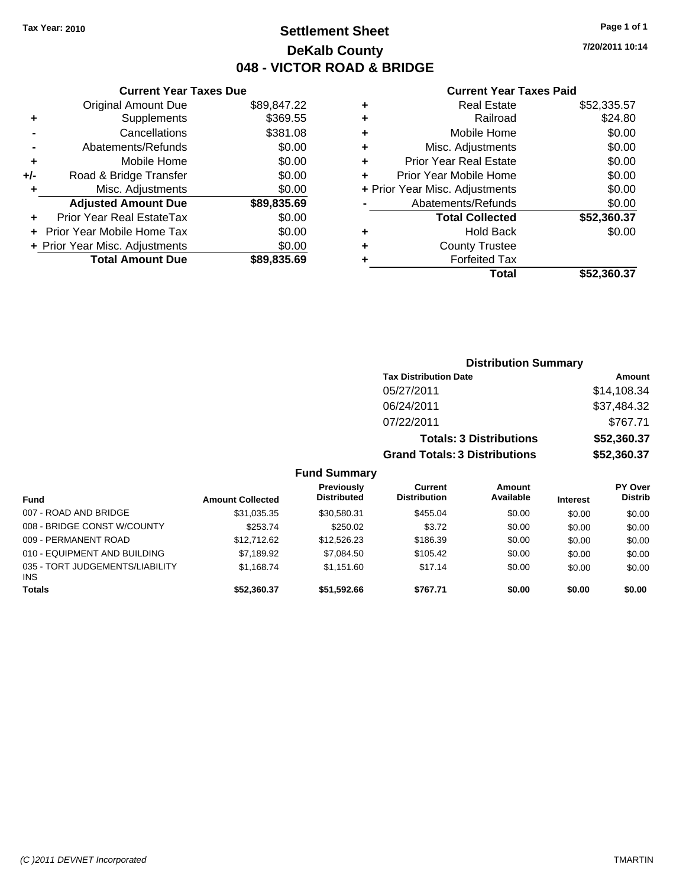Tax Year: 2010

# Settlement Sheet
## DeKalb County
## 048 - VICTOR ROAD & BRIDGE

7/20/2011 10:14

### Current Year Taxes Due

| | | |
|---|---|---|
| | Original Amount Due | $89,847.22 |
| + | Supplements | $369.55 |
| - | Cancellations | $381.08 |
| - | Abatements/Refunds | $0.00 |
| + | Mobile Home | $0.00 |
| +/- | Road & Bridge Transfer | $0.00 |
| + | Misc. Adjustments | $0.00 |
| | **Adjusted Amount Due** | **$89,835.69** |
| + | Prior Year Real EstateTax | $0.00 |
| + | Prior Year Mobile Home Tax | $0.00 |
| + | Prior Year Misc. Adjustments | $0.00 |
| | **Total Amount Due** | **$89,835.69** |

### Current Year Taxes Paid

| | | |
|---|---|---|
| + | Real Estate | $52,335.57 |
| + | Railroad | $24.80 |
| + | Mobile Home | $0.00 |
| + | Misc. Adjustments | $0.00 |
| + | Prior Year Real Estate | $0.00 |
| + | Prior Year Mobile Home | $0.00 |
| + | Prior Year Misc. Adjustments | $0.00 |
| - | Abatements/Refunds | $0.00 |
| | **Total Collected** | **$52,360.37** |
| + | Hold Back | $0.00 |
| + | County Trustee | |
| + | Forfeited Tax | |
| | **Total** | **$52,360.37** |

### Distribution Summary

| Tax Distribution Date | Amount |
|---|---|
| 05/27/2011 | $14,108.34 |
| 06/24/2011 | $37,484.32 |
| 07/22/2011 | $767.71 |
| **Totals: 3 Distributions** | **$52,360.37** |
| **Grand Totals: 3 Distributions** | **$52,360.37** |

### Fund Summary

| Fund | Amount Collected | Previously Distributed | Current Distribution | Amount Available | Interest | PY Over Distrib |
|---|---|---|---|---|---|---|
| 007 - ROAD AND BRIDGE | $31,035.35 | $30,580.31 | $455.04 | $0.00 | $0.00 | $0.00 |
| 008 - BRIDGE CONST W/COUNTY | $253.74 | $250.02 | $3.72 | $0.00 | $0.00 | $0.00 |
| 009 - PERMANENT ROAD | $12,712.62 | $12,526.23 | $186.39 | $0.00 | $0.00 | $0.00 |
| 010 - EQUIPMENT AND BUILDING | $7,189.92 | $7,084.50 | $105.42 | $0.00 | $0.00 | $0.00 |
| 035 - TORT JUDGEMENTS/LIABILITY INS | $1,168.74 | $1,151.60 | $17.14 | $0.00 | $0.00 | $0.00 |
| **Totals** | **$52,360.37** | **$51,592.66** | **$767.71** | **$0.00** | **$0.00** | **$0.00** |

(C )2011 DEVNET Incorporated TMARTIN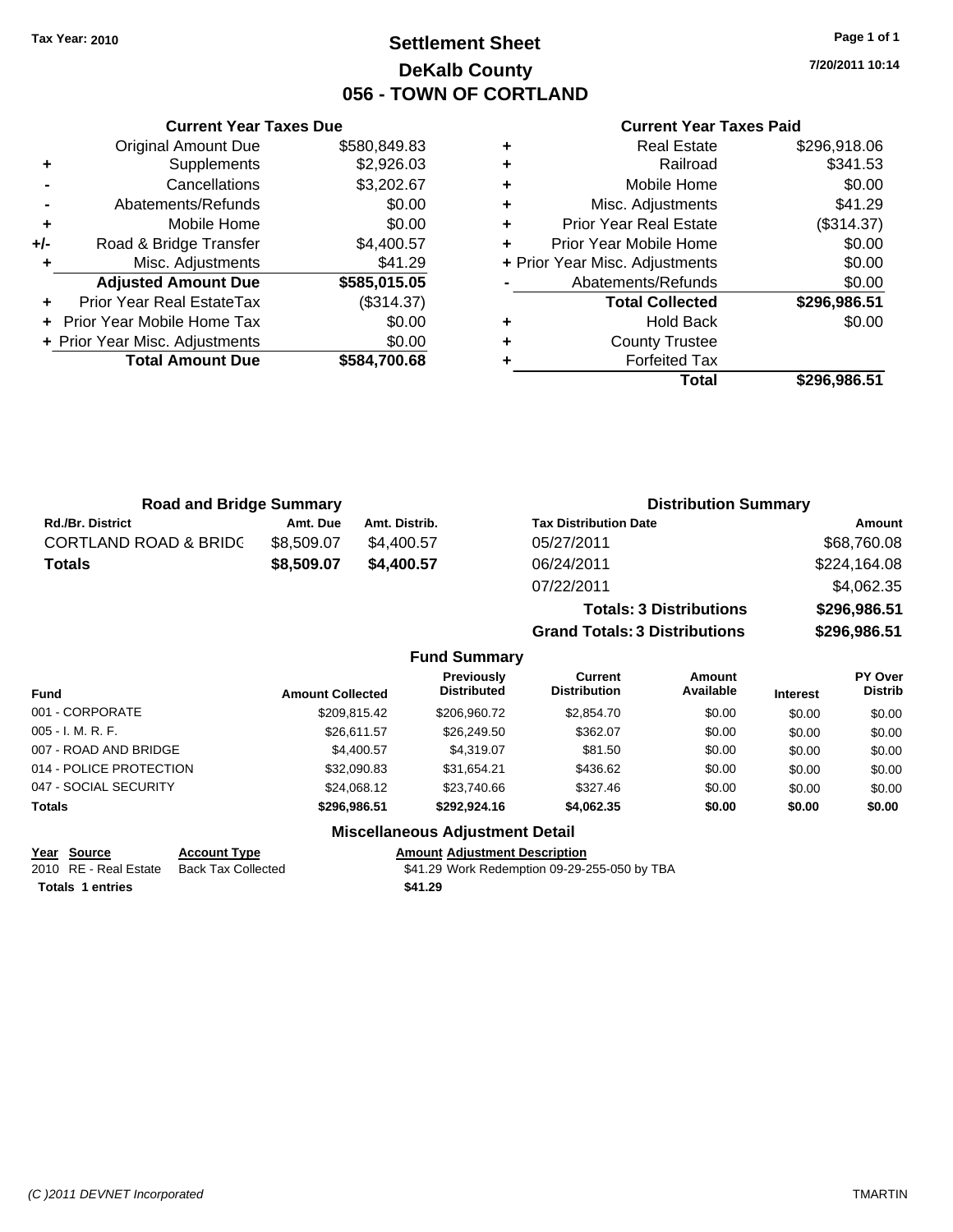Tax Year: 2010

# Settlement Sheet

## DeKalb County

## 056 - TOWN OF CORTLAND

7/20/2011 10:14

### Current Year Taxes Due

| | | |
|---|---|---|
| | Original Amount Due | $580,849.83 |
| + | Supplements | $2,926.03 |
| - | Cancellations | $3,202.67 |
| - | Abatements/Refunds | $0.00 |
| + | Mobile Home | $0.00 |
| +/- | Road & Bridge Transfer | $4,400.57 |
| + | Misc. Adjustments | $41.29 |
| | **Adjusted Amount Due** | **$585,015.05** |
| + | Prior Year Real EstateTax | ($314.37) |
| + | Prior Year Mobile Home Tax | $0.00 |
| + | Prior Year Misc. Adjustments | $0.00 |
| | **Total Amount Due** | **$584,700.68** |

### Current Year Taxes Paid

| | | |
|---|---|---|
| + | Real Estate | $296,918.06 |
| + | Railroad | $341.53 |
| + | Mobile Home | $0.00 |
| + | Misc. Adjustments | $41.29 |
| + | Prior Year Real Estate | ($314.37) |
| + | Prior Year Mobile Home | $0.00 |
| + | Prior Year Misc. Adjustments | $0.00 |
| - | Abatements/Refunds | $0.00 |
| | **Total Collected** | **$296,986.51** |
| + | Hold Back | $0.00 |
| + | County Trustee | |
| + | Forfeited Tax | |
| | **Total** | **$296,986.51** |

### Road and Bridge Summary

| Rd./Br. District | Amt. Due | Amt. Distrib. |
|---|---|---|
| CORTLAND ROAD & BRIDG | $8,509.07 | $4,400.57 |
| **Totals** | **$8,509.07** | **$4,400.57** |

### Distribution Summary

| Tax Distribution Date | Amount |
|---|---|
| 05/27/2011 | $68,760.08 |
| 06/24/2011 | $224,164.08 |
| 07/22/2011 | $4,062.35 |
| **Totals: 3 Distributions** | **$296,986.51** |
| **Grand Totals: 3 Distributions** | **$296,986.51** |

### Fund Summary

| Fund | Amount Collected | Previously Distributed | Current Distribution | Amount Available | Interest | PY Over Distrib |
|---|---|---|---|---|---|---|
| 001 - CORPORATE | $209,815.42 | $206,960.72 | $2,854.70 | $0.00 | $0.00 | $0.00 |
| 005 - I. M. R. F. | $26,611.57 | $26,249.50 | $362.07 | $0.00 | $0.00 | $0.00 |
| 007 - ROAD AND BRIDGE | $4,400.57 | $4,319.07 | $81.50 | $0.00 | $0.00 | $0.00 |
| 014 - POLICE PROTECTION | $32,090.83 | $31,654.21 | $436.62 | $0.00 | $0.00 | $0.00 |
| 047 - SOCIAL SECURITY | $24,068.12 | $23,740.66 | $327.46 | $0.00 | $0.00 | $0.00 |
| **Totals** | **$296,986.51** | **$292,924.16** | **$4,062.35** | **$0.00** | **$0.00** | **$0.00** |

### Miscellaneous Adjustment Detail

| Year | Source | Account Type | Amount | Adjustment Description |
|---|---|---|---|---|
| 2010 | RE - Real Estate | Back Tax Collected | $41.29 | Work Redemption 09-29-255-050 by TBA |
| **Totals 1 entries** | | | **$41.29** | |

(C )2011 DEVNET Incorporated — TMARTIN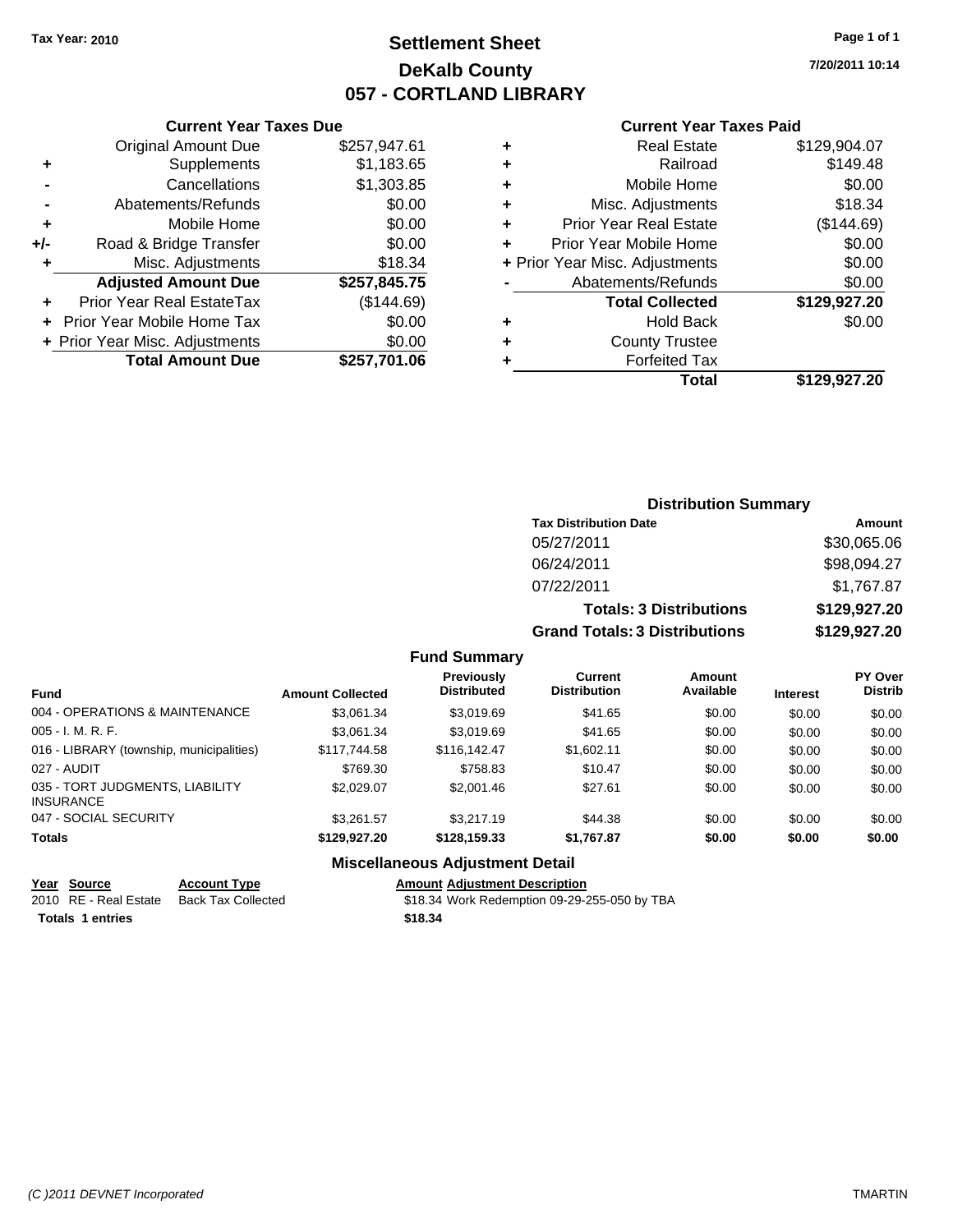Tax Year: 2010

# Settlement Sheet
## DeKalb County
## 057 - CORTLAND LIBRARY

7/20/2011 10:14

### Current Year Taxes Due

| | | |
|---|---|---|
| | Original Amount Due | $257,947.61 |
| + | Supplements | $1,183.65 |
| - | Cancellations | $1,303.85 |
| - | Abatements/Refunds | $0.00 |
| + | Mobile Home | $0.00 |
| +/- | Road & Bridge Transfer | $0.00 |
| + | Misc. Adjustments | $18.34 |
| | **Adjusted Amount Due** | **$257,845.75** |
| + | Prior Year Real EstateTax | ($144.69) |
| + | Prior Year Mobile Home Tax | $0.00 |
| + | Prior Year Misc. Adjustments | $0.00 |
| | **Total Amount Due** | **$257,701.06** |

### Current Year Taxes Paid

| | | |
|---|---|---|
| + | Real Estate | $129,904.07 |
| + | Railroad | $149.48 |
| + | Mobile Home | $0.00 |
| + | Misc. Adjustments | $18.34 |
| + | Prior Year Real Estate | ($144.69) |
| + | Prior Year Mobile Home | $0.00 |
| + | Prior Year Misc. Adjustments | $0.00 |
| - | Abatements/Refunds | $0.00 |
| | **Total Collected** | **$129,927.20** |
| + | Hold Back | $0.00 |
| + | County Trustee | |
| + | Forfeited Tax | |
| | **Total** | **$129,927.20** |

### Distribution Summary

| Tax Distribution Date | Amount |
|---|---|
| 05/27/2011 | $30,065.06 |
| 06/24/2011 | $98,094.27 |
| 07/22/2011 | $1,767.87 |
| **Totals: 3 Distributions** | **$129,927.20** |
| **Grand Totals: 3 Distributions** | **$129,927.20** |

### Fund Summary

| Fund | Amount Collected | Previously Distributed | Current Distribution | Amount Available | Interest | PY Over Distrib |
|---|---|---|---|---|---|---|
| 004 - OPERATIONS & MAINTENANCE | $3,061.34 | $3,019.69 | $41.65 | $0.00 | $0.00 | $0.00 |
| 005 - I. M. R. F. | $3,061.34 | $3,019.69 | $41.65 | $0.00 | $0.00 | $0.00 |
| 016 - LIBRARY (township, municipalities) | $117,744.58 | $116,142.47 | $1,602.11 | $0.00 | $0.00 | $0.00 |
| 027 - AUDIT | $769.30 | $758.83 | $10.47 | $0.00 | $0.00 | $0.00 |
| 035 - TORT JUDGMENTS, LIABILITY INSURANCE | $2,029.07 | $2,001.46 | $27.61 | $0.00 | $0.00 | $0.00 |
| 047 - SOCIAL SECURITY | $3,261.57 | $3,217.19 | $44.38 | $0.00 | $0.00 | $0.00 |
| **Totals** | **$129,927.20** | **$128,159.33** | **$1,767.87** | **$0.00** | **$0.00** | **$0.00** |

### Miscellaneous Adjustment Detail

| Year | Source | Account Type | Amount | Adjustment Description |
|---|---|---|---|---|
| 2010 | RE - Real Estate | Back Tax Collected | $18.34 | Work Redemption 09-29-255-050 by TBA |
| **Totals 1 entries** | | | **$18.34** | |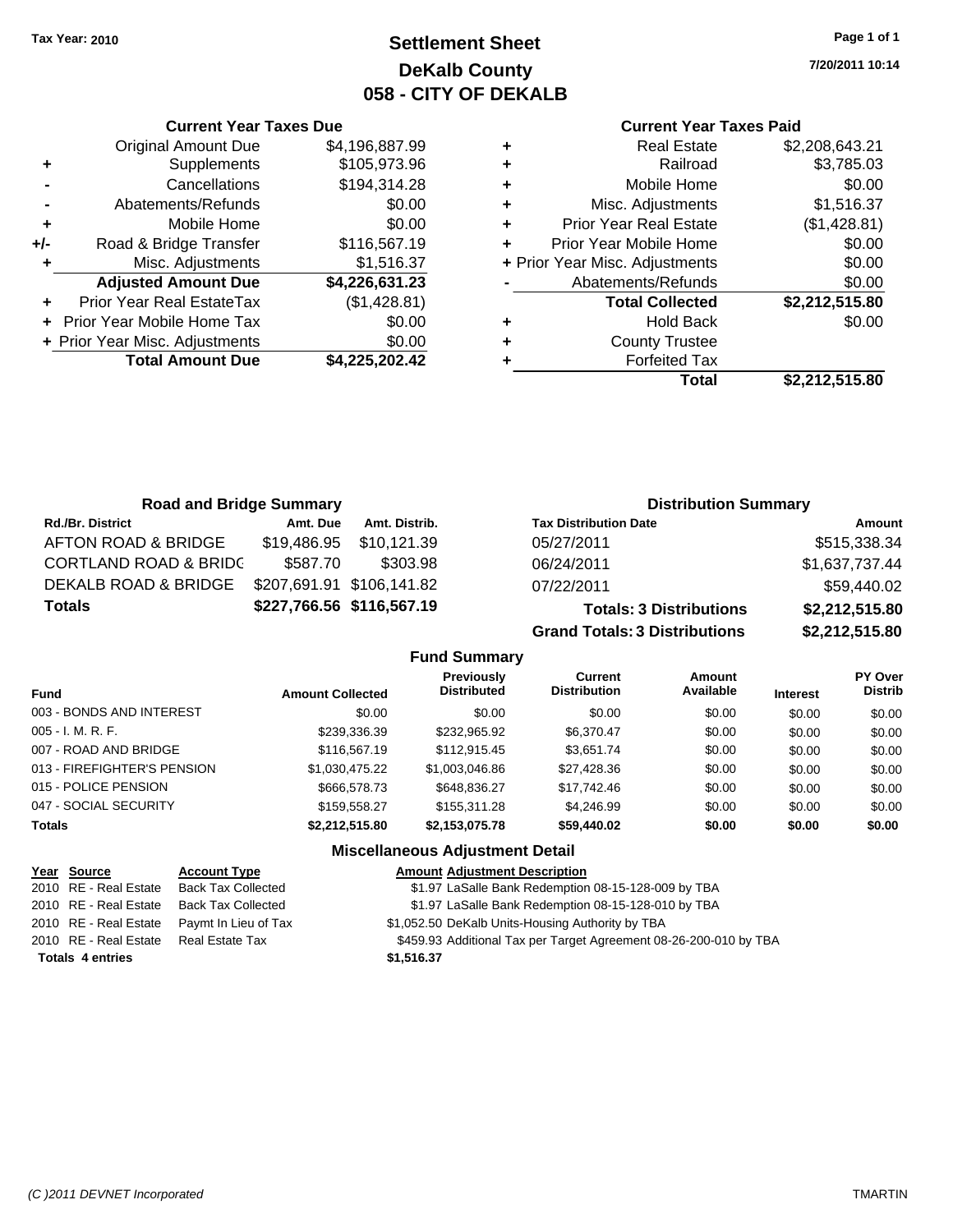**Tax Year: 2010**

# Settlement Sheet
## DeKalb County
## 058 - CITY OF DEKALB

7/20/2011 10:14

### Current Year Taxes Due

| | | |
|---|---|---|
| | Original Amount Due | $4,196,887.99 |
| + | Supplements | $105,973.96 |
| - | Cancellations | $194,314.28 |
| - | Abatements/Refunds | $0.00 |
| + | Mobile Home | $0.00 |
| +/- | Road & Bridge Transfer | $116,567.19 |
| + | Misc. Adjustments | $1,516.37 |
| | **Adjusted Amount Due** | **$4,226,631.23** |
| + | Prior Year Real EstateTax | ($1,428.81) |
| + | Prior Year Mobile Home Tax | $0.00 |
| + | Prior Year Misc. Adjustments | $0.00 |
| | **Total Amount Due** | **$4,225,202.42** |

### Current Year Taxes Paid

| | | |
|---|---|---|
| + | Real Estate | $2,208,643.21 |
| + | Railroad | $3,785.03 |
| + | Mobile Home | $0.00 |
| + | Misc. Adjustments | $1,516.37 |
| + | Prior Year Real Estate | ($1,428.81) |
| + | Prior Year Mobile Home | $0.00 |
| + | Prior Year Misc. Adjustments | $0.00 |
| - | Abatements/Refunds | $0.00 |
| | **Total Collected** | **$2,212,515.80** |
| + | Hold Back | $0.00 |
| + | County Trustee | |
| + | Forfeited Tax | |
| | **Total** | **$2,212,515.80** |

### Road and Bridge Summary

| Rd./Br. District | Amt. Due | Amt. Distrib. |
|---|---|---|
| AFTON ROAD & BRIDGE | $19,486.95 | $10,121.39 |
| CORTLAND ROAD & BRIDG | $587.70 | $303.98 |
| DEKALB ROAD & BRIDGE | $207,691.91 | $106,141.82 |
| **Totals** | **$227,766.56** | **$116,567.19** |

### Distribution Summary

| Tax Distribution Date | Amount |
|---|---|
| 05/27/2011 | $515,338.34 |
| 06/24/2011 | $1,637,737.44 |
| 07/22/2011 | $59,440.02 |
| **Totals: 3 Distributions** | **$2,212,515.80** |
| **Grand Totals: 3 Distributions** | **$2,212,515.80** |

### Fund Summary

| Fund | Amount Collected | Previously Distributed | Current Distribution | Amount Available | Interest | PY Over Distrib |
|---|---|---|---|---|---|---|
| 003 - BONDS AND INTEREST | $0.00 | $0.00 | $0.00 | $0.00 | $0.00 | $0.00 |
| 005 - I. M. R. F. | $239,336.39 | $232,965.92 | $6,370.47 | $0.00 | $0.00 | $0.00 |
| 007 - ROAD AND BRIDGE | $116,567.19 | $112,915.45 | $3,651.74 | $0.00 | $0.00 | $0.00 |
| 013 - FIREFIGHTER'S PENSION | $1,030,475.22 | $1,003,046.86 | $27,428.36 | $0.00 | $0.00 | $0.00 |
| 015 - POLICE PENSION | $666,578.73 | $648,836.27 | $17,742.46 | $0.00 | $0.00 | $0.00 |
| 047 - SOCIAL SECURITY | $159,558.27 | $155,311.28 | $4,246.99 | $0.00 | $0.00 | $0.00 |
| **Totals** | **$2,212,515.80** | **$2,153,075.78** | **$59,440.02** | **$0.00** | **$0.00** | **$0.00** |

### Miscellaneous Adjustment Detail

| Year | Source | Account Type | Amount | Adjustment Description |
|---|---|---|---|---|
| 2010 | RE - Real Estate | Back Tax Collected | $1.97 | LaSalle Bank Redemption 08-15-128-009 by TBA |
| 2010 | RE - Real Estate | Back Tax Collected | $1.97 | LaSalle Bank Redemption 08-15-128-010 by TBA |
| 2010 | RE - Real Estate | Paymt In Lieu of Tax | $1,052.50 | DeKalb Units-Housing Authority by TBA |
| 2010 | RE - Real Estate | Real Estate Tax | $459.93 | Additional Tax per Target Agreement 08-26-200-010 by TBA |
| **Totals** | **4 entries** | | **$1,516.37** | |

(C )2011 DEVNET Incorporated — TMARTIN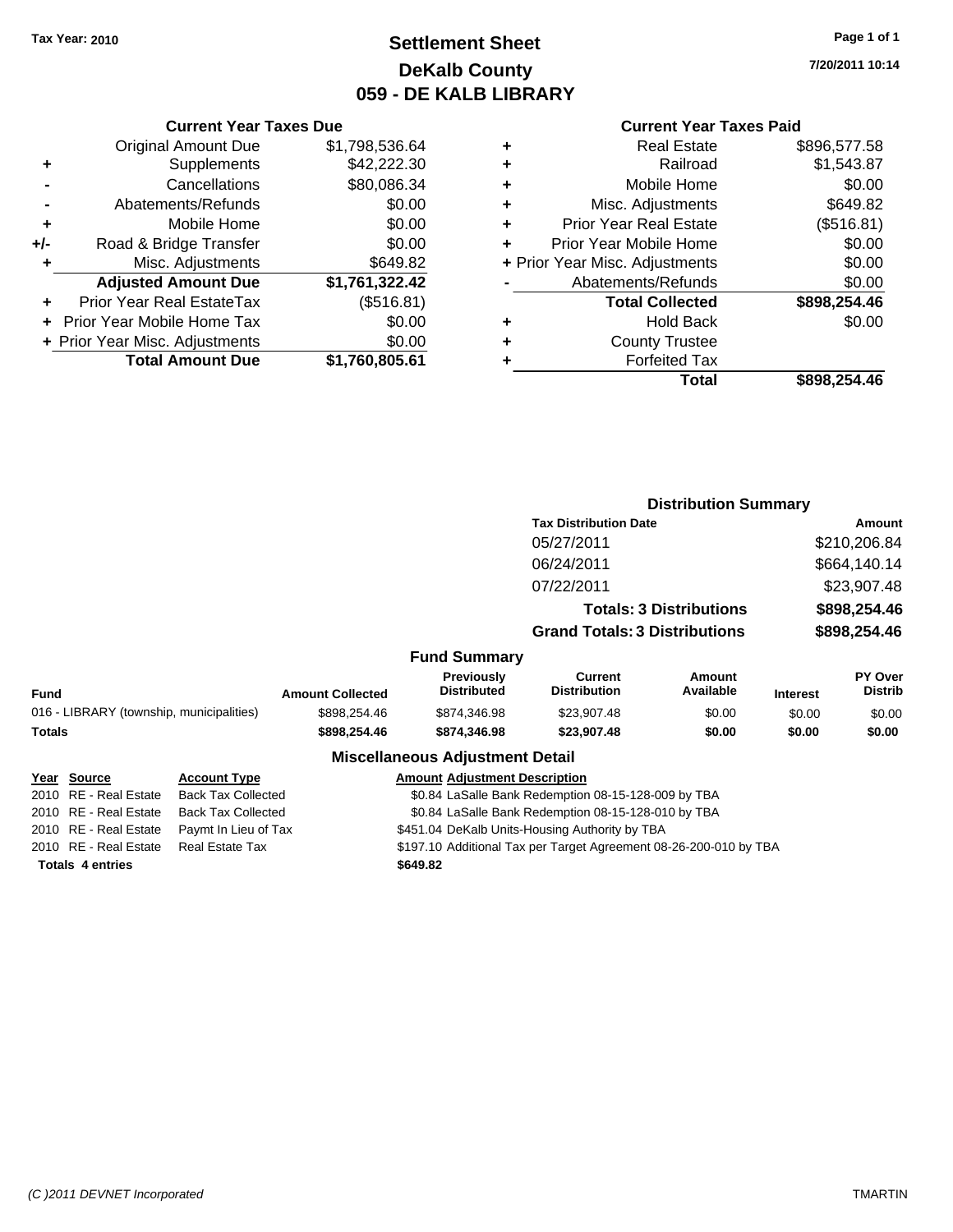Tax Year: 2010

# Settlement Sheet
## DeKalb County
## 059 - DE KALB LIBRARY

7/20/2011 10:14

### Current Year Taxes Due

| | | |
|---|---|---|
| | Original Amount Due | $1,798,536.64 |
| + | Supplements | $42,222.30 |
| - | Cancellations | $80,086.34 |
| - | Abatements/Refunds | $0.00 |
| + | Mobile Home | $0.00 |
| +/- | Road & Bridge Transfer | $0.00 |
| + | Misc. Adjustments | $649.82 |
| | **Adjusted Amount Due** | **$1,761,322.42** |
| + | Prior Year Real EstateTax | ($516.81) |
| + | Prior Year Mobile Home Tax | $0.00 |
| + | Prior Year Misc. Adjustments | $0.00 |
| | **Total Amount Due** | **$1,760,805.61** |

### Current Year Taxes Paid

| | | |
|---|---|---|
| + | Real Estate | $896,577.58 |
| + | Railroad | $1,543.87 |
| + | Mobile Home | $0.00 |
| + | Misc. Adjustments | $649.82 |
| + | Prior Year Real Estate | ($516.81) |
| + | Prior Year Mobile Home | $0.00 |
| + | Prior Year Misc. Adjustments | $0.00 |
| - | Abatements/Refunds | $0.00 |
| | **Total Collected** | **$898,254.46** |
| + | Hold Back | $0.00 |
| + | County Trustee | |
| + | Forfeited Tax | |
| | **Total** | **$898,254.46** |

### Distribution Summary

| Tax Distribution Date | Amount |
|---|---|
| 05/27/2011 | $210,206.84 |
| 06/24/2011 | $664,140.14 |
| 07/22/2011 | $23,907.48 |
| **Totals: 3 Distributions** | **$898,254.46** |
| **Grand Totals: 3 Distributions** | **$898,254.46** |

### Fund Summary

| Fund | Amount Collected | Previously Distributed | Current Distribution | Amount Available | Interest | PY Over Distrib |
|---|---|---|---|---|---|---|
| 016 - LIBRARY (township, municipalities) | $898,254.46 | $874,346.98 | $23,907.48 | $0.00 | $0.00 | $0.00 |
| **Totals** | **$898,254.46** | **$874,346.98** | **$23,907.48** | **$0.00** | **$0.00** | **$0.00** |

### Miscellaneous Adjustment Detail

| Year | Source | Account Type | Amount | Adjustment Description |
|---|---|---|---|---|
| 2010 | RE - Real Estate | Back Tax Collected | $0.84 | LaSalle Bank Redemption 08-15-128-009 by TBA |
| 2010 | RE - Real Estate | Back Tax Collected | $0.84 | LaSalle Bank Redemption 08-15-128-010 by TBA |
| 2010 | RE - Real Estate | Paymt In Lieu of Tax | $451.04 | DeKalb Units-Housing Authority by TBA |
| 2010 | RE - Real Estate | Real Estate Tax | $197.10 | Additional Tax per Target Agreement 08-26-200-010 by TBA |
| **Totals 4 entries** | | | **$649.82** | |

(C )2011 DEVNET Incorporated TMARTIN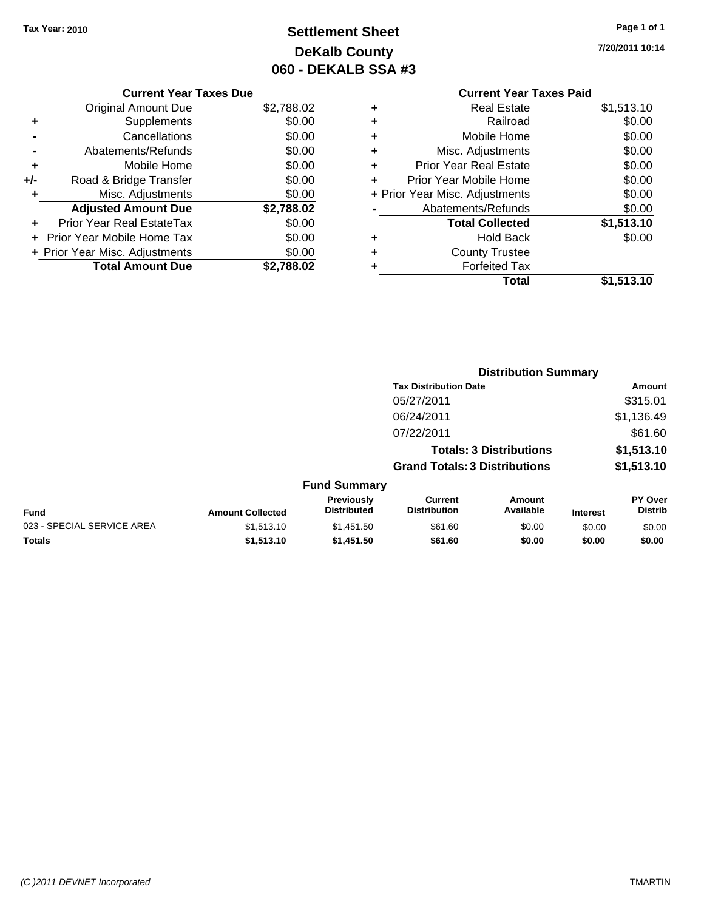**Tax Year: 2010**

# Settlement Sheet
## DeKalb County
## 060 - DEKALB SSA #3

7/20/2011 10:14

### Current Year Taxes Due

| | | |
|---|---|---|
| | Original Amount Due | $2,788.02 |
| + | Supplements | $0.00 |
| - | Cancellations | $0.00 |
| - | Abatements/Refunds | $0.00 |
| + | Mobile Home | $0.00 |
| +/- | Road & Bridge Transfer | $0.00 |
| + | Misc. Adjustments | $0.00 |
| | **Adjusted Amount Due** | **$2,788.02** |
| + | Prior Year Real EstateTax | $0.00 |
| + | Prior Year Mobile Home Tax | $0.00 |
| + | Prior Year Misc. Adjustments | $0.00 |
| | **Total Amount Due** | **$2,788.02** |

### Current Year Taxes Paid

| | | |
|---|---|---|
| + | Real Estate | $1,513.10 |
| + | Railroad | $0.00 |
| + | Mobile Home | $0.00 |
| + | Misc. Adjustments | $0.00 |
| + | Prior Year Real Estate | $0.00 |
| + | Prior Year Mobile Home | $0.00 |
| + | Prior Year Misc. Adjustments | $0.00 |
| - | Abatements/Refunds | $0.00 |
| | **Total Collected** | **$1,513.10** |
| + | Hold Back | $0.00 |
| + | County Trustee | |
| + | Forfeited Tax | |
| | **Total** | **$1,513.10** |

### Distribution Summary

| Tax Distribution Date | Amount |
|---|---|
| 05/27/2011 | $315.01 |
| 06/24/2011 | $1,136.49 |
| 07/22/2011 | $61.60 |
| **Totals: 3 Distributions** | **$1,513.10** |
| **Grand Totals: 3 Distributions** | **$1,513.10** |

### Fund Summary

| Fund | Amount Collected | Previously Distributed | Current Distribution | Amount Available | Interest | PY Over Distrib |
|---|---|---|---|---|---|---|
| 023 - SPECIAL SERVICE AREA | $1,513.10 | $1,451.50 | $61.60 | $0.00 | $0.00 | $0.00 |
| **Totals** | **$1,513.10** | **$1,451.50** | **$61.60** | **$0.00** | **$0.00** | **$0.00** |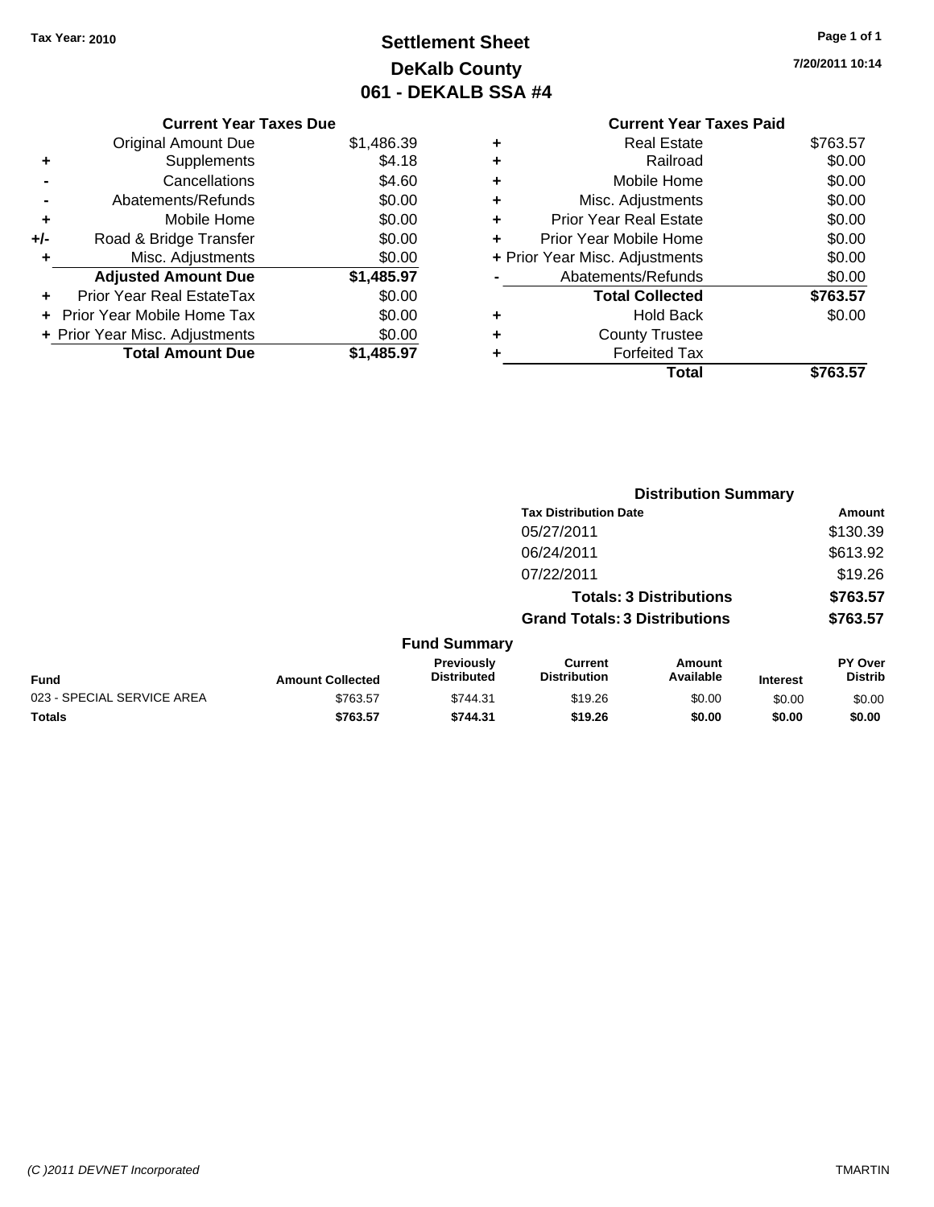Tax Year: 2010

# Settlement Sheet
## DeKalb County
## 061 - DEKALB SSA #4

7/20/2011 10:14

| | Current Year Taxes Due | |
|---|---|---|
| | Original Amount Due | $1,486.39 |
| + | Supplements | $4.18 |
| - | Cancellations | $4.60 |
| - | Abatements/Refunds | $0.00 |
| + | Mobile Home | $0.00 |
| +/- | Road & Bridge Transfer | $0.00 |
| + | Misc. Adjustments | $0.00 |
| | **Adjusted Amount Due** | **$1,485.97** |
| + | Prior Year Real EstateTax | $0.00 |
| + | Prior Year Mobile Home Tax | $0.00 |
| + | Prior Year Misc. Adjustments | $0.00 |
| | **Total Amount Due** | **$1,485.97** |

| | Current Year Taxes Paid | |
|---|---|---|
| + | Real Estate | $763.57 |
| + | Railroad | $0.00 |
| + | Mobile Home | $0.00 |
| + | Misc. Adjustments | $0.00 |
| + | Prior Year Real Estate | $0.00 |
| + | Prior Year Mobile Home | $0.00 |
| + | Prior Year Misc. Adjustments | $0.00 |
| - | Abatements/Refunds | $0.00 |
| | **Total Collected** | **$763.57** |
| + | Hold Back | $0.00 |
| + | County Trustee | |
| + | Forfeited Tax | |
| | **Total** | **$763.57** |

### Distribution Summary

| Tax Distribution Date | Amount |
|---|---|
| 05/27/2011 | $130.39 |
| 06/24/2011 | $613.92 |
| 07/22/2011 | $19.26 |
| **Totals: 3 Distributions** | **$763.57** |
| **Grand Totals: 3 Distributions** | **$763.57** |

### Fund Summary

| Fund | Amount Collected | Previously Distributed | Current Distribution | Amount Available | Interest | PY Over Distrib |
|---|---|---|---|---|---|---|
| 023 - SPECIAL SERVICE AREA | $763.57 | $744.31 | $19.26 | $0.00 | $0.00 | $0.00 |
| **Totals** | **$763.57** | **$744.31** | **$19.26** | **$0.00** | **$0.00** | **$0.00** |

(C )2011 DEVNET Incorporated TMARTIN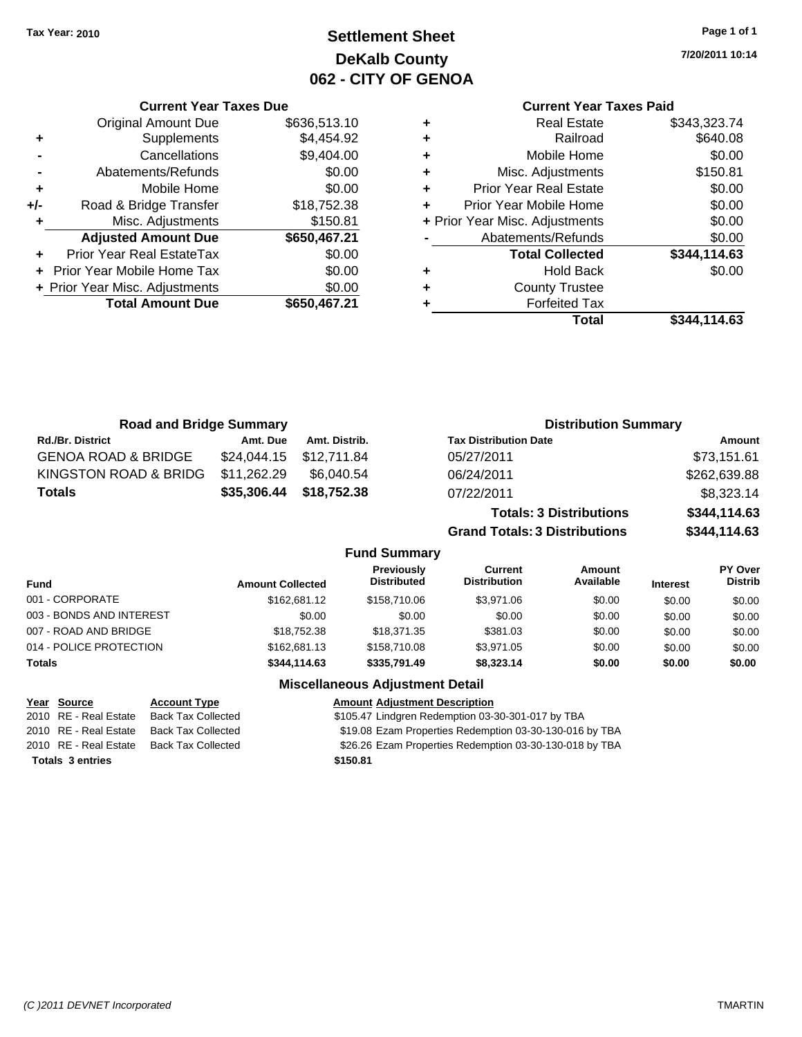Tax Year: 2010

# Settlement Sheet
## DeKalb County
## 062 - CITY OF GENOA

7/20/2011 10:14

### Current Year Taxes Due

| | | |
|---|---|---|
| | Original Amount Due | $636,513.10 |
| + | Supplements | $4,454.92 |
| - | Cancellations | $9,404.00 |
| - | Abatements/Refunds | $0.00 |
| + | Mobile Home | $0.00 |
| +/- | Road & Bridge Transfer | $18,752.38 |
| + | Misc. Adjustments | $150.81 |
| | **Adjusted Amount Due** | **$650,467.21** |
| + | Prior Year Real EstateTax | $0.00 |
| + | Prior Year Mobile Home Tax | $0.00 |
| + | Prior Year Misc. Adjustments | $0.00 |
| | **Total Amount Due** | **$650,467.21** |

### Current Year Taxes Paid

| | | |
|---|---|---|
| + | Real Estate | $343,323.74 |
| + | Railroad | $640.08 |
| + | Mobile Home | $0.00 |
| + | Misc. Adjustments | $150.81 |
| + | Prior Year Real Estate | $0.00 |
| + | Prior Year Mobile Home | $0.00 |
| + | Prior Year Misc. Adjustments | $0.00 |
| - | Abatements/Refunds | $0.00 |
| | **Total Collected** | **$344,114.63** |
| + | Hold Back | $0.00 |
| + | County Trustee | |
| + | Forfeited Tax | |
| | **Total** | **$344,114.63** |

### Road and Bridge Summary

| Rd./Br. District | Amt. Due | Amt. Distrib. |
|---|---|---|
| GENOA ROAD & BRIDGE | $24,044.15 | $12,711.84 |
| KINGSTON ROAD & BRIDG | $11,262.29 | $6,040.54 |
| **Totals** | **$35,306.44** | **$18,752.38** |

### Distribution Summary

| Tax Distribution Date | Amount |
|---|---|
| 05/27/2011 | $73,151.61 |
| 06/24/2011 | $262,639.88 |
| 07/22/2011 | $8,323.14 |
| **Totals: 3 Distributions** | **$344,114.63** |
| **Grand Totals: 3 Distributions** | **$344,114.63** |

### Fund Summary

| Fund | Amount Collected | Previously Distributed | Current Distribution | Amount Available | Interest | PY Over Distrib |
|---|---|---|---|---|---|---|
| 001 - CORPORATE | $162,681.12 | $158,710.06 | $3,971.06 | $0.00 | $0.00 | $0.00 |
| 003 - BONDS AND INTEREST | $0.00 | $0.00 | $0.00 | $0.00 | $0.00 | $0.00 |
| 007 - ROAD AND BRIDGE | $18,752.38 | $18,371.35 | $381.03 | $0.00 | $0.00 | $0.00 |
| 014 - POLICE PROTECTION | $162,681.13 | $158,710.08 | $3,971.05 | $0.00 | $0.00 | $0.00 |
| **Totals** | **$344,114.63** | **$335,791.49** | **$8,323.14** | **$0.00** | **$0.00** | **$0.00** |

### Miscellaneous Adjustment Detail

| Year | Source | Account Type | Amount | Adjustment Description |
|---|---|---|---|---|
| 2010 | RE - Real Estate | Back Tax Collected | $105.47 | Lindgren Redemption 03-30-301-017 by TBA |
| 2010 | RE - Real Estate | Back Tax Collected | $19.08 | Ezam Properties Redemption 03-30-130-016 by TBA |
| 2010 | RE - Real Estate | Back Tax Collected | $26.26 | Ezam Properties Redemption 03-30-130-018 by TBA |
| **Totals 3 entries** | | | **$150.81** | |

(C )2011 DEVNET Incorporated

TMARTIN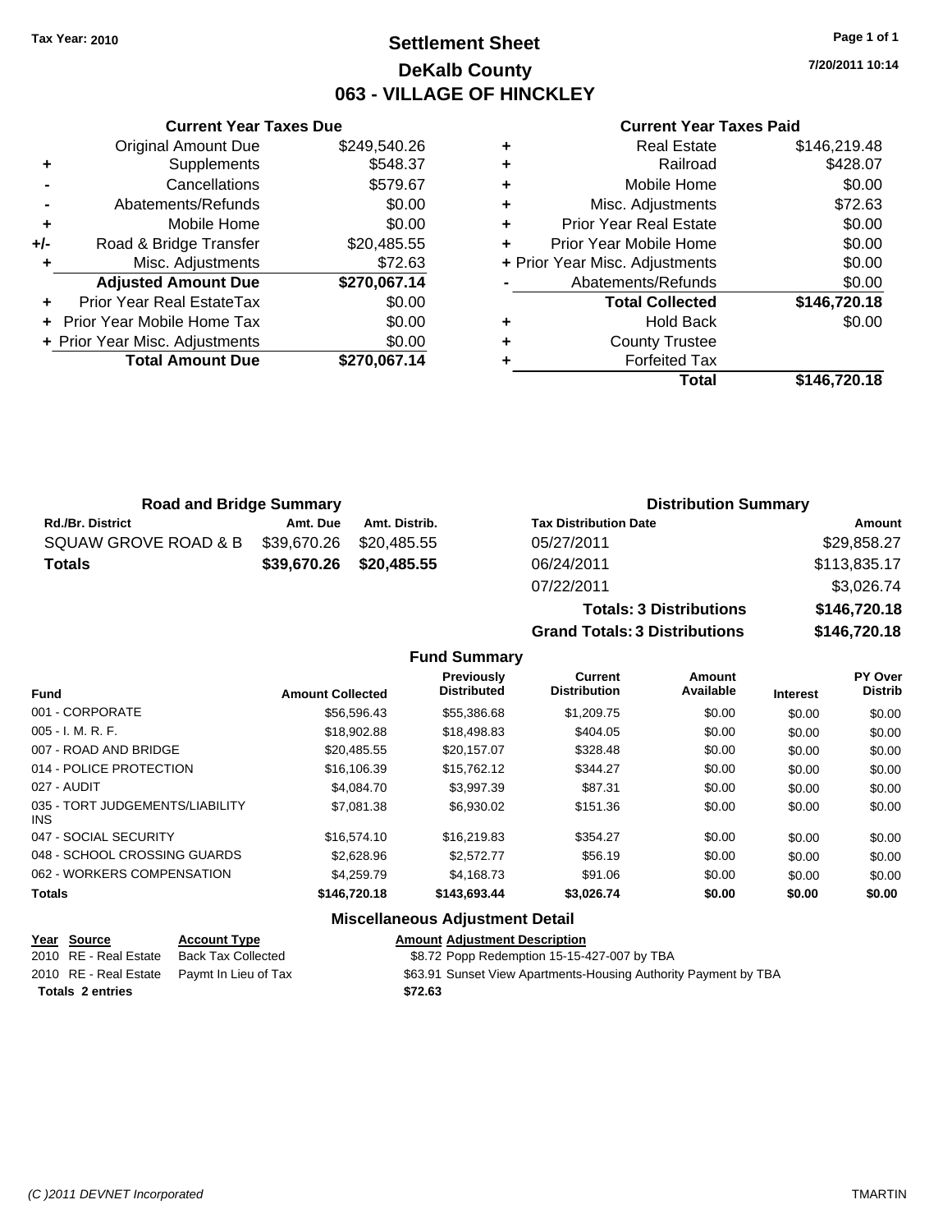Tax Year: 2010

# Settlement Sheet
## DeKalb County
## 063 - VILLAGE OF HINCKLEY

7/20/2011 10:14

### Current Year Taxes Due

| | | |
|---|---|---|
| | Original Amount Due | $249,540.26 |
| + | Supplements | $548.37 |
| - | Cancellations | $579.67 |
| - | Abatements/Refunds | $0.00 |
| + | Mobile Home | $0.00 |
| +/- | Road & Bridge Transfer | $20,485.55 |
| + | Misc. Adjustments | $72.63 |
| | **Adjusted Amount Due** | **$270,067.14** |
| + | Prior Year Real EstateTax | $0.00 |
| + | Prior Year Mobile Home Tax | $0.00 |
| + | Prior Year Misc. Adjustments | $0.00 |
| | **Total Amount Due** | **$270,067.14** |

### Current Year Taxes Paid

| | | |
|---|---|---|
| + | Real Estate | $146,219.48 |
| + | Railroad | $428.07 |
| + | Mobile Home | $0.00 |
| + | Misc. Adjustments | $72.63 |
| + | Prior Year Real Estate | $0.00 |
| + | Prior Year Mobile Home | $0.00 |
| + | Prior Year Misc. Adjustments | $0.00 |
| - | Abatements/Refunds | $0.00 |
| | **Total Collected** | **$146,720.18** |
| + | Hold Back | $0.00 |
| + | County Trustee | |
| + | Forfeited Tax | |
| | **Total** | **$146,720.18** |

### Road and Bridge Summary

| Rd./Br. District | Amt. Due | Amt. Distrib. |
|---|---|---|
| SQUAW GROVE ROAD & B | $39,670.26 | $20,485.55 |
| **Totals** | **$39,670.26** | **$20,485.55** |

### Distribution Summary

| Tax Distribution Date | Amount |
|---|---|
| 05/27/2011 | $29,858.27 |
| 06/24/2011 | $113,835.17 |
| 07/22/2011 | $3,026.74 |
| **Totals: 3 Distributions** | **$146,720.18** |
| **Grand Totals: 3 Distributions** | **$146,720.18** |

### Fund Summary

| Fund | Amount Collected | Previously Distributed | Current Distribution | Amount Available | Interest | PY Over Distrib |
|---|---|---|---|---|---|---|
| 001 - CORPORATE | $56,596.43 | $55,386.68 | $1,209.75 | $0.00 | $0.00 | $0.00 |
| 005 - I. M. R. F. | $18,902.88 | $18,498.83 | $404.05 | $0.00 | $0.00 | $0.00 |
| 007 - ROAD AND BRIDGE | $20,485.55 | $20,157.07 | $328.48 | $0.00 | $0.00 | $0.00 |
| 014 - POLICE PROTECTION | $16,106.39 | $15,762.12 | $344.27 | $0.00 | $0.00 | $0.00 |
| 027 - AUDIT | $4,084.70 | $3,997.39 | $87.31 | $0.00 | $0.00 | $0.00 |
| 035 - TORT JUDGEMENTS/LIABILITY INS | $7,081.38 | $6,930.02 | $151.36 | $0.00 | $0.00 | $0.00 |
| 047 - SOCIAL SECURITY | $16,574.10 | $16,219.83 | $354.27 | $0.00 | $0.00 | $0.00 |
| 048 - SCHOOL CROSSING GUARDS | $2,628.96 | $2,572.77 | $56.19 | $0.00 | $0.00 | $0.00 |
| 062 - WORKERS COMPENSATION | $4,259.79 | $4,168.73 | $91.06 | $0.00 | $0.00 | $0.00 |
| **Totals** | **$146,720.18** | **$143,693.44** | **$3,026.74** | **$0.00** | **$0.00** | **$0.00** |

### Miscellaneous Adjustment Detail

| Year | Source | Account Type | Amount | Adjustment Description |
|---|---|---|---|---|
| 2010 | RE - Real Estate | Back Tax Collected | $8.72 | Popp Redemption 15-15-427-007 by TBA |
| 2010 | RE - Real Estate | Paymt In Lieu of Tax | $63.91 | Sunset View Apartments-Housing Authority Payment by TBA |
| **Totals 2 entries** | | | **$72.63** | |

(C )2011 DEVNET Incorporated — TMARTIN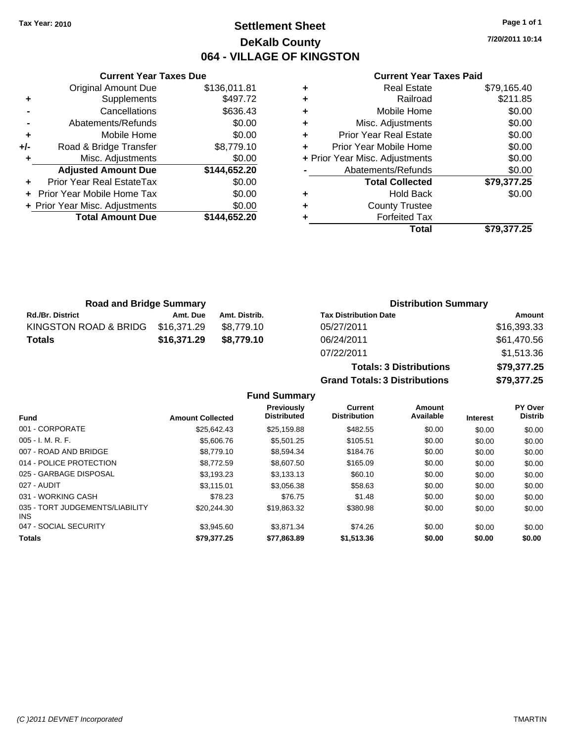Tax Year: 2010

# Settlement Sheet

## DeKalb County

## 064 - VILLAGE OF KINGSTON

7/20/2011 10:14

### Current Year Taxes Due

| | | |
|---|---|---|
| | Original Amount Due | $136,011.81 |
| + | Supplements | $497.72 |
| - | Cancellations | $636.43 |
| - | Abatements/Refunds | $0.00 |
| + | Mobile Home | $0.00 |
| +/- | Road & Bridge Transfer | $8,779.10 |
| + | Misc. Adjustments | $0.00 |
| | **Adjusted Amount Due** | **$144,652.20** |
| + | Prior Year Real EstateTax | $0.00 |
| + | Prior Year Mobile Home Tax | $0.00 |
| + | Prior Year Misc. Adjustments | $0.00 |
| | **Total Amount Due** | **$144,652.20** |

### Current Year Taxes Paid

| | | |
|---|---|---|
| + | Real Estate | $79,165.40 |
| + | Railroad | $211.85 |
| + | Mobile Home | $0.00 |
| + | Misc. Adjustments | $0.00 |
| + | Prior Year Real Estate | $0.00 |
| + | Prior Year Mobile Home | $0.00 |
| + | Prior Year Misc. Adjustments | $0.00 |
| - | Abatements/Refunds | $0.00 |
| | **Total Collected** | **$79,377.25** |
| + | Hold Back | $0.00 |
| + | County Trustee | |
| + | Forfeited Tax | |
| | **Total** | **$79,377.25** |

### Road and Bridge Summary

| Rd./Br. District | Amt. Due | Amt. Distrib. |
|---|---|---|
| KINGSTON ROAD & BRIDG | $16,371.29 | $8,779.10 |
| **Totals** | **$16,371.29** | **$8,779.10** |

### Distribution Summary

| Tax Distribution Date | Amount |
|---|---|
| 05/27/2011 | $16,393.33 |
| 06/24/2011 | $61,470.56 |
| 07/22/2011 | $1,513.36 |
| **Totals: 3 Distributions** | **$79,377.25** |
| **Grand Totals: 3 Distributions** | **$79,377.25** |

### Fund Summary

| Fund | Amount Collected | Previously Distributed | Current Distribution | Amount Available | Interest | PY Over Distrib |
|---|---|---|---|---|---|---|
| 001 - CORPORATE | $25,642.43 | $25,159.88 | $482.55 | $0.00 | $0.00 | $0.00 |
| 005 - I. M. R. F. | $5,606.76 | $5,501.25 | $105.51 | $0.00 | $0.00 | $0.00 |
| 007 - ROAD AND BRIDGE | $8,779.10 | $8,594.34 | $184.76 | $0.00 | $0.00 | $0.00 |
| 014 - POLICE PROTECTION | $8,772.59 | $8,607.50 | $165.09 | $0.00 | $0.00 | $0.00 |
| 025 - GARBAGE DISPOSAL | $3,193.23 | $3,133.13 | $60.10 | $0.00 | $0.00 | $0.00 |
| 027 - AUDIT | $3,115.01 | $3,056.38 | $58.63 | $0.00 | $0.00 | $0.00 |
| 031 - WORKING CASH | $78.23 | $76.75 | $1.48 | $0.00 | $0.00 | $0.00 |
| 035 - TORT JUDGEMENTS/LIABILITY INS | $20,244.30 | $19,863.32 | $380.98 | $0.00 | $0.00 | $0.00 |
| 047 - SOCIAL SECURITY | $3,945.60 | $3,871.34 | $74.26 | $0.00 | $0.00 | $0.00 |
| **Totals** | **$79,377.25** | **$77,863.89** | **$1,513.36** | **$0.00** | **$0.00** | **$0.00** |

(C )2011 DEVNET Incorporated TMARTIN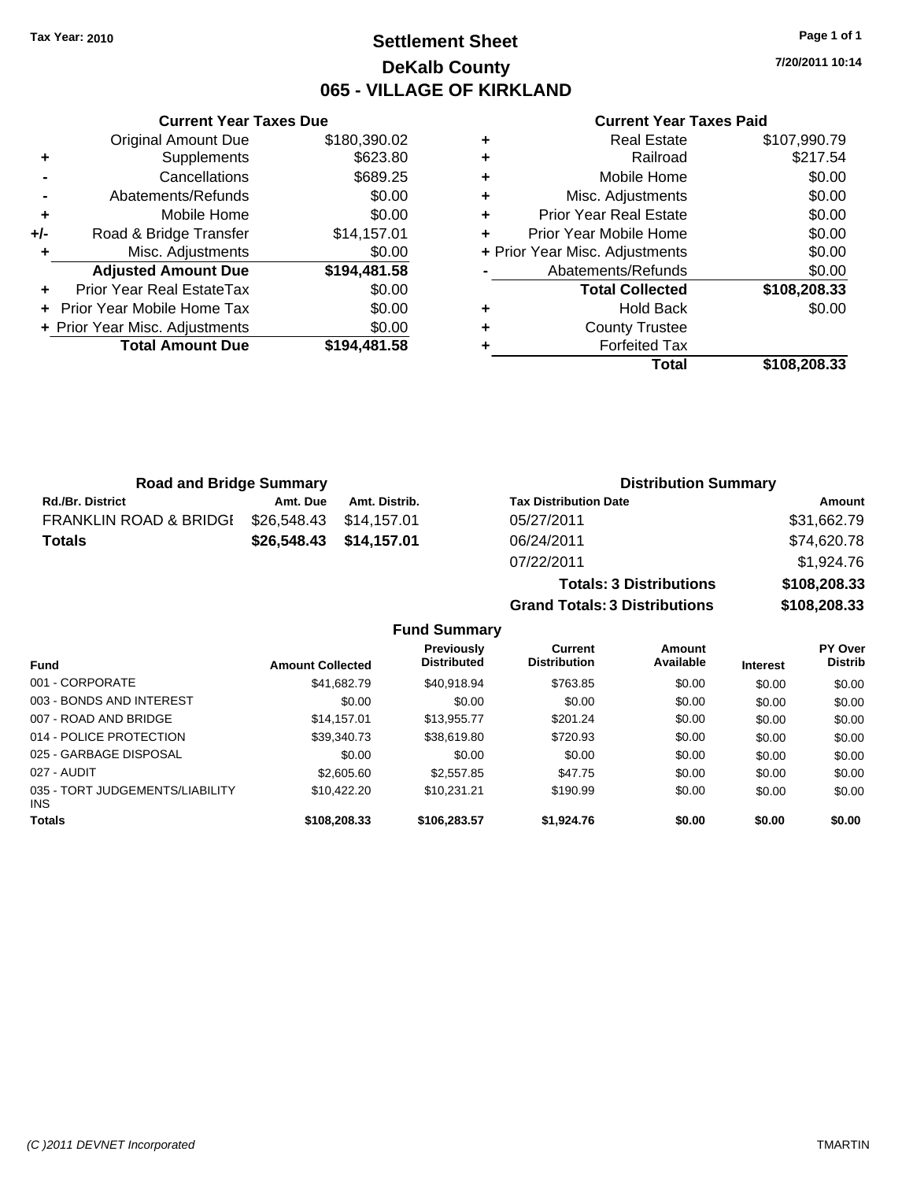Tax Year: 2010

# Settlement Sheet
## DeKalb County
## 065 - VILLAGE OF KIRKLAND

7/20/2011 10:14

### Current Year Taxes Due

| | | |
|---|---|---|
| | Original Amount Due | $180,390.02 |
| + | Supplements | $623.80 |
| - | Cancellations | $689.25 |
| - | Abatements/Refunds | $0.00 |
| + | Mobile Home | $0.00 |
| +/- | Road & Bridge Transfer | $14,157.01 |
| + | Misc. Adjustments | $0.00 |
| | **Adjusted Amount Due** | **$194,481.58** |
| + | Prior Year Real EstateTax | $0.00 |
| + | Prior Year Mobile Home Tax | $0.00 |
| + | Prior Year Misc. Adjustments | $0.00 |
| | **Total Amount Due** | **$194,481.58** |

### Current Year Taxes Paid

| | | |
|---|---|---|
| + | Real Estate | $107,990.79 |
| + | Railroad | $217.54 |
| + | Mobile Home | $0.00 |
| + | Misc. Adjustments | $0.00 |
| + | Prior Year Real Estate | $0.00 |
| + | Prior Year Mobile Home | $0.00 |
| + | Prior Year Misc. Adjustments | $0.00 |
| - | Abatements/Refunds | $0.00 |
| | **Total Collected** | **$108,208.33** |
| + | Hold Back | $0.00 |
| + | County Trustee | |
| + | Forfeited Tax | |
| | **Total** | **$108,208.33** |

### Road and Bridge Summary

| Rd./Br. District | Amt. Due | Amt. Distrib. |
|---|---|---|
| FRANKLIN ROAD & BRIDGI | $26,548.43 | $14,157.01 |
| **Totals** | **$26,548.43** | **$14,157.01** |

### Distribution Summary

| Tax Distribution Date | Amount |
|---|---|
| 05/27/2011 | $31,662.79 |
| 06/24/2011 | $74,620.78 |
| 07/22/2011 | $1,924.76 |
| **Totals: 3 Distributions** | **$108,208.33** |
| **Grand Totals: 3 Distributions** | **$108,208.33** |

### Fund Summary

| Fund | Amount Collected | Previously Distributed | Current Distribution | Amount Available | Interest | PY Over Distrib |
|---|---|---|---|---|---|---|
| 001 - CORPORATE | $41,682.79 | $40,918.94 | $763.85 | $0.00 | $0.00 | $0.00 |
| 003 - BONDS AND INTEREST | $0.00 | $0.00 | $0.00 | $0.00 | $0.00 | $0.00 |
| 007 - ROAD AND BRIDGE | $14,157.01 | $13,955.77 | $201.24 | $0.00 | $0.00 | $0.00 |
| 014 - POLICE PROTECTION | $39,340.73 | $38,619.80 | $720.93 | $0.00 | $0.00 | $0.00 |
| 025 - GARBAGE DISPOSAL | $0.00 | $0.00 | $0.00 | $0.00 | $0.00 | $0.00 |
| 027 - AUDIT | $2,605.60 | $2,557.85 | $47.75 | $0.00 | $0.00 | $0.00 |
| 035 - TORT JUDGEMENTS/LIABILITY INS | $10,422.20 | $10,231.21 | $190.99 | $0.00 | $0.00 | $0.00 |
| **Totals** | **$108,208.33** | **$106,283.57** | **$1,924.76** | **$0.00** | **$0.00** | **$0.00** |

(C )2011 DEVNET Incorporated TMARTIN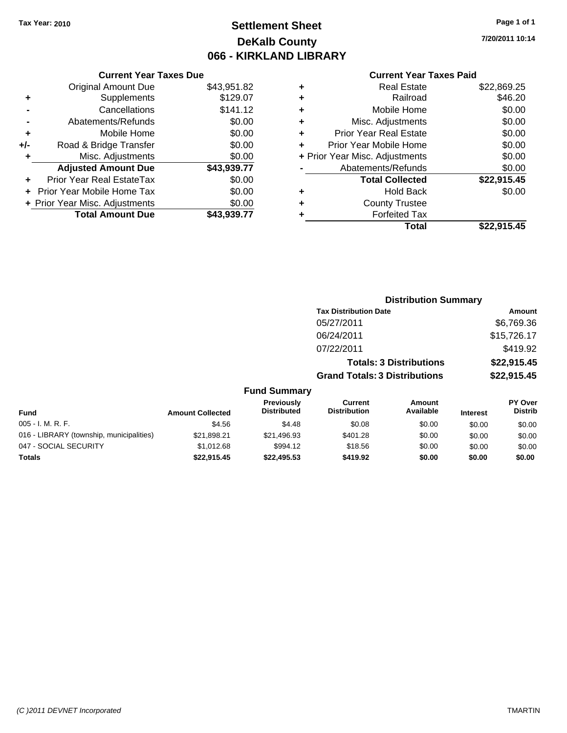Tax Year: 2010

# Settlement Sheet

## DeKalb County

## 066 - KIRKLAND LIBRARY

7/20/2011 10:14

### Current Year Taxes Due

| | | |
|---|---|---|
| | Original Amount Due | $43,951.82 |
| + | Supplements | $129.07 |
| - | Cancellations | $141.12 |
| - | Abatements/Refunds | $0.00 |
| + | Mobile Home | $0.00 |
| +/- | Road & Bridge Transfer | $0.00 |
| + | Misc. Adjustments | $0.00 |
| | **Adjusted Amount Due** | **$43,939.77** |
| + | Prior Year Real EstateTax | $0.00 |
| + | Prior Year Mobile Home Tax | $0.00 |
| + | Prior Year Misc. Adjustments | $0.00 |
| | **Total Amount Due** | **$43,939.77** |

### Current Year Taxes Paid

| | | |
|---|---|---|
| + | Real Estate | $22,869.25 |
| + | Railroad | $46.20 |
| + | Mobile Home | $0.00 |
| + | Misc. Adjustments | $0.00 |
| + | Prior Year Real Estate | $0.00 |
| + | Prior Year Mobile Home | $0.00 |
| + | Prior Year Misc. Adjustments | $0.00 |
| - | Abatements/Refunds | $0.00 |
| | **Total Collected** | **$22,915.45** |
| + | Hold Back | $0.00 |
| + | County Trustee | |
| + | Forfeited Tax | |
| | **Total** | **$22,915.45** |

### Distribution Summary

| Tax Distribution Date | Amount |
|---|---|
| 05/27/2011 | $6,769.36 |
| 06/24/2011 | $15,726.17 |
| 07/22/2011 | $419.92 |
| **Totals: 3 Distributions** | **$22,915.45** |
| **Grand Totals: 3 Distributions** | **$22,915.45** |

### Fund Summary

| Fund | Amount Collected | Previously Distributed | Current Distribution | Amount Available | Interest | PY Over Distrib |
|---|---|---|---|---|---|---|
| 005 - I. M. R. F. | $4.56 | $4.48 | $0.08 | $0.00 | $0.00 | $0.00 |
| 016 - LIBRARY (township, municipalities) | $21,898.21 | $21,496.93 | $401.28 | $0.00 | $0.00 | $0.00 |
| 047 - SOCIAL SECURITY | $1,012.68 | $994.12 | $18.56 | $0.00 | $0.00 | $0.00 |
| **Totals** | **$22,915.45** | **$22,495.53** | **$419.92** | **$0.00** | **$0.00** | **$0.00** |

(C )2011 DEVNET Incorporated TMARTIN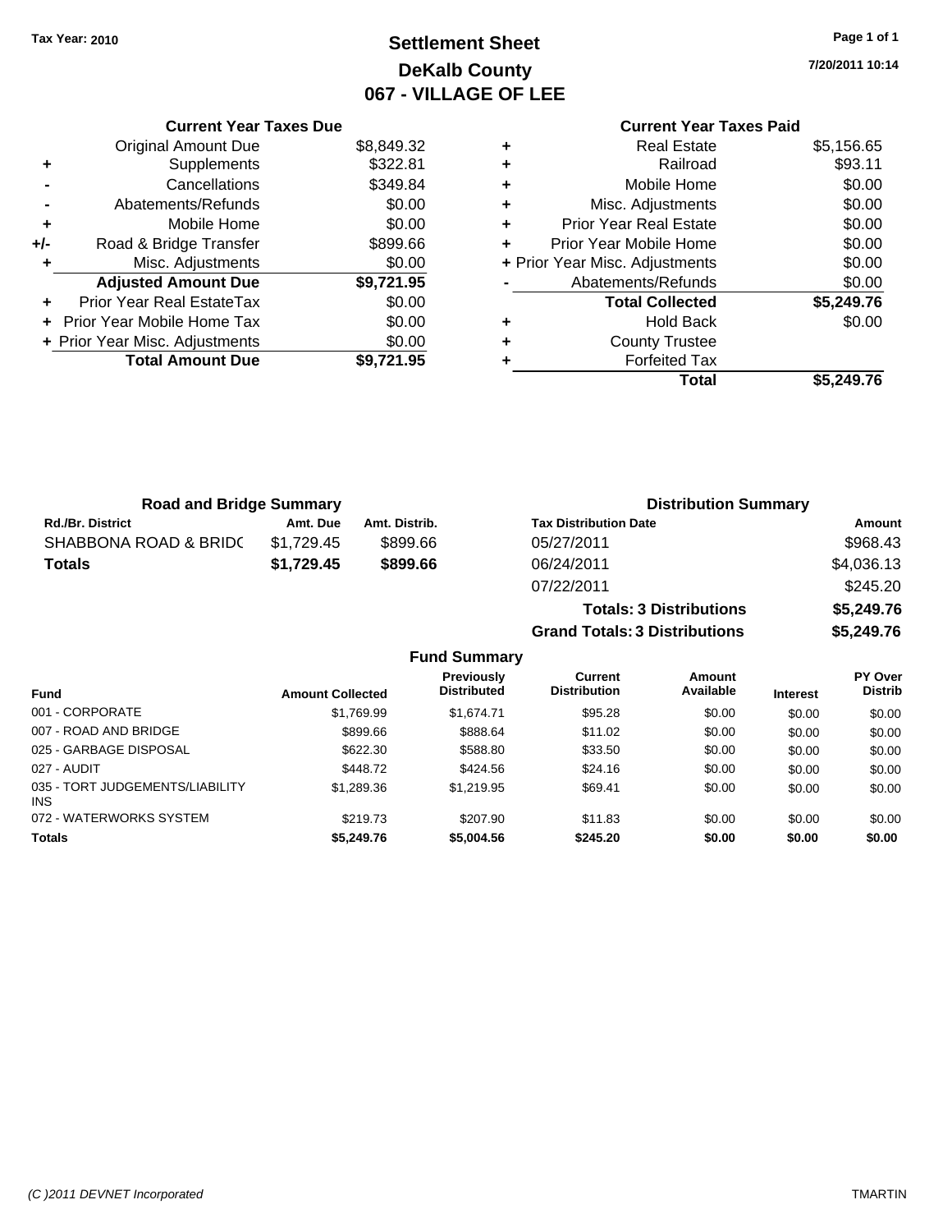Tax Year: 2010

# Settlement Sheet
## DeKalb County
## 067 - VILLAGE OF LEE

7/20/2011 10:14

**Current Year Taxes Due**

| | | |
|---|---|---|
| | Original Amount Due | $8,849.32 |
| + | Supplements | $322.81 |
| - | Cancellations | $349.84 |
| - | Abatements/Refunds | $0.00 |
| + | Mobile Home | $0.00 |
| +/- | Road & Bridge Transfer | $899.66 |
| + | Misc. Adjustments | $0.00 |
| | **Adjusted Amount Due** | **$9,721.95** |
| + | Prior Year Real EstateTax | $0.00 |
| + | Prior Year Mobile Home Tax | $0.00 |
| + | Prior Year Misc. Adjustments | $0.00 |
| | **Total Amount Due** | **$9,721.95** |

**Current Year Taxes Paid**

| | | |
|---|---|---|
| + | Real Estate | $5,156.65 |
| + | Railroad | $93.11 |
| + | Mobile Home | $0.00 |
| + | Misc. Adjustments | $0.00 |
| + | Prior Year Real Estate | $0.00 |
| + | Prior Year Mobile Home | $0.00 |
| + | Prior Year Misc. Adjustments | $0.00 |
| - | Abatements/Refunds | $0.00 |
| | **Total Collected** | **$5,249.76** |
| + | Hold Back | $0.00 |
| + | County Trustee | |
| + | Forfeited Tax | |
| | **Total** | **$5,249.76** |

**Road and Bridge Summary**

| Rd./Br. District | Amt. Due | Amt. Distrib. |
|---|---|---|
| SHABBONA ROAD & BRIDG | $1,729.45 | $899.66 |
| **Totals** | **$1,729.45** | **$899.66** |

**Distribution Summary**

| Tax Distribution Date | Amount |
|---|---|
| 05/27/2011 | $968.43 |
| 06/24/2011 | $4,036.13 |
| 07/22/2011 | $245.20 |
| **Totals: 3 Distributions** | **$5,249.76** |
| **Grand Totals: 3 Distributions** | **$5,249.76** |

**Fund Summary**

| Fund | Amount Collected | Previously Distributed | Current Distribution | Amount Available | Interest | PY Over Distrib |
|---|---|---|---|---|---|---|
| 001 - CORPORATE | $1,769.99 | $1,674.71 | $95.28 | $0.00 | $0.00 | $0.00 |
| 007 - ROAD AND BRIDGE | $899.66 | $888.64 | $11.02 | $0.00 | $0.00 | $0.00 |
| 025 - GARBAGE DISPOSAL | $622.30 | $588.80 | $33.50 | $0.00 | $0.00 | $0.00 |
| 027 - AUDIT | $448.72 | $424.56 | $24.16 | $0.00 | $0.00 | $0.00 |
| 035 - TORT JUDGEMENTS/LIABILITY INS | $1,289.36 | $1,219.95 | $69.41 | $0.00 | $0.00 | $0.00 |
| 072 - WATERWORKS SYSTEM | $219.73 | $207.90 | $11.83 | $0.00 | $0.00 | $0.00 |
| **Totals** | **$5,249.76** | **$5,004.56** | **$245.20** | **$0.00** | **$0.00** | **$0.00** |

(C )2011 DEVNET Incorporated TMARTIN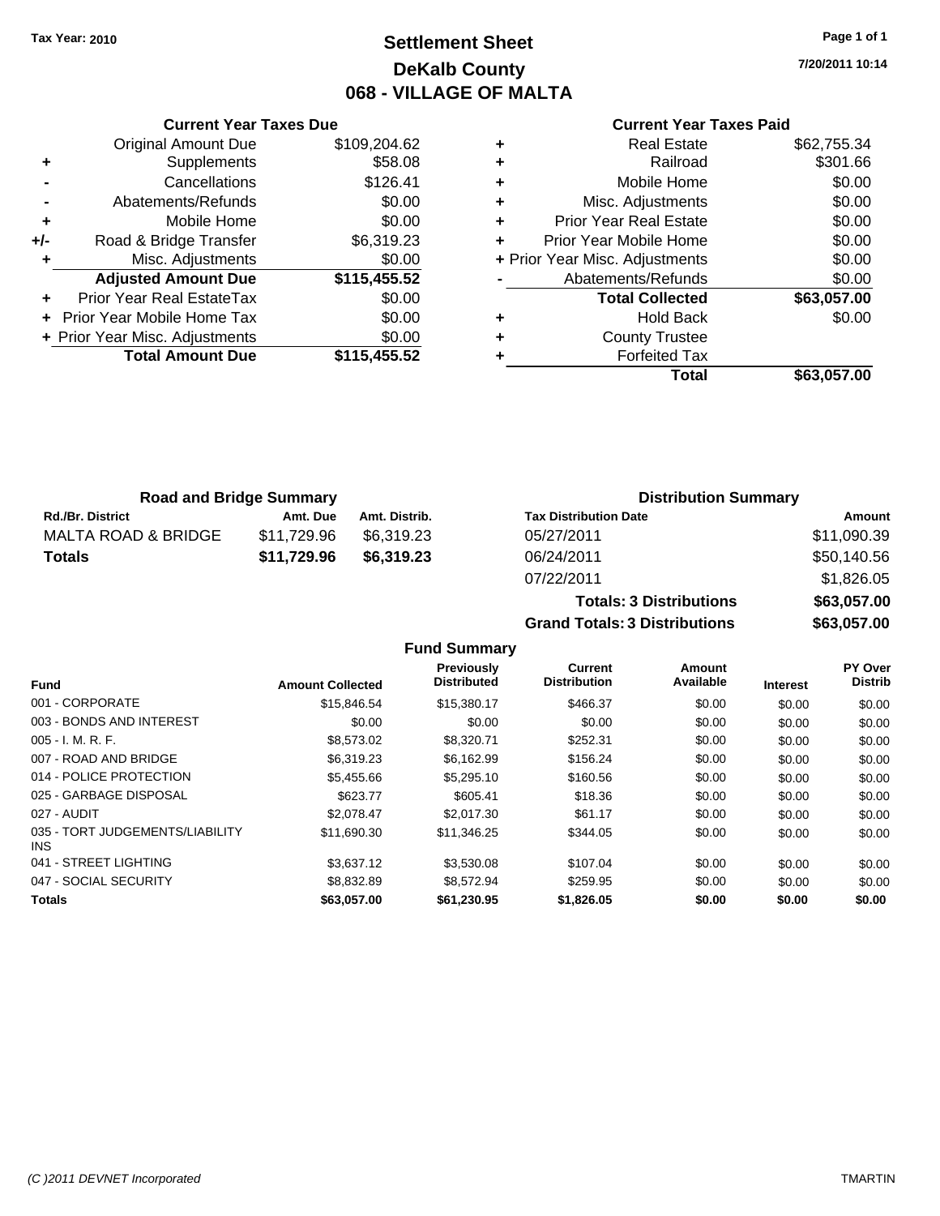**Tax Year: 2010**

# Settlement Sheet
## DeKalb County
## 068 - VILLAGE OF MALTA

7/20/2011 10:14

### Current Year Taxes Due

| | | |
|---|---|---|
| | Original Amount Due | $109,204.62 |
| + | Supplements | $58.08 |
| - | Cancellations | $126.41 |
| - | Abatements/Refunds | $0.00 |
| + | Mobile Home | $0.00 |
| +/- | Road & Bridge Transfer | $6,319.23 |
| + | Misc. Adjustments | $0.00 |
| | **Adjusted Amount Due** | **$115,455.52** |
| + | Prior Year Real EstateTax | $0.00 |
| + | Prior Year Mobile Home Tax | $0.00 |
| + | Prior Year Misc. Adjustments | $0.00 |
| | **Total Amount Due** | **$115,455.52** |

### Current Year Taxes Paid

| | | |
|---|---|---|
| + | Real Estate | $62,755.34 |
| + | Railroad | $301.66 |
| + | Mobile Home | $0.00 |
| + | Misc. Adjustments | $0.00 |
| + | Prior Year Real Estate | $0.00 |
| + | Prior Year Mobile Home | $0.00 |
| + | Prior Year Misc. Adjustments | $0.00 |
| - | Abatements/Refunds | $0.00 |
| | **Total Collected** | **$63,057.00** |
| + | Hold Back | $0.00 |
| + | County Trustee | |
| + | Forfeited Tax | |
| | **Total** | **$63,057.00** |

### Road and Bridge Summary

| Rd./Br. District | Amt. Due | Amt. Distrib. |
|---|---|---|
| MALTA ROAD & BRIDGE | $11,729.96 | $6,319.23 |
| **Totals** | **$11,729.96** | **$6,319.23** |

### Distribution Summary

| Tax Distribution Date | Amount |
|---|---|
| 05/27/2011 | $11,090.39 |
| 06/24/2011 | $50,140.56 |
| 07/22/2011 | $1,826.05 |
| **Totals: 3 Distributions** | **$63,057.00** |
| **Grand Totals: 3 Distributions** | **$63,057.00** |

### Fund Summary

| Fund | Amount Collected | Previously Distributed | Current Distribution | Amount Available | Interest | PY Over Distrib |
|---|---|---|---|---|---|---|
| 001 - CORPORATE | $15,846.54 | $15,380.17 | $466.37 | $0.00 | $0.00 | $0.00 |
| 003 - BONDS AND INTEREST | $0.00 | $0.00 | $0.00 | $0.00 | $0.00 | $0.00 |
| 005 - I. M. R. F. | $8,573.02 | $8,320.71 | $252.31 | $0.00 | $0.00 | $0.00 |
| 007 - ROAD AND BRIDGE | $6,319.23 | $6,162.99 | $156.24 | $0.00 | $0.00 | $0.00 |
| 014 - POLICE PROTECTION | $5,455.66 | $5,295.10 | $160.56 | $0.00 | $0.00 | $0.00 |
| 025 - GARBAGE DISPOSAL | $623.77 | $605.41 | $18.36 | $0.00 | $0.00 | $0.00 |
| 027 - AUDIT | $2,078.47 | $2,017.30 | $61.17 | $0.00 | $0.00 | $0.00 |
| 035 - TORT JUDGEMENTS/LIABILITY INS | $11,690.30 | $11,346.25 | $344.05 | $0.00 | $0.00 | $0.00 |
| 041 - STREET LIGHTING | $3,637.12 | $3,530.08 | $107.04 | $0.00 | $0.00 | $0.00 |
| 047 - SOCIAL SECURITY | $8,832.89 | $8,572.94 | $259.95 | $0.00 | $0.00 | $0.00 |
| **Totals** | **$63,057.00** | **$61,230.95** | **$1,826.05** | **$0.00** | **$0.00** | **$0.00** |

(C )2011 DEVNET Incorporated TMARTIN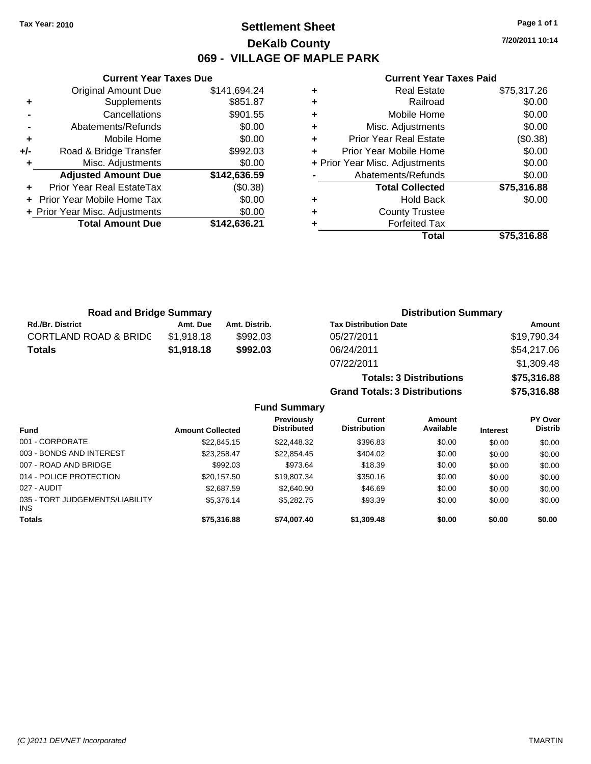Tax Year: 2010

# Settlement Sheet

## DeKalb County

## 069 - VILLAGE OF MAPLE PARK

7/20/2011 10:14

### Current Year Taxes Due

| | | |
|---|---|---|
| | Original Amount Due | $141,694.24 |
| + | Supplements | $851.87 |
| - | Cancellations | $901.55 |
| - | Abatements/Refunds | $0.00 |
| + | Mobile Home | $0.00 |
| +/- | Road & Bridge Transfer | $992.03 |
| + | Misc. Adjustments | $0.00 |
| | **Adjusted Amount Due** | **$142,636.59** |
| + | Prior Year Real EstateTax | ($0.38) |
| + | Prior Year Mobile Home Tax | $0.00 |
| + | Prior Year Misc. Adjustments | $0.00 |
| | **Total Amount Due** | **$142,636.21** |

### Current Year Taxes Paid

| | | |
|---|---|---|
| + | Real Estate | $75,317.26 |
| + | Railroad | $0.00 |
| + | Mobile Home | $0.00 |
| + | Misc. Adjustments | $0.00 |
| + | Prior Year Real Estate | ($0.38) |
| + | Prior Year Mobile Home | $0.00 |
| + | Prior Year Misc. Adjustments | $0.00 |
| - | Abatements/Refunds | $0.00 |
| | **Total Collected** | **$75,316.88** |
| + | Hold Back | $0.00 |
| + | County Trustee | |
| + | Forfeited Tax | |
| | **Total** | **$75,316.88** |

### Road and Bridge Summary

| Rd./Br. District | Amt. Due | Amt. Distrib. |
|---|---|---|
| CORTLAND ROAD & BRIDG | $1,918.18 | $992.03 |
| **Totals** | **$1,918.18** | **$992.03** |

### Distribution Summary

| Tax Distribution Date | Amount |
|---|---|
| 05/27/2011 | $19,790.34 |
| 06/24/2011 | $54,217.06 |
| 07/22/2011 | $1,309.48 |
| **Totals: 3 Distributions** | **$75,316.88** |
| **Grand Totals: 3 Distributions** | **$75,316.88** |

### Fund Summary

| Fund | Amount Collected | Previously Distributed | Current Distribution | Amount Available | Interest | PY Over Distrib |
|---|---|---|---|---|---|---|
| 001 - CORPORATE | $22,845.15 | $22,448.32 | $396.83 | $0.00 | $0.00 | $0.00 |
| 003 - BONDS AND INTEREST | $23,258.47 | $22,854.45 | $404.02 | $0.00 | $0.00 | $0.00 |
| 007 - ROAD AND BRIDGE | $992.03 | $973.64 | $18.39 | $0.00 | $0.00 | $0.00 |
| 014 - POLICE PROTECTION | $20,157.50 | $19,807.34 | $350.16 | $0.00 | $0.00 | $0.00 |
| 027 - AUDIT | $2,687.59 | $2,640.90 | $46.69 | $0.00 | $0.00 | $0.00 |
| 035 - TORT JUDGEMENTS/LIABILITY INS | $5,376.14 | $5,282.75 | $93.39 | $0.00 | $0.00 | $0.00 |
| **Totals** | **$75,316.88** | **$74,007.40** | **$1,309.48** | **$0.00** | **$0.00** | **$0.00** |

(C )2011 DEVNET Incorporated TMARTIN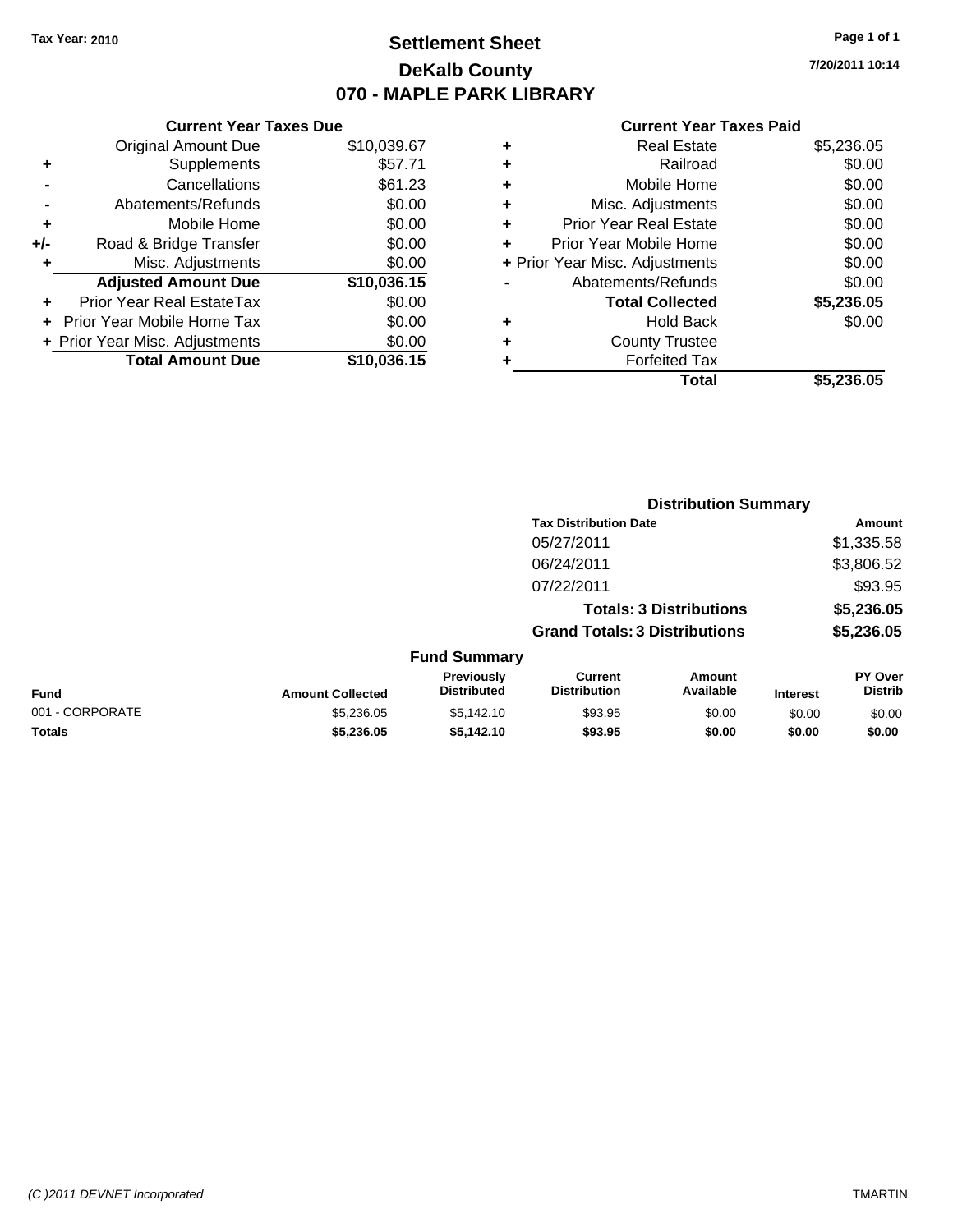Tax Year: 2010

# Settlement Sheet
## DeKalb County
## 070 - MAPLE PARK LIBRARY

7/20/2011 10:14

### Current Year Taxes Due

| | | |
|---|---|---|
| | Original Amount Due | $10,039.67 |
| + | Supplements | $57.71 |
| - | Cancellations | $61.23 |
| - | Abatements/Refunds | $0.00 |
| + | Mobile Home | $0.00 |
| +/- | Road & Bridge Transfer | $0.00 |
| + | Misc. Adjustments | $0.00 |
| | **Adjusted Amount Due** | **$10,036.15** |
| + | Prior Year Real EstateTax | $0.00 |
| + | Prior Year Mobile Home Tax | $0.00 |
| + | Prior Year Misc. Adjustments | $0.00 |
| | **Total Amount Due** | **$10,036.15** |

### Current Year Taxes Paid

| | | |
|---|---|---|
| + | Real Estate | $5,236.05 |
| + | Railroad | $0.00 |
| + | Mobile Home | $0.00 |
| + | Misc. Adjustments | $0.00 |
| + | Prior Year Real Estate | $0.00 |
| + | Prior Year Mobile Home | $0.00 |
| + | Prior Year Misc. Adjustments | $0.00 |
| - | Abatements/Refunds | $0.00 |
| | **Total Collected** | **$5,236.05** |
| + | Hold Back | $0.00 |
| + | County Trustee | |
| + | Forfeited Tax | |
| | **Total** | **$5,236.05** |

### Distribution Summary

| Tax Distribution Date | Amount |
|---|---|
| 05/27/2011 | $1,335.58 |
| 06/24/2011 | $3,806.52 |
| 07/22/2011 | $93.95 |
| **Totals: 3 Distributions** | **$5,236.05** |
| **Grand Totals: 3 Distributions** | **$5,236.05** |

### Fund Summary

| Fund | Amount Collected | Previously Distributed | Current Distribution | Amount Available | Interest | PY Over Distrib |
|---|---|---|---|---|---|---|
| 001 - CORPORATE | $5,236.05 | $5,142.10 | $93.95 | $0.00 | $0.00 | $0.00 |
| **Totals** | **$5,236.05** | **$5,142.10** | **$93.95** | **$0.00** | **$0.00** | **$0.00** |

(C )2011 DEVNET Incorporated

TMARTIN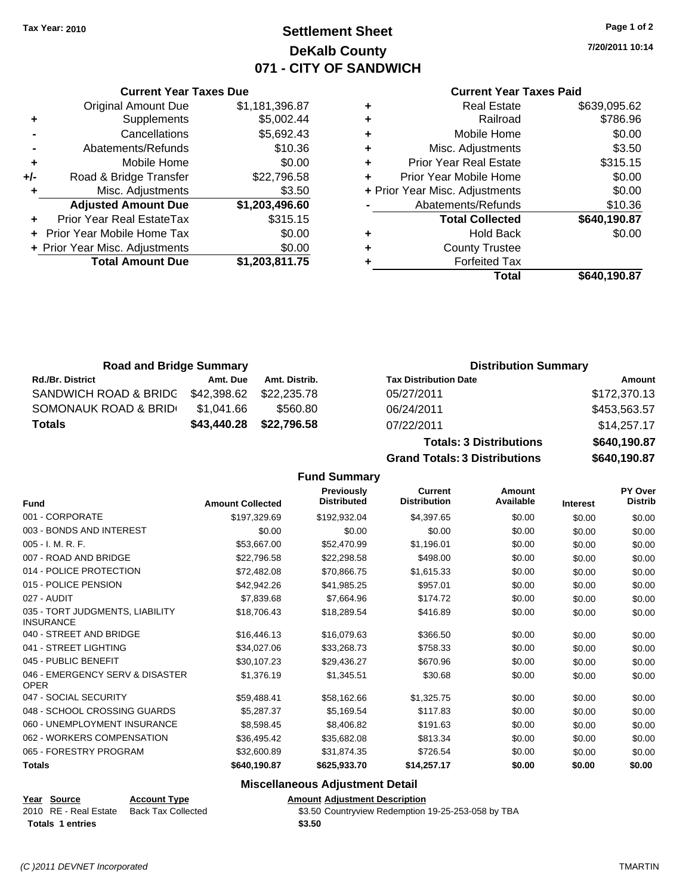**Tax Year: 2010**

# Settlement Sheet
## DeKalb County
## 071 - CITY OF SANDWICH

7/20/2011 10:14

### Current Year Taxes Due

| | | |
|---|---|---|
| | Original Amount Due | $1,181,396.87 |
| + | Supplements | $5,002.44 |
| - | Cancellations | $5,692.43 |
| - | Abatements/Refunds | $10.36 |
| + | Mobile Home | $0.00 |
| +/- | Road & Bridge Transfer | $22,796.58 |
| + | Misc. Adjustments | $3.50 |
| | **Adjusted Amount Due** | **$1,203,496.60** |
| + | Prior Year Real EstateTax | $315.15 |
| + | Prior Year Mobile Home Tax | $0.00 |
| + | Prior Year Misc. Adjustments | $0.00 |
| | **Total Amount Due** | **$1,203,811.75** |

### Current Year Taxes Paid

| | | |
|---|---|---|
| + | Real Estate | $639,095.62 |
| + | Railroad | $786.96 |
| + | Mobile Home | $0.00 |
| + | Misc. Adjustments | $3.50 |
| + | Prior Year Real Estate | $315.15 |
| + | Prior Year Mobile Home | $0.00 |
| + | Prior Year Misc. Adjustments | $0.00 |
| - | Abatements/Refunds | $10.36 |
| | **Total Collected** | **$640,190.87** |
| + | Hold Back | $0.00 |
| + | County Trustee | |
| + | Forfeited Tax | |
| | **Total** | **$640,190.87** |

### Road and Bridge Summary

| Rd./Br. District | Amt. Due | Amt. Distrib. |
|---|---|---|
| SANDWICH ROAD & BRIDG | $42,398.62 | $22,235.78 |
| SOMONAUK ROAD & BRID | $1,041.66 | $560.80 |
| **Totals** | **$43,440.28** | **$22,796.58** |

### Distribution Summary

| Tax Distribution Date | Amount |
|---|---|
| 05/27/2011 | $172,370.13 |
| 06/24/2011 | $453,563.57 |
| 07/22/2011 | $14,257.17 |
| **Totals: 3 Distributions** | **$640,190.87** |
| **Grand Totals: 3 Distributions** | **$640,190.87** |

### Fund Summary

| Fund | Amount Collected | Previously Distributed | Current Distribution | Amount Available | Interest | PY Over Distrib |
|---|---|---|---|---|---|---|
| 001 - CORPORATE | $197,329.69 | $192,932.04 | $4,397.65 | $0.00 | $0.00 | $0.00 |
| 003 - BONDS AND INTEREST | $0.00 | $0.00 | $0.00 | $0.00 | $0.00 | $0.00 |
| 005 - I. M. R. F. | $53,667.00 | $52,470.99 | $1,196.01 | $0.00 | $0.00 | $0.00 |
| 007 - ROAD AND BRIDGE | $22,796.58 | $22,298.58 | $498.00 | $0.00 | $0.00 | $0.00 |
| 014 - POLICE PROTECTION | $72,482.08 | $70,866.75 | $1,615.33 | $0.00 | $0.00 | $0.00 |
| 015 - POLICE PENSION | $42,942.26 | $41,985.25 | $957.01 | $0.00 | $0.00 | $0.00 |
| 027 - AUDIT | $7,839.68 | $7,664.96 | $174.72 | $0.00 | $0.00 | $0.00 |
| 035 - TORT JUDGMENTS, LIABILITY INSURANCE | $18,706.43 | $18,289.54 | $416.89 | $0.00 | $0.00 | $0.00 |
| 040 - STREET AND BRIDGE | $16,446.13 | $16,079.63 | $366.50 | $0.00 | $0.00 | $0.00 |
| 041 - STREET LIGHTING | $34,027.06 | $33,268.73 | $758.33 | $0.00 | $0.00 | $0.00 |
| 045 - PUBLIC BENEFIT | $30,107.23 | $29,436.27 | $670.96 | $0.00 | $0.00 | $0.00 |
| 046 - EMERGENCY SERV & DISASTER OPER | $1,376.19 | $1,345.51 | $30.68 | $0.00 | $0.00 | $0.00 |
| 047 - SOCIAL SECURITY | $59,488.41 | $58,162.66 | $1,325.75 | $0.00 | $0.00 | $0.00 |
| 048 - SCHOOL CROSSING GUARDS | $5,287.37 | $5,169.54 | $117.83 | $0.00 | $0.00 | $0.00 |
| 060 - UNEMPLOYMENT INSURANCE | $8,598.45 | $8,406.82 | $191.63 | $0.00 | $0.00 | $0.00 |
| 062 - WORKERS COMPENSATION | $36,495.42 | $35,682.08 | $813.34 | $0.00 | $0.00 | $0.00 |
| 065 - FORESTRY PROGRAM | $32,600.89 | $31,874.35 | $726.54 | $0.00 | $0.00 | $0.00 |
| **Totals** | **$640,190.87** | **$625,933.70** | **$14,257.17** | **$0.00** | **$0.00** | **$0.00** |

### Miscellaneous Adjustment Detail

| Year | Source | Account Type | Amount | Adjustment Description |
|---|---|---|---|---|
| 2010 | RE - Real Estate | Back Tax Collected | $3.50 | Countryview Redemption 19-25-253-058 by TBA |
| **Totals** | **1 entries** | | **$3.50** | |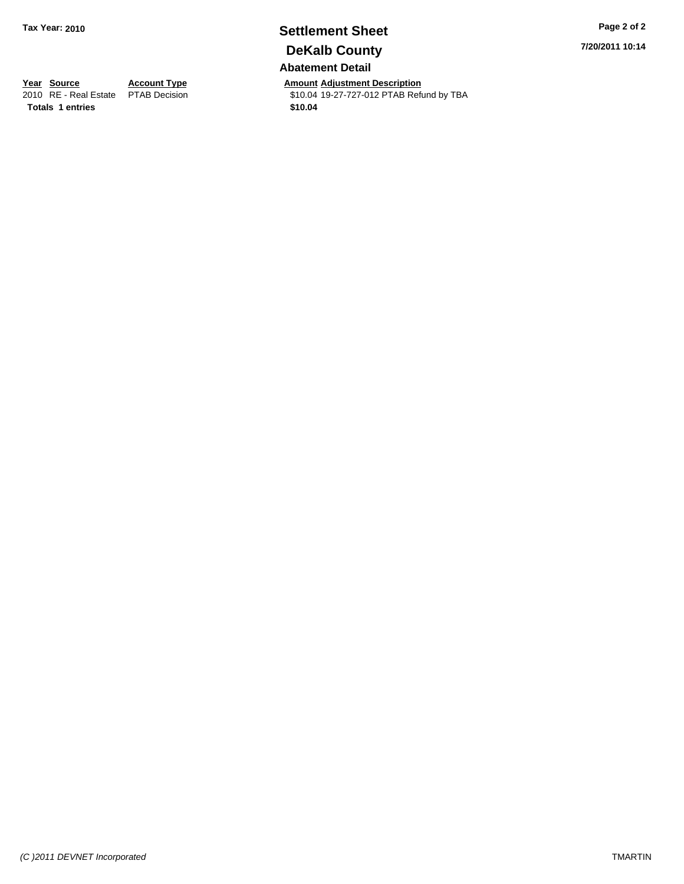**Tax Year: 2010**

# Settlement Sheet

## DeKalb County

7/20/2011 10:14

### Abatement Detail

| Year | Source | Account Type | Amount | Adjustment Description |
|---|---|---|---|---|
| 2010 | RE - Real Estate | PTAB Decision | $10.04 | 19-27-727-012 PTAB Refund by TBA |
| **Totals** | **1 entries** | | **$10.04** | |

*(C )2011 DEVNET Incorporated*

TMARTIN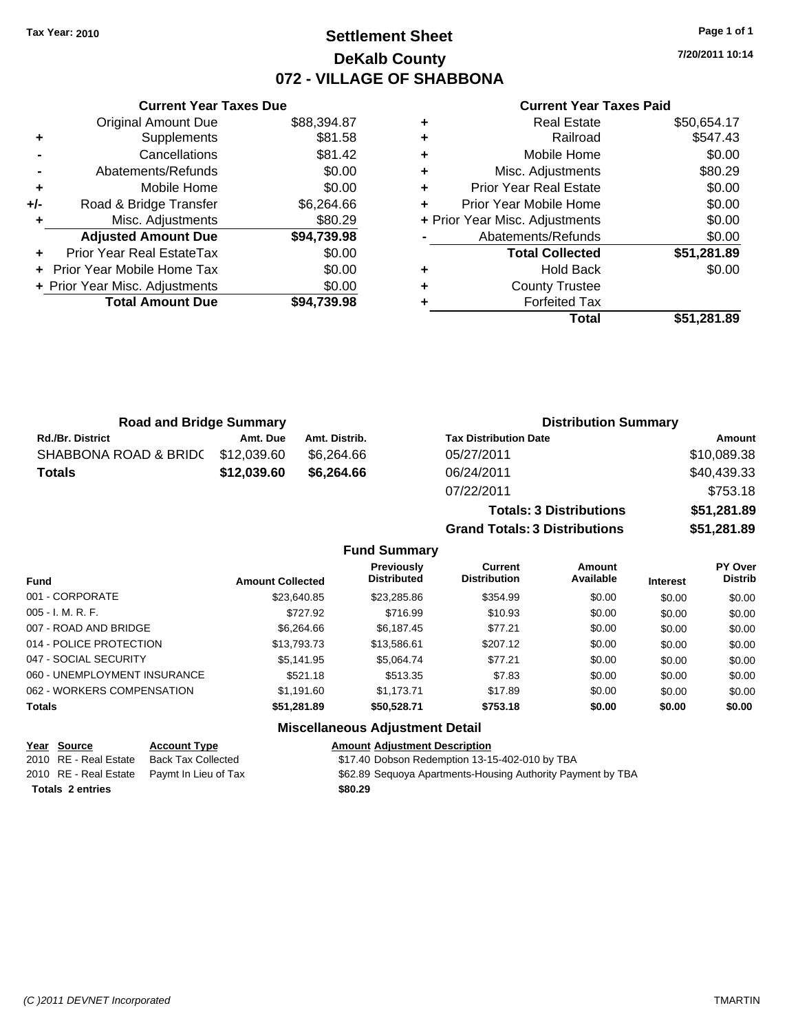Tax Year: 2010

# Settlement Sheet

## DeKalb County

## 072 - VILLAGE OF SHABBONA

7/20/2011 10:14

### Current Year Taxes Due

| | | |
|---|---|---|
| | Original Amount Due | $88,394.87 |
| + | Supplements | $81.58 |
| - | Cancellations | $81.42 |
| - | Abatements/Refunds | $0.00 |
| + | Mobile Home | $0.00 |
| +/- | Road & Bridge Transfer | $6,264.66 |
| + | Misc. Adjustments | $80.29 |
| | **Adjusted Amount Due** | **$94,739.98** |
| + | Prior Year Real EstateTax | $0.00 |
| + | Prior Year Mobile Home Tax | $0.00 |
| + | Prior Year Misc. Adjustments | $0.00 |
| | **Total Amount Due** | **$94,739.98** |

### Current Year Taxes Paid

| | | |
|---|---|---|
| + | Real Estate | $50,654.17 |
| + | Railroad | $547.43 |
| + | Mobile Home | $0.00 |
| + | Misc. Adjustments | $80.29 |
| + | Prior Year Real Estate | $0.00 |
| + | Prior Year Mobile Home | $0.00 |
| + | Prior Year Misc. Adjustments | $0.00 |
| - | Abatements/Refunds | $0.00 |
| | **Total Collected** | **$51,281.89** |
| + | Hold Back | $0.00 |
| + | County Trustee | |
| + | Forfeited Tax | |
| | **Total** | **$51,281.89** |

### Road and Bridge Summary

| Rd./Br. District | Amt. Due | Amt. Distrib. |
|---|---|---|
| SHABBONA ROAD & BRIDC | $12,039.60 | $6,264.66 |
| **Totals** | **$12,039.60** | **$6,264.66** |

### Distribution Summary

| Tax Distribution Date | Amount |
|---|---|
| 05/27/2011 | $10,089.38 |
| 06/24/2011 | $40,439.33 |
| 07/22/2011 | $753.18 |
| **Totals: 3 Distributions** | **$51,281.89** |
| **Grand Totals: 3 Distributions** | **$51,281.89** |

### Fund Summary

| Fund | Amount Collected | Previously Distributed | Current Distribution | Amount Available | Interest | PY Over Distrib |
|---|---|---|---|---|---|---|
| 001 - CORPORATE | $23,640.85 | $23,285.86 | $354.99 | $0.00 | $0.00 | $0.00 |
| 005 - I. M. R. F. | $727.92 | $716.99 | $10.93 | $0.00 | $0.00 | $0.00 |
| 007 - ROAD AND BRIDGE | $6,264.66 | $6,187.45 | $77.21 | $0.00 | $0.00 | $0.00 |
| 014 - POLICE PROTECTION | $13,793.73 | $13,586.61 | $207.12 | $0.00 | $0.00 | $0.00 |
| 047 - SOCIAL SECURITY | $5,141.95 | $5,064.74 | $77.21 | $0.00 | $0.00 | $0.00 |
| 060 - UNEMPLOYMENT INSURANCE | $521.18 | $513.35 | $7.83 | $0.00 | $0.00 | $0.00 |
| 062 - WORKERS COMPENSATION | $1,191.60 | $1,173.71 | $17.89 | $0.00 | $0.00 | $0.00 |
| **Totals** | **$51,281.89** | **$50,528.71** | **$753.18** | **$0.00** | **$0.00** | **$0.00** |

### Miscellaneous Adjustment Detail

| Year | Source | Account Type | Amount | Adjustment Description |
|---|---|---|---|---|
| 2010 | RE - Real Estate | Back Tax Collected | $17.40 | Dobson Redemption 13-15-402-010 by TBA |
| 2010 | RE - Real Estate | Paymt In Lieu of Tax | $62.89 | Sequoya Apartments-Housing Authority Payment by TBA |
| **Totals 2 entries** | | | **$80.29** | |

(C )2011 DEVNET Incorporated TMARTIN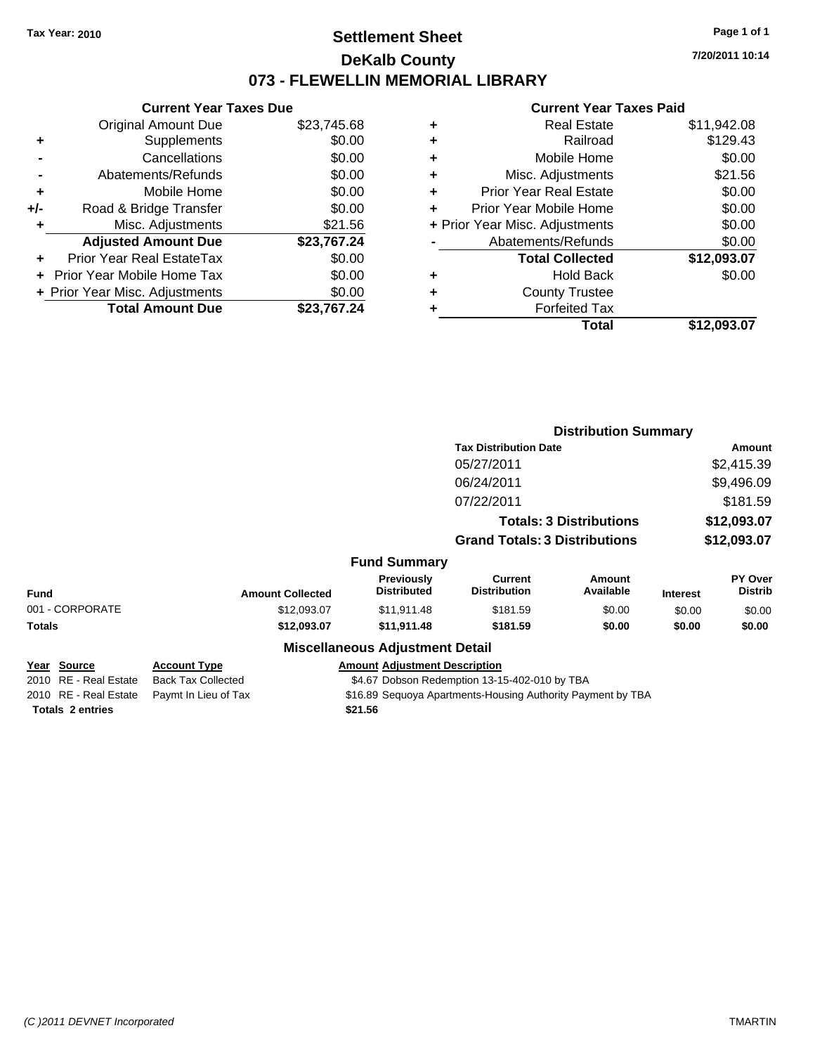**Tax Year: 2010**

# Settlement Sheet

## DeKalb County

## 073 - FLEWELLIN MEMORIAL LIBRARY

7/20/2011 10:14

### Current Year Taxes Due

| | | |
|---|---|---|
| | Original Amount Due | $23,745.68 |
| + | Supplements | $0.00 |
| - | Cancellations | $0.00 |
| - | Abatements/Refunds | $0.00 |
| + | Mobile Home | $0.00 |
| +/- | Road & Bridge Transfer | $0.00 |
| + | Misc. Adjustments | $21.56 |
| | **Adjusted Amount Due** | **$23,767.24** |
| + | Prior Year Real EstateTax | $0.00 |
| + | Prior Year Mobile Home Tax | $0.00 |
| + | Prior Year Misc. Adjustments | $0.00 |
| | **Total Amount Due** | **$23,767.24** |

### Current Year Taxes Paid

| | | |
|---|---|---|
| + | Real Estate | $11,942.08 |
| + | Railroad | $129.43 |
| + | Mobile Home | $0.00 |
| + | Misc. Adjustments | $21.56 |
| + | Prior Year Real Estate | $0.00 |
| + | Prior Year Mobile Home | $0.00 |
| + | Prior Year Misc. Adjustments | $0.00 |
| - | Abatements/Refunds | $0.00 |
| | **Total Collected** | **$12,093.07** |
| + | Hold Back | $0.00 |
| + | County Trustee | |
| + | Forfeited Tax | |
| | **Total** | **$12,093.07** |

### Distribution Summary

| Tax Distribution Date | Amount |
|---|---|
| 05/27/2011 | $2,415.39 |
| 06/24/2011 | $9,496.09 |
| 07/22/2011 | $181.59 |
| **Totals: 3 Distributions** | **$12,093.07** |
| **Grand Totals: 3 Distributions** | **$12,093.07** |

### Fund Summary

| Fund | Amount Collected | Previously Distributed | Current Distribution | Amount Available | Interest | PY Over Distrib |
|---|---|---|---|---|---|---|
| 001 - CORPORATE | $12,093.07 | $11,911.48 | $181.59 | $0.00 | $0.00 | $0.00 |
| **Totals** | **$12,093.07** | **$11,911.48** | **$181.59** | **$0.00** | **$0.00** | **$0.00** |

### Miscellaneous Adjustment Detail

| Year | Source | Account Type | Amount | Adjustment Description |
|---|---|---|---|---|
| 2010 | RE - Real Estate | Back Tax Collected | $4.67 | Dobson Redemption 13-15-402-010 by TBA |
| 2010 | RE - Real Estate | Paymt In Lieu of Tax | $16.89 | Sequoya Apartments-Housing Authority Payment by TBA |
| **Totals** | **2 entries** | | **$21.56** | |

(C )2011 DEVNET Incorporated — TMARTIN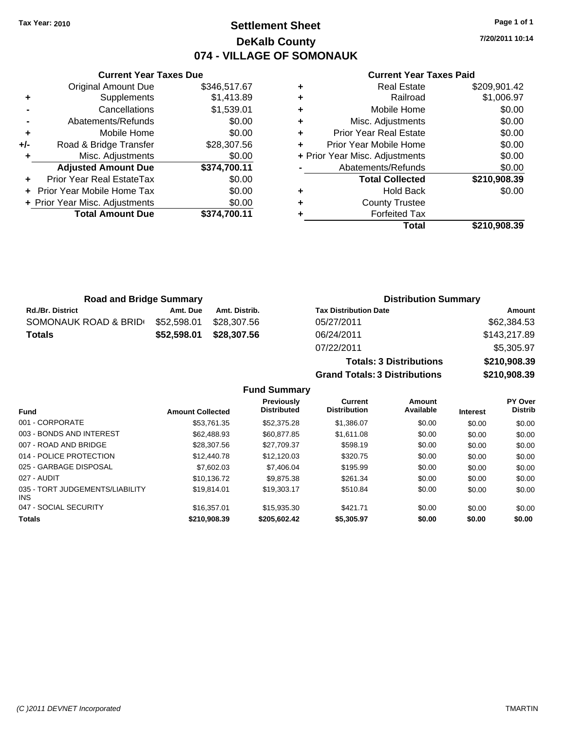Tax Year: 2010

# Settlement Sheet

## DeKalb County

## 074 - VILLAGE OF SOMONAUK

7/20/2011 10:14

### Current Year Taxes Due

| | | |
|---|---|---|
| | Original Amount Due | $346,517.67 |
| + | Supplements | $1,413.89 |
| - | Cancellations | $1,539.01 |
| - | Abatements/Refunds | $0.00 |
| + | Mobile Home | $0.00 |
| +/- | Road & Bridge Transfer | $28,307.56 |
| + | Misc. Adjustments | $0.00 |
| | **Adjusted Amount Due** | **$374,700.11** |
| + | Prior Year Real EstateTax | $0.00 |
| + | Prior Year Mobile Home Tax | $0.00 |
| + | Prior Year Misc. Adjustments | $0.00 |
| | **Total Amount Due** | **$374,700.11** |

### Current Year Taxes Paid

| | | |
|---|---|---|
| + | Real Estate | $209,901.42 |
| + | Railroad | $1,006.97 |
| + | Mobile Home | $0.00 |
| + | Misc. Adjustments | $0.00 |
| + | Prior Year Real Estate | $0.00 |
| + | Prior Year Mobile Home | $0.00 |
| + | Prior Year Misc. Adjustments | $0.00 |
| - | Abatements/Refunds | $0.00 |
| | **Total Collected** | **$210,908.39** |
| + | Hold Back | $0.00 |
| + | County Trustee | |
| + | Forfeited Tax | |
| | **Total** | **$210,908.39** |

### Road and Bridge Summary

| Rd./Br. District | Amt. Due | Amt. Distrib. |
|---|---|---|
| SOMONAUK ROAD & BRID | $52,598.01 | $28,307.56 |
| **Totals** | **$52,598.01** | **$28,307.56** |

### Distribution Summary

| Tax Distribution Date | Amount |
|---|---|
| 05/27/2011 | $62,384.53 |
| 06/24/2011 | $143,217.89 |
| 07/22/2011 | $5,305.97 |
| **Totals: 3 Distributions** | **$210,908.39** |
| **Grand Totals: 3 Distributions** | **$210,908.39** |

### Fund Summary

| Fund | Amount Collected | Previously Distributed | Current Distribution | Amount Available | Interest | PY Over Distrib |
|---|---|---|---|---|---|---|
| 001 - CORPORATE | $53,761.35 | $52,375.28 | $1,386.07 | $0.00 | $0.00 | $0.00 |
| 003 - BONDS AND INTEREST | $62,488.93 | $60,877.85 | $1,611.08 | $0.00 | $0.00 | $0.00 |
| 007 - ROAD AND BRIDGE | $28,307.56 | $27,709.37 | $598.19 | $0.00 | $0.00 | $0.00 |
| 014 - POLICE PROTECTION | $12,440.78 | $12,120.03 | $320.75 | $0.00 | $0.00 | $0.00 |
| 025 - GARBAGE DISPOSAL | $7,602.03 | $7,406.04 | $195.99 | $0.00 | $0.00 | $0.00 |
| 027 - AUDIT | $10,136.72 | $9,875.38 | $261.34 | $0.00 | $0.00 | $0.00 |
| 035 - TORT JUDGEMENTS/LIABILITY INS | $19,814.01 | $19,303.17 | $510.84 | $0.00 | $0.00 | $0.00 |
| 047 - SOCIAL SECURITY | $16,357.01 | $15,935.30 | $421.71 | $0.00 | $0.00 | $0.00 |
| **Totals** | **$210,908.39** | **$205,602.42** | **$5,305.97** | **$0.00** | **$0.00** | **$0.00** |

(C )2011 DEVNET Incorporated TMARTIN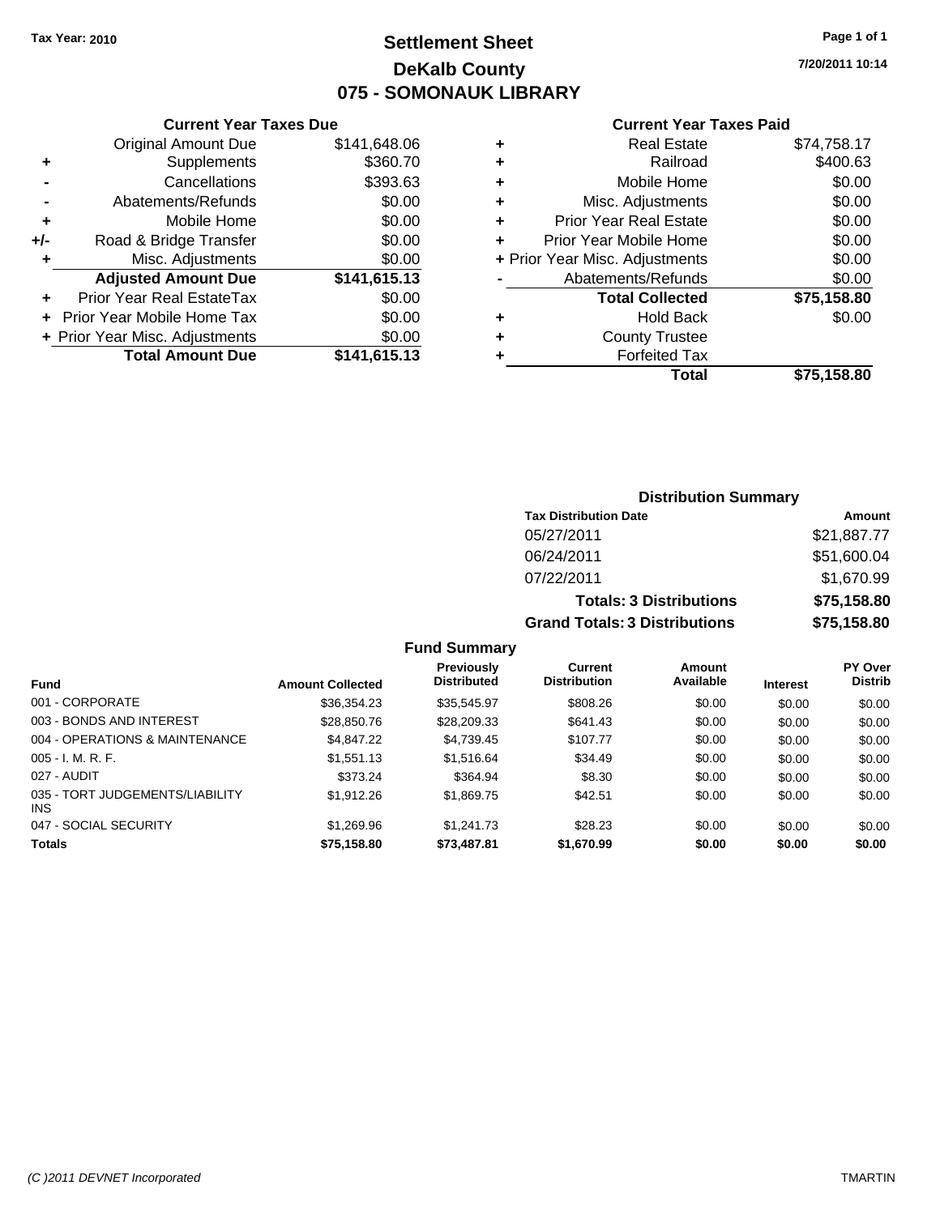Tax Year: 2010

# Settlement Sheet
## DeKalb County
## 075 - SOMONAUK LIBRARY

7/20/2011 10:14

**Current Year Taxes Due**

| | | |
|---|---|---|
| | Original Amount Due | $141,648.06 |
| + | Supplements | $360.70 |
| - | Cancellations | $393.63 |
| - | Abatements/Refunds | $0.00 |
| + | Mobile Home | $0.00 |
| +/- | Road & Bridge Transfer | $0.00 |
| + | Misc. Adjustments | $0.00 |
| | **Adjusted Amount Due** | **$141,615.13** |
| + | Prior Year Real EstateTax | $0.00 |
| + | Prior Year Mobile Home Tax | $0.00 |
| + | Prior Year Misc. Adjustments | $0.00 |
| | **Total Amount Due** | **$141,615.13** |

**Current Year Taxes Paid**

| | | |
|---|---|---|
| + | Real Estate | $74,758.17 |
| + | Railroad | $400.63 |
| + | Mobile Home | $0.00 |
| + | Misc. Adjustments | $0.00 |
| + | Prior Year Real Estate | $0.00 |
| + | Prior Year Mobile Home | $0.00 |
| + | Prior Year Misc. Adjustments | $0.00 |
| - | Abatements/Refunds | $0.00 |
| | **Total Collected** | **$75,158.80** |
| + | Hold Back | $0.00 |
| + | County Trustee | |
| + | Forfeited Tax | |
| | **Total** | **$75,158.80** |

**Distribution Summary**

| Tax Distribution Date | Amount |
|---|---|
| 05/27/2011 | $21,887.77 |
| 06/24/2011 | $51,600.04 |
| 07/22/2011 | $1,670.99 |
| **Totals: 3 Distributions** | **$75,158.80** |
| **Grand Totals: 3 Distributions** | **$75,158.80** |

**Fund Summary**

| Fund | Amount Collected | Previously Distributed | Current Distribution | Amount Available | Interest | PY Over Distrib |
|---|---|---|---|---|---|---|
| 001 - CORPORATE | $36,354.23 | $35,545.97 | $808.26 | $0.00 | $0.00 | $0.00 |
| 003 - BONDS AND INTEREST | $28,850.76 | $28,209.33 | $641.43 | $0.00 | $0.00 | $0.00 |
| 004 - OPERATIONS & MAINTENANCE | $4,847.22 | $4,739.45 | $107.77 | $0.00 | $0.00 | $0.00 |
| 005 - I. M. R. F. | $1,551.13 | $1,516.64 | $34.49 | $0.00 | $0.00 | $0.00 |
| 027 - AUDIT | $373.24 | $364.94 | $8.30 | $0.00 | $0.00 | $0.00 |
| 035 - TORT JUDGEMENTS/LIABILITY INS | $1,912.26 | $1,869.75 | $42.51 | $0.00 | $0.00 | $0.00 |
| 047 - SOCIAL SECURITY | $1,269.96 | $1,241.73 | $28.23 | $0.00 | $0.00 | $0.00 |
| **Totals** | **$75,158.80** | **$73,487.81** | **$1,670.99** | **$0.00** | **$0.00** | **$0.00** |

(C )2011 DEVNET Incorporated TMARTIN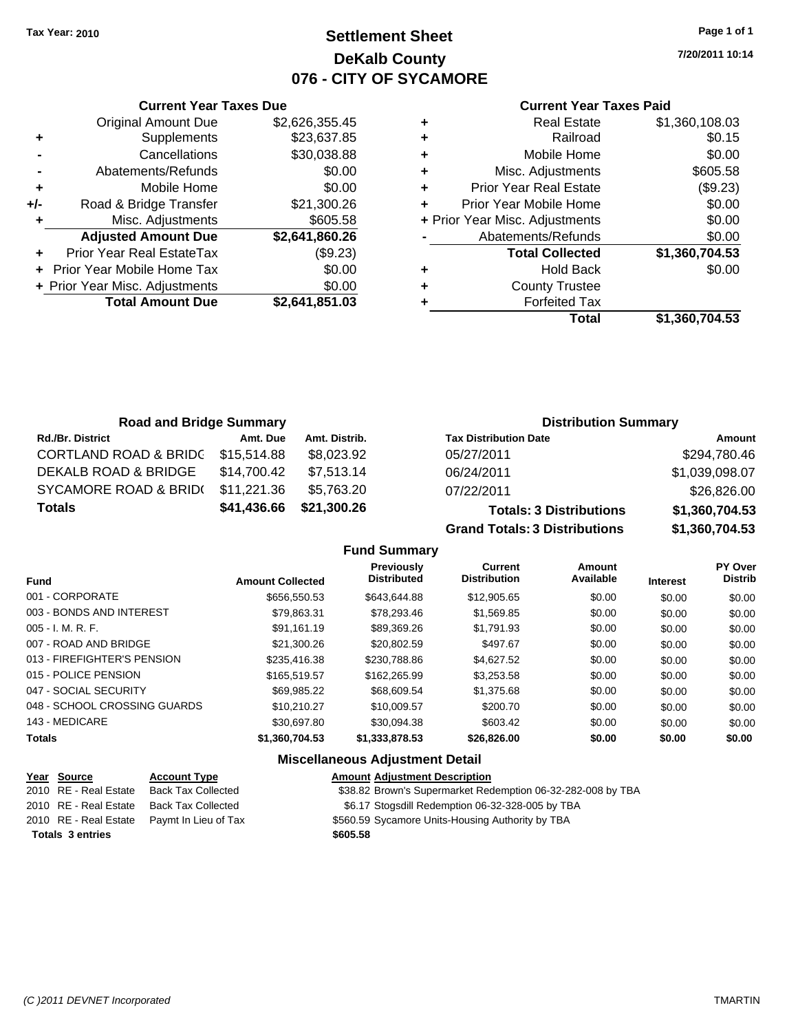Tax Year: 2010

# Settlement Sheet
## DeKalb County
## 076 - CITY OF SYCAMORE

7/20/2011 10:14

### Current Year Taxes Due

| | | |
|---|---|---|
| | Original Amount Due | $2,626,355.45 |
| + | Supplements | $23,637.85 |
| - | Cancellations | $30,038.88 |
| - | Abatements/Refunds | $0.00 |
| + | Mobile Home | $0.00 |
| +/- | Road & Bridge Transfer | $21,300.26 |
| + | Misc. Adjustments | $605.58 |
| | **Adjusted Amount Due** | **$2,641,860.26** |
| + | Prior Year Real EstateTax | ($9.23) |
| + | Prior Year Mobile Home Tax | $0.00 |
| + | Prior Year Misc. Adjustments | $0.00 |
| | **Total Amount Due** | **$2,641,851.03** |

### Current Year Taxes Paid

| | | |
|---|---|---|
| + | Real Estate | $1,360,108.03 |
| + | Railroad | $0.15 |
| + | Mobile Home | $0.00 |
| + | Misc. Adjustments | $605.58 |
| + | Prior Year Real Estate | ($9.23) |
| + | Prior Year Mobile Home | $0.00 |
| + | Prior Year Misc. Adjustments | $0.00 |
| - | Abatements/Refunds | $0.00 |
| | **Total Collected** | **$1,360,704.53** |
| + | Hold Back | $0.00 |
| + | County Trustee | |
| + | Forfeited Tax | |
| | **Total** | **$1,360,704.53** |

### Road and Bridge Summary

| Rd./Br. District | Amt. Due | Amt. Distrib. |
|---|---|---|
| CORTLAND ROAD & BRIDG | $15,514.88 | $8,023.92 |
| DEKALB ROAD & BRIDGE | $14,700.42 | $7,513.14 |
| SYCAMORE ROAD & BRID( | $11,221.36 | $5,763.20 |
| **Totals** | **$41,436.66** | **$21,300.26** |

### Distribution Summary

| Tax Distribution Date | Amount |
|---|---|
| 05/27/2011 | $294,780.46 |
| 06/24/2011 | $1,039,098.07 |
| 07/22/2011 | $26,826.00 |
| **Totals: 3 Distributions** | **$1,360,704.53** |
| **Grand Totals: 3 Distributions** | **$1,360,704.53** |

### Fund Summary

| Fund | Amount Collected | Previously Distributed | Current Distribution | Amount Available | Interest | PY Over Distrib |
|---|---|---|---|---|---|---|
| 001 - CORPORATE | $656,550.53 | $643,644.88 | $12,905.65 | $0.00 | $0.00 | $0.00 |
| 003 - BONDS AND INTEREST | $79,863.31 | $78,293.46 | $1,569.85 | $0.00 | $0.00 | $0.00 |
| 005 - I. M. R. F. | $91,161.19 | $89,369.26 | $1,791.93 | $0.00 | $0.00 | $0.00 |
| 007 - ROAD AND BRIDGE | $21,300.26 | $20,802.59 | $497.67 | $0.00 | $0.00 | $0.00 |
| 013 - FIREFIGHTER'S PENSION | $235,416.38 | $230,788.86 | $4,627.52 | $0.00 | $0.00 | $0.00 |
| 015 - POLICE PENSION | $165,519.57 | $162,265.99 | $3,253.58 | $0.00 | $0.00 | $0.00 |
| 047 - SOCIAL SECURITY | $69,985.22 | $68,609.54 | $1,375.68 | $0.00 | $0.00 | $0.00 |
| 048 - SCHOOL CROSSING GUARDS | $10,210.27 | $10,009.57 | $200.70 | $0.00 | $0.00 | $0.00 |
| 143 - MEDICARE | $30,697.80 | $30,094.38 | $603.42 | $0.00 | $0.00 | $0.00 |
| **Totals** | **$1,360,704.53** | **$1,333,878.53** | **$26,826.00** | **$0.00** | **$0.00** | **$0.00** |

### Miscellaneous Adjustment Detail

| Year | Source | Account Type | Amount | Adjustment Description |
|---|---|---|---|---|
| 2010 | RE - Real Estate | Back Tax Collected | $38.82 | Brown's Supermarket Redemption 06-32-282-008 by TBA |
| 2010 | RE - Real Estate | Back Tax Collected | $6.17 | Stogsdill Redemption 06-32-328-005 by TBA |
| 2010 | RE - Real Estate | Paymt In Lieu of Tax | $560.59 | Sycamore Units-Housing Authority by TBA |
| **Totals 3 entries** | | | **$605.58** | |

(C )2011 DEVNET Incorporated

TMARTIN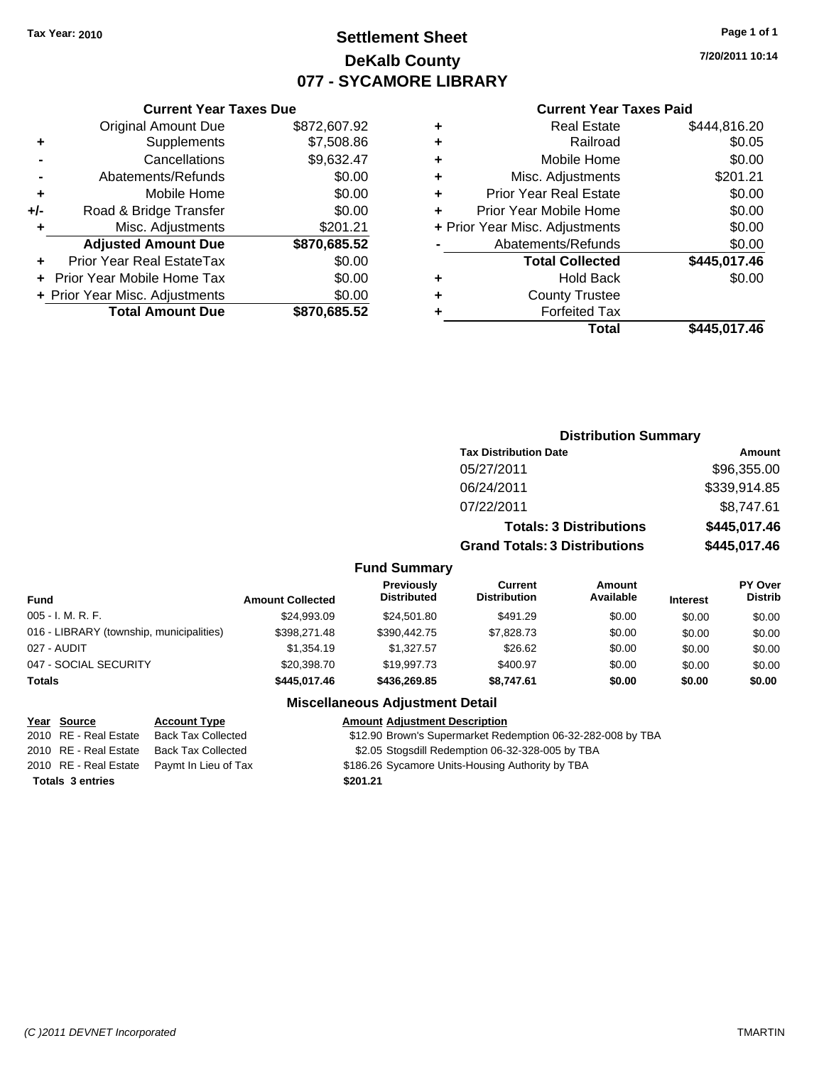**Tax Year: 2010**

# Settlement Sheet
## DeKalb County
## 077 - SYCAMORE LIBRARY

7/20/2011 10:14

### Current Year Taxes Due

| | | |
|---|---|---|
| | Original Amount Due | $872,607.92 |
| + | Supplements | $7,508.86 |
| - | Cancellations | $9,632.47 |
| - | Abatements/Refunds | $0.00 |
| + | Mobile Home | $0.00 |
| +/- | Road & Bridge Transfer | $0.00 |
| + | Misc. Adjustments | $201.21 |
| | **Adjusted Amount Due** | **$870,685.52** |
| + | Prior Year Real EstateTax | $0.00 |
| + | Prior Year Mobile Home Tax | $0.00 |
| + | Prior Year Misc. Adjustments | $0.00 |
| | **Total Amount Due** | **$870,685.52** |

### Current Year Taxes Paid

| | | |
|---|---|---|
| + | Real Estate | $444,816.20 |
| + | Railroad | $0.05 |
| + | Mobile Home | $0.00 |
| + | Misc. Adjustments | $201.21 |
| + | Prior Year Real Estate | $0.00 |
| + | Prior Year Mobile Home | $0.00 |
| + | Prior Year Misc. Adjustments | $0.00 |
| - | Abatements/Refunds | $0.00 |
| | **Total Collected** | **$445,017.46** |
| + | Hold Back | $0.00 |
| + | County Trustee | |
| + | Forfeited Tax | |
| | **Total** | **$445,017.46** |

### Distribution Summary

| Tax Distribution Date | Amount |
|---|---|
| 05/27/2011 | $96,355.00 |
| 06/24/2011 | $339,914.85 |
| 07/22/2011 | $8,747.61 |
| **Totals: 3 Distributions** | **$445,017.46** |
| **Grand Totals: 3 Distributions** | **$445,017.46** |

### Fund Summary

| Fund | Amount Collected | Previously Distributed | Current Distribution | Amount Available | Interest | PY Over Distrib |
|---|---|---|---|---|---|---|
| 005 - I. M. R. F. | $24,993.09 | $24,501.80 | $491.29 | $0.00 | $0.00 | $0.00 |
| 016 - LIBRARY (township, municipalities) | $398,271.48 | $390,442.75 | $7,828.73 | $0.00 | $0.00 | $0.00 |
| 027 - AUDIT | $1,354.19 | $1,327.57 | $26.62 | $0.00 | $0.00 | $0.00 |
| 047 - SOCIAL SECURITY | $20,398.70 | $19,997.73 | $400.97 | $0.00 | $0.00 | $0.00 |
| **Totals** | **$445,017.46** | **$436,269.85** | **$8,747.61** | **$0.00** | **$0.00** | **$0.00** |

### Miscellaneous Adjustment Detail

| Year | Source | Account Type | Amount | Adjustment Description |
|---|---|---|---|---|
| 2010 | RE - Real Estate | Back Tax Collected | $12.90 | Brown's Supermarket Redemption 06-32-282-008 by TBA |
| 2010 | RE - Real Estate | Back Tax Collected | $2.05 | Stogsdill Redemption 06-32-328-005 by TBA |
| 2010 | RE - Real Estate | Paymt In Lieu of Tax | $186.26 | Sycamore Units-Housing Authority by TBA |
| **Totals** | **3 entries** | | **$201.21** | |

(C )2011 DEVNET Incorporated — TMARTIN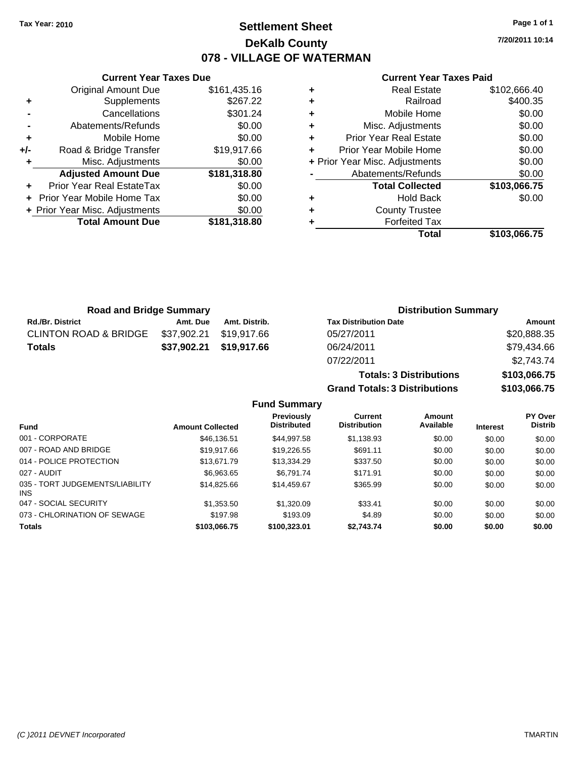Tax Year: 2010

# Settlement Sheet

## DeKalb County

## 078 - VILLAGE OF WATERMAN

7/20/2011 10:14

### Current Year Taxes Due

| | | |
|---|---|---|
| | Original Amount Due | $161,435.16 |
| + | Supplements | $267.22 |
| - | Cancellations | $301.24 |
| - | Abatements/Refunds | $0.00 |
| + | Mobile Home | $0.00 |
| +/- | Road & Bridge Transfer | $19,917.66 |
| + | Misc. Adjustments | $0.00 |
| | **Adjusted Amount Due** | **$181,318.80** |
| + | Prior Year Real EstateTax | $0.00 |
| + | Prior Year Mobile Home Tax | $0.00 |
| + | Prior Year Misc. Adjustments | $0.00 |
| | **Total Amount Due** | **$181,318.80** |

### Current Year Taxes Paid

| | | |
|---|---|---|
| + | Real Estate | $102,666.40 |
| + | Railroad | $400.35 |
| + | Mobile Home | $0.00 |
| + | Misc. Adjustments | $0.00 |
| + | Prior Year Real Estate | $0.00 |
| + | Prior Year Mobile Home | $0.00 |
| + | Prior Year Misc. Adjustments | $0.00 |
| - | Abatements/Refunds | $0.00 |
| | **Total Collected** | **$103,066.75** |
| + | Hold Back | $0.00 |
| + | County Trustee | |
| + | Forfeited Tax | |
| | **Total** | **$103,066.75** |

### Road and Bridge Summary

| Rd./Br. District | Amt. Due | Amt. Distrib. |
|---|---|---|
| CLINTON ROAD & BRIDGE | $37,902.21 | $19,917.66 |
| **Totals** | **$37,902.21** | **$19,917.66** |

### Distribution Summary

| Tax Distribution Date | Amount |
|---|---|
| 05/27/2011 | $20,888.35 |
| 06/24/2011 | $79,434.66 |
| 07/22/2011 | $2,743.74 |
| **Totals: 3 Distributions** | **$103,066.75** |
| **Grand Totals: 3 Distributions** | **$103,066.75** |

### Fund Summary

| Fund | Amount Collected | Previously Distributed | Current Distribution | Amount Available | Interest | PY Over Distrib |
|---|---|---|---|---|---|---|
| 001 - CORPORATE | $46,136.51 | $44,997.58 | $1,138.93 | $0.00 | $0.00 | $0.00 |
| 007 - ROAD AND BRIDGE | $19,917.66 | $19,226.55 | $691.11 | $0.00 | $0.00 | $0.00 |
| 014 - POLICE PROTECTION | $13,671.79 | $13,334.29 | $337.50 | $0.00 | $0.00 | $0.00 |
| 027 - AUDIT | $6,963.65 | $6,791.74 | $171.91 | $0.00 | $0.00 | $0.00 |
| 035 - TORT JUDGEMENTS/LIABILITY INS | $14,825.66 | $14,459.67 | $365.99 | $0.00 | $0.00 | $0.00 |
| 047 - SOCIAL SECURITY | $1,353.50 | $1,320.09 | $33.41 | $0.00 | $0.00 | $0.00 |
| 073 - CHLORINATION OF SEWAGE | $197.98 | $193.09 | $4.89 | $0.00 | $0.00 | $0.00 |
| **Totals** | **$103,066.75** | **$100,323.01** | **$2,743.74** | **$0.00** | **$0.00** | **$0.00** |

(C )2011 DEVNET Incorporated — TMARTIN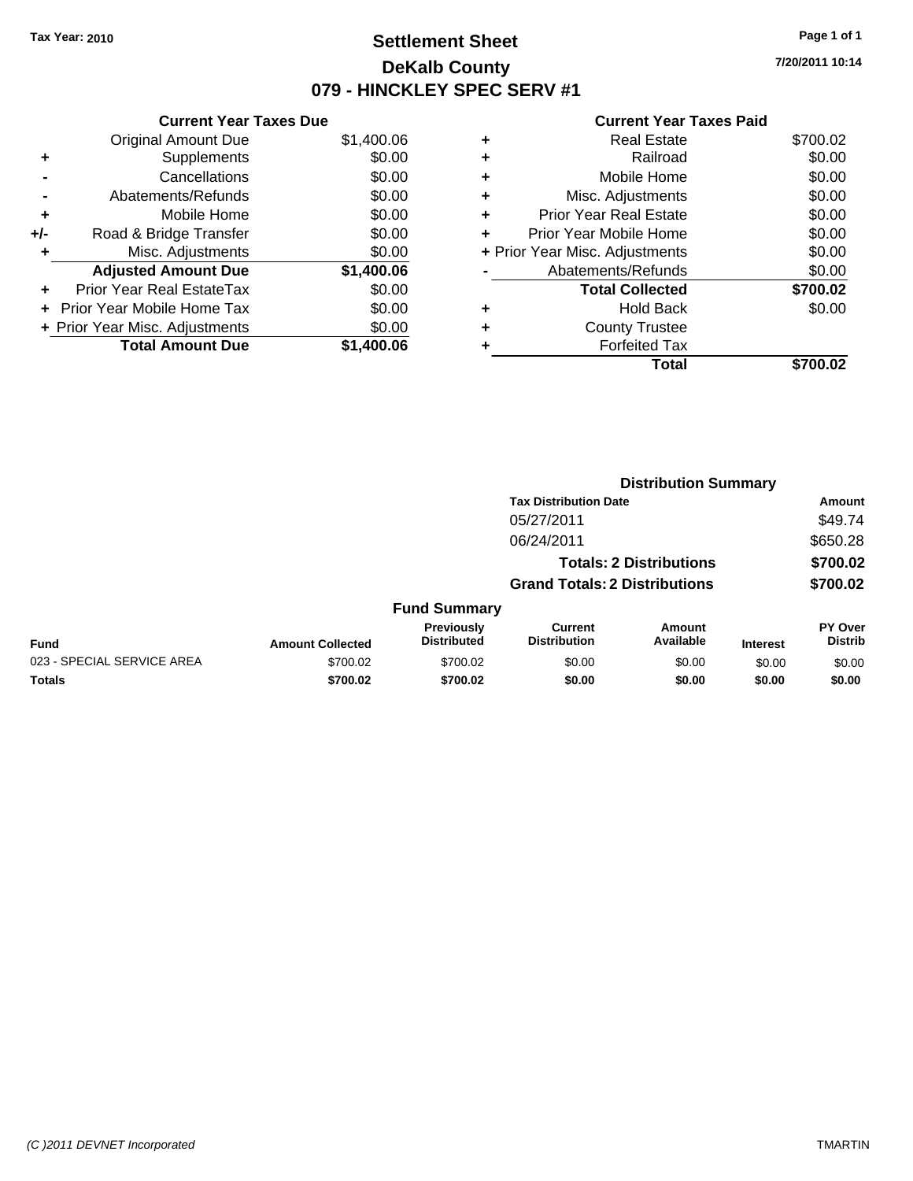**Tax Year: 2010**

# Settlement Sheet

## DeKalb County

## 079 - HINCKLEY SPEC SERV #1

**Page 1 of 1**

**7/20/2011 10:14**

### Current Year Taxes Due

| | | |
|---|---|---|
| | Original Amount Due | $1,400.06 |
| + | Supplements | $0.00 |
| - | Cancellations | $0.00 |
| - | Abatements/Refunds | $0.00 |
| + | Mobile Home | $0.00 |
| +/- | Road & Bridge Transfer | $0.00 |
| + | Misc. Adjustments | $0.00 |
| | **Adjusted Amount Due** | **$1,400.06** |
| + | Prior Year Real EstateTax | $0.00 |
| + | Prior Year Mobile Home Tax | $0.00 |
| + | Prior Year Misc. Adjustments | $0.00 |
| | **Total Amount Due** | **$1,400.06** |

### Current Year Taxes Paid

| | | |
|---|---|---|
| + | Real Estate | $700.02 |
| + | Railroad | $0.00 |
| + | Mobile Home | $0.00 |
| + | Misc. Adjustments | $0.00 |
| + | Prior Year Real Estate | $0.00 |
| + | Prior Year Mobile Home | $0.00 |
| + | Prior Year Misc. Adjustments | $0.00 |
| - | Abatements/Refunds | $0.00 |
| | **Total Collected** | **$700.02** |
| + | Hold Back | $0.00 |
| + | County Trustee | |
| + | Forfeited Tax | |
| | **Total** | **$700.02** |

### Distribution Summary

| Tax Distribution Date | Amount |
|---|---|
| 05/27/2011 | $49.74 |
| 06/24/2011 | $650.28 |
| **Totals: 2 Distributions** | **$700.02** |
| **Grand Totals: 2 Distributions** | **$700.02** |

### Fund Summary

| Fund | Amount Collected | Previously Distributed | Current Distribution | Amount Available | Interest | PY Over Distrib |
|---|---|---|---|---|---|---|
| 023 - SPECIAL SERVICE AREA | $700.02 | $700.02 | $0.00 | $0.00 | $0.00 | $0.00 |
| **Totals** | **$700.02** | **$700.02** | **$0.00** | **$0.00** | **$0.00** | **$0.00** |

*(C )2011 DEVNET Incorporated* TMARTIN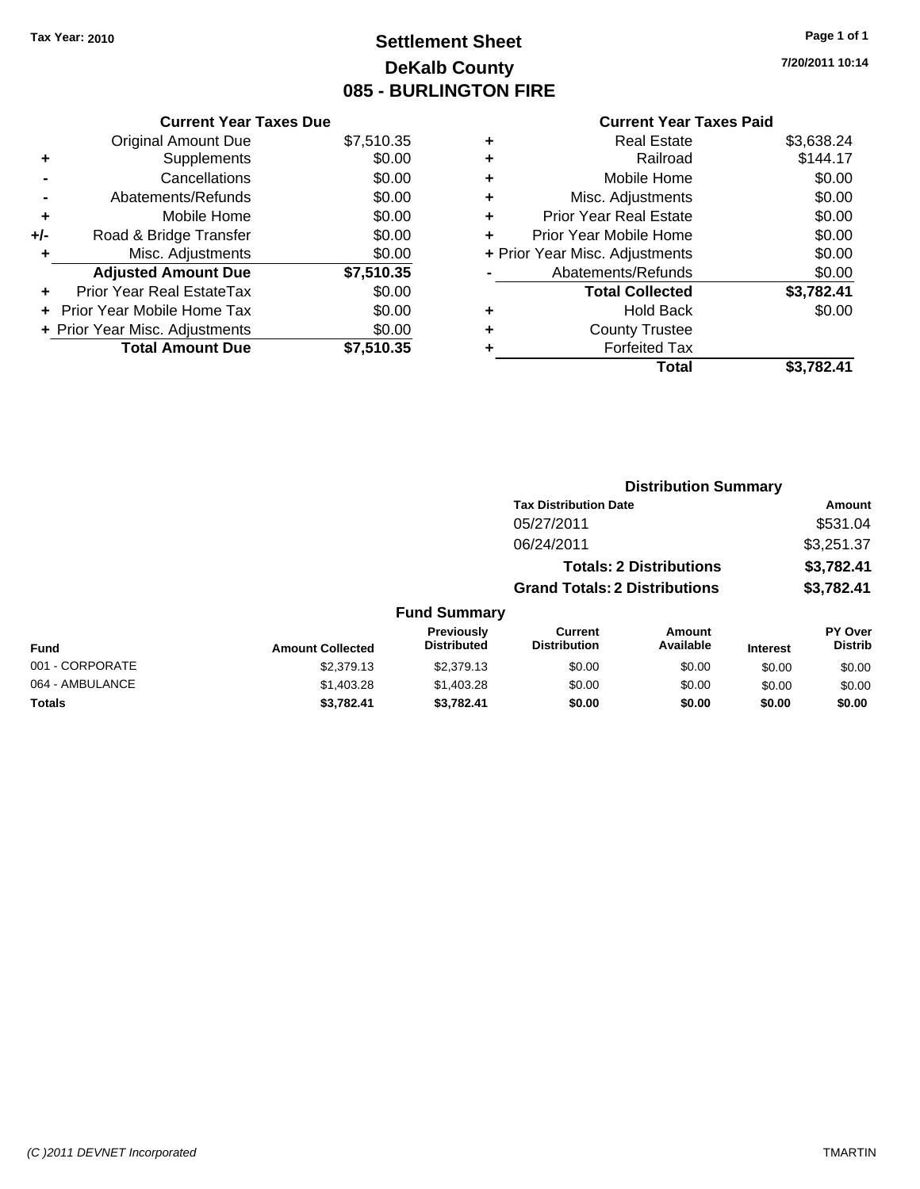Tax Year: 2010

# Settlement Sheet
## DeKalb County
## 085 - BURLINGTON FIRE

7/20/2011 10:14

### Current Year Taxes Due

| | | |
|---|---|---|
| | Original Amount Due | $7,510.35 |
| + | Supplements | $0.00 |
| - | Cancellations | $0.00 |
| - | Abatements/Refunds | $0.00 |
| + | Mobile Home | $0.00 |
| +/- | Road & Bridge Transfer | $0.00 |
| + | Misc. Adjustments | $0.00 |
| | **Adjusted Amount Due** | **$7,510.35** |
| + | Prior Year Real EstateTax | $0.00 |
| + | Prior Year Mobile Home Tax | $0.00 |
| + | Prior Year Misc. Adjustments | $0.00 |
| | **Total Amount Due** | **$7,510.35** |

### Current Year Taxes Paid

| | | |
|---|---|---|
| + | Real Estate | $3,638.24 |
| + | Railroad | $144.17 |
| + | Mobile Home | $0.00 |
| + | Misc. Adjustments | $0.00 |
| + | Prior Year Real Estate | $0.00 |
| + | Prior Year Mobile Home | $0.00 |
| + | Prior Year Misc. Adjustments | $0.00 |
| - | Abatements/Refunds | $0.00 |
| | **Total Collected** | **$3,782.41** |
| + | Hold Back | $0.00 |
| + | County Trustee | |
| + | Forfeited Tax | |
| | **Total** | **$3,782.41** |

### Distribution Summary

| Tax Distribution Date | Amount |
|---|---|
| 05/27/2011 | $531.04 |
| 06/24/2011 | $3,251.37 |
| **Totals: 2 Distributions** | **$3,782.41** |
| **Grand Totals: 2 Distributions** | **$3,782.41** |

### Fund Summary

| Fund | Amount Collected | Previously Distributed | Current Distribution | Amount Available | Interest | PY Over Distrib |
|---|---|---|---|---|---|---|
| 001 - CORPORATE | $2,379.13 | $2,379.13 | $0.00 | $0.00 | $0.00 | $0.00 |
| 064 - AMBULANCE | $1,403.28 | $1,403.28 | $0.00 | $0.00 | $0.00 | $0.00 |
| **Totals** | **$3,782.41** | **$3,782.41** | **$0.00** | **$0.00** | **$0.00** | **$0.00** |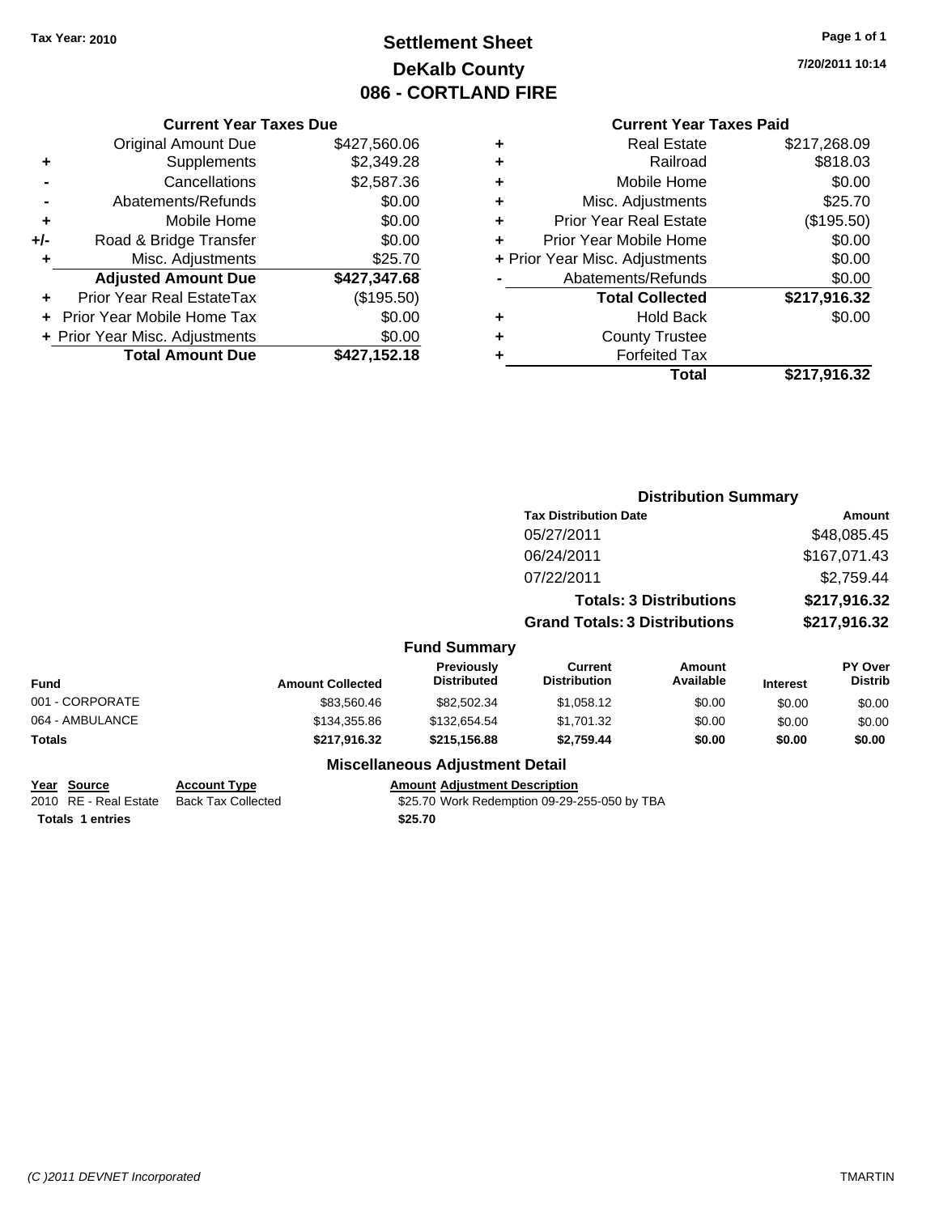Tax Year: 2010

# Settlement Sheet
## DeKalb County
## 086 - CORTLAND FIRE

7/20/2011 10:14

### Current Year Taxes Due

| | | |
|---|---|---|
| | Original Amount Due | $427,560.06 |
| + | Supplements | $2,349.28 |
| - | Cancellations | $2,587.36 |
| - | Abatements/Refunds | $0.00 |
| + | Mobile Home | $0.00 |
| +/- | Road & Bridge Transfer | $0.00 |
| + | Misc. Adjustments | $25.70 |
| | **Adjusted Amount Due** | **$427,347.68** |
| + | Prior Year Real EstateTax | ($195.50) |
| + | Prior Year Mobile Home Tax | $0.00 |
| + | Prior Year Misc. Adjustments | $0.00 |
| | **Total Amount Due** | **$427,152.18** |

### Current Year Taxes Paid

| | | |
|---|---|---|
| + | Real Estate | $217,268.09 |
| + | Railroad | $818.03 |
| + | Mobile Home | $0.00 |
| + | Misc. Adjustments | $25.70 |
| + | Prior Year Real Estate | ($195.50) |
| + | Prior Year Mobile Home | $0.00 |
| + | Prior Year Misc. Adjustments | $0.00 |
| - | Abatements/Refunds | $0.00 |
| | **Total Collected** | **$217,916.32** |
| + | Hold Back | $0.00 |
| + | County Trustee | |
| + | Forfeited Tax | |
| | **Total** | **$217,916.32** |

### Distribution Summary

| Tax Distribution Date | Amount |
|---|---|
| 05/27/2011 | $48,085.45 |
| 06/24/2011 | $167,071.43 |
| 07/22/2011 | $2,759.44 |
| **Totals: 3 Distributions** | **$217,916.32** |
| **Grand Totals: 3 Distributions** | **$217,916.32** |

### Fund Summary

| Fund | Amount Collected | Previously Distributed | Current Distribution | Amount Available | Interest | PY Over Distrib |
|---|---|---|---|---|---|---|
| 001 - CORPORATE | $83,560.46 | $82,502.34 | $1,058.12 | $0.00 | $0.00 | $0.00 |
| 064 - AMBULANCE | $134,355.86 | $132,654.54 | $1,701.32 | $0.00 | $0.00 | $0.00 |
| **Totals** | **$217,916.32** | **$215,156.88** | **$2,759.44** | **$0.00** | **$0.00** | **$0.00** |

### Miscellaneous Adjustment Detail

| Year | Source | Account Type | Amount | Adjustment Description |
|---|---|---|---|---|
| 2010 | RE - Real Estate | Back Tax Collected | $25.70 | Work Redemption 09-29-255-050 by TBA |
| **Totals** | **1 entries** | | **$25.70** | |

(C )2011 DEVNET Incorporated TMARTIN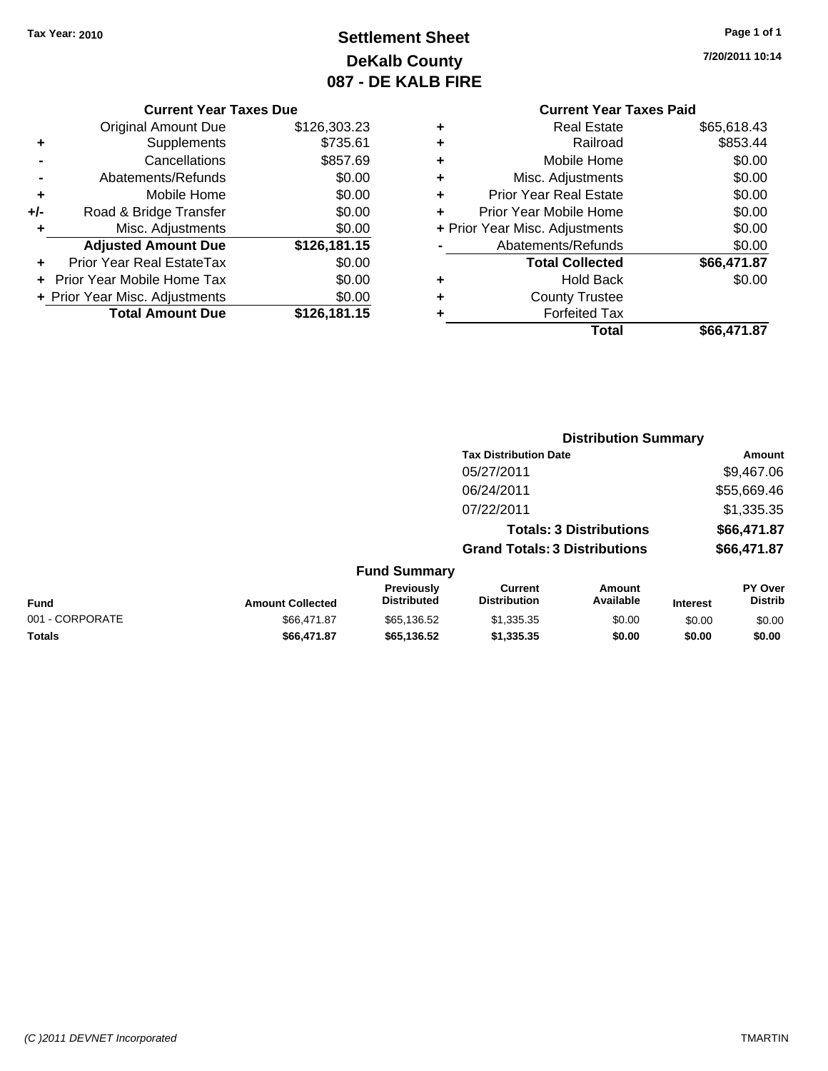Tax Year: 2010

# Settlement Sheet
## DeKalb County
## 087 - DE KALB FIRE

7/20/2011 10:14

### Current Year Taxes Due

| | | |
|---|---|---|
| | Original Amount Due | $126,303.23 |
| + | Supplements | $735.61 |
| - | Cancellations | $857.69 |
| - | Abatements/Refunds | $0.00 |
| + | Mobile Home | $0.00 |
| +/- | Road & Bridge Transfer | $0.00 |
| + | Misc. Adjustments | $0.00 |
| | **Adjusted Amount Due** | **$126,181.15** |
| + | Prior Year Real EstateTax | $0.00 |
| + | Prior Year Mobile Home Tax | $0.00 |
| + | Prior Year Misc. Adjustments | $0.00 |
| | **Total Amount Due** | **$126,181.15** |

### Current Year Taxes Paid

| | | |
|---|---|---|
| + | Real Estate | $65,618.43 |
| + | Railroad | $853.44 |
| + | Mobile Home | $0.00 |
| + | Misc. Adjustments | $0.00 |
| + | Prior Year Real Estate | $0.00 |
| + | Prior Year Mobile Home | $0.00 |
| + | Prior Year Misc. Adjustments | $0.00 |
| - | Abatements/Refunds | $0.00 |
| | **Total Collected** | **$66,471.87** |
| + | Hold Back | $0.00 |
| + | County Trustee | |
| + | Forfeited Tax | |
| | **Total** | **$66,471.87** |

### Distribution Summary

| Tax Distribution Date | Amount |
|---|---|
| 05/27/2011 | $9,467.06 |
| 06/24/2011 | $55,669.46 |
| 07/22/2011 | $1,335.35 |
| **Totals: 3 Distributions** | **$66,471.87** |
| **Grand Totals: 3 Distributions** | **$66,471.87** |

### Fund Summary

| Fund | Amount Collected | Previously Distributed | Current Distribution | Amount Available | Interest | PY Over Distrib |
|---|---|---|---|---|---|---|
| 001 - CORPORATE | $66,471.87 | $65,136.52 | $1,335.35 | $0.00 | $0.00 | $0.00 |
| **Totals** | **$66,471.87** | **$65,136.52** | **$1,335.35** | **$0.00** | **$0.00** | **$0.00** |

(C )2011 DEVNET Incorporated TMARTIN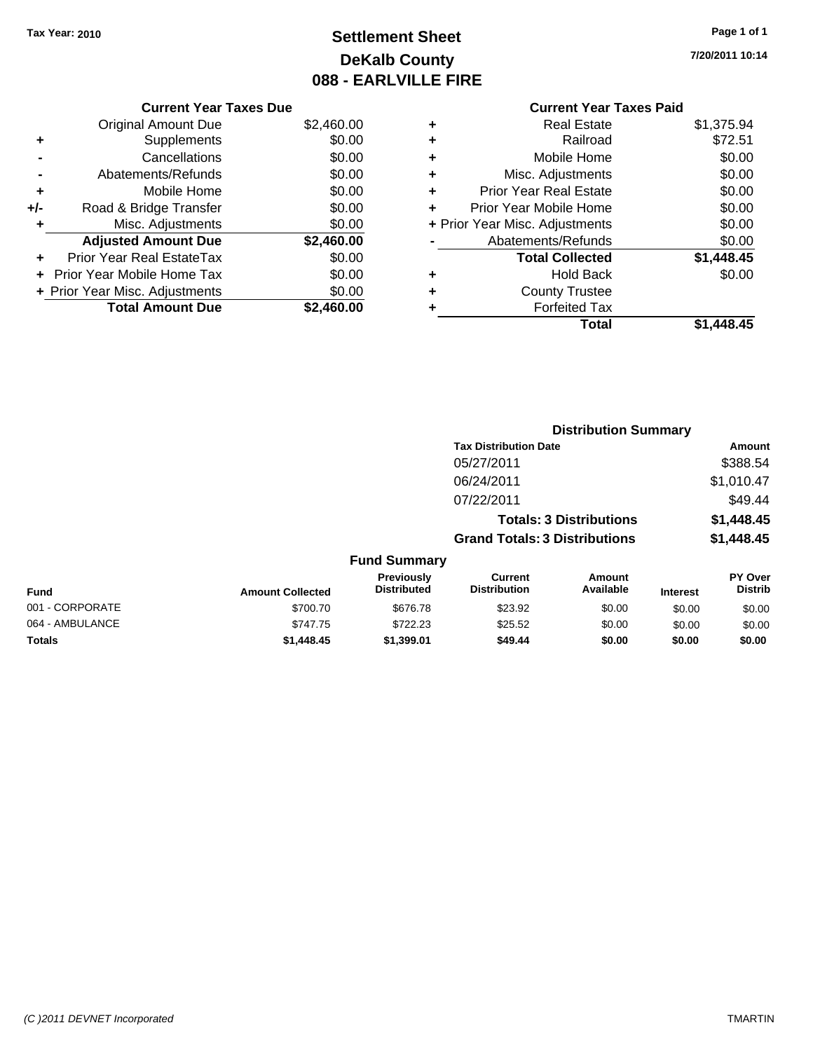Tax Year: 2010

# Settlement Sheet
## DeKalb County
## 088 - EARLVILLE FIRE

7/20/2011 10:14

**Current Year Taxes Due**

| | | |
|---|---|---|
| | Original Amount Due | $2,460.00 |
| + | Supplements | $0.00 |
| - | Cancellations | $0.00 |
| - | Abatements/Refunds | $0.00 |
| + | Mobile Home | $0.00 |
| +/- | Road & Bridge Transfer | $0.00 |
| + | Misc. Adjustments | $0.00 |
| | **Adjusted Amount Due** | **$2,460.00** |
| + | Prior Year Real EstateTax | $0.00 |
| + | Prior Year Mobile Home Tax | $0.00 |
| + | Prior Year Misc. Adjustments | $0.00 |
| | **Total Amount Due** | **$2,460.00** |

**Current Year Taxes Paid**

| | | |
|---|---|---|
| + | Real Estate | $1,375.94 |
| + | Railroad | $72.51 |
| + | Mobile Home | $0.00 |
| + | Misc. Adjustments | $0.00 |
| + | Prior Year Real Estate | $0.00 |
| + | Prior Year Mobile Home | $0.00 |
| + | Prior Year Misc. Adjustments | $0.00 |
| - | Abatements/Refunds | $0.00 |
| | **Total Collected** | **$1,448.45** |
| + | Hold Back | $0.00 |
| + | County Trustee | |
| + | Forfeited Tax | |
| | **Total** | **$1,448.45** |

**Distribution Summary**

| Tax Distribution Date | Amount |
|---|---|
| 05/27/2011 | $388.54 |
| 06/24/2011 | $1,010.47 |
| 07/22/2011 | $49.44 |
| **Totals: 3 Distributions** | **$1,448.45** |
| **Grand Totals: 3 Distributions** | **$1,448.45** |

**Fund Summary**

| Fund | Amount Collected | Previously Distributed | Current Distribution | Amount Available | Interest | PY Over Distrib |
|---|---|---|---|---|---|---|
| 001 - CORPORATE | $700.70 | $676.78 | $23.92 | $0.00 | $0.00 | $0.00 |
| 064 - AMBULANCE | $747.75 | $722.23 | $25.52 | $0.00 | $0.00 | $0.00 |
| **Totals** | **$1,448.45** | **$1,399.01** | **$49.44** | **$0.00** | **$0.00** | **$0.00** |

(C )2011 DEVNET Incorporated TMARTIN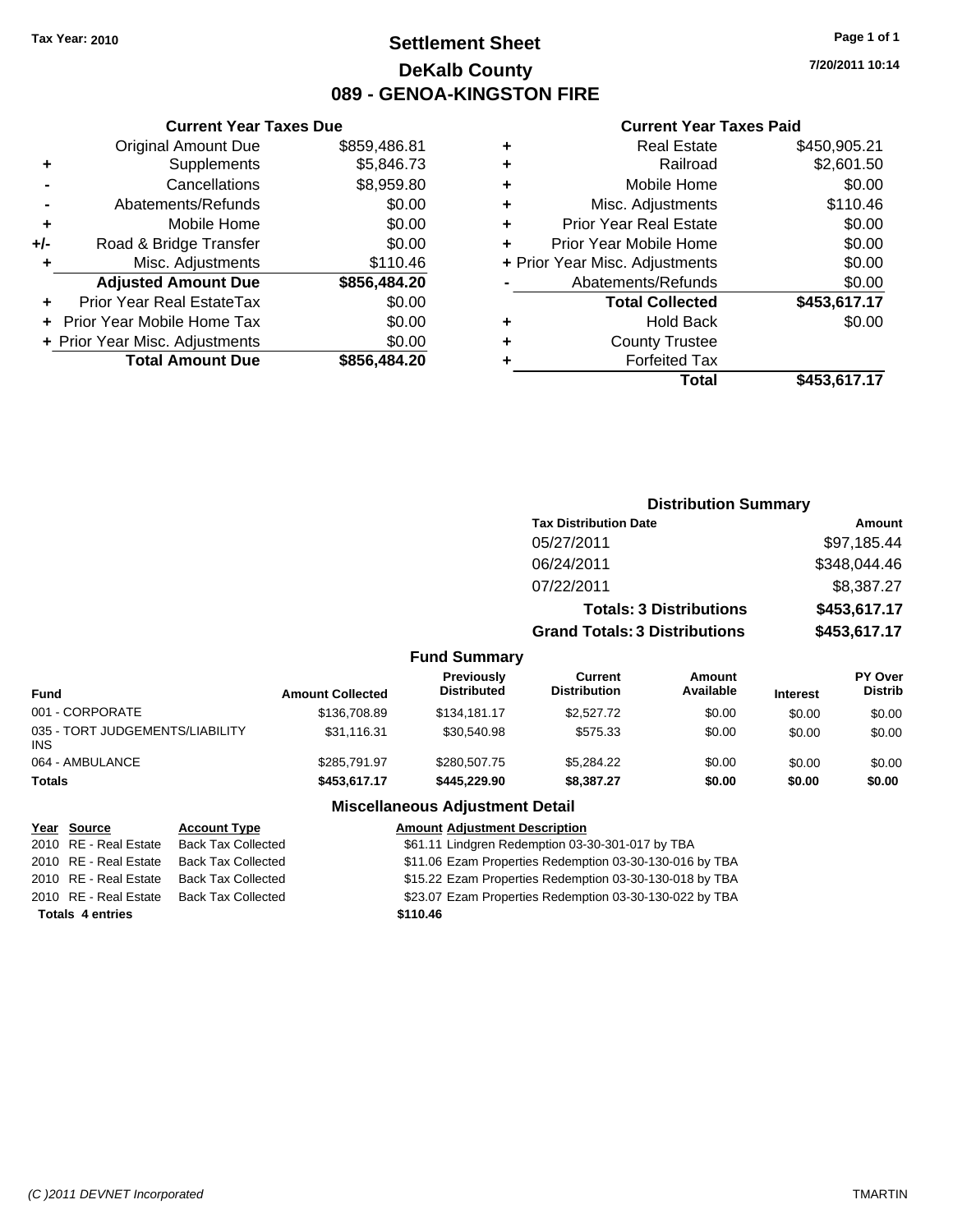Tax Year: 2010

# Settlement Sheet
## DeKalb County
## 089 - GENOA-KINGSTON FIRE

7/20/2011 10:14

### Current Year Taxes Due

| | | |
|---|---|---|
| | Original Amount Due | $859,486.81 |
| + | Supplements | $5,846.73 |
| - | Cancellations | $8,959.80 |
| - | Abatements/Refunds | $0.00 |
| + | Mobile Home | $0.00 |
| +/- | Road & Bridge Transfer | $0.00 |
| + | Misc. Adjustments | $110.46 |
| | **Adjusted Amount Due** | **$856,484.20** |
| + | Prior Year Real EstateTax | $0.00 |
| + | Prior Year Mobile Home Tax | $0.00 |
| + | Prior Year Misc. Adjustments | $0.00 |
| | **Total Amount Due** | **$856,484.20** |

### Current Year Taxes Paid

| | | |
|---|---|---|
| + | Real Estate | $450,905.21 |
| + | Railroad | $2,601.50 |
| + | Mobile Home | $0.00 |
| + | Misc. Adjustments | $110.46 |
| + | Prior Year Real Estate | $0.00 |
| + | Prior Year Mobile Home | $0.00 |
| + | Prior Year Misc. Adjustments | $0.00 |
| - | Abatements/Refunds | $0.00 |
| | **Total Collected** | **$453,617.17** |
| + | Hold Back | $0.00 |
| + | County Trustee | |
| + | Forfeited Tax | |
| | **Total** | **$453,617.17** |

### Distribution Summary

| Tax Distribution Date | Amount |
|---|---|
| 05/27/2011 | $97,185.44 |
| 06/24/2011 | $348,044.46 |
| 07/22/2011 | $8,387.27 |
| **Totals: 3 Distributions** | **$453,617.17** |
| **Grand Totals: 3 Distributions** | **$453,617.17** |

### Fund Summary

| Fund | Amount Collected | Previously Distributed | Current Distribution | Amount Available | Interest | PY Over Distrib |
|---|---|---|---|---|---|---|
| 001 - CORPORATE | $136,708.89 | $134,181.17 | $2,527.72 | $0.00 | $0.00 | $0.00 |
| 035 - TORT JUDGEMENTS/LIABILITY INS | $31,116.31 | $30,540.98 | $575.33 | $0.00 | $0.00 | $0.00 |
| 064 - AMBULANCE | $285,791.97 | $280,507.75 | $5,284.22 | $0.00 | $0.00 | $0.00 |
| **Totals** | **$453,617.17** | **$445,229.90** | **$8,387.27** | **$0.00** | **$0.00** | **$0.00** |

### Miscellaneous Adjustment Detail

| Year | Source | Account Type | Amount | Adjustment Description |
|---|---|---|---|---|
| 2010 | RE - Real Estate | Back Tax Collected | $61.11 | Lindgren Redemption 03-30-301-017 by TBA |
| 2010 | RE - Real Estate | Back Tax Collected | $11.06 | Ezam Properties Redemption 03-30-130-016 by TBA |
| 2010 | RE - Real Estate | Back Tax Collected | $15.22 | Ezam Properties Redemption 03-30-130-018 by TBA |
| 2010 | RE - Real Estate | Back Tax Collected | $23.07 | Ezam Properties Redemption 03-30-130-022 by TBA |
| **Totals 4 entries** | | | **$110.46** | |

(C )2011 DEVNET Incorporated

TMARTIN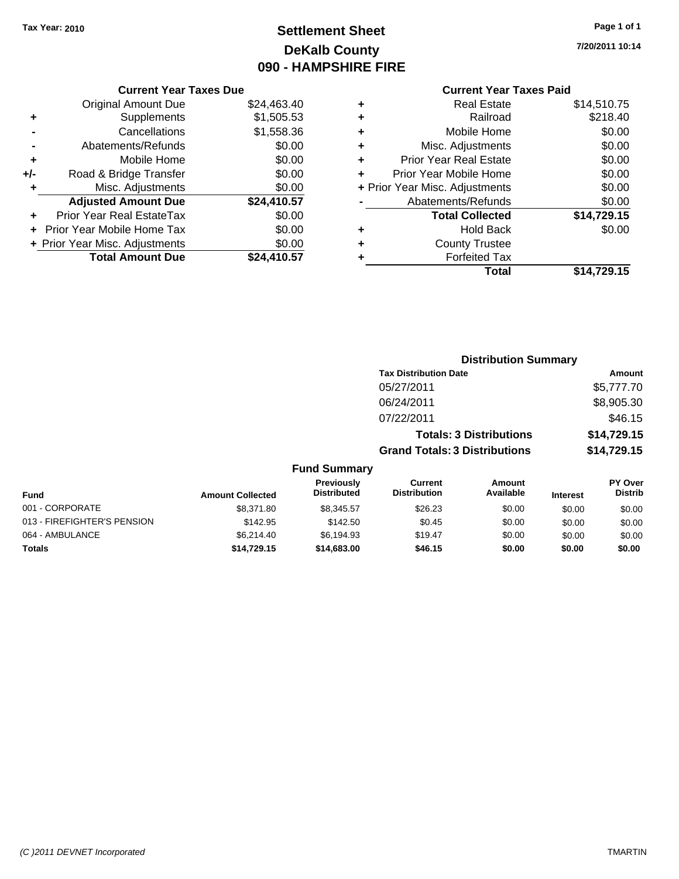Tax Year: 2010

# Settlement Sheet
## DeKalb County
## 090 - HAMPSHIRE FIRE

7/20/2011 10:14

### Current Year Taxes Due

| | | |
|---|---|---|
| | Original Amount Due | $24,463.40 |
| + | Supplements | $1,505.53 |
| - | Cancellations | $1,558.36 |
| - | Abatements/Refunds | $0.00 |
| + | Mobile Home | $0.00 |
| +/- | Road & Bridge Transfer | $0.00 |
| + | Misc. Adjustments | $0.00 |
| | **Adjusted Amount Due** | **$24,410.57** |
| + | Prior Year Real EstateTax | $0.00 |
| + | Prior Year Mobile Home Tax | $0.00 |
| + | Prior Year Misc. Adjustments | $0.00 |
| | **Total Amount Due** | **$24,410.57** |

### Current Year Taxes Paid

| | | |
|---|---|---|
| + | Real Estate | $14,510.75 |
| + | Railroad | $218.40 |
| + | Mobile Home | $0.00 |
| + | Misc. Adjustments | $0.00 |
| + | Prior Year Real Estate | $0.00 |
| + | Prior Year Mobile Home | $0.00 |
| + | Prior Year Misc. Adjustments | $0.00 |
| - | Abatements/Refunds | $0.00 |
| | **Total Collected** | **$14,729.15** |
| + | Hold Back | $0.00 |
| + | County Trustee | |
| + | Forfeited Tax | |
| | **Total** | **$14,729.15** |

### Distribution Summary

| Tax Distribution Date | Amount |
|---|---|
| 05/27/2011 | $5,777.70 |
| 06/24/2011 | $8,905.30 |
| 07/22/2011 | $46.15 |
| **Totals: 3 Distributions** | **$14,729.15** |
| **Grand Totals: 3 Distributions** | **$14,729.15** |

### Fund Summary

| Fund | Amount Collected | Previously Distributed | Current Distribution | Amount Available | Interest | PY Over Distrib |
|---|---|---|---|---|---|---|
| 001 - CORPORATE | $8,371.80 | $8,345.57 | $26.23 | $0.00 | $0.00 | $0.00 |
| 013 - FIREFIGHTER'S PENSION | $142.95 | $142.50 | $0.45 | $0.00 | $0.00 | $0.00 |
| 064 - AMBULANCE | $6,214.40 | $6,194.93 | $19.47 | $0.00 | $0.00 | $0.00 |
| **Totals** | **$14,729.15** | **$14,683.00** | **$46.15** | **$0.00** | **$0.00** | **$0.00** |

(C )2011 DEVNET Incorporated | TMARTIN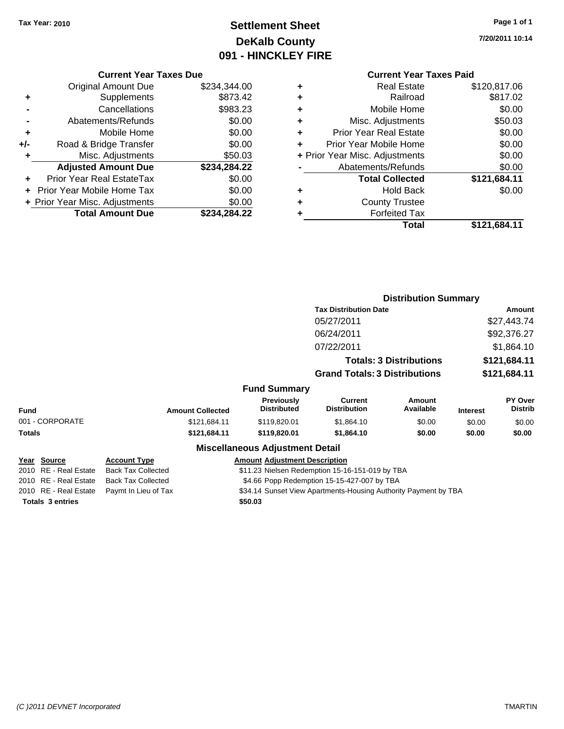Tax Year: 2010

# Settlement Sheet
## DeKalb County
## 091 - HINCKLEY FIRE

7/20/2011 10:14

### Current Year Taxes Due

| | | |
|---|---|---|
| | Original Amount Due | $234,344.00 |
| + | Supplements | $873.42 |
| - | Cancellations | $983.23 |
| - | Abatements/Refunds | $0.00 |
| + | Mobile Home | $0.00 |
| +/- | Road & Bridge Transfer | $0.00 |
| + | Misc. Adjustments | $50.03 |
| | **Adjusted Amount Due** | **$234,284.22** |
| + | Prior Year Real EstateTax | $0.00 |
| + | Prior Year Mobile Home Tax | $0.00 |
| + | Prior Year Misc. Adjustments | $0.00 |
| | **Total Amount Due** | **$234,284.22** |

### Current Year Taxes Paid

| | | |
|---|---|---|
| + | Real Estate | $120,817.06 |
| + | Railroad | $817.02 |
| + | Mobile Home | $0.00 |
| + | Misc. Adjustments | $50.03 |
| + | Prior Year Real Estate | $0.00 |
| + | Prior Year Mobile Home | $0.00 |
| + | Prior Year Misc. Adjustments | $0.00 |
| - | Abatements/Refunds | $0.00 |
| | **Total Collected** | **$121,684.11** |
| + | Hold Back | $0.00 |
| + | County Trustee | |
| + | Forfeited Tax | |
| | **Total** | **$121,684.11** |

### Distribution Summary

| Tax Distribution Date | Amount |
|---|---|
| 05/27/2011 | $27,443.74 |
| 06/24/2011 | $92,376.27 |
| 07/22/2011 | $1,864.10 |
| **Totals: 3 Distributions** | **$121,684.11** |
| **Grand Totals: 3 Distributions** | **$121,684.11** |

### Fund Summary

| Fund | Amount Collected | Previously Distributed | Current Distribution | Amount Available | Interest | PY Over Distrib |
|---|---|---|---|---|---|---|
| 001 - CORPORATE | $121,684.11 | $119,820.01 | $1,864.10 | $0.00 | $0.00 | $0.00 |
| **Totals** | **$121,684.11** | **$119,820.01** | **$1,864.10** | **$0.00** | **$0.00** | **$0.00** |

### Miscellaneous Adjustment Detail

| Year | Source | Account Type | Amount | Adjustment Description |
|---|---|---|---|---|
| 2010 | RE - Real Estate | Back Tax Collected | $11.23 | Nielsen Redemption 15-16-151-019 by TBA |
| 2010 | RE - Real Estate | Back Tax Collected | $4.66 | Popp Redemption 15-15-427-007 by TBA |
| 2010 | RE - Real Estate | Paymt In Lieu of Tax | $34.14 | Sunset View Apartments-Housing Authority Payment by TBA |
| **Totals 3 entries** | | | **$50.03** | |

(C )2011 DEVNET Incorporated TMARTIN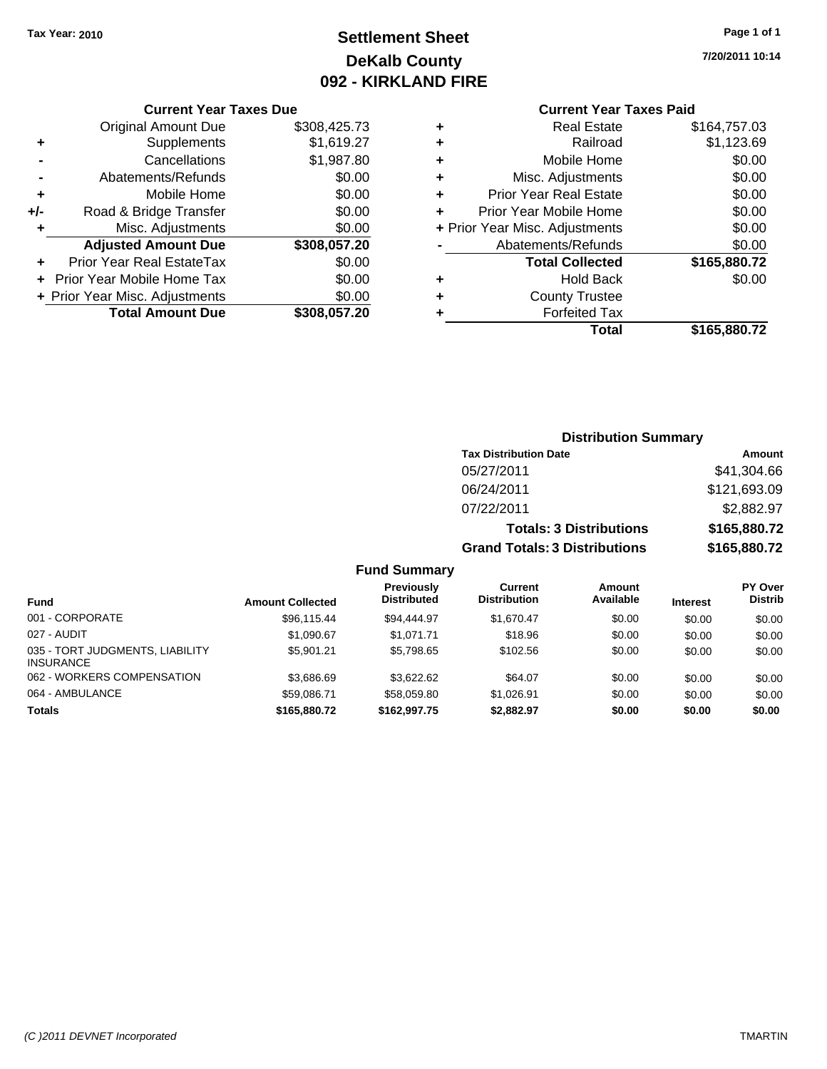**Tax Year: 2010**

# Settlement Sheet
## DeKalb County
## 092 - KIRKLAND FIRE

7/20/2011 10:14

### Current Year Taxes Due

| | | |
|---|---|---|
| | Original Amount Due | $308,425.73 |
| + | Supplements | $1,619.27 |
| - | Cancellations | $1,987.80 |
| - | Abatements/Refunds | $0.00 |
| + | Mobile Home | $0.00 |
| +/- | Road & Bridge Transfer | $0.00 |
| + | Misc. Adjustments | $0.00 |
| | **Adjusted Amount Due** | **$308,057.20** |
| + | Prior Year Real EstateTax | $0.00 |
| + | Prior Year Mobile Home Tax | $0.00 |
| + | Prior Year Misc. Adjustments | $0.00 |
| | **Total Amount Due** | **$308,057.20** |

### Current Year Taxes Paid

| | | |
|---|---|---|
| + | Real Estate | $164,757.03 |
| + | Railroad | $1,123.69 |
| + | Mobile Home | $0.00 |
| + | Misc. Adjustments | $0.00 |
| + | Prior Year Real Estate | $0.00 |
| + | Prior Year Mobile Home | $0.00 |
| + | Prior Year Misc. Adjustments | $0.00 |
| - | Abatements/Refunds | $0.00 |
| | **Total Collected** | **$165,880.72** |
| + | Hold Back | $0.00 |
| + | County Trustee | |
| + | Forfeited Tax | |
| | **Total** | **$165,880.72** |

### Distribution Summary

| Tax Distribution Date | Amount |
|---|---|
| 05/27/2011 | $41,304.66 |
| 06/24/2011 | $121,693.09 |
| 07/22/2011 | $2,882.97 |
| **Totals: 3 Distributions** | **$165,880.72** |
| **Grand Totals: 3 Distributions** | **$165,880.72** |

### Fund Summary

| Fund | Amount Collected | Previously Distributed | Current Distribution | Amount Available | Interest | PY Over Distrib |
|---|---|---|---|---|---|---|
| 001 - CORPORATE | $96,115.44 | $94,444.97 | $1,670.47 | $0.00 | $0.00 | $0.00 |
| 027 - AUDIT | $1,090.67 | $1,071.71 | $18.96 | $0.00 | $0.00 | $0.00 |
| 035 - TORT JUDGMENTS, LIABILITY INSURANCE | $5,901.21 | $5,798.65 | $102.56 | $0.00 | $0.00 | $0.00 |
| 062 - WORKERS COMPENSATION | $3,686.69 | $3,622.62 | $64.07 | $0.00 | $0.00 | $0.00 |
| 064 - AMBULANCE | $59,086.71 | $58,059.80 | $1,026.91 | $0.00 | $0.00 | $0.00 |
| **Totals** | **$165,880.72** | **$162,997.75** | **$2,882.97** | **$0.00** | **$0.00** | **$0.00** |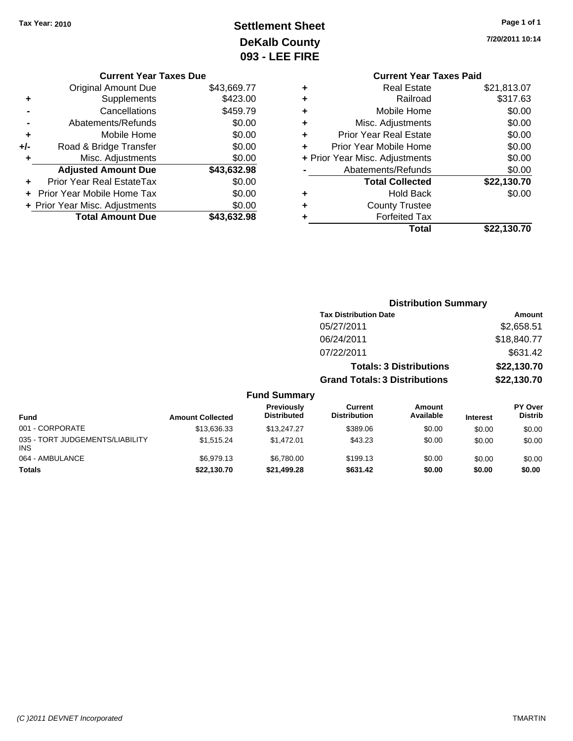Tax Year: 2010

# Settlement Sheet
## DeKalb County
## 093 - LEE FIRE

7/20/2011 10:14

### Current Year Taxes Due

| | | |
|---|---|---|
| | Original Amount Due | $43,669.77 |
| + | Supplements | $423.00 |
| - | Cancellations | $459.79 |
| - | Abatements/Refunds | $0.00 |
| + | Mobile Home | $0.00 |
| +/- | Road & Bridge Transfer | $0.00 |
| + | Misc. Adjustments | $0.00 |
| | **Adjusted Amount Due** | **$43,632.98** |
| + | Prior Year Real EstateTax | $0.00 |
| + | Prior Year Mobile Home Tax | $0.00 |
| + | Prior Year Misc. Adjustments | $0.00 |
| | **Total Amount Due** | **$43,632.98** |

### Current Year Taxes Paid

| | | |
|---|---|---|
| + | Real Estate | $21,813.07 |
| + | Railroad | $317.63 |
| + | Mobile Home | $0.00 |
| + | Misc. Adjustments | $0.00 |
| + | Prior Year Real Estate | $0.00 |
| + | Prior Year Mobile Home | $0.00 |
| + | Prior Year Misc. Adjustments | $0.00 |
| - | Abatements/Refunds | $0.00 |
| | **Total Collected** | **$22,130.70** |
| + | Hold Back | $0.00 |
| + | County Trustee | |
| + | Forfeited Tax | |
| | **Total** | **$22,130.70** |

### Distribution Summary

| Tax Distribution Date | Amount |
|---|---|
| 05/27/2011 | $2,658.51 |
| 06/24/2011 | $18,840.77 |
| 07/22/2011 | $631.42 |
| **Totals: 3 Distributions** | **$22,130.70** |
| **Grand Totals: 3 Distributions** | **$22,130.70** |

### Fund Summary

| Fund | Amount Collected | Previously Distributed | Current Distribution | Amount Available | Interest | PY Over Distrib |
|---|---|---|---|---|---|---|
| 001 - CORPORATE | $13,636.33 | $13,247.27 | $389.06 | $0.00 | $0.00 | $0.00 |
| 035 - TORT JUDGEMENTS/LIABILITY INS | $1,515.24 | $1,472.01 | $43.23 | $0.00 | $0.00 | $0.00 |
| 064 - AMBULANCE | $6,979.13 | $6,780.00 | $199.13 | $0.00 | $0.00 | $0.00 |
| **Totals** | **$22,130.70** | **$21,499.28** | **$631.42** | **$0.00** | **$0.00** | **$0.00** |

(C )2011 DEVNET Incorporated TMARTIN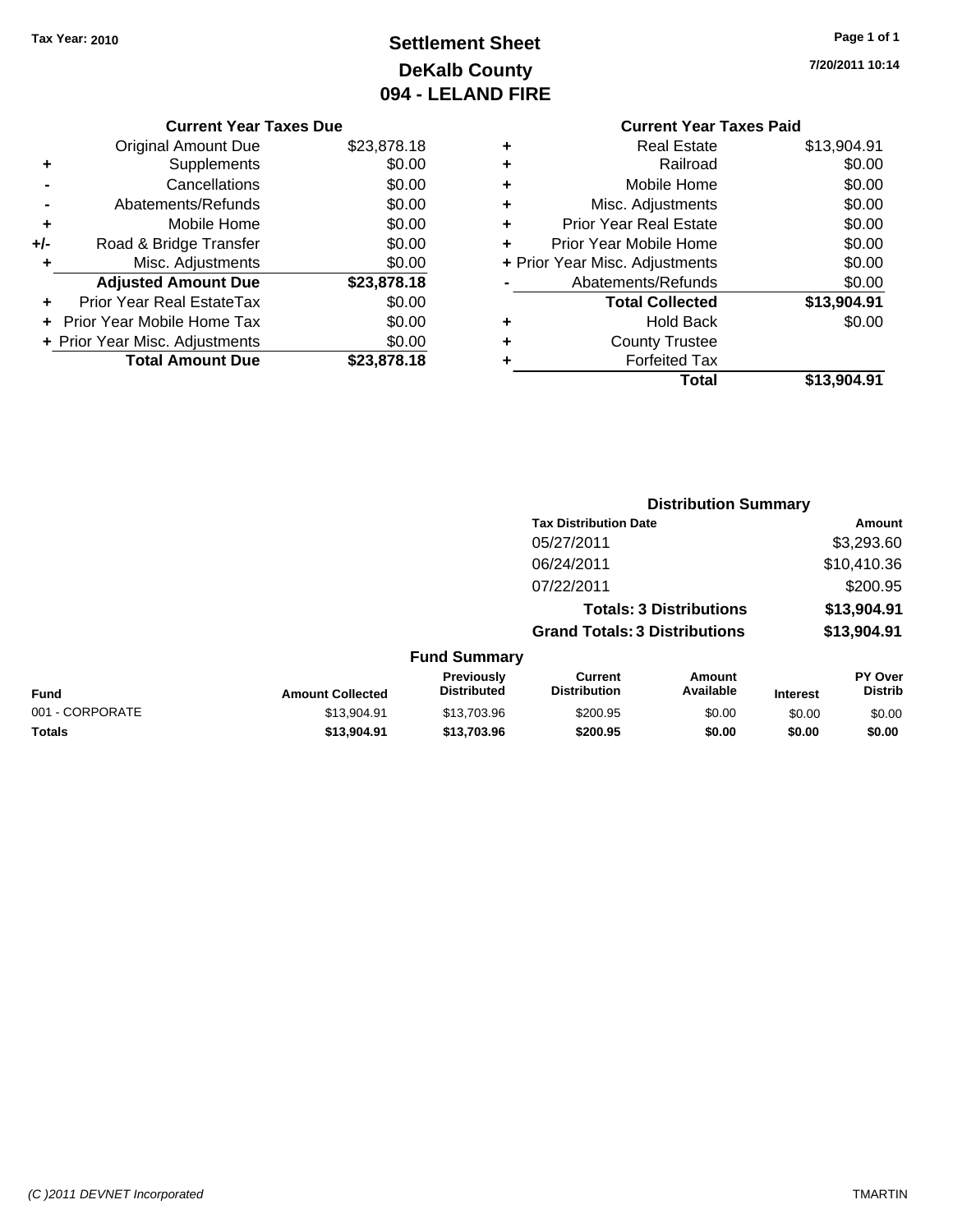Tax Year: 2010

# Settlement Sheet
## DeKalb County
## 094 - LELAND FIRE

7/20/2011 10:14

### Current Year Taxes Due

| | | |
|---|---|---|
| | Original Amount Due | $23,878.18 |
| + | Supplements | $0.00 |
| - | Cancellations | $0.00 |
| - | Abatements/Refunds | $0.00 |
| + | Mobile Home | $0.00 |
| +/- | Road & Bridge Transfer | $0.00 |
| + | Misc. Adjustments | $0.00 |
| | **Adjusted Amount Due** | **$23,878.18** |
| + | Prior Year Real EstateTax | $0.00 |
| + | Prior Year Mobile Home Tax | $0.00 |
| + | Prior Year Misc. Adjustments | $0.00 |
| | **Total Amount Due** | **$23,878.18** |

### Current Year Taxes Paid

| | | |
|---|---|---|
| + | Real Estate | $13,904.91 |
| + | Railroad | $0.00 |
| + | Mobile Home | $0.00 |
| + | Misc. Adjustments | $0.00 |
| + | Prior Year Real Estate | $0.00 |
| + | Prior Year Mobile Home | $0.00 |
| + | Prior Year Misc. Adjustments | $0.00 |
| - | Abatements/Refunds | $0.00 |
| | **Total Collected** | **$13,904.91** |
| + | Hold Back | $0.00 |
| + | County Trustee | |
| + | Forfeited Tax | |
| | **Total** | **$13,904.91** |

### Distribution Summary

| Tax Distribution Date | Amount |
|---|---|
| 05/27/2011 | $3,293.60 |
| 06/24/2011 | $10,410.36 |
| 07/22/2011 | $200.95 |
| **Totals: 3 Distributions** | **$13,904.91** |
| **Grand Totals: 3 Distributions** | **$13,904.91** |

### Fund Summary

| Fund | Amount Collected | Previously Distributed | Current Distribution | Amount Available | Interest | PY Over Distrib |
|---|---|---|---|---|---|---|
| 001 - CORPORATE | $13,904.91 | $13,703.96 | $200.95 | $0.00 | $0.00 | $0.00 |
| **Totals** | **$13,904.91** | **$13,703.96** | **$200.95** | **$0.00** | **$0.00** | **$0.00** |

(C )2011 DEVNET Incorporated TMARTIN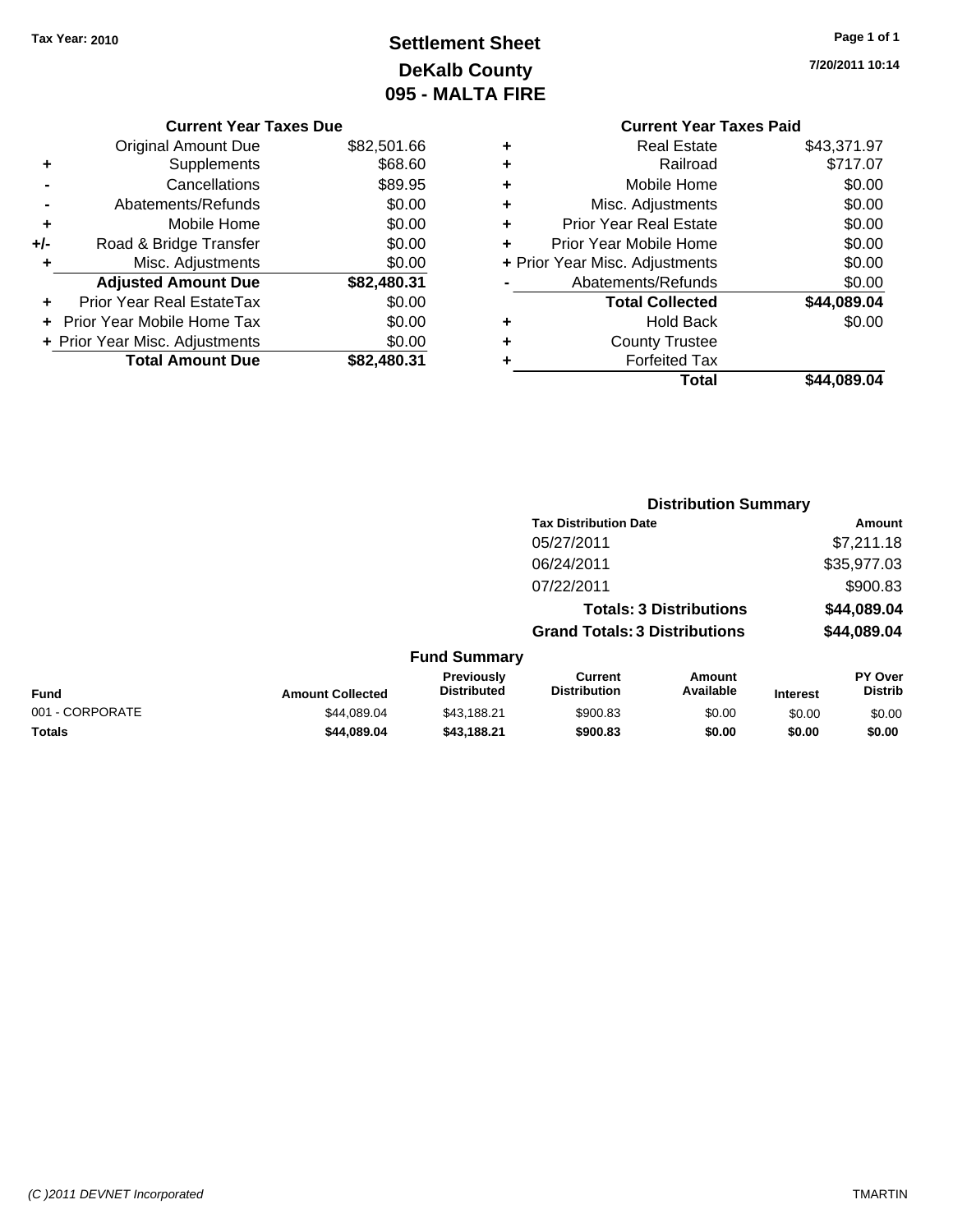Tax Year: 2010

# Settlement Sheet
## DeKalb County
## 095 - MALTA FIRE

7/20/2011 10:14

### Current Year Taxes Due

| | | |
|---|---|---|
| | Original Amount Due | $82,501.66 |
| + | Supplements | $68.60 |
| - | Cancellations | $89.95 |
| - | Abatements/Refunds | $0.00 |
| + | Mobile Home | $0.00 |
| +/- | Road & Bridge Transfer | $0.00 |
| + | Misc. Adjustments | $0.00 |
| | **Adjusted Amount Due** | **$82,480.31** |
| + | Prior Year Real EstateTax | $0.00 |
| + | Prior Year Mobile Home Tax | $0.00 |
| + | Prior Year Misc. Adjustments | $0.00 |
| | **Total Amount Due** | **$82,480.31** |

### Current Year Taxes Paid

| | | |
|---|---|---|
| + | Real Estate | $43,371.97 |
| + | Railroad | $717.07 |
| + | Mobile Home | $0.00 |
| + | Misc. Adjustments | $0.00 |
| + | Prior Year Real Estate | $0.00 |
| + | Prior Year Mobile Home | $0.00 |
| + | Prior Year Misc. Adjustments | $0.00 |
| - | Abatements/Refunds | $0.00 |
| | **Total Collected** | **$44,089.04** |
| + | Hold Back | $0.00 |
| + | County Trustee | |
| + | Forfeited Tax | |
| | **Total** | **$44,089.04** |

### Distribution Summary

| Tax Distribution Date | Amount |
|---|---|
| 05/27/2011 | $7,211.18 |
| 06/24/2011 | $35,977.03 |
| 07/22/2011 | $900.83 |
| **Totals: 3 Distributions** | **$44,089.04** |
| **Grand Totals: 3 Distributions** | **$44,089.04** |

### Fund Summary

| Fund | Amount Collected | Previously Distributed | Current Distribution | Amount Available | Interest | PY Over Distrib |
|---|---|---|---|---|---|---|
| 001 - CORPORATE | $44,089.04 | $43,188.21 | $900.83 | $0.00 | $0.00 | $0.00 |
| **Totals** | **$44,089.04** | **$43,188.21** | **$900.83** | **$0.00** | **$0.00** | **$0.00** |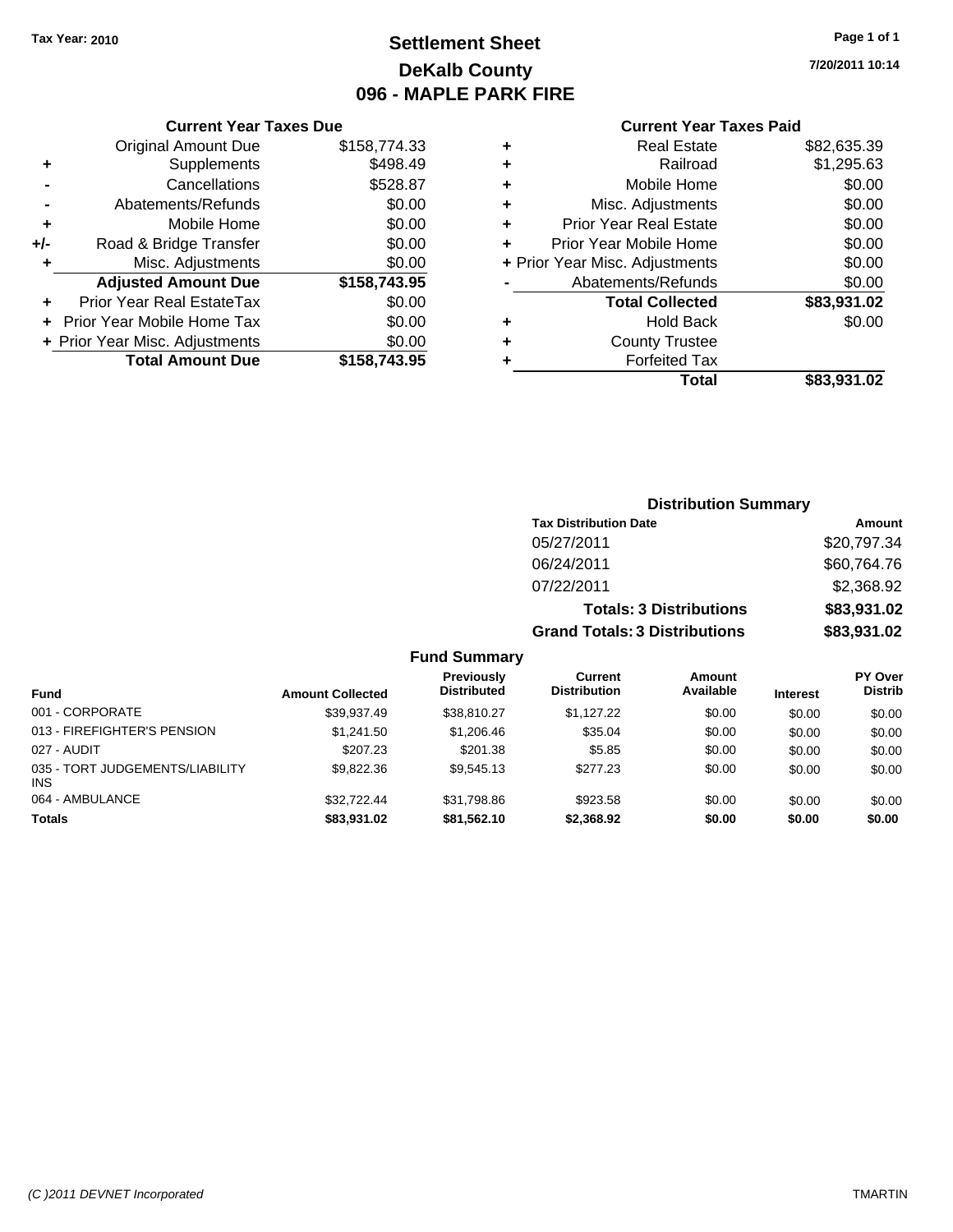Tax Year: 2010

# Settlement Sheet
## DeKalb County
## 096 - MAPLE PARK FIRE

7/20/2011 10:14

### Current Year Taxes Due

| | | |
|---|---|---|
| | Original Amount Due | $158,774.33 |
| + | Supplements | $498.49 |
| - | Cancellations | $528.87 |
| - | Abatements/Refunds | $0.00 |
| + | Mobile Home | $0.00 |
| +/- | Road & Bridge Transfer | $0.00 |
| + | Misc. Adjustments | $0.00 |
| | **Adjusted Amount Due** | **$158,743.95** |
| + | Prior Year Real EstateTax | $0.00 |
| + | Prior Year Mobile Home Tax | $0.00 |
| + | Prior Year Misc. Adjustments | $0.00 |
| | **Total Amount Due** | **$158,743.95** |

### Current Year Taxes Paid

| | | |
|---|---|---|
| + | Real Estate | $82,635.39 |
| + | Railroad | $1,295.63 |
| + | Mobile Home | $0.00 |
| + | Misc. Adjustments | $0.00 |
| + | Prior Year Real Estate | $0.00 |
| + | Prior Year Mobile Home | $0.00 |
| + | Prior Year Misc. Adjustments | $0.00 |
| - | Abatements/Refunds | $0.00 |
| | **Total Collected** | **$83,931.02** |
| + | Hold Back | $0.00 |
| + | County Trustee | |
| + | Forfeited Tax | |
| | **Total** | **$83,931.02** |

### Distribution Summary

| Tax Distribution Date | Amount |
|---|---|
| 05/27/2011 | $20,797.34 |
| 06/24/2011 | $60,764.76 |
| 07/22/2011 | $2,368.92 |
| **Totals: 3 Distributions** | **$83,931.02** |
| **Grand Totals: 3 Distributions** | **$83,931.02** |

### Fund Summary

| Fund | Amount Collected | Previously Distributed | Current Distribution | Amount Available | Interest | PY Over Distrib |
|---|---|---|---|---|---|---|
| 001 - CORPORATE | $39,937.49 | $38,810.27 | $1,127.22 | $0.00 | $0.00 | $0.00 |
| 013 - FIREFIGHTER'S PENSION | $1,241.50 | $1,206.46 | $35.04 | $0.00 | $0.00 | $0.00 |
| 027 - AUDIT | $207.23 | $201.38 | $5.85 | $0.00 | $0.00 | $0.00 |
| 035 - TORT JUDGEMENTS/LIABILITY INS | $9,822.36 | $9,545.13 | $277.23 | $0.00 | $0.00 | $0.00 |
| 064 - AMBULANCE | $32,722.44 | $31,798.86 | $923.58 | $0.00 | $0.00 | $0.00 |
| **Totals** | **$83,931.02** | **$81,562.10** | **$2,368.92** | **$0.00** | **$0.00** | **$0.00** |

(C )2011 DEVNET Incorporated TMARTIN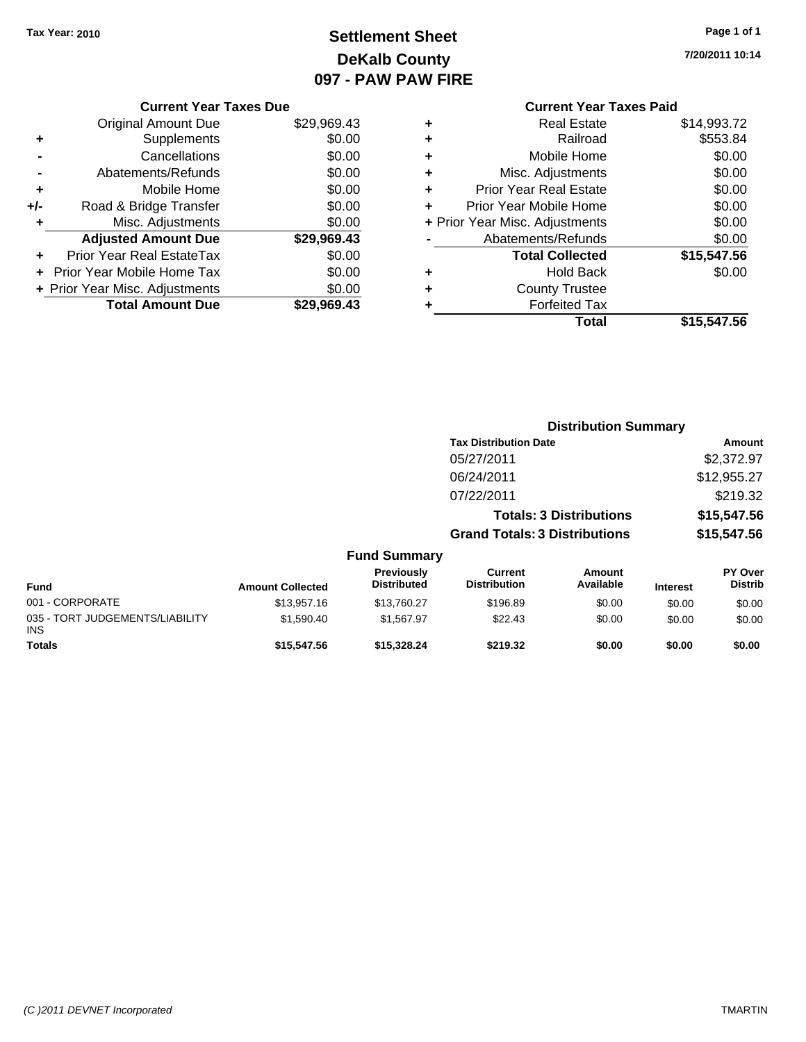Tax Year: 2010

# Settlement Sheet
## DeKalb County
## 097 - PAW PAW FIRE

7/20/2011 10:14

### Current Year Taxes Due

| | | |
|---|---|---|
| | Original Amount Due | $29,969.43 |
| + | Supplements | $0.00 |
| - | Cancellations | $0.00 |
| - | Abatements/Refunds | $0.00 |
| + | Mobile Home | $0.00 |
| +/- | Road & Bridge Transfer | $0.00 |
| + | Misc. Adjustments | $0.00 |
| | **Adjusted Amount Due** | **$29,969.43** |
| + | Prior Year Real EstateTax | $0.00 |
| + | Prior Year Mobile Home Tax | $0.00 |
| + | Prior Year Misc. Adjustments | $0.00 |
| | **Total Amount Due** | **$29,969.43** |

### Current Year Taxes Paid

| | | |
|---|---|---|
| + | Real Estate | $14,993.72 |
| + | Railroad | $553.84 |
| + | Mobile Home | $0.00 |
| + | Misc. Adjustments | $0.00 |
| + | Prior Year Real Estate | $0.00 |
| + | Prior Year Mobile Home | $0.00 |
| + | Prior Year Misc. Adjustments | $0.00 |
| - | Abatements/Refunds | $0.00 |
| | **Total Collected** | **$15,547.56** |
| + | Hold Back | $0.00 |
| + | County Trustee | |
| + | Forfeited Tax | |
| | **Total** | **$15,547.56** |

### Distribution Summary

| Tax Distribution Date | Amount |
|---|---|
| 05/27/2011 | $2,372.97 |
| 06/24/2011 | $12,955.27 |
| 07/22/2011 | $219.32 |
| **Totals: 3 Distributions** | **$15,547.56** |
| **Grand Totals: 3 Distributions** | **$15,547.56** |

### Fund Summary

| Fund | Amount Collected | Previously Distributed | Current Distribution | Amount Available | Interest | PY Over Distrib |
|---|---|---|---|---|---|---|
| 001 - CORPORATE | $13,957.16 | $13,760.27 | $196.89 | $0.00 | $0.00 | $0.00 |
| 035 - TORT JUDGEMENTS/LIABILITY INS | $1,590.40 | $1,567.97 | $22.43 | $0.00 | $0.00 | $0.00 |
| **Totals** | **$15,547.56** | **$15,328.24** | **$219.32** | **$0.00** | **$0.00** | **$0.00** |

(C )2011 DEVNET Incorporated TMARTIN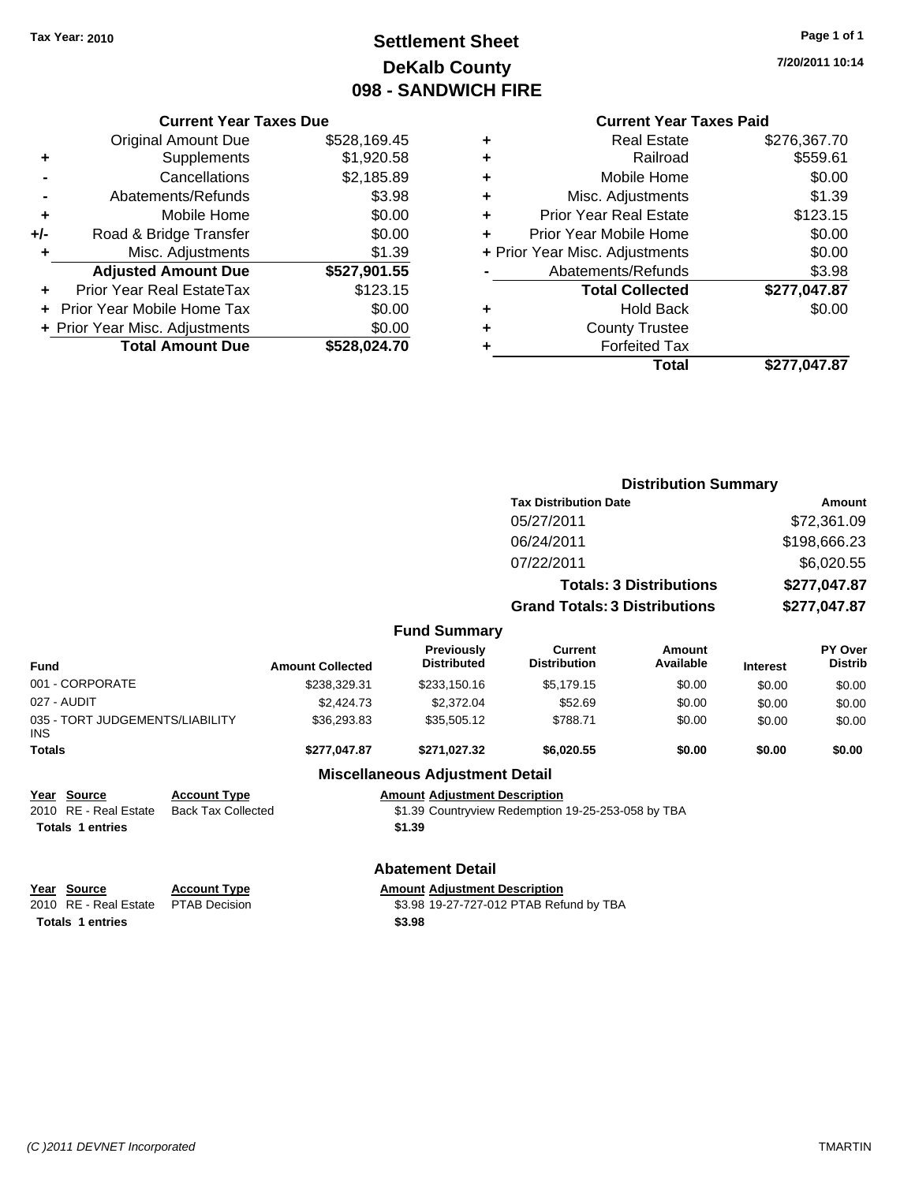Tax Year: 2010

# Settlement Sheet
## DeKalb County
## 098 - SANDWICH FIRE

7/20/2011 10:14

### Current Year Taxes Due

| | | |
|---|---|---|
| | Original Amount Due | $528,169.45 |
| + | Supplements | $1,920.58 |
| - | Cancellations | $2,185.89 |
| - | Abatements/Refunds | $3.98 |
| + | Mobile Home | $0.00 |
| +/- | Road & Bridge Transfer | $0.00 |
| + | Misc. Adjustments | $1.39 |
| | **Adjusted Amount Due** | **$527,901.55** |
| + | Prior Year Real EstateTax | $123.15 |
| + | Prior Year Mobile Home Tax | $0.00 |
| + | Prior Year Misc. Adjustments | $0.00 |
| | **Total Amount Due** | **$528,024.70** |

### Current Year Taxes Paid

| | | |
|---|---|---|
| + | Real Estate | $276,367.70 |
| + | Railroad | $559.61 |
| + | Mobile Home | $0.00 |
| + | Misc. Adjustments | $1.39 |
| + | Prior Year Real Estate | $123.15 |
| + | Prior Year Mobile Home | $0.00 |
| + | Prior Year Misc. Adjustments | $0.00 |
| - | Abatements/Refunds | $3.98 |
| | **Total Collected** | **$277,047.87** |
| + | Hold Back | $0.00 |
| + | County Trustee | |
| + | Forfeited Tax | |
| | **Total** | **$277,047.87** |

### Distribution Summary

| Tax Distribution Date | Amount |
|---|---|
| 05/27/2011 | $72,361.09 |
| 06/24/2011 | $198,666.23 |
| 07/22/2011 | $6,020.55 |
| **Totals: 3 Distributions** | **$277,047.87** |
| **Grand Totals: 3 Distributions** | **$277,047.87** |

### Fund Summary

| Fund | Amount Collected | Previously Distributed | Current Distribution | Amount Available | Interest | PY Over Distrib |
|---|---|---|---|---|---|---|
| 001 - CORPORATE | $238,329.31 | $233,150.16 | $5,179.15 | $0.00 | $0.00 | $0.00 |
| 027 - AUDIT | $2,424.73 | $2,372.04 | $52.69 | $0.00 | $0.00 | $0.00 |
| 035 - TORT JUDGEMENTS/LIABILITY INS | $36,293.83 | $35,505.12 | $788.71 | $0.00 | $0.00 | $0.00 |
| **Totals** | **$277,047.87** | **$271,027.32** | **$6,020.55** | **$0.00** | **$0.00** | **$0.00** |

### Miscellaneous Adjustment Detail

| Year | Source | Account Type | Amount | Adjustment Description |
|---|---|---|---|---|
| 2010 | RE - Real Estate | Back Tax Collected | $1.39 | Countryview Redemption 19-25-253-058 by TBA |
| **Totals 1 entries** | | | **$1.39** | |

### Abatement Detail

| Year | Source | Account Type | Amount | Adjustment Description |
|---|---|---|---|---|
| 2010 | RE - Real Estate | PTAB Decision | $3.98 | 19-27-727-012 PTAB Refund by TBA |
| **Totals 1 entries** | | | **$3.98** | |

(C )2011 DEVNET Incorporated TMARTIN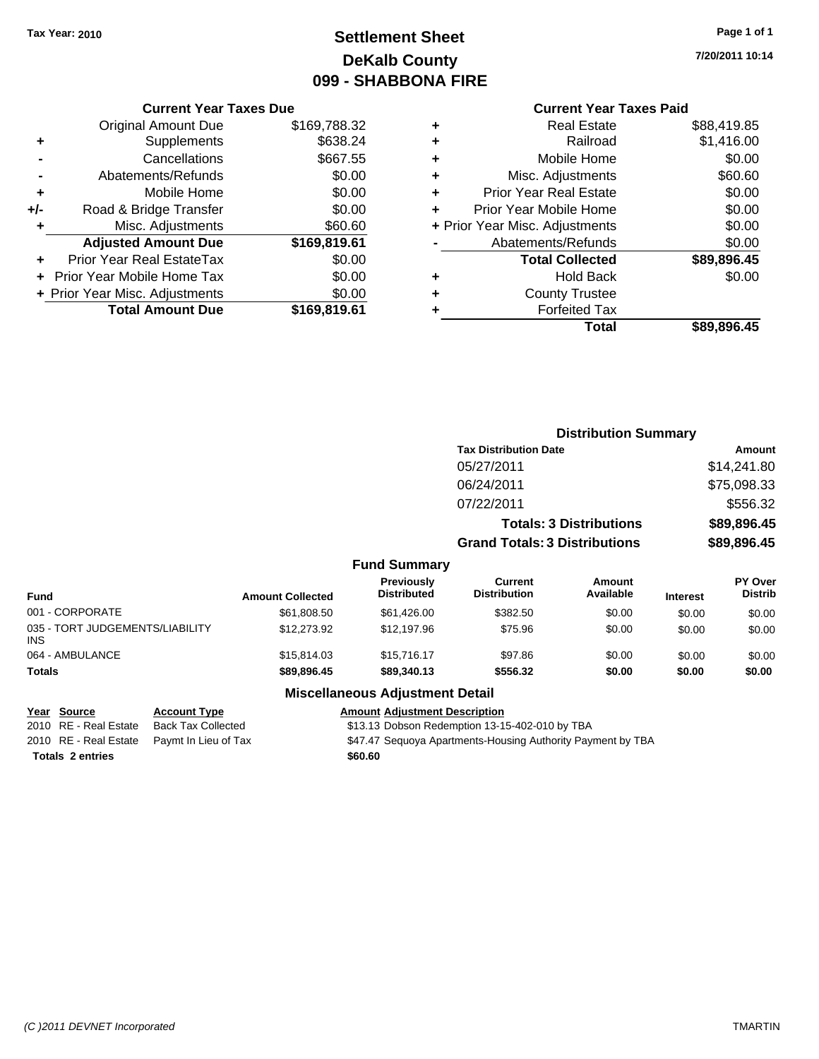**Tax Year: 2010**

# Settlement Sheet
## DeKalb County
## 099 - SHABBONA FIRE

7/20/2011 10:14

### Current Year Taxes Due

| | | |
|---|---|---|
| | Original Amount Due | $169,788.32 |
| + | Supplements | $638.24 |
| - | Cancellations | $667.55 |
| - | Abatements/Refunds | $0.00 |
| + | Mobile Home | $0.00 |
| +/- | Road & Bridge Transfer | $0.00 |
| + | Misc. Adjustments | $60.60 |
| | **Adjusted Amount Due** | **$169,819.61** |
| + | Prior Year Real EstateTax | $0.00 |
| + | Prior Year Mobile Home Tax | $0.00 |
| + | Prior Year Misc. Adjustments | $0.00 |
| | **Total Amount Due** | **$169,819.61** |

### Current Year Taxes Paid

| | | |
|---|---|---|
| + | Real Estate | $88,419.85 |
| + | Railroad | $1,416.00 |
| + | Mobile Home | $0.00 |
| + | Misc. Adjustments | $60.60 |
| + | Prior Year Real Estate | $0.00 |
| + | Prior Year Mobile Home | $0.00 |
| + | Prior Year Misc. Adjustments | $0.00 |
| - | Abatements/Refunds | $0.00 |
| | **Total Collected** | **$89,896.45** |
| + | Hold Back | $0.00 |
| + | County Trustee | |
| + | Forfeited Tax | |
| | **Total** | **$89,896.45** |

### Distribution Summary

| Tax Distribution Date | Amount |
|---|---|
| 05/27/2011 | $14,241.80 |
| 06/24/2011 | $75,098.33 |
| 07/22/2011 | $556.32 |
| **Totals: 3 Distributions** | **$89,896.45** |
| **Grand Totals: 3 Distributions** | **$89,896.45** |

### Fund Summary

| Fund | Amount Collected | Previously Distributed | Current Distribution | Amount Available | Interest | PY Over Distrib |
|---|---|---|---|---|---|---|
| 001 - CORPORATE | $61,808.50 | $61,426.00 | $382.50 | $0.00 | $0.00 | $0.00 |
| 035 - TORT JUDGEMENTS/LIABILITY INS | $12,273.92 | $12,197.96 | $75.96 | $0.00 | $0.00 | $0.00 |
| 064 - AMBULANCE | $15,814.03 | $15,716.17 | $97.86 | $0.00 | $0.00 | $0.00 |
| **Totals** | **$89,896.45** | **$89,340.13** | **$556.32** | **$0.00** | **$0.00** | **$0.00** |

### Miscellaneous Adjustment Detail

| Year | Source | Account Type | Amount | Adjustment Description |
|---|---|---|---|---|
| 2010 | RE - Real Estate | Back Tax Collected | $13.13 | Dobson Redemption 13-15-402-010 by TBA |
| 2010 | RE - Real Estate | Paymt In Lieu of Tax | $47.47 | Sequoya Apartments-Housing Authority Payment by TBA |
| **Totals 2 entries** | | | **$60.60** | |

(C )2011 DEVNET Incorporated — TMARTIN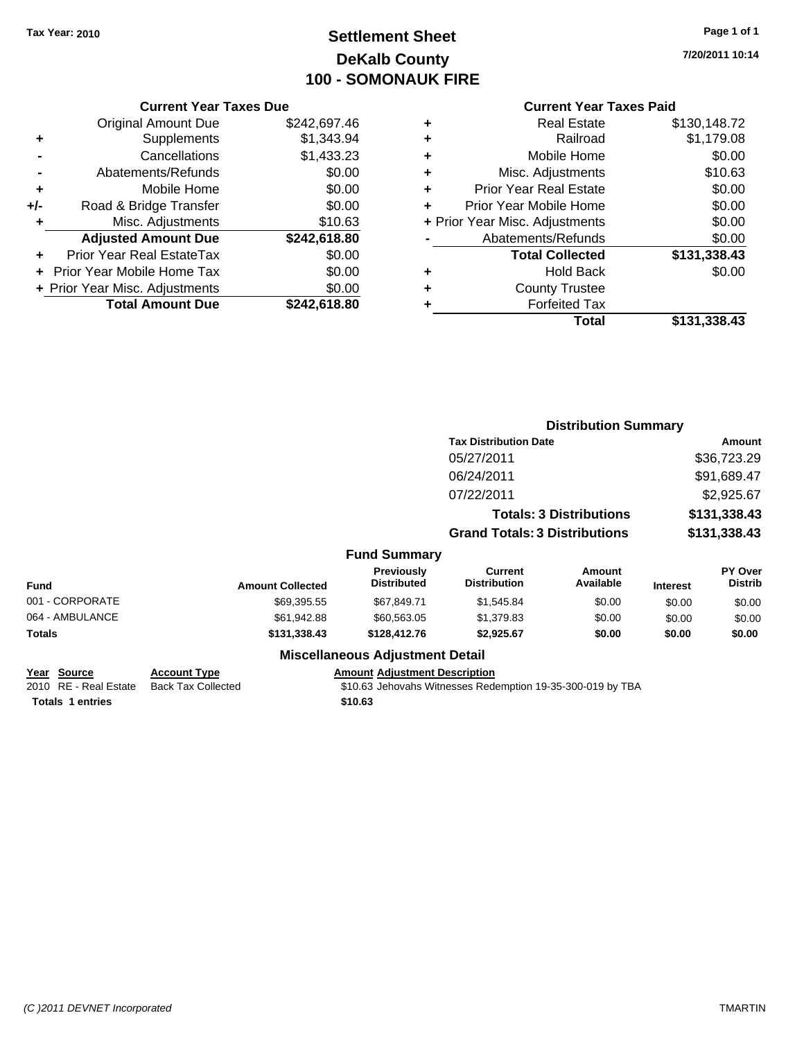Tax Year: 2010

# Settlement Sheet
## DeKalb County
## 100 - SOMONAUK FIRE

7/20/2011 10:14

### Current Year Taxes Due

| | | |
|---|---|---|
| | Original Amount Due | $242,697.46 |
| + | Supplements | $1,343.94 |
| - | Cancellations | $1,433.23 |
| - | Abatements/Refunds | $0.00 |
| + | Mobile Home | $0.00 |
| +/- | Road & Bridge Transfer | $0.00 |
| + | Misc. Adjustments | $10.63 |
| | **Adjusted Amount Due** | **$242,618.80** |
| + | Prior Year Real EstateTax | $0.00 |
| + | Prior Year Mobile Home Tax | $0.00 |
| + | Prior Year Misc. Adjustments | $0.00 |
| | **Total Amount Due** | **$242,618.80** |

### Current Year Taxes Paid

| | | |
|---|---|---|
| + | Real Estate | $130,148.72 |
| + | Railroad | $1,179.08 |
| + | Mobile Home | $0.00 |
| + | Misc. Adjustments | $10.63 |
| + | Prior Year Real Estate | $0.00 |
| + | Prior Year Mobile Home | $0.00 |
| + | Prior Year Misc. Adjustments | $0.00 |
| - | Abatements/Refunds | $0.00 |
| | **Total Collected** | **$131,338.43** |
| + | Hold Back | $0.00 |
| + | County Trustee | |
| + | Forfeited Tax | |
| | **Total** | **$131,338.43** |

### Distribution Summary

| Tax Distribution Date | Amount |
|---|---|
| 05/27/2011 | $36,723.29 |
| 06/24/2011 | $91,689.47 |
| 07/22/2011 | $2,925.67 |
| **Totals: 3 Distributions** | **$131,338.43** |
| **Grand Totals: 3 Distributions** | **$131,338.43** |

### Fund Summary

| Fund | Amount Collected | Previously Distributed | Current Distribution | Amount Available | Interest | PY Over Distrib |
|---|---|---|---|---|---|---|
| 001 - CORPORATE | $69,395.55 | $67,849.71 | $1,545.84 | $0.00 | $0.00 | $0.00 |
| 064 - AMBULANCE | $61,942.88 | $60,563.05 | $1,379.83 | $0.00 | $0.00 | $0.00 |
| **Totals** | **$131,338.43** | **$128,412.76** | **$2,925.67** | **$0.00** | **$0.00** | **$0.00** |

### Miscellaneous Adjustment Detail

| Year | Source | Account Type | Amount | Adjustment Description |
|---|---|---|---|---|
| 2010 | RE - Real Estate | Back Tax Collected | $10.63 | Jehovahs Witnesses Redemption 19-35-300-019 by TBA |
| **Totals 1 entries** | | | **$10.63** | |

(C )2011 DEVNET Incorporated TMARTIN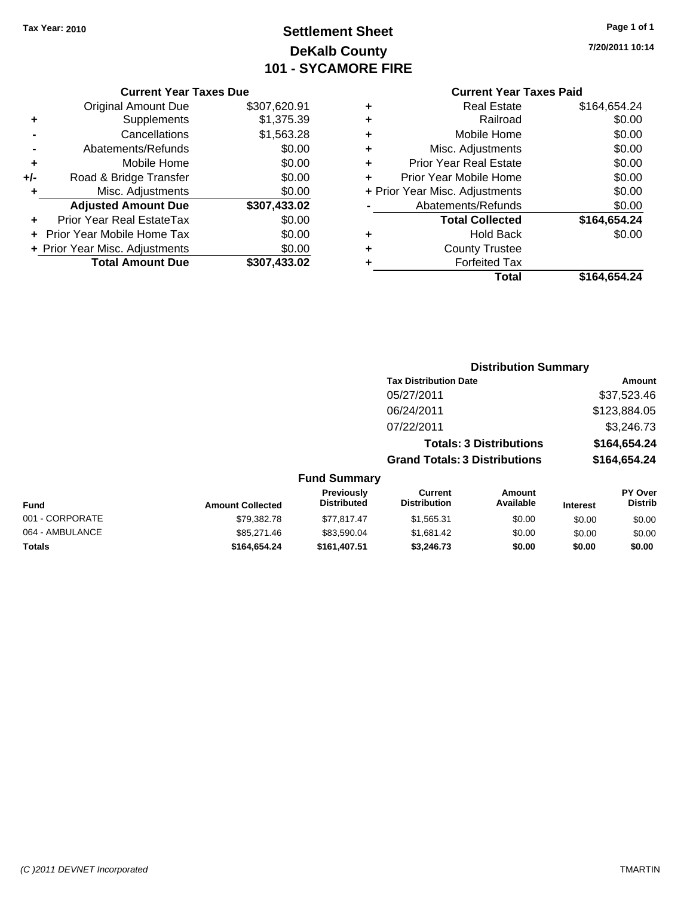**Tax Year: 2010**

# Settlement Sheet
## DeKalb County
## 101 - SYCAMORE FIRE

7/20/2011 10:14

### Current Year Taxes Due

| | | |
|---|---|---|
| | Original Amount Due | $307,620.91 |
| + | Supplements | $1,375.39 |
| - | Cancellations | $1,563.28 |
| - | Abatements/Refunds | $0.00 |
| + | Mobile Home | $0.00 |
| +/- | Road & Bridge Transfer | $0.00 |
| + | Misc. Adjustments | $0.00 |
| | **Adjusted Amount Due** | **$307,433.02** |
| + | Prior Year Real EstateTax | $0.00 |
| + | Prior Year Mobile Home Tax | $0.00 |
| + | Prior Year Misc. Adjustments | $0.00 |
| | **Total Amount Due** | **$307,433.02** |

### Current Year Taxes Paid

| | | |
|---|---|---|
| + | Real Estate | $164,654.24 |
| + | Railroad | $0.00 |
| + | Mobile Home | $0.00 |
| + | Misc. Adjustments | $0.00 |
| + | Prior Year Real Estate | $0.00 |
| + | Prior Year Mobile Home | $0.00 |
| + | Prior Year Misc. Adjustments | $0.00 |
| - | Abatements/Refunds | $0.00 |
| | **Total Collected** | **$164,654.24** |
| + | Hold Back | $0.00 |
| + | County Trustee | |
| + | Forfeited Tax | |
| | **Total** | **$164,654.24** |

### Distribution Summary

| Tax Distribution Date | Amount |
|---|---|
| 05/27/2011 | $37,523.46 |
| 06/24/2011 | $123,884.05 |
| 07/22/2011 | $3,246.73 |
| **Totals: 3 Distributions** | **$164,654.24** |
| **Grand Totals: 3 Distributions** | **$164,654.24** |

### Fund Summary

| Fund | Amount Collected | Previously Distributed | Current Distribution | Amount Available | Interest | PY Over Distrib |
|---|---|---|---|---|---|---|
| 001 - CORPORATE | $79,382.78 | $77,817.47 | $1,565.31 | $0.00 | $0.00 | $0.00 |
| 064 - AMBULANCE | $85,271.46 | $83,590.04 | $1,681.42 | $0.00 | $0.00 | $0.00 |
| **Totals** | **$164,654.24** | **$161,407.51** | **$3,246.73** | **$0.00** | **$0.00** | **$0.00** |

(C )2011 DEVNET Incorporated TMARTIN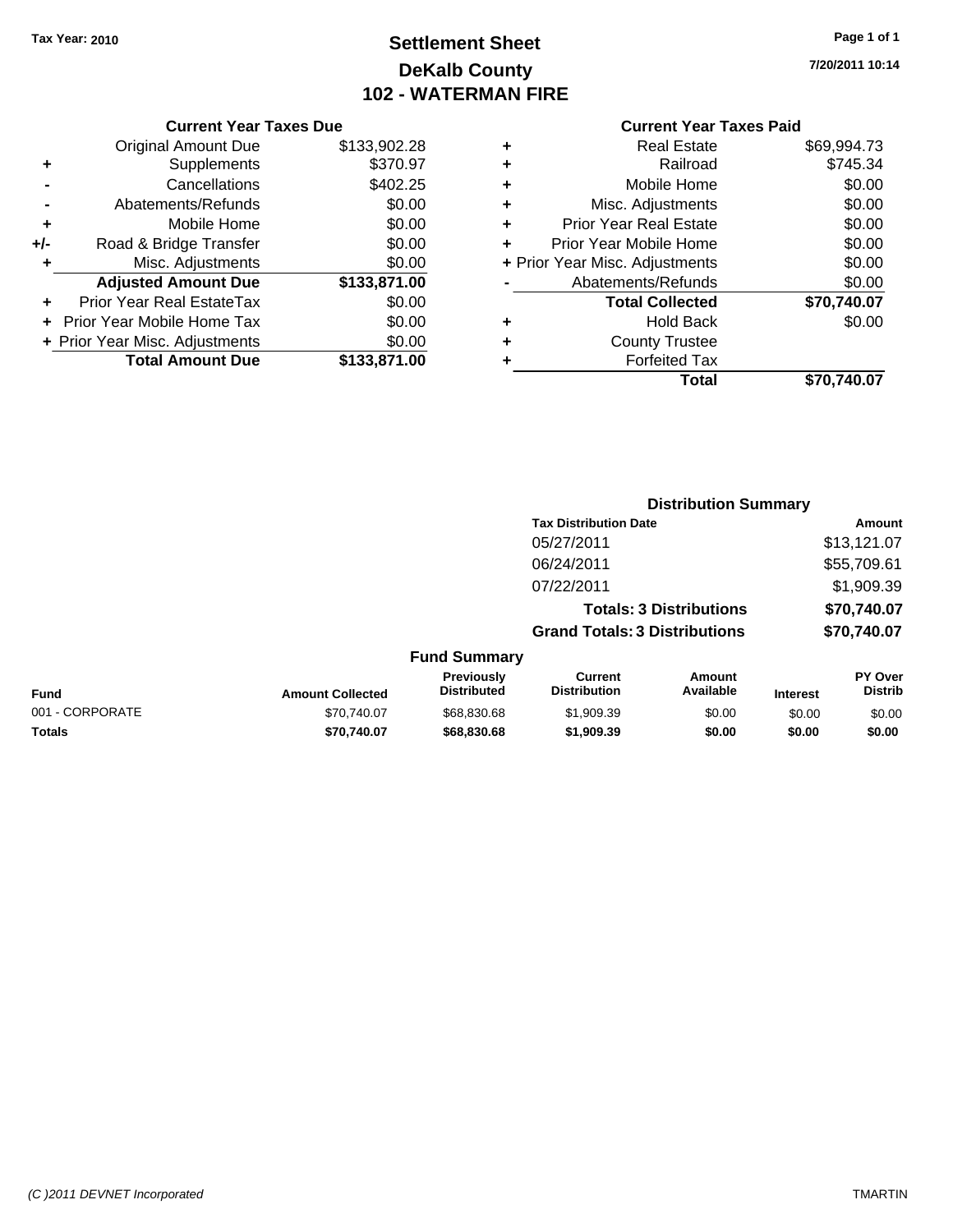**Tax Year: 2010**

# Settlement Sheet
## DeKalb County
## 102 - WATERMAN FIRE

7/20/2011 10:14

### Current Year Taxes Due

| | | |
|---|---|---|
| | Original Amount Due | $133,902.28 |
| + | Supplements | $370.97 |
| - | Cancellations | $402.25 |
| - | Abatements/Refunds | $0.00 |
| + | Mobile Home | $0.00 |
| +/- | Road & Bridge Transfer | $0.00 |
| + | Misc. Adjustments | $0.00 |
| | **Adjusted Amount Due** | **$133,871.00** |
| + | Prior Year Real EstateTax | $0.00 |
| + | Prior Year Mobile Home Tax | $0.00 |
| + | Prior Year Misc. Adjustments | $0.00 |
| | **Total Amount Due** | **$133,871.00** |

### Current Year Taxes Paid

| | | |
|---|---|---|
| + | Real Estate | $69,994.73 |
| + | Railroad | $745.34 |
| + | Mobile Home | $0.00 |
| + | Misc. Adjustments | $0.00 |
| + | Prior Year Real Estate | $0.00 |
| + | Prior Year Mobile Home | $0.00 |
| + | Prior Year Misc. Adjustments | $0.00 |
| - | Abatements/Refunds | $0.00 |
| | **Total Collected** | **$70,740.07** |
| + | Hold Back | $0.00 |
| + | County Trustee | |
| + | Forfeited Tax | |
| | **Total** | **$70,740.07** |

### Distribution Summary

| Tax Distribution Date | Amount |
|---|---|
| 05/27/2011 | $13,121.07 |
| 06/24/2011 | $55,709.61 |
| 07/22/2011 | $1,909.39 |
| **Totals: 3 Distributions** | **$70,740.07** |
| **Grand Totals: 3 Distributions** | **$70,740.07** |

### Fund Summary

| Fund | Amount Collected | Previously Distributed | Current Distribution | Amount Available | Interest | PY Over Distrib |
|---|---|---|---|---|---|---|
| 001 - CORPORATE | $70,740.07 | $68,830.68 | $1,909.39 | $0.00 | $0.00 | $0.00 |
| **Totals** | **$70,740.07** | **$68,830.68** | **$1,909.39** | **$0.00** | **$0.00** | **$0.00** |

(C )2011 DEVNET Incorporated TMARTIN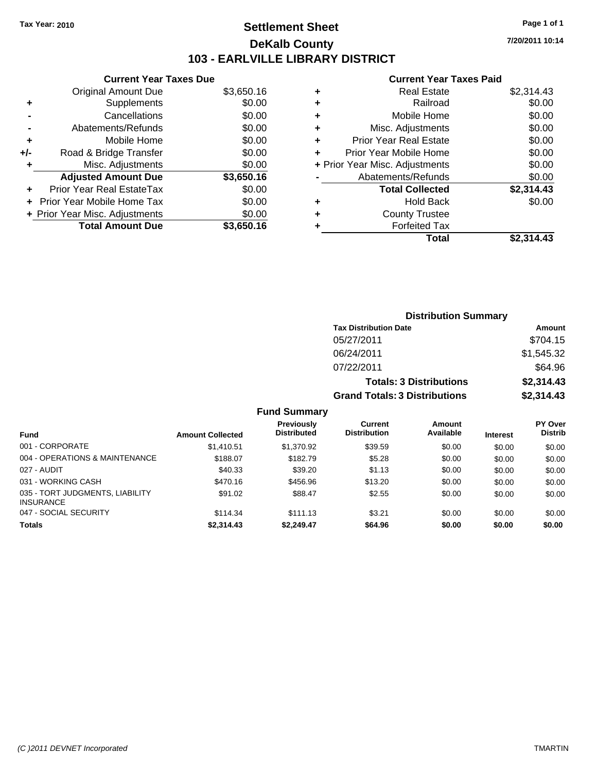Tax Year: 2010

# Settlement Sheet

## DeKalb County

## 103 - EARLVILLE LIBRARY DISTRICT

7/20/2011 10:14

### Current Year Taxes Due

| | | |
|---|---|---|
| | Original Amount Due | $3,650.16 |
| + | Supplements | $0.00 |
| - | Cancellations | $0.00 |
| - | Abatements/Refunds | $0.00 |
| + | Mobile Home | $0.00 |
| +/- | Road & Bridge Transfer | $0.00 |
| + | Misc. Adjustments | $0.00 |
| | **Adjusted Amount Due** | **$3,650.16** |
| + | Prior Year Real EstateTax | $0.00 |
| + | Prior Year Mobile Home Tax | $0.00 |
| + | Prior Year Misc. Adjustments | $0.00 |
| | **Total Amount Due** | **$3,650.16** |

### Current Year Taxes Paid

| | | |
|---|---|---|
| + | Real Estate | $2,314.43 |
| + | Railroad | $0.00 |
| + | Mobile Home | $0.00 |
| + | Misc. Adjustments | $0.00 |
| + | Prior Year Real Estate | $0.00 |
| + | Prior Year Mobile Home | $0.00 |
| + | Prior Year Misc. Adjustments | $0.00 |
| - | Abatements/Refunds | $0.00 |
| | **Total Collected** | **$2,314.43** |
| + | Hold Back | $0.00 |
| + | County Trustee | |
| + | Forfeited Tax | |
| | **Total** | **$2,314.43** |

### Distribution Summary

| Tax Distribution Date | Amount |
|---|---|
| 05/27/2011 | $704.15 |
| 06/24/2011 | $1,545.32 |
| 07/22/2011 | $64.96 |
| **Totals: 3 Distributions** | **$2,314.43** |
| **Grand Totals: 3 Distributions** | **$2,314.43** |

### Fund Summary

| Fund | Amount Collected | Previously Distributed | Current Distribution | Amount Available | Interest | PY Over Distrib |
|---|---|---|---|---|---|---|
| 001 - CORPORATE | $1,410.51 | $1,370.92 | $39.59 | $0.00 | $0.00 | $0.00 |
| 004 - OPERATIONS & MAINTENANCE | $188.07 | $182.79 | $5.28 | $0.00 | $0.00 | $0.00 |
| 027 - AUDIT | $40.33 | $39.20 | $1.13 | $0.00 | $0.00 | $0.00 |
| 031 - WORKING CASH | $470.16 | $456.96 | $13.20 | $0.00 | $0.00 | $0.00 |
| 035 - TORT JUDGMENTS, LIABILITY INSURANCE | $91.02 | $88.47 | $2.55 | $0.00 | $0.00 | $0.00 |
| 047 - SOCIAL SECURITY | $114.34 | $111.13 | $3.21 | $0.00 | $0.00 | $0.00 |
| **Totals** | **$2,314.43** | **$2,249.47** | **$64.96** | **$0.00** | **$0.00** | **$0.00** |

(C )2011 DEVNET Incorporated TMARTIN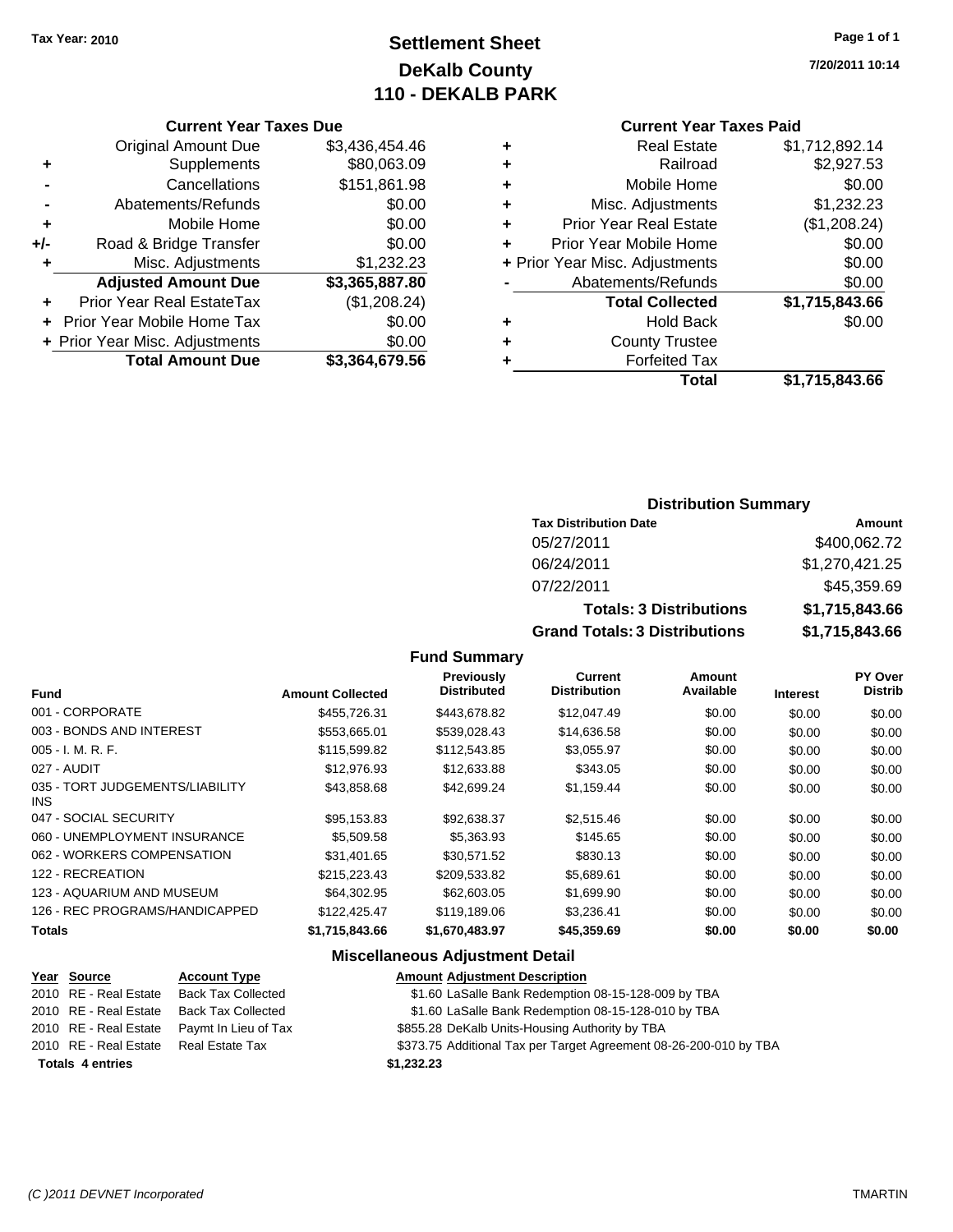Tax Year: 2010

# Settlement Sheet
## DeKalb County
## 110 - DEKALB PARK

7/20/2011 10:14

### Current Year Taxes Due

| | | |
|---|---|---|
| | Original Amount Due | $3,436,454.46 |
| + | Supplements | $80,063.09 |
| - | Cancellations | $151,861.98 |
| - | Abatements/Refunds | $0.00 |
| + | Mobile Home | $0.00 |
| +/- | Road & Bridge Transfer | $0.00 |
| + | Misc. Adjustments | $1,232.23 |
| | **Adjusted Amount Due** | **$3,365,887.80** |
| + | Prior Year Real EstateTax | ($1,208.24) |
| + | Prior Year Mobile Home Tax | $0.00 |
| + | Prior Year Misc. Adjustments | $0.00 |
| | **Total Amount Due** | **$3,364,679.56** |

### Current Year Taxes Paid

| | | |
|---|---|---|
| + | Real Estate | $1,712,892.14 |
| + | Railroad | $2,927.53 |
| + | Mobile Home | $0.00 |
| + | Misc. Adjustments | $1,232.23 |
| + | Prior Year Real Estate | ($1,208.24) |
| + | Prior Year Mobile Home | $0.00 |
| + | Prior Year Misc. Adjustments | $0.00 |
| - | Abatements/Refunds | $0.00 |
| | **Total Collected** | **$1,715,843.66** |
| + | Hold Back | $0.00 |
| + | County Trustee | |
| + | Forfeited Tax | |
| | **Total** | **$1,715,843.66** |

### Distribution Summary

| Tax Distribution Date | Amount |
|---|---|
| 05/27/2011 | $400,062.72 |
| 06/24/2011 | $1,270,421.25 |
| 07/22/2011 | $45,359.69 |
| **Totals: 3 Distributions** | **$1,715,843.66** |
| **Grand Totals: 3 Distributions** | **$1,715,843.66** |

### Fund Summary

| Fund | Amount Collected | Previously Distributed | Current Distribution | Amount Available | Interest | PY Over Distrib |
|---|---|---|---|---|---|---|
| 001 - CORPORATE | $455,726.31 | $443,678.82 | $12,047.49 | $0.00 | $0.00 | $0.00 |
| 003 - BONDS AND INTEREST | $553,665.01 | $539,028.43 | $14,636.58 | $0.00 | $0.00 | $0.00 |
| 005 - I. M. R. F. | $115,599.82 | $112,543.85 | $3,055.97 | $0.00 | $0.00 | $0.00 |
| 027 - AUDIT | $12,976.93 | $12,633.88 | $343.05 | $0.00 | $0.00 | $0.00 |
| 035 - TORT JUDGEMENTS/LIABILITY INS | $43,858.68 | $42,699.24 | $1,159.44 | $0.00 | $0.00 | $0.00 |
| 047 - SOCIAL SECURITY | $95,153.83 | $92,638.37 | $2,515.46 | $0.00 | $0.00 | $0.00 |
| 060 - UNEMPLOYMENT INSURANCE | $5,509.58 | $5,363.93 | $145.65 | $0.00 | $0.00 | $0.00 |
| 062 - WORKERS COMPENSATION | $31,401.65 | $30,571.52 | $830.13 | $0.00 | $0.00 | $0.00 |
| 122 - RECREATION | $215,223.43 | $209,533.82 | $5,689.61 | $0.00 | $0.00 | $0.00 |
| 123 - AQUARIUM AND MUSEUM | $64,302.95 | $62,603.05 | $1,699.90 | $0.00 | $0.00 | $0.00 |
| 126 - REC PROGRAMS/HANDICAPPED | $122,425.47 | $119,189.06 | $3,236.41 | $0.00 | $0.00 | $0.00 |
| **Totals** | **$1,715,843.66** | **$1,670,483.97** | **$45,359.69** | **$0.00** | **$0.00** | **$0.00** |

### Miscellaneous Adjustment Detail

| Year | Source | Account Type | Amount | Adjustment Description |
|---|---|---|---|---|
| 2010 | RE - Real Estate | Back Tax Collected | $1.60 | LaSalle Bank Redemption 08-15-128-009 by TBA |
| 2010 | RE - Real Estate | Back Tax Collected | $1.60 | LaSalle Bank Redemption 08-15-128-010 by TBA |
| 2010 | RE - Real Estate | Paymt In Lieu of Tax | $855.28 | DeKalb Units-Housing Authority by TBA |
| 2010 | RE - Real Estate | Real Estate Tax | $373.75 | Additional Tax per Target Agreement 08-26-200-010 by TBA |
| **Totals 4 entries** | | | **$1,232.23** | |

(C )2011 DEVNET Incorporated TMARTIN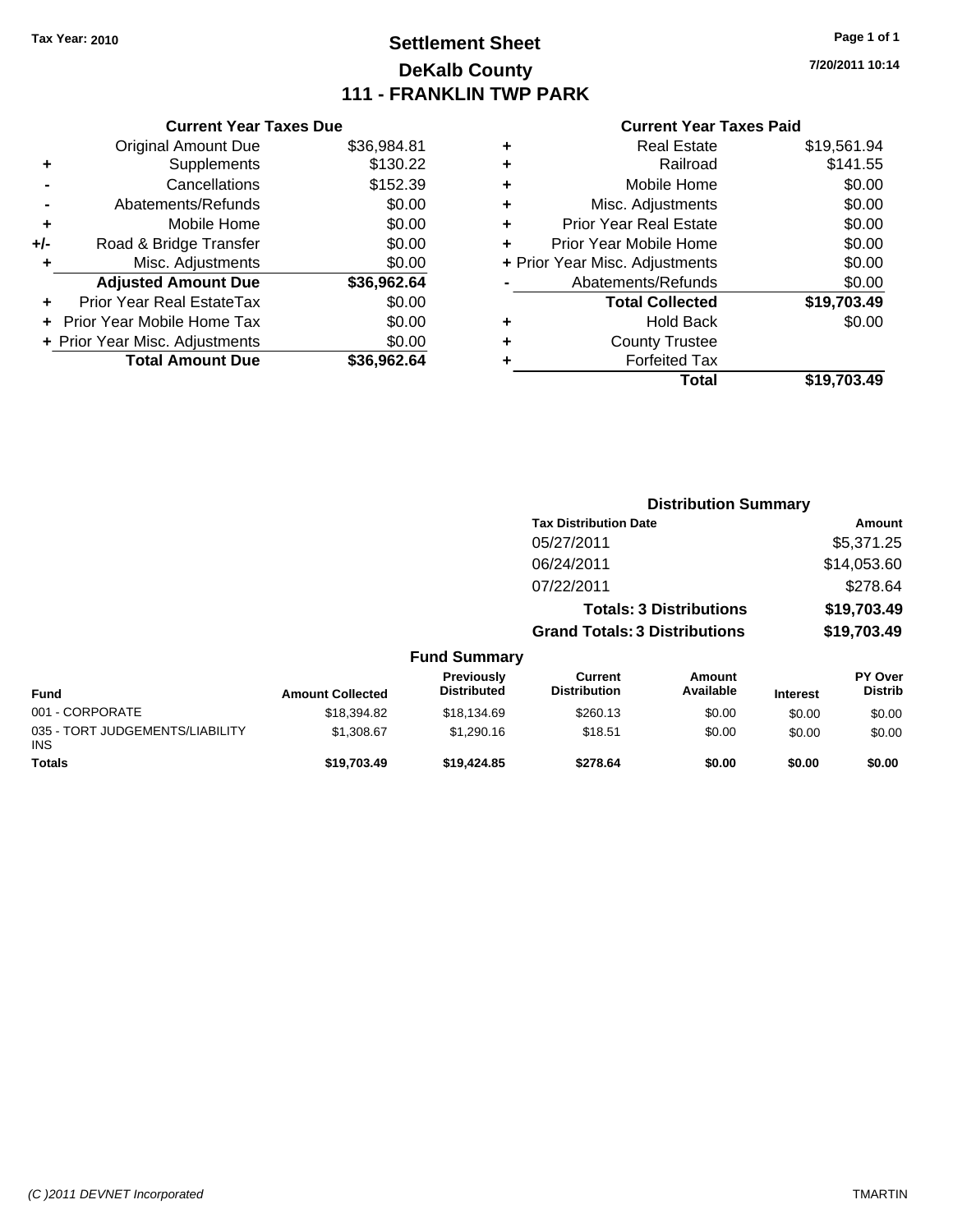**Tax Year: 2010**

# Settlement Sheet
## DeKalb County
## 111 - FRANKLIN TWP PARK

7/20/2011 10:14

### Current Year Taxes Due

| | | |
|---|---|---|
| | Original Amount Due | $36,984.81 |
| + | Supplements | $130.22 |
| - | Cancellations | $152.39 |
| - | Abatements/Refunds | $0.00 |
| + | Mobile Home | $0.00 |
| +/- | Road & Bridge Transfer | $0.00 |
| + | Misc. Adjustments | $0.00 |
| | **Adjusted Amount Due** | **$36,962.64** |
| + | Prior Year Real EstateTax | $0.00 |
| + | Prior Year Mobile Home Tax | $0.00 |
| + | Prior Year Misc. Adjustments | $0.00 |
| | **Total Amount Due** | **$36,962.64** |

### Current Year Taxes Paid

| | | |
|---|---|---|
| + | Real Estate | $19,561.94 |
| + | Railroad | $141.55 |
| + | Mobile Home | $0.00 |
| + | Misc. Adjustments | $0.00 |
| + | Prior Year Real Estate | $0.00 |
| + | Prior Year Mobile Home | $0.00 |
| + | Prior Year Misc. Adjustments | $0.00 |
| - | Abatements/Refunds | $0.00 |
| | **Total Collected** | **$19,703.49** |
| + | Hold Back | $0.00 |
| + | County Trustee | |
| + | Forfeited Tax | |
| | **Total** | **$19,703.49** |

### Distribution Summary

| Tax Distribution Date | Amount |
|---|---|
| 05/27/2011 | $5,371.25 |
| 06/24/2011 | $14,053.60 |
| 07/22/2011 | $278.64 |
| **Totals: 3 Distributions** | **$19,703.49** |
| **Grand Totals: 3 Distributions** | **$19,703.49** |

### Fund Summary

| Fund | Amount Collected | Previously Distributed | Current Distribution | Amount Available | Interest | PY Over Distrib |
|---|---|---|---|---|---|---|
| 001 - CORPORATE | $18,394.82 | $18,134.69 | $260.13 | $0.00 | $0.00 | $0.00 |
| 035 - TORT JUDGEMENTS/LIABILITY INS | $1,308.67 | $1,290.16 | $18.51 | $0.00 | $0.00 | $0.00 |
| **Totals** | **$19,703.49** | **$19,424.85** | **$278.64** | **$0.00** | **$0.00** | **$0.00** |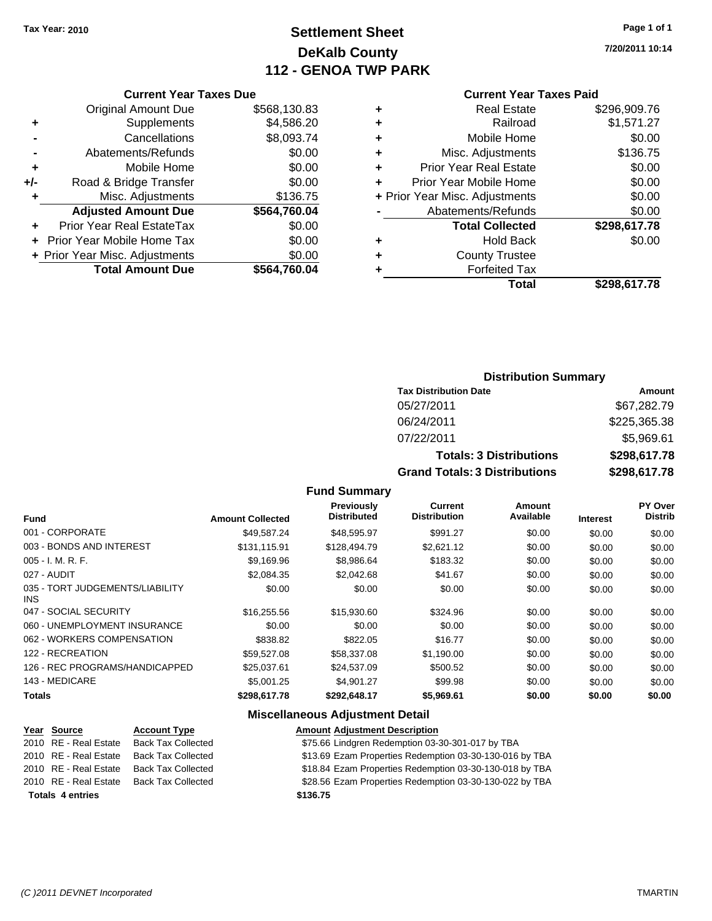**Tax Year: 2010**

# Settlement Sheet
## DeKalb County
## 112 - GENOA TWP PARK

7/20/2011 10:14

### Current Year Taxes Due

| | | |
|---|---|---|
| | Original Amount Due | $568,130.83 |
| + | Supplements | $4,586.20 |
| - | Cancellations | $8,093.74 |
| - | Abatements/Refunds | $0.00 |
| + | Mobile Home | $0.00 |
| +/- | Road & Bridge Transfer | $0.00 |
| + | Misc. Adjustments | $136.75 |
| | **Adjusted Amount Due** | **$564,760.04** |
| + | Prior Year Real EstateTax | $0.00 |
| + | Prior Year Mobile Home Tax | $0.00 |
| + | Prior Year Misc. Adjustments | $0.00 |
| | **Total Amount Due** | **$564,760.04** |

### Current Year Taxes Paid

| | | |
|---|---|---|
| + | Real Estate | $296,909.76 |
| + | Railroad | $1,571.27 |
| + | Mobile Home | $0.00 |
| + | Misc. Adjustments | $136.75 |
| + | Prior Year Real Estate | $0.00 |
| + | Prior Year Mobile Home | $0.00 |
| + | Prior Year Misc. Adjustments | $0.00 |
| - | Abatements/Refunds | $0.00 |
| | **Total Collected** | **$298,617.78** |
| + | Hold Back | $0.00 |
| + | County Trustee | |
| + | Forfeited Tax | |
| | **Total** | **$298,617.78** |

### Distribution Summary

| Tax Distribution Date | Amount |
|---|---|
| 05/27/2011 | $67,282.79 |
| 06/24/2011 | $225,365.38 |
| 07/22/2011 | $5,969.61 |
| **Totals: 3 Distributions** | **$298,617.78** |
| **Grand Totals: 3 Distributions** | **$298,617.78** |

### Fund Summary

| Fund | Amount Collected | Previously Distributed | Current Distribution | Amount Available | Interest | PY Over Distrib |
|---|---|---|---|---|---|---|
| 001 - CORPORATE | $49,587.24 | $48,595.97 | $991.27 | $0.00 | $0.00 | $0.00 |
| 003 - BONDS AND INTEREST | $131,115.91 | $128,494.79 | $2,621.12 | $0.00 | $0.00 | $0.00 |
| 005 - I. M. R. F. | $9,169.96 | $8,986.64 | $183.32 | $0.00 | $0.00 | $0.00 |
| 027 - AUDIT | $2,084.35 | $2,042.68 | $41.67 | $0.00 | $0.00 | $0.00 |
| 035 - TORT JUDGEMENTS/LIABILITY INS | $0.00 | $0.00 | $0.00 | $0.00 | $0.00 | $0.00 |
| 047 - SOCIAL SECURITY | $16,255.56 | $15,930.60 | $324.96 | $0.00 | $0.00 | $0.00 |
| 060 - UNEMPLOYMENT INSURANCE | $0.00 | $0.00 | $0.00 | $0.00 | $0.00 | $0.00 |
| 062 - WORKERS COMPENSATION | $838.82 | $822.05 | $16.77 | $0.00 | $0.00 | $0.00 |
| 122 - RECREATION | $59,527.08 | $58,337.08 | $1,190.00 | $0.00 | $0.00 | $0.00 |
| 126 - REC PROGRAMS/HANDICAPPED | $25,037.61 | $24,537.09 | $500.52 | $0.00 | $0.00 | $0.00 |
| 143 - MEDICARE | $5,001.25 | $4,901.27 | $99.98 | $0.00 | $0.00 | $0.00 |
| **Totals** | **$298,617.78** | **$292,648.17** | **$5,969.61** | **$0.00** | **$0.00** | **$0.00** |

### Miscellaneous Adjustment Detail

| Year | Source | Account Type | Amount | Adjustment Description |
|---|---|---|---|---|
| 2010 | RE - Real Estate | Back Tax Collected | $75.66 | Lindgren Redemption 03-30-301-017 by TBA |
| 2010 | RE - Real Estate | Back Tax Collected | $13.69 | Ezam Properties Redemption 03-30-130-016 by TBA |
| 2010 | RE - Real Estate | Back Tax Collected | $18.84 | Ezam Properties Redemption 03-30-130-018 by TBA |
| 2010 | RE - Real Estate | Back Tax Collected | $28.56 | Ezam Properties Redemption 03-30-130-022 by TBA |
| **Totals 4 entries** | | | **$136.75** | |

(C )2011 DEVNET Incorporated — TMARTIN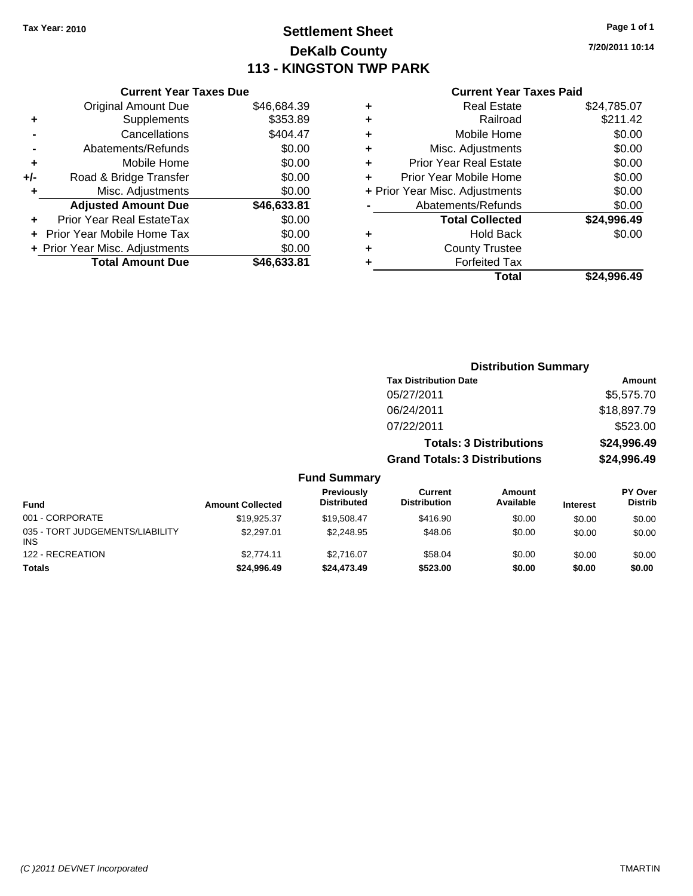Tax Year: 2010

# Settlement Sheet
## DeKalb County
## 113 - KINGSTON TWP PARK

7/20/2011 10:14

### Current Year Taxes Due

| | | |
|---|---|---|
| | Original Amount Due | $46,684.39 |
| + | Supplements | $353.89 |
| - | Cancellations | $404.47 |
| - | Abatements/Refunds | $0.00 |
| + | Mobile Home | $0.00 |
| +/- | Road & Bridge Transfer | $0.00 |
| + | Misc. Adjustments | $0.00 |
| | **Adjusted Amount Due** | **$46,633.81** |
| + | Prior Year Real EstateTax | $0.00 |
| + | Prior Year Mobile Home Tax | $0.00 |
| + | Prior Year Misc. Adjustments | $0.00 |
| | **Total Amount Due** | **$46,633.81** |

### Current Year Taxes Paid

| | | |
|---|---|---|
| + | Real Estate | $24,785.07 |
| + | Railroad | $211.42 |
| + | Mobile Home | $0.00 |
| + | Misc. Adjustments | $0.00 |
| + | Prior Year Real Estate | $0.00 |
| + | Prior Year Mobile Home | $0.00 |
| + | Prior Year Misc. Adjustments | $0.00 |
| - | Abatements/Refunds | $0.00 |
| | **Total Collected** | **$24,996.49** |
| + | Hold Back | $0.00 |
| + | County Trustee | |
| + | Forfeited Tax | |
| | **Total** | **$24,996.49** |

### Distribution Summary

| Tax Distribution Date | Amount |
|---|---|
| 05/27/2011 | $5,575.70 |
| 06/24/2011 | $18,897.79 |
| 07/22/2011 | $523.00 |
| **Totals: 3 Distributions** | **$24,996.49** |
| **Grand Totals: 3 Distributions** | **$24,996.49** |

### Fund Summary

| Fund | Amount Collected | Previously Distributed | Current Distribution | Amount Available | Interest | PY Over Distrib |
|---|---|---|---|---|---|---|
| 001 - CORPORATE | $19,925.37 | $19,508.47 | $416.90 | $0.00 | $0.00 | $0.00 |
| 035 - TORT JUDGEMENTS/LIABILITY INS | $2,297.01 | $2,248.95 | $48.06 | $0.00 | $0.00 | $0.00 |
| 122 - RECREATION | $2,774.11 | $2,716.07 | $58.04 | $0.00 | $0.00 | $0.00 |
| **Totals** | **$24,996.49** | **$24,473.49** | **$523.00** | **$0.00** | **$0.00** | **$0.00** |

(C )2011 DEVNET Incorporated TMARTIN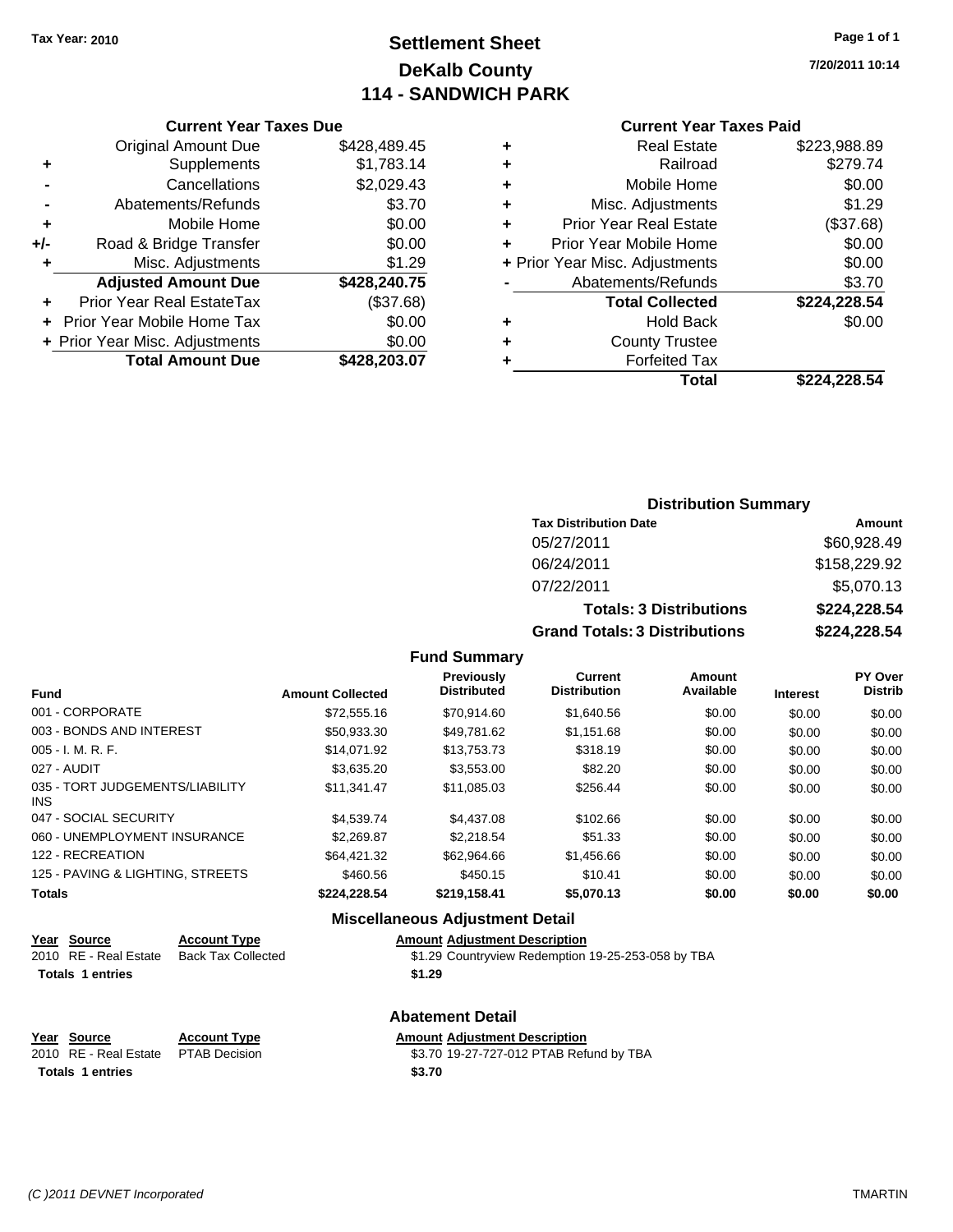**Tax Year: 2010**

# Settlement Sheet
## DeKalb County
## 114 - SANDWICH PARK

7/20/2011 10:14

### Current Year Taxes Due

| | | |
|---|---|---|
| | Original Amount Due | $428,489.45 |
| + | Supplements | $1,783.14 |
| - | Cancellations | $2,029.43 |
| - | Abatements/Refunds | $3.70 |
| + | Mobile Home | $0.00 |
| +/- | Road & Bridge Transfer | $0.00 |
| + | Misc. Adjustments | $1.29 |
| | **Adjusted Amount Due** | **$428,240.75** |
| + | Prior Year Real EstateTax | ($37.68) |
| + | Prior Year Mobile Home Tax | $0.00 |
| + | Prior Year Misc. Adjustments | $0.00 |
| | **Total Amount Due** | **$428,203.07** |

### Current Year Taxes Paid

| | | |
|---|---|---|
| + | Real Estate | $223,988.89 |
| + | Railroad | $279.74 |
| + | Mobile Home | $0.00 |
| + | Misc. Adjustments | $1.29 |
| + | Prior Year Real Estate | ($37.68) |
| + | Prior Year Mobile Home | $0.00 |
| + | Prior Year Misc. Adjustments | $0.00 |
| - | Abatements/Refunds | $3.70 |
| | **Total Collected** | **$224,228.54** |
| + | Hold Back | $0.00 |
| + | County Trustee | |
| + | Forfeited Tax | |
| | **Total** | **$224,228.54** |

### Distribution Summary

| Tax Distribution Date | Amount |
|---|---|
| 05/27/2011 | $60,928.49 |
| 06/24/2011 | $158,229.92 |
| 07/22/2011 | $5,070.13 |
| **Totals: 3 Distributions** | **$224,228.54** |
| **Grand Totals: 3 Distributions** | **$224,228.54** |

### Fund Summary

| Fund | Amount Collected | Previously Distributed | Current Distribution | Amount Available | Interest | PY Over Distrib |
|---|---|---|---|---|---|---|
| 001 - CORPORATE | $72,555.16 | $70,914.60 | $1,640.56 | $0.00 | $0.00 | $0.00 |
| 003 - BONDS AND INTEREST | $50,933.30 | $49,781.62 | $1,151.68 | $0.00 | $0.00 | $0.00 |
| 005 - I. M. R. F. | $14,071.92 | $13,753.73 | $318.19 | $0.00 | $0.00 | $0.00 |
| 027 - AUDIT | $3,635.20 | $3,553.00 | $82.20 | $0.00 | $0.00 | $0.00 |
| 035 - TORT JUDGEMENTS/LIABILITY INS | $11,341.47 | $11,085.03 | $256.44 | $0.00 | $0.00 | $0.00 |
| 047 - SOCIAL SECURITY | $4,539.74 | $4,437.08 | $102.66 | $0.00 | $0.00 | $0.00 |
| 060 - UNEMPLOYMENT INSURANCE | $2,269.87 | $2,218.54 | $51.33 | $0.00 | $0.00 | $0.00 |
| 122 - RECREATION | $64,421.32 | $62,964.66 | $1,456.66 | $0.00 | $0.00 | $0.00 |
| 125 - PAVING & LIGHTING, STREETS | $460.56 | $450.15 | $10.41 | $0.00 | $0.00 | $0.00 |
| **Totals** | **$224,228.54** | **$219,158.41** | **$5,070.13** | **$0.00** | **$0.00** | **$0.00** |

### Miscellaneous Adjustment Detail

| Year | Source | Account Type | Amount | Adjustment Description |
|---|---|---|---|---|
| 2010 | RE - Real Estate | Back Tax Collected | $1.29 | Countryview Redemption 19-25-253-058 by TBA |
| **Totals** | **1 entries** | | **$1.29** | |

### Abatement Detail

| Year | Source | Account Type | Amount | Adjustment Description |
|---|---|---|---|---|
| 2010 | RE - Real Estate | PTAB Decision | $3.70 | 19-27-727-012 PTAB Refund by TBA |
| **Totals** | **1 entries** | | **$3.70** | |

*(C )2011 DEVNET Incorporated* TMARTIN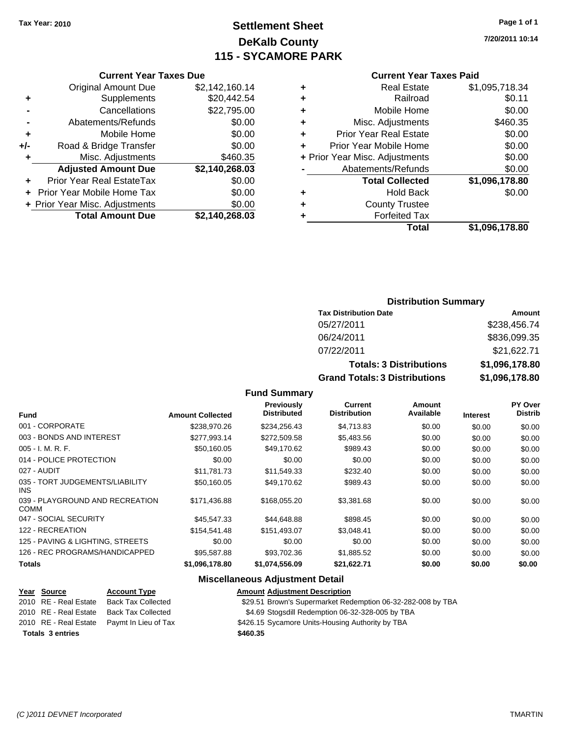**Tax Year: 2010**

# Settlement Sheet
## DeKalb County
## 115 - SYCAMORE PARK

7/20/2011 10:14

### Current Year Taxes Due

| | | |
|---|---|---|
| | Original Amount Due | $2,142,160.14 |
| + | Supplements | $20,442.54 |
| - | Cancellations | $22,795.00 |
| - | Abatements/Refunds | $0.00 |
| + | Mobile Home | $0.00 |
| +/- | Road & Bridge Transfer | $0.00 |
| + | Misc. Adjustments | $460.35 |
| | **Adjusted Amount Due** | **$2,140,268.03** |
| + | Prior Year Real EstateTax | $0.00 |
| + | Prior Year Mobile Home Tax | $0.00 |
| + | Prior Year Misc. Adjustments | $0.00 |
| | **Total Amount Due** | **$2,140,268.03** |

### Current Year Taxes Paid

| | | |
|---|---|---|
| + | Real Estate | $1,095,718.34 |
| + | Railroad | $0.11 |
| + | Mobile Home | $0.00 |
| + | Misc. Adjustments | $460.35 |
| + | Prior Year Real Estate | $0.00 |
| + | Prior Year Mobile Home | $0.00 |
| + | Prior Year Misc. Adjustments | $0.00 |
| - | Abatements/Refunds | $0.00 |
| | **Total Collected** | **$1,096,178.80** |
| + | Hold Back | $0.00 |
| + | County Trustee | |
| + | Forfeited Tax | |
| | **Total** | **$1,096,178.80** |

### Distribution Summary

| Tax Distribution Date | Amount |
|---|---|
| 05/27/2011 | $238,456.74 |
| 06/24/2011 | $836,099.35 |
| 07/22/2011 | $21,622.71 |
| **Totals: 3 Distributions** | **$1,096,178.80** |
| **Grand Totals: 3 Distributions** | **$1,096,178.80** |

### Fund Summary

| Fund | Amount Collected | Previously Distributed | Current Distribution | Amount Available | Interest | PY Over Distrib |
|---|---|---|---|---|---|---|
| 001 - CORPORATE | $238,970.26 | $234,256.43 | $4,713.83 | $0.00 | $0.00 | $0.00 |
| 003 - BONDS AND INTEREST | $277,993.14 | $272,509.58 | $5,483.56 | $0.00 | $0.00 | $0.00 |
| 005 - I. M. R. F. | $50,160.05 | $49,170.62 | $989.43 | $0.00 | $0.00 | $0.00 |
| 014 - POLICE PROTECTION | $0.00 | $0.00 | $0.00 | $0.00 | $0.00 | $0.00 |
| 027 - AUDIT | $11,781.73 | $11,549.33 | $232.40 | $0.00 | $0.00 | $0.00 |
| 035 - TORT JUDGEMENTS/LIABILITY INS | $50,160.05 | $49,170.62 | $989.43 | $0.00 | $0.00 | $0.00 |
| 039 - PLAYGROUND AND RECREATION COMM | $171,436.88 | $168,055.20 | $3,381.68 | $0.00 | $0.00 | $0.00 |
| 047 - SOCIAL SECURITY | $45,547.33 | $44,648.88 | $898.45 | $0.00 | $0.00 | $0.00 |
| 122 - RECREATION | $154,541.48 | $151,493.07 | $3,048.41 | $0.00 | $0.00 | $0.00 |
| 125 - PAVING & LIGHTING, STREETS | $0.00 | $0.00 | $0.00 | $0.00 | $0.00 | $0.00 |
| 126 - REC PROGRAMS/HANDICAPPED | $95,587.88 | $93,702.36 | $1,885.52 | $0.00 | $0.00 | $0.00 |
| **Totals** | **$1,096,178.80** | **$1,074,556.09** | **$21,622.71** | **$0.00** | **$0.00** | **$0.00** |

### Miscellaneous Adjustment Detail

| Year | Source | Account Type | Amount | Adjustment Description |
|---|---|---|---|---|
| 2010 | RE - Real Estate | Back Tax Collected | $29.51 | Brown's Supermarket Redemption 06-32-282-008 by TBA |
| 2010 | RE - Real Estate | Back Tax Collected | $4.69 | Stogsdill Redemption 06-32-328-005 by TBA |
| 2010 | RE - Real Estate | Paymt In Lieu of Tax | $426.15 | Sycamore Units-Housing Authority by TBA |
| **Totals 3 entries** | | | **$460.35** | |

(C )2011 DEVNET Incorporated — TMARTIN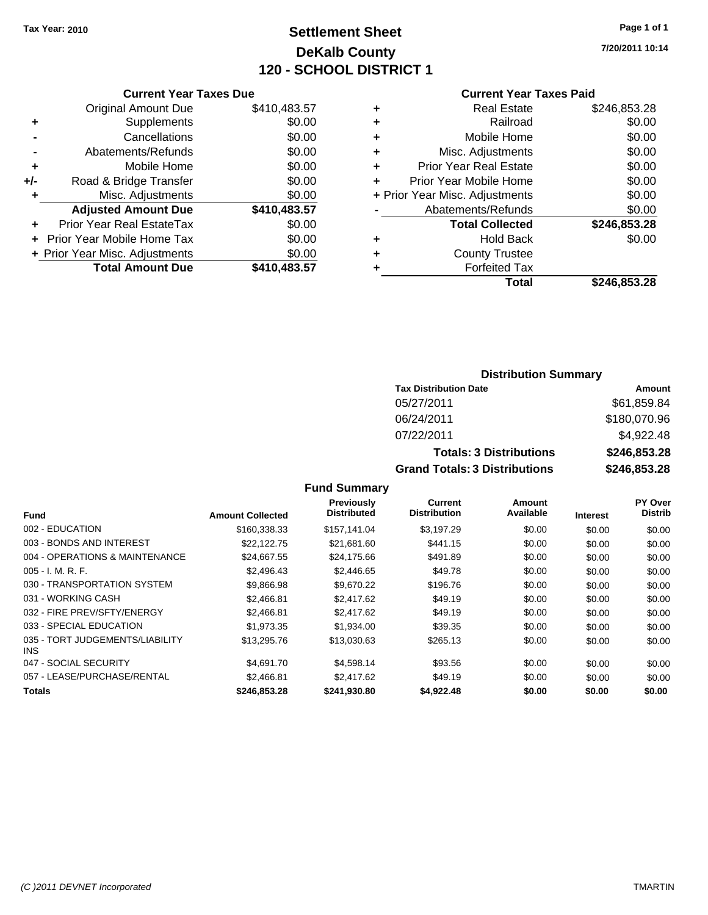Tax Year: 2010

# Settlement Sheet

## DeKalb County

## 120 - SCHOOL DISTRICT 1

7/20/2011 10:14

### Current Year Taxes Due

| | | |
|---|---|---|
| | Original Amount Due | $410,483.57 |
| + | Supplements | $0.00 |
| - | Cancellations | $0.00 |
| - | Abatements/Refunds | $0.00 |
| + | Mobile Home | $0.00 |
| +/- | Road & Bridge Transfer | $0.00 |
| + | Misc. Adjustments | $0.00 |
| | **Adjusted Amount Due** | **$410,483.57** |
| + | Prior Year Real EstateTax | $0.00 |
| + | Prior Year Mobile Home Tax | $0.00 |
| + | Prior Year Misc. Adjustments | $0.00 |
| | **Total Amount Due** | **$410,483.57** |

### Current Year Taxes Paid

| | | |
|---|---|---|
| + | Real Estate | $246,853.28 |
| + | Railroad | $0.00 |
| + | Mobile Home | $0.00 |
| + | Misc. Adjustments | $0.00 |
| + | Prior Year Real Estate | $0.00 |
| + | Prior Year Mobile Home | $0.00 |
| + | Prior Year Misc. Adjustments | $0.00 |
| - | Abatements/Refunds | $0.00 |
| | **Total Collected** | **$246,853.28** |
| + | Hold Back | $0.00 |
| + | County Trustee | |
| + | Forfeited Tax | |
| | **Total** | **$246,853.28** |

### Distribution Summary

| Tax Distribution Date | Amount |
|---|---|
| 05/27/2011 | $61,859.84 |
| 06/24/2011 | $180,070.96 |
| 07/22/2011 | $4,922.48 |
| **Totals: 3 Distributions** | **$246,853.28** |
| **Grand Totals: 3 Distributions** | **$246,853.28** |

### Fund Summary

| Fund | Amount Collected | Previously Distributed | Current Distribution | Amount Available | Interest | PY Over Distrib |
|---|---|---|---|---|---|---|
| 002 - EDUCATION | $160,338.33 | $157,141.04 | $3,197.29 | $0.00 | $0.00 | $0.00 |
| 003 - BONDS AND INTEREST | $22,122.75 | $21,681.60 | $441.15 | $0.00 | $0.00 | $0.00 |
| 004 - OPERATIONS & MAINTENANCE | $24,667.55 | $24,175.66 | $491.89 | $0.00 | $0.00 | $0.00 |
| 005 - I. M. R. F. | $2,496.43 | $2,446.65 | $49.78 | $0.00 | $0.00 | $0.00 |
| 030 - TRANSPORTATION SYSTEM | $9,866.98 | $9,670.22 | $196.76 | $0.00 | $0.00 | $0.00 |
| 031 - WORKING CASH | $2,466.81 | $2,417.62 | $49.19 | $0.00 | $0.00 | $0.00 |
| 032 - FIRE PREV/SFTY/ENERGY | $2,466.81 | $2,417.62 | $49.19 | $0.00 | $0.00 | $0.00 |
| 033 - SPECIAL EDUCATION | $1,973.35 | $1,934.00 | $39.35 | $0.00 | $0.00 | $0.00 |
| 035 - TORT JUDGEMENTS/LIABILITY INS | $13,295.76 | $13,030.63 | $265.13 | $0.00 | $0.00 | $0.00 |
| 047 - SOCIAL SECURITY | $4,691.70 | $4,598.14 | $93.56 | $0.00 | $0.00 | $0.00 |
| 057 - LEASE/PURCHASE/RENTAL | $2,466.81 | $2,417.62 | $49.19 | $0.00 | $0.00 | $0.00 |
| **Totals** | **$246,853.28** | **$241,930.80** | **$4,922.48** | **$0.00** | **$0.00** | **$0.00** |

(C )2011 DEVNET Incorporated TMARTIN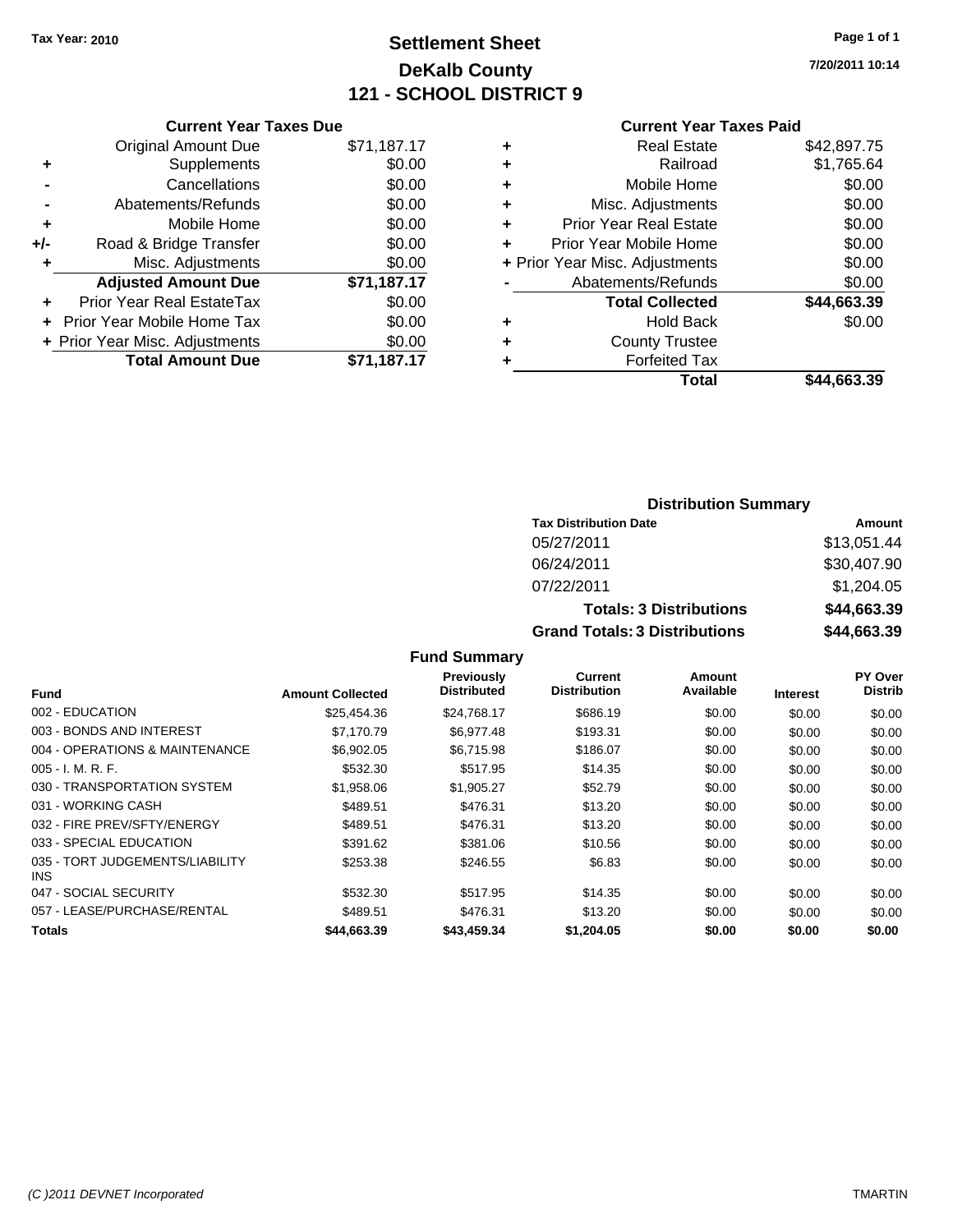Tax Year: 2010

# Settlement Sheet
## DeKalb County
## 121 - SCHOOL DISTRICT 9

7/20/2011 10:14

### Current Year Taxes Due

| | | |
|---|---|---|
| | Original Amount Due | $71,187.17 |
| + | Supplements | $0.00 |
| - | Cancellations | $0.00 |
| - | Abatements/Refunds | $0.00 |
| + | Mobile Home | $0.00 |
| +/- | Road & Bridge Transfer | $0.00 |
| + | Misc. Adjustments | $0.00 |
| | **Adjusted Amount Due** | **$71,187.17** |
| + | Prior Year Real EstateTax | $0.00 |
| + | Prior Year Mobile Home Tax | $0.00 |
| + | Prior Year Misc. Adjustments | $0.00 |
| | **Total Amount Due** | **$71,187.17** |

### Current Year Taxes Paid

| | | |
|---|---|---|
| + | Real Estate | $42,897.75 |
| + | Railroad | $1,765.64 |
| + | Mobile Home | $0.00 |
| + | Misc. Adjustments | $0.00 |
| + | Prior Year Real Estate | $0.00 |
| + | Prior Year Mobile Home | $0.00 |
| + | Prior Year Misc. Adjustments | $0.00 |
| - | Abatements/Refunds | $0.00 |
| | **Total Collected** | **$44,663.39** |
| + | Hold Back | $0.00 |
| + | County Trustee | |
| + | Forfeited Tax | |
| | **Total** | **$44,663.39** |

### Distribution Summary

| Tax Distribution Date | Amount |
|---|---|
| 05/27/2011 | $13,051.44 |
| 06/24/2011 | $30,407.90 |
| 07/22/2011 | $1,204.05 |
| **Totals: 3 Distributions** | **$44,663.39** |
| **Grand Totals: 3 Distributions** | **$44,663.39** |

### Fund Summary

| Fund | Amount Collected | Previously Distributed | Current Distribution | Amount Available | Interest | PY Over Distrib |
|---|---|---|---|---|---|---|
| 002 - EDUCATION | $25,454.36 | $24,768.17 | $686.19 | $0.00 | $0.00 | $0.00 |
| 003 - BONDS AND INTEREST | $7,170.79 | $6,977.48 | $193.31 | $0.00 | $0.00 | $0.00 |
| 004 - OPERATIONS & MAINTENANCE | $6,902.05 | $6,715.98 | $186.07 | $0.00 | $0.00 | $0.00 |
| 005 - I. M. R. F. | $532.30 | $517.95 | $14.35 | $0.00 | $0.00 | $0.00 |
| 030 - TRANSPORTATION SYSTEM | $1,958.06 | $1,905.27 | $52.79 | $0.00 | $0.00 | $0.00 |
| 031 - WORKING CASH | $489.51 | $476.31 | $13.20 | $0.00 | $0.00 | $0.00 |
| 032 - FIRE PREV/SFTY/ENERGY | $489.51 | $476.31 | $13.20 | $0.00 | $0.00 | $0.00 |
| 033 - SPECIAL EDUCATION | $391.62 | $381.06 | $10.56 | $0.00 | $0.00 | $0.00 |
| 035 - TORT JUDGEMENTS/LIABILITY INS | $253.38 | $246.55 | $6.83 | $0.00 | $0.00 | $0.00 |
| 047 - SOCIAL SECURITY | $532.30 | $517.95 | $14.35 | $0.00 | $0.00 | $0.00 |
| 057 - LEASE/PURCHASE/RENTAL | $489.51 | $476.31 | $13.20 | $0.00 | $0.00 | $0.00 |
| **Totals** | **$44,663.39** | **$43,459.34** | **$1,204.05** | **$0.00** | **$0.00** | **$0.00** |

(C )2011 DEVNET Incorporated — TMARTIN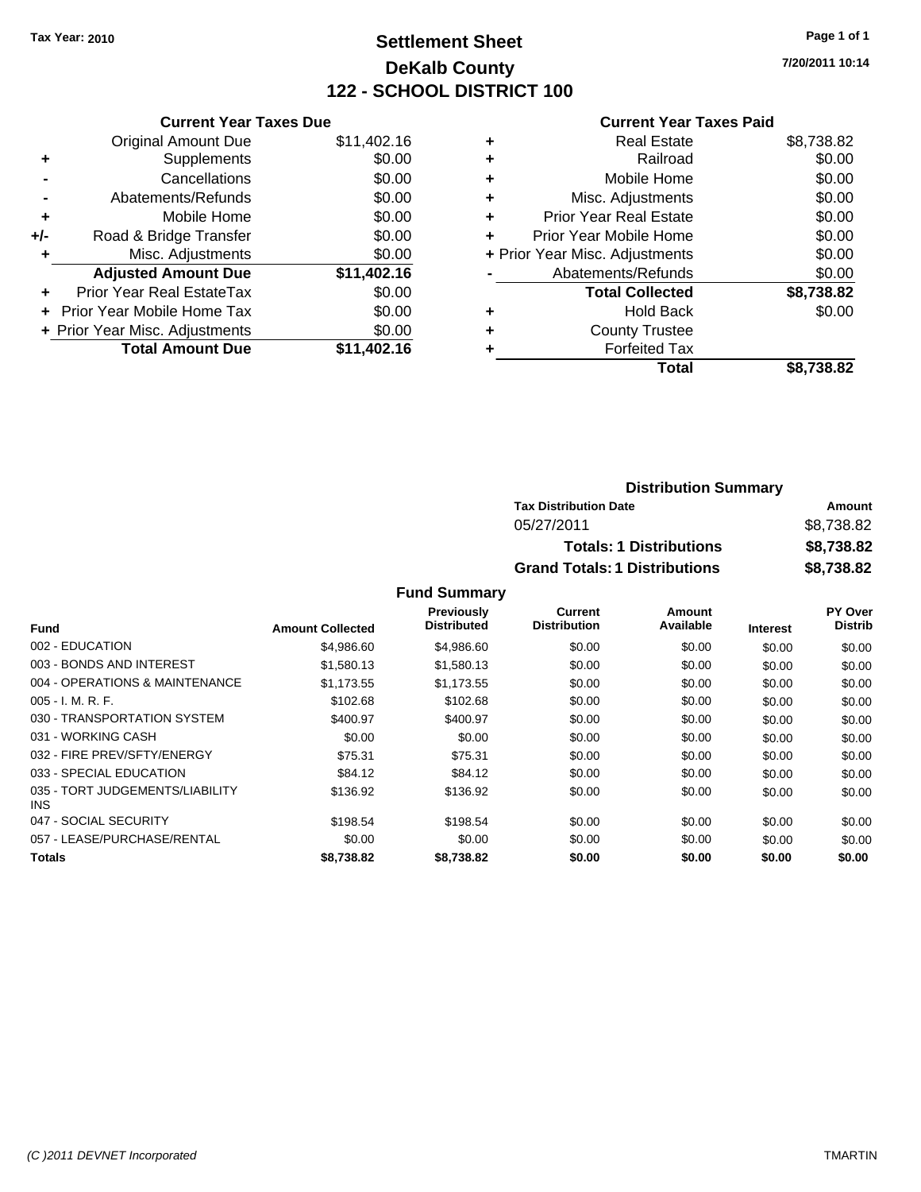**Tax Year: 2010**

# Settlement Sheet
## DeKalb County
## 122 - SCHOOL DISTRICT 100

7/20/2011 10:14

### Current Year Taxes Due

| | | |
|---|---|---|
| | Original Amount Due | $11,402.16 |
| + | Supplements | $0.00 |
| - | Cancellations | $0.00 |
| - | Abatements/Refunds | $0.00 |
| + | Mobile Home | $0.00 |
| +/- | Road & Bridge Transfer | $0.00 |
| + | Misc. Adjustments | $0.00 |
| | **Adjusted Amount Due** | **$11,402.16** |
| + | Prior Year Real EstateTax | $0.00 |
| + | Prior Year Mobile Home Tax | $0.00 |
| + | Prior Year Misc. Adjustments | $0.00 |
| | **Total Amount Due** | **$11,402.16** |

### Current Year Taxes Paid

| | | |
|---|---|---|
| + | Real Estate | $8,738.82 |
| + | Railroad | $0.00 |
| + | Mobile Home | $0.00 |
| + | Misc. Adjustments | $0.00 |
| + | Prior Year Real Estate | $0.00 |
| + | Prior Year Mobile Home | $0.00 |
| + | Prior Year Misc. Adjustments | $0.00 |
| - | Abatements/Refunds | $0.00 |
| | **Total Collected** | **$8,738.82** |
| + | Hold Back | $0.00 |
| + | County Trustee | |
| + | Forfeited Tax | |
| | **Total** | **$8,738.82** |

### Distribution Summary

| Tax Distribution Date | Amount |
|---|---|
| 05/27/2011 | $8,738.82 |
| **Totals: 1 Distributions** | **$8,738.82** |
| **Grand Totals: 1 Distributions** | **$8,738.82** |

### Fund Summary

| Fund | Amount Collected | Previously Distributed | Current Distribution | Amount Available | Interest | PY Over Distrib |
|---|---|---|---|---|---|---|
| 002 - EDUCATION | $4,986.60 | $4,986.60 | $0.00 | $0.00 | $0.00 | $0.00 |
| 003 - BONDS AND INTEREST | $1,580.13 | $1,580.13 | $0.00 | $0.00 | $0.00 | $0.00 |
| 004 - OPERATIONS & MAINTENANCE | $1,173.55 | $1,173.55 | $0.00 | $0.00 | $0.00 | $0.00 |
| 005 - I. M. R. F. | $102.68 | $102.68 | $0.00 | $0.00 | $0.00 | $0.00 |
| 030 - TRANSPORTATION SYSTEM | $400.97 | $400.97 | $0.00 | $0.00 | $0.00 | $0.00 |
| 031 - WORKING CASH | $0.00 | $0.00 | $0.00 | $0.00 | $0.00 | $0.00 |
| 032 - FIRE PREV/SFTY/ENERGY | $75.31 | $75.31 | $0.00 | $0.00 | $0.00 | $0.00 |
| 033 - SPECIAL EDUCATION | $84.12 | $84.12 | $0.00 | $0.00 | $0.00 | $0.00 |
| 035 - TORT JUDGEMENTS/LIABILITY INS | $136.92 | $136.92 | $0.00 | $0.00 | $0.00 | $0.00 |
| 047 - SOCIAL SECURITY | $198.54 | $198.54 | $0.00 | $0.00 | $0.00 | $0.00 |
| 057 - LEASE/PURCHASE/RENTAL | $0.00 | $0.00 | $0.00 | $0.00 | $0.00 | $0.00 |
| **Totals** | **$8,738.82** | **$8,738.82** | **$0.00** | **$0.00** | **$0.00** | **$0.00** |

(C )2011 DEVNET Incorporated — TMARTIN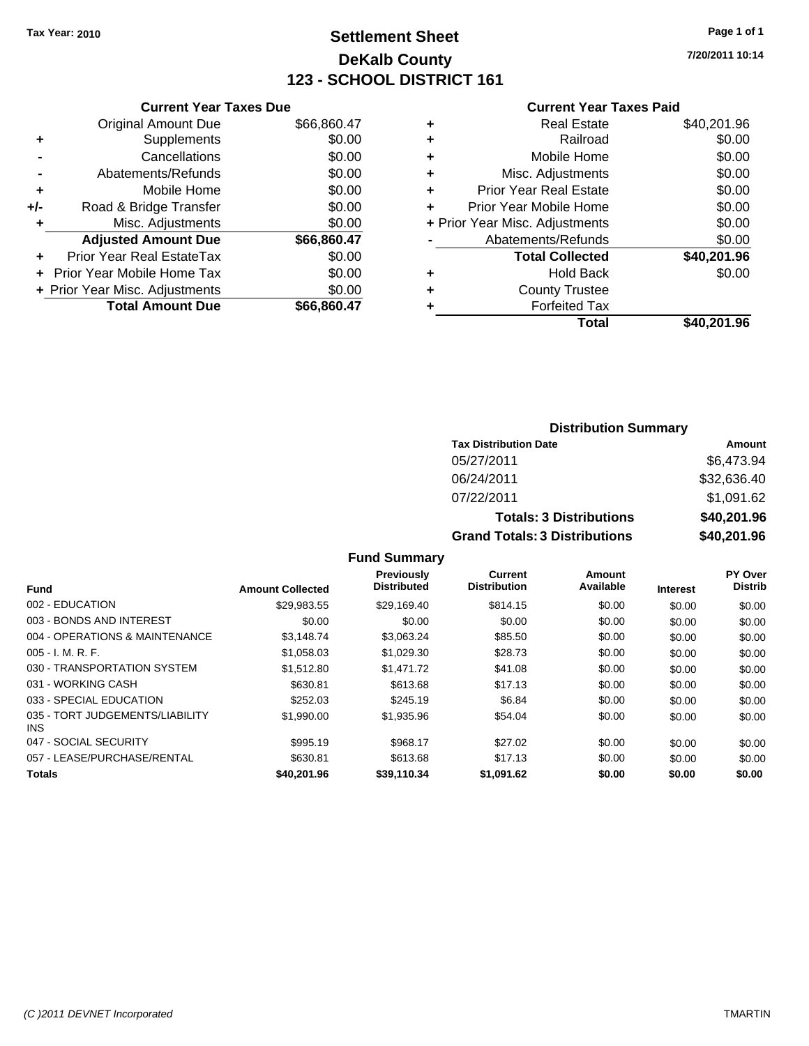Tax Year: 2010

# Settlement Sheet
## DeKalb County
## 123 - SCHOOL DISTRICT 161

7/20/2011 10:14

### Current Year Taxes Due

| | | |
|---|---|---|
| | Original Amount Due | $66,860.47 |
| + | Supplements | $0.00 |
| - | Cancellations | $0.00 |
| - | Abatements/Refunds | $0.00 |
| + | Mobile Home | $0.00 |
| +/- | Road & Bridge Transfer | $0.00 |
| + | Misc. Adjustments | $0.00 |
| | **Adjusted Amount Due** | **$66,860.47** |
| + | Prior Year Real EstateTax | $0.00 |
| + | Prior Year Mobile Home Tax | $0.00 |
| + | Prior Year Misc. Adjustments | $0.00 |
| | **Total Amount Due** | **$66,860.47** |

### Current Year Taxes Paid

| | | |
|---|---|---|
| + | Real Estate | $40,201.96 |
| + | Railroad | $0.00 |
| + | Mobile Home | $0.00 |
| + | Misc. Adjustments | $0.00 |
| + | Prior Year Real Estate | $0.00 |
| + | Prior Year Mobile Home | $0.00 |
| + | Prior Year Misc. Adjustments | $0.00 |
| - | Abatements/Refunds | $0.00 |
| | **Total Collected** | **$40,201.96** |
| + | Hold Back | $0.00 |
| + | County Trustee | |
| + | Forfeited Tax | |
| | **Total** | **$40,201.96** |

### Distribution Summary

| Tax Distribution Date | Amount |
|---|---|
| 05/27/2011 | $6,473.94 |
| 06/24/2011 | $32,636.40 |
| 07/22/2011 | $1,091.62 |
| **Totals: 3 Distributions** | **$40,201.96** |
| **Grand Totals: 3 Distributions** | **$40,201.96** |

### Fund Summary

| Fund | Amount Collected | Previously Distributed | Current Distribution | Amount Available | Interest | PY Over Distrib |
|---|---|---|---|---|---|---|
| 002 - EDUCATION | $29,983.55 | $29,169.40 | $814.15 | $0.00 | $0.00 | $0.00 |
| 003 - BONDS AND INTEREST | $0.00 | $0.00 | $0.00 | $0.00 | $0.00 | $0.00 |
| 004 - OPERATIONS & MAINTENANCE | $3,148.74 | $3,063.24 | $85.50 | $0.00 | $0.00 | $0.00 |
| 005 - I. M. R. F. | $1,058.03 | $1,029.30 | $28.73 | $0.00 | $0.00 | $0.00 |
| 030 - TRANSPORTATION SYSTEM | $1,512.80 | $1,471.72 | $41.08 | $0.00 | $0.00 | $0.00 |
| 031 - WORKING CASH | $630.81 | $613.68 | $17.13 | $0.00 | $0.00 | $0.00 |
| 033 - SPECIAL EDUCATION | $252.03 | $245.19 | $6.84 | $0.00 | $0.00 | $0.00 |
| 035 - TORT JUDGEMENTS/LIABILITY INS | $1,990.00 | $1,935.96 | $54.04 | $0.00 | $0.00 | $0.00 |
| 047 - SOCIAL SECURITY | $995.19 | $968.17 | $27.02 | $0.00 | $0.00 | $0.00 |
| 057 - LEASE/PURCHASE/RENTAL | $630.81 | $613.68 | $17.13 | $0.00 | $0.00 | $0.00 |
| **Totals** | **$40,201.96** | **$39,110.34** | **$1,091.62** | **$0.00** | **$0.00** | **$0.00** |

(C )2011 DEVNET Incorporated — TMARTIN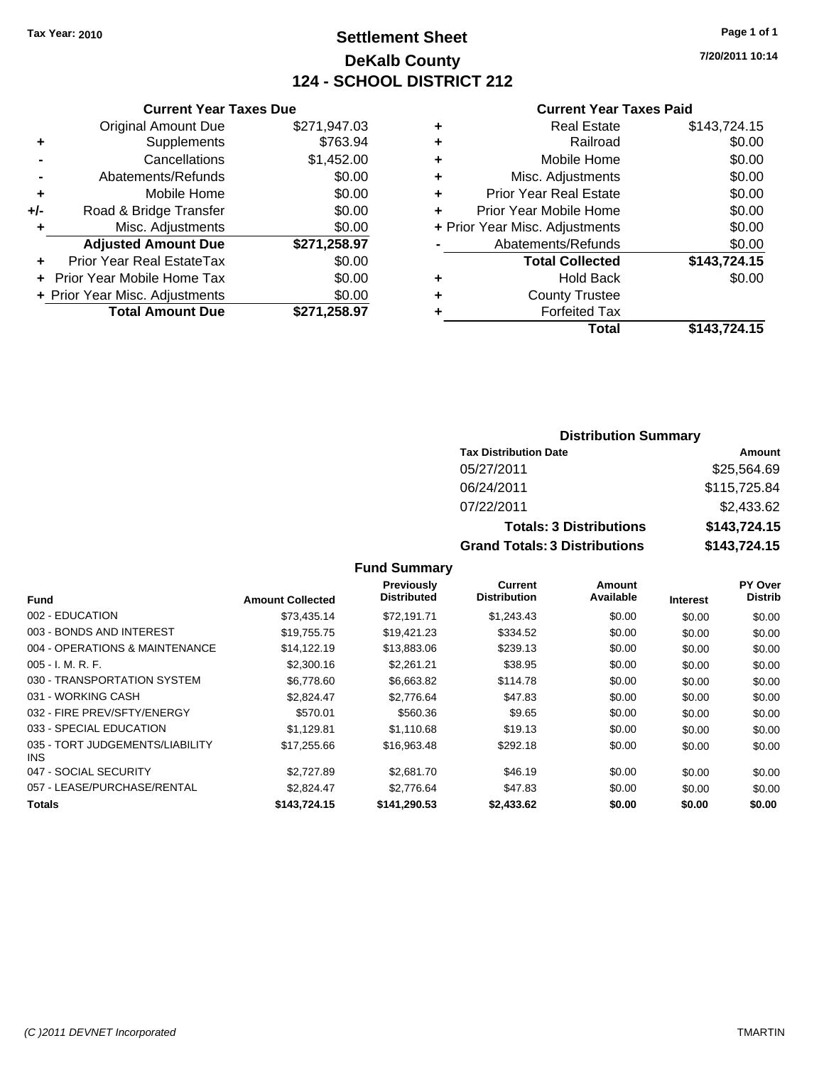Tax Year: 2010

# Settlement Sheet
## DeKalb County
## 124 - SCHOOL DISTRICT 212

7/20/2011 10:14

### Current Year Taxes Due

| | | |
|---|---|---|
| | Original Amount Due | $271,947.03 |
| + | Supplements | $763.94 |
| - | Cancellations | $1,452.00 |
| - | Abatements/Refunds | $0.00 |
| + | Mobile Home | $0.00 |
| +/- | Road & Bridge Transfer | $0.00 |
| + | Misc. Adjustments | $0.00 |
| | **Adjusted Amount Due** | **$271,258.97** |
| + | Prior Year Real EstateTax | $0.00 |
| + | Prior Year Mobile Home Tax | $0.00 |
| + | Prior Year Misc. Adjustments | $0.00 |
| | **Total Amount Due** | **$271,258.97** |

### Current Year Taxes Paid

| | | |
|---|---|---|
| + | Real Estate | $143,724.15 |
| + | Railroad | $0.00 |
| + | Mobile Home | $0.00 |
| + | Misc. Adjustments | $0.00 |
| + | Prior Year Real Estate | $0.00 |
| + | Prior Year Mobile Home | $0.00 |
| + | Prior Year Misc. Adjustments | $0.00 |
| - | Abatements/Refunds | $0.00 |
| | **Total Collected** | **$143,724.15** |
| + | Hold Back | $0.00 |
| + | County Trustee | |
| + | Forfeited Tax | |
| | **Total** | **$143,724.15** |

### Distribution Summary

| Tax Distribution Date | Amount |
|---|---|
| 05/27/2011 | $25,564.69 |
| 06/24/2011 | $115,725.84 |
| 07/22/2011 | $2,433.62 |
| **Totals: 3 Distributions** | **$143,724.15** |
| **Grand Totals: 3 Distributions** | **$143,724.15** |

### Fund Summary

| Fund | Amount Collected | Previously Distributed | Current Distribution | Amount Available | Interest | PY Over Distrib |
|---|---|---|---|---|---|---|
| 002 - EDUCATION | $73,435.14 | $72,191.71 | $1,243.43 | $0.00 | $0.00 | $0.00 |
| 003 - BONDS AND INTEREST | $19,755.75 | $19,421.23 | $334.52 | $0.00 | $0.00 | $0.00 |
| 004 - OPERATIONS & MAINTENANCE | $14,122.19 | $13,883.06 | $239.13 | $0.00 | $0.00 | $0.00 |
| 005 - I. M. R. F. | $2,300.16 | $2,261.21 | $38.95 | $0.00 | $0.00 | $0.00 |
| 030 - TRANSPORTATION SYSTEM | $6,778.60 | $6,663.82 | $114.78 | $0.00 | $0.00 | $0.00 |
| 031 - WORKING CASH | $2,824.47 | $2,776.64 | $47.83 | $0.00 | $0.00 | $0.00 |
| 032 - FIRE PREV/SFTY/ENERGY | $570.01 | $560.36 | $9.65 | $0.00 | $0.00 | $0.00 |
| 033 - SPECIAL EDUCATION | $1,129.81 | $1,110.68 | $19.13 | $0.00 | $0.00 | $0.00 |
| 035 - TORT JUDGEMENTS/LIABILITY INS | $17,255.66 | $16,963.48 | $292.18 | $0.00 | $0.00 | $0.00 |
| 047 - SOCIAL SECURITY | $2,727.89 | $2,681.70 | $46.19 | $0.00 | $0.00 | $0.00 |
| 057 - LEASE/PURCHASE/RENTAL | $2,824.47 | $2,776.64 | $47.83 | $0.00 | $0.00 | $0.00 |
| **Totals** | **$143,724.15** | **$141,290.53** | **$2,433.62** | **$0.00** | **$0.00** | **$0.00** |

(C )2011 DEVNET Incorporated TMARTIN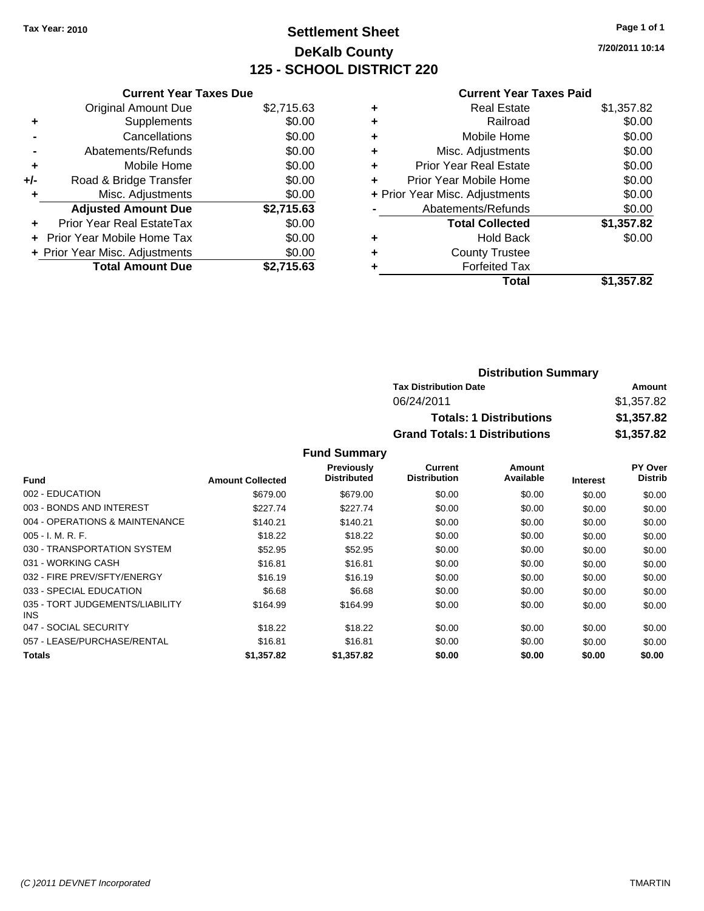**Tax Year: 2010**

# Settlement Sheet
## DeKalb County
## 125 - SCHOOL DISTRICT 220

7/20/2011 10:14

### Current Year Taxes Due

| | | |
|---|---|---|
| | Original Amount Due | $2,715.63 |
| + | Supplements | $0.00 |
| - | Cancellations | $0.00 |
| - | Abatements/Refunds | $0.00 |
| + | Mobile Home | $0.00 |
| +/- | Road & Bridge Transfer | $0.00 |
| + | Misc. Adjustments | $0.00 |
| | **Adjusted Amount Due** | **$2,715.63** |
| + | Prior Year Real EstateTax | $0.00 |
| + | Prior Year Mobile Home Tax | $0.00 |
| + | Prior Year Misc. Adjustments | $0.00 |
| | **Total Amount Due** | **$2,715.63** |

### Current Year Taxes Paid

| | | |
|---|---|---|
| + | Real Estate | $1,357.82 |
| + | Railroad | $0.00 |
| + | Mobile Home | $0.00 |
| + | Misc. Adjustments | $0.00 |
| + | Prior Year Real Estate | $0.00 |
| + | Prior Year Mobile Home | $0.00 |
| + | Prior Year Misc. Adjustments | $0.00 |
| - | Abatements/Refunds | $0.00 |
| | **Total Collected** | **$1,357.82** |
| + | Hold Back | $0.00 |
| + | County Trustee | |
| + | Forfeited Tax | |
| | **Total** | **$1,357.82** |

### Distribution Summary

| Tax Distribution Date | Amount |
|---|---|
| 06/24/2011 | $1,357.82 |
| **Totals: 1 Distributions** | **$1,357.82** |
| **Grand Totals: 1 Distributions** | **$1,357.82** |

### Fund Summary

| Fund | Amount Collected | Previously Distributed | Current Distribution | Amount Available | Interest | PY Over Distrib |
|---|---|---|---|---|---|---|
| 002 - EDUCATION | $679.00 | $679.00 | $0.00 | $0.00 | $0.00 | $0.00 |
| 003 - BONDS AND INTEREST | $227.74 | $227.74 | $0.00 | $0.00 | $0.00 | $0.00 |
| 004 - OPERATIONS & MAINTENANCE | $140.21 | $140.21 | $0.00 | $0.00 | $0.00 | $0.00 |
| 005 - I. M. R. F. | $18.22 | $18.22 | $0.00 | $0.00 | $0.00 | $0.00 |
| 030 - TRANSPORTATION SYSTEM | $52.95 | $52.95 | $0.00 | $0.00 | $0.00 | $0.00 |
| 031 - WORKING CASH | $16.81 | $16.81 | $0.00 | $0.00 | $0.00 | $0.00 |
| 032 - FIRE PREV/SFTY/ENERGY | $16.19 | $16.19 | $0.00 | $0.00 | $0.00 | $0.00 |
| 033 - SPECIAL EDUCATION | $6.68 | $6.68 | $0.00 | $0.00 | $0.00 | $0.00 |
| 035 - TORT JUDGEMENTS/LIABILITY INS | $164.99 | $164.99 | $0.00 | $0.00 | $0.00 | $0.00 |
| 047 - SOCIAL SECURITY | $18.22 | $18.22 | $0.00 | $0.00 | $0.00 | $0.00 |
| 057 - LEASE/PURCHASE/RENTAL | $16.81 | $16.81 | $0.00 | $0.00 | $0.00 | $0.00 |
| **Totals** | **$1,357.82** | **$1,357.82** | **$0.00** | **$0.00** | **$0.00** | **$0.00** |

*(C )2011 DEVNET Incorporated* TMARTIN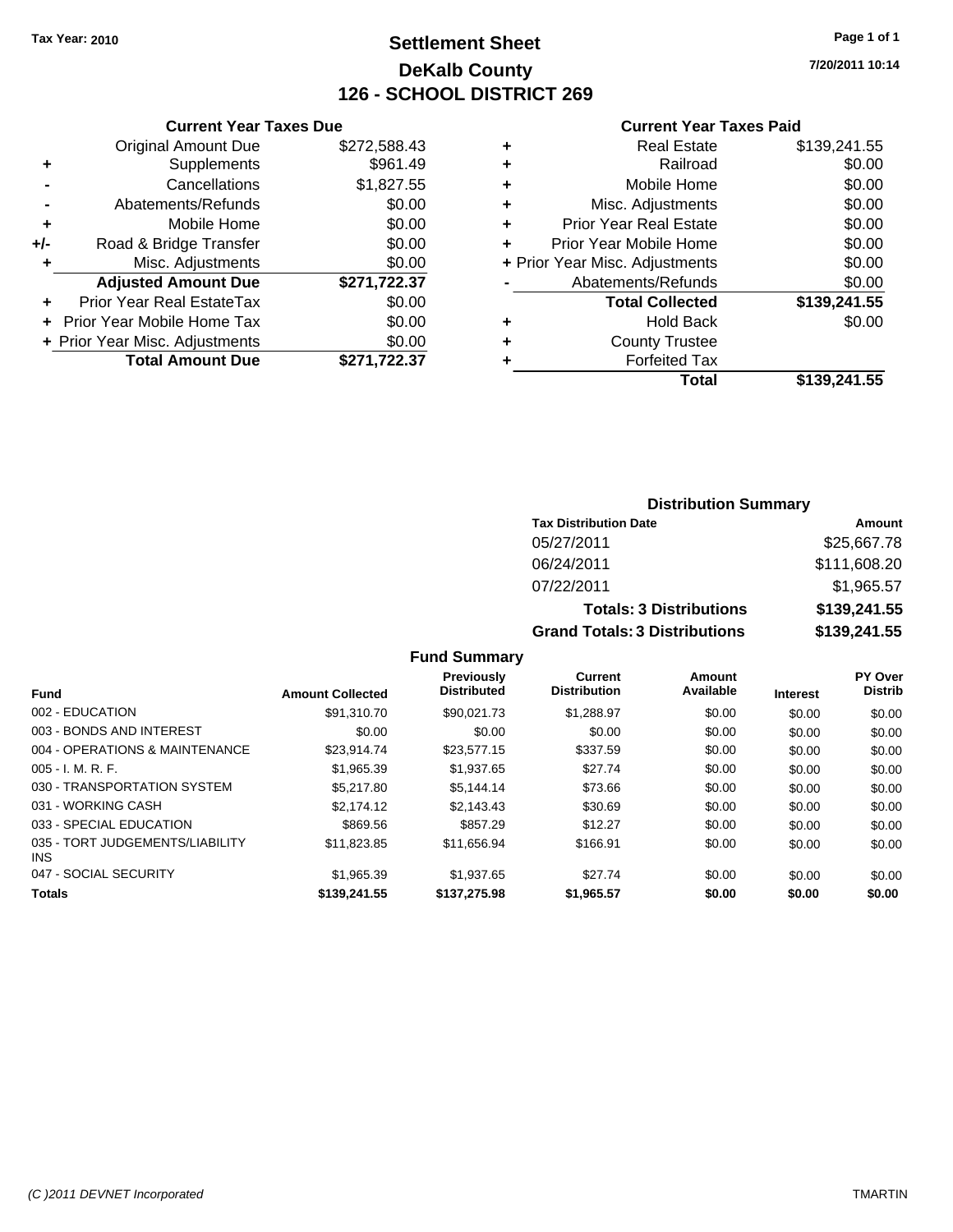Tax Year: 2010

# Settlement Sheet
## DeKalb County
## 126 - SCHOOL DISTRICT 269

7/20/2011 10:14

### Current Year Taxes Due

| | | |
|---|---|---|
| | Original Amount Due | $272,588.43 |
| + | Supplements | $961.49 |
| - | Cancellations | $1,827.55 |
| - | Abatements/Refunds | $0.00 |
| + | Mobile Home | $0.00 |
| +/- | Road & Bridge Transfer | $0.00 |
| + | Misc. Adjustments | $0.00 |
| | **Adjusted Amount Due** | **$271,722.37** |
| + | Prior Year Real EstateTax | $0.00 |
| + | Prior Year Mobile Home Tax | $0.00 |
| + | Prior Year Misc. Adjustments | $0.00 |
| | **Total Amount Due** | **$271,722.37** |

### Current Year Taxes Paid

| | | |
|---|---|---|
| + | Real Estate | $139,241.55 |
| + | Railroad | $0.00 |
| + | Mobile Home | $0.00 |
| + | Misc. Adjustments | $0.00 |
| + | Prior Year Real Estate | $0.00 |
| + | Prior Year Mobile Home | $0.00 |
| + | Prior Year Misc. Adjustments | $0.00 |
| - | Abatements/Refunds | $0.00 |
| | **Total Collected** | **$139,241.55** |
| + | Hold Back | $0.00 |
| + | County Trustee | |
| + | Forfeited Tax | |
| | **Total** | **$139,241.55** |

### Distribution Summary

| Tax Distribution Date | Amount |
|---|---|
| 05/27/2011 | $25,667.78 |
| 06/24/2011 | $111,608.20 |
| 07/22/2011 | $1,965.57 |
| **Totals: 3 Distributions** | **$139,241.55** |
| **Grand Totals: 3 Distributions** | **$139,241.55** |

### Fund Summary

| Fund | Amount Collected | Previously Distributed | Current Distribution | Amount Available | Interest | PY Over Distrib |
|---|---|---|---|---|---|---|
| 002 - EDUCATION | $91,310.70 | $90,021.73 | $1,288.97 | $0.00 | $0.00 | $0.00 |
| 003 - BONDS AND INTEREST | $0.00 | $0.00 | $0.00 | $0.00 | $0.00 | $0.00 |
| 004 - OPERATIONS & MAINTENANCE | $23,914.74 | $23,577.15 | $337.59 | $0.00 | $0.00 | $0.00 |
| 005 - I. M. R. F. | $1,965.39 | $1,937.65 | $27.74 | $0.00 | $0.00 | $0.00 |
| 030 - TRANSPORTATION SYSTEM | $5,217.80 | $5,144.14 | $73.66 | $0.00 | $0.00 | $0.00 |
| 031 - WORKING CASH | $2,174.12 | $2,143.43 | $30.69 | $0.00 | $0.00 | $0.00 |
| 033 - SPECIAL EDUCATION | $869.56 | $857.29 | $12.27 | $0.00 | $0.00 | $0.00 |
| 035 - TORT JUDGEMENTS/LIABILITY INS | $11,823.85 | $11,656.94 | $166.91 | $0.00 | $0.00 | $0.00 |
| 047 - SOCIAL SECURITY | $1,965.39 | $1,937.65 | $27.74 | $0.00 | $0.00 | $0.00 |
| **Totals** | **$139,241.55** | **$137,275.98** | **$1,965.57** | **$0.00** | **$0.00** | **$0.00** |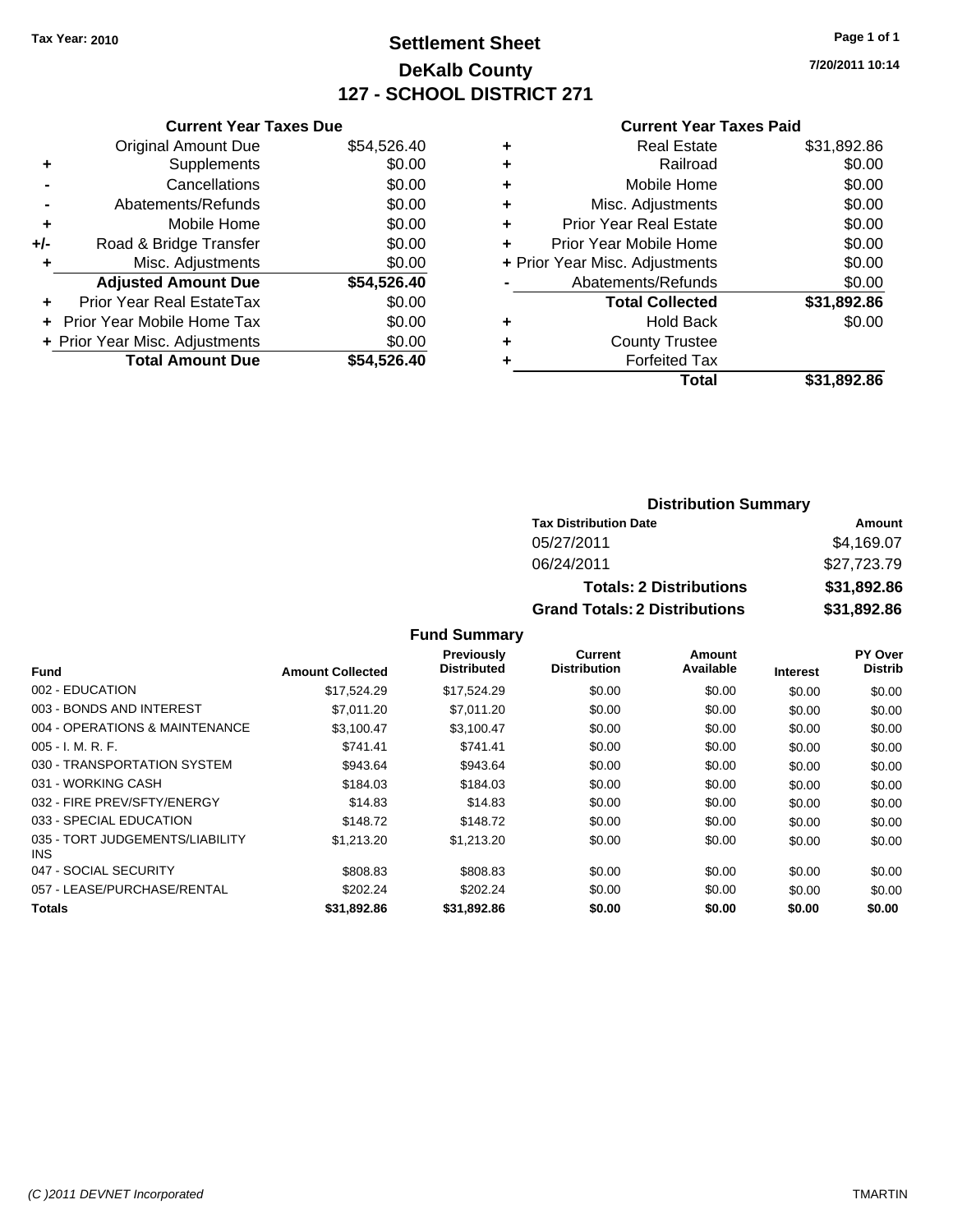Tax Year: 2010

# Settlement Sheet
## DeKalb County
## 127 - SCHOOL DISTRICT 271

7/20/2011 10:14

### Current Year Taxes Due

| | | |
|---|---|---|
| | Original Amount Due | $54,526.40 |
| + | Supplements | $0.00 |
| - | Cancellations | $0.00 |
| - | Abatements/Refunds | $0.00 |
| + | Mobile Home | $0.00 |
| +/- | Road & Bridge Transfer | $0.00 |
| + | Misc. Adjustments | $0.00 |
| | **Adjusted Amount Due** | **$54,526.40** |
| + | Prior Year Real EstateTax | $0.00 |
| + | Prior Year Mobile Home Tax | $0.00 |
| + | Prior Year Misc. Adjustments | $0.00 |
| | **Total Amount Due** | **$54,526.40** |

### Current Year Taxes Paid

| | | |
|---|---|---|
| + | Real Estate | $31,892.86 |
| + | Railroad | $0.00 |
| + | Mobile Home | $0.00 |
| + | Misc. Adjustments | $0.00 |
| + | Prior Year Real Estate | $0.00 |
| + | Prior Year Mobile Home | $0.00 |
| + | Prior Year Misc. Adjustments | $0.00 |
| - | Abatements/Refunds | $0.00 |
| | **Total Collected** | **$31,892.86** |
| + | Hold Back | $0.00 |
| + | County Trustee | |
| + | Forfeited Tax | |
| | **Total** | **$31,892.86** |

### Distribution Summary

| Tax Distribution Date | Amount |
|---|---|
| 05/27/2011 | $4,169.07 |
| 06/24/2011 | $27,723.79 |
| **Totals: 2 Distributions** | **$31,892.86** |
| **Grand Totals: 2 Distributions** | **$31,892.86** |

### Fund Summary

| Fund | Amount Collected | Previously Distributed | Current Distribution | Amount Available | Interest | PY Over Distrib |
|---|---|---|---|---|---|---|
| 002 - EDUCATION | $17,524.29 | $17,524.29 | $0.00 | $0.00 | $0.00 | $0.00 |
| 003 - BONDS AND INTEREST | $7,011.20 | $7,011.20 | $0.00 | $0.00 | $0.00 | $0.00 |
| 004 - OPERATIONS & MAINTENANCE | $3,100.47 | $3,100.47 | $0.00 | $0.00 | $0.00 | $0.00 |
| 005 - I. M. R. F. | $741.41 | $741.41 | $0.00 | $0.00 | $0.00 | $0.00 |
| 030 - TRANSPORTATION SYSTEM | $943.64 | $943.64 | $0.00 | $0.00 | $0.00 | $0.00 |
| 031 - WORKING CASH | $184.03 | $184.03 | $0.00 | $0.00 | $0.00 | $0.00 |
| 032 - FIRE PREV/SFTY/ENERGY | $14.83 | $14.83 | $0.00 | $0.00 | $0.00 | $0.00 |
| 033 - SPECIAL EDUCATION | $148.72 | $148.72 | $0.00 | $0.00 | $0.00 | $0.00 |
| 035 - TORT JUDGEMENTS/LIABILITY INS | $1,213.20 | $1,213.20 | $0.00 | $0.00 | $0.00 | $0.00 |
| 047 - SOCIAL SECURITY | $808.83 | $808.83 | $0.00 | $0.00 | $0.00 | $0.00 |
| 057 - LEASE/PURCHASE/RENTAL | $202.24 | $202.24 | $0.00 | $0.00 | $0.00 | $0.00 |
| **Totals** | **$31,892.86** | **$31,892.86** | **$0.00** | **$0.00** | **$0.00** | **$0.00** |

(C )2011 DEVNET Incorporated — TMARTIN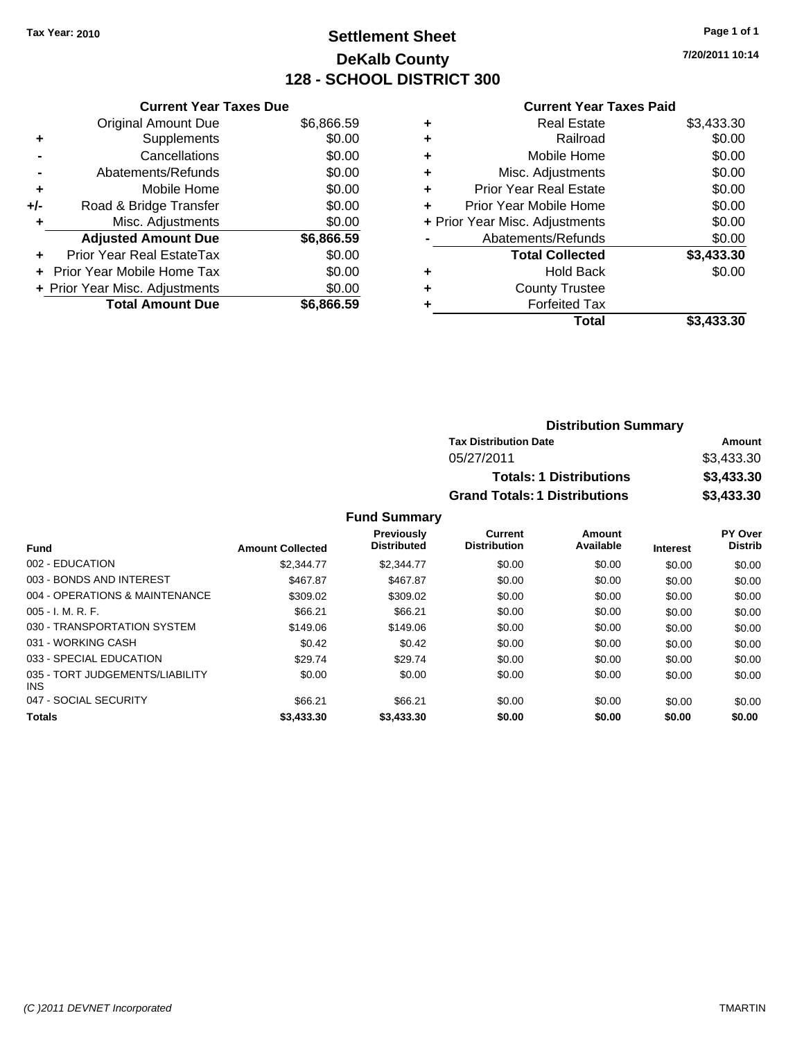**Tax Year: 2010**

# Settlement Sheet

## DeKalb County

## 128 - SCHOOL DISTRICT 300

7/20/2011 10:14

### Current Year Taxes Due

| | | |
|---|---|---|
| | Original Amount Due | $6,866.59 |
| + | Supplements | $0.00 |
| - | Cancellations | $0.00 |
| - | Abatements/Refunds | $0.00 |
| + | Mobile Home | $0.00 |
| +/- | Road & Bridge Transfer | $0.00 |
| + | Misc. Adjustments | $0.00 |
| | **Adjusted Amount Due** | **$6,866.59** |
| + | Prior Year Real EstateTax | $0.00 |
| + | Prior Year Mobile Home Tax | $0.00 |
| + | Prior Year Misc. Adjustments | $0.00 |
| | **Total Amount Due** | **$6,866.59** |

### Current Year Taxes Paid

| | | |
|---|---|---|
| + | Real Estate | $3,433.30 |
| + | Railroad | $0.00 |
| + | Mobile Home | $0.00 |
| + | Misc. Adjustments | $0.00 |
| + | Prior Year Real Estate | $0.00 |
| + | Prior Year Mobile Home | $0.00 |
| + | Prior Year Misc. Adjustments | $0.00 |
| - | Abatements/Refunds | $0.00 |
| | **Total Collected** | **$3,433.30** |
| + | Hold Back | $0.00 |
| + | County Trustee | |
| + | Forfeited Tax | |
| | **Total** | **$3,433.30** |

### Distribution Summary

| Tax Distribution Date | Amount |
|---|---|
| 05/27/2011 | $3,433.30 |
| **Totals: 1 Distributions** | **$3,433.30** |
| **Grand Totals: 1 Distributions** | **$3,433.30** |

### Fund Summary

| Fund | Amount Collected | Previously Distributed | Current Distribution | Amount Available | Interest | PY Over Distrib |
|---|---|---|---|---|---|---|
| 002 - EDUCATION | $2,344.77 | $2,344.77 | $0.00 | $0.00 | $0.00 | $0.00 |
| 003 - BONDS AND INTEREST | $467.87 | $467.87 | $0.00 | $0.00 | $0.00 | $0.00 |
| 004 - OPERATIONS & MAINTENANCE | $309.02 | $309.02 | $0.00 | $0.00 | $0.00 | $0.00 |
| 005 - I. M. R. F. | $66.21 | $66.21 | $0.00 | $0.00 | $0.00 | $0.00 |
| 030 - TRANSPORTATION SYSTEM | $149.06 | $149.06 | $0.00 | $0.00 | $0.00 | $0.00 |
| 031 - WORKING CASH | $0.42 | $0.42 | $0.00 | $0.00 | $0.00 | $0.00 |
| 033 - SPECIAL EDUCATION | $29.74 | $29.74 | $0.00 | $0.00 | $0.00 | $0.00 |
| 035 - TORT JUDGEMENTS/LIABILITY INS | $0.00 | $0.00 | $0.00 | $0.00 | $0.00 | $0.00 |
| 047 - SOCIAL SECURITY | $66.21 | $66.21 | $0.00 | $0.00 | $0.00 | $0.00 |
| **Totals** | **$3,433.30** | **$3,433.30** | **$0.00** | **$0.00** | **$0.00** | **$0.00** |

(C )2011 DEVNET Incorporated TMARTIN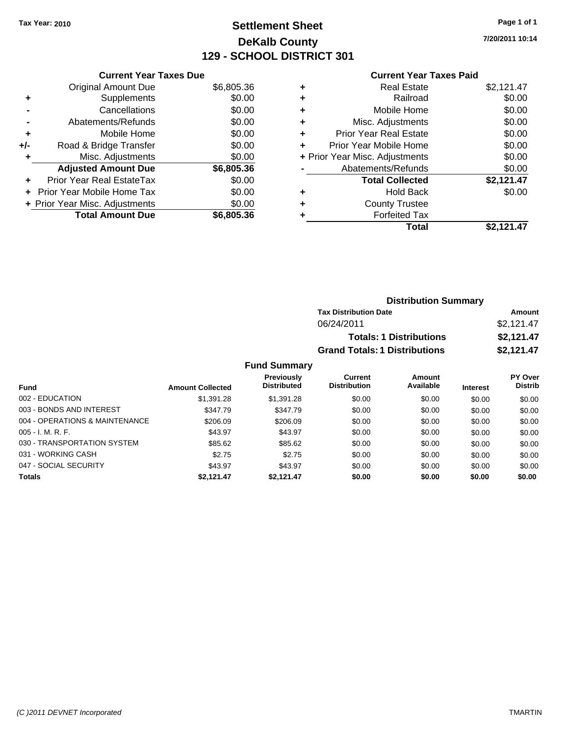**Tax Year: 2010**

# Settlement Sheet
## DeKalb County
## 129 - SCHOOL DISTRICT 301

7/20/2011 10:14

**Current Year Taxes Due**

| | | |
|---|---|---|
| | Original Amount Due | $6,805.36 |
| + | Supplements | $0.00 |
| - | Cancellations | $0.00 |
| - | Abatements/Refunds | $0.00 |
| + | Mobile Home | $0.00 |
| +/- | Road & Bridge Transfer | $0.00 |
| + | Misc. Adjustments | $0.00 |
| | **Adjusted Amount Due** | **$6,805.36** |
| + | Prior Year Real EstateTax | $0.00 |
| + | Prior Year Mobile Home Tax | $0.00 |
| + | Prior Year Misc. Adjustments | $0.00 |
| | **Total Amount Due** | **$6,805.36** |

**Current Year Taxes Paid**

| | | |
|---|---|---|
| + | Real Estate | $2,121.47 |
| + | Railroad | $0.00 |
| + | Mobile Home | $0.00 |
| + | Misc. Adjustments | $0.00 |
| + | Prior Year Real Estate | $0.00 |
| + | Prior Year Mobile Home | $0.00 |
| + | Prior Year Misc. Adjustments | $0.00 |
| - | Abatements/Refunds | $0.00 |
| | **Total Collected** | **$2,121.47** |
| + | Hold Back | $0.00 |
| + | County Trustee | |
| + | Forfeited Tax | |
| | **Total** | **$2,121.47** |

**Distribution Summary**

| Tax Distribution Date | Amount |
|---|---|
| 06/24/2011 | $2,121.47 |
| **Totals: 1 Distributions** | **$2,121.47** |
| **Grand Totals: 1 Distributions** | **$2,121.47** |

**Fund Summary**

| Fund | Amount Collected | Previously Distributed | Current Distribution | Amount Available | Interest | PY Over Distrib |
|---|---|---|---|---|---|---|
| 002 - EDUCATION | $1,391.28 | $1,391.28 | $0.00 | $0.00 | $0.00 | $0.00 |
| 003 - BONDS AND INTEREST | $347.79 | $347.79 | $0.00 | $0.00 | $0.00 | $0.00 |
| 004 - OPERATIONS & MAINTENANCE | $206.09 | $206.09 | $0.00 | $0.00 | $0.00 | $0.00 |
| 005 - I. M. R. F. | $43.97 | $43.97 | $0.00 | $0.00 | $0.00 | $0.00 |
| 030 - TRANSPORTATION SYSTEM | $85.62 | $85.62 | $0.00 | $0.00 | $0.00 | $0.00 |
| 031 - WORKING CASH | $2.75 | $2.75 | $0.00 | $0.00 | $0.00 | $0.00 |
| 047 - SOCIAL SECURITY | $43.97 | $43.97 | $0.00 | $0.00 | $0.00 | $0.00 |
| **Totals** | **$2,121.47** | **$2,121.47** | **$0.00** | **$0.00** | **$0.00** | **$0.00** |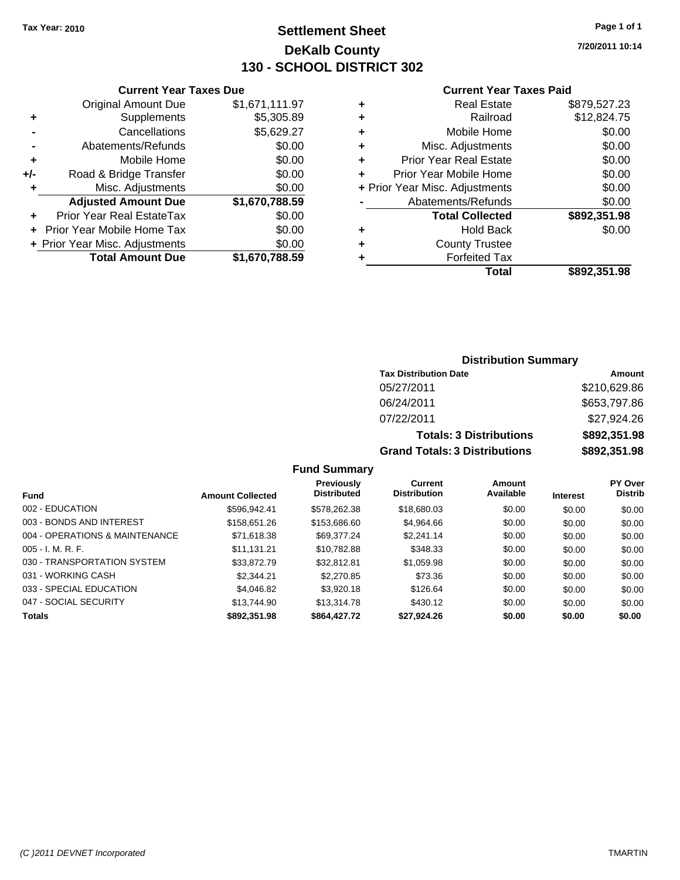**Tax Year: 2010**

# Settlement Sheet
## DeKalb County
## 130 - SCHOOL DISTRICT 302

7/20/2011 10:14

### Current Year Taxes Due

| | | |
|---|---|---|
| | Original Amount Due | $1,671,111.97 |
| + | Supplements | $5,305.89 |
| - | Cancellations | $5,629.27 |
| - | Abatements/Refunds | $0.00 |
| + | Mobile Home | $0.00 |
| +/- | Road & Bridge Transfer | $0.00 |
| + | Misc. Adjustments | $0.00 |
| | **Adjusted Amount Due** | **$1,670,788.59** |
| + | Prior Year Real EstateTax | $0.00 |
| + | Prior Year Mobile Home Tax | $0.00 |
| + | Prior Year Misc. Adjustments | $0.00 |
| | **Total Amount Due** | **$1,670,788.59** |

### Current Year Taxes Paid

| | | |
|---|---|---|
| + | Real Estate | $879,527.23 |
| + | Railroad | $12,824.75 |
| + | Mobile Home | $0.00 |
| + | Misc. Adjustments | $0.00 |
| + | Prior Year Real Estate | $0.00 |
| + | Prior Year Mobile Home | $0.00 |
| + | Prior Year Misc. Adjustments | $0.00 |
| - | Abatements/Refunds | $0.00 |
| | **Total Collected** | **$892,351.98** |
| + | Hold Back | $0.00 |
| + | County Trustee | |
| + | Forfeited Tax | |
| | **Total** | **$892,351.98** |

### Distribution Summary

| Tax Distribution Date | Amount |
|---|---|
| 05/27/2011 | $210,629.86 |
| 06/24/2011 | $653,797.86 |
| 07/22/2011 | $27,924.26 |
| **Totals: 3 Distributions** | **$892,351.98** |
| **Grand Totals: 3 Distributions** | **$892,351.98** |

### Fund Summary

| Fund | Amount Collected | Previously Distributed | Current Distribution | Amount Available | Interest | PY Over Distrib |
|---|---|---|---|---|---|---|
| 002 - EDUCATION | $596,942.41 | $578,262.38 | $18,680.03 | $0.00 | $0.00 | $0.00 |
| 003 - BONDS AND INTEREST | $158,651.26 | $153,686.60 | $4,964.66 | $0.00 | $0.00 | $0.00 |
| 004 - OPERATIONS & MAINTENANCE | $71,618.38 | $69,377.24 | $2,241.14 | $0.00 | $0.00 | $0.00 |
| 005 - I. M. R. F. | $11,131.21 | $10,782.88 | $348.33 | $0.00 | $0.00 | $0.00 |
| 030 - TRANSPORTATION SYSTEM | $33,872.79 | $32,812.81 | $1,059.98 | $0.00 | $0.00 | $0.00 |
| 031 - WORKING CASH | $2,344.21 | $2,270.85 | $73.36 | $0.00 | $0.00 | $0.00 |
| 033 - SPECIAL EDUCATION | $4,046.82 | $3,920.18 | $126.64 | $0.00 | $0.00 | $0.00 |
| 047 - SOCIAL SECURITY | $13,744.90 | $13,314.78 | $430.12 | $0.00 | $0.00 | $0.00 |
| **Totals** | **$892,351.98** | **$864,427.72** | **$27,924.26** | **$0.00** | **$0.00** | **$0.00** |

(C )2011 DEVNET Incorporated TMARTIN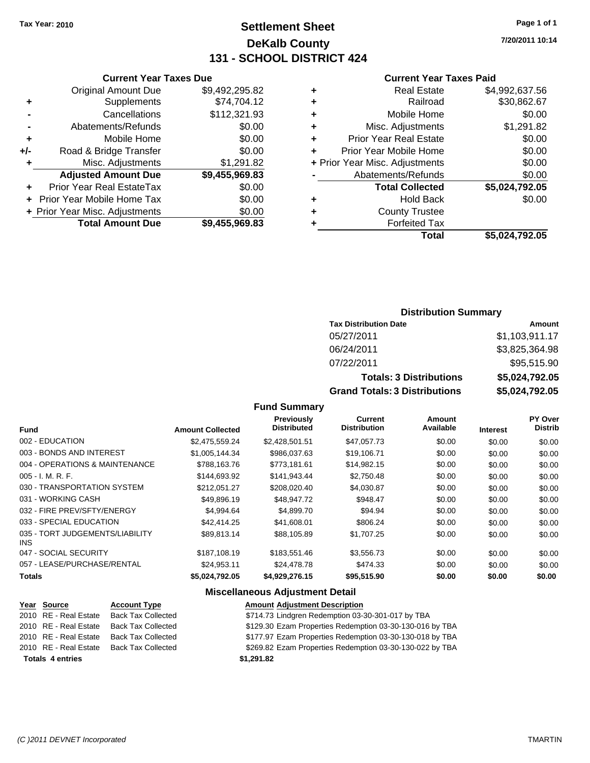Tax Year: 2010

# Settlement Sheet

## DeKalb County

## 131 - SCHOOL DISTRICT 424

7/20/2011 10:14

### Current Year Taxes Due

| | | |
|---|---|---|
| | Original Amount Due | $9,492,295.82 |
| + | Supplements | $74,704.12 |
| - | Cancellations | $112,321.93 |
| - | Abatements/Refunds | $0.00 |
| + | Mobile Home | $0.00 |
| +/- | Road & Bridge Transfer | $0.00 |
| + | Misc. Adjustments | $1,291.82 |
| | **Adjusted Amount Due** | **$9,455,969.83** |
| + | Prior Year Real EstateTax | $0.00 |
| + | Prior Year Mobile Home Tax | $0.00 |
| + | Prior Year Misc. Adjustments | $0.00 |
| | **Total Amount Due** | **$9,455,969.83** |

### Current Year Taxes Paid

| | | |
|---|---|---|
| + | Real Estate | $4,992,637.56 |
| + | Railroad | $30,862.67 |
| + | Mobile Home | $0.00 |
| + | Misc. Adjustments | $1,291.82 |
| + | Prior Year Real Estate | $0.00 |
| + | Prior Year Mobile Home | $0.00 |
| + | Prior Year Misc. Adjustments | $0.00 |
| - | Abatements/Refunds | $0.00 |
| | **Total Collected** | **$5,024,792.05** |
| + | Hold Back | $0.00 |
| + | County Trustee | |
| + | Forfeited Tax | |
| | **Total** | **$5,024,792.05** |

### Distribution Summary

| Tax Distribution Date | Amount |
|---|---|
| 05/27/2011 | $1,103,911.17 |
| 06/24/2011 | $3,825,364.98 |
| 07/22/2011 | $95,515.90 |
| **Totals: 3 Distributions** | **$5,024,792.05** |
| **Grand Totals: 3 Distributions** | **$5,024,792.05** |

### Fund Summary

| Fund | Amount Collected | Previously Distributed | Current Distribution | Amount Available | Interest | PY Over Distrib |
|---|---|---|---|---|---|---|
| 002 - EDUCATION | $2,475,559.24 | $2,428,501.51 | $47,057.73 | $0.00 | $0.00 | $0.00 |
| 003 - BONDS AND INTEREST | $1,005,144.34 | $986,037.63 | $19,106.71 | $0.00 | $0.00 | $0.00 |
| 004 - OPERATIONS & MAINTENANCE | $788,163.76 | $773,181.61 | $14,982.15 | $0.00 | $0.00 | $0.00 |
| 005 - I. M. R. F. | $144,693.92 | $141,943.44 | $2,750.48 | $0.00 | $0.00 | $0.00 |
| 030 - TRANSPORTATION SYSTEM | $212,051.27 | $208,020.40 | $4,030.87 | $0.00 | $0.00 | $0.00 |
| 031 - WORKING CASH | $49,896.19 | $48,947.72 | $948.47 | $0.00 | $0.00 | $0.00 |
| 032 - FIRE PREV/SFTY/ENERGY | $4,994.64 | $4,899.70 | $94.94 | $0.00 | $0.00 | $0.00 |
| 033 - SPECIAL EDUCATION | $42,414.25 | $41,608.01 | $806.24 | $0.00 | $0.00 | $0.00 |
| 035 - TORT JUDGEMENTS/LIABILITY INS | $89,813.14 | $88,105.89 | $1,707.25 | $0.00 | $0.00 | $0.00 |
| 047 - SOCIAL SECURITY | $187,108.19 | $183,551.46 | $3,556.73 | $0.00 | $0.00 | $0.00 |
| 057 - LEASE/PURCHASE/RENTAL | $24,953.11 | $24,478.78 | $474.33 | $0.00 | $0.00 | $0.00 |
| **Totals** | **$5,024,792.05** | **$4,929,276.15** | **$95,515.90** | **$0.00** | **$0.00** | **$0.00** |

### Miscellaneous Adjustment Detail

| Year | Source | Account Type | Amount | Adjustment Description |
|---|---|---|---|---|
| 2010 | RE - Real Estate | Back Tax Collected | $714.73 | Lindgren Redemption 03-30-301-017 by TBA |
| 2010 | RE - Real Estate | Back Tax Collected | $129.30 | Ezam Properties Redemption 03-30-130-016 by TBA |
| 2010 | RE - Real Estate | Back Tax Collected | $177.97 | Ezam Properties Redemption 03-30-130-018 by TBA |
| 2010 | RE - Real Estate | Back Tax Collected | $269.82 | Ezam Properties Redemption 03-30-130-022 by TBA |
| **Totals 4 entries** | | | **$1,291.82** | |

(C )2011 DEVNET Incorporated TMARTIN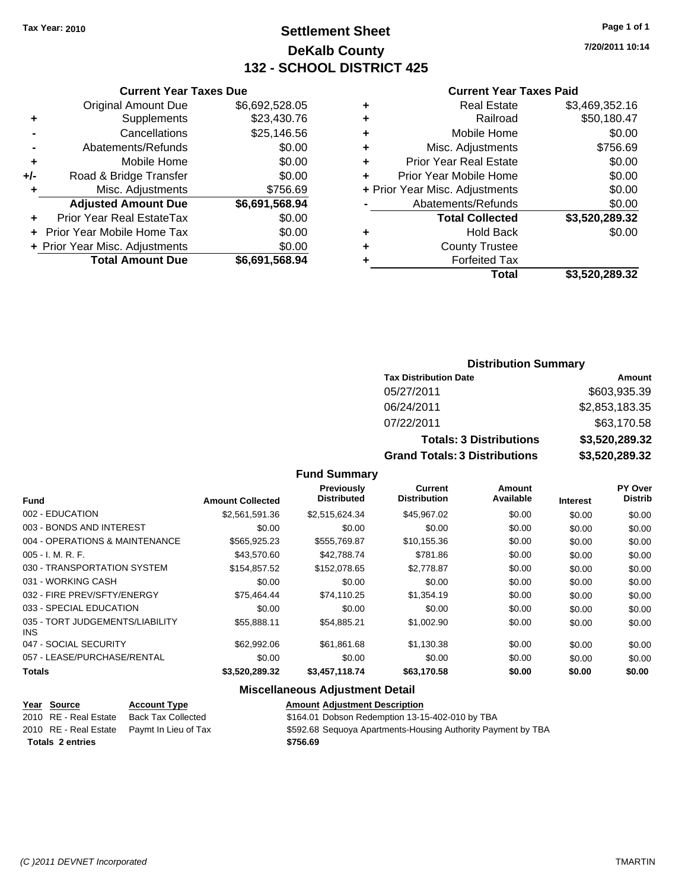Tax Year: 2010

# Settlement Sheet
## DeKalb County
## 132 - SCHOOL DISTRICT 425

7/20/2011 10:14

### Current Year Taxes Due

| | | |
|---|---|---|
| | Original Amount Due | $6,692,528.05 |
| + | Supplements | $23,430.76 |
| - | Cancellations | $25,146.56 |
| - | Abatements/Refunds | $0.00 |
| + | Mobile Home | $0.00 |
| +/- | Road & Bridge Transfer | $0.00 |
| + | Misc. Adjustments | $756.69 |
| | **Adjusted Amount Due** | **$6,691,568.94** |
| + | Prior Year Real EstateTax | $0.00 |
| + | Prior Year Mobile Home Tax | $0.00 |
| + | Prior Year Misc. Adjustments | $0.00 |
| | **Total Amount Due** | **$6,691,568.94** |

### Current Year Taxes Paid

| | | |
|---|---|---|
| + | Real Estate | $3,469,352.16 |
| + | Railroad | $50,180.47 |
| + | Mobile Home | $0.00 |
| + | Misc. Adjustments | $756.69 |
| + | Prior Year Real Estate | $0.00 |
| + | Prior Year Mobile Home | $0.00 |
| + | Prior Year Misc. Adjustments | $0.00 |
| - | Abatements/Refunds | $0.00 |
| | **Total Collected** | **$3,520,289.32** |
| + | Hold Back | $0.00 |
| + | County Trustee | |
| + | Forfeited Tax | |
| | **Total** | **$3,520,289.32** |

### Distribution Summary

| Tax Distribution Date | Amount |
|---|---|
| 05/27/2011 | $603,935.39 |
| 06/24/2011 | $2,853,183.35 |
| 07/22/2011 | $63,170.58 |
| **Totals: 3 Distributions** | **$3,520,289.32** |
| **Grand Totals: 3 Distributions** | **$3,520,289.32** |

### Fund Summary

| Fund | Amount Collected | Previously Distributed | Current Distribution | Amount Available | Interest | PY Over Distrib |
|---|---|---|---|---|---|---|
| 002 - EDUCATION | $2,561,591.36 | $2,515,624.34 | $45,967.02 | $0.00 | $0.00 | $0.00 |
| 003 - BONDS AND INTEREST | $0.00 | $0.00 | $0.00 | $0.00 | $0.00 | $0.00 |
| 004 - OPERATIONS & MAINTENANCE | $565,925.23 | $555,769.87 | $10,155.36 | $0.00 | $0.00 | $0.00 |
| 005 - I. M. R. F. | $43,570.60 | $42,788.74 | $781.86 | $0.00 | $0.00 | $0.00 |
| 030 - TRANSPORTATION SYSTEM | $154,857.52 | $152,078.65 | $2,778.87 | $0.00 | $0.00 | $0.00 |
| 031 - WORKING CASH | $0.00 | $0.00 | $0.00 | $0.00 | $0.00 | $0.00 |
| 032 - FIRE PREV/SFTY/ENERGY | $75,464.44 | $74,110.25 | $1,354.19 | $0.00 | $0.00 | $0.00 |
| 033 - SPECIAL EDUCATION | $0.00 | $0.00 | $0.00 | $0.00 | $0.00 | $0.00 |
| 035 - TORT JUDGEMENTS/LIABILITY INS | $55,888.11 | $54,885.21 | $1,002.90 | $0.00 | $0.00 | $0.00 |
| 047 - SOCIAL SECURITY | $62,992.06 | $61,861.68 | $1,130.38 | $0.00 | $0.00 | $0.00 |
| 057 - LEASE/PURCHASE/RENTAL | $0.00 | $0.00 | $0.00 | $0.00 | $0.00 | $0.00 |
| **Totals** | **$3,520,289.32** | **$3,457,118.74** | **$63,170.58** | **$0.00** | **$0.00** | **$0.00** |

### Miscellaneous Adjustment Detail

| Year | Source | Account Type | Amount | Adjustment Description |
|---|---|---|---|---|
| 2010 | RE - Real Estate | Back Tax Collected | $164.01 | Dobson Redemption 13-15-402-010 by TBA |
| 2010 | RE - Real Estate | Paymt In Lieu of Tax | $592.68 | Sequoya Apartments-Housing Authority Payment by TBA |
| **Totals 2 entries** | | | **$756.69** | |

(C )2011 DEVNET Incorporated

TMARTIN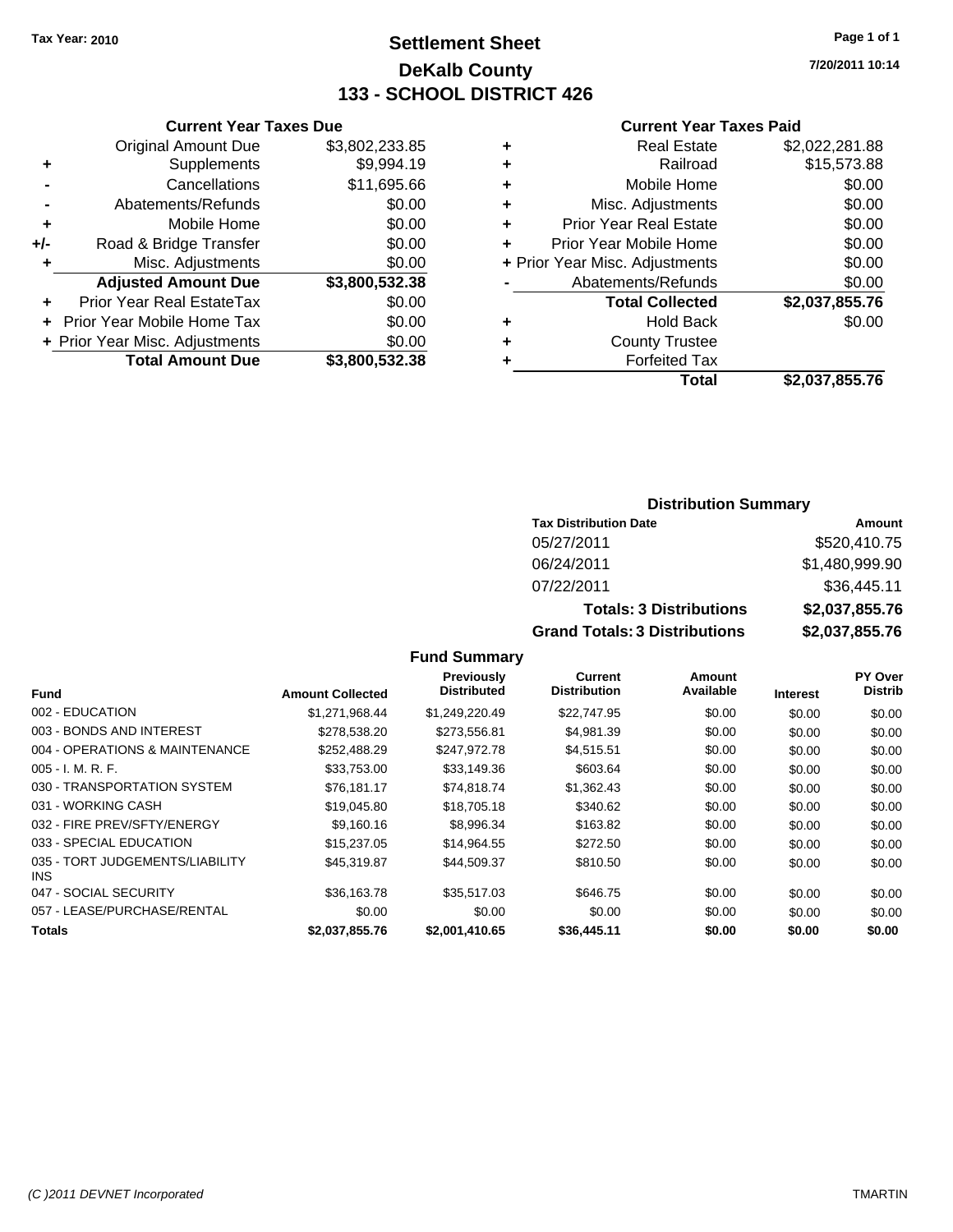Tax Year: 2010

# Settlement Sheet
## DeKalb County
## 133 - SCHOOL DISTRICT 426

7/20/2011 10:14

### Current Year Taxes Due

| | | |
|---|---|---|
| | Original Amount Due | $3,802,233.85 |
| + | Supplements | $9,994.19 |
| - | Cancellations | $11,695.66 |
| - | Abatements/Refunds | $0.00 |
| + | Mobile Home | $0.00 |
| +/- | Road & Bridge Transfer | $0.00 |
| + | Misc. Adjustments | $0.00 |
| | **Adjusted Amount Due** | **$3,800,532.38** |
| + | Prior Year Real EstateTax | $0.00 |
| + | Prior Year Mobile Home Tax | $0.00 |
| + | Prior Year Misc. Adjustments | $0.00 |
| | **Total Amount Due** | **$3,800,532.38** |

### Current Year Taxes Paid

| | | |
|---|---|---|
| + | Real Estate | $2,022,281.88 |
| + | Railroad | $15,573.88 |
| + | Mobile Home | $0.00 |
| + | Misc. Adjustments | $0.00 |
| + | Prior Year Real Estate | $0.00 |
| + | Prior Year Mobile Home | $0.00 |
| + | Prior Year Misc. Adjustments | $0.00 |
| - | Abatements/Refunds | $0.00 |
| | **Total Collected** | **$2,037,855.76** |
| + | Hold Back | $0.00 |
| + | County Trustee | |
| + | Forfeited Tax | |
| | **Total** | **$2,037,855.76** |

### Distribution Summary

| Tax Distribution Date | Amount |
|---|---|
| 05/27/2011 | $520,410.75 |
| 06/24/2011 | $1,480,999.90 |
| 07/22/2011 | $36,445.11 |
| **Totals: 3 Distributions** | **$2,037,855.76** |
| **Grand Totals: 3 Distributions** | **$2,037,855.76** |

### Fund Summary

| Fund | Amount Collected | Previously Distributed | Current Distribution | Amount Available | Interest | PY Over Distrib |
|---|---|---|---|---|---|---|
| 002 - EDUCATION | $1,271,968.44 | $1,249,220.49 | $22,747.95 | $0.00 | $0.00 | $0.00 |
| 003 - BONDS AND INTEREST | $278,538.20 | $273,556.81 | $4,981.39 | $0.00 | $0.00 | $0.00 |
| 004 - OPERATIONS & MAINTENANCE | $252,488.29 | $247,972.78 | $4,515.51 | $0.00 | $0.00 | $0.00 |
| 005 - I. M. R. F. | $33,753.00 | $33,149.36 | $603.64 | $0.00 | $0.00 | $0.00 |
| 030 - TRANSPORTATION SYSTEM | $76,181.17 | $74,818.74 | $1,362.43 | $0.00 | $0.00 | $0.00 |
| 031 - WORKING CASH | $19,045.80 | $18,705.18 | $340.62 | $0.00 | $0.00 | $0.00 |
| 032 - FIRE PREV/SFTY/ENERGY | $9,160.16 | $8,996.34 | $163.82 | $0.00 | $0.00 | $0.00 |
| 033 - SPECIAL EDUCATION | $15,237.05 | $14,964.55 | $272.50 | $0.00 | $0.00 | $0.00 |
| 035 - TORT JUDGEMENTS/LIABILITY INS | $45,319.87 | $44,509.37 | $810.50 | $0.00 | $0.00 | $0.00 |
| 047 - SOCIAL SECURITY | $36,163.78 | $35,517.03 | $646.75 | $0.00 | $0.00 | $0.00 |
| 057 - LEASE/PURCHASE/RENTAL | $0.00 | $0.00 | $0.00 | $0.00 | $0.00 | $0.00 |
| **Totals** | **$2,037,855.76** | **$2,001,410.65** | **$36,445.11** | **$0.00** | **$0.00** | **$0.00** |

(C )2011 DEVNET Incorporated TMARTIN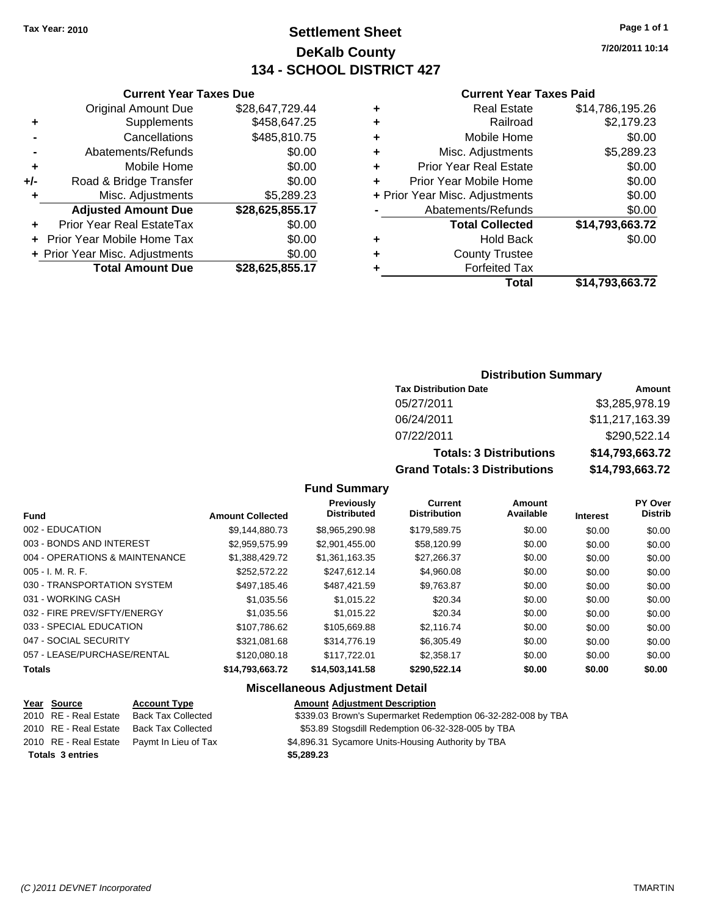**Tax Year: 2010**

# Settlement Sheet
## DeKalb County
## 134 - SCHOOL DISTRICT 427

7/20/2011 10:14

### Current Year Taxes Due

| | | |
|---|---|---|
| | Original Amount Due | $28,647,729.44 |
| + | Supplements | $458,647.25 |
| - | Cancellations | $485,810.75 |
| - | Abatements/Refunds | $0.00 |
| + | Mobile Home | $0.00 |
| +/- | Road & Bridge Transfer | $0.00 |
| + | Misc. Adjustments | $5,289.23 |
| | **Adjusted Amount Due** | **$28,625,855.17** |
| + | Prior Year Real EstateTax | $0.00 |
| + | Prior Year Mobile Home Tax | $0.00 |
| + | Prior Year Misc. Adjustments | $0.00 |
| | **Total Amount Due** | **$28,625,855.17** |

### Current Year Taxes Paid

| | | |
|---|---|---|
| + | Real Estate | $14,786,195.26 |
| + | Railroad | $2,179.23 |
| + | Mobile Home | $0.00 |
| + | Misc. Adjustments | $5,289.23 |
| + | Prior Year Real Estate | $0.00 |
| + | Prior Year Mobile Home | $0.00 |
| + | Prior Year Misc. Adjustments | $0.00 |
| - | Abatements/Refunds | $0.00 |
| | **Total Collected** | **$14,793,663.72** |
| + | Hold Back | $0.00 |
| + | County Trustee | |
| + | Forfeited Tax | |
| | **Total** | **$14,793,663.72** |

### Distribution Summary

| Tax Distribution Date | Amount |
|---|---|
| 05/27/2011 | $3,285,978.19 |
| 06/24/2011 | $11,217,163.39 |
| 07/22/2011 | $290,522.14 |
| **Totals: 3 Distributions** | **$14,793,663.72** |
| **Grand Totals: 3 Distributions** | **$14,793,663.72** |

### Fund Summary

| Fund | Amount Collected | Previously Distributed | Current Distribution | Amount Available | Interest | PY Over Distrib |
|---|---|---|---|---|---|---|
| 002 - EDUCATION | $9,144,880.73 | $8,965,290.98 | $179,589.75 | $0.00 | $0.00 | $0.00 |
| 003 - BONDS AND INTEREST | $2,959,575.99 | $2,901,455.00 | $58,120.99 | $0.00 | $0.00 | $0.00 |
| 004 - OPERATIONS & MAINTENANCE | $1,388,429.72 | $1,361,163.35 | $27,266.37 | $0.00 | $0.00 | $0.00 |
| 005 - I. M. R. F. | $252,572.22 | $247,612.14 | $4,960.08 | $0.00 | $0.00 | $0.00 |
| 030 - TRANSPORTATION SYSTEM | $497,185.46 | $487,421.59 | $9,763.87 | $0.00 | $0.00 | $0.00 |
| 031 - WORKING CASH | $1,035.56 | $1,015.22 | $20.34 | $0.00 | $0.00 | $0.00 |
| 032 - FIRE PREV/SFTY/ENERGY | $1,035.56 | $1,015.22 | $20.34 | $0.00 | $0.00 | $0.00 |
| 033 - SPECIAL EDUCATION | $107,786.62 | $105,669.88 | $2,116.74 | $0.00 | $0.00 | $0.00 |
| 047 - SOCIAL SECURITY | $321,081.68 | $314,776.19 | $6,305.49 | $0.00 | $0.00 | $0.00 |
| 057 - LEASE/PURCHASE/RENTAL | $120,080.18 | $117,722.01 | $2,358.17 | $0.00 | $0.00 | $0.00 |
| **Totals** | **$14,793,663.72** | **$14,503,141.58** | **$290,522.14** | **$0.00** | **$0.00** | **$0.00** |

### Miscellaneous Adjustment Detail

| Year | Source | Account Type | Amount | Adjustment Description |
|---|---|---|---|---|
| 2010 | RE - Real Estate | Back Tax Collected | $339.03 | Brown's Supermarket Redemption 06-32-282-008 by TBA |
| 2010 | RE - Real Estate | Back Tax Collected | $53.89 | Stogsdill Redemption 06-32-328-005 by TBA |
| 2010 | RE - Real Estate | Paymt In Lieu of Tax | $4,896.31 | Sycamore Units-Housing Authority by TBA |
| **Totals 3 entries** | | | **$5,289.23** | |

*(C )2011 DEVNET Incorporated* TMARTIN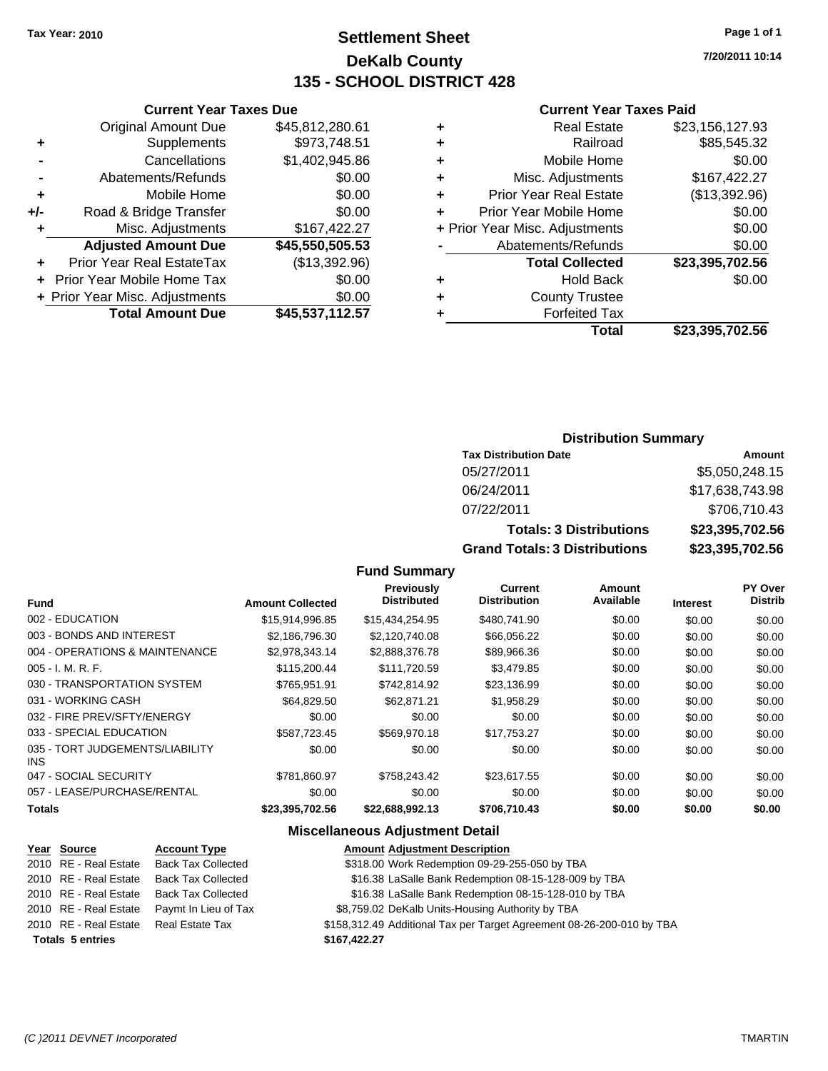Tax Year: 2010

# Settlement Sheet
## DeKalb County
## 135 - SCHOOL DISTRICT 428

7/20/2011 10:14

### Current Year Taxes Due

| | | |
|---|---|---|
| | Original Amount Due | $45,812,280.61 |
| + | Supplements | $973,748.51 |
| - | Cancellations | $1,402,945.86 |
| - | Abatements/Refunds | $0.00 |
| + | Mobile Home | $0.00 |
| +/- | Road & Bridge Transfer | $0.00 |
| + | Misc. Adjustments | $167,422.27 |
| | **Adjusted Amount Due** | **$45,550,505.53** |
| + | Prior Year Real EstateTax | ($13,392.96) |
| + | Prior Year Mobile Home Tax | $0.00 |
| + | Prior Year Misc. Adjustments | $0.00 |
| | **Total Amount Due** | **$45,537,112.57** |

### Current Year Taxes Paid

| | | |
|---|---|---|
| + | Real Estate | $23,156,127.93 |
| + | Railroad | $85,545.32 |
| + | Mobile Home | $0.00 |
| + | Misc. Adjustments | $167,422.27 |
| + | Prior Year Real Estate | ($13,392.96) |
| + | Prior Year Mobile Home | $0.00 |
| + | Prior Year Misc. Adjustments | $0.00 |
| - | Abatements/Refunds | $0.00 |
| | **Total Collected** | **$23,395,702.56** |
| + | Hold Back | $0.00 |
| + | County Trustee | |
| + | Forfeited Tax | |
| | **Total** | **$23,395,702.56** |

### Distribution Summary

| Tax Distribution Date | Amount |
|---|---|
| 05/27/2011 | $5,050,248.15 |
| 06/24/2011 | $17,638,743.98 |
| 07/22/2011 | $706,710.43 |
| **Totals: 3 Distributions** | **$23,395,702.56** |
| **Grand Totals: 3 Distributions** | **$23,395,702.56** |

### Fund Summary

| Fund | Amount Collected | Previously Distributed | Current Distribution | Amount Available | Interest | PY Over Distrib |
|---|---|---|---|---|---|---|
| 002 - EDUCATION | $15,914,996.85 | $15,434,254.95 | $480,741.90 | $0.00 | $0.00 | $0.00 |
| 003 - BONDS AND INTEREST | $2,186,796.30 | $2,120,740.08 | $66,056.22 | $0.00 | $0.00 | $0.00 |
| 004 - OPERATIONS & MAINTENANCE | $2,978,343.14 | $2,888,376.78 | $89,966.36 | $0.00 | $0.00 | $0.00 |
| 005 - I. M. R. F. | $115,200.44 | $111,720.59 | $3,479.85 | $0.00 | $0.00 | $0.00 |
| 030 - TRANSPORTATION SYSTEM | $765,951.91 | $742,814.92 | $23,136.99 | $0.00 | $0.00 | $0.00 |
| 031 - WORKING CASH | $64,829.50 | $62,871.21 | $1,958.29 | $0.00 | $0.00 | $0.00 |
| 032 - FIRE PREV/SFTY/ENERGY | $0.00 | $0.00 | $0.00 | $0.00 | $0.00 | $0.00 |
| 033 - SPECIAL EDUCATION | $587,723.45 | $569,970.18 | $17,753.27 | $0.00 | $0.00 | $0.00 |
| 035 - TORT JUDGEMENTS/LIABILITY INS | $0.00 | $0.00 | $0.00 | $0.00 | $0.00 | $0.00 |
| 047 - SOCIAL SECURITY | $781,860.97 | $758,243.42 | $23,617.55 | $0.00 | $0.00 | $0.00 |
| 057 - LEASE/PURCHASE/RENTAL | $0.00 | $0.00 | $0.00 | $0.00 | $0.00 | $0.00 |
| **Totals** | **$23,395,702.56** | **$22,688,992.13** | **$706,710.43** | **$0.00** | **$0.00** | **$0.00** |

### Miscellaneous Adjustment Detail

| Year | Source | Account Type | Amount | Adjustment Description |
|---|---|---|---|---|
| 2010 | RE - Real Estate | Back Tax Collected | $318.00 | Work Redemption 09-29-255-050 by TBA |
| 2010 | RE - Real Estate | Back Tax Collected | $16.38 | LaSalle Bank Redemption 08-15-128-009 by TBA |
| 2010 | RE - Real Estate | Back Tax Collected | $16.38 | LaSalle Bank Redemption 08-15-128-010 by TBA |
| 2010 | RE - Real Estate | Paymt In Lieu of Tax | $8,759.02 | DeKalb Units-Housing Authority by TBA |
| 2010 | RE - Real Estate | Real Estate Tax | $158,312.49 | Additional Tax per Target Agreement 08-26-200-010 by TBA |
| **Totals 5 entries** | | | **$167,422.27** | |

(C )2011 DEVNET Incorporated TMARTIN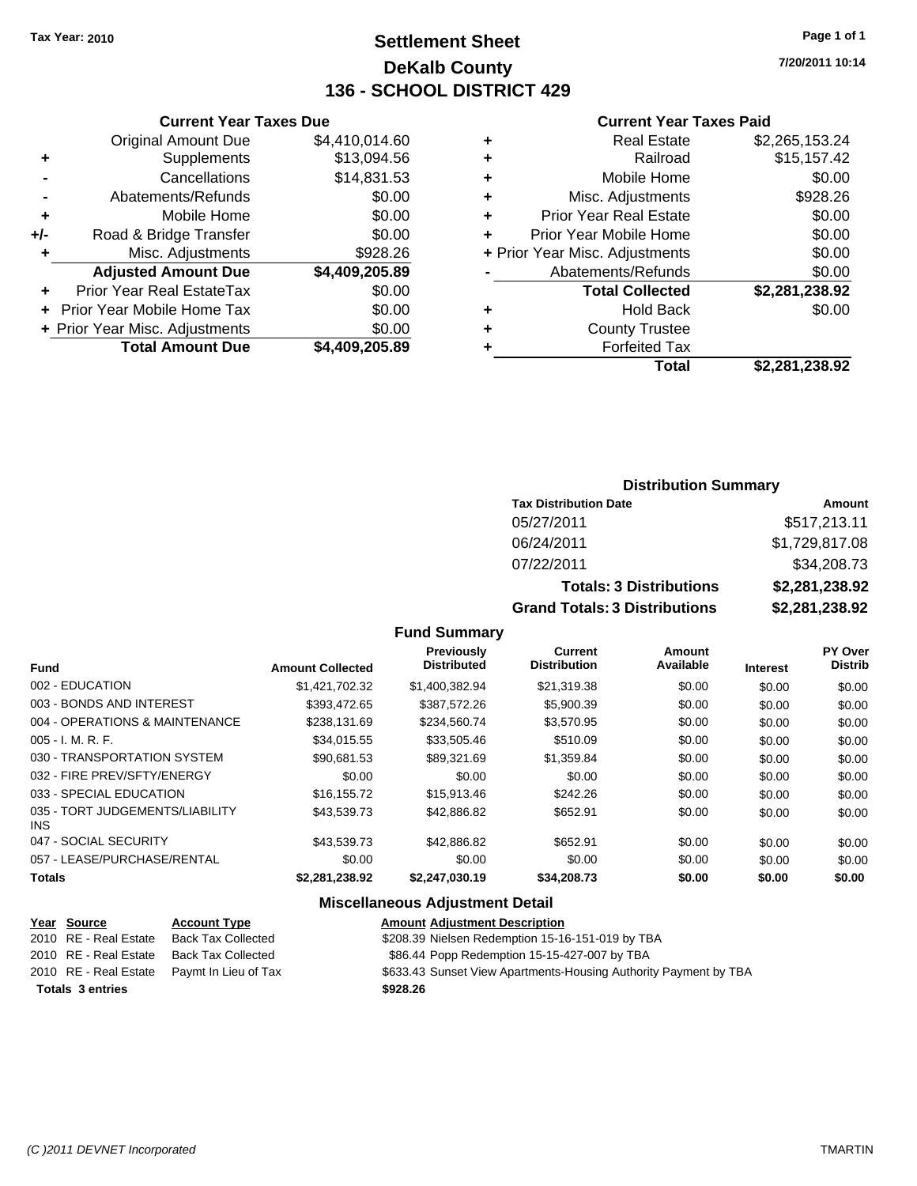Tax Year: 2010

# Settlement Sheet
## DeKalb County
## 136 - SCHOOL DISTRICT 429

7/20/2011 10:14

### Current Year Taxes Due

| | | |
|---|---|---|
| | Original Amount Due | $4,410,014.60 |
| + | Supplements | $13,094.56 |
| - | Cancellations | $14,831.53 |
| - | Abatements/Refunds | $0.00 |
| + | Mobile Home | $0.00 |
| +/- | Road & Bridge Transfer | $0.00 |
| + | Misc. Adjustments | $928.26 |
| | **Adjusted Amount Due** | **$4,409,205.89** |
| + | Prior Year Real EstateTax | $0.00 |
| + | Prior Year Mobile Home Tax | $0.00 |
| + | Prior Year Misc. Adjustments | $0.00 |
| | **Total Amount Due** | **$4,409,205.89** |

### Current Year Taxes Paid

| | | |
|---|---|---|
| + | Real Estate | $2,265,153.24 |
| + | Railroad | $15,157.42 |
| + | Mobile Home | $0.00 |
| + | Misc. Adjustments | $928.26 |
| + | Prior Year Real Estate | $0.00 |
| + | Prior Year Mobile Home | $0.00 |
| + | Prior Year Misc. Adjustments | $0.00 |
| - | Abatements/Refunds | $0.00 |
| | **Total Collected** | **$2,281,238.92** |
| + | Hold Back | $0.00 |
| + | County Trustee | |
| + | Forfeited Tax | |
| | **Total** | **$2,281,238.92** |

### Distribution Summary

| Tax Distribution Date | Amount |
|---|---|
| 05/27/2011 | $517,213.11 |
| 06/24/2011 | $1,729,817.08 |
| 07/22/2011 | $34,208.73 |
| **Totals: 3 Distributions** | **$2,281,238.92** |
| **Grand Totals: 3 Distributions** | **$2,281,238.92** |

### Fund Summary

| Fund | Amount Collected | Previously Distributed | Current Distribution | Amount Available | Interest | PY Over Distrib |
|---|---|---|---|---|---|---|
| 002 - EDUCATION | $1,421,702.32 | $1,400,382.94 | $21,319.38 | $0.00 | $0.00 | $0.00 |
| 003 - BONDS AND INTEREST | $393,472.65 | $387,572.26 | $5,900.39 | $0.00 | $0.00 | $0.00 |
| 004 - OPERATIONS & MAINTENANCE | $238,131.69 | $234,560.74 | $3,570.95 | $0.00 | $0.00 | $0.00 |
| 005 - I. M. R. F. | $34,015.55 | $33,505.46 | $510.09 | $0.00 | $0.00 | $0.00 |
| 030 - TRANSPORTATION SYSTEM | $90,681.53 | $89,321.69 | $1,359.84 | $0.00 | $0.00 | $0.00 |
| 032 - FIRE PREV/SFTY/ENERGY | $0.00 | $0.00 | $0.00 | $0.00 | $0.00 | $0.00 |
| 033 - SPECIAL EDUCATION | $16,155.72 | $15,913.46 | $242.26 | $0.00 | $0.00 | $0.00 |
| 035 - TORT JUDGEMENTS/LIABILITY INS | $43,539.73 | $42,886.82 | $652.91 | $0.00 | $0.00 | $0.00 |
| 047 - SOCIAL SECURITY | $43,539.73 | $42,886.82 | $652.91 | $0.00 | $0.00 | $0.00 |
| 057 - LEASE/PURCHASE/RENTAL | $0.00 | $0.00 | $0.00 | $0.00 | $0.00 | $0.00 |
| **Totals** | **$2,281,238.92** | **$2,247,030.19** | **$34,208.73** | **$0.00** | **$0.00** | **$0.00** |

### Miscellaneous Adjustment Detail

| Year | Source | Account Type | Amount | Adjustment Description |
|---|---|---|---|---|
| 2010 | RE - Real Estate | Back Tax Collected | $208.39 | Nielsen Redemption 15-16-151-019 by TBA |
| 2010 | RE - Real Estate | Back Tax Collected | $86.44 | Popp Redemption 15-15-427-007 by TBA |
| 2010 | RE - Real Estate | Paymt In Lieu of Tax | $633.43 | Sunset View Apartments-Housing Authority Payment by TBA |
| **Totals** | **3 entries** | | **$928.26** | |

(C )2011 DEVNET Incorporated TMARTIN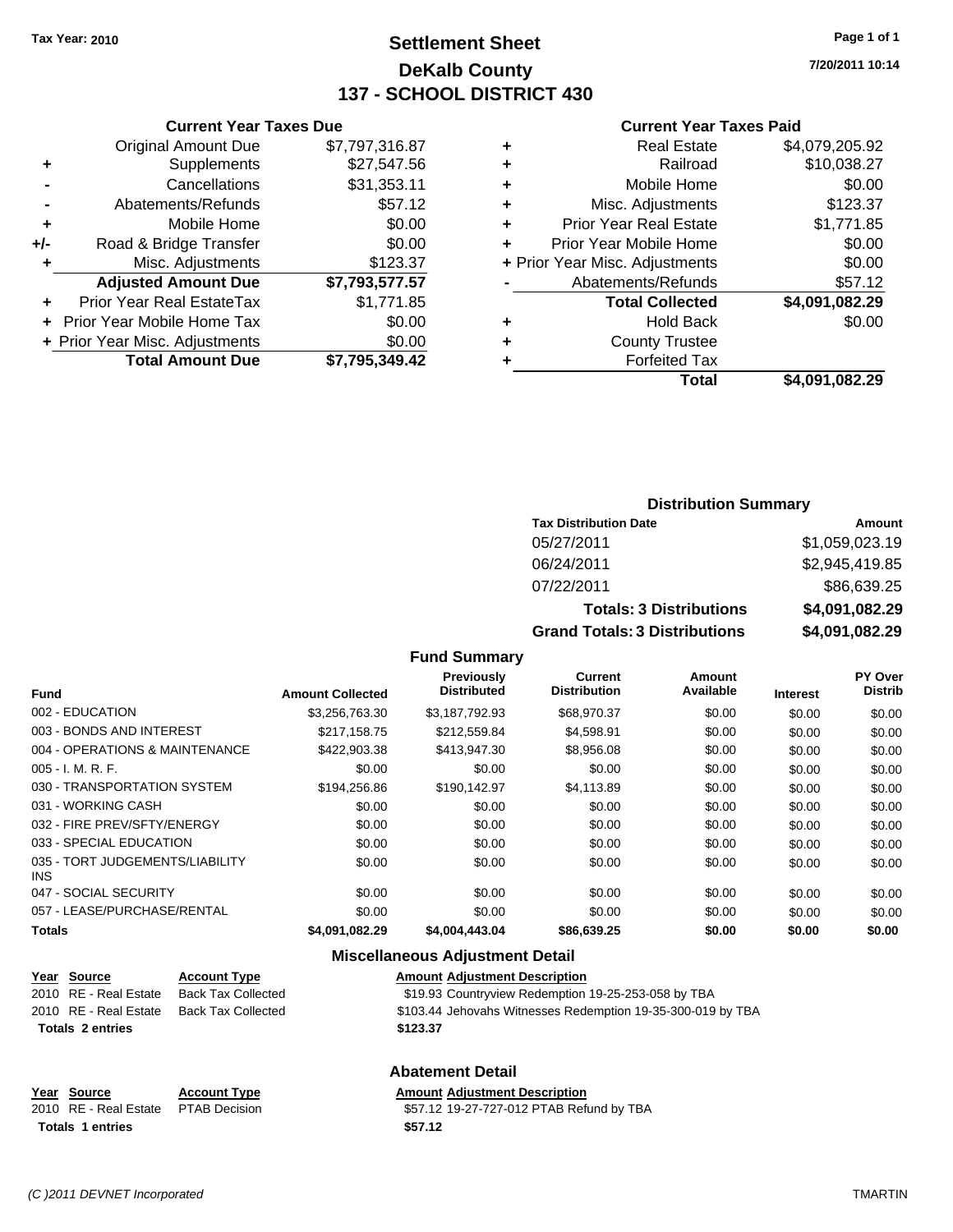Tax Year: 2010

# Settlement Sheet
## DeKalb County
## 137 - SCHOOL DISTRICT 430

7/20/2011 10:14

### Current Year Taxes Due

| | | |
|---|---|---|
| | Original Amount Due | $7,797,316.87 |
| + | Supplements | $27,547.56 |
| - | Cancellations | $31,353.11 |
| - | Abatements/Refunds | $57.12 |
| + | Mobile Home | $0.00 |
| +/- | Road & Bridge Transfer | $0.00 |
| + | Misc. Adjustments | $123.37 |
| | **Adjusted Amount Due** | **$7,793,577.57** |
| + | Prior Year Real EstateTax | $1,771.85 |
| + | Prior Year Mobile Home Tax | $0.00 |
| + | Prior Year Misc. Adjustments | $0.00 |
| | **Total Amount Due** | **$7,795,349.42** |

### Current Year Taxes Paid

| | | |
|---|---|---|
| + | Real Estate | $4,079,205.92 |
| + | Railroad | $10,038.27 |
| + | Mobile Home | $0.00 |
| + | Misc. Adjustments | $123.37 |
| + | Prior Year Real Estate | $1,771.85 |
| + | Prior Year Mobile Home | $0.00 |
| + | Prior Year Misc. Adjustments | $0.00 |
| - | Abatements/Refunds | $57.12 |
| | **Total Collected** | **$4,091,082.29** |
| + | Hold Back | $0.00 |
| + | County Trustee | |
| + | Forfeited Tax | |
| | **Total** | **$4,091,082.29** |

### Distribution Summary

| Tax Distribution Date | Amount |
|---|---|
| 05/27/2011 | $1,059,023.19 |
| 06/24/2011 | $2,945,419.85 |
| 07/22/2011 | $86,639.25 |
| **Totals: 3 Distributions** | **$4,091,082.29** |
| **Grand Totals: 3 Distributions** | **$4,091,082.29** |

### Fund Summary

| Fund | Amount Collected | Previously Distributed | Current Distribution | Amount Available | Interest | PY Over Distrib |
|---|---|---|---|---|---|---|
| 002 - EDUCATION | $3,256,763.30 | $3,187,792.93 | $68,970.37 | $0.00 | $0.00 | $0.00 |
| 003 - BONDS AND INTEREST | $217,158.75 | $212,559.84 | $4,598.91 | $0.00 | $0.00 | $0.00 |
| 004 - OPERATIONS & MAINTENANCE | $422,903.38 | $413,947.30 | $8,956.08 | $0.00 | $0.00 | $0.00 |
| 005 - I. M. R. F. | $0.00 | $0.00 | $0.00 | $0.00 | $0.00 | $0.00 |
| 030 - TRANSPORTATION SYSTEM | $194,256.86 | $190,142.97 | $4,113.89 | $0.00 | $0.00 | $0.00 |
| 031 - WORKING CASH | $0.00 | $0.00 | $0.00 | $0.00 | $0.00 | $0.00 |
| 032 - FIRE PREV/SFTY/ENERGY | $0.00 | $0.00 | $0.00 | $0.00 | $0.00 | $0.00 |
| 033 - SPECIAL EDUCATION | $0.00 | $0.00 | $0.00 | $0.00 | $0.00 | $0.00 |
| 035 - TORT JUDGEMENTS/LIABILITY INS | $0.00 | $0.00 | $0.00 | $0.00 | $0.00 | $0.00 |
| 047 - SOCIAL SECURITY | $0.00 | $0.00 | $0.00 | $0.00 | $0.00 | $0.00 |
| 057 - LEASE/PURCHASE/RENTAL | $0.00 | $0.00 | $0.00 | $0.00 | $0.00 | $0.00 |
| **Totals** | **$4,091,082.29** | **$4,004,443.04** | **$86,639.25** | **$0.00** | **$0.00** | **$0.00** |

### Miscellaneous Adjustment Detail

| Year | Source | Account Type | Amount | Adjustment Description |
|---|---|---|---|---|
| 2010 | RE - Real Estate | Back Tax Collected | $19.93 | Countryview Redemption 19-25-253-058 by TBA |
| 2010 | RE - Real Estate | Back Tax Collected | $103.44 | Jehovahs Witnesses Redemption 19-35-300-019 by TBA |
| **Totals 2 entries** | | | **$123.37** | |

### Abatement Detail

| Year | Source | Account Type | Amount | Adjustment Description |
|---|---|---|---|---|
| 2010 | RE - Real Estate | PTAB Decision | $57.12 | 19-27-727-012 PTAB Refund by TBA |
| **Totals 1 entries** | | | **$57.12** | |

(C )2011 DEVNET Incorporated TMARTIN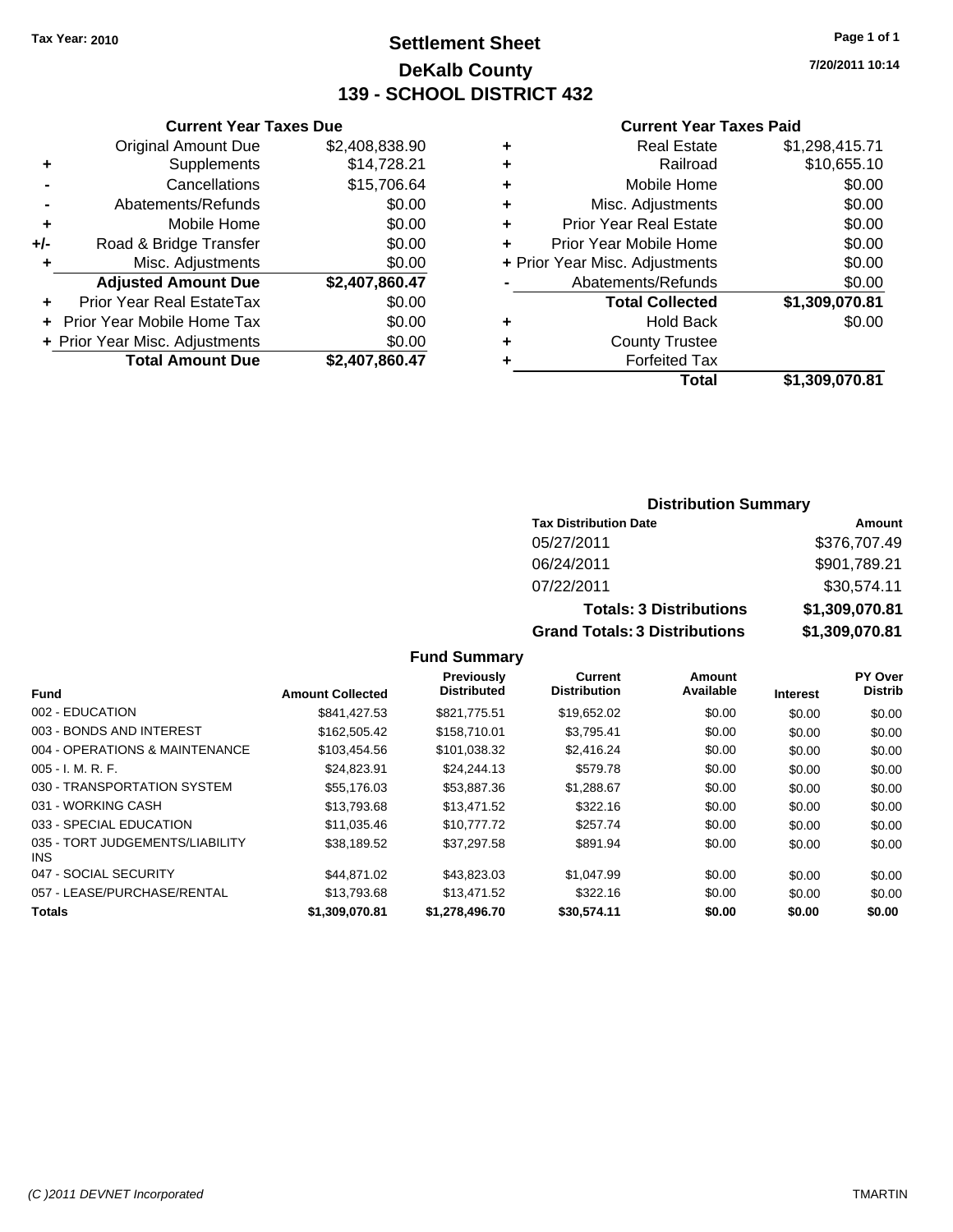Tax Year: 2010

# Settlement Sheet
## DeKalb County
## 139 - SCHOOL DISTRICT 432

7/20/2011 10:14

### Current Year Taxes Due

| | | |
|---|---|---|
| | Original Amount Due | $2,408,838.90 |
| + | Supplements | $14,728.21 |
| - | Cancellations | $15,706.64 |
| - | Abatements/Refunds | $0.00 |
| + | Mobile Home | $0.00 |
| +/- | Road & Bridge Transfer | $0.00 |
| + | Misc. Adjustments | $0.00 |
| | **Adjusted Amount Due** | **$2,407,860.47** |
| + | Prior Year Real EstateTax | $0.00 |
| + | Prior Year Mobile Home Tax | $0.00 |
| + | Prior Year Misc. Adjustments | $0.00 |
| | **Total Amount Due** | **$2,407,860.47** |

### Current Year Taxes Paid

| | | |
|---|---|---|
| + | Real Estate | $1,298,415.71 |
| + | Railroad | $10,655.10 |
| + | Mobile Home | $0.00 |
| + | Misc. Adjustments | $0.00 |
| + | Prior Year Real Estate | $0.00 |
| + | Prior Year Mobile Home | $0.00 |
| + | Prior Year Misc. Adjustments | $0.00 |
| - | Abatements/Refunds | $0.00 |
| | **Total Collected** | **$1,309,070.81** |
| + | Hold Back | $0.00 |
| + | County Trustee | |
| + | Forfeited Tax | |
| | **Total** | **$1,309,070.81** |

### Distribution Summary

| Tax Distribution Date | Amount |
|---|---|
| 05/27/2011 | $376,707.49 |
| 06/24/2011 | $901,789.21 |
| 07/22/2011 | $30,574.11 |
| **Totals: 3 Distributions** | **$1,309,070.81** |
| **Grand Totals: 3 Distributions** | **$1,309,070.81** |

### Fund Summary

| Fund | Amount Collected | Previously Distributed | Current Distribution | Amount Available | Interest | PY Over Distrib |
|---|---|---|---|---|---|---|
| 002 - EDUCATION | $841,427.53 | $821,775.51 | $19,652.02 | $0.00 | $0.00 | $0.00 |
| 003 - BONDS AND INTEREST | $162,505.42 | $158,710.01 | $3,795.41 | $0.00 | $0.00 | $0.00 |
| 004 - OPERATIONS & MAINTENANCE | $103,454.56 | $101,038.32 | $2,416.24 | $0.00 | $0.00 | $0.00 |
| 005 - I. M. R. F. | $24,823.91 | $24,244.13 | $579.78 | $0.00 | $0.00 | $0.00 |
| 030 - TRANSPORTATION SYSTEM | $55,176.03 | $53,887.36 | $1,288.67 | $0.00 | $0.00 | $0.00 |
| 031 - WORKING CASH | $13,793.68 | $13,471.52 | $322.16 | $0.00 | $0.00 | $0.00 |
| 033 - SPECIAL EDUCATION | $11,035.46 | $10,777.72 | $257.74 | $0.00 | $0.00 | $0.00 |
| 035 - TORT JUDGEMENTS/LIABILITY INS | $38,189.52 | $37,297.58 | $891.94 | $0.00 | $0.00 | $0.00 |
| 047 - SOCIAL SECURITY | $44,871.02 | $43,823.03 | $1,047.99 | $0.00 | $0.00 | $0.00 |
| 057 - LEASE/PURCHASE/RENTAL | $13,793.68 | $13,471.52 | $322.16 | $0.00 | $0.00 | $0.00 |
| **Totals** | **$1,309,070.81** | **$1,278,496.70** | **$30,574.11** | **$0.00** | **$0.00** | **$0.00** |

(C )2011 DEVNET Incorporated TMARTIN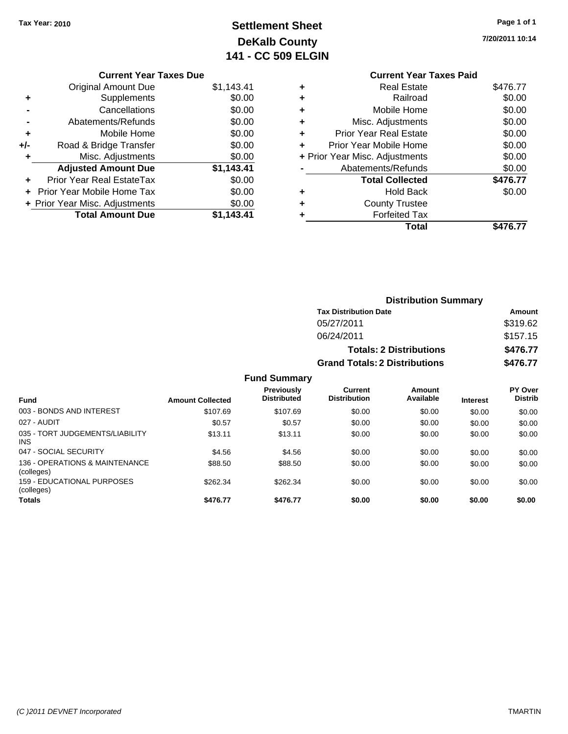**Tax Year: 2010**

# Settlement Sheet
## DeKalb County
## 141 - CC 509 ELGIN

7/20/2011 10:14

### Current Year Taxes Due

| | | |
|---|---|---|
| | Original Amount Due | $1,143.41 |
| + | Supplements | $0.00 |
| - | Cancellations | $0.00 |
| - | Abatements/Refunds | $0.00 |
| + | Mobile Home | $0.00 |
| +/- | Road & Bridge Transfer | $0.00 |
| + | Misc. Adjustments | $0.00 |
| | **Adjusted Amount Due** | **$1,143.41** |
| + | Prior Year Real EstateTax | $0.00 |
| + | Prior Year Mobile Home Tax | $0.00 |
| + | Prior Year Misc. Adjustments | $0.00 |
| | **Total Amount Due** | **$1,143.41** |

### Current Year Taxes Paid

| | | |
|---|---|---|
| + | Real Estate | $476.77 |
| + | Railroad | $0.00 |
| + | Mobile Home | $0.00 |
| + | Misc. Adjustments | $0.00 |
| + | Prior Year Real Estate | $0.00 |
| + | Prior Year Mobile Home | $0.00 |
| + | Prior Year Misc. Adjustments | $0.00 |
| - | Abatements/Refunds | $0.00 |
| | **Total Collected** | **$476.77** |
| + | Hold Back | $0.00 |
| + | County Trustee | |
| + | Forfeited Tax | |
| | **Total** | **$476.77** |

### Distribution Summary

| Tax Distribution Date | Amount |
|---|---|
| 05/27/2011 | $319.62 |
| 06/24/2011 | $157.15 |
| **Totals: 2 Distributions** | **$476.77** |
| **Grand Totals: 2 Distributions** | **$476.77** |

### Fund Summary

| Fund | Amount Collected | Previously Distributed | Current Distribution | Amount Available | Interest | PY Over Distrib |
|---|---|---|---|---|---|---|
| 003 - BONDS AND INTEREST | $107.69 | $107.69 | $0.00 | $0.00 | $0.00 | $0.00 |
| 027 - AUDIT | $0.57 | $0.57 | $0.00 | $0.00 | $0.00 | $0.00 |
| 035 - TORT JUDGEMENTS/LIABILITY INS | $13.11 | $13.11 | $0.00 | $0.00 | $0.00 | $0.00 |
| 047 - SOCIAL SECURITY | $4.56 | $4.56 | $0.00 | $0.00 | $0.00 | $0.00 |
| 136 - OPERATIONS & MAINTENANCE (colleges) | $88.50 | $88.50 | $0.00 | $0.00 | $0.00 | $0.00 |
| 159 - EDUCATIONAL PURPOSES (colleges) | $262.34 | $262.34 | $0.00 | $0.00 | $0.00 | $0.00 |
| **Totals** | **$476.77** | **$476.77** | **$0.00** | **$0.00** | **$0.00** | **$0.00** |

(C )2011 DEVNET Incorporated — TMARTIN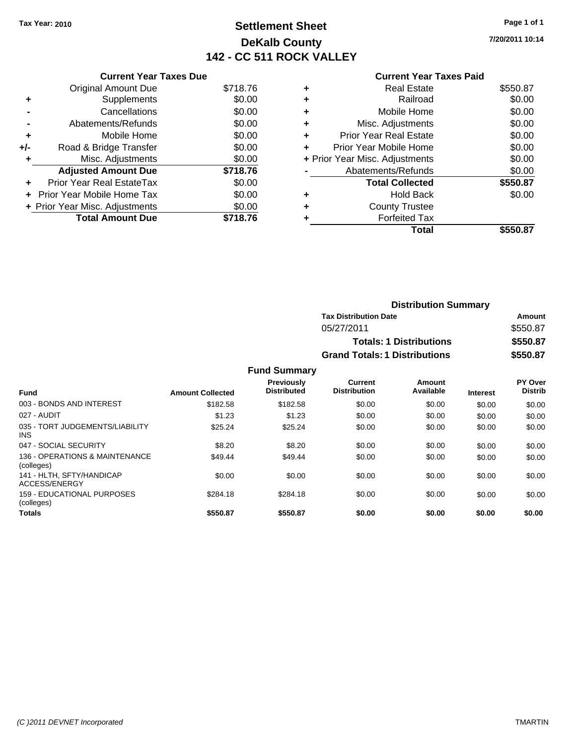**Tax Year: 2010**

# Settlement Sheet
## DeKalb County
## 142 - CC 511 ROCK VALLEY

7/20/2011 10:14

### Current Year Taxes Due

| | | |
|---|---|---|
| | Original Amount Due | $718.76 |
| + | Supplements | $0.00 |
| - | Cancellations | $0.00 |
| - | Abatements/Refunds | $0.00 |
| + | Mobile Home | $0.00 |
| +/- | Road & Bridge Transfer | $0.00 |
| + | Misc. Adjustments | $0.00 |
| | **Adjusted Amount Due** | **$718.76** |
| + | Prior Year Real EstateTax | $0.00 |
| + | Prior Year Mobile Home Tax | $0.00 |
| + | Prior Year Misc. Adjustments | $0.00 |
| | **Total Amount Due** | **$718.76** |

### Current Year Taxes Paid

| | | |
|---|---|---|
| + | Real Estate | $550.87 |
| + | Railroad | $0.00 |
| + | Mobile Home | $0.00 |
| + | Misc. Adjustments | $0.00 |
| + | Prior Year Real Estate | $0.00 |
| + | Prior Year Mobile Home | $0.00 |
| + | Prior Year Misc. Adjustments | $0.00 |
| - | Abatements/Refunds | $0.00 |
| | **Total Collected** | **$550.87** |
| + | Hold Back | $0.00 |
| + | County Trustee | |
| + | Forfeited Tax | |
| | **Total** | **$550.87** |

### Distribution Summary

| Tax Distribution Date | Amount |
|---|---|
| 05/27/2011 | $550.87 |
| **Totals: 1 Distributions** | **$550.87** |
| **Grand Totals: 1 Distributions** | **$550.87** |

### Fund Summary

| Fund | Amount Collected | Previously Distributed | Current Distribution | Amount Available | Interest | PY Over Distrib |
|---|---|---|---|---|---|---|
| 003 - BONDS AND INTEREST | $182.58 | $182.58 | $0.00 | $0.00 | $0.00 | $0.00 |
| 027 - AUDIT | $1.23 | $1.23 | $0.00 | $0.00 | $0.00 | $0.00 |
| 035 - TORT JUDGEMENTS/LIABILITY INS | $25.24 | $25.24 | $0.00 | $0.00 | $0.00 | $0.00 |
| 047 - SOCIAL SECURITY | $8.20 | $8.20 | $0.00 | $0.00 | $0.00 | $0.00 |
| 136 - OPERATIONS & MAINTENANCE (colleges) | $49.44 | $49.44 | $0.00 | $0.00 | $0.00 | $0.00 |
| 141 - HLTH, SFTY/HANDICAP ACCESS/ENERGY | $0.00 | $0.00 | $0.00 | $0.00 | $0.00 | $0.00 |
| 159 - EDUCATIONAL PURPOSES (colleges) | $284.18 | $284.18 | $0.00 | $0.00 | $0.00 | $0.00 |
| **Totals** | **$550.87** | **$550.87** | **$0.00** | **$0.00** | **$0.00** | **$0.00** |

(C )2011 DEVNET Incorporated — TMARTIN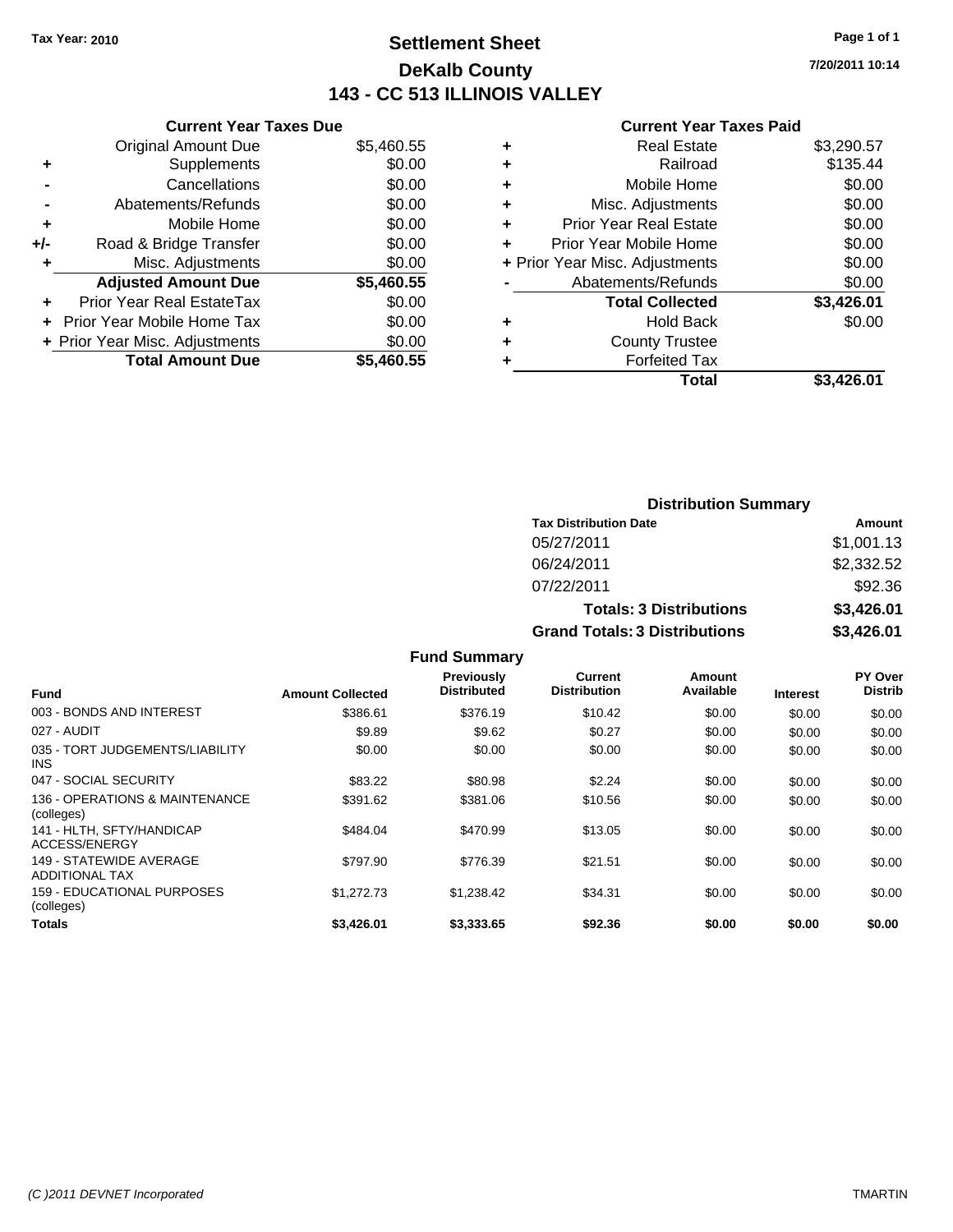Tax Year: 2010

# Settlement Sheet
## DeKalb County
## 143 - CC 513 ILLINOIS VALLEY

7/20/2011 10:14

### Current Year Taxes Due

| | | |
|---|---|---|
| | Original Amount Due | $5,460.55 |
| + | Supplements | $0.00 |
| - | Cancellations | $0.00 |
| - | Abatements/Refunds | $0.00 |
| + | Mobile Home | $0.00 |
| +/- | Road & Bridge Transfer | $0.00 |
| + | Misc. Adjustments | $0.00 |
| | **Adjusted Amount Due** | **$5,460.55** |
| + | Prior Year Real EstateTax | $0.00 |
| + | Prior Year Mobile Home Tax | $0.00 |
| + | Prior Year Misc. Adjustments | $0.00 |
| | **Total Amount Due** | **$5,460.55** |

### Current Year Taxes Paid

| | | |
|---|---|---|
| + | Real Estate | $3,290.57 |
| + | Railroad | $135.44 |
| + | Mobile Home | $0.00 |
| + | Misc. Adjustments | $0.00 |
| + | Prior Year Real Estate | $0.00 |
| + | Prior Year Mobile Home | $0.00 |
| + | Prior Year Misc. Adjustments | $0.00 |
| - | Abatements/Refunds | $0.00 |
| | **Total Collected** | **$3,426.01** |
| + | Hold Back | $0.00 |
| + | County Trustee | |
| + | Forfeited Tax | |
| | **Total** | **$3,426.01** |

### Distribution Summary

| Tax Distribution Date | Amount |
|---|---|
| 05/27/2011 | $1,001.13 |
| 06/24/2011 | $2,332.52 |
| 07/22/2011 | $92.36 |
| **Totals: 3 Distributions** | **$3,426.01** |
| **Grand Totals: 3 Distributions** | **$3,426.01** |

### Fund Summary

| Fund | Amount Collected | Previously Distributed | Current Distribution | Amount Available | Interest | PY Over Distrib |
|---|---|---|---|---|---|---|
| 003 - BONDS AND INTEREST | $386.61 | $376.19 | $10.42 | $0.00 | $0.00 | $0.00 |
| 027 - AUDIT | $9.89 | $9.62 | $0.27 | $0.00 | $0.00 | $0.00 |
| 035 - TORT JUDGEMENTS/LIABILITY INS | $0.00 | $0.00 | $0.00 | $0.00 | $0.00 | $0.00 |
| 047 - SOCIAL SECURITY | $83.22 | $80.98 | $2.24 | $0.00 | $0.00 | $0.00 |
| 136 - OPERATIONS & MAINTENANCE (colleges) | $391.62 | $381.06 | $10.56 | $0.00 | $0.00 | $0.00 |
| 141 - HLTH, SFTY/HANDICAP ACCESS/ENERGY | $484.04 | $470.99 | $13.05 | $0.00 | $0.00 | $0.00 |
| 149 - STATEWIDE AVERAGE ADDITIONAL TAX | $797.90 | $776.39 | $21.51 | $0.00 | $0.00 | $0.00 |
| 159 - EDUCATIONAL PURPOSES (colleges) | $1,272.73 | $1,238.42 | $34.31 | $0.00 | $0.00 | $0.00 |
| **Totals** | **$3,426.01** | **$3,333.65** | **$92.36** | **$0.00** | **$0.00** | **$0.00** |

(C )2011 DEVNET Incorporated TMARTIN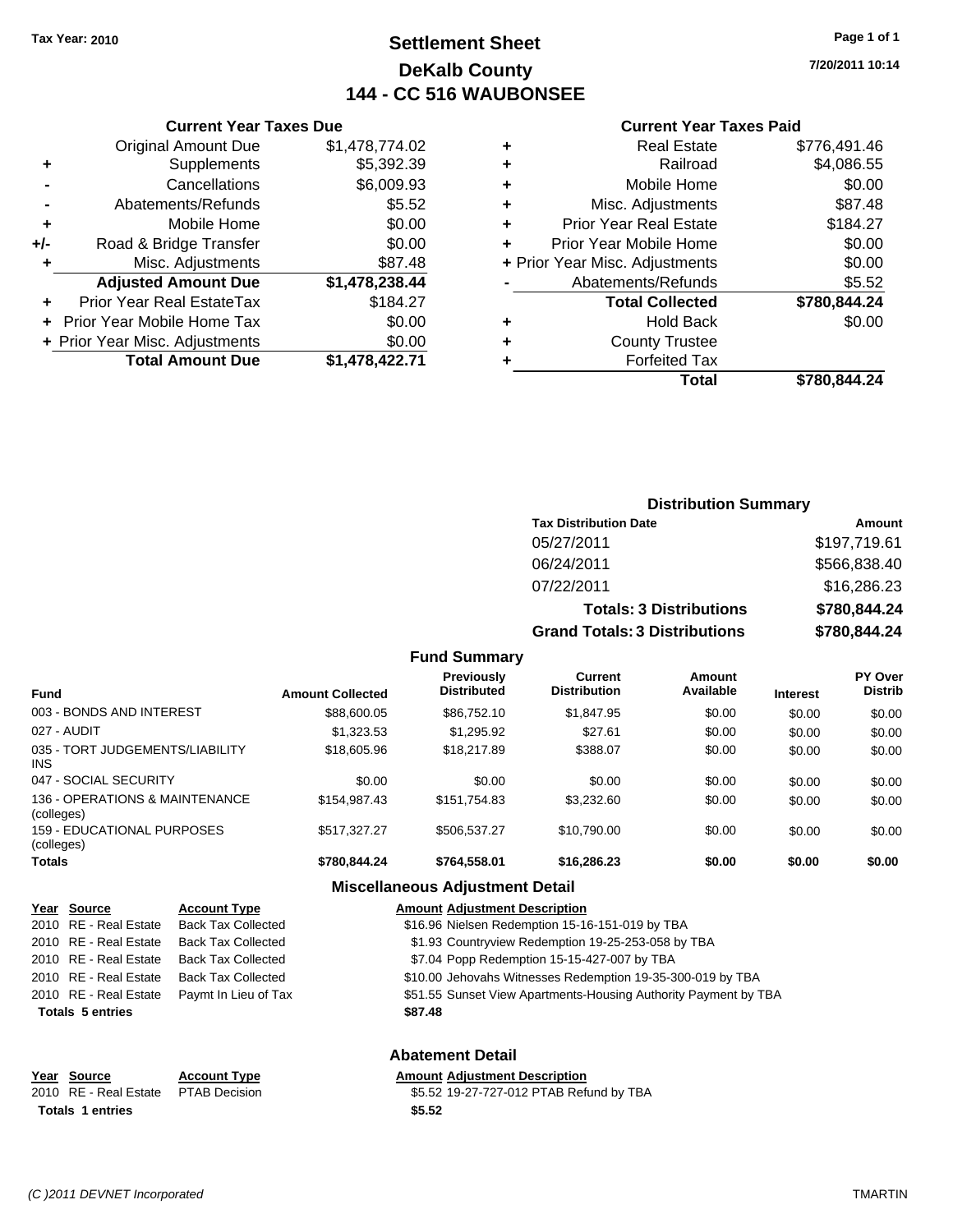**Tax Year: 2010**

# Settlement Sheet

## DeKalb County

## 144 - CC 516 WAUBONSEE

7/20/2011 10:14

### Current Year Taxes Due

| | | |
|---|---|---|
| | Original Amount Due | $1,478,774.02 |
| + | Supplements | $5,392.39 |
| - | Cancellations | $6,009.93 |
| - | Abatements/Refunds | $5.52 |
| + | Mobile Home | $0.00 |
| +/- | Road & Bridge Transfer | $0.00 |
| + | Misc. Adjustments | $87.48 |
| | **Adjusted Amount Due** | **$1,478,238.44** |
| + | Prior Year Real EstateTax | $184.27 |
| + | Prior Year Mobile Home Tax | $0.00 |
| + | Prior Year Misc. Adjustments | $0.00 |
| | **Total Amount Due** | **$1,478,422.71** |

### Current Year Taxes Paid

| | | |
|---|---|---|
| + | Real Estate | $776,491.46 |
| + | Railroad | $4,086.55 |
| + | Mobile Home | $0.00 |
| + | Misc. Adjustments | $87.48 |
| + | Prior Year Real Estate | $184.27 |
| + | Prior Year Mobile Home | $0.00 |
| + | Prior Year Misc. Adjustments | $0.00 |
| - | Abatements/Refunds | $5.52 |
| | **Total Collected** | **$780,844.24** |
| + | Hold Back | $0.00 |
| + | County Trustee | |
| + | Forfeited Tax | |
| | **Total** | **$780,844.24** |

### Distribution Summary

| Tax Distribution Date | Amount |
|---|---|
| 05/27/2011 | $197,719.61 |
| 06/24/2011 | $566,838.40 |
| 07/22/2011 | $16,286.23 |
| **Totals: 3 Distributions** | **$780,844.24** |
| **Grand Totals: 3 Distributions** | **$780,844.24** |

### Fund Summary

| Fund | Amount Collected | Previously Distributed | Current Distribution | Amount Available | Interest | PY Over Distrib |
|---|---|---|---|---|---|---|
| 003 - BONDS AND INTEREST | $88,600.05 | $86,752.10 | $1,847.95 | $0.00 | $0.00 | $0.00 |
| 027 - AUDIT | $1,323.53 | $1,295.92 | $27.61 | $0.00 | $0.00 | $0.00 |
| 035 - TORT JUDGEMENTS/LIABILITY INS | $18,605.96 | $18,217.89 | $388.07 | $0.00 | $0.00 | $0.00 |
| 047 - SOCIAL SECURITY | $0.00 | $0.00 | $0.00 | $0.00 | $0.00 | $0.00 |
| 136 - OPERATIONS & MAINTENANCE (colleges) | $154,987.43 | $151,754.83 | $3,232.60 | $0.00 | $0.00 | $0.00 |
| 159 - EDUCATIONAL PURPOSES (colleges) | $517,327.27 | $506,537.27 | $10,790.00 | $0.00 | $0.00 | $0.00 |
| **Totals** | **$780,844.24** | **$764,558.01** | **$16,286.23** | **$0.00** | **$0.00** | **$0.00** |

### Miscellaneous Adjustment Detail

| Year | Source | Account Type | Amount | Adjustment Description |
|---|---|---|---|---|
| 2010 | RE - Real Estate | Back Tax Collected | $16.96 | Nielsen Redemption 15-16-151-019 by TBA |
| 2010 | RE - Real Estate | Back Tax Collected | $1.93 | Countryview Redemption 19-25-253-058 by TBA |
| 2010 | RE - Real Estate | Back Tax Collected | $7.04 | Popp Redemption 15-15-427-007 by TBA |
| 2010 | RE - Real Estate | Back Tax Collected | $10.00 | Jehovahs Witnesses Redemption 19-35-300-019 by TBA |
| 2010 | RE - Real Estate | Paymt In Lieu of Tax | $51.55 | Sunset View Apartments-Housing Authority Payment by TBA |
| **Totals 5 entries** | | | **$87.48** | |

### Abatement Detail

| Year | Source | Account Type | Amount | Adjustment Description |
|---|---|---|---|---|
| 2010 | RE - Real Estate | PTAB Decision | $5.52 | 19-27-727-012 PTAB Refund by TBA |
| **Totals 1 entries** | | | **$5.52** | |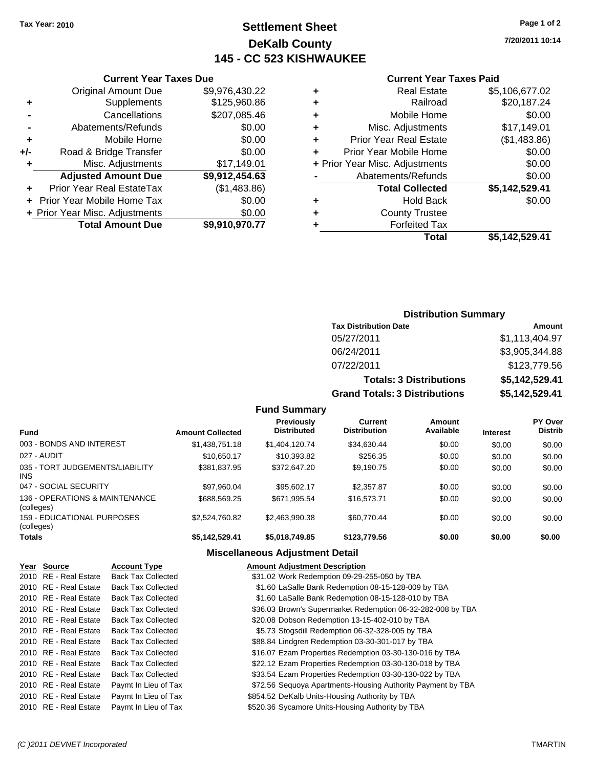Tax Year: 2010

# Settlement Sheet
## DeKalb County
## 145 - CC 523 KISHWAUKEE

7/20/2011 10:14

### Current Year Taxes Due

| | | |
|---|---|---|
| | Original Amount Due | $9,976,430.22 |
| + | Supplements | $125,960.86 |
| - | Cancellations | $207,085.46 |
| - | Abatements/Refunds | $0.00 |
| + | Mobile Home | $0.00 |
| +/- | Road & Bridge Transfer | $0.00 |
| + | Misc. Adjustments | $17,149.01 |
| | **Adjusted Amount Due** | **$9,912,454.63** |
| + | Prior Year Real EstateTax | ($1,483.86) |
| + | Prior Year Mobile Home Tax | $0.00 |
| + | Prior Year Misc. Adjustments | $0.00 |
| | **Total Amount Due** | **$9,910,970.77** |

### Current Year Taxes Paid

| | | |
|---|---|---|
| + | Real Estate | $5,106,677.02 |
| + | Railroad | $20,187.24 |
| + | Mobile Home | $0.00 |
| + | Misc. Adjustments | $17,149.01 |
| + | Prior Year Real Estate | ($1,483.86) |
| + | Prior Year Mobile Home | $0.00 |
| + | Prior Year Misc. Adjustments | $0.00 |
| - | Abatements/Refunds | $0.00 |
| | **Total Collected** | **$5,142,529.41** |
| + | Hold Back | $0.00 |
| + | County Trustee | |
| + | Forfeited Tax | |
| | **Total** | **$5,142,529.41** |

### Distribution Summary

| Tax Distribution Date | Amount |
|---|---|
| 05/27/2011 | $1,113,404.97 |
| 06/24/2011 | $3,905,344.88 |
| 07/22/2011 | $123,779.56 |
| **Totals: 3 Distributions** | **$5,142,529.41** |
| **Grand Totals: 3 Distributions** | **$5,142,529.41** |

### Fund Summary

| Fund | Amount Collected | Previously Distributed | Current Distribution | Amount Available | Interest | PY Over Distrib |
|---|---|---|---|---|---|---|
| 003 - BONDS AND INTEREST | $1,438,751.18 | $1,404,120.74 | $34,630.44 | $0.00 | $0.00 | $0.00 |
| 027 - AUDIT | $10,650.17 | $10,393.82 | $256.35 | $0.00 | $0.00 | $0.00 |
| 035 - TORT JUDGEMENTS/LIABILITY INS | $381,837.95 | $372,647.20 | $9,190.75 | $0.00 | $0.00 | $0.00 |
| 047 - SOCIAL SECURITY | $97,960.04 | $95,602.17 | $2,357.87 | $0.00 | $0.00 | $0.00 |
| 136 - OPERATIONS & MAINTENANCE (colleges) | $688,569.25 | $671,995.54 | $16,573.71 | $0.00 | $0.00 | $0.00 |
| 159 - EDUCATIONAL PURPOSES (colleges) | $2,524,760.82 | $2,463,990.38 | $60,770.44 | $0.00 | $0.00 | $0.00 |
| **Totals** | **$5,142,529.41** | **$5,018,749.85** | **$123,779.56** | **$0.00** | **$0.00** | **$0.00** |

### Miscellaneous Adjustment Detail

| Year | Source | Account Type | Amount | Adjustment Description |
|---|---|---|---|---|
| 2010 | RE - Real Estate | Back Tax Collected | $31.02 | Work Redemption 09-29-255-050 by TBA |
| 2010 | RE - Real Estate | Back Tax Collected | $1.60 | LaSalle Bank Redemption 08-15-128-009 by TBA |
| 2010 | RE - Real Estate | Back Tax Collected | $1.60 | LaSalle Bank Redemption 08-15-128-010 by TBA |
| 2010 | RE - Real Estate | Back Tax Collected | $36.03 | Brown's Supermarket Redemption 06-32-282-008 by TBA |
| 2010 | RE - Real Estate | Back Tax Collected | $20.08 | Dobson Redemption 13-15-402-010 by TBA |
| 2010 | RE - Real Estate | Back Tax Collected | $5.73 | Stogsdill Redemption 06-32-328-005 by TBA |
| 2010 | RE - Real Estate | Back Tax Collected | $88.84 | Lindgren Redemption 03-30-301-017 by TBA |
| 2010 | RE - Real Estate | Back Tax Collected | $16.07 | Ezam Properties Redemption 03-30-130-016 by TBA |
| 2010 | RE - Real Estate | Back Tax Collected | $22.12 | Ezam Properties Redemption 03-30-130-018 by TBA |
| 2010 | RE - Real Estate | Back Tax Collected | $33.54 | Ezam Properties Redemption 03-30-130-022 by TBA |
| 2010 | RE - Real Estate | Paymt In Lieu of Tax | $72.56 | Sequoya Apartments-Housing Authority Payment by TBA |
| 2010 | RE - Real Estate | Paymt In Lieu of Tax | $854.52 | DeKalb Units-Housing Authority by TBA |
| 2010 | RE - Real Estate | Paymt In Lieu of Tax | $520.36 | Sycamore Units-Housing Authority by TBA |

(C )2011 DEVNET Incorporated TMARTIN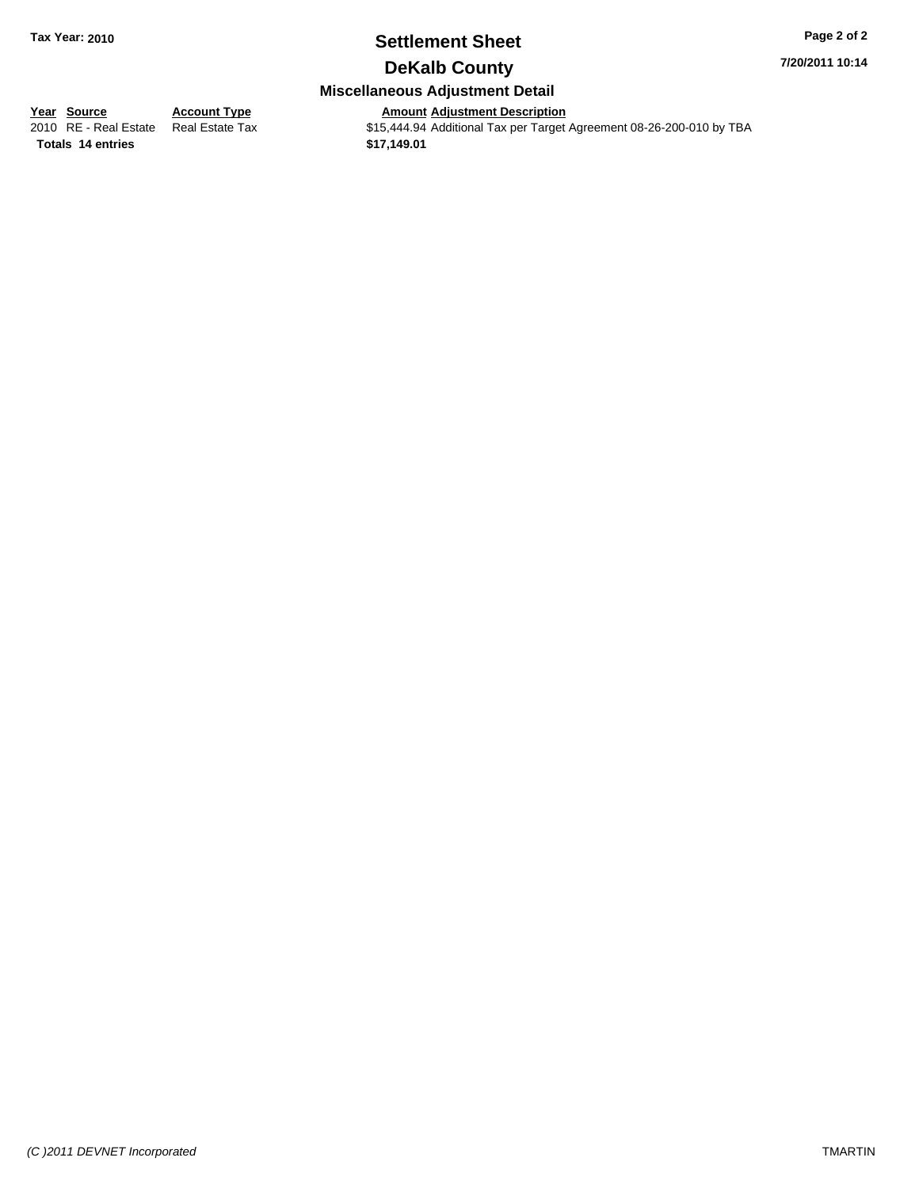**Tax Year: 2010**

# Settlement Sheet

## DeKalb County

**7/20/2011 10:14**

### Miscellaneous Adjustment Detail

| Year | Source | Account Type | Amount | Adjustment Description |
|---|---|---|---|---|
| 2010 | RE - Real Estate | Real Estate Tax | $15,444.94 | Additional Tax per Target Agreement 08-26-200-010 by TBA |
| **Totals** | **14 entries** | | **$17,149.01** | |

*(C )2011 DEVNET Incorporated*

TMARTIN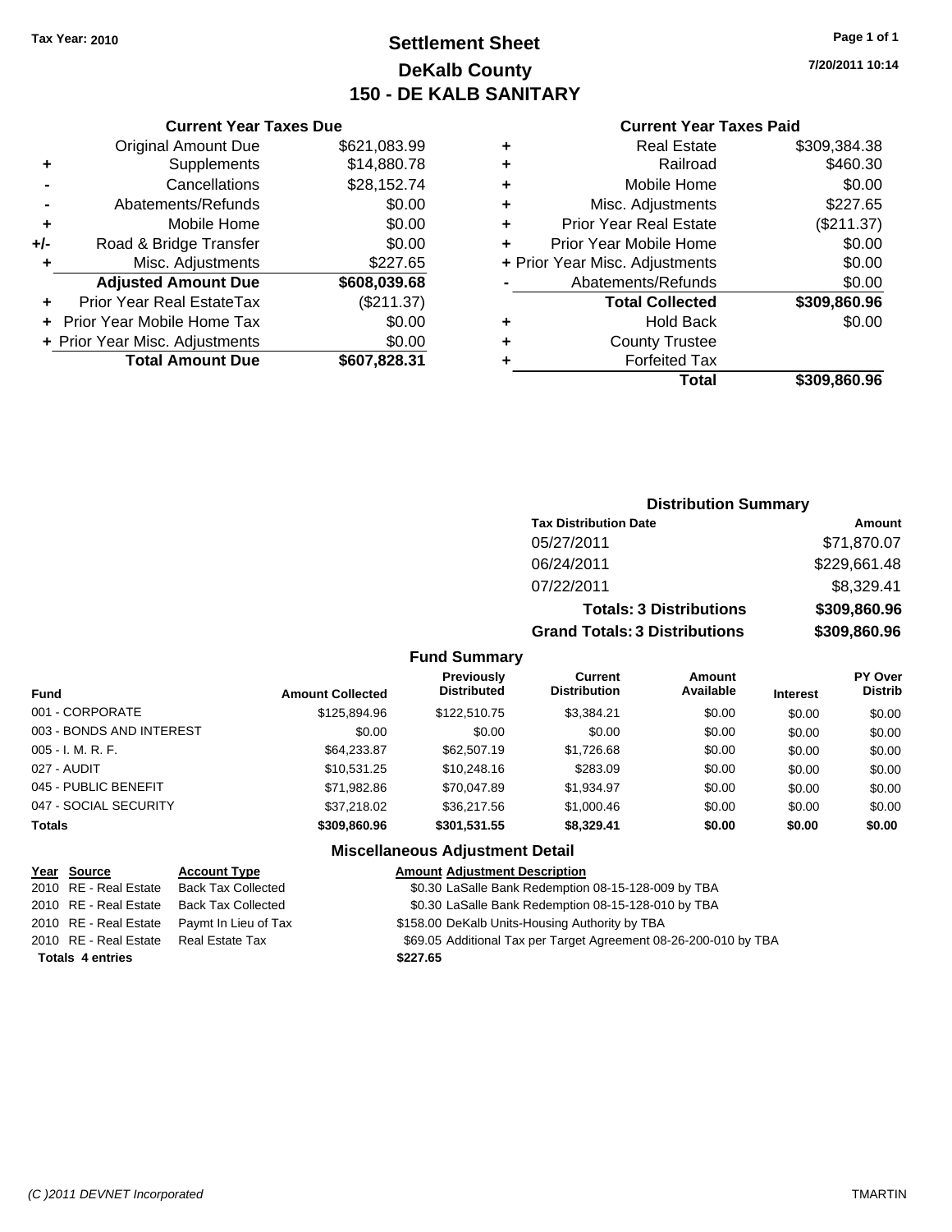Tax Year: 2010

# Settlement Sheet

## DeKalb County

## 150 - DE KALB SANITARY

7/20/2011 10:14

### Current Year Taxes Due

| | | |
|---|---|---|
| | Original Amount Due | $621,083.99 |
| + | Supplements | $14,880.78 |
| - | Cancellations | $28,152.74 |
| - | Abatements/Refunds | $0.00 |
| + | Mobile Home | $0.00 |
| +/- | Road & Bridge Transfer | $0.00 |
| + | Misc. Adjustments | $227.65 |
| | **Adjusted Amount Due** | **$608,039.68** |
| + | Prior Year Real EstateTax | ($211.37) |
| + | Prior Year Mobile Home Tax | $0.00 |
| + | Prior Year Misc. Adjustments | $0.00 |
| | **Total Amount Due** | **$607,828.31** |

### Current Year Taxes Paid

| | | |
|---|---|---|
| + | Real Estate | $309,384.38 |
| + | Railroad | $460.30 |
| + | Mobile Home | $0.00 |
| + | Misc. Adjustments | $227.65 |
| + | Prior Year Real Estate | ($211.37) |
| + | Prior Year Mobile Home | $0.00 |
| + | Prior Year Misc. Adjustments | $0.00 |
| - | Abatements/Refunds | $0.00 |
| | **Total Collected** | **$309,860.96** |
| + | Hold Back | $0.00 |
| + | County Trustee | |
| + | Forfeited Tax | |
| | **Total** | **$309,860.96** |

### Distribution Summary

| Tax Distribution Date | Amount |
|---|---|
| 05/27/2011 | $71,870.07 |
| 06/24/2011 | $229,661.48 |
| 07/22/2011 | $8,329.41 |
| **Totals: 3 Distributions** | **$309,860.96** |
| **Grand Totals: 3 Distributions** | **$309,860.96** |

### Fund Summary

| Fund | Amount Collected | Previously Distributed | Current Distribution | Amount Available | Interest | PY Over Distrib |
|---|---|---|---|---|---|---|
| 001 - CORPORATE | $125,894.96 | $122,510.75 | $3,384.21 | $0.00 | $0.00 | $0.00 |
| 003 - BONDS AND INTEREST | $0.00 | $0.00 | $0.00 | $0.00 | $0.00 | $0.00 |
| 005 - I. M. R. F. | $64,233.87 | $62,507.19 | $1,726.68 | $0.00 | $0.00 | $0.00 |
| 027 - AUDIT | $10,531.25 | $10,248.16 | $283.09 | $0.00 | $0.00 | $0.00 |
| 045 - PUBLIC BENEFIT | $71,982.86 | $70,047.89 | $1,934.97 | $0.00 | $0.00 | $0.00 |
| 047 - SOCIAL SECURITY | $37,218.02 | $36,217.56 | $1,000.46 | $0.00 | $0.00 | $0.00 |
| **Totals** | **$309,860.96** | **$301,531.55** | **$8,329.41** | **$0.00** | **$0.00** | **$0.00** |

### Miscellaneous Adjustment Detail

| Year | Source | Account Type | Amount | Adjustment Description |
|---|---|---|---|---|
| 2010 | RE - Real Estate | Back Tax Collected | $0.30 | LaSalle Bank Redemption 08-15-128-009 by TBA |
| 2010 | RE - Real Estate | Back Tax Collected | $0.30 | LaSalle Bank Redemption 08-15-128-010 by TBA |
| 2010 | RE - Real Estate | Paymt In Lieu of Tax | $158.00 | DeKalb Units-Housing Authority by TBA |
| 2010 | RE - Real Estate | Real Estate Tax | $69.05 | Additional Tax per Target Agreement 08-26-200-010 by TBA |
| **Totals 4 entries** | | | **$227.65** | |

(C )2011 DEVNET Incorporated

TMARTIN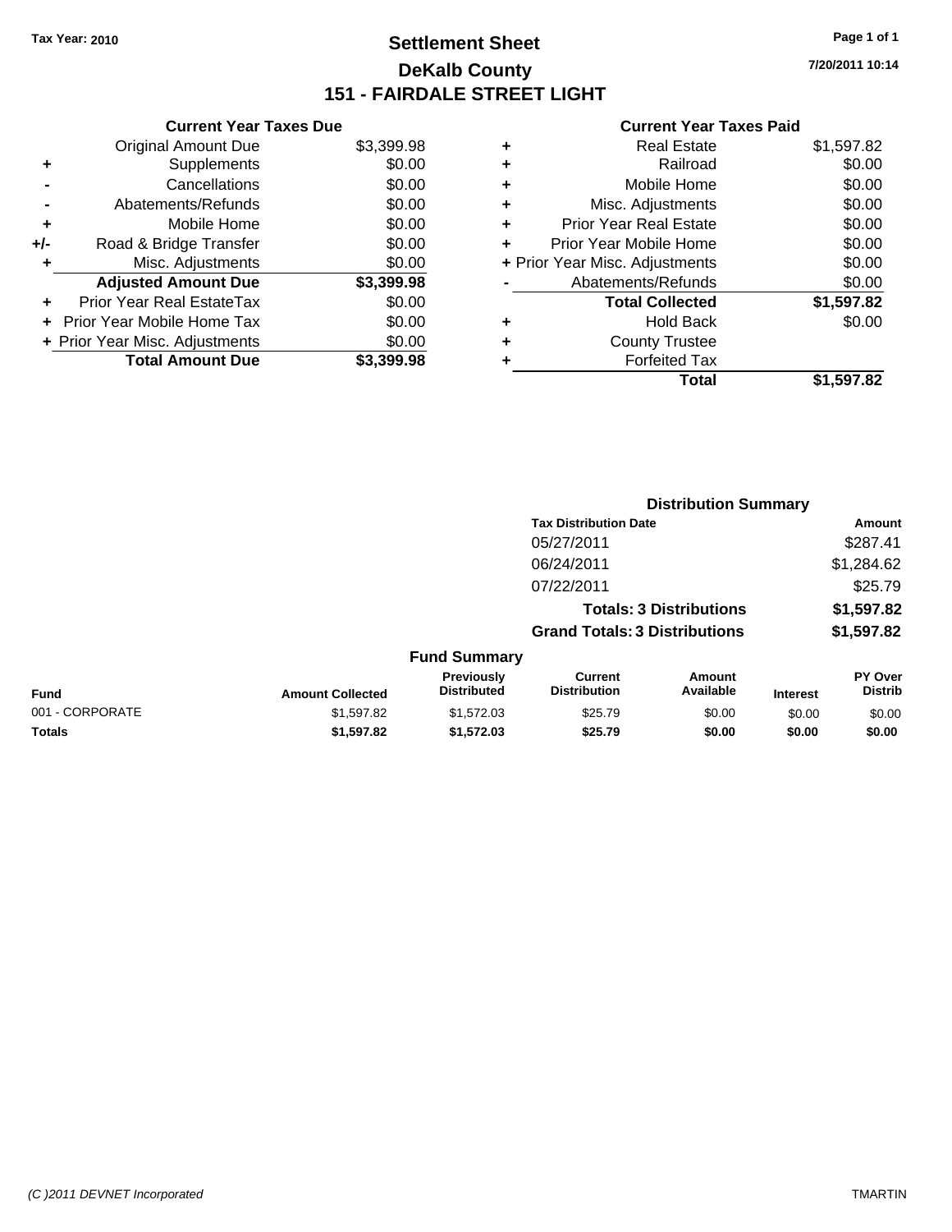Tax Year: 2010

# Settlement Sheet
## DeKalb County
## 151 - FAIRDALE STREET LIGHT

7/20/2011 10:14

### Current Year Taxes Due

| | | |
|---|---|---|
| | Original Amount Due | $3,399.98 |
| + | Supplements | $0.00 |
| - | Cancellations | $0.00 |
| - | Abatements/Refunds | $0.00 |
| + | Mobile Home | $0.00 |
| +/- | Road & Bridge Transfer | $0.00 |
| + | Misc. Adjustments | $0.00 |
| | **Adjusted Amount Due** | **$3,399.98** |
| + | Prior Year Real EstateTax | $0.00 |
| + | Prior Year Mobile Home Tax | $0.00 |
| + | Prior Year Misc. Adjustments | $0.00 |
| | **Total Amount Due** | **$3,399.98** |

### Current Year Taxes Paid

| | | |
|---|---|---|
| + | Real Estate | $1,597.82 |
| + | Railroad | $0.00 |
| + | Mobile Home | $0.00 |
| + | Misc. Adjustments | $0.00 |
| + | Prior Year Real Estate | $0.00 |
| + | Prior Year Mobile Home | $0.00 |
| + | Prior Year Misc. Adjustments | $0.00 |
| - | Abatements/Refunds | $0.00 |
| | **Total Collected** | **$1,597.82** |
| + | Hold Back | $0.00 |
| + | County Trustee | |
| + | Forfeited Tax | |
| | **Total** | **$1,597.82** |

### Distribution Summary

| Tax Distribution Date | Amount |
|---|---|
| 05/27/2011 | $287.41 |
| 06/24/2011 | $1,284.62 |
| 07/22/2011 | $25.79 |
| **Totals: 3 Distributions** | **$1,597.82** |
| **Grand Totals: 3 Distributions** | **$1,597.82** |

### Fund Summary

| Fund | Amount Collected | Previously Distributed | Current Distribution | Amount Available | Interest | PY Over Distrib |
|---|---|---|---|---|---|---|
| 001 - CORPORATE | $1,597.82 | $1,572.03 | $25.79 | $0.00 | $0.00 | $0.00 |
| **Totals** | **$1,597.82** | **$1,572.03** | **$25.79** | **$0.00** | **$0.00** | **$0.00** |

(C )2011 DEVNET Incorporated

TMARTIN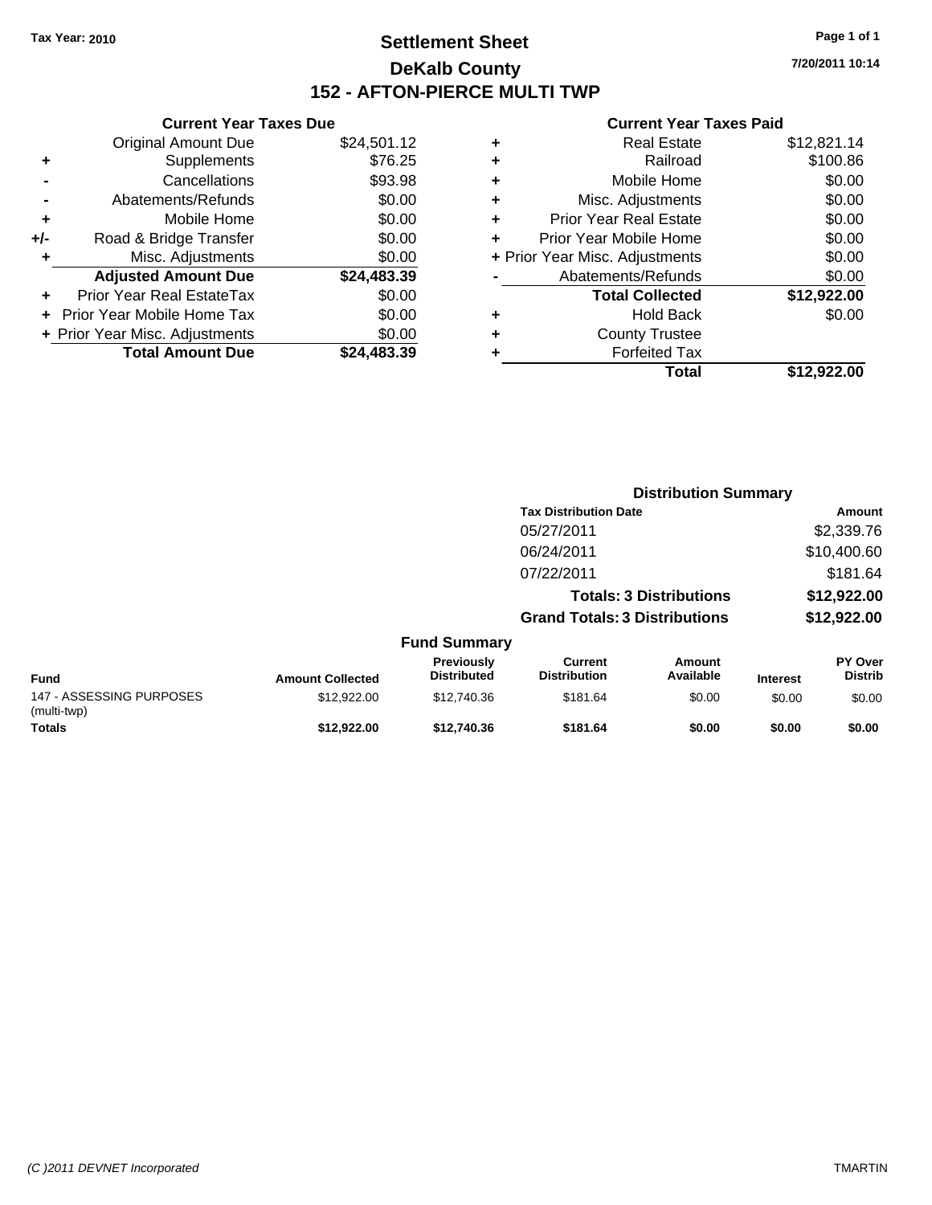Tax Year: 2010

# Settlement Sheet
## DeKalb County
## 152 - AFTON-PIERCE MULTI TWP

7/20/2011 10:14

### Current Year Taxes Due

| | | |
|---|---|---|
| | Original Amount Due | $24,501.12 |
| + | Supplements | $76.25 |
| - | Cancellations | $93.98 |
| - | Abatements/Refunds | $0.00 |
| + | Mobile Home | $0.00 |
| +/- | Road & Bridge Transfer | $0.00 |
| + | Misc. Adjustments | $0.00 |
| | **Adjusted Amount Due** | **$24,483.39** |
| + | Prior Year Real EstateTax | $0.00 |
| + | Prior Year Mobile Home Tax | $0.00 |
| + | Prior Year Misc. Adjustments | $0.00 |
| | **Total Amount Due** | **$24,483.39** |

### Current Year Taxes Paid

| | | |
|---|---|---|
| + | Real Estate | $12,821.14 |
| + | Railroad | $100.86 |
| + | Mobile Home | $0.00 |
| + | Misc. Adjustments | $0.00 |
| + | Prior Year Real Estate | $0.00 |
| + | Prior Year Mobile Home | $0.00 |
| + | Prior Year Misc. Adjustments | $0.00 |
| - | Abatements/Refunds | $0.00 |
| | **Total Collected** | **$12,922.00** |
| + | Hold Back | $0.00 |
| + | County Trustee | |
| + | Forfeited Tax | |
| | **Total** | **$12,922.00** |

### Distribution Summary

| Tax Distribution Date | Amount |
|---|---|
| 05/27/2011 | $2,339.76 |
| 06/24/2011 | $10,400.60 |
| 07/22/2011 | $181.64 |
| **Totals: 3 Distributions** | **$12,922.00** |
| **Grand Totals: 3 Distributions** | **$12,922.00** |

### Fund Summary

| Fund | Amount Collected | Previously Distributed | Current Distribution | Amount Available | Interest | PY Over Distrib |
|---|---|---|---|---|---|---|
| 147 - ASSESSING PURPOSES (multi-twp) | $12,922.00 | $12,740.36 | $181.64 | $0.00 | $0.00 | $0.00 |
| **Totals** | **$12,922.00** | **$12,740.36** | **$181.64** | **$0.00** | **$0.00** | **$0.00** |

(C )2011 DEVNET Incorporated TMARTIN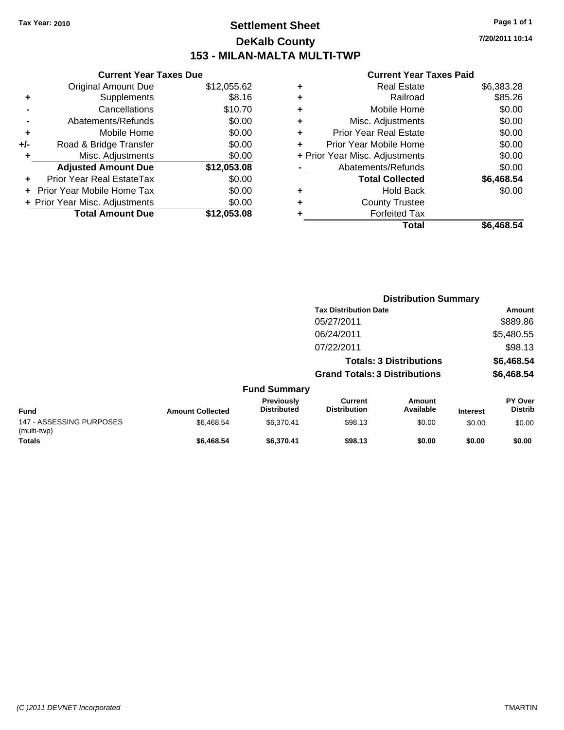Tax Year: 2010

# Settlement Sheet

## DeKalb County

## 153 - MILAN-MALTA MULTI-TWP

7/20/2011 10:14

### Current Year Taxes Due

| | | |
|---|---|---|
| | Original Amount Due | $12,055.62 |
| + | Supplements | $8.16 |
| - | Cancellations | $10.70 |
| - | Abatements/Refunds | $0.00 |
| + | Mobile Home | $0.00 |
| +/- | Road & Bridge Transfer | $0.00 |
| + | Misc. Adjustments | $0.00 |
| | **Adjusted Amount Due** | **$12,053.08** |
| + | Prior Year Real EstateTax | $0.00 |
| + | Prior Year Mobile Home Tax | $0.00 |
| + | Prior Year Misc. Adjustments | $0.00 |
| | **Total Amount Due** | **$12,053.08** |

### Current Year Taxes Paid

| | | |
|---|---|---|
| + | Real Estate | $6,383.28 |
| + | Railroad | $85.26 |
| + | Mobile Home | $0.00 |
| + | Misc. Adjustments | $0.00 |
| + | Prior Year Real Estate | $0.00 |
| + | Prior Year Mobile Home | $0.00 |
| + | Prior Year Misc. Adjustments | $0.00 |
| - | Abatements/Refunds | $0.00 |
| | **Total Collected** | **$6,468.54** |
| + | Hold Back | $0.00 |
| + | County Trustee | |
| + | Forfeited Tax | |
| | **Total** | **$6,468.54** |

### Distribution Summary

| Tax Distribution Date | Amount |
|---|---|
| 05/27/2011 | $889.86 |
| 06/24/2011 | $5,480.55 |
| 07/22/2011 | $98.13 |
| **Totals: 3 Distributions** | **$6,468.54** |
| **Grand Totals: 3 Distributions** | **$6,468.54** |

### Fund Summary

| Fund | Amount Collected | Previously Distributed | Current Distribution | Amount Available | Interest | PY Over Distrib |
|---|---|---|---|---|---|---|
| 147 - ASSESSING PURPOSES (multi-twp) | $6,468.54 | $6,370.41 | $98.13 | $0.00 | $0.00 | $0.00 |
| **Totals** | **$6,468.54** | **$6,370.41** | **$98.13** | **$0.00** | **$0.00** | **$0.00** |

(C )2011 DEVNET Incorporated | TMARTIN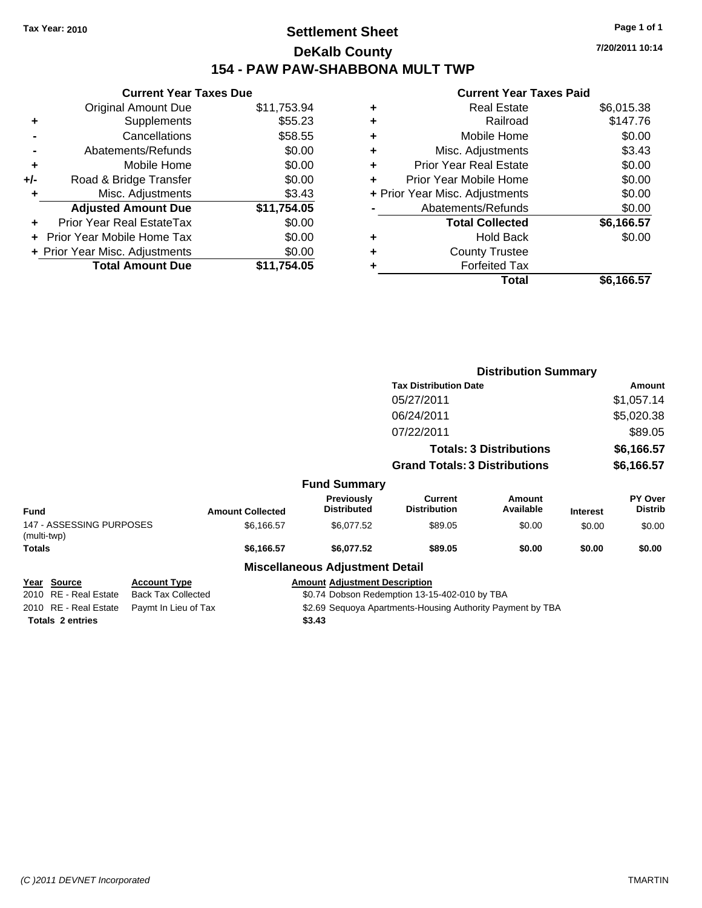Tax Year: 2010

# Settlement Sheet
## DeKalb County
## 154 - PAW PAW-SHABBONA MULT TWP

7/20/2011 10:14

**Current Year Taxes Due**

| | | |
|---|---|---|
| | Original Amount Due | $11,753.94 |
| + | Supplements | $55.23 |
| - | Cancellations | $58.55 |
| - | Abatements/Refunds | $0.00 |
| + | Mobile Home | $0.00 |
| +/- | Road & Bridge Transfer | $0.00 |
| + | Misc. Adjustments | $3.43 |
| | **Adjusted Amount Due** | **$11,754.05** |
| + | Prior Year Real EstateTax | $0.00 |
| + | Prior Year Mobile Home Tax | $0.00 |
| + | Prior Year Misc. Adjustments | $0.00 |
| | **Total Amount Due** | **$11,754.05** |

**Current Year Taxes Paid**

| | | |
|---|---|---|
| + | Real Estate | $6,015.38 |
| + | Railroad | $147.76 |
| + | Mobile Home | $0.00 |
| + | Misc. Adjustments | $3.43 |
| + | Prior Year Real Estate | $0.00 |
| + | Prior Year Mobile Home | $0.00 |
| + | Prior Year Misc. Adjustments | $0.00 |
| - | Abatements/Refunds | $0.00 |
| | **Total Collected** | **$6,166.57** |
| + | Hold Back | $0.00 |
| + | County Trustee | |
| + | Forfeited Tax | |
| | **Total** | **$6,166.57** |

**Distribution Summary**

| Tax Distribution Date | Amount |
|---|---|
| 05/27/2011 | $1,057.14 |
| 06/24/2011 | $5,020.38 |
| 07/22/2011 | $89.05 |
| **Totals: 3 Distributions** | **$6,166.57** |
| **Grand Totals: 3 Distributions** | **$6,166.57** |

**Fund Summary**

| Fund | Amount Collected | Previously Distributed | Current Distribution | Amount Available | Interest | PY Over Distrib |
|---|---|---|---|---|---|---|
| 147 - ASSESSING PURPOSES (multi-twp) | $6,166.57 | $6,077.52 | $89.05 | $0.00 | $0.00 | $0.00 |
| **Totals** | **$6,166.57** | **$6,077.52** | **$89.05** | **$0.00** | **$0.00** | **$0.00** |

**Miscellaneous Adjustment Detail**

| Year | Source | Account Type | Amount | Adjustment Description |
|---|---|---|---|---|
| 2010 | RE - Real Estate | Back Tax Collected | $0.74 | Dobson Redemption 13-15-402-010 by TBA |
| 2010 | RE - Real Estate | Paymt In Lieu of Tax | $2.69 | Sequoya Apartments-Housing Authority Payment by TBA |
| **Totals** | **2 entries** | | **$3.43** | |

(C )2011 DEVNET Incorporated — TMARTIN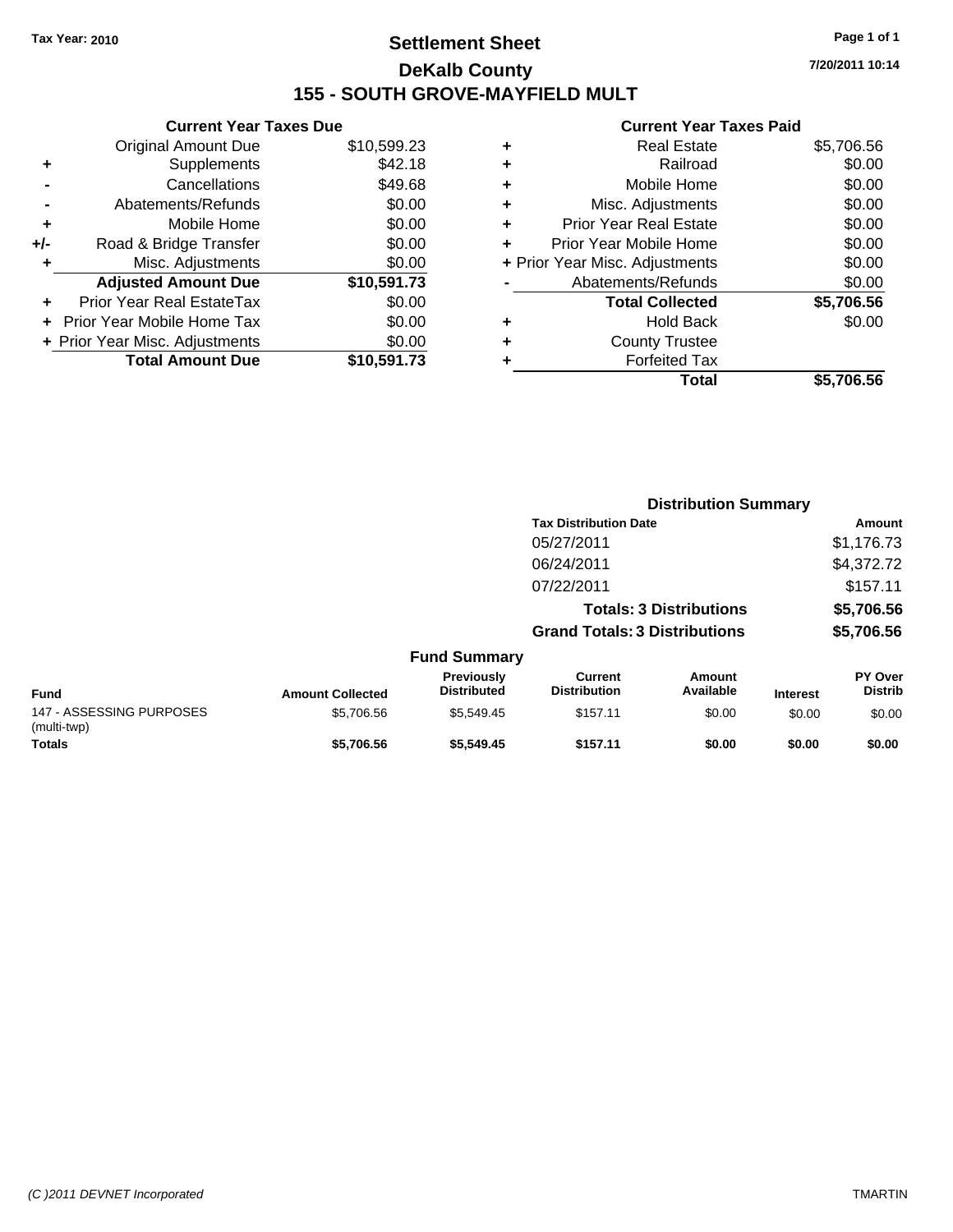Tax Year: 2010

# Settlement Sheet

## DeKalb County

## 155 - SOUTH GROVE-MAYFIELD MULT

7/20/2011 10:14

### Current Year Taxes Due

| | | |
|---|---|---|
| | Original Amount Due | $10,599.23 |
| + | Supplements | $42.18 |
| - | Cancellations | $49.68 |
| - | Abatements/Refunds | $0.00 |
| + | Mobile Home | $0.00 |
| +/- | Road & Bridge Transfer | $0.00 |
| + | Misc. Adjustments | $0.00 |
| | **Adjusted Amount Due** | **$10,591.73** |
| + | Prior Year Real EstateTax | $0.00 |
| + | Prior Year Mobile Home Tax | $0.00 |
| + | Prior Year Misc. Adjustments | $0.00 |
| | **Total Amount Due** | **$10,591.73** |

### Current Year Taxes Paid

| | | |
|---|---|---|
| + | Real Estate | $5,706.56 |
| + | Railroad | $0.00 |
| + | Mobile Home | $0.00 |
| + | Misc. Adjustments | $0.00 |
| + | Prior Year Real Estate | $0.00 |
| + | Prior Year Mobile Home | $0.00 |
| + | Prior Year Misc. Adjustments | $0.00 |
| - | Abatements/Refunds | $0.00 |
| | **Total Collected** | **$5,706.56** |
| + | Hold Back | $0.00 |
| + | County Trustee | |
| + | Forfeited Tax | |
| | **Total** | **$5,706.56** |

### Distribution Summary

| Tax Distribution Date | Amount |
|---|---|
| 05/27/2011 | $1,176.73 |
| 06/24/2011 | $4,372.72 |
| 07/22/2011 | $157.11 |
| **Totals: 3 Distributions** | **$5,706.56** |
| **Grand Totals: 3 Distributions** | **$5,706.56** |

### Fund Summary

| Fund | Amount Collected | Previously Distributed | Current Distribution | Amount Available | Interest | PY Over Distrib |
|---|---|---|---|---|---|---|
| 147 - ASSESSING PURPOSES (multi-twp) | $5,706.56 | $5,549.45 | $157.11 | $0.00 | $0.00 | $0.00 |
| **Totals** | **$5,706.56** | **$5,549.45** | **$157.11** | **$0.00** | **$0.00** | **$0.00** |

(C )2011 DEVNET Incorporated TMARTIN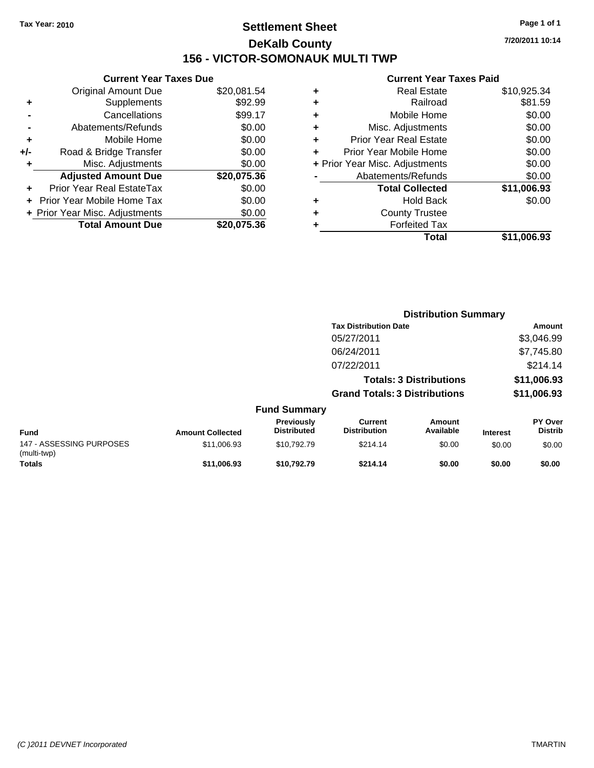Tax Year: 2010

# Settlement Sheet

## DeKalb County

## 156 - VICTOR-SOMONAUK MULTI TWP

7/20/2011 10:14

### Current Year Taxes Due

| | | |
|---|---|---|
| | Original Amount Due | $20,081.54 |
| + | Supplements | $92.99 |
| - | Cancellations | $99.17 |
| - | Abatements/Refunds | $0.00 |
| + | Mobile Home | $0.00 |
| +/- | Road & Bridge Transfer | $0.00 |
| + | Misc. Adjustments | $0.00 |
| | **Adjusted Amount Due** | **$20,075.36** |
| + | Prior Year Real EstateTax | $0.00 |
| + | Prior Year Mobile Home Tax | $0.00 |
| + | Prior Year Misc. Adjustments | $0.00 |
| | **Total Amount Due** | **$20,075.36** |

### Current Year Taxes Paid

| | | |
|---|---|---|
| + | Real Estate | $10,925.34 |
| + | Railroad | $81.59 |
| + | Mobile Home | $0.00 |
| + | Misc. Adjustments | $0.00 |
| + | Prior Year Real Estate | $0.00 |
| + | Prior Year Mobile Home | $0.00 |
| + | Prior Year Misc. Adjustments | $0.00 |
| - | Abatements/Refunds | $0.00 |
| | **Total Collected** | **$11,006.93** |
| + | Hold Back | $0.00 |
| + | County Trustee | |
| + | Forfeited Tax | |
| | **Total** | **$11,006.93** |

### Distribution Summary

| Tax Distribution Date | Amount |
|---|---|
| 05/27/2011 | $3,046.99 |
| 06/24/2011 | $7,745.80 |
| 07/22/2011 | $214.14 |
| **Totals: 3 Distributions** | **$11,006.93** |
| **Grand Totals: 3 Distributions** | **$11,006.93** |

### Fund Summary

| Fund | Amount Collected | Previously Distributed | Current Distribution | Amount Available | Interest | PY Over Distrib |
|---|---|---|---|---|---|---|
| 147 - ASSESSING PURPOSES (multi-twp) | $11,006.93 | $10,792.79 | $214.14 | $0.00 | $0.00 | $0.00 |
| **Totals** | **$11,006.93** | **$10,792.79** | **$214.14** | **$0.00** | **$0.00** | **$0.00** |

(C )2011 DEVNET Incorporated TMARTIN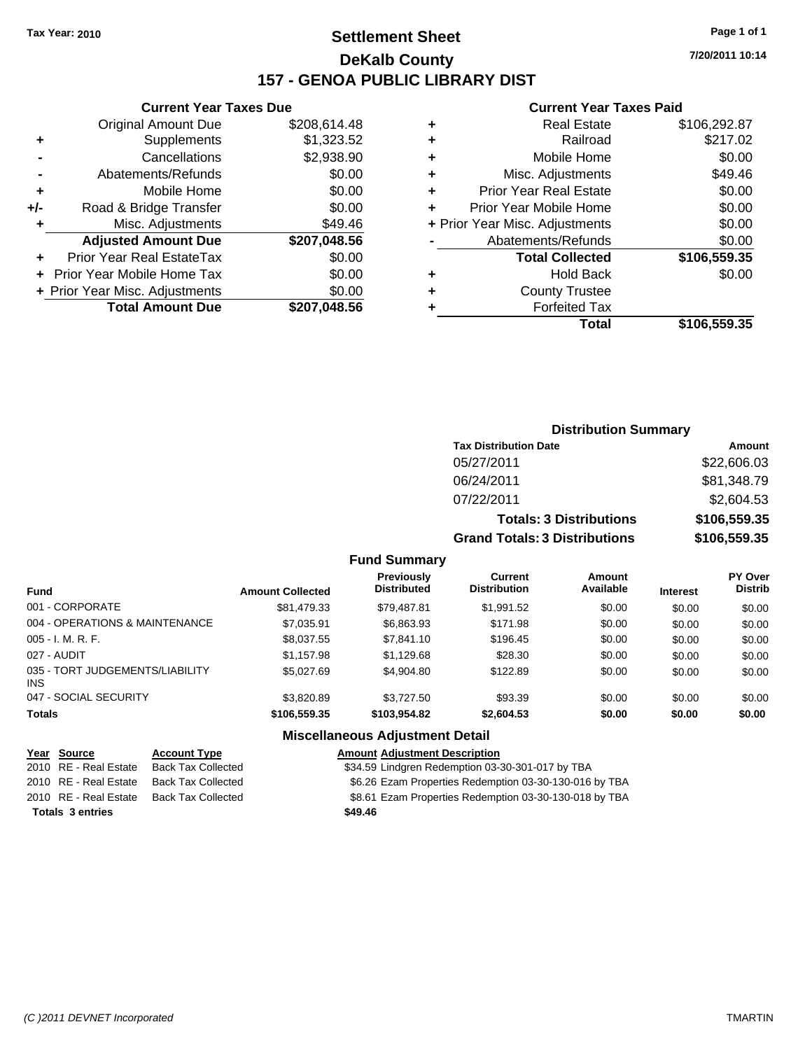Tax Year: 2010

# Settlement Sheet

## DeKalb County

## 157 - GENOA PUBLIC LIBRARY DIST

7/20/2011 10:14

### Current Year Taxes Due

| | | |
|---|---|---|
| | Original Amount Due | $208,614.48 |
| + | Supplements | $1,323.52 |
| - | Cancellations | $2,938.90 |
| - | Abatements/Refunds | $0.00 |
| + | Mobile Home | $0.00 |
| +/- | Road & Bridge Transfer | $0.00 |
| + | Misc. Adjustments | $49.46 |
| | **Adjusted Amount Due** | **$207,048.56** |
| + | Prior Year Real EstateTax | $0.00 |
| + | Prior Year Mobile Home Tax | $0.00 |
| + | Prior Year Misc. Adjustments | $0.00 |
| | **Total Amount Due** | **$207,048.56** |

### Current Year Taxes Paid

| | | |
|---|---|---|
| + | Real Estate | $106,292.87 |
| + | Railroad | $217.02 |
| + | Mobile Home | $0.00 |
| + | Misc. Adjustments | $49.46 |
| + | Prior Year Real Estate | $0.00 |
| + | Prior Year Mobile Home | $0.00 |
| + | Prior Year Misc. Adjustments | $0.00 |
| - | Abatements/Refunds | $0.00 |
| | **Total Collected** | **$106,559.35** |
| + | Hold Back | $0.00 |
| + | County Trustee | |
| + | Forfeited Tax | |
| | **Total** | **$106,559.35** |

### Distribution Summary

| Tax Distribution Date | Amount |
|---|---|
| 05/27/2011 | $22,606.03 |
| 06/24/2011 | $81,348.79 |
| 07/22/2011 | $2,604.53 |
| **Totals: 3 Distributions** | **$106,559.35** |
| **Grand Totals: 3 Distributions** | **$106,559.35** |

### Fund Summary

| Fund | Amount Collected | Previously Distributed | Current Distribution | Amount Available | Interest | PY Over Distrib |
|---|---|---|---|---|---|---|
| 001 - CORPORATE | $81,479.33 | $79,487.81 | $1,991.52 | $0.00 | $0.00 | $0.00 |
| 004 - OPERATIONS & MAINTENANCE | $7,035.91 | $6,863.93 | $171.98 | $0.00 | $0.00 | $0.00 |
| 005 - I. M. R. F. | $8,037.55 | $7,841.10 | $196.45 | $0.00 | $0.00 | $0.00 |
| 027 - AUDIT | $1,157.98 | $1,129.68 | $28.30 | $0.00 | $0.00 | $0.00 |
| 035 - TORT JUDGEMENTS/LIABILITY INS | $5,027.69 | $4,904.80 | $122.89 | $0.00 | $0.00 | $0.00 |
| 047 - SOCIAL SECURITY | $3,820.89 | $3,727.50 | $93.39 | $0.00 | $0.00 | $0.00 |
| **Totals** | **$106,559.35** | **$103,954.82** | **$2,604.53** | **$0.00** | **$0.00** | **$0.00** |

### Miscellaneous Adjustment Detail

| Year | Source | Account Type | Amount | Adjustment Description |
|---|---|---|---|---|
| 2010 | RE - Real Estate | Back Tax Collected | $34.59 | Lindgren Redemption 03-30-301-017 by TBA |
| 2010 | RE - Real Estate | Back Tax Collected | $6.26 | Ezam Properties Redemption 03-30-130-016 by TBA |
| 2010 | RE - Real Estate | Back Tax Collected | $8.61 | Ezam Properties Redemption 03-30-130-018 by TBA |
| **Totals 3 entries** | | | **$49.46** | |

(C )2011 DEVNET Incorporated TMARTIN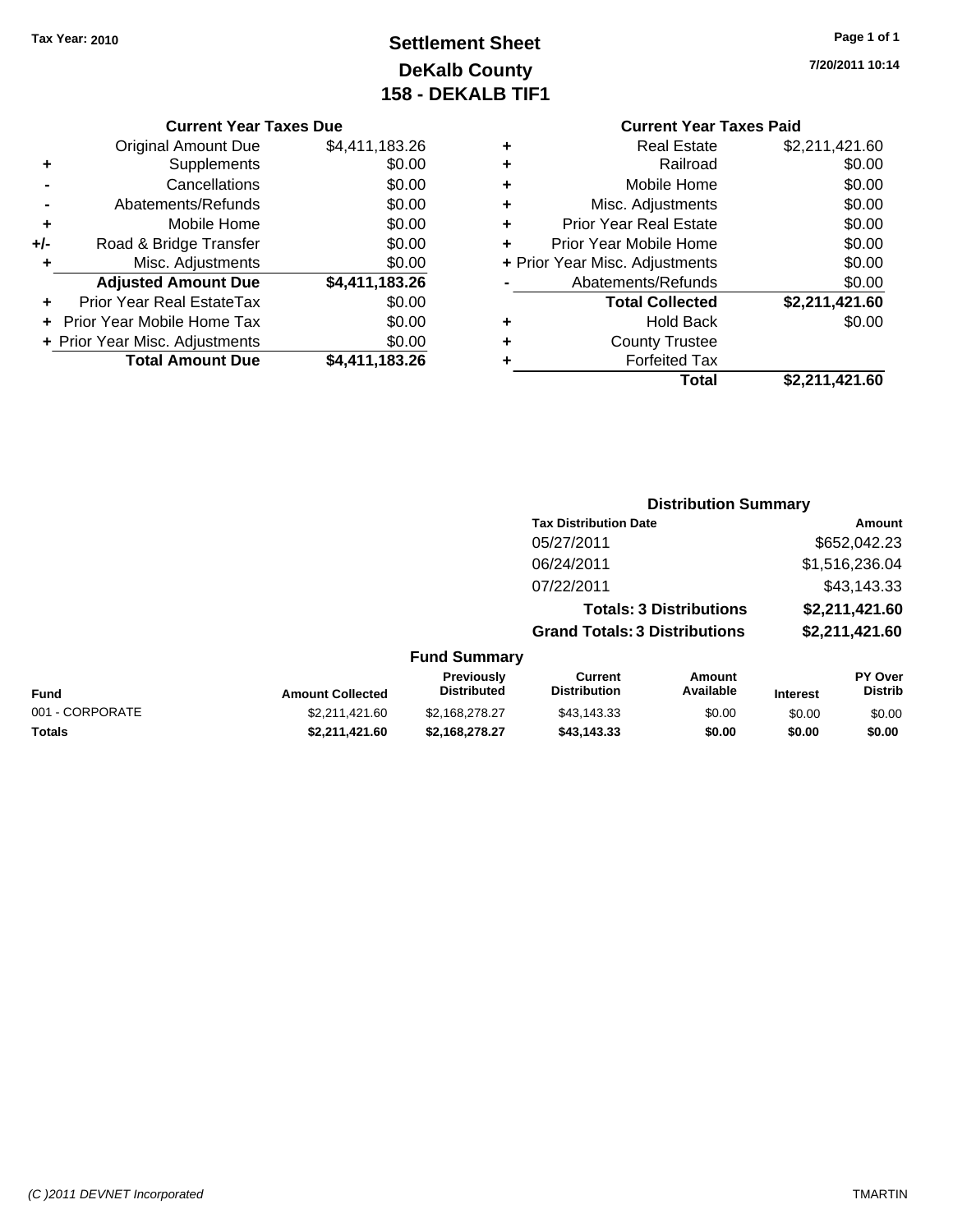Tax Year: 2010

# Settlement Sheet
## DeKalb County
## 158 - DEKALB TIF1

7/20/2011 10:14

### Current Year Taxes Due

| | | |
|---|---|---|
| | Original Amount Due | $4,411,183.26 |
| + | Supplements | $0.00 |
| - | Cancellations | $0.00 |
| - | Abatements/Refunds | $0.00 |
| + | Mobile Home | $0.00 |
| +/- | Road & Bridge Transfer | $0.00 |
| + | Misc. Adjustments | $0.00 |
| | **Adjusted Amount Due** | **$4,411,183.26** |
| + | Prior Year Real EstateTax | $0.00 |
| + | Prior Year Mobile Home Tax | $0.00 |
| + | Prior Year Misc. Adjustments | $0.00 |
| | **Total Amount Due** | **$4,411,183.26** |

### Current Year Taxes Paid

| | | |
|---|---|---|
| + | Real Estate | $2,211,421.60 |
| + | Railroad | $0.00 |
| + | Mobile Home | $0.00 |
| + | Misc. Adjustments | $0.00 |
| + | Prior Year Real Estate | $0.00 |
| + | Prior Year Mobile Home | $0.00 |
| + | Prior Year Misc. Adjustments | $0.00 |
| - | Abatements/Refunds | $0.00 |
| | **Total Collected** | **$2,211,421.60** |
| + | Hold Back | $0.00 |
| + | County Trustee | |
| + | Forfeited Tax | |
| | **Total** | **$2,211,421.60** |

### Distribution Summary

| Tax Distribution Date | Amount |
|---|---|
| 05/27/2011 | $652,042.23 |
| 06/24/2011 | $1,516,236.04 |
| 07/22/2011 | $43,143.33 |
| **Totals: 3 Distributions** | **$2,211,421.60** |
| **Grand Totals: 3 Distributions** | **$2,211,421.60** |

### Fund Summary

| Fund | Amount Collected | Previously Distributed | Current Distribution | Amount Available | Interest | PY Over Distrib |
|---|---|---|---|---|---|---|
| 001 - CORPORATE | $2,211,421.60 | $2,168,278.27 | $43,143.33 | $0.00 | $0.00 | $0.00 |
| **Totals** | **$2,211,421.60** | **$2,168,278.27** | **$43,143.33** | **$0.00** | **$0.00** | **$0.00** |

(C )2011 DEVNET Incorporated

TMARTIN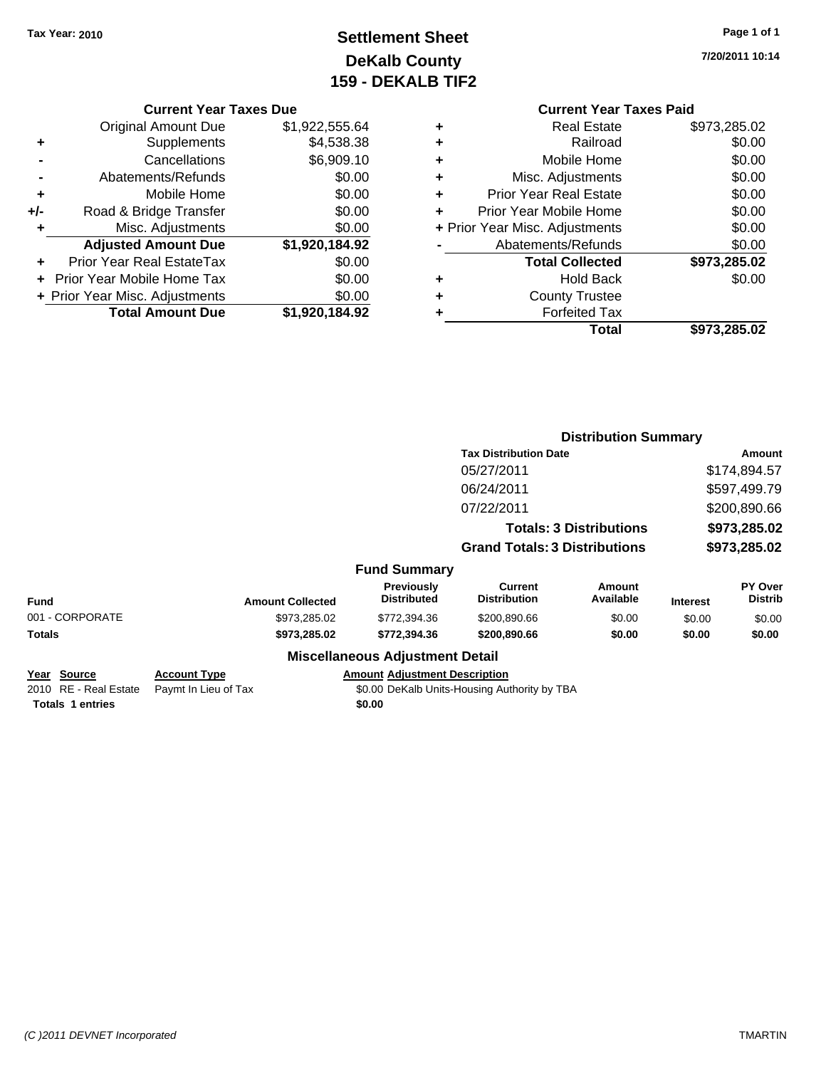Tax Year: 2010

# Settlement Sheet
## DeKalb County
## 159 - DEKALB TIF2

7/20/2011 10:14

### Current Year Taxes Due

| | | |
|---|---|---|
| | Original Amount Due | $1,922,555.64 |
| + | Supplements | $4,538.38 |
| - | Cancellations | $6,909.10 |
| - | Abatements/Refunds | $0.00 |
| + | Mobile Home | $0.00 |
| +/- | Road & Bridge Transfer | $0.00 |
| + | Misc. Adjustments | $0.00 |
| | **Adjusted Amount Due** | **$1,920,184.92** |
| + | Prior Year Real EstateTax | $0.00 |
| + | Prior Year Mobile Home Tax | $0.00 |
| + | Prior Year Misc. Adjustments | $0.00 |
| | **Total Amount Due** | **$1,920,184.92** |

### Current Year Taxes Paid

| | | |
|---|---|---|
| + | Real Estate | $973,285.02 |
| + | Railroad | $0.00 |
| + | Mobile Home | $0.00 |
| + | Misc. Adjustments | $0.00 |
| + | Prior Year Real Estate | $0.00 |
| + | Prior Year Mobile Home | $0.00 |
| + | Prior Year Misc. Adjustments | $0.00 |
| - | Abatements/Refunds | $0.00 |
| | **Total Collected** | **$973,285.02** |
| + | Hold Back | $0.00 |
| + | County Trustee | |
| + | Forfeited Tax | |
| | **Total** | **$973,285.02** |

### Distribution Summary

| Tax Distribution Date | Amount |
|---|---|
| 05/27/2011 | $174,894.57 |
| 06/24/2011 | $597,499.79 |
| 07/22/2011 | $200,890.66 |
| **Totals: 3 Distributions** | **$973,285.02** |
| **Grand Totals: 3 Distributions** | **$973,285.02** |

### Fund Summary

| Fund | Amount Collected | Previously Distributed | Current Distribution | Amount Available | Interest | PY Over Distrib |
|---|---|---|---|---|---|---|
| 001 - CORPORATE | $973,285.02 | $772,394.36 | $200,890.66 | $0.00 | $0.00 | $0.00 |
| **Totals** | **$973,285.02** | **$772,394.36** | **$200,890.66** | **$0.00** | **$0.00** | **$0.00** |

### Miscellaneous Adjustment Detail

| Year | Source | Account Type | Amount | Adjustment Description |
|---|---|---|---|---|
| 2010 | RE - Real Estate | Paymt In Lieu of Tax | $0.00 | DeKalb Units-Housing Authority by TBA |
| **Totals 1 entries** | | | **$0.00** | |

(C )2011 DEVNET Incorporated TMARTIN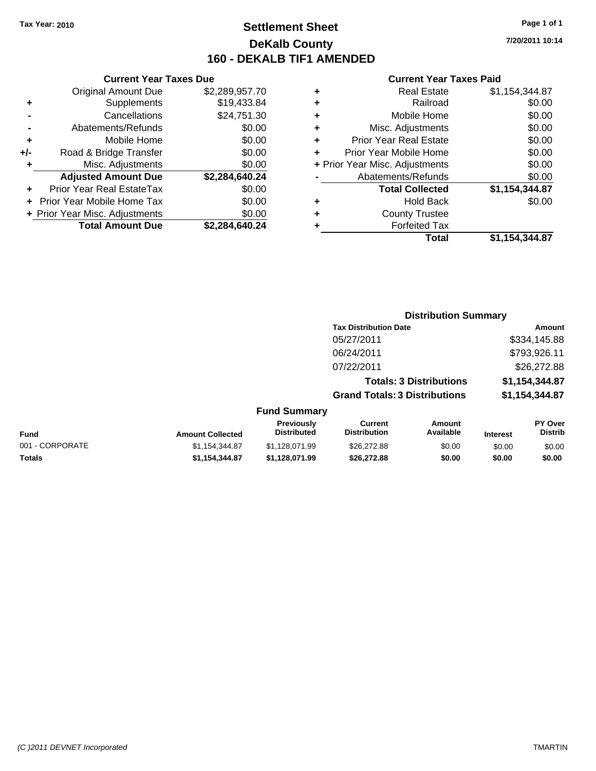Tax Year: 2010

# Settlement Sheet
## DeKalb County
## 160 - DEKALB TIF1 AMENDED

7/20/2011 10:14

### Current Year Taxes Due

| | | |
|---|---|---|
| | Original Amount Due | $2,289,957.70 |
| + | Supplements | $19,433.84 |
| - | Cancellations | $24,751.30 |
| - | Abatements/Refunds | $0.00 |
| + | Mobile Home | $0.00 |
| +/- | Road & Bridge Transfer | $0.00 |
| + | Misc. Adjustments | $0.00 |
| | **Adjusted Amount Due** | **$2,284,640.24** |
| + | Prior Year Real EstateTax | $0.00 |
| + | Prior Year Mobile Home Tax | $0.00 |
| + | Prior Year Misc. Adjustments | $0.00 |
| | **Total Amount Due** | **$2,284,640.24** |

### Current Year Taxes Paid

| | | |
|---|---|---|
| + | Real Estate | $1,154,344.87 |
| + | Railroad | $0.00 |
| + | Mobile Home | $0.00 |
| + | Misc. Adjustments | $0.00 |
| + | Prior Year Real Estate | $0.00 |
| + | Prior Year Mobile Home | $0.00 |
| + | Prior Year Misc. Adjustments | $0.00 |
| - | Abatements/Refunds | $0.00 |
| | **Total Collected** | **$1,154,344.87** |
| + | Hold Back | $0.00 |
| + | County Trustee | |
| + | Forfeited Tax | |
| | **Total** | **$1,154,344.87** |

### Distribution Summary

| Tax Distribution Date | Amount |
|---|---|
| 05/27/2011 | $334,145.88 |
| 06/24/2011 | $793,926.11 |
| 07/22/2011 | $26,272.88 |
| **Totals: 3 Distributions** | **$1,154,344.87** |
| **Grand Totals: 3 Distributions** | **$1,154,344.87** |

### Fund Summary

| Fund | Amount Collected | Previously Distributed | Current Distribution | Amount Available | Interest | PY Over Distrib |
|---|---|---|---|---|---|---|
| 001 - CORPORATE | $1,154,344.87 | $1,128,071.99 | $26,272.88 | $0.00 | $0.00 | $0.00 |
| **Totals** | **$1,154,344.87** | **$1,128,071.99** | **$26,272.88** | **$0.00** | **$0.00** | **$0.00** |

(C )2011 DEVNET Incorporated — TMARTIN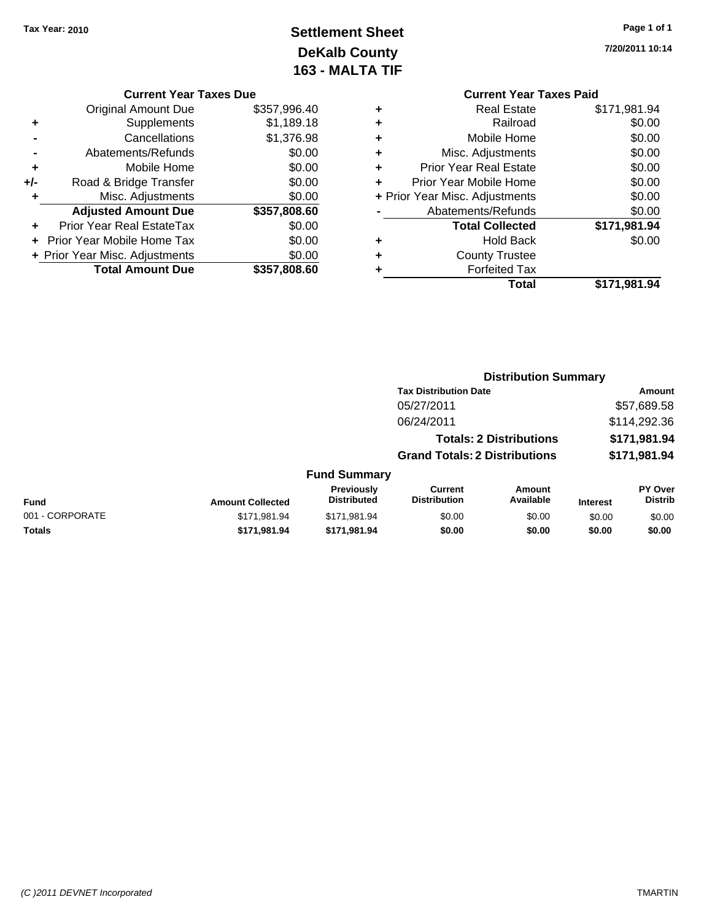Tax Year: 2010

# Settlement Sheet
## DeKalb County
## 163 - MALTA TIF

7/20/2011 10:14

### Current Year Taxes Due

| | | |
|---|---|---|
| | Original Amount Due | $357,996.40 |
| + | Supplements | $1,189.18 |
| - | Cancellations | $1,376.98 |
| - | Abatements/Refunds | $0.00 |
| + | Mobile Home | $0.00 |
| +/- | Road & Bridge Transfer | $0.00 |
| + | Misc. Adjustments | $0.00 |
| | **Adjusted Amount Due** | **$357,808.60** |
| + | Prior Year Real EstateTax | $0.00 |
| + | Prior Year Mobile Home Tax | $0.00 |
| + | Prior Year Misc. Adjustments | $0.00 |
| | **Total Amount Due** | **$357,808.60** |

### Current Year Taxes Paid

| | | |
|---|---|---|
| + | Real Estate | $171,981.94 |
| + | Railroad | $0.00 |
| + | Mobile Home | $0.00 |
| + | Misc. Adjustments | $0.00 |
| + | Prior Year Real Estate | $0.00 |
| + | Prior Year Mobile Home | $0.00 |
| + | Prior Year Misc. Adjustments | $0.00 |
| - | Abatements/Refunds | $0.00 |
| | **Total Collected** | **$171,981.94** |
| + | Hold Back | $0.00 |
| + | County Trustee | |
| + | Forfeited Tax | |
| | **Total** | **$171,981.94** |

### Distribution Summary

| Tax Distribution Date | Amount |
|---|---|
| 05/27/2011 | $57,689.58 |
| 06/24/2011 | $114,292.36 |
| **Totals: 2 Distributions** | **$171,981.94** |
| **Grand Totals: 2 Distributions** | **$171,981.94** |

### Fund Summary

| Fund | Amount Collected | Previously Distributed | Current Distribution | Amount Available | Interest | PY Over Distrib |
|---|---|---|---|---|---|---|
| 001 - CORPORATE | $171,981.94 | $171,981.94 | $0.00 | $0.00 | $0.00 | $0.00 |
| **Totals** | **$171,981.94** | **$171,981.94** | **$0.00** | **$0.00** | **$0.00** | **$0.00** |

(C )2011 DEVNET Incorporated TMARTIN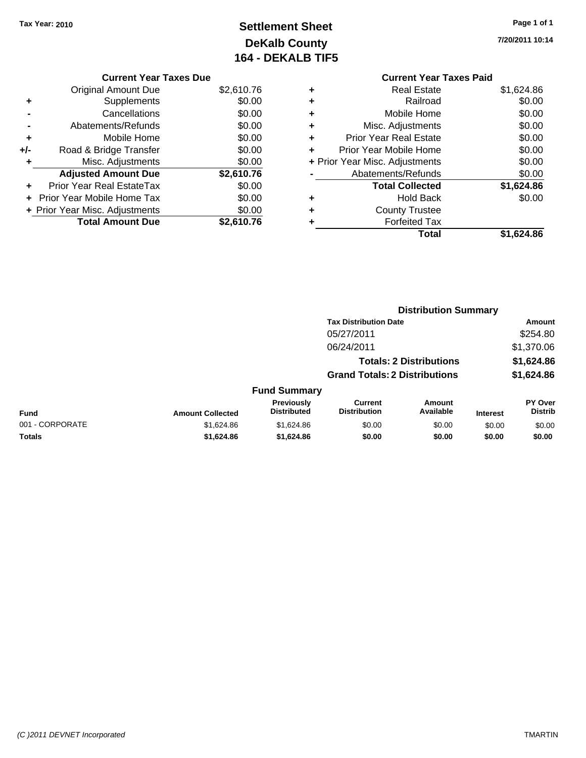Tax Year: 2010

# Settlement Sheet
## DeKalb County
## 164 - DEKALB TIF5

7/20/2011 10:14

### Current Year Taxes Due

| | | |
|---|---|---|
| | Original Amount Due | $2,610.76 |
| + | Supplements | $0.00 |
| - | Cancellations | $0.00 |
| - | Abatements/Refunds | $0.00 |
| + | Mobile Home | $0.00 |
| +/- | Road & Bridge Transfer | $0.00 |
| + | Misc. Adjustments | $0.00 |
| | **Adjusted Amount Due** | **$2,610.76** |
| + | Prior Year Real EstateTax | $0.00 |
| + | Prior Year Mobile Home Tax | $0.00 |
| + | Prior Year Misc. Adjustments | $0.00 |
| | **Total Amount Due** | **$2,610.76** |

### Current Year Taxes Paid

| | | |
|---|---|---|
| + | Real Estate | $1,624.86 |
| + | Railroad | $0.00 |
| + | Mobile Home | $0.00 |
| + | Misc. Adjustments | $0.00 |
| + | Prior Year Real Estate | $0.00 |
| + | Prior Year Mobile Home | $0.00 |
| + | Prior Year Misc. Adjustments | $0.00 |
| - | Abatements/Refunds | $0.00 |
| | **Total Collected** | **$1,624.86** |
| + | Hold Back | $0.00 |
| + | County Trustee | |
| + | Forfeited Tax | |
| | **Total** | **$1,624.86** |

### Distribution Summary

| Tax Distribution Date | Amount |
|---|---|
| 05/27/2011 | $254.80 |
| 06/24/2011 | $1,370.06 |
| **Totals: 2 Distributions** | **$1,624.86** |
| **Grand Totals: 2 Distributions** | **$1,624.86** |

### Fund Summary

| Fund | Amount Collected | Previously Distributed | Current Distribution | Amount Available | Interest | PY Over Distrib |
|---|---|---|---|---|---|---|
| 001 - CORPORATE | $1,624.86 | $1,624.86 | $0.00 | $0.00 | $0.00 | $0.00 |
| **Totals** | **$1,624.86** | **$1,624.86** | **$0.00** | **$0.00** | **$0.00** | **$0.00** |

(C )2011 DEVNET Incorporated — TMARTIN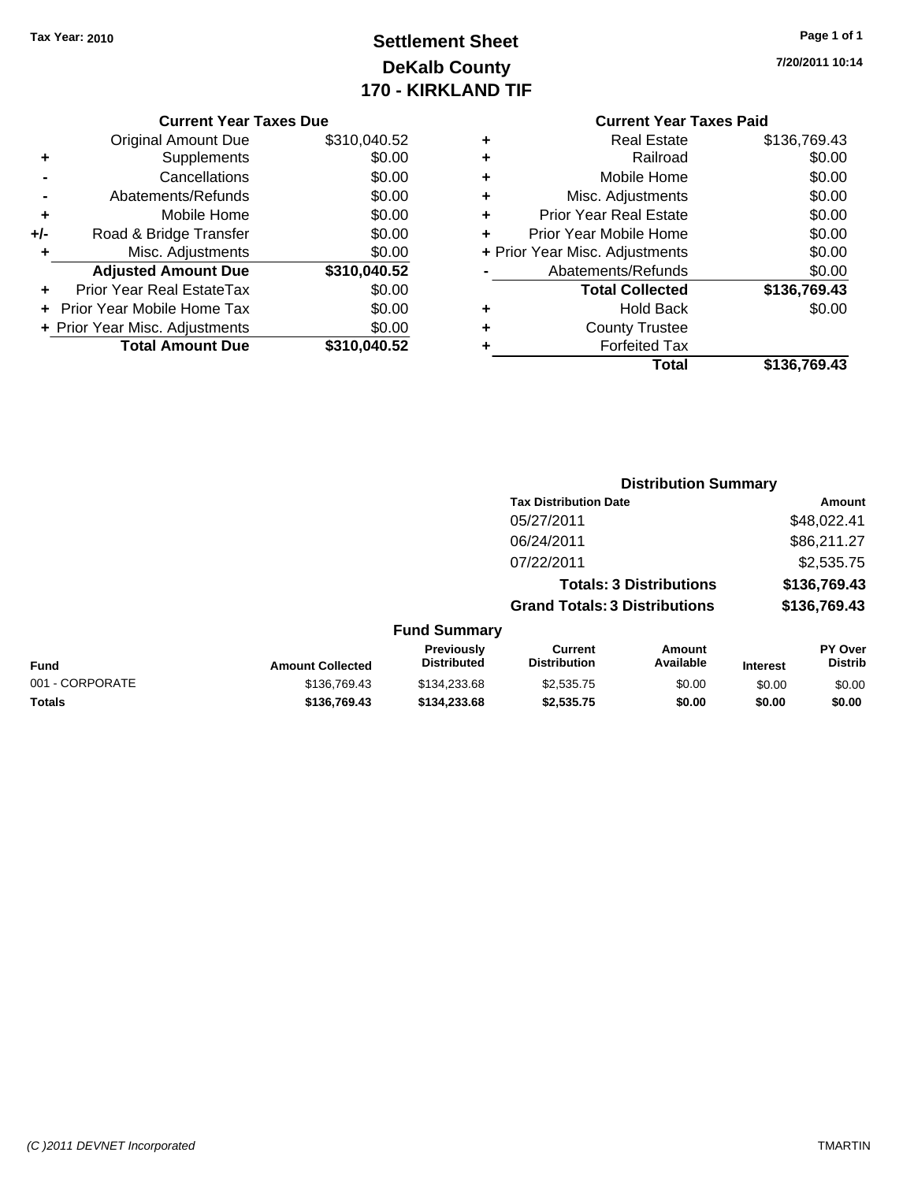Tax Year: 2010

# Settlement Sheet
## DeKalb County
## 170 - KIRKLAND TIF

7/20/2011 10:14

### Current Year Taxes Due

| | | |
|---|---|---|
| | Original Amount Due | $310,040.52 |
| + | Supplements | $0.00 |
| - | Cancellations | $0.00 |
| - | Abatements/Refunds | $0.00 |
| + | Mobile Home | $0.00 |
| +/- | Road & Bridge Transfer | $0.00 |
| + | Misc. Adjustments | $0.00 |
| | **Adjusted Amount Due** | **$310,040.52** |
| + | Prior Year Real EstateTax | $0.00 |
| + | Prior Year Mobile Home Tax | $0.00 |
| + | Prior Year Misc. Adjustments | $0.00 |
| | **Total Amount Due** | **$310,040.52** |

### Current Year Taxes Paid

| | | |
|---|---|---|
| + | Real Estate | $136,769.43 |
| + | Railroad | $0.00 |
| + | Mobile Home | $0.00 |
| + | Misc. Adjustments | $0.00 |
| + | Prior Year Real Estate | $0.00 |
| + | Prior Year Mobile Home | $0.00 |
| + | Prior Year Misc. Adjustments | $0.00 |
| - | Abatements/Refunds | $0.00 |
| | **Total Collected** | **$136,769.43** |
| + | Hold Back | $0.00 |
| + | County Trustee | |
| + | Forfeited Tax | |
| | **Total** | **$136,769.43** |

### Distribution Summary

| Tax Distribution Date | Amount |
|---|---|
| 05/27/2011 | $48,022.41 |
| 06/24/2011 | $86,211.27 |
| 07/22/2011 | $2,535.75 |
| **Totals: 3 Distributions** | **$136,769.43** |
| **Grand Totals: 3 Distributions** | **$136,769.43** |

### Fund Summary

| Fund | Amount Collected | Previously Distributed | Current Distribution | Amount Available | Interest | PY Over Distrib |
|---|---|---|---|---|---|---|
| 001 - CORPORATE | $136,769.43 | $134,233.68 | $2,535.75 | $0.00 | $0.00 | $0.00 |
| **Totals** | **$136,769.43** | **$134,233.68** | **$2,535.75** | **$0.00** | **$0.00** | **$0.00** |

(C )2011 DEVNET Incorporated TMARTIN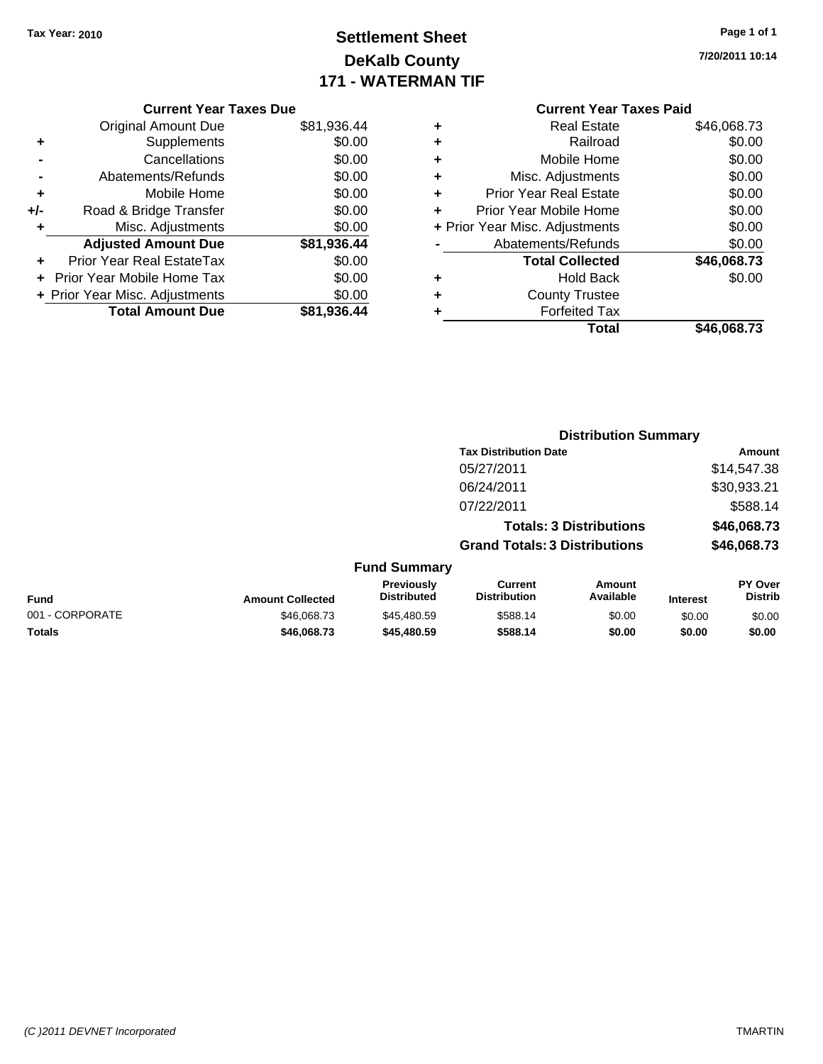Tax Year: 2010

# Settlement Sheet
## DeKalb County
## 171 - WATERMAN TIF

7/20/2011 10:14

### Current Year Taxes Due

| | | |
|---|---|---|
| | Original Amount Due | $81,936.44 |
| + | Supplements | $0.00 |
| - | Cancellations | $0.00 |
| - | Abatements/Refunds | $0.00 |
| + | Mobile Home | $0.00 |
| +/- | Road & Bridge Transfer | $0.00 |
| + | Misc. Adjustments | $0.00 |
| | **Adjusted Amount Due** | **$81,936.44** |
| + | Prior Year Real EstateTax | $0.00 |
| + | Prior Year Mobile Home Tax | $0.00 |
| + | Prior Year Misc. Adjustments | $0.00 |
| | **Total Amount Due** | **$81,936.44** |

### Current Year Taxes Paid

| | | |
|---|---|---|
| + | Real Estate | $46,068.73 |
| + | Railroad | $0.00 |
| + | Mobile Home | $0.00 |
| + | Misc. Adjustments | $0.00 |
| + | Prior Year Real Estate | $0.00 |
| + | Prior Year Mobile Home | $0.00 |
| + | Prior Year Misc. Adjustments | $0.00 |
| - | Abatements/Refunds | $0.00 |
| | **Total Collected** | **$46,068.73** |
| + | Hold Back | $0.00 |
| + | County Trustee | |
| + | Forfeited Tax | |
| | **Total** | **$46,068.73** |

### Distribution Summary

| Tax Distribution Date | Amount |
|---|---|
| 05/27/2011 | $14,547.38 |
| 06/24/2011 | $30,933.21 |
| 07/22/2011 | $588.14 |
| **Totals: 3 Distributions** | **$46,068.73** |
| **Grand Totals: 3 Distributions** | **$46,068.73** |

### Fund Summary

| Fund | Amount Collected | Previously Distributed | Current Distribution | Amount Available | Interest | PY Over Distrib |
|---|---|---|---|---|---|---|
| 001 - CORPORATE | $46,068.73 | $45,480.59 | $588.14 | $0.00 | $0.00 | $0.00 |
| **Totals** | **$46,068.73** | **$45,480.59** | **$588.14** | **$0.00** | **$0.00** | **$0.00** |

(C )2011 DEVNET Incorporated TMARTIN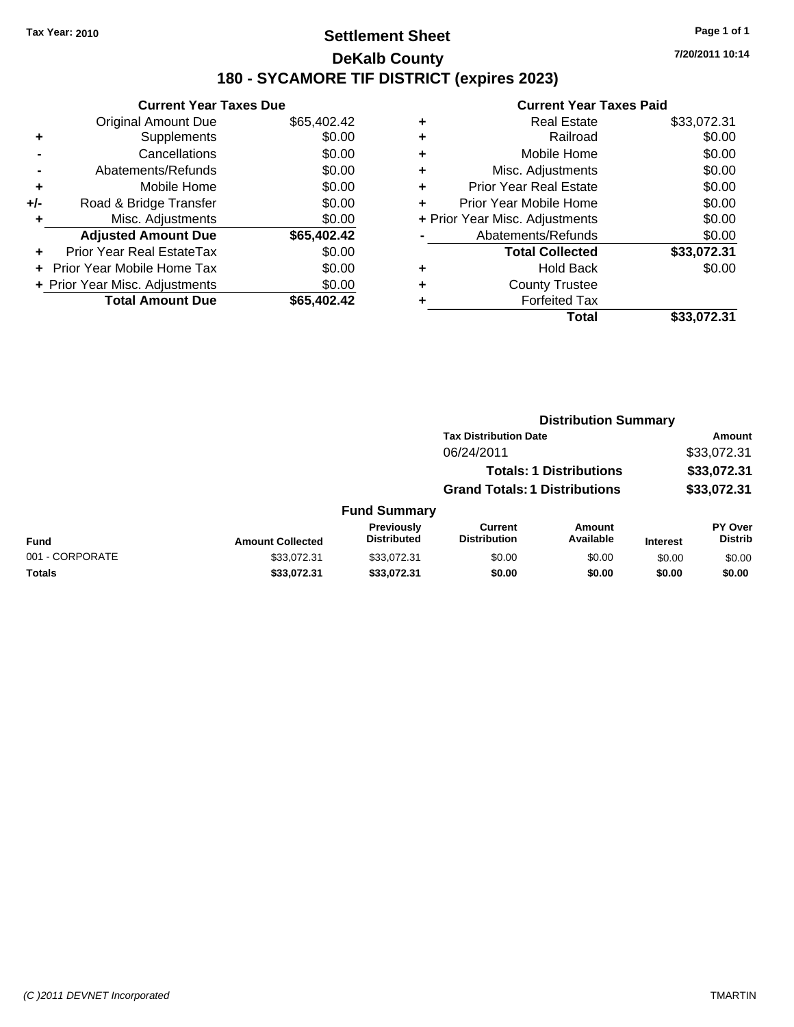Tax Year: 2010

# Settlement Sheet

## DeKalb County

## 180 - SYCAMORE TIF DISTRICT (expires 2023)

7/20/2011 10:14

### Current Year Taxes Due

| | | |
|---|---|---|
| | Original Amount Due | $65,402.42 |
| + | Supplements | $0.00 |
| - | Cancellations | $0.00 |
| - | Abatements/Refunds | $0.00 |
| + | Mobile Home | $0.00 |
| +/- | Road & Bridge Transfer | $0.00 |
| + | Misc. Adjustments | $0.00 |
| | **Adjusted Amount Due** | **$65,402.42** |
| + | Prior Year Real EstateTax | $0.00 |
| + | Prior Year Mobile Home Tax | $0.00 |
| + | Prior Year Misc. Adjustments | $0.00 |
| | **Total Amount Due** | **$65,402.42** |

### Current Year Taxes Paid

| | | |
|---|---|---|
| + | Real Estate | $33,072.31 |
| + | Railroad | $0.00 |
| + | Mobile Home | $0.00 |
| + | Misc. Adjustments | $0.00 |
| + | Prior Year Real Estate | $0.00 |
| + | Prior Year Mobile Home | $0.00 |
| + | Prior Year Misc. Adjustments | $0.00 |
| - | Abatements/Refunds | $0.00 |
| | **Total Collected** | **$33,072.31** |
| + | Hold Back | $0.00 |
| + | County Trustee | |
| + | Forfeited Tax | |
| | **Total** | **$33,072.31** |

### Distribution Summary

| Tax Distribution Date | Amount |
|---|---|
| 06/24/2011 | $33,072.31 |
| **Totals: 1 Distributions** | **$33,072.31** |
| **Grand Totals: 1 Distributions** | **$33,072.31** |

### Fund Summary

| Fund | Amount Collected | Previously Distributed | Current Distribution | Amount Available | Interest | PY Over Distrib |
|---|---|---|---|---|---|---|
| 001 - CORPORATE | $33,072.31 | $33,072.31 | $0.00 | $0.00 | $0.00 | $0.00 |
| **Totals** | **$33,072.31** | **$33,072.31** | **$0.00** | **$0.00** | **$0.00** | **$0.00** |

(C )2011 DEVNET Incorporated TMARTIN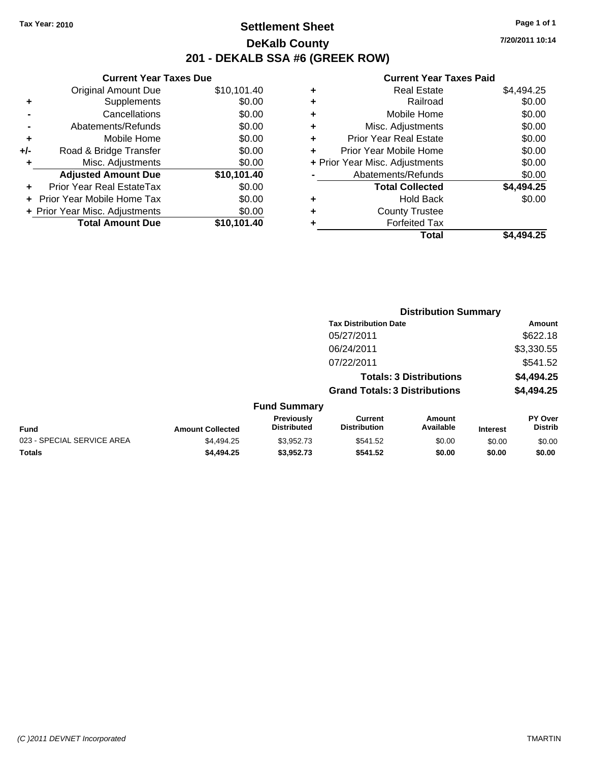Tax Year: 2010

# Settlement Sheet
## DeKalb County
## 201 - DEKALB SSA #6 (GREEK ROW)

7/20/2011 10:14

### Current Year Taxes Due

| | | |
|---|---|---|
| | Original Amount Due | $10,101.40 |
| + | Supplements | $0.00 |
| - | Cancellations | $0.00 |
| - | Abatements/Refunds | $0.00 |
| + | Mobile Home | $0.00 |
| +/- | Road & Bridge Transfer | $0.00 |
| + | Misc. Adjustments | $0.00 |
| | **Adjusted Amount Due** | **$10,101.40** |
| + | Prior Year Real EstateTax | $0.00 |
| + | Prior Year Mobile Home Tax | $0.00 |
| + | Prior Year Misc. Adjustments | $0.00 |
| | **Total Amount Due** | **$10,101.40** |

### Current Year Taxes Paid

| | | |
|---|---|---|
| + | Real Estate | $4,494.25 |
| + | Railroad | $0.00 |
| + | Mobile Home | $0.00 |
| + | Misc. Adjustments | $0.00 |
| + | Prior Year Real Estate | $0.00 |
| + | Prior Year Mobile Home | $0.00 |
| + | Prior Year Misc. Adjustments | $0.00 |
| - | Abatements/Refunds | $0.00 |
| | **Total Collected** | **$4,494.25** |
| + | Hold Back | $0.00 |
| + | County Trustee | |
| + | Forfeited Tax | |
| | **Total** | **$4,494.25** |

### Distribution Summary

| Tax Distribution Date | Amount |
|---|---|
| 05/27/2011 | $622.18 |
| 06/24/2011 | $3,330.55 |
| 07/22/2011 | $541.52 |
| **Totals: 3 Distributions** | **$4,494.25** |
| **Grand Totals: 3 Distributions** | **$4,494.25** |

### Fund Summary

| Fund | Amount Collected | Previously Distributed | Current Distribution | Amount Available | Interest | PY Over Distrib |
|---|---|---|---|---|---|---|
| 023 - SPECIAL SERVICE AREA | $4,494.25 | $3,952.73 | $541.52 | $0.00 | $0.00 | $0.00 |
| **Totals** | **$4,494.25** | **$3,952.73** | **$541.52** | **$0.00** | **$0.00** | **$0.00** |

(C )2011 DEVNET Incorporated — TMARTIN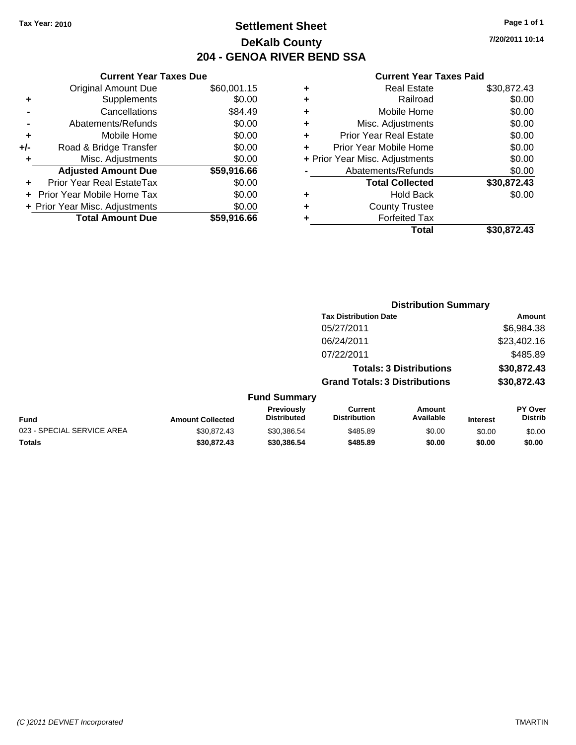Tax Year: 2010

# Settlement Sheet
## DeKalb County
## 204 - GENOA RIVER BEND SSA

7/20/2011 10:14

### Current Year Taxes Due

| | | |
|---|---|---|
| | Original Amount Due | $60,001.15 |
| + | Supplements | $0.00 |
| - | Cancellations | $84.49 |
| - | Abatements/Refunds | $0.00 |
| + | Mobile Home | $0.00 |
| +/- | Road & Bridge Transfer | $0.00 |
| + | Misc. Adjustments | $0.00 |
| | **Adjusted Amount Due** | **$59,916.66** |
| + | Prior Year Real EstateTax | $0.00 |
| + | Prior Year Mobile Home Tax | $0.00 |
| + | Prior Year Misc. Adjustments | $0.00 |
| | **Total Amount Due** | **$59,916.66** |

### Current Year Taxes Paid

| | | |
|---|---|---|
| + | Real Estate | $30,872.43 |
| + | Railroad | $0.00 |
| + | Mobile Home | $0.00 |
| + | Misc. Adjustments | $0.00 |
| + | Prior Year Real Estate | $0.00 |
| + | Prior Year Mobile Home | $0.00 |
| + | Prior Year Misc. Adjustments | $0.00 |
| - | Abatements/Refunds | $0.00 |
| | **Total Collected** | **$30,872.43** |
| + | Hold Back | $0.00 |
| + | County Trustee | |
| + | Forfeited Tax | |
| | **Total** | **$30,872.43** |

### Distribution Summary

| Tax Distribution Date | Amount |
|---|---|
| 05/27/2011 | $6,984.38 |
| 06/24/2011 | $23,402.16 |
| 07/22/2011 | $485.89 |
| **Totals: 3 Distributions** | **$30,872.43** |
| **Grand Totals: 3 Distributions** | **$30,872.43** |

### Fund Summary

| Fund | Amount Collected | Previously Distributed | Current Distribution | Amount Available | Interest | PY Over Distrib |
|---|---|---|---|---|---|---|
| 023 - SPECIAL SERVICE AREA | $30,872.43 | $30,386.54 | $485.89 | $0.00 | $0.00 | $0.00 |
| **Totals** | **$30,872.43** | **$30,386.54** | **$485.89** | **$0.00** | **$0.00** | **$0.00** |

(C )2011 DEVNET Incorporated

TMARTIN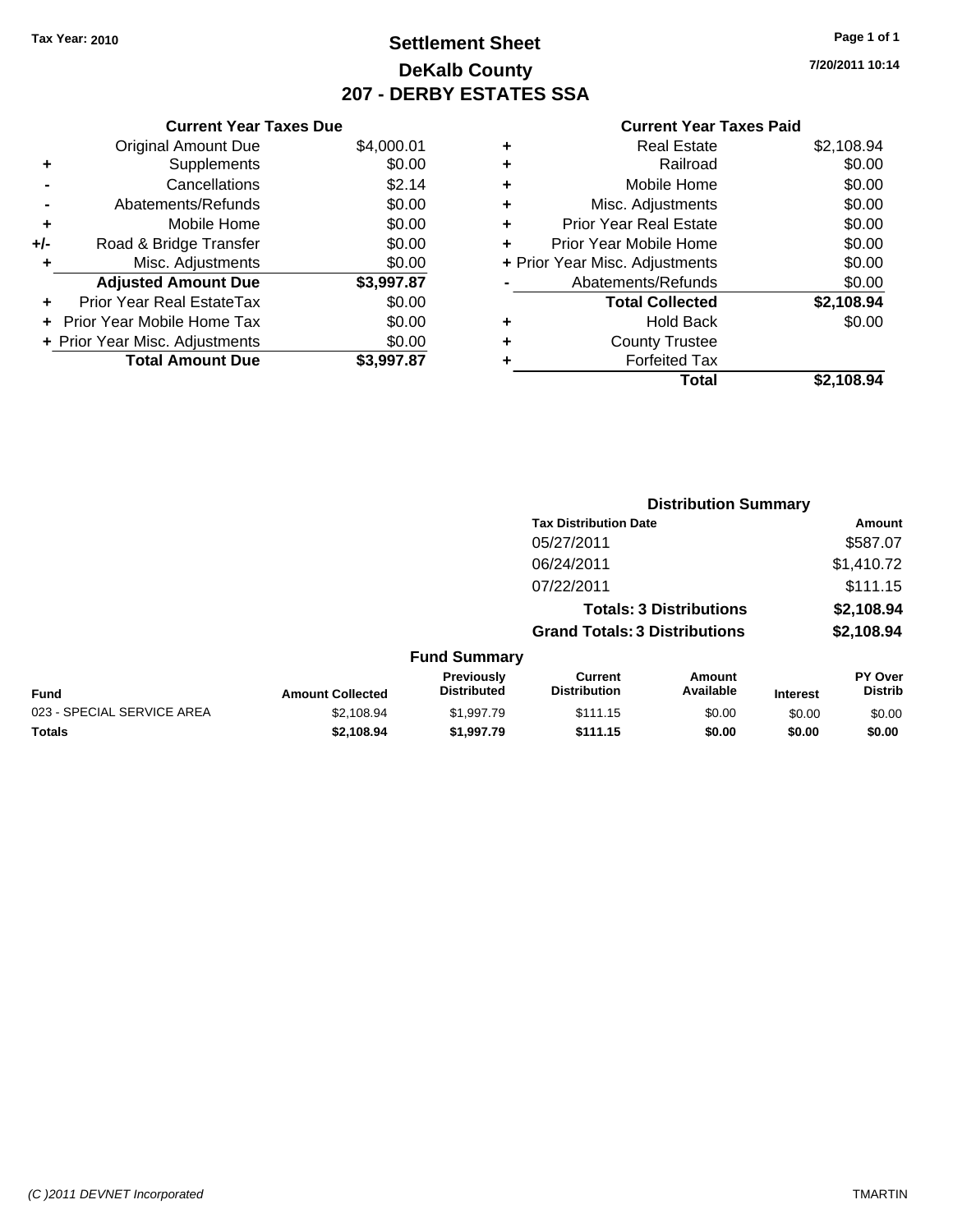**Tax Year: 2010**

# Settlement Sheet
## DeKalb County
## 207 - DERBY ESTATES SSA

7/20/2011 10:14

### Current Year Taxes Due

| | | |
|---|---|---|
| | Original Amount Due | $4,000.01 |
| + | Supplements | $0.00 |
| - | Cancellations | $2.14 |
| - | Abatements/Refunds | $0.00 |
| + | Mobile Home | $0.00 |
| +/- | Road & Bridge Transfer | $0.00 |
| + | Misc. Adjustments | $0.00 |
| | **Adjusted Amount Due** | **$3,997.87** |
| + | Prior Year Real EstateTax | $0.00 |
| + | Prior Year Mobile Home Tax | $0.00 |
| + | Prior Year Misc. Adjustments | $0.00 |
| | **Total Amount Due** | **$3,997.87** |

### Current Year Taxes Paid

| | | |
|---|---|---|
| + | Real Estate | $2,108.94 |
| + | Railroad | $0.00 |
| + | Mobile Home | $0.00 |
| + | Misc. Adjustments | $0.00 |
| + | Prior Year Real Estate | $0.00 |
| + | Prior Year Mobile Home | $0.00 |
| + | Prior Year Misc. Adjustments | $0.00 |
| - | Abatements/Refunds | $0.00 |
| | **Total Collected** | **$2,108.94** |
| + | Hold Back | $0.00 |
| + | County Trustee | |
| + | Forfeited Tax | |
| | **Total** | **$2,108.94** |

### Distribution Summary

| Tax Distribution Date | Amount |
|---|---|
| 05/27/2011 | $587.07 |
| 06/24/2011 | $1,410.72 |
| 07/22/2011 | $111.15 |
| **Totals: 3 Distributions** | **$2,108.94** |
| **Grand Totals: 3 Distributions** | **$2,108.94** |

### Fund Summary

| Fund | Amount Collected | Previously Distributed | Current Distribution | Amount Available | Interest | PY Over Distrib |
|---|---|---|---|---|---|---|
| 023 - SPECIAL SERVICE AREA | $2,108.94 | $1,997.79 | $111.15 | $0.00 | $0.00 | $0.00 |
| **Totals** | **$2,108.94** | **$1,997.79** | **$111.15** | **$0.00** | **$0.00** | **$0.00** |

(C )2011 DEVNET Incorporated — TMARTIN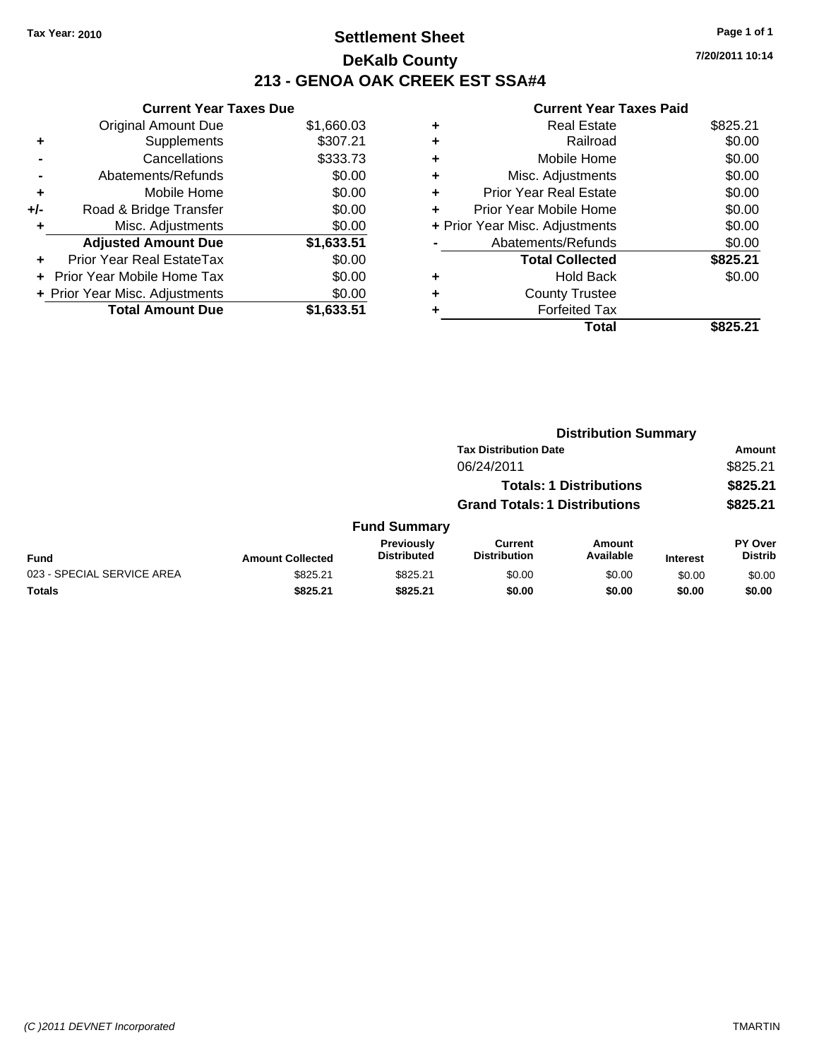Tax Year: 2010

# Settlement Sheet

## DeKalb County

## 213 - GENOA OAK CREEK EST SSA#4

7/20/2011 10:14

### Current Year Taxes Due

| | | |
|---|---|---|
| | Original Amount Due | $1,660.03 |
| + | Supplements | $307.21 |
| - | Cancellations | $333.73 |
| - | Abatements/Refunds | $0.00 |
| + | Mobile Home | $0.00 |
| +/- | Road & Bridge Transfer | $0.00 |
| + | Misc. Adjustments | $0.00 |
| | **Adjusted Amount Due** | **$1,633.51** |
| + | Prior Year Real EstateTax | $0.00 |
| + | Prior Year Mobile Home Tax | $0.00 |
| + | Prior Year Misc. Adjustments | $0.00 |
| | **Total Amount Due** | **$1,633.51** |

### Current Year Taxes Paid

| | | |
|---|---|---|
| + | Real Estate | $825.21 |
| + | Railroad | $0.00 |
| + | Mobile Home | $0.00 |
| + | Misc. Adjustments | $0.00 |
| + | Prior Year Real Estate | $0.00 |
| + | Prior Year Mobile Home | $0.00 |
| + | Prior Year Misc. Adjustments | $0.00 |
| - | Abatements/Refunds | $0.00 |
| | **Total Collected** | **$825.21** |
| + | Hold Back | $0.00 |
| + | County Trustee | |
| + | Forfeited Tax | |
| | **Total** | **$825.21** |

### Distribution Summary

| Tax Distribution Date | Amount |
|---|---|
| 06/24/2011 | $825.21 |
| **Totals: 1 Distributions** | **$825.21** |
| **Grand Totals: 1 Distributions** | **$825.21** |

### Fund Summary

| Fund | Amount Collected | Previously Distributed | Current Distribution | Amount Available | Interest | PY Over Distrib |
|---|---|---|---|---|---|---|
| 023 - SPECIAL SERVICE AREA | $825.21 | $825.21 | $0.00 | $0.00 | $0.00 | $0.00 |
| **Totals** | **$825.21** | **$825.21** | **$0.00** | **$0.00** | **$0.00** | **$0.00** |

(C )2011 DEVNET Incorporated TMARTIN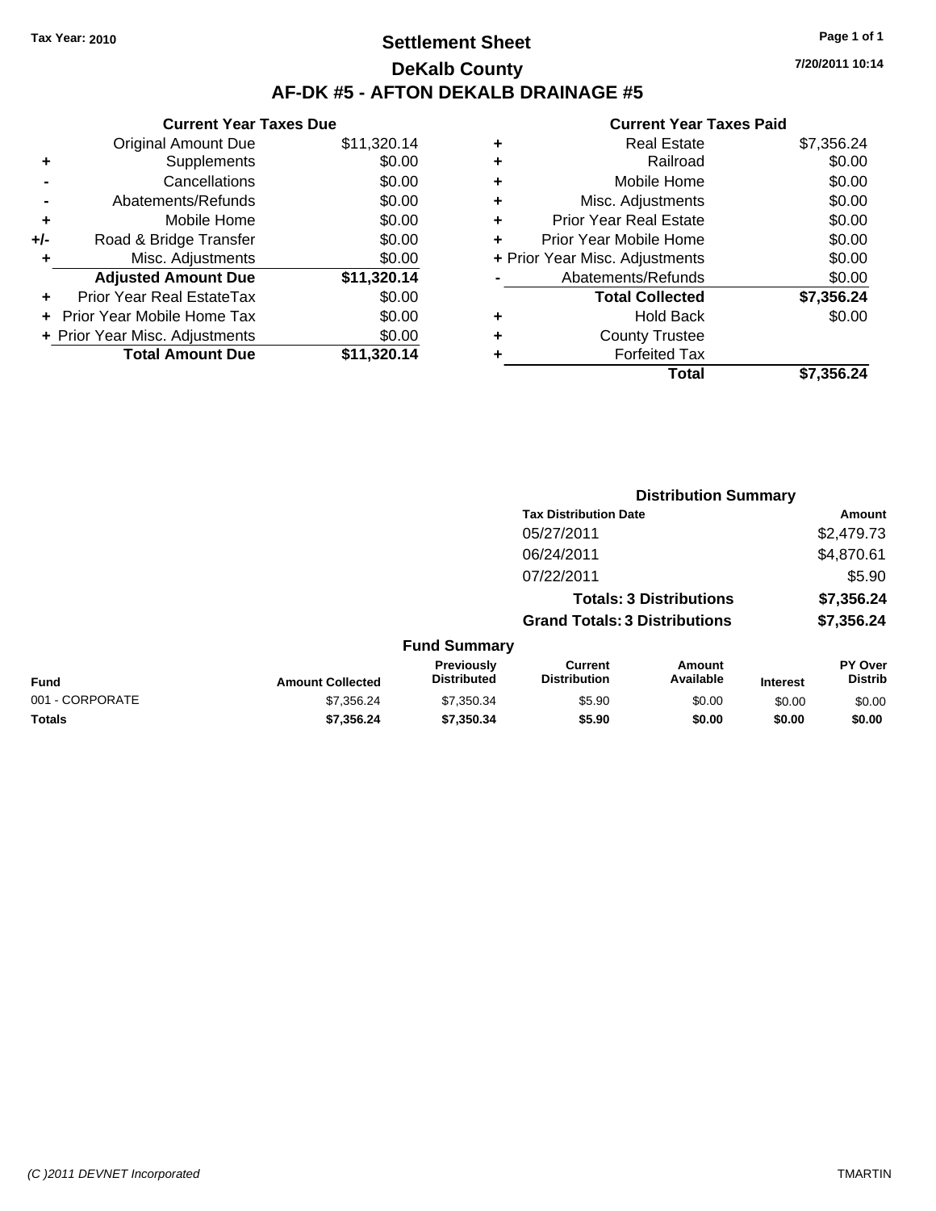Tax Year: 2010

# Settlement Sheet

## DeKalb County

## AF-DK #5 - AFTON DEKALB DRAINAGE #5

7/20/2011 10:14

### Current Year Taxes Due

| | | |
|---|---|---|
| | Original Amount Due | $11,320.14 |
| + | Supplements | $0.00 |
| - | Cancellations | $0.00 |
| - | Abatements/Refunds | $0.00 |
| + | Mobile Home | $0.00 |
| +/- | Road & Bridge Transfer | $0.00 |
| + | Misc. Adjustments | $0.00 |
| | **Adjusted Amount Due** | **$11,320.14** |
| + | Prior Year Real EstateTax | $0.00 |
| + | Prior Year Mobile Home Tax | $0.00 |
| + | Prior Year Misc. Adjustments | $0.00 |
| | **Total Amount Due** | **$11,320.14** |

### Current Year Taxes Paid

| | | |
|---|---|---|
| + | Real Estate | $7,356.24 |
| + | Railroad | $0.00 |
| + | Mobile Home | $0.00 |
| + | Misc. Adjustments | $0.00 |
| + | Prior Year Real Estate | $0.00 |
| + | Prior Year Mobile Home | $0.00 |
| + | Prior Year Misc. Adjustments | $0.00 |
| - | Abatements/Refunds | $0.00 |
| | **Total Collected** | **$7,356.24** |
| + | Hold Back | $0.00 |
| + | County Trustee | |
| + | Forfeited Tax | |
| | **Total** | **$7,356.24** |

### Distribution Summary

| Tax Distribution Date | Amount |
|---|---|
| 05/27/2011 | $2,479.73 |
| 06/24/2011 | $4,870.61 |
| 07/22/2011 | $5.90 |
| **Totals: 3 Distributions** | **$7,356.24** |
| **Grand Totals: 3 Distributions** | **$7,356.24** |

### Fund Summary

| Fund | Amount Collected | Previously Distributed | Current Distribution | Amount Available | Interest | PY Over Distrib |
|---|---|---|---|---|---|---|
| 001 - CORPORATE | $7,356.24 | $7,350.34 | $5.90 | $0.00 | $0.00 | $0.00 |
| **Totals** | **$7,356.24** | **$7,350.34** | **$5.90** | **$0.00** | **$0.00** | **$0.00** |

(C )2011 DEVNET Incorporated TMARTIN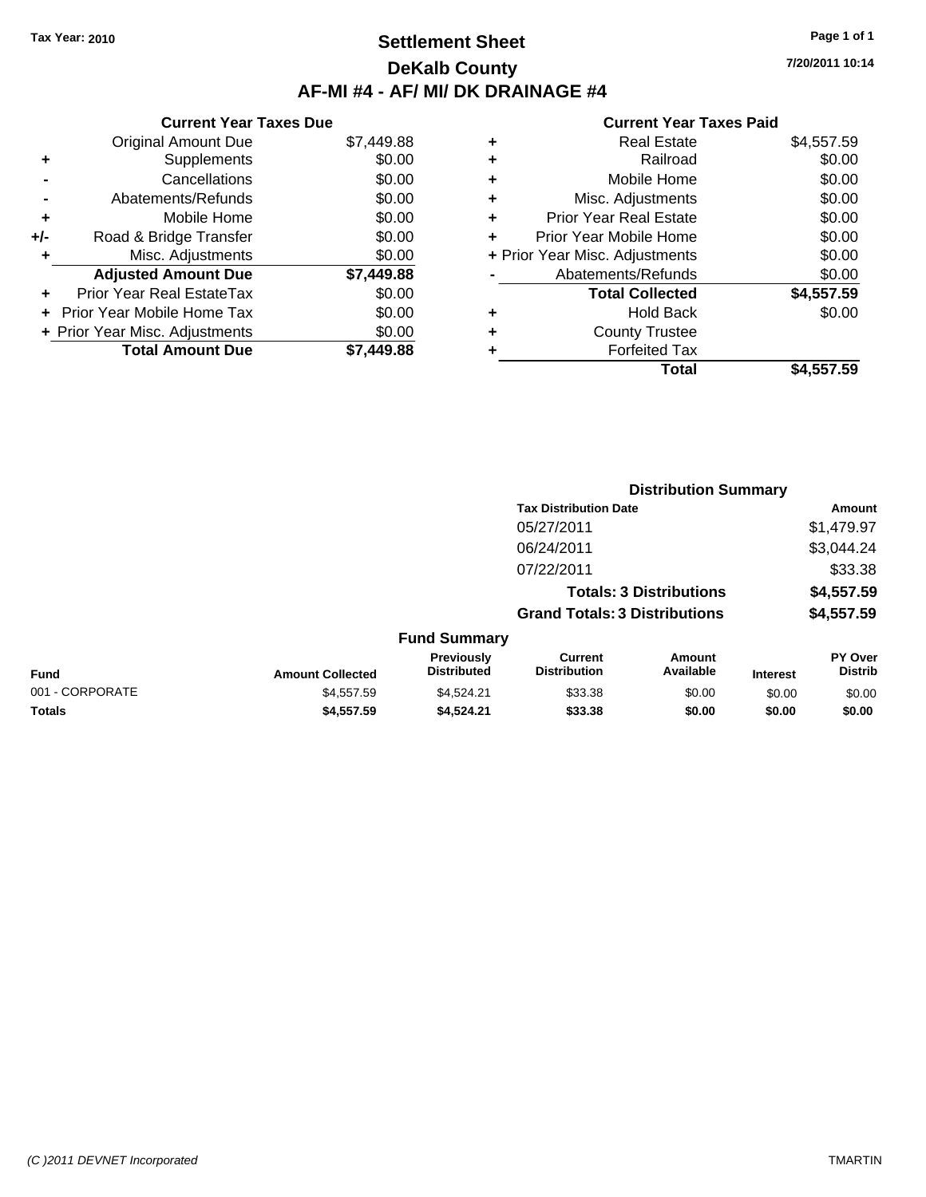Tax Year: 2010

# Settlement Sheet
## DeKalb County
## AF-MI #4 - AF/ MI/ DK DRAINAGE #4

7/20/2011 10:14

### Current Year Taxes Due

| | | |
|---|---|---|
| | Original Amount Due | $7,449.88 |
| + | Supplements | $0.00 |
| - | Cancellations | $0.00 |
| - | Abatements/Refunds | $0.00 |
| + | Mobile Home | $0.00 |
| +/- | Road & Bridge Transfer | $0.00 |
| + | Misc. Adjustments | $0.00 |
| | **Adjusted Amount Due** | **$7,449.88** |
| + | Prior Year Real EstateTax | $0.00 |
| + | Prior Year Mobile Home Tax | $0.00 |
| + | Prior Year Misc. Adjustments | $0.00 |
| | **Total Amount Due** | **$7,449.88** |

### Current Year Taxes Paid

| | | |
|---|---|---|
| + | Real Estate | $4,557.59 |
| + | Railroad | $0.00 |
| + | Mobile Home | $0.00 |
| + | Misc. Adjustments | $0.00 |
| + | Prior Year Real Estate | $0.00 |
| + | Prior Year Mobile Home | $0.00 |
| + | Prior Year Misc. Adjustments | $0.00 |
| - | Abatements/Refunds | $0.00 |
| | **Total Collected** | **$4,557.59** |
| + | Hold Back | $0.00 |
| + | County Trustee | |
| + | Forfeited Tax | |
| | **Total** | **$4,557.59** |

### Distribution Summary

| Tax Distribution Date | Amount |
|---|---|
| 05/27/2011 | $1,479.97 |
| 06/24/2011 | $3,044.24 |
| 07/22/2011 | $33.38 |
| **Totals: 3 Distributions** | **$4,557.59** |
| **Grand Totals: 3 Distributions** | **$4,557.59** |

### Fund Summary

| Fund | Amount Collected | Previously Distributed | Current Distribution | Amount Available | Interest | PY Over Distrib |
|---|---|---|---|---|---|---|
| 001 - CORPORATE | $4,557.59 | $4,524.21 | $33.38 | $0.00 | $0.00 | $0.00 |
| **Totals** | **$4,557.59** | **$4,524.21** | **$33.38** | **$0.00** | **$0.00** | **$0.00** |

(C )2011 DEVNET Incorporated TMARTIN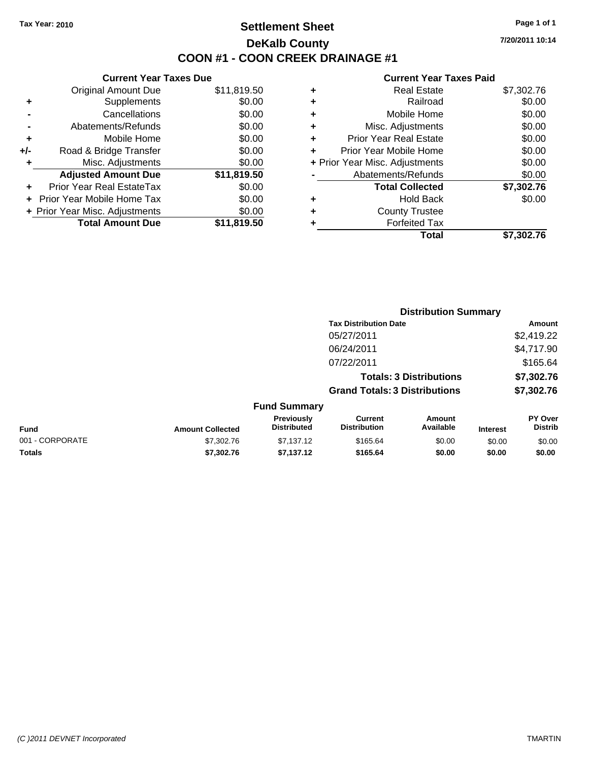Tax Year: 2010

# Settlement Sheet

## DeKalb County

## COON #1 - COON CREEK DRAINAGE #1

7/20/2011 10:14

### Current Year Taxes Due

| | | |
|---|---|---|
| | Original Amount Due | $11,819.50 |
| + | Supplements | $0.00 |
| - | Cancellations | $0.00 |
| - | Abatements/Refunds | $0.00 |
| + | Mobile Home | $0.00 |
| +/- | Road & Bridge Transfer | $0.00 |
| + | Misc. Adjustments | $0.00 |
| | **Adjusted Amount Due** | **$11,819.50** |
| + | Prior Year Real EstateTax | $0.00 |
| + | Prior Year Mobile Home Tax | $0.00 |
| + | Prior Year Misc. Adjustments | $0.00 |
| | **Total Amount Due** | **$11,819.50** |

### Current Year Taxes Paid

| | | |
|---|---|---|
| + | Real Estate | $7,302.76 |
| + | Railroad | $0.00 |
| + | Mobile Home | $0.00 |
| + | Misc. Adjustments | $0.00 |
| + | Prior Year Real Estate | $0.00 |
| + | Prior Year Mobile Home | $0.00 |
| + | Prior Year Misc. Adjustments | $0.00 |
| - | Abatements/Refunds | $0.00 |
| | **Total Collected** | **$7,302.76** |
| + | Hold Back | $0.00 |
| + | County Trustee | |
| + | Forfeited Tax | |
| | **Total** | **$7,302.76** |

### Distribution Summary

| Tax Distribution Date | Amount |
|---|---|
| 05/27/2011 | $2,419.22 |
| 06/24/2011 | $4,717.90 |
| 07/22/2011 | $165.64 |
| **Totals: 3 Distributions** | **$7,302.76** |
| **Grand Totals: 3 Distributions** | **$7,302.76** |

### Fund Summary

| Fund | Amount Collected | Previously Distributed | Current Distribution | Amount Available | Interest | PY Over Distrib |
|---|---|---|---|---|---|---|
| 001 - CORPORATE | $7,302.76 | $7,137.12 | $165.64 | $0.00 | $0.00 | $0.00 |
| **Totals** | **$7,302.76** | **$7,137.12** | **$165.64** | **$0.00** | **$0.00** | **$0.00** |

(C )2011 DEVNET Incorporated TMARTIN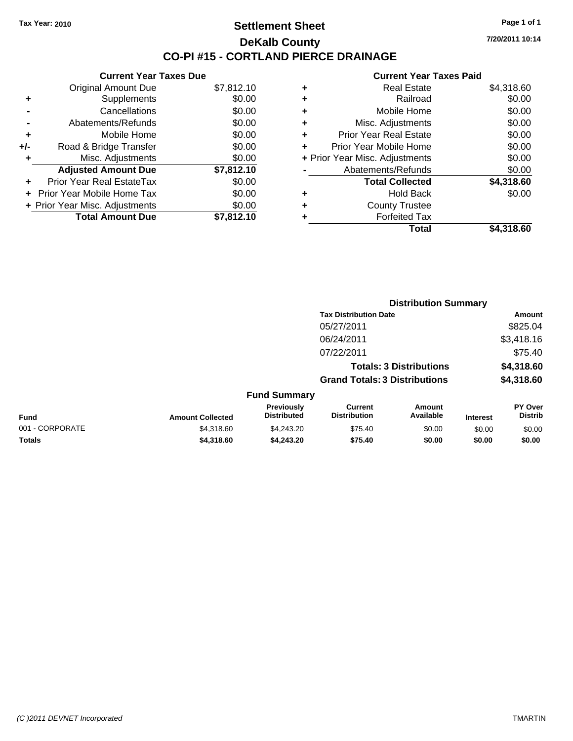Tax Year: 2010

# Settlement Sheet

## DeKalb County

## CO-PI #15 - CORTLAND PIERCE DRAINAGE

7/20/2011 10:14

### Current Year Taxes Due

| | | |
|---|---|---|
| | Original Amount Due | $7,812.10 |
| + | Supplements | $0.00 |
| - | Cancellations | $0.00 |
| - | Abatements/Refunds | $0.00 |
| + | Mobile Home | $0.00 |
| +/- | Road & Bridge Transfer | $0.00 |
| + | Misc. Adjustments | $0.00 |
| | **Adjusted Amount Due** | **$7,812.10** |
| + | Prior Year Real EstateTax | $0.00 |
| + | Prior Year Mobile Home Tax | $0.00 |
| + | Prior Year Misc. Adjustments | $0.00 |
| | **Total Amount Due** | **$7,812.10** |

### Current Year Taxes Paid

| | | |
|---|---|---|
| + | Real Estate | $4,318.60 |
| + | Railroad | $0.00 |
| + | Mobile Home | $0.00 |
| + | Misc. Adjustments | $0.00 |
| + | Prior Year Real Estate | $0.00 |
| + | Prior Year Mobile Home | $0.00 |
| + | Prior Year Misc. Adjustments | $0.00 |
| - | Abatements/Refunds | $0.00 |
| | **Total Collected** | **$4,318.60** |
| + | Hold Back | $0.00 |
| + | County Trustee | |
| + | Forfeited Tax | |
| | **Total** | **$4,318.60** |

### Distribution Summary

| Tax Distribution Date | Amount |
|---|---|
| 05/27/2011 | $825.04 |
| 06/24/2011 | $3,418.16 |
| 07/22/2011 | $75.40 |
| **Totals: 3 Distributions** | **$4,318.60** |
| **Grand Totals: 3 Distributions** | **$4,318.60** |

### Fund Summary

| Fund | Amount Collected | Previously Distributed | Current Distribution | Amount Available | Interest | PY Over Distrib |
|---|---|---|---|---|---|---|
| 001 - CORPORATE | $4,318.60 | $4,243.20 | $75.40 | $0.00 | $0.00 | $0.00 |
| **Totals** | **$4,318.60** | **$4,243.20** | **$75.40** | **$0.00** | **$0.00** | **$0.00** |

(C )2011 DEVNET Incorporated TMARTIN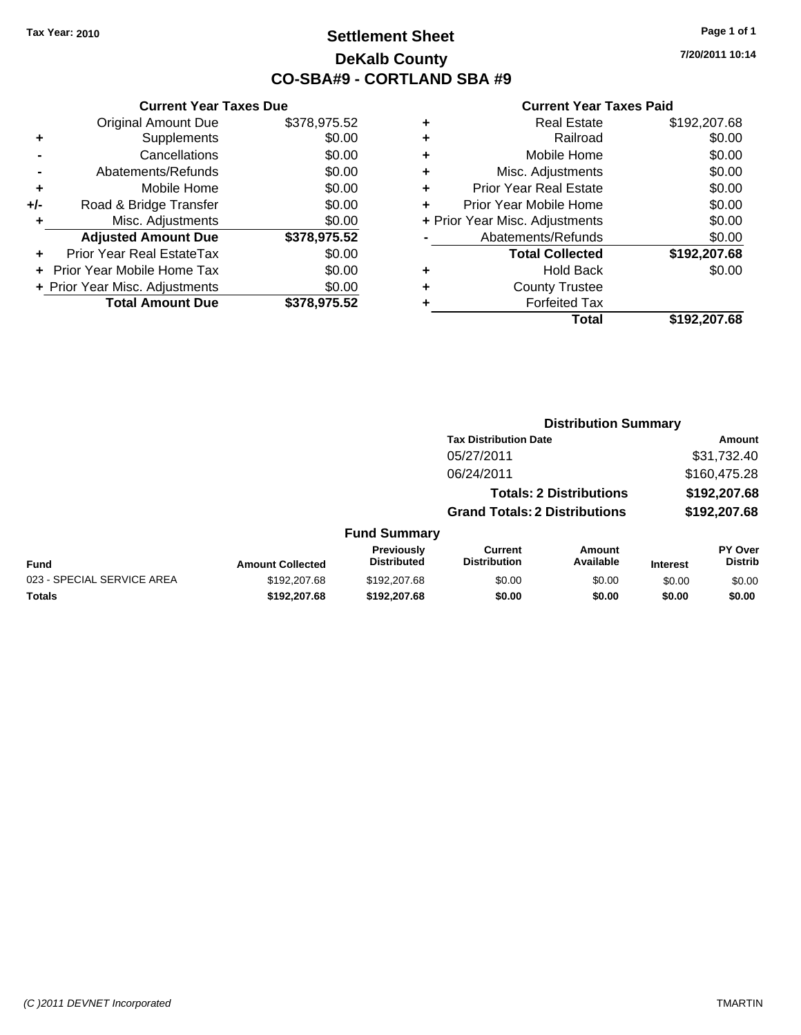Tax Year: 2010

# Settlement Sheet
## DeKalb County
## CO-SBA#9 - CORTLAND SBA #9

7/20/2011 10:14

### Current Year Taxes Due

| | | |
|---|---|---|
| | Original Amount Due | $378,975.52 |
| + | Supplements | $0.00 |
| - | Cancellations | $0.00 |
| - | Abatements/Refunds | $0.00 |
| + | Mobile Home | $0.00 |
| +/- | Road & Bridge Transfer | $0.00 |
| + | Misc. Adjustments | $0.00 |
| | **Adjusted Amount Due** | **$378,975.52** |
| + | Prior Year Real EstateTax | $0.00 |
| + | Prior Year Mobile Home Tax | $0.00 |
| + | Prior Year Misc. Adjustments | $0.00 |
| | **Total Amount Due** | **$378,975.52** |

### Current Year Taxes Paid

| | | |
|---|---|---|
| + | Real Estate | $192,207.68 |
| + | Railroad | $0.00 |
| + | Mobile Home | $0.00 |
| + | Misc. Adjustments | $0.00 |
| + | Prior Year Real Estate | $0.00 |
| + | Prior Year Mobile Home | $0.00 |
| + | Prior Year Misc. Adjustments | $0.00 |
| - | Abatements/Refunds | $0.00 |
| | **Total Collected** | **$192,207.68** |
| + | Hold Back | $0.00 |
| + | County Trustee | |
| + | Forfeited Tax | |
| | **Total** | **$192,207.68** |

### Distribution Summary

| Tax Distribution Date | Amount |
|---|---|
| 05/27/2011 | $31,732.40 |
| 06/24/2011 | $160,475.28 |
| **Totals: 2 Distributions** | **$192,207.68** |
| **Grand Totals: 2 Distributions** | **$192,207.68** |

### Fund Summary

| Fund | Amount Collected | Previously Distributed | Current Distribution | Amount Available | Interest | PY Over Distrib |
|---|---|---|---|---|---|---|
| 023 - SPECIAL SERVICE AREA | $192,207.68 | $192,207.68 | $0.00 | $0.00 | $0.00 | $0.00 |
| **Totals** | **$192,207.68** | **$192,207.68** | **$0.00** | **$0.00** | **$0.00** | **$0.00** |

(C )2011 DEVNET Incorporated TMARTIN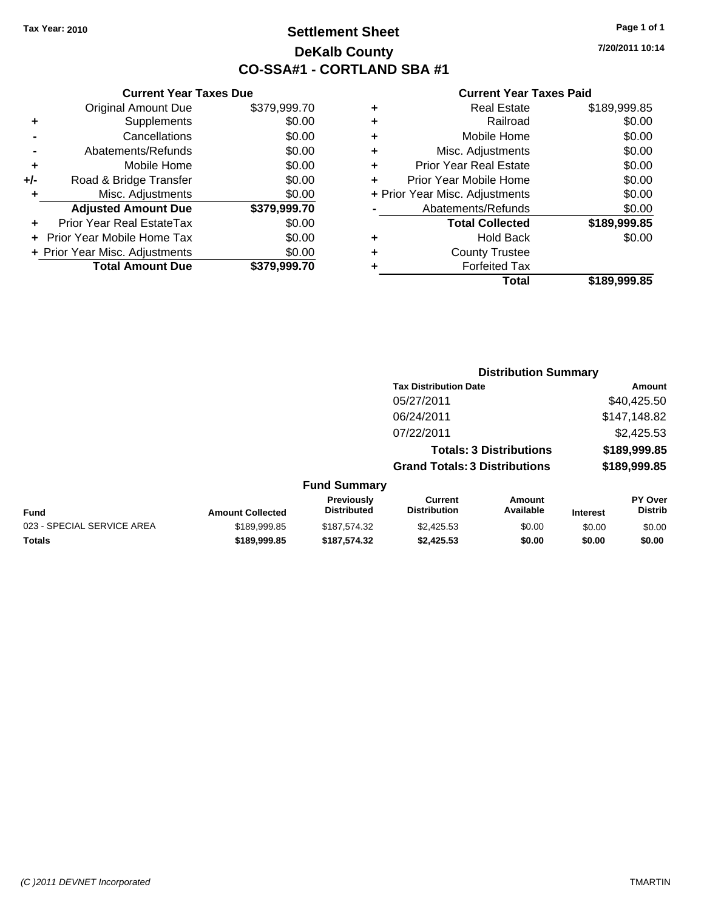Tax Year: 2010

# Settlement Sheet

## DeKalb County

## CO-SSA#1 - CORTLAND SBA #1

7/20/2011 10:14

### Current Year Taxes Due

| | | |
|---|---|---|
| | Original Amount Due | $379,999.70 |
| + | Supplements | $0.00 |
| - | Cancellations | $0.00 |
| - | Abatements/Refunds | $0.00 |
| + | Mobile Home | $0.00 |
| +/- | Road & Bridge Transfer | $0.00 |
| + | Misc. Adjustments | $0.00 |
| | **Adjusted Amount Due** | **$379,999.70** |
| + | Prior Year Real EstateTax | $0.00 |
| + | Prior Year Mobile Home Tax | $0.00 |
| + | Prior Year Misc. Adjustments | $0.00 |
| | **Total Amount Due** | **$379,999.70** |

### Current Year Taxes Paid

| | | |
|---|---|---|
| + | Real Estate | $189,999.85 |
| + | Railroad | $0.00 |
| + | Mobile Home | $0.00 |
| + | Misc. Adjustments | $0.00 |
| + | Prior Year Real Estate | $0.00 |
| + | Prior Year Mobile Home | $0.00 |
| + | Prior Year Misc. Adjustments | $0.00 |
| - | Abatements/Refunds | $0.00 |
| | **Total Collected** | **$189,999.85** |
| + | Hold Back | $0.00 |
| + | County Trustee | |
| + | Forfeited Tax | |
| | **Total** | **$189,999.85** |

### Distribution Summary

| Tax Distribution Date | Amount |
|---|---|
| 05/27/2011 | $40,425.50 |
| 06/24/2011 | $147,148.82 |
| 07/22/2011 | $2,425.53 |
| **Totals: 3 Distributions** | **$189,999.85** |
| **Grand Totals: 3 Distributions** | **$189,999.85** |

### Fund Summary

| Fund | Amount Collected | Previously Distributed | Current Distribution | Amount Available | Interest | PY Over Distrib |
|---|---|---|---|---|---|---|
| 023 - SPECIAL SERVICE AREA | $189,999.85 | $187,574.32 | $2,425.53 | $0.00 | $0.00 | $0.00 |
| **Totals** | **$189,999.85** | **$187,574.32** | **$2,425.53** | **$0.00** | **$0.00** | **$0.00** |

(C )2011 DEVNET Incorporated TMARTIN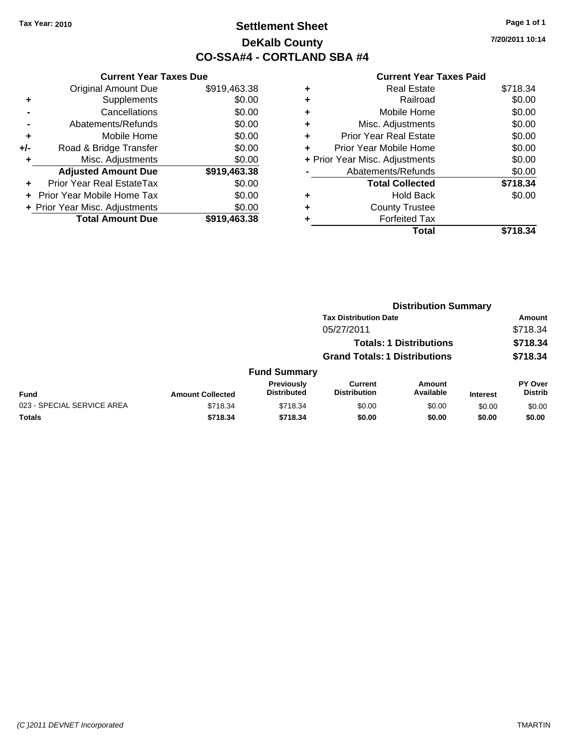**Tax Year: 2010**

# Settlement Sheet

## DeKalb County

## CO-SSA#4 - CORTLAND SBA #4

**7/20/2011 10:14**

### Current Year Taxes Due

| | | |
|---|---|---|
| | Original Amount Due | $919,463.38 |
| + | Supplements | $0.00 |
| - | Cancellations | $0.00 |
| - | Abatements/Refunds | $0.00 |
| + | Mobile Home | $0.00 |
| +/- | Road & Bridge Transfer | $0.00 |
| + | Misc. Adjustments | $0.00 |
| | **Adjusted Amount Due** | **$919,463.38** |
| + | Prior Year Real EstateTax | $0.00 |
| + | Prior Year Mobile Home Tax | $0.00 |
| + | Prior Year Misc. Adjustments | $0.00 |
| | **Total Amount Due** | **$919,463.38** |

### Current Year Taxes Paid

| | | |
|---|---|---|
| + | Real Estate | $718.34 |
| + | Railroad | $0.00 |
| + | Mobile Home | $0.00 |
| + | Misc. Adjustments | $0.00 |
| + | Prior Year Real Estate | $0.00 |
| + | Prior Year Mobile Home | $0.00 |
| + | Prior Year Misc. Adjustments | $0.00 |
| - | Abatements/Refunds | $0.00 |
| | **Total Collected** | **$718.34** |
| + | Hold Back | $0.00 |
| + | County Trustee | |
| + | Forfeited Tax | |
| | **Total** | **$718.34** |

### Distribution Summary

| Tax Distribution Date | Amount |
|---|---|
| 05/27/2011 | $718.34 |
| **Totals: 1 Distributions** | **$718.34** |
| **Grand Totals: 1 Distributions** | **$718.34** |

### Fund Summary

| Fund | Amount Collected | Previously Distributed | Current Distribution | Amount Available | Interest | PY Over Distrib |
|---|---|---|---|---|---|---|
| 023 - SPECIAL SERVICE AREA | $718.34 | $718.34 | $0.00 | $0.00 | $0.00 | $0.00 |
| **Totals** | **$718.34** | **$718.34** | **$0.00** | **$0.00** | **$0.00** | **$0.00** |

*(C )2011 DEVNET Incorporated* TMARTIN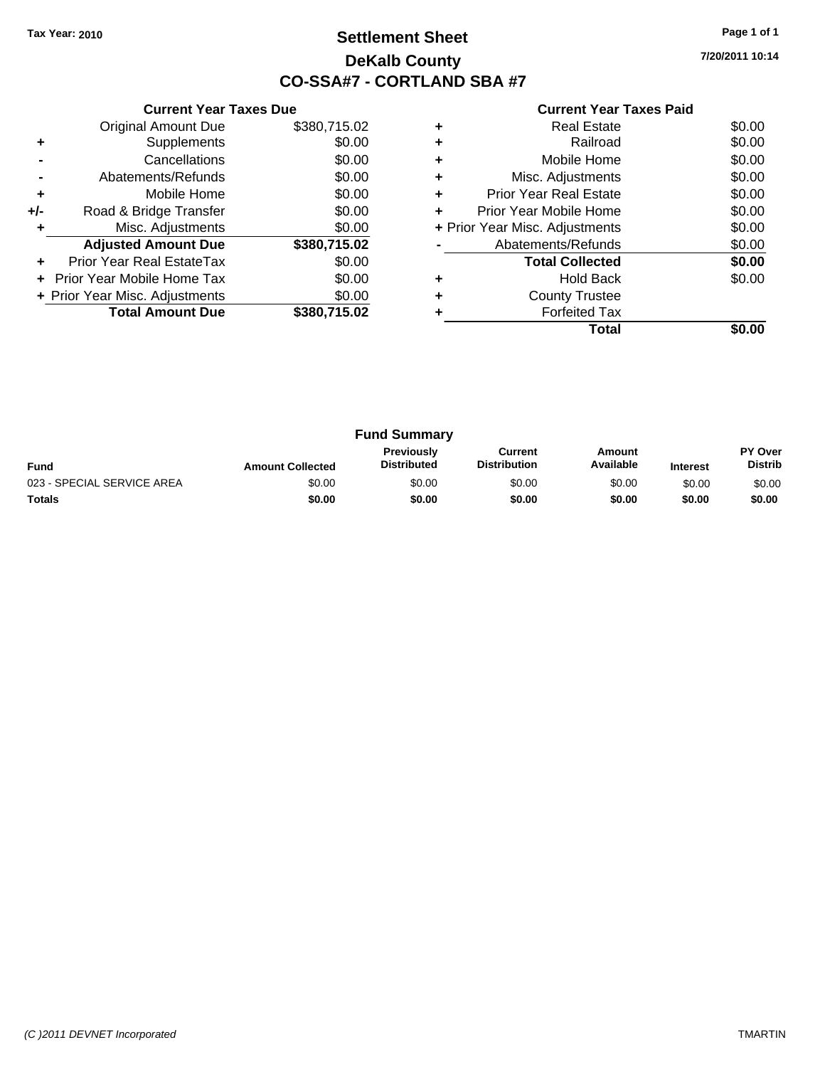**Tax Year: 2010**

# Settlement Sheet
## DeKalb County
## CO-SSA#7 - CORTLAND SBA #7

7/20/2011 10:14

### Current Year Taxes Due

| | | |
|---|---|---|
| | Original Amount Due | $380,715.02 |
| + | Supplements | $0.00 |
| - | Cancellations | $0.00 |
| - | Abatements/Refunds | $0.00 |
| + | Mobile Home | $0.00 |
| +/- | Road & Bridge Transfer | $0.00 |
| + | Misc. Adjustments | $0.00 |
| | **Adjusted Amount Due** | **$380,715.02** |
| + | Prior Year Real EstateTax | $0.00 |
| + | Prior Year Mobile Home Tax | $0.00 |
| + | Prior Year Misc. Adjustments | $0.00 |
| | **Total Amount Due** | **$380,715.02** |

### Current Year Taxes Paid

| | | |
|---|---|---|
| + | Real Estate | $0.00 |
| + | Railroad | $0.00 |
| + | Mobile Home | $0.00 |
| + | Misc. Adjustments | $0.00 |
| + | Prior Year Real Estate | $0.00 |
| + | Prior Year Mobile Home | $0.00 |
| + | Prior Year Misc. Adjustments | $0.00 |
| - | Abatements/Refunds | $0.00 |
| | **Total Collected** | **$0.00** |
| + | Hold Back | $0.00 |
| + | County Trustee | |
| + | Forfeited Tax | |
| | **Total** | **$0.00** |

### Fund Summary

| Fund | Amount Collected | Previously Distributed | Current Distribution | Amount Available | Interest | PY Over Distrib |
|---|---|---|---|---|---|---|
| 023 - SPECIAL SERVICE AREA | $0.00 | $0.00 | $0.00 | $0.00 | $0.00 | $0.00 |
| **Totals** | **$0.00** | **$0.00** | **$0.00** | **$0.00** | **$0.00** | **$0.00** |

*(C )2011 DEVNET Incorporated* TMARTIN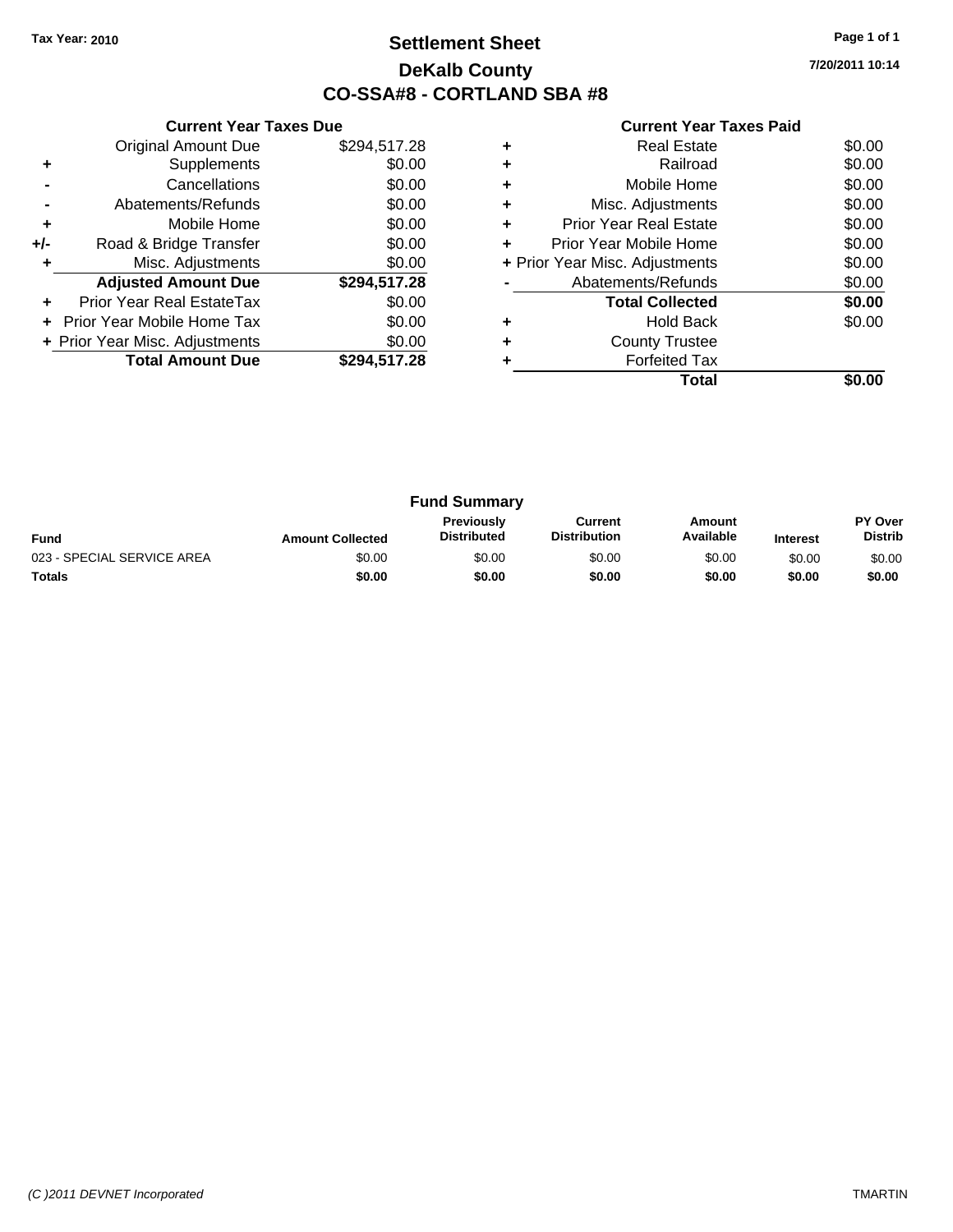**Tax Year: 2010**

# Settlement Sheet
## DeKalb County
## CO-SSA#8 - CORTLAND SBA #8

7/20/2011 10:14

### Current Year Taxes Due

| | | |
|---|---|---|
| | Original Amount Due | $294,517.28 |
| + | Supplements | $0.00 |
| - | Cancellations | $0.00 |
| - | Abatements/Refunds | $0.00 |
| + | Mobile Home | $0.00 |
| +/- | Road & Bridge Transfer | $0.00 |
| + | Misc. Adjustments | $0.00 |
| | **Adjusted Amount Due** | **$294,517.28** |
| + | Prior Year Real EstateTax | $0.00 |
| + | Prior Year Mobile Home Tax | $0.00 |
| + | Prior Year Misc. Adjustments | $0.00 |
| | **Total Amount Due** | **$294,517.28** |

### Current Year Taxes Paid

| | | |
|---|---|---|
| + | Real Estate | $0.00 |
| + | Railroad | $0.00 |
| + | Mobile Home | $0.00 |
| + | Misc. Adjustments | $0.00 |
| + | Prior Year Real Estate | $0.00 |
| + | Prior Year Mobile Home | $0.00 |
| + | Prior Year Misc. Adjustments | $0.00 |
| - | Abatements/Refunds | $0.00 |
| | **Total Collected** | **$0.00** |
| + | Hold Back | $0.00 |
| + | County Trustee | |
| + | Forfeited Tax | |
| | **Total** | **$0.00** |

### Fund Summary

| Fund | Amount Collected | Previously Distributed | Current Distribution | Amount Available | Interest | PY Over Distrib |
|---|---|---|---|---|---|---|
| 023 - SPECIAL SERVICE AREA | $0.00 | $0.00 | $0.00 | $0.00 | $0.00 | $0.00 |
| **Totals** | **$0.00** | **$0.00** | **$0.00** | **$0.00** | **$0.00** | **$0.00** |

*(C )2011 DEVNET Incorporated* TMARTIN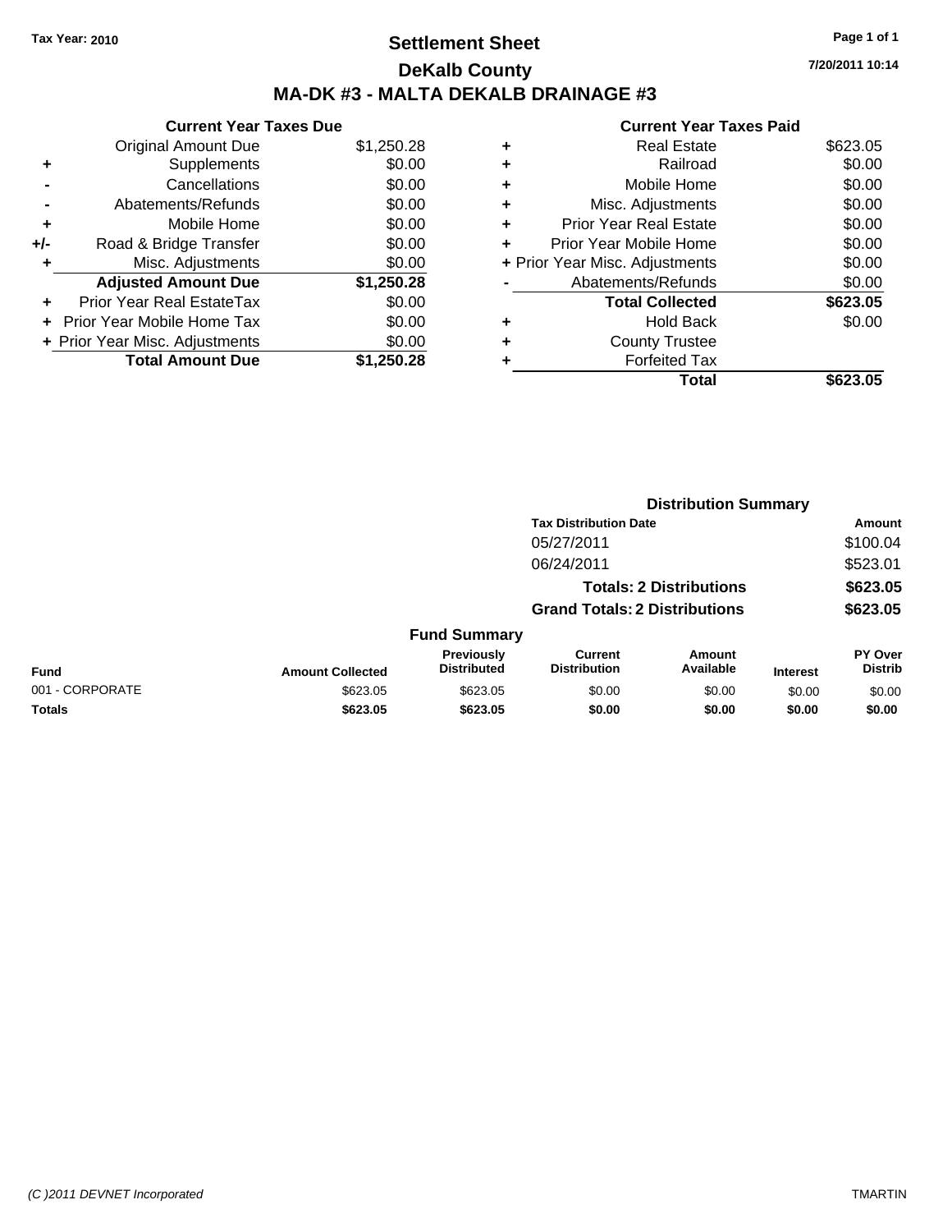Tax Year: 2010

# Settlement Sheet

## DeKalb County

## MA-DK #3 - MALTA DEKALB DRAINAGE #3

7/20/2011 10:14

### Current Year Taxes Due

| | | |
|---|---|---|
| | Original Amount Due | $1,250.28 |
| + | Supplements | $0.00 |
| - | Cancellations | $0.00 |
| - | Abatements/Refunds | $0.00 |
| + | Mobile Home | $0.00 |
| +/- | Road & Bridge Transfer | $0.00 |
| + | Misc. Adjustments | $0.00 |
| | **Adjusted Amount Due** | **$1,250.28** |
| + | Prior Year Real EstateTax | $0.00 |
| + | Prior Year Mobile Home Tax | $0.00 |
| + | Prior Year Misc. Adjustments | $0.00 |
| | **Total Amount Due** | **$1,250.28** |

### Current Year Taxes Paid

| | | |
|---|---|---|
| + | Real Estate | $623.05 |
| + | Railroad | $0.00 |
| + | Mobile Home | $0.00 |
| + | Misc. Adjustments | $0.00 |
| + | Prior Year Real Estate | $0.00 |
| + | Prior Year Mobile Home | $0.00 |
| + | Prior Year Misc. Adjustments | $0.00 |
| - | Abatements/Refunds | $0.00 |
| | **Total Collected** | **$623.05** |
| + | Hold Back | $0.00 |
| + | County Trustee | |
| + | Forfeited Tax | |
| | **Total** | **$623.05** |

### Distribution Summary

| Tax Distribution Date | Amount |
|---|---|
| 05/27/2011 | $100.04 |
| 06/24/2011 | $523.01 |
| **Totals: 2 Distributions** | **$623.05** |
| **Grand Totals: 2 Distributions** | **$623.05** |

### Fund Summary

| Fund | Amount Collected | Previously Distributed | Current Distribution | Amount Available | Interest | PY Over Distrib |
|---|---|---|---|---|---|---|
| 001 - CORPORATE | $623.05 | $623.05 | $0.00 | $0.00 | $0.00 | $0.00 |
| **Totals** | **$623.05** | **$623.05** | **$0.00** | **$0.00** | **$0.00** | **$0.00** |

(C )2011 DEVNET Incorporated TMARTIN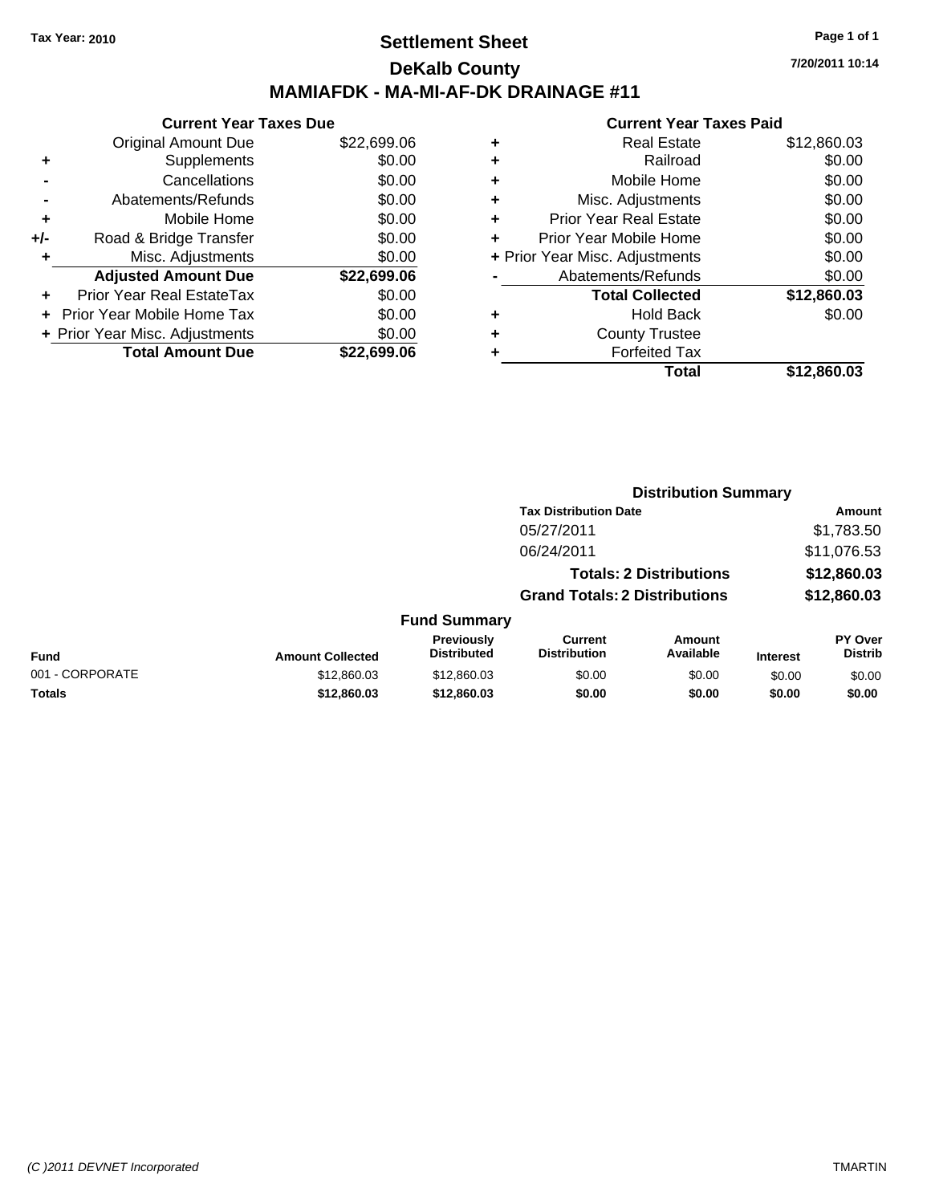Tax Year: 2010

# Settlement Sheet

## DeKalb County

## MAMIAFDK - MA-MI-AF-DK DRAINAGE #11

7/20/2011 10:14

### Current Year Taxes Due

| | | |
|---|---|---|
| | Original Amount Due | $22,699.06 |
| + | Supplements | $0.00 |
| - | Cancellations | $0.00 |
| - | Abatements/Refunds | $0.00 |
| + | Mobile Home | $0.00 |
| +/- | Road & Bridge Transfer | $0.00 |
| + | Misc. Adjustments | $0.00 |
| | **Adjusted Amount Due** | **$22,699.06** |
| + | Prior Year Real EstateTax | $0.00 |
| + | Prior Year Mobile Home Tax | $0.00 |
| + | Prior Year Misc. Adjustments | $0.00 |
| | **Total Amount Due** | **$22,699.06** |

### Current Year Taxes Paid

| | | |
|---|---|---|
| + | Real Estate | $12,860.03 |
| + | Railroad | $0.00 |
| + | Mobile Home | $0.00 |
| + | Misc. Adjustments | $0.00 |
| + | Prior Year Real Estate | $0.00 |
| + | Prior Year Mobile Home | $0.00 |
| + | Prior Year Misc. Adjustments | $0.00 |
| - | Abatements/Refunds | $0.00 |
| | **Total Collected** | **$12,860.03** |
| + | Hold Back | $0.00 |
| + | County Trustee | |
| + | Forfeited Tax | |
| | **Total** | **$12,860.03** |

### Distribution Summary

| Tax Distribution Date | Amount |
|---|---|
| 05/27/2011 | $1,783.50 |
| 06/24/2011 | $11,076.53 |
| **Totals: 2 Distributions** | **$12,860.03** |
| **Grand Totals: 2 Distributions** | **$12,860.03** |

### Fund Summary

| Fund | Amount Collected | Previously Distributed | Current Distribution | Amount Available | Interest | PY Over Distrib |
|---|---|---|---|---|---|---|
| 001 - CORPORATE | $12,860.03 | $12,860.03 | $0.00 | $0.00 | $0.00 | $0.00 |
| **Totals** | **$12,860.03** | **$12,860.03** | **$0.00** | **$0.00** | **$0.00** | **$0.00** |

(C )2011 DEVNET Incorporated TMARTIN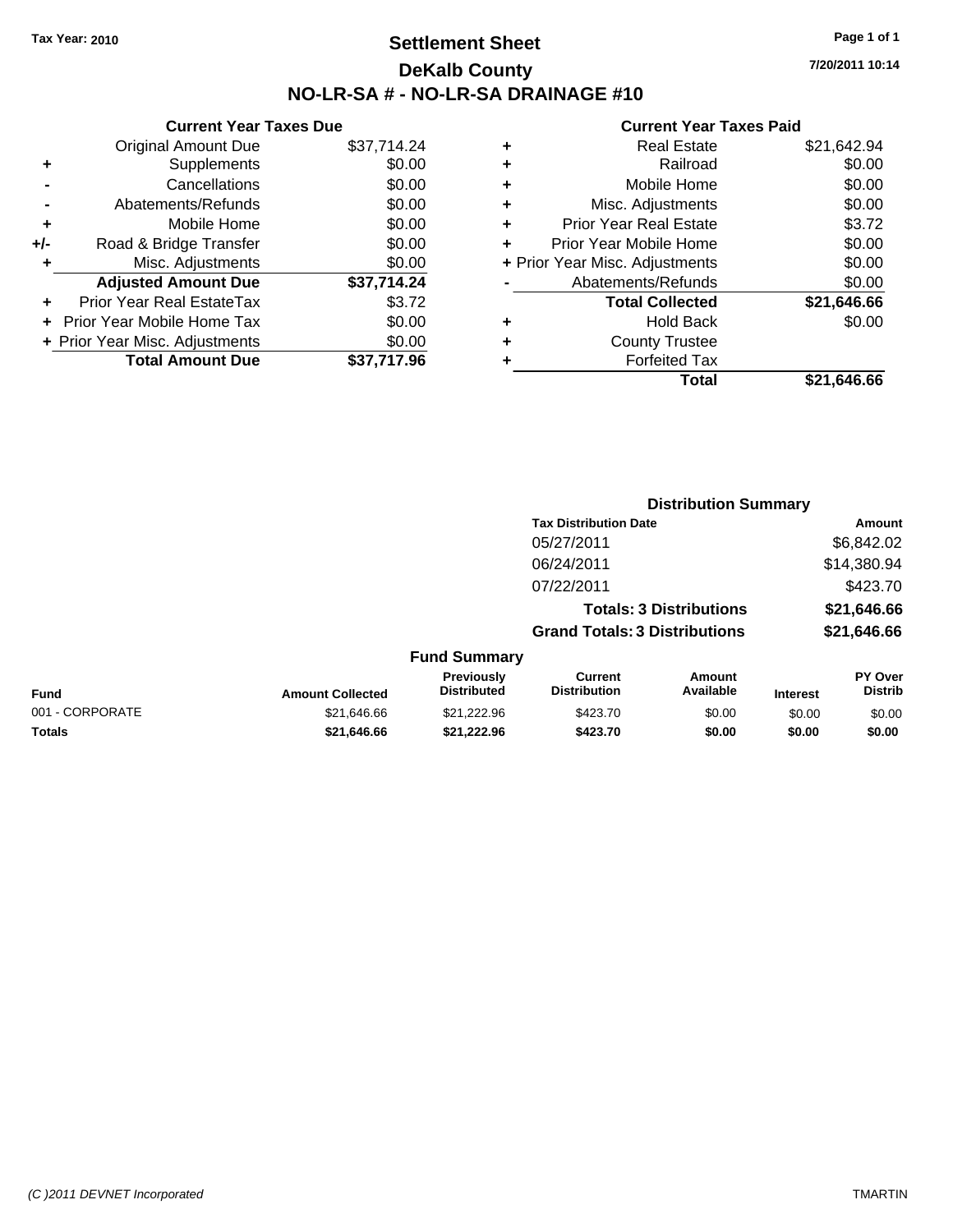Tax Year: 2010

# Settlement Sheet

## DeKalb County

## NO-LR-SA # - NO-LR-SA DRAINAGE #10

7/20/2011 10:14

### Current Year Taxes Due

| | | |
|---|---|---|
| | Original Amount Due | $37,714.24 |
| + | Supplements | $0.00 |
| - | Cancellations | $0.00 |
| - | Abatements/Refunds | $0.00 |
| + | Mobile Home | $0.00 |
| +/- | Road & Bridge Transfer | $0.00 |
| + | Misc. Adjustments | $0.00 |
| | **Adjusted Amount Due** | **$37,714.24** |
| + | Prior Year Real EstateTax | $3.72 |
| + | Prior Year Mobile Home Tax | $0.00 |
| + | Prior Year Misc. Adjustments | $0.00 |
| | **Total Amount Due** | **$37,717.96** |

### Current Year Taxes Paid

| | | |
|---|---|---|
| + | Real Estate | $21,642.94 |
| + | Railroad | $0.00 |
| + | Mobile Home | $0.00 |
| + | Misc. Adjustments | $0.00 |
| + | Prior Year Real Estate | $3.72 |
| + | Prior Year Mobile Home | $0.00 |
| + | Prior Year Misc. Adjustments | $0.00 |
| - | Abatements/Refunds | $0.00 |
| | **Total Collected** | **$21,646.66** |
| + | Hold Back | $0.00 |
| + | County Trustee | |
| + | Forfeited Tax | |
| | **Total** | **$21,646.66** |

### Distribution Summary

| Tax Distribution Date | Amount |
|---|---|
| 05/27/2011 | $6,842.02 |
| 06/24/2011 | $14,380.94 |
| 07/22/2011 | $423.70 |
| **Totals: 3 Distributions** | **$21,646.66** |
| **Grand Totals: 3 Distributions** | **$21,646.66** |

### Fund Summary

| Fund | Amount Collected | Previously Distributed | Current Distribution | Amount Available | Interest | PY Over Distrib |
|---|---|---|---|---|---|---|
| 001 - CORPORATE | $21,646.66 | $21,222.96 | $423.70 | $0.00 | $0.00 | $0.00 |
| **Totals** | **$21,646.66** | **$21,222.96** | **$423.70** | **$0.00** | **$0.00** | **$0.00** |

(C )2011 DEVNET Incorporated — TMARTIN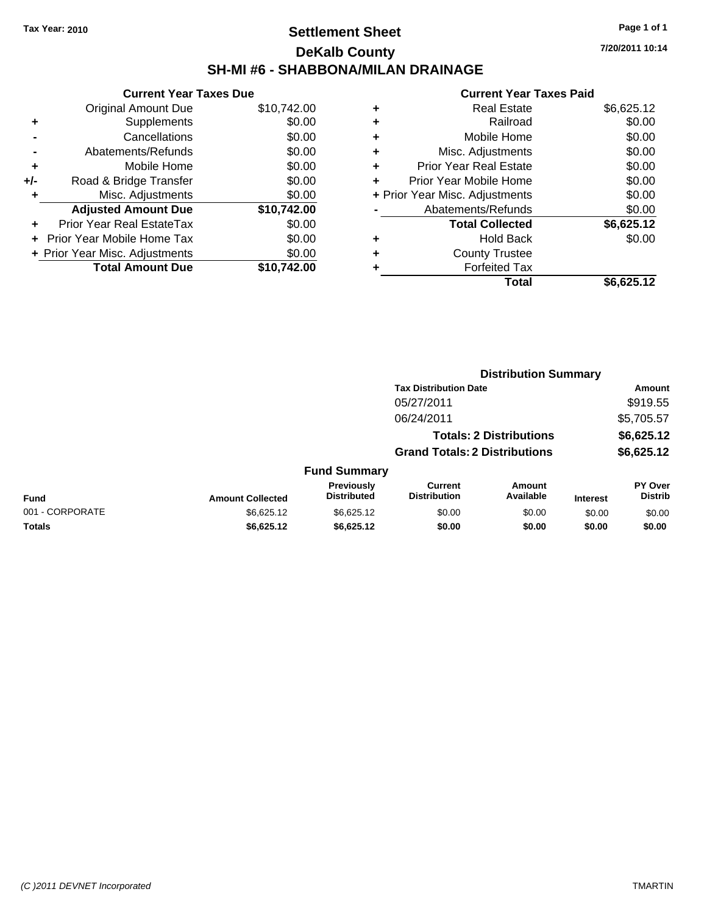Tax Year: 2010

# Settlement Sheet

## DeKalb County

## SH-MI #6 - SHABBONA/MILAN DRAINAGE

7/20/2011 10:14

### Current Year Taxes Due

| | | |
|---|---|---|
| | Original Amount Due | $10,742.00 |
| + | Supplements | $0.00 |
| - | Cancellations | $0.00 |
| - | Abatements/Refunds | $0.00 |
| + | Mobile Home | $0.00 |
| +/- | Road & Bridge Transfer | $0.00 |
| + | Misc. Adjustments | $0.00 |
| | **Adjusted Amount Due** | **$10,742.00** |
| + | Prior Year Real EstateTax | $0.00 |
| + | Prior Year Mobile Home Tax | $0.00 |
| + | Prior Year Misc. Adjustments | $0.00 |
| | **Total Amount Due** | **$10,742.00** |

### Current Year Taxes Paid

| | | |
|---|---|---|
| + | Real Estate | $6,625.12 |
| + | Railroad | $0.00 |
| + | Mobile Home | $0.00 |
| + | Misc. Adjustments | $0.00 |
| + | Prior Year Real Estate | $0.00 |
| + | Prior Year Mobile Home | $0.00 |
| + | Prior Year Misc. Adjustments | $0.00 |
| - | Abatements/Refunds | $0.00 |
| | **Total Collected** | **$6,625.12** |
| + | Hold Back | $0.00 |
| + | County Trustee | |
| + | Forfeited Tax | |
| | **Total** | **$6,625.12** |

### Distribution Summary

| Tax Distribution Date | Amount |
|---|---|
| 05/27/2011 | $919.55 |
| 06/24/2011 | $5,705.57 |
| **Totals: 2 Distributions** | **$6,625.12** |
| **Grand Totals: 2 Distributions** | **$6,625.12** |

### Fund Summary

| Fund | Amount Collected | Previously Distributed | Current Distribution | Amount Available | Interest | PY Over Distrib |
|---|---|---|---|---|---|---|
| 001 - CORPORATE | $6,625.12 | $6,625.12 | $0.00 | $0.00 | $0.00 | $0.00 |
| **Totals** | **$6,625.12** | **$6,625.12** | **$0.00** | **$0.00** | **$0.00** | **$0.00** |

(C )2011 DEVNET Incorporated — TMARTIN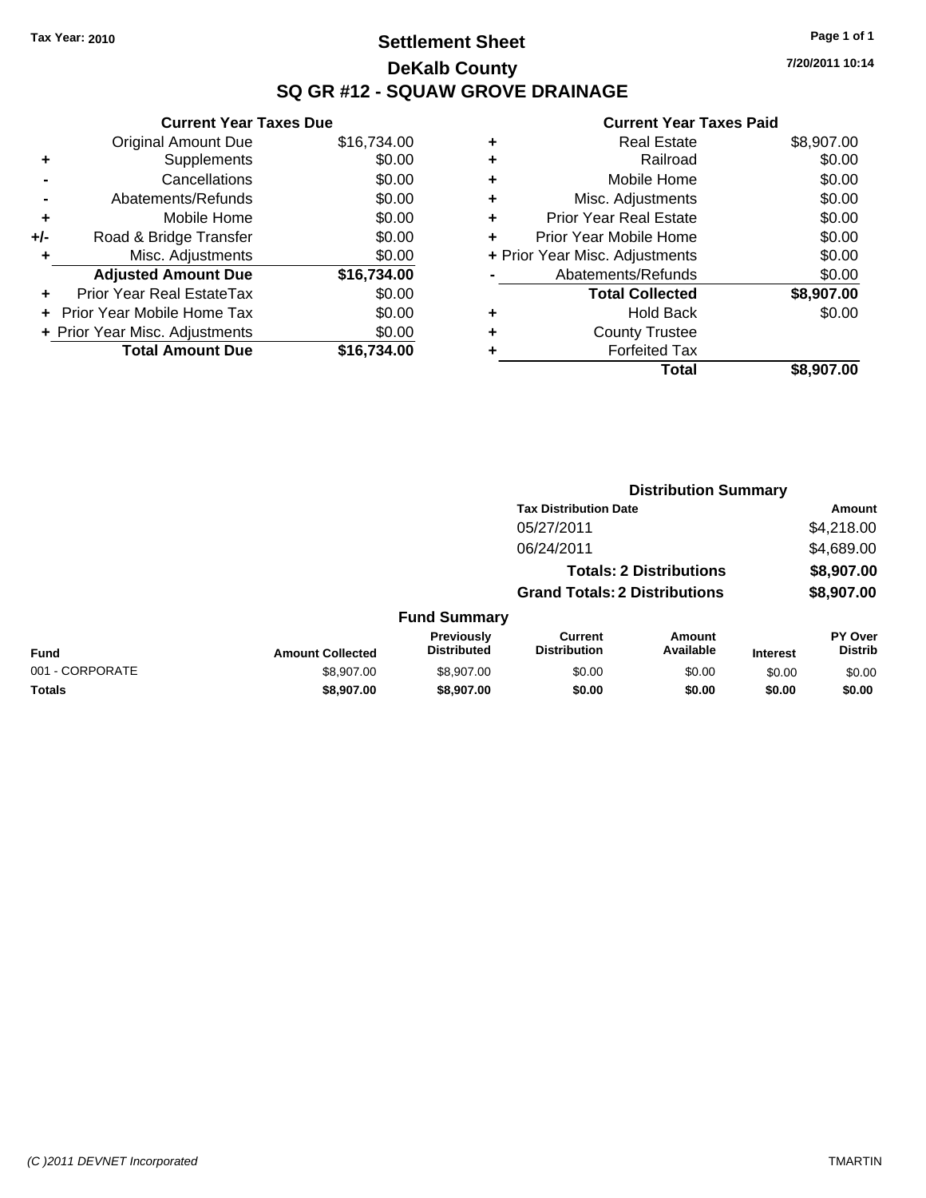Tax Year: 2010

# Settlement Sheet

## DeKalb County

## SQ GR #12 - SQUAW GROVE DRAINAGE

7/20/2011 10:14

### Current Year Taxes Due

| | | |
|---|---|---|
| | Original Amount Due | $16,734.00 |
| + | Supplements | $0.00 |
| - | Cancellations | $0.00 |
| - | Abatements/Refunds | $0.00 |
| + | Mobile Home | $0.00 |
| +/- | Road & Bridge Transfer | $0.00 |
| + | Misc. Adjustments | $0.00 |
| | **Adjusted Amount Due** | **$16,734.00** |
| + | Prior Year Real EstateTax | $0.00 |
| + | Prior Year Mobile Home Tax | $0.00 |
| + | Prior Year Misc. Adjustments | $0.00 |
| | **Total Amount Due** | **$16,734.00** |

### Current Year Taxes Paid

| | | |
|---|---|---|
| + | Real Estate | $8,907.00 |
| + | Railroad | $0.00 |
| + | Mobile Home | $0.00 |
| + | Misc. Adjustments | $0.00 |
| + | Prior Year Real Estate | $0.00 |
| + | Prior Year Mobile Home | $0.00 |
| + | Prior Year Misc. Adjustments | $0.00 |
| - | Abatements/Refunds | $0.00 |
| | **Total Collected** | **$8,907.00** |
| + | Hold Back | $0.00 |
| + | County Trustee | |
| + | Forfeited Tax | |
| | **Total** | **$8,907.00** |

### Distribution Summary

| Tax Distribution Date | Amount |
|---|---|
| 05/27/2011 | $4,218.00 |
| 06/24/2011 | $4,689.00 |
| **Totals: 2 Distributions** | **$8,907.00** |
| **Grand Totals: 2 Distributions** | **$8,907.00** |

### Fund Summary

| Fund | Amount Collected | Previously Distributed | Current Distribution | Amount Available | Interest | PY Over Distrib |
|---|---|---|---|---|---|---|
| 001 - CORPORATE | $8,907.00 | $8,907.00 | $0.00 | $0.00 | $0.00 | $0.00 |
| **Totals** | **$8,907.00** | **$8,907.00** | **$0.00** | **$0.00** | **$0.00** | **$0.00** |

(C )2011 DEVNET Incorporated TMARTIN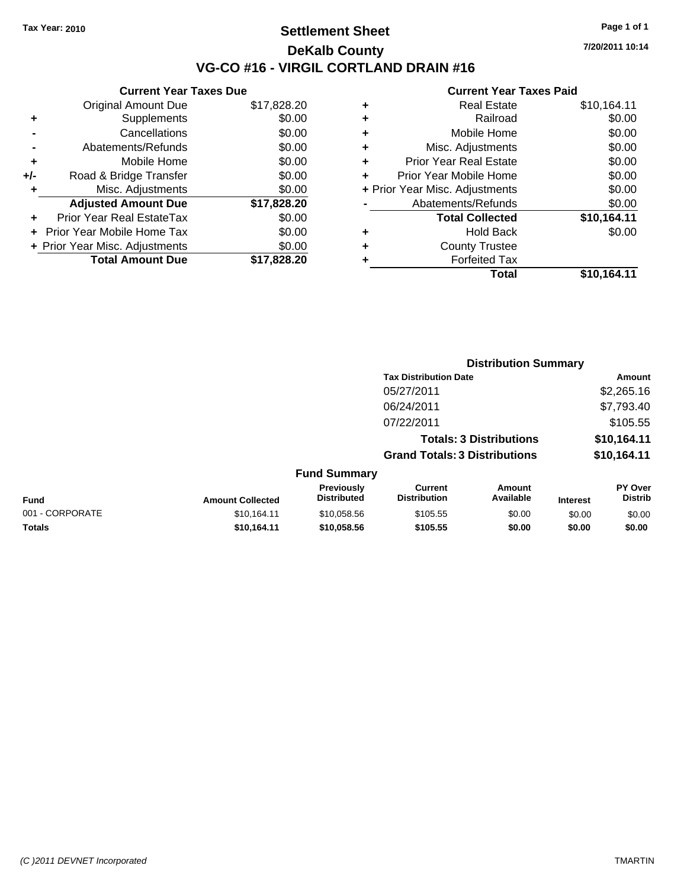Tax Year: 2010

# Settlement Sheet

## DeKalb County

## VG-CO #16 - VIRGIL CORTLAND DRAIN #16

7/20/2011 10:14

### Current Year Taxes Due

| | | |
|---|---|---|
| | Original Amount Due | $17,828.20 |
| + | Supplements | $0.00 |
| - | Cancellations | $0.00 |
| - | Abatements/Refunds | $0.00 |
| + | Mobile Home | $0.00 |
| +/- | Road & Bridge Transfer | $0.00 |
| + | Misc. Adjustments | $0.00 |
| | **Adjusted Amount Due** | **$17,828.20** |
| + | Prior Year Real EstateTax | $0.00 |
| + | Prior Year Mobile Home Tax | $0.00 |
| + | Prior Year Misc. Adjustments | $0.00 |
| | **Total Amount Due** | **$17,828.20** |

### Current Year Taxes Paid

| | | |
|---|---|---|
| + | Real Estate | $10,164.11 |
| + | Railroad | $0.00 |
| + | Mobile Home | $0.00 |
| + | Misc. Adjustments | $0.00 |
| + | Prior Year Real Estate | $0.00 |
| + | Prior Year Mobile Home | $0.00 |
| + | Prior Year Misc. Adjustments | $0.00 |
| - | Abatements/Refunds | $0.00 |
| | **Total Collected** | **$10,164.11** |
| + | Hold Back | $0.00 |
| + | County Trustee | |
| + | Forfeited Tax | |
| | **Total** | **$10,164.11** |

### Distribution Summary

| Tax Distribution Date | Amount |
|---|---|
| 05/27/2011 | $2,265.16 |
| 06/24/2011 | $7,793.40 |
| 07/22/2011 | $105.55 |
| **Totals: 3 Distributions** | **$10,164.11** |
| **Grand Totals: 3 Distributions** | **$10,164.11** |

### Fund Summary

| Fund | Amount Collected | Previously Distributed | Current Distribution | Amount Available | Interest | PY Over Distrib |
|---|---|---|---|---|---|---|
| 001 - CORPORATE | $10,164.11 | $10,058.56 | $105.55 | $0.00 | $0.00 | $0.00 |
| **Totals** | **$10,164.11** | **$10,058.56** | **$105.55** | **$0.00** | **$0.00** | **$0.00** |

(C )2011 DEVNET Incorporated

TMARTIN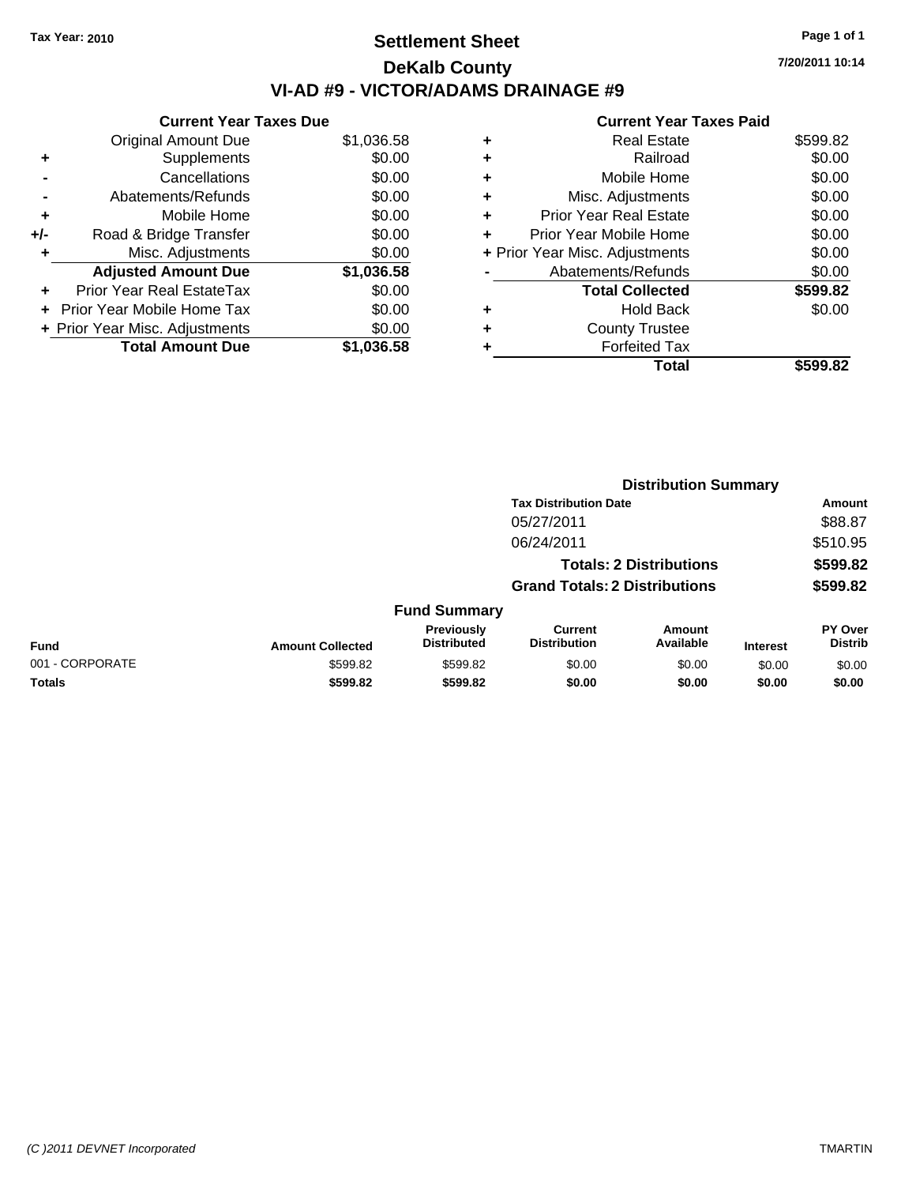Tax Year: 2010

# Settlement Sheet

## DeKalb County

## VI-AD #9 - VICTOR/ADAMS DRAINAGE #9

7/20/2011 10:14

### Current Year Taxes Due

| | | |
|---|---|---|
| | Original Amount Due | $1,036.58 |
| + | Supplements | $0.00 |
| - | Cancellations | $0.00 |
| - | Abatements/Refunds | $0.00 |
| + | Mobile Home | $0.00 |
| +/- | Road & Bridge Transfer | $0.00 |
| + | Misc. Adjustments | $0.00 |
| | **Adjusted Amount Due** | **$1,036.58** |
| + | Prior Year Real EstateTax | $0.00 |
| + | Prior Year Mobile Home Tax | $0.00 |
| + | Prior Year Misc. Adjustments | $0.00 |
| | **Total Amount Due** | **$1,036.58** |

### Current Year Taxes Paid

| | | |
|---|---|---|
| + | Real Estate | $599.82 |
| + | Railroad | $0.00 |
| + | Mobile Home | $0.00 |
| + | Misc. Adjustments | $0.00 |
| + | Prior Year Real Estate | $0.00 |
| + | Prior Year Mobile Home | $0.00 |
| + | Prior Year Misc. Adjustments | $0.00 |
| - | Abatements/Refunds | $0.00 |
| | **Total Collected** | **$599.82** |
| + | Hold Back | $0.00 |
| + | County Trustee | |
| + | Forfeited Tax | |
| | **Total** | **$599.82** |

### Distribution Summary

| Tax Distribution Date | Amount |
|---|---|
| 05/27/2011 | $88.87 |
| 06/24/2011 | $510.95 |
| **Totals: 2 Distributions** | **$599.82** |
| **Grand Totals: 2 Distributions** | **$599.82** |

### Fund Summary

| Fund | Amount Collected | Previously Distributed | Current Distribution | Amount Available | Interest | PY Over Distrib |
|---|---|---|---|---|---|---|
| 001 - CORPORATE | $599.82 | $599.82 | $0.00 | $0.00 | $0.00 | $0.00 |
| **Totals** | **$599.82** | **$599.82** | **$0.00** | **$0.00** | **$0.00** | **$0.00** |

(C )2011 DEVNET Incorporated

TMARTIN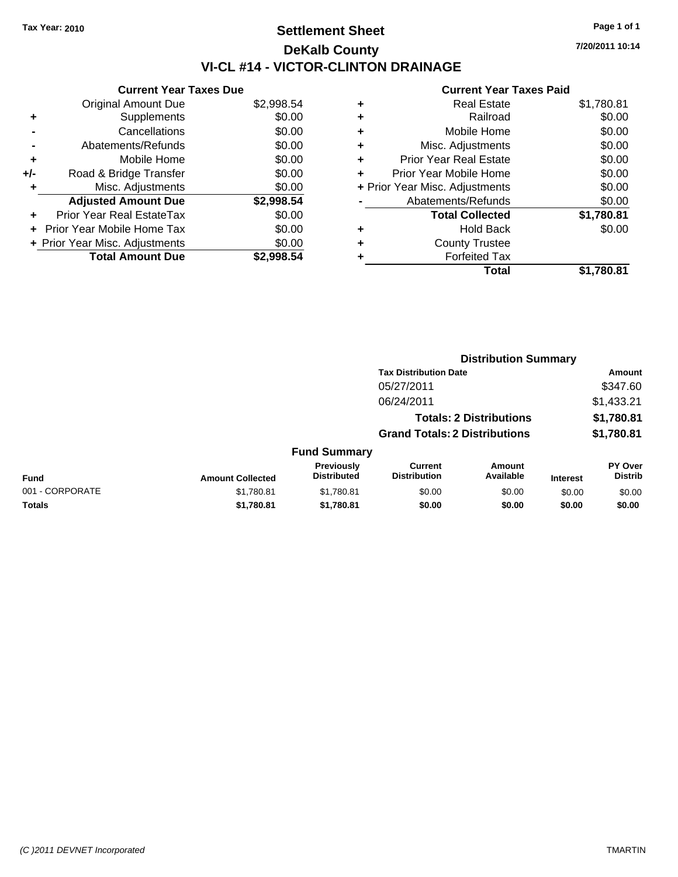Tax Year: 2010

# Settlement Sheet
## DeKalb County
## VI-CL #14 - VICTOR-CLINTON DRAINAGE

7/20/2011 10:14

### Current Year Taxes Due

| | | |
|---|---|---|
| | Original Amount Due | $2,998.54 |
| + | Supplements | $0.00 |
| - | Cancellations | $0.00 |
| - | Abatements/Refunds | $0.00 |
| + | Mobile Home | $0.00 |
| +/- | Road & Bridge Transfer | $0.00 |
| + | Misc. Adjustments | $0.00 |
| | **Adjusted Amount Due** | **$2,998.54** |
| + | Prior Year Real EstateTax | $0.00 |
| + | Prior Year Mobile Home Tax | $0.00 |
| + | Prior Year Misc. Adjustments | $0.00 |
| | **Total Amount Due** | **$2,998.54** |

### Current Year Taxes Paid

| | | |
|---|---|---|
| + | Real Estate | $1,780.81 |
| + | Railroad | $0.00 |
| + | Mobile Home | $0.00 |
| + | Misc. Adjustments | $0.00 |
| + | Prior Year Real Estate | $0.00 |
| + | Prior Year Mobile Home | $0.00 |
| + | Prior Year Misc. Adjustments | $0.00 |
| - | Abatements/Refunds | $0.00 |
| | **Total Collected** | **$1,780.81** |
| + | Hold Back | $0.00 |
| + | County Trustee | |
| + | Forfeited Tax | |
| | **Total** | **$1,780.81** |

### Distribution Summary

| Tax Distribution Date | Amount |
|---|---|
| 05/27/2011 | $347.60 |
| 06/24/2011 | $1,433.21 |
| **Totals: 2 Distributions** | **$1,780.81** |
| **Grand Totals: 2 Distributions** | **$1,780.81** |

### Fund Summary

| Fund | Amount Collected | Previously Distributed | Current Distribution | Amount Available | Interest | PY Over Distrib |
|---|---|---|---|---|---|---|
| 001 - CORPORATE | $1,780.81 | $1,780.81 | $0.00 | $0.00 | $0.00 | $0.00 |
| **Totals** | **$1,780.81** | **$1,780.81** | **$0.00** | **$0.00** | **$0.00** | **$0.00** |

(C )2011 DEVNET Incorporated TMARTIN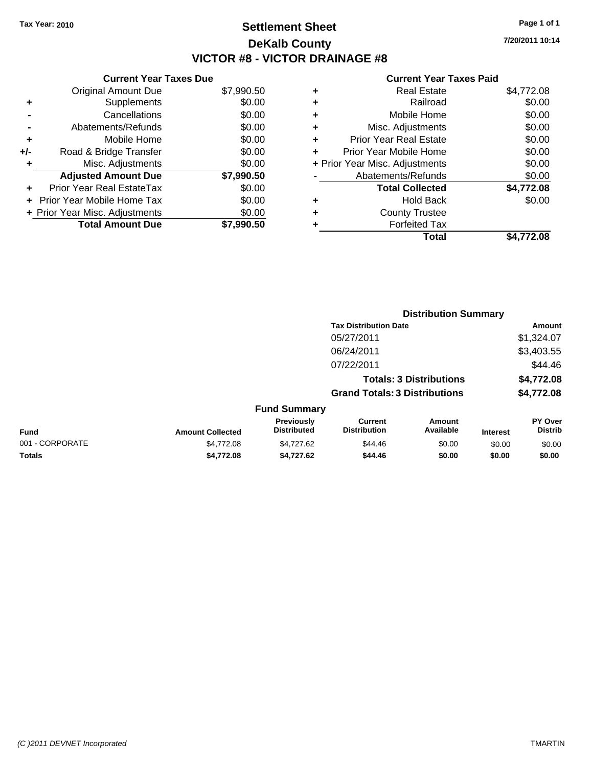Tax Year: 2010

# Settlement Sheet
## DeKalb County
## VICTOR #8 - VICTOR DRAINAGE #8

7/20/2011 10:14

### Current Year Taxes Due

| | | |
|---|---|---|
| | Original Amount Due | $7,990.50 |
| + | Supplements | $0.00 |
| - | Cancellations | $0.00 |
| - | Abatements/Refunds | $0.00 |
| + | Mobile Home | $0.00 |
| +/- | Road & Bridge Transfer | $0.00 |
| + | Misc. Adjustments | $0.00 |
| | **Adjusted Amount Due** | **$7,990.50** |
| + | Prior Year Real EstateTax | $0.00 |
| + | Prior Year Mobile Home Tax | $0.00 |
| + | Prior Year Misc. Adjustments | $0.00 |
| | **Total Amount Due** | **$7,990.50** |

### Current Year Taxes Paid

| | | |
|---|---|---|
| + | Real Estate | $4,772.08 |
| + | Railroad | $0.00 |
| + | Mobile Home | $0.00 |
| + | Misc. Adjustments | $0.00 |
| + | Prior Year Real Estate | $0.00 |
| + | Prior Year Mobile Home | $0.00 |
| + | Prior Year Misc. Adjustments | $0.00 |
| - | Abatements/Refunds | $0.00 |
| | **Total Collected** | **$4,772.08** |
| + | Hold Back | $0.00 |
| + | County Trustee | |
| + | Forfeited Tax | |
| | **Total** | **$4,772.08** |

### Distribution Summary

| Tax Distribution Date | Amount |
|---|---|
| 05/27/2011 | $1,324.07 |
| 06/24/2011 | $3,403.55 |
| 07/22/2011 | $44.46 |
| **Totals: 3 Distributions** | **$4,772.08** |
| **Grand Totals: 3 Distributions** | **$4,772.08** |

### Fund Summary

| Fund | Amount Collected | Previously Distributed | Current Distribution | Amount Available | Interest | PY Over Distrib |
|---|---|---|---|---|---|---|
| 001 - CORPORATE | $4,772.08 | $4,727.62 | $44.46 | $0.00 | $0.00 | $0.00 |
| **Totals** | **$4,772.08** | **$4,727.62** | **$44.46** | **$0.00** | **$0.00** | **$0.00** |

(C )2011 DEVNET Incorporated — TMARTIN